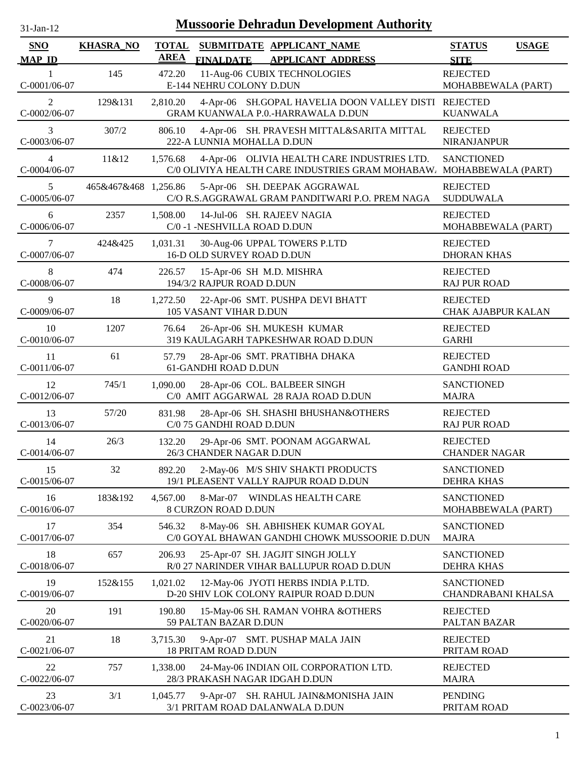# Mussoorie Dehradun Development Authority

31-Jan-12

| SNO / MAP_ID | KHASRA_NO | TOTAL AREA | SUBMITDATE / FINALDATE | APPLICANT_NAME / APPLICANT_ADDRESS | STATUS / SITE | USAGE |
|---|---|---|---|---|---|---|
| 1 / C-0001/06-07 | 145 | 472.20 | 11-Aug-06 | CUBIX TECHNOLOGIES / E-144 NEHRU COLONY D.DUN | REJECTED / MOHABBEWALA (PART) | |
| 2 / C-0002/06-07 | 129&131 | 2,810.20 | 4-Apr-06 | SH.GOPAL HAVELIA DOON VALLEY DISTI / GRAM KUANWALA P.0.-HARRAWALA D.DUN | REJECTED / KUANWALA | |
| 3 / C-0003/06-07 | 307/2 | 806.10 | 4-Apr-06 | SH. PRAVESH MITTAL&SARITA MITTAL / 222-A LUNNIA MOHALLA D.DUN | REJECTED / NIRANJANPUR | |
| 4 / C-0004/06-07 | 11&12 | 1,576.68 | 4-Apr-06 | OLIVIA HEALTH CARE INDUSTRIES LTD. / C/0 OLIVIYA HEALTH CARE INDUSTRIES GRAM MOHABAW. | SANCTIONED / MOHABBEWALA (PART) | |
| 5 / C-0005/06-07 | 465&467&468 | 1,256.86 | 5-Apr-06 | SH. DEEPAK AGGRAWAL / C/O R.S.AGGRAWAL GRAM PANDITWARI P.O. PREM NAGA | REJECTED / SUDDUWALA | |
| 6 / C-0006/06-07 | 2357 | 1,508.00 | 14-Jul-06 | SH. RAJEEV NAGIA / C/0 -1 -NESHVILLA ROAD D.DUN | REJECTED / MOHABBEWALA (PART) | |
| 7 / C-0007/06-07 | 424&425 | 1,031.31 | 30-Aug-06 | UPPAL TOWERS P.LTD / 16-D OLD SURVEY ROAD D.DUN | REJECTED / DHORAN KHAS | |
| 8 / C-0008/06-07 | 474 | 226.57 | 15-Apr-06 | SH M.D. MISHRA / 194/3/2 RAJPUR ROAD D.DUN | REJECTED / RAJ PUR ROAD | |
| 9 / C-0009/06-07 | 18 | 1,272.50 | 22-Apr-06 | SMT. PUSHPA DEVI BHATT / 105 VASANT VIHAR D.DUN | REJECTED / CHAK AJABPUR KALAN | |
| 10 / C-0010/06-07 | 1207 | 76.64 | 26-Apr-06 | SH. MUKESH KUMAR / 319 KAULAGARH TAPKESHWAR ROAD D.DUN | REJECTED / GARHI | |
| 11 / C-0011/06-07 | 61 | 57.79 | 28-Apr-06 | SMT. PRATIBHA DHAKA / 61-GANDHI ROAD D.DUN | REJECTED / GANDHI ROAD | |
| 12 / C-0012/06-07 | 745/1 | 1,090.00 | 28-Apr-06 | COL. BALBEER SINGH / C/0 AMIT AGGARWAL 28 RAJA ROAD D.DUN | SANCTIONED / MAJRA | |
| 13 / C-0013/06-07 | 57/20 | 831.98 | 28-Apr-06 | SH. SHASHI BHUSHAN&OTHERS / C/0 75 GANDHI ROAD D.DUN | REJECTED / RAJ PUR ROAD | |
| 14 / C-0014/06-07 | 26/3 | 132.20 | 29-Apr-06 | SMT. POONAM AGGARWAL / 26/3 CHANDER NAGAR D.DUN | REJECTED / CHANDER NAGAR | |
| 15 / C-0015/06-07 | 32 | 892.20 | 2-May-06 | M/S SHIV SHAKTI PRODUCTS / 19/1 PLEASENT VALLY RAJPUR ROAD D.DUN | SANCTIONED / DEHRA KHAS | |
| 16 / C-0016/06-07 | 183&192 | 4,567.00 | 8-Mar-07 | WINDLAS HEALTH CARE / 8 CURZON ROAD D.DUN | SANCTIONED / MOHABBEWALA (PART) | |
| 17 / C-0017/06-07 | 354 | 546.32 | 8-May-06 | SH. ABHISHEK KUMAR GOYAL / C/0 GOYAL BHAWAN GANDHI CHOWK MUSSOORIE D.DUN | SANCTIONED / MAJRA | |
| 18 / C-0018/06-07 | 657 | 206.93 | 25-Apr-07 | SH. JAGJIT SINGH JOLLY / R/0 27 NARINDER VIHAR BALLUPUR ROAD D.DUN | SANCTIONED / DEHRA KHAS | |
| 19 / C-0019/06-07 | 152&155 | 1,021.02 | 12-May-06 | JYOTI HERBS INDIA P.LTD. / D-20 SHIV LOK COLONY RAIPUR ROAD D.DUN | SANCTIONED / CHANDRABANI KHALSA | |
| 20 / C-0020/06-07 | 191 | 190.80 | 15-May-06 | SH. RAMAN VOHRA &OTHERS / 59 PALTAN BAZAR D.DUN | REJECTED / PALTAN BAZAR | |
| 21 / C-0021/06-07 | 18 | 3,715.30 | 9-Apr-07 | SMT. PUSHAP MALA JAIN / 18 PRITAM ROAD D.DUN | REJECTED / PRITAM ROAD | |
| 22 / C-0022/06-07 | 757 | 1,338.00 | 24-May-06 | INDIAN OIL CORPORATION LTD. / 28/3 PRAKASH NAGAR IDGAH D.DUN | REJECTED / MAJRA | |
| 23 / C-0023/06-07 | 3/1 | 1,045.77 | 9-Apr-07 | SH. RAHUL JAIN&MONISHA JAIN / 3/1 PRITAM ROAD DALANWALA D.DUN | PENDING / PRITAM ROAD | |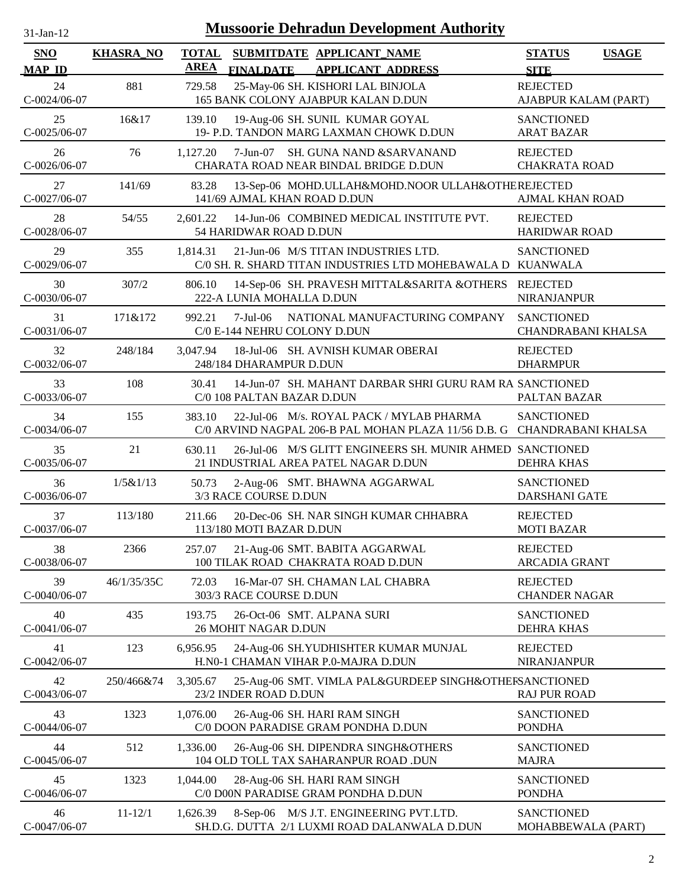# Mussoorie Dehradun Development Authority

31-Jan-12

| SNO / MAP_ID | KHASRA_NO | TOTAL AREA | SUBMITDATE / FINALDATE | APPLICANT_NAME / APPLICANT_ADDRESS | STATUS / SITE | USAGE |
|---|---|---|---|---|---|---|
| 24 / C-0024/06-07 | 881 | 729.58 | 25-May-06 | SH. KISHORI LAL BINJOLA / 165 BANK COLONY AJABPUR KALAN D.DUN | REJECTED / AJABPUR KALAM (PART) | |
| 25 / C-0025/06-07 | 16&17 | 139.10 | 19-Aug-06 | SH. SUNIL KUMAR GOYAL / 19- P.D. TANDON MARG LAXMAN CHOWK D.DUN | SANCTIONED / ARAT BAZAR | |
| 26 / C-0026/06-07 | 76 | 1,127.20 | 7-Jun-07 | SH. GUNA NAND &SARVANAND / CHARATA ROAD NEAR BINDAL BRIDGE D.DUN | REJECTED / CHAKRATA ROAD | |
| 27 / C-0027/06-07 | 141/69 | 83.28 | 13-Sep-06 | MOHD.ULLAH&MOHD.NOOR ULLAH&OTHE / 141/69 AJMAL KHAN ROAD D.DUN | REJECTED / AJMAL KHAN ROAD | |
| 28 / C-0028/06-07 | 54/55 | 2,601.22 | 14-Jun-06 | COMBINED MEDICAL INSTITUTE PVT. / 54 HARIDWAR ROAD D.DUN | REJECTED / HARIDWAR ROAD | |
| 29 / C-0029/06-07 | 355 | 1,814.31 | 21-Jun-06 | M/S TITAN INDUSTRIES LTD. / C/0 SH. R. SHARD TITAN INDUSTRIES LTD MOHEBAWALA D | SANCTIONED / KUANWALA | |
| 30 / C-0030/06-07 | 307/2 | 806.10 | 14-Sep-06 | SH. PRAVESH MITTAL&SARITA &OTHERS / 222-A LUNIA MOHALLA D.DUN | REJECTED / NIRANJANPUR | |
| 31 / C-0031/06-07 | 171&172 | 992.21 | 7-Jul-06 | NATIONAL MANUFACTURING COMPANY / C/0 E-144 NEHRU COLONY D.DUN | SANCTIONED / CHANDRABANI KHALSA | |
| 32 / C-0032/06-07 | 248/184 | 3,047.94 | 18-Jul-06 | SH. AVNISH KUMAR OBERAI / 248/184 DHARAMPUR D.DUN | REJECTED / DHARMPUR | |
| 33 / C-0033/06-07 | 108 | 30.41 | 14-Jun-07 | SH. MAHANT DARBAR SHRI GURU RAM RA / C/0 108 PALTAN BAZAR D.DUN | SANCTIONED / PALTAN BAZAR | |
| 34 / C-0034/06-07 | 155 | 383.10 | 22-Jul-06 | M/s. ROYAL PACK / MYLAB PHARMA / C/0 ARVIND NAGPAL 206-B PAL MOHAN PLAZA 11/56 D.B. G | SANCTIONED / CHANDRABANI KHALSA | |
| 35 / C-0035/06-07 | 21 | 630.11 | 26-Jul-06 | M/S GLITT ENGINEERS SH. MUNIR AHMED / 21 INDUSTRIAL AREA PATEL NAGAR D.DUN | SANCTIONED / DEHRA KHAS | |
| 36 / C-0036/06-07 | 1/5&1/13 | 50.73 | 2-Aug-06 | SMT. BHAWNA AGGARWAL / 3/3 RACE COURSE D.DUN | SANCTIONED / DARSHANI GATE | |
| 37 / C-0037/06-07 | 113/180 | 211.66 | 20-Dec-06 | SH. NAR SINGH KUMAR CHHABRA / 113/180 MOTI BAZAR D.DUN | REJECTED / MOTI BAZAR | |
| 38 / C-0038/06-07 | 2366 | 257.07 | 21-Aug-06 | SMT. BABITA AGGARWAL / 100 TILAK ROAD CHAKRATA ROAD D.DUN | REJECTED / ARCADIA GRANT | |
| 39 / C-0040/06-07 | 46/1/35/35C | 72.03 | 16-Mar-07 | SH. CHAMAN LAL CHABRA / 303/3 RACE COURSE D.DUN | REJECTED / CHANDER NAGAR | |
| 40 / C-0041/06-07 | 435 | 193.75 | 26-Oct-06 | SMT. ALPANA SURI / 26 MOHIT NAGAR D.DUN | SANCTIONED / DEHRA KHAS | |
| 41 / C-0042/06-07 | 123 | 6,956.95 | 24-Aug-06 | SH.YUDHISHTER KUMAR MUNJAL / H.N0-1 CHAMAN VIHAR P.0-MAJRA D.DUN | REJECTED / NIRANJANPUR | |
| 42 / C-0043/06-07 | 250/466&74 | 3,305.67 | 25-Aug-06 | SMT. VIMLA PAL&GURDEEP SINGH&OTHER / 23/2 INDER ROAD D.DUN | SANCTIONED / RAJ PUR ROAD | |
| 43 / C-0044/06-07 | 1323 | 1,076.00 | 26-Aug-06 | SH. HARI RAM SINGH / C/0 DOON PARADISE GRAM PONDHA D.DUN | SANCTIONED / PONDHA | |
| 44 / C-0045/06-07 | 512 | 1,336.00 | 26-Aug-06 | SH. DIPENDRA SINGH&OTHERS / 104 OLD TOLL TAX SAHARANPUR ROAD .DUN | SANCTIONED / MAJRA | |
| 45 / C-0046/06-07 | 1323 | 1,044.00 | 28-Aug-06 | SH. HARI RAM SINGH / C/0 D00N PARADISE GRAM PONDHA D.DUN | SANCTIONED / PONDHA | |
| 46 / C-0047/06-07 | 11-12/1 | 1,626.39 | 8-Sep-06 | M/S J.T. ENGINEERING PVT.LTD. / SH.D.G. DUTTA 2/1 LUXMI ROAD DALANWALA D.DUN | SANCTIONED / MOHABBEWALA (PART) | |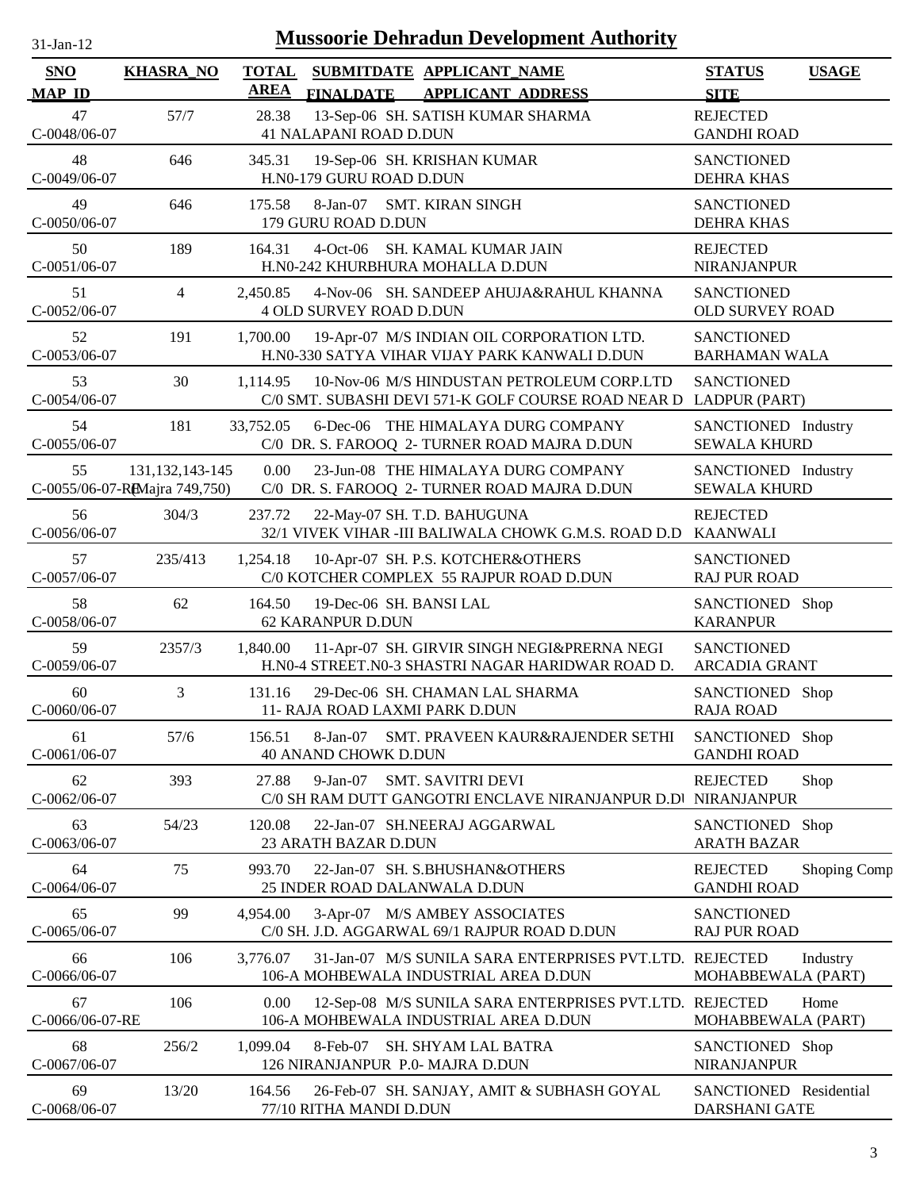# Mussoorie Dehradun Development Authority

| SNO / MAP_ID | KHASRA_NO | TOTAL AREA | SUBMITDATE / FINALDATE | APPLICANT_NAME / APPLICANT_ADDRESS | STATUS / SITE | USAGE |
|---|---|---|---|---|---|---|
| 47<br>C-0048/06-07 | 57/7 | 28.38 | 13-Sep-06 | SH. SATISH KUMAR SHARMA<br>41 NALAPANI ROAD D.DUN | REJECTED<br>GANDHI ROAD | |
| 48<br>C-0049/06-07 | 646 | 345.31 | 19-Sep-06 | SH. KRISHAN KUMAR<br>H.N0-179 GURU ROAD D.DUN | SANCTIONED<br>DEHRA KHAS | |
| 49<br>C-0050/06-07 | 646 | 175.58 | 8-Jan-07 | SMT. KIRAN SINGH<br>179 GURU ROAD D.DUN | SANCTIONED<br>DEHRA KHAS | |
| 50<br>C-0051/06-07 | 189 | 164.31 | 4-Oct-06 | SH. KAMAL KUMAR JAIN<br>H.N0-242 KHURBHURA MOHALLA D.DUN | REJECTED<br>NIRANJANPUR | |
| 51<br>C-0052/06-07 | 4 | 2,450.85 | 4-Nov-06 | SH. SANDEEP AHUJA&RAHUL KHANNA<br>4 OLD SURVEY ROAD D.DUN | SANCTIONED<br>OLD SURVEY ROAD | |
| 52<br>C-0053/06-07 | 191 | 1,700.00 | 19-Apr-07 | M/S INDIAN OIL CORPORATION LTD.<br>H.N0-330 SATYA VIHAR VIJAY PARK KANWALI D.DUN | SANCTIONED<br>BARHAMAN WALA | |
| 53<br>C-0054/06-07 | 30 | 1,114.95 | 10-Nov-06 | M/S HINDUSTAN PETROLEUM CORP.LTD<br>C/0 SMT. SUBASHI DEVI 571-K GOLF COURSE ROAD NEAR D | SANCTIONED<br>LADPUR (PART) | |
| 54<br>C-0055/06-07 | 181 | 33,752.05 | 6-Dec-06 | THE HIMALAYA DURG COMPANY<br>C/0 DR. S. FAROOQ 2- TURNER ROAD MAJRA D.DUN | SANCTIONED<br>SEWALA KHURD | Industry |
| 55<br>C-0055/06-07-RE | 131,132,143-145 (Majra 749,750) | 0.00 | 23-Jun-08 | THE HIMALAYA DURG COMPANY<br>C/0 DR. S. FAROOQ 2- TURNER ROAD MAJRA D.DUN | SANCTIONED<br>SEWALA KHURD | Industry |
| 56<br>C-0056/06-07 | 304/3 | 237.72 | 22-May-07 | SH. T.D. BAHUGUNA<br>32/1 VIVEK VIHAR -III BALIWALA CHOWK G.M.S. ROAD D.D | REJECTED<br>KAANWALI | |
| 57<br>C-0057/06-07 | 235/413 | 1,254.18 | 10-Apr-07 | SH. P.S. KOTCHER&OTHERS<br>C/0 KOTCHER COMPLEX 55 RAJPUR ROAD D.DUN | SANCTIONED<br>RAJ PUR ROAD | |
| 58<br>C-0058/06-07 | 62 | 164.50 | 19-Dec-06 | SH. BANSI LAL<br>62 KARANPUR D.DUN | SANCTIONED<br>KARANPUR | Shop |
| 59<br>C-0059/06-07 | 2357/3 | 1,840.00 | 11-Apr-07 | SH. GIRVIR SINGH NEGI&PRERNA NEGI<br>H.N0-4 STREET.N0-3 SHASTRI NAGAR HARIDWAR ROAD D. | SANCTIONED<br>ARCADIA GRANT | |
| 60<br>C-0060/06-07 | 3 | 131.16 | 29-Dec-06 | SH. CHAMAN LAL SHARMA<br>11- RAJA ROAD LAXMI PARK D.DUN | SANCTIONED<br>RAJA ROAD | Shop |
| 61<br>C-0061/06-07 | 57/6 | 156.51 | 8-Jan-07 | SMT. PRAVEEN KAUR&RAJENDER SETHI<br>40 ANAND CHOWK D.DUN | SANCTIONED<br>GANDHI ROAD | Shop |
| 62<br>C-0062/06-07 | 393 | 27.88 | 9-Jan-07 | SMT. SAVITRI DEVI<br>C/0 SH RAM DUTT GANGOTRI ENCLAVE NIRANJANPUR D.DU | REJECTED<br>NIRANJANPUR | Shop |
| 63<br>C-0063/06-07 | 54/23 | 120.08 | 22-Jan-07 | SH.NEERAJ AGGARWAL<br>23 ARATH BAZAR D.DUN | SANCTIONED<br>ARATH BAZAR | Shop |
| 64<br>C-0064/06-07 | 75 | 993.70 | 22-Jan-07 | SH. S.BHUSHAN&OTHERS<br>25 INDER ROAD DALANWALA D.DUN | REJECTED<br>GANDHI ROAD | Shoping Comp |
| 65<br>C-0065/06-07 | 99 | 4,954.00 | 3-Apr-07 | M/S AMBEY ASSOCIATES<br>C/0 SH. J.D. AGGARWAL 69/1 RAJPUR ROAD D.DUN | SANCTIONED<br>RAJ PUR ROAD | |
| 66<br>C-0066/06-07 | 106 | 3,776.07 | 31-Jan-07 | M/S SUNILA SARA ENTERPRISES PVT.LTD.<br>106-A MOHBEWALA INDUSTRIAL AREA D.DUN | REJECTED<br>MOHABBEWALA (PART) | Industry |
| 67<br>C-0066/06-07-RE | 106 | 0.00 | 12-Sep-08 | M/S SUNILA SARA ENTERPRISES PVT.LTD.<br>106-A MOHBEWALA INDUSTRIAL AREA D.DUN | REJECTED<br>MOHABBEWALA (PART) | Home |
| 68<br>C-0067/06-07 | 256/2 | 1,099.04 | 8-Feb-07 | SH. SHYAM LAL BATRA<br>126 NIRANJANPUR P.0- MAJRA D.DUN | SANCTIONED<br>NIRANJANPUR | Shop |
| 69<br>C-0068/06-07 | 13/20 | 164.56 | 26-Feb-07 | SH. SANJAY, AMIT & SUBHASH GOYAL<br>77/10 RITHA MANDI D.DUN | SANCTIONED<br>DARSHANI GATE | Residential |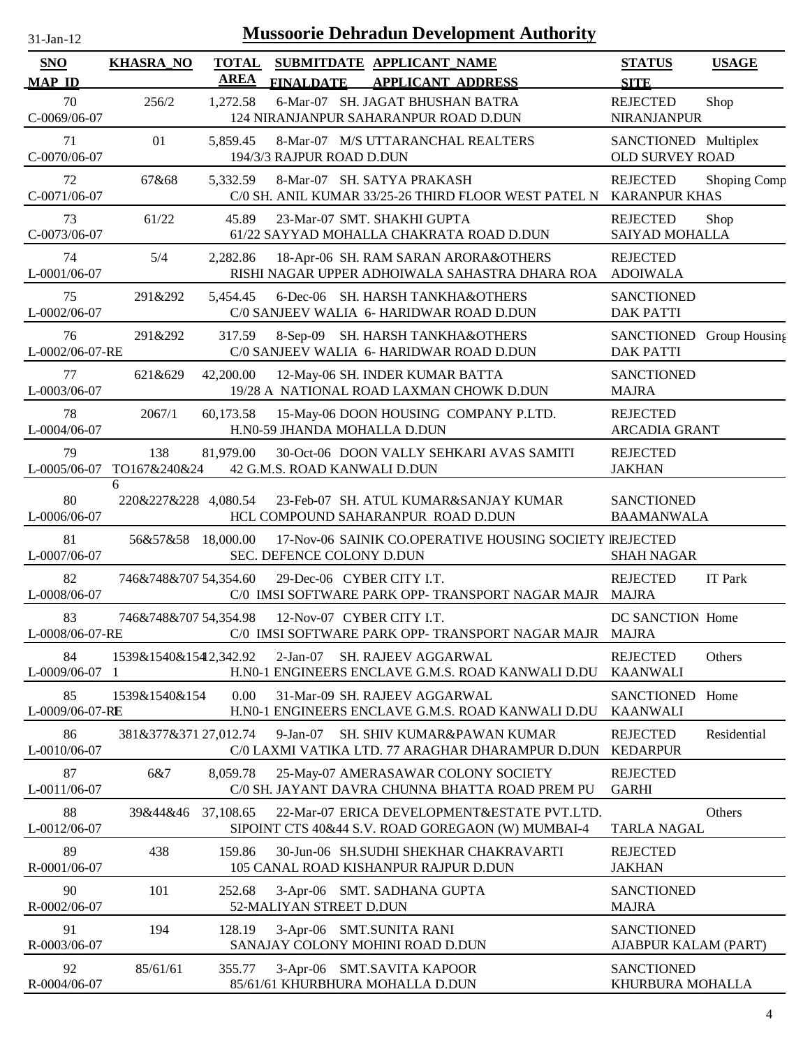# Mussoorie Dehradun Development Authority

31-Jan-12

| SNO<br>MAP ID | KHASRA_NO | TOTAL AREA | SUBMITDATE<br>FINALDATE | APPLICANT_NAME<br>APPLICANT ADDRESS | STATUS<br>SITE | USAGE |
|---|---|---|---|---|---|---|
| 70<br>C-0069/06-07 | 256/2 | 1,272.58 | 6-Mar-07 | SH. JAGAT BHUSHAN BATRA<br>124 NIRANJANPUR SAHARANPUR ROAD D.DUN | REJECTED<br>NIRANJANPUR | Shop |
| 71<br>C-0070/06-07 | 01 | 5,859.45 | 8-Mar-07 | M/S UTTARANCHAL REALTERS<br>194/3/3 RAJPUR ROAD D.DUN | SANCTIONED<br>OLD SURVEY ROAD | Multiplex |
| 72<br>C-0071/06-07 | 67&68 | 5,332.59 | 8-Mar-07 | SH. SATYA PRAKASH<br>C/0 SH. ANIL KUMAR 33/25-26 THIRD FLOOR WEST PATEL N | REJECTED<br>KARANPUR KHAS | Shoping Comp |
| 73<br>C-0073/06-07 | 61/22 | 45.89 | 23-Mar-07 | SMT. SHAKHI GUPTA<br>61/22 SAYYAD MOHALLA CHAKRATA ROAD D.DUN | REJECTED<br>SAIYAD MOHALLA | Shop |
| 74<br>L-0001/06-07 | 5/4 | 2,282.86 | 18-Apr-06 | SH. RAM SARAN ARORA&OTHERS<br>RISHI NAGAR UPPER ADHOIWALA SAHASTRA DHARA ROA | REJECTED<br>ADOIWALA | |
| 75<br>L-0002/06-07 | 291&292 | 5,454.45 | 6-Dec-06 | SH. HARSH TANKHA&OTHERS<br>C/0 SANJEEV WALIA 6- HARIDWAR ROAD D.DUN | SANCTIONED<br>DAK PATTI | |
| 76<br>L-0002/06-07-RE | 291&292 | 317.59 | 8-Sep-09 | SH. HARSH TANKHA&OTHERS<br>C/0 SANJEEV WALIA 6- HARIDWAR ROAD D.DUN | SANCTIONED<br>DAK PATTI | Group Housing |
| 77<br>L-0003/06-07 | 621&629 | 42,200.00 | 12-May-06 | SH. INDER KUMAR BATTA<br>19/28 A NATIONAL ROAD LAXMAN CHOWK D.DUN | SANCTIONED<br>MAJRA | |
| 78<br>L-0004/06-07 | 2067/1 | 60,173.58 | 15-May-06 | DOON HOUSING COMPANY P.LTD.<br>H.N0-59 JHANDA MOHALLA D.DUN | REJECTED<br>ARCADIA GRANT | |
| 79<br>L-0005/06-07 | 138 TO167&240&246 | 81,979.00 | 30-Oct-06 | DOON VALLY SEHKARI AVAS SAMITI<br>42 G.M.S. ROAD KANWALI D.DUN | REJECTED<br>JAKHAN | |
| 80<br>L-0006/06-07 | 220&227&228 | 4,080.54 | 23-Feb-07 | SH. ATUL KUMAR&SANJAY KUMAR<br>HCL COMPOUND SAHARANPUR ROAD D.DUN | SANCTIONED<br>BAAMANWALA | |
| 81<br>L-0007/06-07 | 56&57&58 | 18,000.00 | 17-Nov-06 | SAINIK CO.OPERATIVE HOUSING SOCIETY<br>SEC. DEFENCE COLONY D.DUN | REJECTED<br>SHAH NAGAR | |
| 82<br>L-0008/06-07 | 746&748&707 | 54,354.60 | 29-Dec-06 | CYBER CITY I.T.<br>C/0 IMSI SOFTWARE PARK OPP- TRANSPORT NAGAR MAJR | REJECTED<br>MAJRA | IT Park |
| 83<br>L-0008/06-07-RE | 746&748&707 | 54,354.98 | 12-Nov-07 | CYBER CITY I.T.<br>C/0 IMSI SOFTWARE PARK OPP- TRANSPORT NAGAR MAJR | DC SANCTION<br>MAJRA | Home |
| 84<br>L-0009/06-07 | 1539&1540&1541 | 2,342.92 | 2-Jan-07 | SH. RAJEEV AGGARWAL<br>H.N0-1 ENGINEERS ENCLAVE G.M.S. ROAD KANWALI D.DU | REJECTED<br>KAANWALI | Others |
| 85<br>L-0009/06-07-RE | 1539&1540&1541 | 0.00 | 31-Mar-09 | SH. RAJEEV AGGARWAL<br>H.N0-1 ENGINEERS ENCLAVE G.M.S. ROAD KANWALI D.DU | SANCTIONED<br>KAANWALI | Home |
| 86<br>L-0010/06-07 | 381&377&371 | 27,012.74 | 9-Jan-07 | SH. SHIV KUMAR&PAWAN KUMAR<br>C/0 LAXMI VATIKA LTD. 77 ARAGHAR DHARAMPUR D.DUN | REJECTED<br>KEDARPUR | Residential |
| 87<br>L-0011/06-07 | 6&7 | 8,059.78 | 25-May-07 | AMERASAWAR COLONY SOCIETY<br>C/0 SH. JAYANT DAVRA CHUNNA BHATTA ROAD PREM PU | REJECTED<br>GARHI | |
| 88<br>L-0012/06-07 | 39&44&46 | 37,108.65 | 22-Mar-07 | ERICA DEVELOPMENT&ESTATE PVT.LTD.<br>SIPOINT CTS 40&44 S.V. ROAD GOREGAON (W) MUMBAI-4 | <br>TARLA NAGAL | Others |
| 89<br>R-0001/06-07 | 438 | 159.86 | 30-Jun-06 | SH.SUDHI SHEKHAR CHAKRAVARTI<br>105 CANAL ROAD KISHANPUR RAJPUR D.DUN | REJECTED<br>JAKHAN | |
| 90<br>R-0002/06-07 | 101 | 252.68 | 3-Apr-06 | SMT. SADHANA GUPTA<br>52-MALIYAN STREET D.DUN | SANCTIONED<br>MAJRA | |
| 91<br>R-0003/06-07 | 194 | 128.19 | 3-Apr-06 | SMT.SUNITA RANI<br>SANAJAY COLONY MOHINI ROAD D.DUN | SANCTIONED<br>AJABPUR KALAM (PART) | |
| 92<br>R-0004/06-07 | 85/61/61 | 355.77 | 3-Apr-06 | SMT.SAVITA KAPOOR<br>85/61/61 KHURBHURA MOHALLA D.DUN | SANCTIONED<br>KHURBURA MOHALLA | |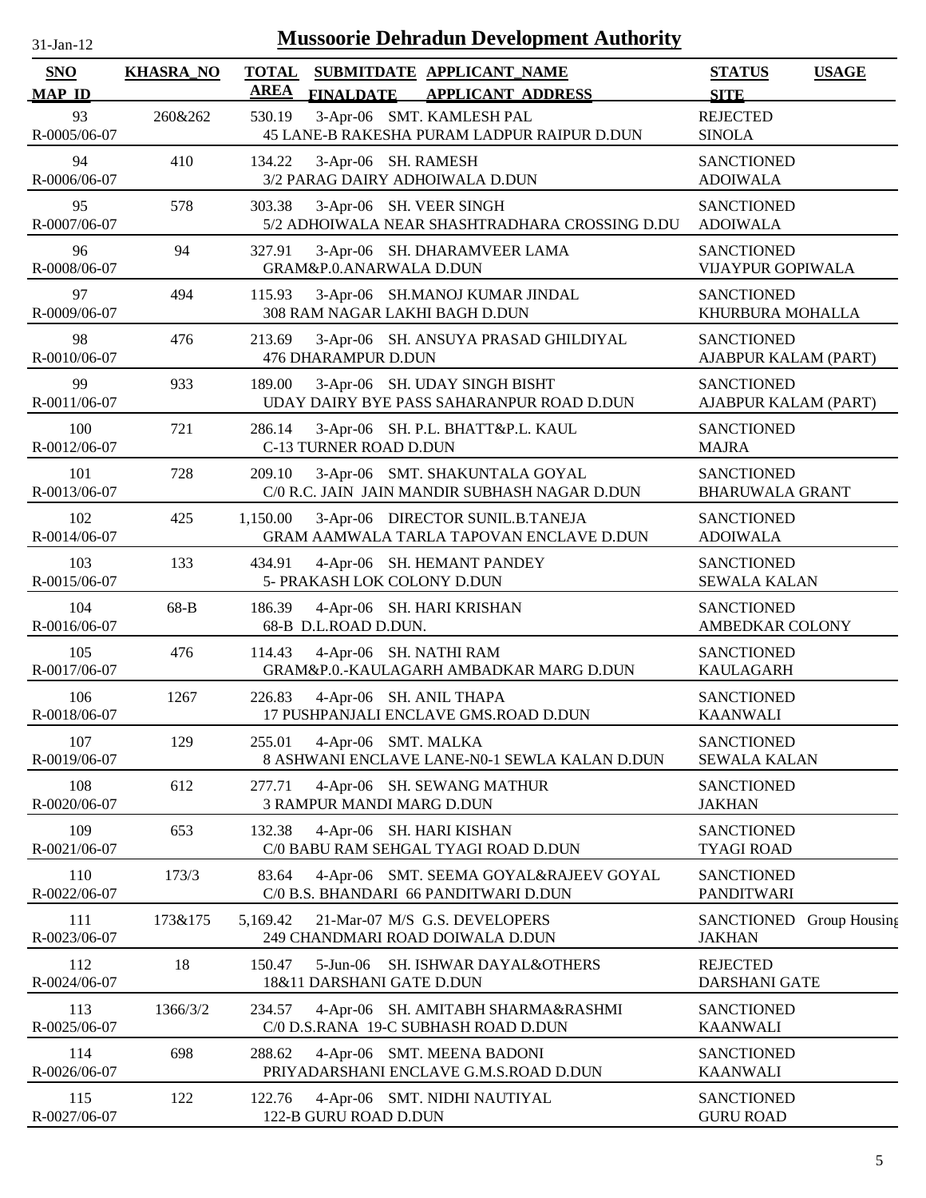# Mussoorie Dehradun Development Authority

31-Jan-12

| SNO / MAP_ID | KHASRA_NO | TOTAL AREA | SUBMITDATE / FINALDATE | APPLICANT_NAME / APPLICANT_ADDRESS | STATUS / SITE | USAGE |
|---|---|---|---|---|---|---|
| 93<br>R-0005/06-07 | 260&262 | 530.19 | 3-Apr-06 | SMT. KAMLESH PAL<br>45 LANE-B RAKESHA PURAM LADPUR RAIPUR D.DUN | REJECTED<br>SINOLA | |
| 94<br>R-0006/06-07 | 410 | 134.22 | 3-Apr-06 | SH. RAMESH<br>3/2 PARAG DAIRY ADHOIWALA D.DUN | SANCTIONED<br>ADOIWALA | |
| 95<br>R-0007/06-07 | 578 | 303.38 | 3-Apr-06 | SH. VEER SINGH<br>5/2 ADHOIWALA NEAR SHASHTRADHARA CROSSING D.DU | SANCTIONED<br>ADOIWALA | |
| 96<br>R-0008/06-07 | 94 | 327.91 | 3-Apr-06 | SH. DHARAMVEER LAMA<br>GRAM&P.0.ANARWALA D.DUN | SANCTIONED<br>VIJAYPUR GOPIWALA | |
| 97<br>R-0009/06-07 | 494 | 115.93 | 3-Apr-06 | SH.MANOJ KUMAR JINDAL<br>308 RAM NAGAR LAKHI BAGH D.DUN | SANCTIONED<br>KHURBURA MOHALLA | |
| 98<br>R-0010/06-07 | 476 | 213.69 | 3-Apr-06 | SH. ANSUYA PRASAD GHILDIYAL<br>476 DHARAMPUR D.DUN | SANCTIONED<br>AJABPUR KALAM (PART) | |
| 99<br>R-0011/06-07 | 933 | 189.00 | 3-Apr-06 | SH. UDAY SINGH BISHT<br>UDAY DAIRY BYE PASS SAHARANPUR ROAD D.DUN | SANCTIONED<br>AJABPUR KALAM (PART) | |
| 100<br>R-0012/06-07 | 721 | 286.14 | 3-Apr-06 | SH. P.L. BHATT&P.L. KAUL<br>C-13 TURNER ROAD D.DUN | SANCTIONED<br>MAJRA | |
| 101<br>R-0013/06-07 | 728 | 209.10 | 3-Apr-06 | SMT. SHAKUNTALA GOYAL<br>C/0 R.C. JAIN JAIN MANDIR SUBHASH NAGAR D.DUN | SANCTIONED<br>BHARUWALA GRANT | |
| 102<br>R-0014/06-07 | 425 | 1,150.00 | 3-Apr-06 | DIRECTOR SUNIL.B.TANEJA<br>GRAM AAMWALA TARLA TAPOVAN ENCLAVE D.DUN | SANCTIONED<br>ADOIWALA | |
| 103<br>R-0015/06-07 | 133 | 434.91 | 4-Apr-06 | SH. HEMANT PANDEY<br>5- PRAKASH LOK COLONY D.DUN | SANCTIONED<br>SEWALA KALAN | |
| 104<br>R-0016/06-07 | 68-B | 186.39 | 4-Apr-06 | SH. HARI KRISHAN<br>68-B D.L.ROAD D.DUN. | SANCTIONED<br>AMBEDKAR COLONY | |
| 105<br>R-0017/06-07 | 476 | 114.43 | 4-Apr-06 | SH. NATHI RAM<br>GRAM&P.0.-KAULAGARH AMBADKAR MARG D.DUN | SANCTIONED<br>KAULAGARH | |
| 106<br>R-0018/06-07 | 1267 | 226.83 | 4-Apr-06 | SH. ANIL THAPA<br>17 PUSHPANJALI ENCLAVE GMS.ROAD D.DUN | SANCTIONED<br>KAANWALI | |
| 107<br>R-0019/06-07 | 129 | 255.01 | 4-Apr-06 | SMT. MALKA<br>8 ASHWANI ENCLAVE LANE-N0-1 SEWLA KALAN D.DUN | SANCTIONED<br>SEWALA KALAN | |
| 108<br>R-0020/06-07 | 612 | 277.71 | 4-Apr-06 | SH. SEWANG MATHUR<br>3 RAMPUR MANDI MARG D.DUN | SANCTIONED<br>JAKHAN | |
| 109<br>R-0021/06-07 | 653 | 132.38 | 4-Apr-06 | SH. HARI KISHAN<br>C/0 BABU RAM SEHGAL TYAGI ROAD D.DUN | SANCTIONED<br>TYAGI ROAD | |
| 110<br>R-0022/06-07 | 173/3 | 83.64 | 4-Apr-06 | SMT. SEEMA GOYAL&RAJEEV GOYAL<br>C/0 B.S. BHANDARI 66 PANDITWARI D.DUN | SANCTIONED<br>PANDITWARI | |
| 111<br>R-0023/06-07 | 173&175 | 5,169.42 | 21-Mar-07 | M/S G.S. DEVELOPERS<br>249 CHANDMARI ROAD DOIWALA D.DUN | SANCTIONED<br>JAKHAN | Group Housing |
| 112<br>R-0024/06-07 | 18 | 150.47 | 5-Jun-06 | SH. ISHWAR DAYAL&OTHERS<br>18&11 DARSHANI GATE D.DUN | REJECTED<br>DARSHANI GATE | |
| 113<br>R-0025/06-07 | 1366/3/2 | 234.57 | 4-Apr-06 | SH. AMITABH SHARMA&RASHMI<br>C/0 D.S.RANA 19-C SUBHASH ROAD D.DUN | SANCTIONED<br>KAANWALI | |
| 114<br>R-0026/06-07 | 698 | 288.62 | 4-Apr-06 | SMT. MEENA BADONI<br>PRIYADARSHANI ENCLAVE G.M.S.ROAD D.DUN | SANCTIONED<br>KAANWALI | |
| 115<br>R-0027/06-07 | 122 | 122.76 | 4-Apr-06 | SMT. NIDHI NAUTIYAL<br>122-B GURU ROAD D.DUN | SANCTIONED<br>GURU ROAD | |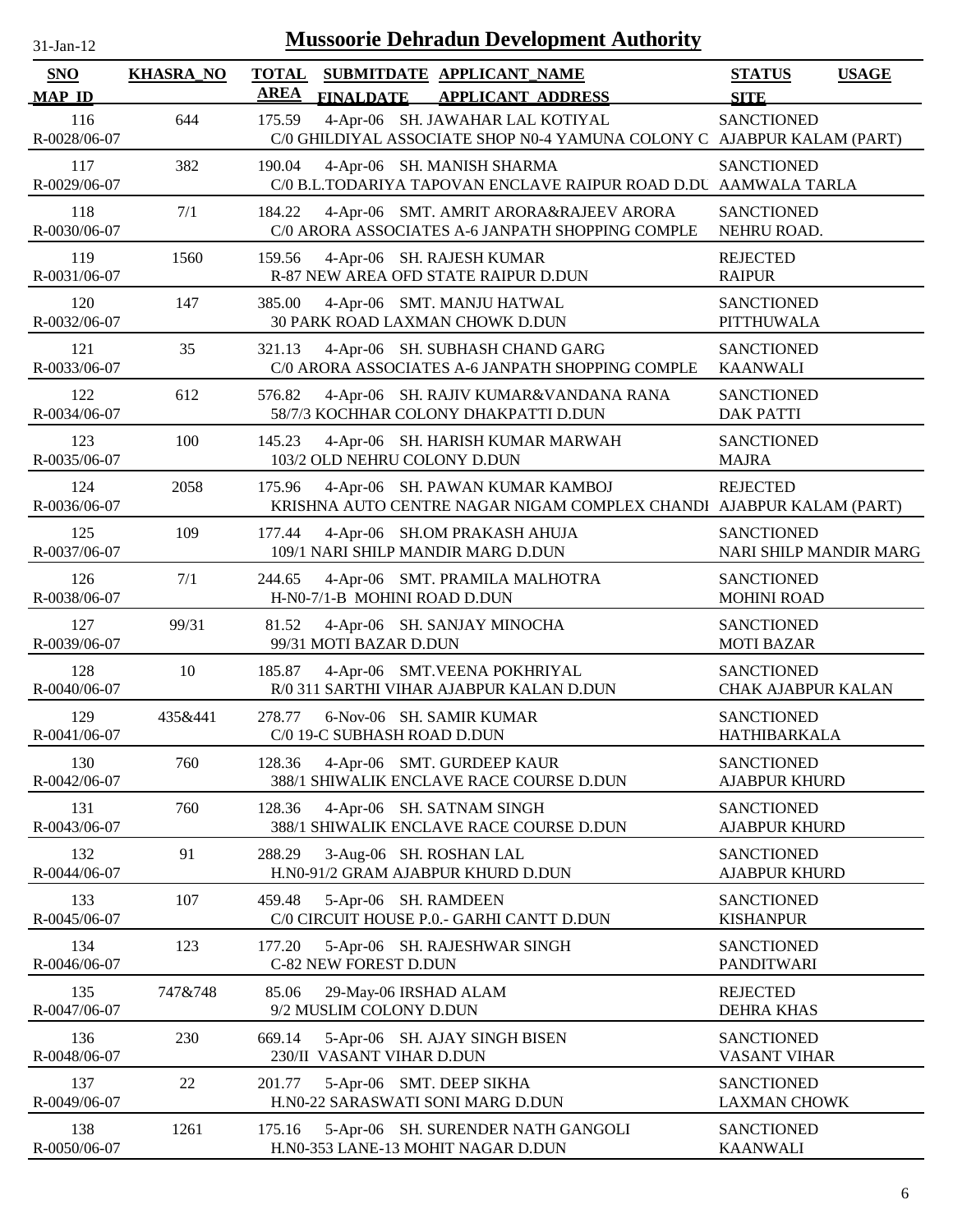31-Jan-12

# Mussoorie Dehradun Development Authority

| SNO<br>MAP_ID | KHASRA_NO | TOTAL AREA | SUBMITDATE FINALDATE | APPLICANT_NAME<br>APPLICANT_ADDRESS | STATUS<br>SITE | USAGE |
|---|---|---|---|---|---|---|
| 116<br>R-0028/06-07 | 644 | 175.59 | 4-Apr-06 | SH. JAWAHAR LAL KOTIYAL<br>C/0 GHILDIYAL ASSOCIATE SHOP N0-4 YAMUNA COLONY C | SANCTIONED<br>AJABPUR KALAM (PART) | |
| 117<br>R-0029/06-07 | 382 | 190.04 | 4-Apr-06 | SH. MANISH SHARMA<br>C/0 B.L.TODARIYA TAPOVAN ENCLAVE RAIPUR ROAD D.DU | SANCTIONED<br>AAMWALA TARLA | |
| 118<br>R-0030/06-07 | 7/1 | 184.22 | 4-Apr-06 | SMT. AMRIT ARORA&RAJEEV ARORA<br>C/0 ARORA ASSOCIATES A-6 JANPATH SHOPPING COMPLE | SANCTIONED<br>NEHRU ROAD. | |
| 119<br>R-0031/06-07 | 1560 | 159.56 | 4-Apr-06 | SH. RAJESH KUMAR<br>R-87 NEW AREA OFD STATE RAIPUR D.DUN | REJECTED<br>RAIPUR | |
| 120<br>R-0032/06-07 | 147 | 385.00 | 4-Apr-06 | SMT. MANJU HATWAL<br>30 PARK ROAD LAXMAN CHOWK D.DUN | SANCTIONED<br>PITTHUWALA | |
| 121<br>R-0033/06-07 | 35 | 321.13 | 4-Apr-06 | SH. SUBHASH CHAND GARG<br>C/0 ARORA ASSOCIATES A-6 JANPATH SHOPPING COMPLE | SANCTIONED<br>KAANWALI | |
| 122<br>R-0034/06-07 | 612 | 576.82 | 4-Apr-06 | SH. RAJIV KUMAR&VANDANA RANA<br>58/7/3 KOCHHAR COLONY DHAKPATTI D.DUN | SANCTIONED<br>DAK PATTI | |
| 123<br>R-0035/06-07 | 100 | 145.23 | 4-Apr-06 | SH. HARISH KUMAR MARWAH<br>103/2 OLD NEHRU COLONY D.DUN | SANCTIONED<br>MAJRA | |
| 124<br>R-0036/06-07 | 2058 | 175.96 | 4-Apr-06 | SH. PAWAN KUMAR KAMBOJ<br>KRISHNA AUTO CENTRE NAGAR NIGAM COMPLEX CHANDI | REJECTED<br>AJABPUR KALAM (PART) | |
| 125<br>R-0037/06-07 | 109 | 177.44 | 4-Apr-06 | SH.OM PRAKASH AHUJA<br>109/1 NARI SHILP MANDIR MARG D.DUN | SANCTIONED<br>NARI SHILP MANDIR MARG | |
| 126<br>R-0038/06-07 | 7/1 | 244.65 | 4-Apr-06 | SMT. PRAMILA MALHOTRA<br>H-N0-7/1-B MOHINI ROAD D.DUN | SANCTIONED<br>MOHINI ROAD | |
| 127<br>R-0039/06-07 | 99/31 | 81.52 | 4-Apr-06 | SH. SANJAY MINOCHA<br>99/31 MOTI BAZAR D.DUN | SANCTIONED<br>MOTI BAZAR | |
| 128<br>R-0040/06-07 | 10 | 185.87 | 4-Apr-06 | SMT.VEENA POKHRIYAL<br>R/0 311 SARTHI VIHAR AJABPUR KALAN D.DUN | SANCTIONED<br>CHAK AJABPUR KALAN | |
| 129<br>R-0041/06-07 | 435&441 | 278.77 | 6-Nov-06 | SH. SAMIR KUMAR<br>C/0 19-C SUBHASH ROAD D.DUN | SANCTIONED<br>HATHIBARKALA | |
| 130<br>R-0042/06-07 | 760 | 128.36 | 4-Apr-06 | SMT. GURDEEP KAUR<br>388/1 SHIWALIK ENCLAVE RACE COURSE D.DUN | SANCTIONED<br>AJABPUR KHURD | |
| 131<br>R-0043/06-07 | 760 | 128.36 | 4-Apr-06 | SH. SATNAM SINGH<br>388/1 SHIWALIK ENCLAVE RACE COURSE D.DUN | SANCTIONED<br>AJABPUR KHURD | |
| 132<br>R-0044/06-07 | 91 | 288.29 | 3-Aug-06 | SH. ROSHAN LAL<br>H.N0-91/2 GRAM AJABPUR KHURD D.DUN | SANCTIONED<br>AJABPUR KHURD | |
| 133<br>R-0045/06-07 | 107 | 459.48 | 5-Apr-06 | SH. RAMDEEN<br>C/0 CIRCUIT HOUSE P.0.- GARHI CANTT D.DUN | SANCTIONED<br>KISHANPUR | |
| 134<br>R-0046/06-07 | 123 | 177.20 | 5-Apr-06 | SH. RAJESHWAR SINGH<br>C-82 NEW FOREST D.DUN | SANCTIONED<br>PANDITWARI | |
| 135<br>R-0047/06-07 | 747&748 | 85.06 | 29-May-06 | IRSHAD ALAM<br>9/2 MUSLIM COLONY D.DUN | REJECTED<br>DEHRA KHAS | |
| 136<br>R-0048/06-07 | 230 | 669.14 | 5-Apr-06 | SH. AJAY SINGH BISEN<br>230/II VASANT VIHAR D.DUN | SANCTIONED<br>VASANT VIHAR | |
| 137<br>R-0049/06-07 | 22 | 201.77 | 5-Apr-06 | SMT. DEEP SIKHA<br>H.N0-22 SARASWATI SONI MARG D.DUN | SANCTIONED<br>LAXMAN CHOWK | |
| 138<br>R-0050/06-07 | 1261 | 175.16 | 5-Apr-06 | SH. SURENDER NATH GANGOLI<br>H.N0-353 LANE-13 MOHIT NAGAR D.DUN | SANCTIONED<br>KAANWALI | |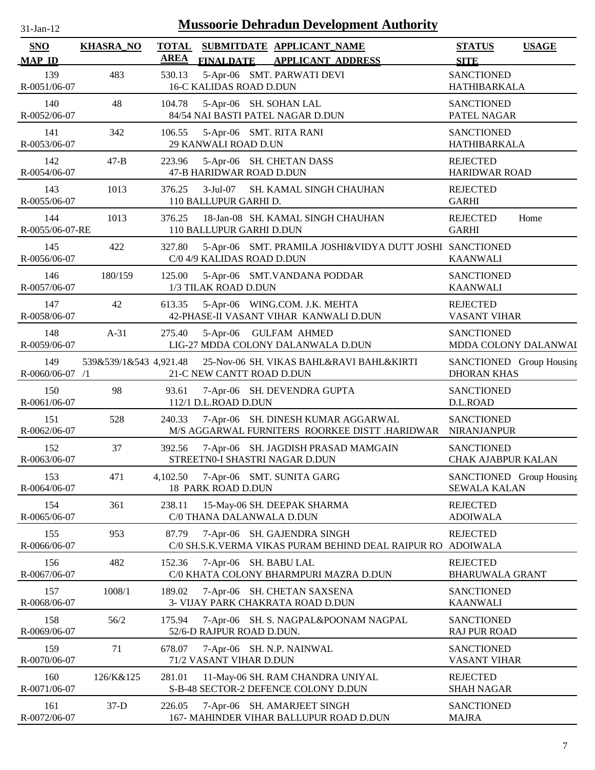# Mussoorie Dehradun Development Authority

31-Jan-12

| SNO / MAP_ID | KHASRA_NO | TOTAL AREA | SUBMITDATE / FINALDATE | APPLICANT_NAME / APPLICANT_ADDRESS | STATUS / SITE | USAGE |
|---|---|---|---|---|---|---|
| 139 / R-0051/06-07 | 483 | 530.13 | 5-Apr-06 | SMT. PARWATI DEVI / 16-C KALIDAS ROAD D.DUN | SANCTIONED / HATHIBARKALA | |
| 140 / R-0052/06-07 | 48 | 104.78 | 5-Apr-06 | SH. SOHAN LAL / 84/54 NAI BASTI PATEL NAGAR D.DUN | SANCTIONED / PATEL NAGAR | |
| 141 / R-0053/06-07 | 342 | 106.55 | 5-Apr-06 | SMT. RITA RANI / 29 KANWALI ROAD D.UN | SANCTIONED / HATHIBARKALA | |
| 142 / R-0054/06-07 | 47-B | 223.96 | 5-Apr-06 | SH. CHETAN DASS / 47-B HARIDWAR ROAD D.DUN | REJECTED / HARIDWAR ROAD | |
| 143 / R-0055/06-07 | 1013 | 376.25 | 3-Jul-07 | SH. KAMAL SINGH CHAUHAN / 110 BALLUPUR GARHI D. | REJECTED / GARHI | |
| 144 / R-0055/06-07-RE | 1013 | 376.25 | 18-Jan-08 | SH. KAMAL SINGH CHAUHAN / 110 BALLUPUR GARHI D.DUN | REJECTED / GARHI | Home |
| 145 / R-0056/06-07 | 422 | 327.80 | 5-Apr-06 | SMT. PRAMILA JOSHI&VIDYA DUTT JOSHI / C/0 4/9 KALIDAS ROAD D.DUN | SANCTIONED / KAANWALI | |
| 146 / R-0057/06-07 | 180/159 | 125.00 | 5-Apr-06 | SMT.VANDANA PODDAR / 1/3 TILAK ROAD D.DUN | SANCTIONED / KAANWALI | |
| 147 / R-0058/06-07 | 42 | 613.35 | 5-Apr-06 | WING.COM. J.K. MEHTA / 42-PHASE-II VASANT VIHAR KANWALI D.DUN | REJECTED / VASANT VIHAR | |
| 148 / R-0059/06-07 | A-31 | 275.40 | 5-Apr-06 | GULFAM AHMED / LIG-27 MDDA COLONY DALANWALA D.DUN | SANCTIONED / MDDA COLONY DALANWAI | |
| 149 / R-0060/06-07 | 539&539/1&543 /1 | 4,921.48 | 25-Nov-06 | SH. VIKAS BAHL&RAVI BAHL&KIRTI / 21-C NEW CANTT ROAD D.DUN | SANCTIONED / DHORAN KHAS | Group Housing |
| 150 / R-0061/06-07 | 98 | 93.61 | 7-Apr-06 | SH. DEVENDRA GUPTA / 112/1 D.L.ROAD D.DUN | SANCTIONED / D.L.ROAD | |
| 151 / R-0062/06-07 | 528 | 240.33 | 7-Apr-06 | SH. DINESH KUMAR AGGARWAL / M/S AGGARWAL FURNITERS ROORKEE DISTT .HARIDWAR | SANCTIONED / NIRANJANPUR | |
| 152 / R-0063/06-07 | 37 | 392.56 | 7-Apr-06 | SH. JAGDISH PRASAD MAMGAIN / STREETN0-I SHASTRI NAGAR D.DUN | SANCTIONED / CHAK AJABPUR KALAN | |
| 153 / R-0064/06-07 | 471 | 4,102.50 | 7-Apr-06 | SMT. SUNITA GARG / 18 PARK ROAD D.DUN | SANCTIONED / SEWALA KALAN | Group Housing |
| 154 / R-0065/06-07 | 361 | 238.11 | 15-May-06 | SH. DEEPAK SHARMA / C/0 THANA DALANWALA D.DUN | REJECTED / ADOIWALA | |
| 155 / R-0066/06-07 | 953 | 87.79 | 7-Apr-06 | SH. GAJENDRA SINGH / C/0 SH.S.K.VERMA VIKAS PURAM BEHIND DEAL RAIPUR RO | REJECTED / ADOIWALA | |
| 156 / R-0067/06-07 | 482 | 152.36 | 7-Apr-06 | SH. BABU LAL / C/0 KHATA COLONY BHARMPURI MAZRA D.DUN | REJECTED / BHARUWALA GRANT | |
| 157 / R-0068/06-07 | 1008/1 | 189.02 | 7-Apr-06 | SH. CHETAN SAXSENA / 3- VIJAY PARK CHAKRATA ROAD D.DUN | SANCTIONED / KAANWALI | |
| 158 / R-0069/06-07 | 56/2 | 175.94 | 7-Apr-06 | SH. S. NAGPAL&POONAM NAGPAL / 52/6-D RAJPUR ROAD D.DUN. | SANCTIONED / RAJ PUR ROAD | |
| 159 / R-0070/06-07 | 71 | 678.07 | 7-Apr-06 | SH. N.P. NAINWAL / 71/2 VASANT VIHAR D.DUN | SANCTIONED / VASANT VIHAR | |
| 160 / R-0071/06-07 | 126/K&125 | 281.01 | 11-May-06 | SH. RAM CHANDRA UNIYAL / S-B-48 SECTOR-2 DEFENCE COLONY D.DUN | REJECTED / SHAH NAGAR | |
| 161 / R-0072/06-07 | 37-D | 226.05 | 7-Apr-06 | SH. AMARJEET SINGH / 167- MAHINDER VIHAR BALLUPUR ROAD D.DUN | SANCTIONED / MAJRA | |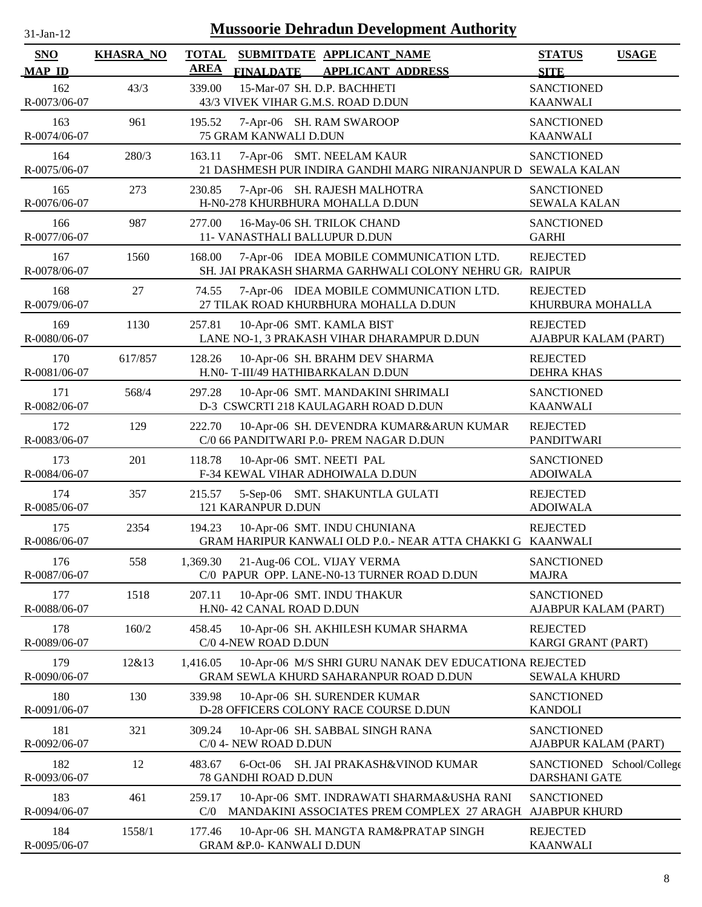# Mussoorie Dehradun Development Authority

31-Jan-12

| SNO / MAP_ID | KHASRA_NO | TOTAL AREA | SUBMITDATE / FINALDATE | APPLICANT_NAME / APPLICANT_ADDRESS | STATUS / SITE | USAGE |
|---|---|---|---|---|---|---|
| 162 / R-0073/06-07 | 43/3 | 339.00 | 15-Mar-07 | SH. D.P. BACHHETI / 43/3 VIVEK VIHAR G.M.S. ROAD D.DUN | SANCTIONED / KAANWALI | |
| 163 / R-0074/06-07 | 961 | 195.52 | 7-Apr-06 | SH. RAM SWAROOP / 75 GRAM KANWALI D.DUN | SANCTIONED / KAANWALI | |
| 164 / R-0075/06-07 | 280/3 | 163.11 | 7-Apr-06 | SMT. NEELAM KAUR / 21 DASHMESH PUR INDIRA GANDHI MARG NIRANJANPUR D | SANCTIONED / SEWALA KALAN | |
| 165 / R-0076/06-07 | 273 | 230.85 | 7-Apr-06 | SH. RAJESH MALHOTRA / H-N0-278 KHURBHURA MOHALLA D.DUN | SANCTIONED / SEWALA KALAN | |
| 166 / R-0077/06-07 | 987 | 277.00 | 16-May-06 | SH. TRILOK CHAND / 11- VANASTHALI BALLUPUR D.DUN | SANCTIONED / GARHI | |
| 167 / R-0078/06-07 | 1560 | 168.00 | 7-Apr-06 | IDEA MOBILE COMMUNICATION LTD. / SH. JAI PRAKASH SHARMA GARHWALI COLONY NEHRU GR. | REJECTED / RAIPUR | |
| 168 / R-0079/06-07 | 27 | 74.55 | 7-Apr-06 | IDEA MOBILE COMMUNICATION LTD. / 27 TILAK ROAD KHURBHURA MOHALLA D.DUN | REJECTED / KHURBURA MOHALLA | |
| 169 / R-0080/06-07 | 1130 | 257.81 | 10-Apr-06 | SMT. KAMLA BIST / LANE NO-1, 3 PRAKASH VIHAR DHARAMPUR D.DUN | REJECTED / AJABPUR KALAM (PART) | |
| 170 / R-0081/06-07 | 617/857 | 128.26 | 10-Apr-06 | SH. BRAHM DEV SHARMA / H.N0- T-III/49 HATHIBARKALAN D.DUN | REJECTED / DEHRA KHAS | |
| 171 / R-0082/06-07 | 568/4 | 297.28 | 10-Apr-06 | SMT. MANDAKINI SHRIMALI / D-3 CSWCRTI 218 KAULAGARH ROAD D.DUN | SANCTIONED / KAANWALI | |
| 172 / R-0083/06-07 | 129 | 222.70 | 10-Apr-06 | SH. DEVENDRA KUMAR&ARUN KUMAR / C/0 66 PANDITWARI P.0- PREM NAGAR D.DUN | REJECTED / PANDITWARI | |
| 173 / R-0084/06-07 | 201 | 118.78 | 10-Apr-06 | SMT. NEETI PAL / F-34 KEWAL VIHAR ADHOIWALA D.DUN | SANCTIONED / ADOIWALA | |
| 174 / R-0085/06-07 | 357 | 215.57 | 5-Sep-06 | SMT. SHAKUNTLA GULATI / 121 KARANPUR D.DUN | REJECTED / ADOIWALA | |
| 175 / R-0086/06-07 | 2354 | 194.23 | 10-Apr-06 | SMT. INDU CHUNIANA / GRAM HARIPUR KANWALI OLD P.0.- NEAR ATTA CHAKKI G | REJECTED / KAANWALI | |
| 176 / R-0087/06-07 | 558 | 1,369.30 | 21-Aug-06 | COL. VIJAY VERMA / C/0 PAPUR OPP. LANE-N0-13 TURNER ROAD D.DUN | SANCTIONED / MAJRA | |
| 177 / R-0088/06-07 | 1518 | 207.11 | 10-Apr-06 | SMT. INDU THAKUR / H.N0- 42 CANAL ROAD D.DUN | SANCTIONED / AJABPUR KALAM (PART) | |
| 178 / R-0089/06-07 | 160/2 | 458.45 | 10-Apr-06 | SH. AKHILESH KUMAR SHARMA / C/0 4-NEW ROAD D.DUN | REJECTED / KARGI GRANT (PART) | |
| 179 / R-0090/06-07 | 12&13 | 1,416.05 | 10-Apr-06 | M/S SHRI GURU NANAK DEV EDUCATIONA / GRAM SEWLA KHURD SAHARANPUR ROAD D.DUN | REJECTED / SEWALA KHURD | |
| 180 / R-0091/06-07 | 130 | 339.98 | 10-Apr-06 | SH. SURENDER KUMAR / D-28 OFFICERS COLONY RACE COURSE D.DUN | SANCTIONED / KANDOLI | |
| 181 / R-0092/06-07 | 321 | 309.24 | 10-Apr-06 | SH. SABBAL SINGH RANA / C/0 4- NEW ROAD D.DUN | SANCTIONED / AJABPUR KALAM (PART) | |
| 182 / R-0093/06-07 | 12 | 483.67 | 6-Oct-06 | SH. JAI PRAKASH&VINOD KUMAR / 78 GANDHI ROAD D.DUN | SANCTIONED / DARSHANI GATE | School/College |
| 183 / R-0094/06-07 | 461 | 259.17 | 10-Apr-06 | SMT. INDRAWATI SHARMA&USHA RANI / C/0 MANDAKINI ASSOCIATES PREM COMPLEX 27 ARAGH | SANCTIONED / AJABPUR KHURD | |
| 184 / R-0095/06-07 | 1558/1 | 177.46 | 10-Apr-06 | SH. MANGTA RAM&PRATAP SINGH / GRAM &P.0- KANWALI D.DUN | REJECTED / KAANWALI | |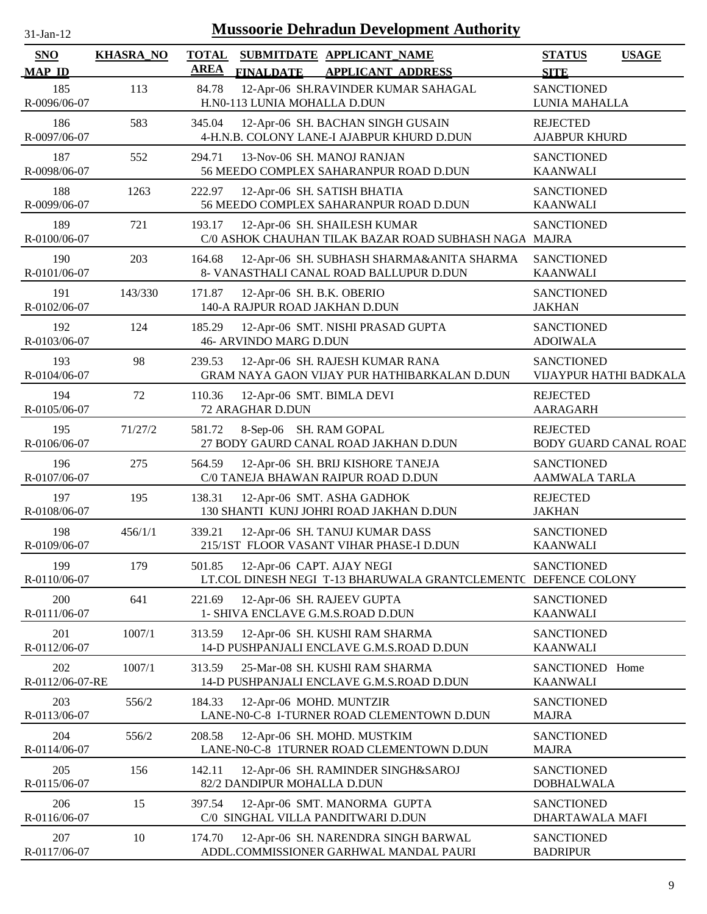# Mussoorie Dehradun Development Authority

31-Jan-12

| SNO / MAP_ID | KHASRA_NO | TOTAL AREA | SUBMITDATE / FINALDATE | APPLICANT_NAME / APPLICANT_ADDRESS | STATUS / SITE | USAGE |
|---|---|---|---|---|---|---|
| 185 / R-0096/06-07 | 113 | 84.78 | 12-Apr-06 | SH.RAVINDER KUMAR SAHAGAL / H.N0-113 LUNIA MOHALLA D.DUN | SANCTIONED / LUNIA MAHALLA | |
| 186 / R-0097/06-07 | 583 | 345.04 | 12-Apr-06 | SH. BACHAN SINGH GUSAIN / 4-H.N.B. COLONY LANE-I AJABPUR KHURD D.DUN | REJECTED / AJABPUR KHURD | |
| 187 / R-0098/06-07 | 552 | 294.71 | 13-Nov-06 | SH. MANOJ RANJAN / 56 MEEDO COMPLEX SAHARANPUR ROAD D.DUN | SANCTIONED / KAANWALI | |
| 188 / R-0099/06-07 | 1263 | 222.97 | 12-Apr-06 | SH. SATISH BHATIA / 56 MEEDO COMPLEX SAHARANPUR ROAD D.DUN | SANCTIONED / KAANWALI | |
| 189 / R-0100/06-07 | 721 | 193.17 | 12-Apr-06 | SH. SHAILESH KUMAR / C/0 ASHOK CHAUHAN TILAK BAZAR ROAD SUBHASH NAGA | SANCTIONED / MAJRA | |
| 190 / R-0101/06-07 | 203 | 164.68 | 12-Apr-06 | SH. SUBHASH SHARMA&ANITA SHARMA / 8- VANASTHALI CANAL ROAD BALLUPUR D.DUN | SANCTIONED / KAANWALI | |
| 191 / R-0102/06-07 | 143/330 | 171.87 | 12-Apr-06 | SH. B.K. OBERIO / 140-A RAJPUR ROAD JAKHAN D.DUN | SANCTIONED / JAKHAN | |
| 192 / R-0103/06-07 | 124 | 185.29 | 12-Apr-06 | SMT. NISHI PRASAD GUPTA / 46- ARVINDO MARG D.DUN | SANCTIONED / ADOIWALA | |
| 193 / R-0104/06-07 | 98 | 239.53 | 12-Apr-06 | SH. RAJESH KUMAR RANA / GRAM NAYA GAON VIJAY PUR HATHIBARKALAN D.DUN | SANCTIONED / VIJAYPUR HATHI BADKALA | |
| 194 / R-0105/06-07 | 72 | 110.36 | 12-Apr-06 | SMT. BIMLA DEVI / 72 ARAGHAR D.DUN | REJECTED / AARAGARH | |
| 195 / R-0106/06-07 | 71/27/2 | 581.72 | 8-Sep-06 | SH. RAM GOPAL / 27 BODY GAURD CANAL ROAD JAKHAN D.DUN | REJECTED / BODY GUARD CANAL ROAD | |
| 196 / R-0107/06-07 | 275 | 564.59 | 12-Apr-06 | SH. BRIJ KISHORE TANEJA / C/0 TANEJA BHAWAN RAIPUR ROAD D.DUN | SANCTIONED / AAMWALA TARLA | |
| 197 / R-0108/06-07 | 195 | 138.31 | 12-Apr-06 | SMT. ASHA GADHOK / 130 SHANTI KUNJ JOHRI ROAD JAKHAN D.DUN | REJECTED / JAKHAN | |
| 198 / R-0109/06-07 | 456/1/1 | 339.21 | 12-Apr-06 | SH. TANUJ KUMAR DASS / 215/1ST FLOOR VASANT VIHAR PHASE-I D.DUN | SANCTIONED / KAANWALI | |
| 199 / R-0110/06-07 | 179 | 501.85 | 12-Apr-06 | CAPT. AJAY NEGI / LT.COL DINESH NEGI T-13 BHARUWALA GRANTCLEMENTC | SANCTIONED / DEFENCE COLONY | |
| 200 / R-0111/06-07 | 641 | 221.69 | 12-Apr-06 | SH. RAJEEV GUPTA / 1- SHIVA ENCLAVE G.M.S.ROAD D.DUN | SANCTIONED / KAANWALI | |
| 201 / R-0112/06-07 | 1007/1 | 313.59 | 12-Apr-06 | SH. KUSHI RAM SHARMA / 14-D PUSHPANJALI ENCLAVE G.M.S.ROAD D.DUN | SANCTIONED / KAANWALI | |
| 202 / R-0112/06-07-RE | 1007/1 | 313.59 | 25-Mar-08 | SH. KUSHI RAM SHARMA / 14-D PUSHPANJALI ENCLAVE G.M.S.ROAD D.DUN | SANCTIONED / KAANWALI | Home |
| 203 / R-0113/06-07 | 556/2 | 184.33 | 12-Apr-06 | MOHD. MUNTZIR / LANE-N0-C-8 I-TURNER ROAD CLEMENTOWN D.DUN | SANCTIONED / MAJRA | |
| 204 / R-0114/06-07 | 556/2 | 208.58 | 12-Apr-06 | SH. MOHD. MUSTKIM / LANE-N0-C-8 1TURNER ROAD CLEMENTOWN D.DUN | SANCTIONED / MAJRA | |
| 205 / R-0115/06-07 | 156 | 142.11 | 12-Apr-06 | SH. RAMINDER SINGH&SAROJ / 82/2 DANDIPUR MOHALLA D.DUN | SANCTIONED / DOBHALWALA | |
| 206 / R-0116/06-07 | 15 | 397.54 | 12-Apr-06 | SMT. MANORMA GUPTA / C/0 SINGHAL VILLA PANDITWARI D.DUN | SANCTIONED / DHARTAWALA MAFI | |
| 207 / R-0117/06-07 | 10 | 174.70 | 12-Apr-06 | SH. NARENDRA SINGH BARWAL / ADDL.COMMISSIONER GARHWAL MANDAL PAURI | SANCTIONED / BADRIPUR | |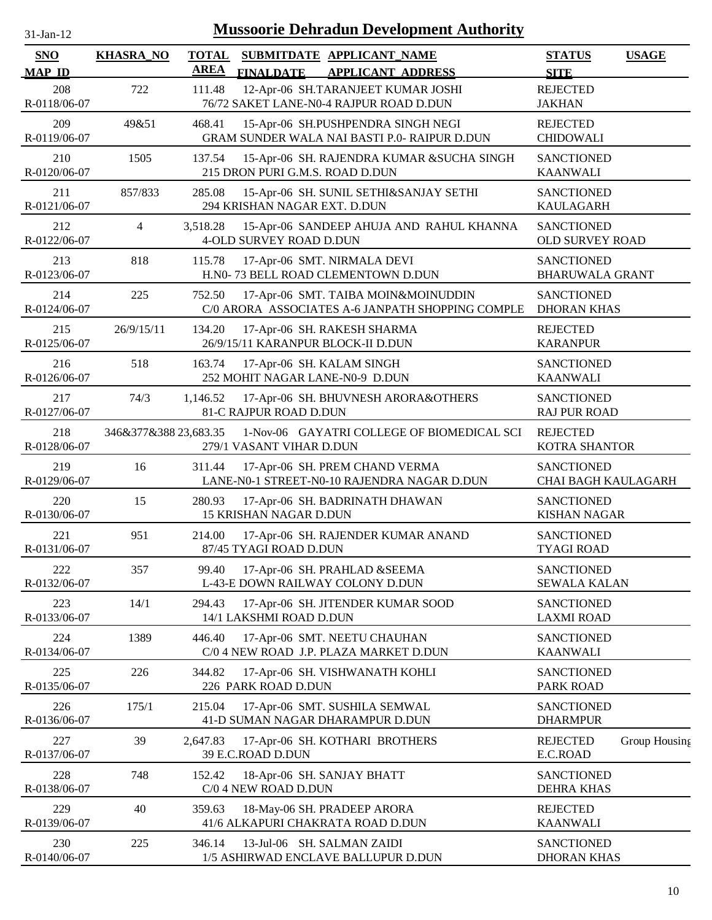# Mussoorie Dehradun Development Authority

31-Jan-12

| SNO<br>MAP_ID | KHASRA_NO | TOTAL AREA | SUBMITDATE<br>FINALDATE | APPLICANT_NAME<br>APPLICANT_ADDRESS | STATUS<br>SITE | USAGE |
|---|---|---|---|---|---|---|
| 208<br>R-0118/06-07 | 722 | 111.48 | 12-Apr-06 | SH.TARANJEET KUMAR JOSHI<br>76/72 SAKET LANE-N0-4 RAJPUR ROAD D.DUN | REJECTED<br>JAKHAN | |
| 209<br>R-0119/06-07 | 49&51 | 468.41 | 15-Apr-06 | SH.PUSHPENDRA SINGH NEGI<br>GRAM SUNDER WALA NAI BASTI P.0- RAIPUR D.DUN | REJECTED<br>CHIDOWALI | |
| 210<br>R-0120/06-07 | 1505 | 137.54 | 15-Apr-06 | SH. RAJENDRA KUMAR &SUCHA SINGH<br>215 DRON PURI G.M.S. ROAD D.DUN | SANCTIONED<br>KAANWALI | |
| 211<br>R-0121/06-07 | 857/833 | 285.08 | 15-Apr-06 | SH. SUNIL SETHI&SANJAY SETHI<br>294 KRISHAN NAGAR EXT. D.DUN | SANCTIONED<br>KAULAGARH | |
| 212<br>R-0122/06-07 | 4 | 3,518.28 | 15-Apr-06 | SANDEEP AHUJA AND RAHUL KHANNA<br>4-OLD SURVEY ROAD D.DUN | SANCTIONED<br>OLD SURVEY ROAD | |
| 213<br>R-0123/06-07 | 818 | 115.78 | 17-Apr-06 | SMT. NIRMALA DEVI<br>H.N0- 73 BELL ROAD CLEMENTOWN D.DUN | SANCTIONED<br>BHARUWALA GRANT | |
| 214<br>R-0124/06-07 | 225 | 752.50 | 17-Apr-06 | SMT. TAIBA MOIN&MOINUDDIN<br>C/0 ARORA ASSOCIATES A-6 JANPATH SHOPPING COMPLE | SANCTIONED<br>DHORAN KHAS | |
| 215<br>R-0125/06-07 | 26/9/15/11 | 134.20 | 17-Apr-06 | SH. RAKESH SHARMA<br>26/9/15/11 KARANPUR BLOCK-II D.DUN | REJECTED<br>KARANPUR | |
| 216<br>R-0126/06-07 | 518 | 163.74 | 17-Apr-06 | SH. KALAM SINGH<br>252 MOHIT NAGAR LANE-N0-9 D.DUN | SANCTIONED<br>KAANWALI | |
| 217<br>R-0127/06-07 | 74/3 | 1,146.52 | 17-Apr-06 | SH. BHUVNESH ARORA&OTHERS<br>81-C RAJPUR ROAD D.DUN | SANCTIONED<br>RAJ PUR ROAD | |
| 218<br>R-0128/06-07 | 346&377&388 | 23,683.35 | 1-Nov-06 | GAYATRI COLLEGE OF BIOMEDICAL SCI<br>279/1 VASANT VIHAR D.DUN | REJECTED<br>KOTRA SHANTOR | |
| 219<br>R-0129/06-07 | 16 | 311.44 | 17-Apr-06 | SH. PREM CHAND VERMA<br>LANE-N0-1 STREET-N0-10 RAJENDRA NAGAR D.DUN | SANCTIONED<br>CHAI BAGH KAULAGARH | |
| 220<br>R-0130/06-07 | 15 | 280.93 | 17-Apr-06 | SH. BADRINATH DHAWAN<br>15 KRISHAN NAGAR D.DUN | SANCTIONED<br>KISHAN NAGAR | |
| 221<br>R-0131/06-07 | 951 | 214.00 | 17-Apr-06 | SH. RAJENDER KUMAR ANAND<br>87/45 TYAGI ROAD D.DUN | SANCTIONED<br>TYAGI ROAD | |
| 222<br>R-0132/06-07 | 357 | 99.40 | 17-Apr-06 | SH. PRAHLAD &SEEMA<br>L-43-E DOWN RAILWAY COLONY D.DUN | SANCTIONED<br>SEWALA KALAN | |
| 223<br>R-0133/06-07 | 14/1 | 294.43 | 17-Apr-06 | SH. JITENDER KUMAR SOOD<br>14/1 LAKSHMI ROAD D.DUN | SANCTIONED<br>LAXMI ROAD | |
| 224<br>R-0134/06-07 | 1389 | 446.40 | 17-Apr-06 | SMT. NEETU CHAUHAN<br>C/0 4 NEW ROAD J.P. PLAZA MARKET D.DUN | SANCTIONED<br>KAANWALI | |
| 225<br>R-0135/06-07 | 226 | 344.82 | 17-Apr-06 | SH. VISHWANATH KOHLI<br>226 PARK ROAD D.DUN | SANCTIONED<br>PARK ROAD | |
| 226<br>R-0136/06-07 | 175/1 | 215.04 | 17-Apr-06 | SMT. SUSHILA SEMWAL<br>41-D SUMAN NAGAR DHARAMPUR D.DUN | SANCTIONED<br>DHARMPUR | |
| 227<br>R-0137/06-07 | 39 | 2,647.83 | 17-Apr-06 | SH. KOTHARI BROTHERS<br>39 E.C.ROAD D.DUN | REJECTED<br>E.C.ROAD | Group Housing |
| 228<br>R-0138/06-07 | 748 | 152.42 | 18-Apr-06 | SH. SANJAY BHATT<br>C/0 4 NEW ROAD D.DUN | SANCTIONED<br>DEHRA KHAS | |
| 229<br>R-0139/06-07 | 40 | 359.63 | 18-May-06 | SH. PRADEEP ARORA<br>41/6 ALKAPURI CHAKRATA ROAD D.DUN | REJECTED<br>KAANWALI | |
| 230<br>R-0140/06-07 | 225 | 346.14 | 13-Jul-06 | SH. SALMAN ZAIDI<br>1/5 ASHIRWAD ENCLAVE BALLUPUR D.DUN | SANCTIONED<br>DHORAN KHAS | |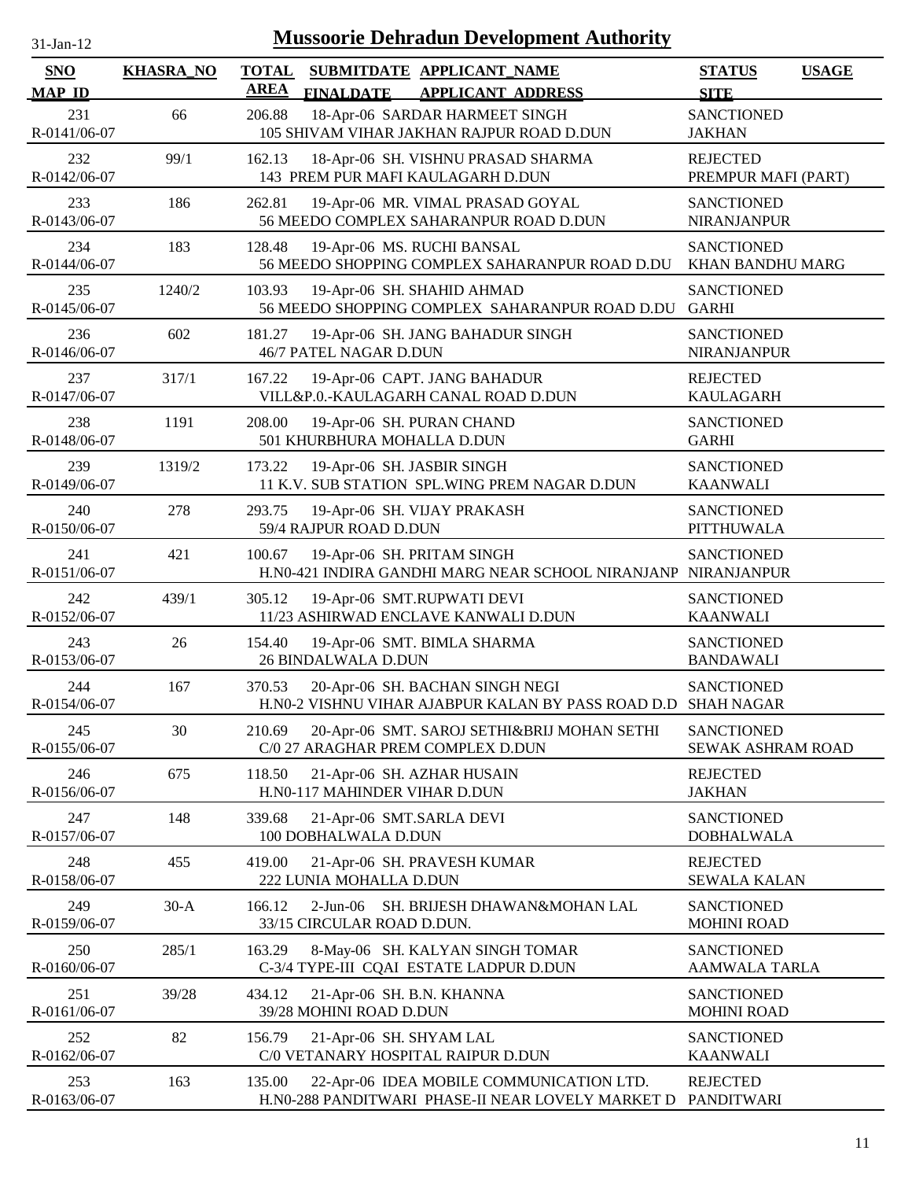# Mussoorie Dehradun Development Authority

31-Jan-12

| SNO / MAP_ID | KHASRA_NO | TOTAL AREA | SUBMITDATE / FINALDATE | APPLICANT_NAME / APPLICANT_ADDRESS | STATUS / SITE | USAGE |
|---|---|---|---|---|---|---|
| 231 / R-0141/06-07 | 66 | 206.88 | 18-Apr-06 | SARDAR HARMEET SINGH / 105 SHIVAM VIHAR JAKHAN RAJPUR ROAD D.DUN | SANCTIONED / JAKHAN | |
| 232 / R-0142/06-07 | 99/1 | 162.13 | 18-Apr-06 | SH. VISHNU PRASAD SHARMA / 143 PREM PUR MAFI KAULAGARH D.DUN | REJECTED / PREMPUR MAFI (PART) | |
| 233 / R-0143/06-07 | 186 | 262.81 | 19-Apr-06 | MR. VIMAL PRASAD GOYAL / 56 MEEDO COMPLEX SAHARANPUR ROAD D.DUN | SANCTIONED / NIRANJANPUR | |
| 234 / R-0144/06-07 | 183 | 128.48 | 19-Apr-06 | MS. RUCHI BANSAL / 56 MEEDO SHOPPING COMPLEX SAHARANPUR ROAD D.DU | SANCTIONED / KHAN BANDHU MARG | |
| 235 / R-0145/06-07 | 1240/2 | 103.93 | 19-Apr-06 | SH. SHAHID AHMAD / 56 MEEDO SHOPPING COMPLEX SAHARANPUR ROAD D.DU | SANCTIONED / GARHI | |
| 236 / R-0146/06-07 | 602 | 181.27 | 19-Apr-06 | SH. JANG BAHADUR SINGH / 46/7 PATEL NAGAR D.DUN | SANCTIONED / NIRANJANPUR | |
| 237 / R-0147/06-07 | 317/1 | 167.22 | 19-Apr-06 | CAPT. JANG BAHADUR / VILL&P.0.-KAULAGARH CANAL ROAD D.DUN | REJECTED / KAULAGARH | |
| 238 / R-0148/06-07 | 1191 | 208.00 | 19-Apr-06 | SH. PURAN CHAND / 501 KHURBHURA MOHALLA D.DUN | SANCTIONED / GARHI | |
| 239 / R-0149/06-07 | 1319/2 | 173.22 | 19-Apr-06 | SH. JASBIR SINGH / 11 K.V. SUB STATION SPL.WING PREM NAGAR D.DUN | SANCTIONED / KAANWALI | |
| 240 / R-0150/06-07 | 278 | 293.75 | 19-Apr-06 | SH. VIJAY PRAKASH / 59/4 RAJPUR ROAD D.DUN | SANCTIONED / PITTHUWALA | |
| 241 / R-0151/06-07 | 421 | 100.67 | 19-Apr-06 | SH. PRITAM SINGH / H.N0-421 INDIRA GANDHI MARG NEAR SCHOOL NIRANJANP | SANCTIONED / NIRANJANPUR | |
| 242 / R-0152/06-07 | 439/1 | 305.12 | 19-Apr-06 | SMT.RUPWATI DEVI / 11/23 ASHIRWAD ENCLAVE KANWALI D.DUN | SANCTIONED / KAANWALI | |
| 243 / R-0153/06-07 | 26 | 154.40 | 19-Apr-06 | SMT. BIMLA SHARMA / 26 BINDALWALA D.DUN | SANCTIONED / BANDAWALI | |
| 244 / R-0154/06-07 | 167 | 370.53 | 20-Apr-06 | SH. BACHAN SINGH NEGI / H.N0-2 VISHNU VIHAR AJABPUR KALAN BY PASS ROAD D.D | SANCTIONED / SHAH NAGAR | |
| 245 / R-0155/06-07 | 30 | 210.69 | 20-Apr-06 | SMT. SAROJ SETHI&BRIJ MOHAN SETHI / C/0 27 ARAGHAR PREM COMPLEX D.DUN | SANCTIONED / SEWAK ASHRAM ROAD | |
| 246 / R-0156/06-07 | 675 | 118.50 | 21-Apr-06 | SH. AZHAR HUSAIN / H.N0-117 MAHINDER VIHAR D.DUN | REJECTED / JAKHAN | |
| 247 / R-0157/06-07 | 148 | 339.68 | 21-Apr-06 | SMT.SARLA DEVI / 100 DOBHALWALA D.DUN | SANCTIONED / DOBHALWALA | |
| 248 / R-0158/06-07 | 455 | 419.00 | 21-Apr-06 | SH. PRAVESH KUMAR / 222 LUNIA MOHALLA D.DUN | REJECTED / SEWALA KALAN | |
| 249 / R-0159/06-07 | 30-A | 166.12 | 2-Jun-06 | SH. BRIJESH DHAWAN&MOHAN LAL / 33/15 CIRCULAR ROAD D.DUN. | SANCTIONED / MOHINI ROAD | |
| 250 / R-0160/06-07 | 285/1 | 163.29 | 8-May-06 | SH. KALYAN SINGH TOMAR / C-3/4 TYPE-III CQAI ESTATE LADPUR D.DUN | SANCTIONED / AAMWALA TARLA | |
| 251 / R-0161/06-07 | 39/28 | 434.12 | 21-Apr-06 | SH. B.N. KHANNA / 39/28 MOHINI ROAD D.DUN | SANCTIONED / MOHINI ROAD | |
| 252 / R-0162/06-07 | 82 | 156.79 | 21-Apr-06 | SH. SHYAM LAL / C/0 VETANARY HOSPITAL RAIPUR D.DUN | SANCTIONED / KAANWALI | |
| 253 / R-0163/06-07 | 163 | 135.00 | 22-Apr-06 | IDEA MOBILE COMMUNICATION LTD. / H.N0-288 PANDITWARI PHASE-II NEAR LOVELY MARKET D | REJECTED / PANDITWARI | |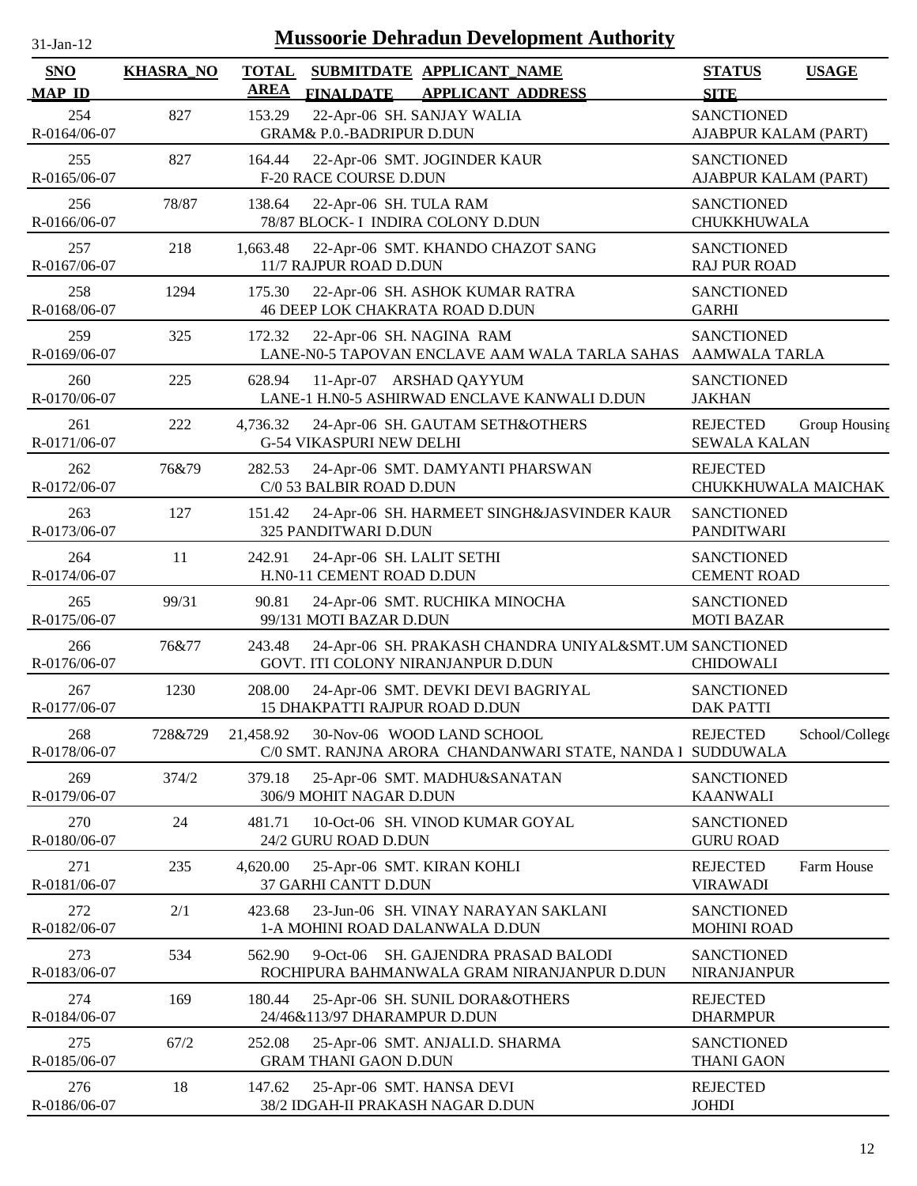# Mussoorie Dehradun Development Authority

31-Jan-12

| SNO / MAP ID | KHASRA_NO | TOTAL AREA | SUBMITDATE / FINALDATE | APPLICANT_NAME / APPLICANT ADDRESS | STATUS / SITE | USAGE |
|---|---|---|---|---|---|---|
| 254 / R-0164/06-07 | 827 | 153.29 | 22-Apr-06 | SH. SANJAY WALIA / GRAM& P.0.-BADRIPUR D.DUN | SANCTIONED / AJABPUR KALAM (PART) | |
| 255 / R-0165/06-07 | 827 | 164.44 | 22-Apr-06 | SMT. JOGINDER KAUR / F-20 RACE COURSE D.DUN | SANCTIONED / AJABPUR KALAM (PART) | |
| 256 / R-0166/06-07 | 78/87 | 138.64 | 22-Apr-06 | SH. TULA RAM / 78/87 BLOCK- I INDIRA COLONY D.DUN | SANCTIONED / CHUKKHUWALA | |
| 257 / R-0167/06-07 | 218 | 1,663.48 | 22-Apr-06 | SMT. KHANDO CHAZOT SANG / 11/7 RAJPUR ROAD D.DUN | SANCTIONED / RAJ PUR ROAD | |
| 258 / R-0168/06-07 | 1294 | 175.30 | 22-Apr-06 | SH. ASHOK KUMAR RATRA / 46 DEEP LOK CHAKRATA ROAD D.DUN | SANCTIONED / GARHI | |
| 259 / R-0169/06-07 | 325 | 172.32 | 22-Apr-06 | SH. NAGINA RAM / LANE-N0-5 TAPOVAN ENCLAVE AAM WALA TARLA SAHAS | SANCTIONED / AAMWALA TARLA | |
| 260 / R-0170/06-07 | 225 | 628.94 | 11-Apr-07 | ARSHAD QAYYUM / LANE-1 H.N0-5 ASHIRWAD ENCLAVE KANWALI D.DUN | SANCTIONED / JAKHAN | |
| 261 / R-0171/06-07 | 222 | 4,736.32 | 24-Apr-06 | SH. GAUTAM SETH&OTHERS / G-54 VIKASPURI NEW DELHI | REJECTED / SEWALA KALAN | Group Housing |
| 262 / R-0172/06-07 | 76&79 | 282.53 | 24-Apr-06 | SMT. DAMYANTI PHARSWAN / C/0 53 BALBIR ROAD D.DUN | REJECTED / CHUKKHUWALA MAICHAK | |
| 263 / R-0173/06-07 | 127 | 151.42 | 24-Apr-06 | SH. HARMEET SINGH&JASVINDER KAUR / 325 PANDITWARI D.DUN | SANCTIONED / PANDITWARI | |
| 264 / R-0174/06-07 | 11 | 242.91 | 24-Apr-06 | SH. LALIT SETHI / H.N0-11 CEMENT ROAD D.DUN | SANCTIONED / CEMENT ROAD | |
| 265 / R-0175/06-07 | 99/31 | 90.81 | 24-Apr-06 | SMT. RUCHIKA MINOCHA / 99/131 MOTI BAZAR D.DUN | SANCTIONED / MOTI BAZAR | |
| 266 / R-0176/06-07 | 76&77 | 243.48 | 24-Apr-06 | SH. PRAKASH CHANDRA UNIYAL&SMT.UM / GOVT. ITI COLONY NIRANJANPUR D.DUN | SANCTIONED / CHIDOWALI | |
| 267 / R-0177/06-07 | 1230 | 208.00 | 24-Apr-06 | SMT. DEVKI DEVI BAGRIYAL / 15 DHAKPATTI RAJPUR ROAD D.DUN | SANCTIONED / DAK PATTI | |
| 268 / R-0178/06-07 | 728&729 | 21,458.92 | 30-Nov-06 | WOOD LAND SCHOOL / C/0 SMT. RANJNA ARORA CHANDANWARI STATE, NANDA I | REJECTED / SUDDUWALA | School/College |
| 269 / R-0179/06-07 | 374/2 | 379.18 | 25-Apr-06 | SMT. MADHU&SANATAN / 306/9 MOHIT NAGAR D.DUN | SANCTIONED / KAANWALI | |
| 270 / R-0180/06-07 | 24 | 481.71 | 10-Oct-06 | SH. VINOD KUMAR GOYAL / 24/2 GURU ROAD D.DUN | SANCTIONED / GURU ROAD | |
| 271 / R-0181/06-07 | 235 | 4,620.00 | 25-Apr-06 | SMT. KIRAN KOHLI / 37 GARHI CANTT D.DUN | REJECTED / VIRAWADI | Farm House |
| 272 / R-0182/06-07 | 2/1 | 423.68 | 23-Jun-06 | SH. VINAY NARAYAN SAKLANI / 1-A MOHINI ROAD DALANWALA D.DUN | SANCTIONED / MOHINI ROAD | |
| 273 / R-0183/06-07 | 534 | 562.90 | 9-Oct-06 | SH. GAJENDRA PRASAD BALODI / ROCHIPURA BAHMANWALA GRAM NIRANJANPUR D.DUN | SANCTIONED / NIRANJANPUR | |
| 274 / R-0184/06-07 | 169 | 180.44 | 25-Apr-06 | SH. SUNIL DORA&OTHERS / 24/46&113/97 DHARAMPUR D.DUN | REJECTED / DHARMPUR | |
| 275 / R-0185/06-07 | 67/2 | 252.08 | 25-Apr-06 | SMT. ANJALI.D. SHARMA / GRAM THANI GAON D.DUN | SANCTIONED / THANI GAON | |
| 276 / R-0186/06-07 | 18 | 147.62 | 25-Apr-06 | SMT. HANSA DEVI / 38/2 IDGAH-II PRAKASH NAGAR D.DUN | REJECTED / JOHDI | |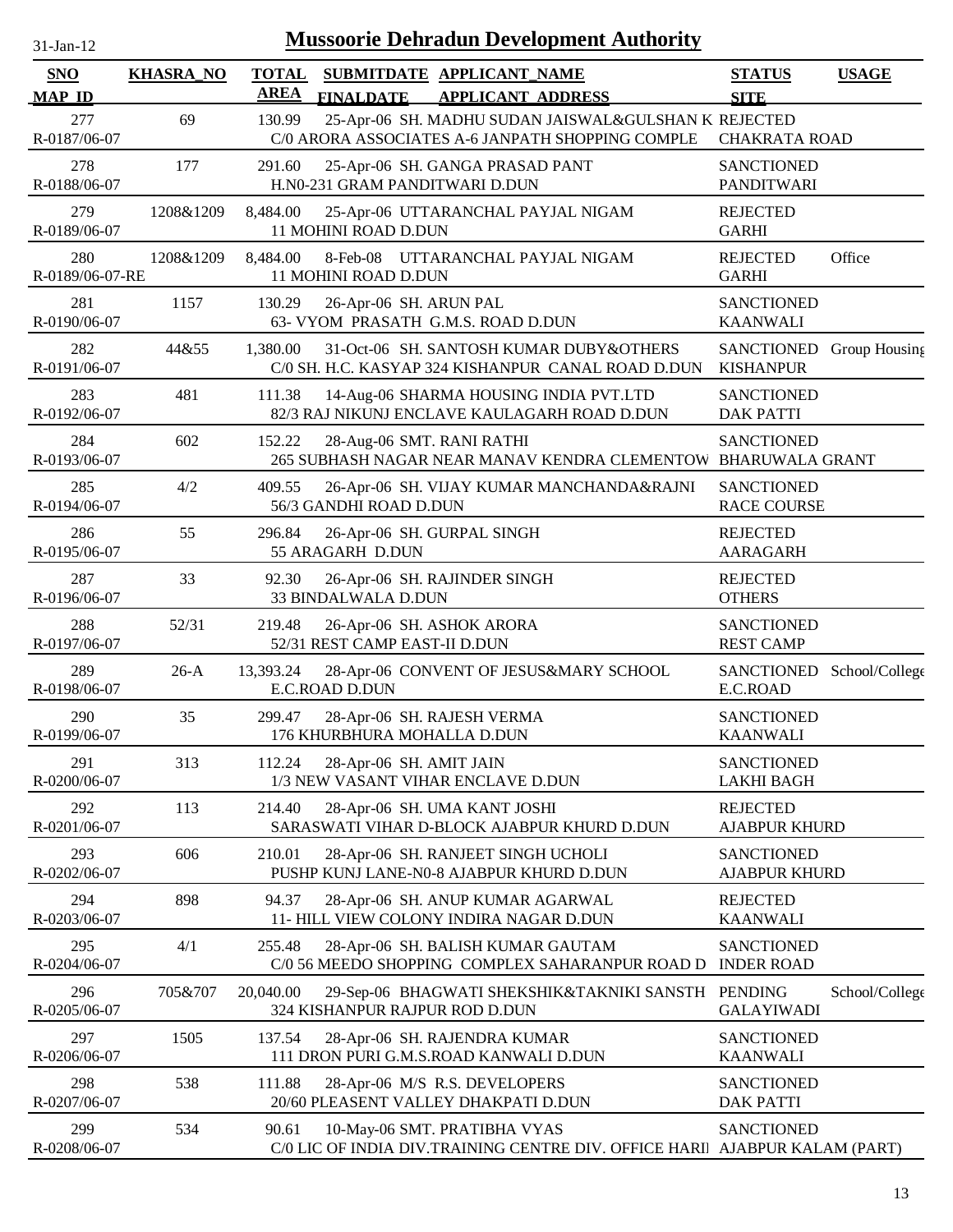# Mussoorie Dehradun Development Authority

| SNO / MAP_ID | KHASRA_NO | TOTAL AREA | SUBMITDATE / FINALDATE | APPLICANT_NAME / APPLICANT_ADDRESS | STATUS / SITE | USAGE |
|---|---|---|---|---|---|---|
| 277 / R-0187/06-07 | 69 | 130.99 | 25-Apr-06 | SH. MADHU SUDAN JAISWAL&GULSHAN K / C/0 ARORA ASSOCIATES A-6 JANPATH SHOPPING COMPLE | REJECTED / CHAKRATA ROAD | |
| 278 / R-0188/06-07 | 177 | 291.60 | 25-Apr-06 | SH. GANGA PRASAD PANT / H.N0-231 GRAM PANDITWARI D.DUN | SANCTIONED / PANDITWARI | |
| 279 / R-0189/06-07 | 1208&1209 | 8,484.00 | 25-Apr-06 | UTTARANCHAL PAYJAL NIGAM / 11 MOHINI ROAD D.DUN | REJECTED / GARHI | |
| 280 / R-0189/06-07-RE | 1208&1209 | 8,484.00 | 8-Feb-08 | UTTARANCHAL PAYJAL NIGAM / 11 MOHINI ROAD D.DUN | REJECTED / GARHI | Office |
| 281 / R-0190/06-07 | 1157 | 130.29 | 26-Apr-06 | SH. ARUN PAL / 63- VYOM PRASATH G.M.S. ROAD D.DUN | SANCTIONED / KAANWALI | |
| 282 / R-0191/06-07 | 44&55 | 1,380.00 | 31-Oct-06 | SH. SANTOSH KUMAR DUBY&OTHERS / C/0 SH. H.C. KASYAP 324 KISHANPUR CANAL ROAD D.DUN | SANCTIONED / KISHANPUR | Group Housing |
| 283 / R-0192/06-07 | 481 | 111.38 | 14-Aug-06 | SHARMA HOUSING INDIA PVT.LTD / 82/3 RAJ NIKUNJ ENCLAVE KAULAGARH ROAD D.DUN | SANCTIONED / DAK PATTI | |
| 284 / R-0193/06-07 | 602 | 152.22 | 28-Aug-06 | SMT. RANI RATHI / 265 SUBHASH NAGAR NEAR MANAV KENDRA CLEMENTOW | SANCTIONED / BHARUWALA GRANT | |
| 285 / R-0194/06-07 | 4/2 | 409.55 | 26-Apr-06 | SH. VIJAY KUMAR MANCHANDA&RAJNI / 56/3 GANDHI ROAD D.DUN | SANCTIONED / RACE COURSE | |
| 286 / R-0195/06-07 | 55 | 296.84 | 26-Apr-06 | SH. GURPAL SINGH / 55 AARAGARH D.DUN | REJECTED / AARAGARH | |
| 287 / R-0196/06-07 | 33 | 92.30 | 26-Apr-06 | SH. RAJINDER SINGH / 33 BINDALWALA D.DUN | REJECTED / OTHERS | |
| 288 / R-0197/06-07 | 52/31 | 219.48 | 26-Apr-06 | SH. ASHOK ARORA / 52/31 REST CAMP EAST-II D.DUN | SANCTIONED / REST CAMP | |
| 289 / R-0198/06-07 | 26-A | 13,393.24 | 28-Apr-06 | CONVENT OF JESUS&MARY SCHOOL / E.C.ROAD D.DUN | SANCTIONED / E.C.ROAD | School/College |
| 290 / R-0199/06-07 | 35 | 299.47 | 28-Apr-06 | SH. RAJESH VERMA / 176 KHURBHURA MOHALLA D.DUN | SANCTIONED / KAANWALI | |
| 291 / R-0200/06-07 | 313 | 112.24 | 28-Apr-06 | SH. AMIT JAIN / 1/3 NEW VASANT VIHAR ENCLAVE D.DUN | SANCTIONED / LAKHI BAGH | |
| 292 / R-0201/06-07 | 113 | 214.40 | 28-Apr-06 | SH. UMA KANT JOSHI / SARASWATI VIHAR D-BLOCK AJABPUR KHURD D.DUN | REJECTED / AJABPUR KHURD | |
| 293 / R-0202/06-07 | 606 | 210.01 | 28-Apr-06 | SH. RANJEET SINGH UCHOLI / PUSHP KUNJ LANE-N0-8 AJABPUR KHURD D.DUN | SANCTIONED / AJABPUR KHURD | |
| 294 / R-0203/06-07 | 898 | 94.37 | 28-Apr-06 | SH. ANUP KUMAR AGARWAL / 11- HILL VIEW COLONY INDIRA NAGAR D.DUN | REJECTED / KAANWALI | |
| 295 / R-0204/06-07 | 4/1 | 255.48 | 28-Apr-06 | SH. BALISH KUMAR GAUTAM / C/0 56 MEEDO SHOPPING COMPLEX SAHARANPUR ROAD D | SANCTIONED / INDER ROAD | |
| 296 / R-0205/06-07 | 705&707 | 20,040.00 | 29-Sep-06 | BHAGWATI SHEKSHIK&TAKNIKI SANSTH / 324 KISHANPUR RAJPUR ROD D.DUN | PENDING / GALAYIWADI | School/College |
| 297 / R-0206/06-07 | 1505 | 137.54 | 28-Apr-06 | SH. RAJENDRA KUMAR / 111 DRON PURI G.M.S.ROAD KANWALI D.DUN | SANCTIONED / KAANWALI | |
| 298 / R-0207/06-07 | 538 | 111.88 | 28-Apr-06 | M/S R.S. DEVELOPERS / 20/60 PLEASENT VALLEY DHAKPATI D.DUN | SANCTIONED / DAK PATTI | |
| 299 / R-0208/06-07 | 534 | 90.61 | 10-May-06 | SMT. PRATIBHA VYAS / C/0 LIC OF INDIA DIV.TRAINING CENTRE DIV. OFFICE HARII | SANCTIONED / AJABPUR KALAM (PART) | |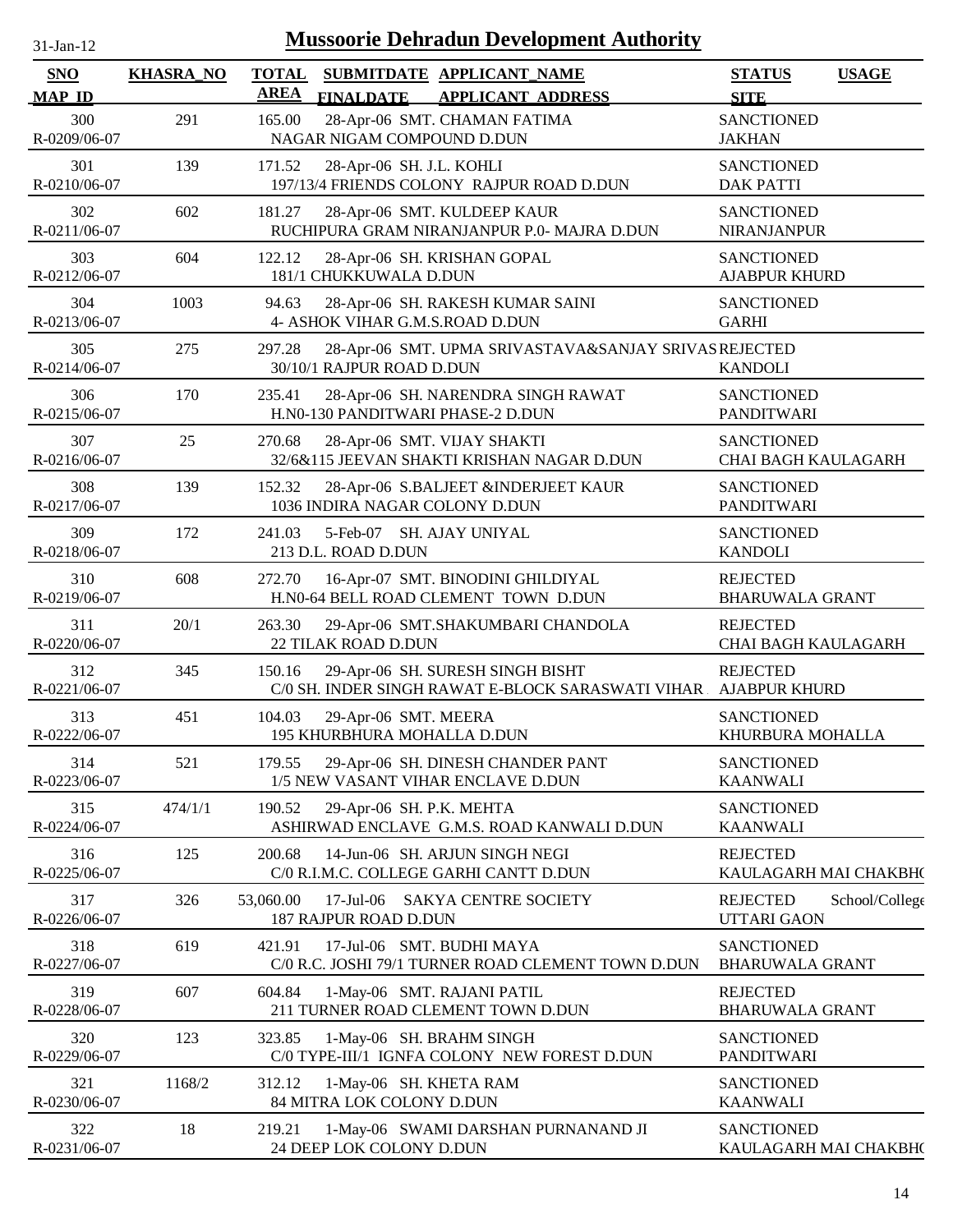# Mussoorie Dehradun Development Authority

31-Jan-12

| SNO<br>MAP_ID | KHASRA_NO | TOTAL AREA | SUBMITDATE<br>FINALDATE | APPLICANT_NAME<br>APPLICANT_ADDRESS | STATUS<br>SITE | USAGE |
|---|---|---|---|---|---|---|
| 300<br>R-0209/06-07 | 291 | 165.00 | 28-Apr-06 | SMT. CHAMAN FATIMA<br>NAGAR NIGAM COMPOUND D.DUN | SANCTIONED<br>JAKHAN | |
| 301<br>R-0210/06-07 | 139 | 171.52 | 28-Apr-06 | SH. J.L. KOHLI<br>197/13/4 FRIENDS COLONY RAJPUR ROAD D.DUN | SANCTIONED<br>DAK PATTI | |
| 302<br>R-0211/06-07 | 602 | 181.27 | 28-Apr-06 | SMT. KULDEEP KAUR<br>RUCHIPURA GRAM NIRANJANPUR P.0- MAJRA D.DUN | SANCTIONED<br>NIRANJANPUR | |
| 303<br>R-0212/06-07 | 604 | 122.12 | 28-Apr-06 | SH. KRISHAN GOPAL<br>181/1 CHUKKUWALA D.DUN | SANCTIONED<br>AJABPUR KHURD | |
| 304<br>R-0213/06-07 | 1003 | 94.63 | 28-Apr-06 | SH. RAKESH KUMAR SAINI<br>4- ASHOK VIHAR G.M.S.ROAD D.DUN | SANCTIONED<br>GARHI | |
| 305<br>R-0214/06-07 | 275 | 297.28 | 28-Apr-06 | SMT. UPMA SRIVASTAVA&SANJAY SRIVAS<br>30/10/1 RAJPUR ROAD D.DUN | REJECTED<br>KANDOLI | |
| 306<br>R-0215/06-07 | 170 | 235.41 | 28-Apr-06 | SH. NARENDRA SINGH RAWAT<br>H.N0-130 PANDITWARI PHASE-2 D.DUN | SANCTIONED<br>PANDITWARI | |
| 307<br>R-0216/06-07 | 25 | 270.68 | 28-Apr-06 | SMT. VIJAY SHAKTI<br>32/6&115 JEEVAN SHAKTI KRISHAN NAGAR D.DUN | SANCTIONED<br>CHAI BAGH KAULAGARH | |
| 308<br>R-0217/06-07 | 139 | 152.32 | 28-Apr-06 | S.BALJEET &INDERJEET KAUR<br>1036 INDIRA NAGAR COLONY D.DUN | SANCTIONED<br>PANDITWARI | |
| 309<br>R-0218/06-07 | 172 | 241.03 | 5-Feb-07 | SH. AJAY UNIYAL<br>213 D.L. ROAD D.DUN | SANCTIONED<br>KANDOLI | |
| 310<br>R-0219/06-07 | 608 | 272.70 | 16-Apr-07 | SMT. BINODINI GHILDIYAL<br>H.N0-64 BELL ROAD CLEMENT TOWN D.DUN | REJECTED<br>BHARUWALA GRANT | |
| 311<br>R-0220/06-07 | 20/1 | 263.30 | 29-Apr-06 | SMT.SHAKUMBARI CHANDOLA<br>22 TILAK ROAD D.DUN | REJECTED<br>CHAI BAGH KAULAGARH | |
| 312<br>R-0221/06-07 | 345 | 150.16 | 29-Apr-06 | SH. SURESH SINGH BISHT<br>C/0 SH. INDER SINGH RAWAT E-BLOCK SARASWATI VIHAR | REJECTED<br>AJABPUR KHURD | |
| 313<br>R-0222/06-07 | 451 | 104.03 | 29-Apr-06 | SMT. MEERA<br>195 KHURBHURA MOHALLA D.DUN | SANCTIONED<br>KHURBURA MOHALLA | |
| 314<br>R-0223/06-07 | 521 | 179.55 | 29-Apr-06 | SH. DINESH CHANDER PANT<br>1/5 NEW VASANT VIHAR ENCLAVE D.DUN | SANCTIONED<br>KAANWALI | |
| 315<br>R-0224/06-07 | 474/1/1 | 190.52 | 29-Apr-06 | SH. P.K. MEHTA<br>ASHIRWAD ENCLAVE G.M.S. ROAD KANWALI D.DUN | SANCTIONED<br>KAANWALI | |
| 316<br>R-0225/06-07 | 125 | 200.68 | 14-Jun-06 | SH. ARJUN SINGH NEGI<br>C/0 R.I.M.C. COLLEGE GARHI CANTT D.DUN | REJECTED<br>KAULAGARH MAI CHAKBH( | |
| 317<br>R-0226/06-07 | 326 | 53,060.00 | 17-Jul-06 | SAKYA CENTRE SOCIETY<br>187 RAJPUR ROAD D.DUN | REJECTED<br>UTTARI GAON | School/College |
| 318<br>R-0227/06-07 | 619 | 421.91 | 17-Jul-06 | SMT. BUDHI MAYA<br>C/0 R.C. JOSHI 79/1 TURNER ROAD CLEMENT TOWN D.DUN | SANCTIONED<br>BHARUWALA GRANT | |
| 319<br>R-0228/06-07 | 607 | 604.84 | 1-May-06 | SMT. RAJANI PATIL<br>211 TURNER ROAD CLEMENT TOWN D.DUN | REJECTED<br>BHARUWALA GRANT | |
| 320<br>R-0229/06-07 | 123 | 323.85 | 1-May-06 | SH. BRAHM SINGH<br>C/0 TYPE-III/1 IGNFA COLONY NEW FOREST D.DUN | SANCTIONED<br>PANDITWARI | |
| 321<br>R-0230/06-07 | 1168/2 | 312.12 | 1-May-06 | SH. KHETA RAM<br>84 MITRA LOK COLONY D.DUN | SANCTIONED<br>KAANWALI | |
| 322<br>R-0231/06-07 | 18 | 219.21 | 1-May-06 | SWAMI DARSHAN PURNANAND JI<br>24 DEEP LOK COLONY D.DUN | SANCTIONED<br>KAULAGARH MAI CHAKBH( | |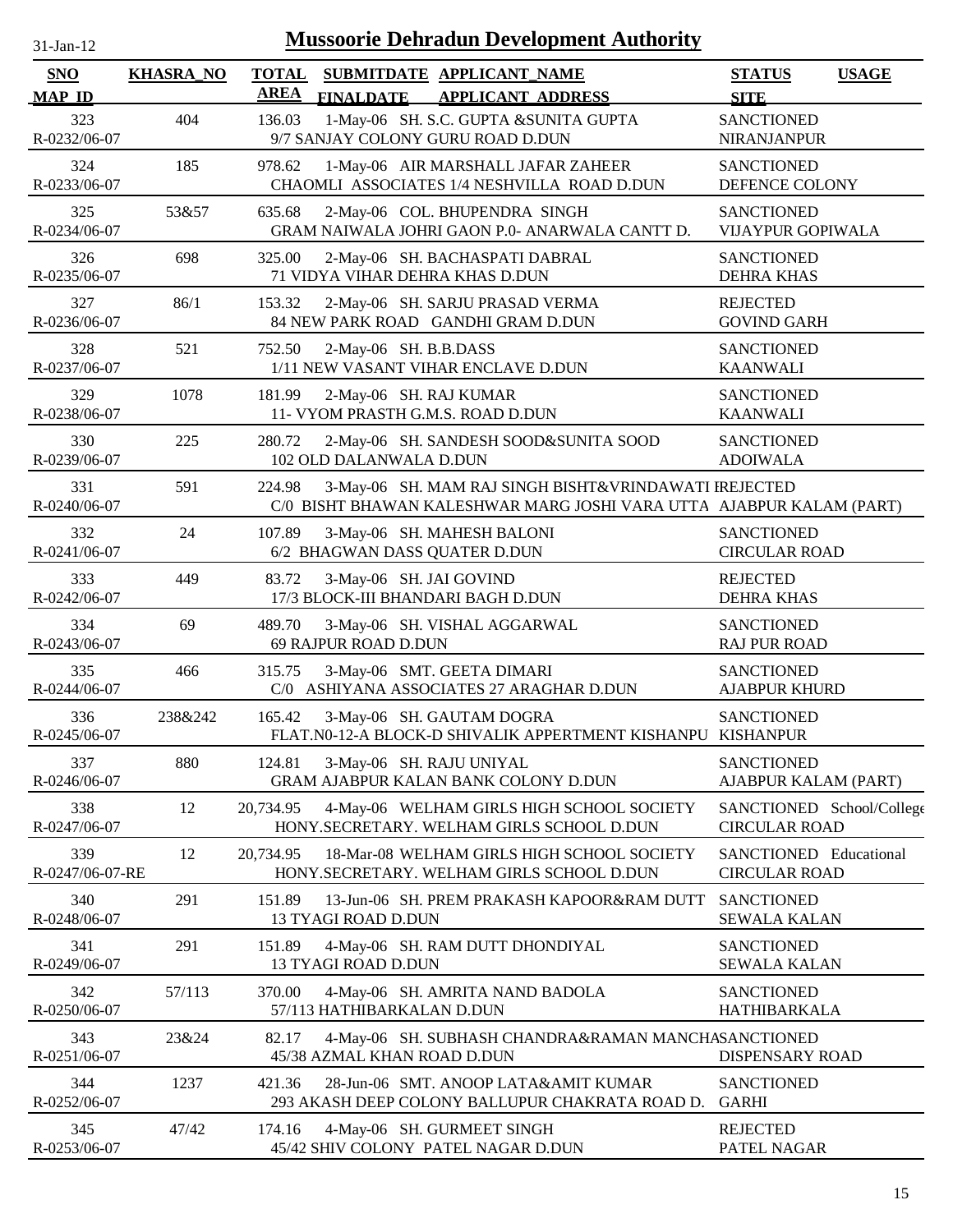# Mussoorie Dehradun Development Authority

31-Jan-12

| SNO / MAP_ID | KHASRA_NO | TOTAL AREA | SUBMITDATE / FINALDATE | APPLICANT_NAME / APPLICANT_ADDRESS | STATUS / SITE | USAGE |
|---|---|---|---|---|---|---|
| 323 / R-0232/06-07 | 404 | 136.03 | 1-May-06 | SH. S.C. GUPTA &SUNITA GUPTA / 9/7 SANJAY COLONY GURU ROAD D.DUN | SANCTIONED / NIRANJANPUR | |
| 324 / R-0233/06-07 | 185 | 978.62 | 1-May-06 | AIR MARSHALL JAFAR ZAHEER / CHAOMLI ASSOCIATES 1/4 NESHVILLA ROAD D.DUN | SANCTIONED / DEFENCE COLONY | |
| 325 / R-0234/06-07 | 53&57 | 635.68 | 2-May-06 | COL. BHUPENDRA SINGH / GRAM NAIWALA JOHRI GAON P.0- ANARWALA CANTT D. | SANCTIONED / VIJAYPUR GOPIWALA | |
| 326 / R-0235/06-07 | 698 | 325.00 | 2-May-06 | SH. BACHASPATI DABRAL / 71 VIDYA VIHAR DEHRA KHAS D.DUN | SANCTIONED / DEHRA KHAS | |
| 327 / R-0236/06-07 | 86/1 | 153.32 | 2-May-06 | SH. SARJU PRASAD VERMA / 84 NEW PARK ROAD GANDHI GRAM D.DUN | REJECTED / GOVIND GARH | |
| 328 / R-0237/06-07 | 521 | 752.50 | 2-May-06 | SH. B.B.DASS / 1/11 NEW VASANT VIHAR ENCLAVE D.DUN | SANCTIONED / KAANWALI | |
| 329 / R-0238/06-07 | 1078 | 181.99 | 2-May-06 | SH. RAJ KUMAR / 11- VYOM PRASTH G.M.S. ROAD D.DUN | SANCTIONED / KAANWALI | |
| 330 / R-0239/06-07 | 225 | 280.72 | 2-May-06 | SH. SANDESH SOOD&SUNITA SOOD / 102 OLD DALANWALA D.DUN | SANCTIONED / ADOIWALA | |
| 331 / R-0240/06-07 | 591 | 224.98 | 3-May-06 | SH. MAM RAJ SINGH BISHT&VRINDAWATI I / C/0 BISHT BHAWAN KALESHWAR MARG JOSHI VARA UTTA | REJECTED / AJABPUR KALAM (PART) | |
| 332 / R-0241/06-07 | 24 | 107.89 | 3-May-06 | SH. MAHESH BALONI / 6/2 BHAGWAN DASS QUATER D.DUN | SANCTIONED / CIRCULAR ROAD | |
| 333 / R-0242/06-07 | 449 | 83.72 | 3-May-06 | SH. JAI GOVIND / 17/3 BLOCK-III BHANDARI BAGH D.DUN | REJECTED / DEHRA KHAS | |
| 334 / R-0243/06-07 | 69 | 489.70 | 3-May-06 | SH. VISHAL AGGARWAL / 69 RAJPUR ROAD D.DUN | SANCTIONED / RAJ PUR ROAD | |
| 335 / R-0244/06-07 | 466 | 315.75 | 3-May-06 | SMT. GEETA DIMARI / C/0 ASHIYANA ASSOCIATES 27 ARAGHAR D.DUN | SANCTIONED / AJABPUR KHURD | |
| 336 / R-0245/06-07 | 238&242 | 165.42 | 3-May-06 | SH. GAUTAM DOGRA / FLAT.N0-12-A BLOCK-D SHIVALIK APPERTMENT KISHANPU | SANCTIONED / KISHANPUR | |
| 337 / R-0246/06-07 | 880 | 124.81 | 3-May-06 | SH. RAJU UNIYAL / GRAM AJABPUR KALAN BANK COLONY D.DUN | SANCTIONED / AJABPUR KALAM (PART) | |
| 338 / R-0247/06-07 | 12 | 20,734.95 | 4-May-06 | WELHAM GIRLS HIGH SCHOOL SOCIETY / HONY.SECRETARY. WELHAM GIRLS SCHOOL D.DUN | SANCTIONED / CIRCULAR ROAD | School/College |
| 339 / R-0247/06-07-RE | 12 | 20,734.95 | 18-Mar-08 | WELHAM GIRLS HIGH SCHOOL SOCIETY / HONY.SECRETARY. WELHAM GIRLS SCHOOL D.DUN | SANCTIONED / CIRCULAR ROAD | Educational |
| 340 / R-0248/06-07 | 291 | 151.89 | 13-Jun-06 | SH. PREM PRAKASH KAPOOR&RAM DUTT / 13 TYAGI ROAD D.DUN | SANCTIONED / SEWALA KALAN | |
| 341 / R-0249/06-07 | 291 | 151.89 | 4-May-06 | SH. RAM DUTT DHONDIYAL / 13 TYAGI ROAD D.DUN | SANCTIONED / SEWALA KALAN | |
| 342 / R-0250/06-07 | 57/113 | 370.00 | 4-May-06 | SH. AMRITA NAND BADOLA / 57/113 HATHIBARKALAN D.DUN | SANCTIONED / HATHIBARKALA | |
| 343 / R-0251/06-07 | 23&24 | 82.17 | 4-May-06 | SH. SUBHASH CHANDRA&RAMAN MANCHA / 45/38 AZMAL KHAN ROAD D.DUN | SANCTIONED / DISPENSARY ROAD | |
| 344 / R-0252/06-07 | 1237 | 421.36 | 28-Jun-06 | SMT. ANOOP LATA&AMIT KUMAR / 293 AKASH DEEP COLONY BALLUPUR CHAKRATA ROAD D. | SANCTIONED / GARHI | |
| 345 / R-0253/06-07 | 47/42 | 174.16 | 4-May-06 | SH. GURMEET SINGH / 45/42 SHIV COLONY PATEL NAGAR D.DUN | REJECTED / PATEL NAGAR | |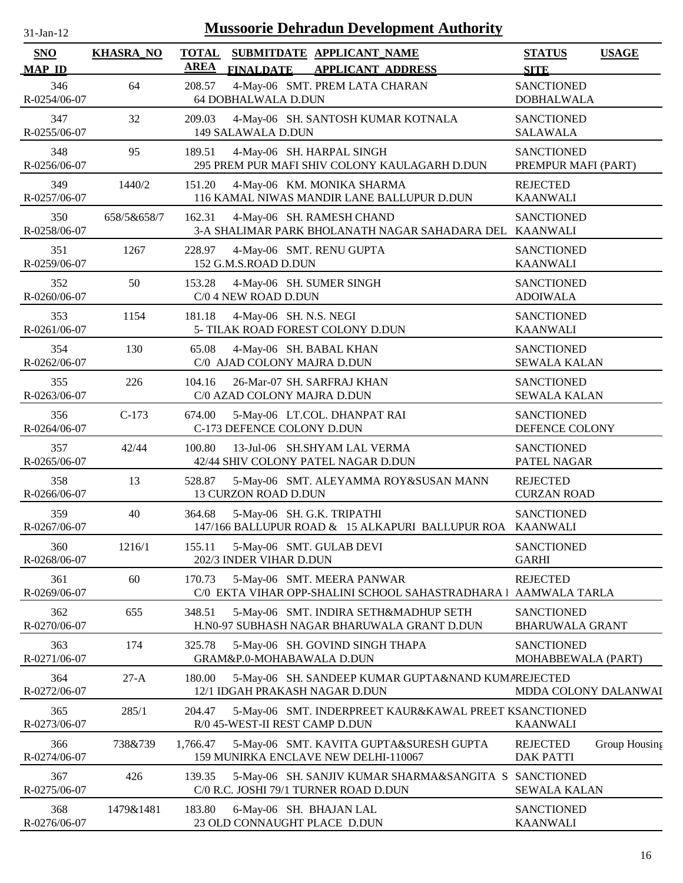# Mussoorie Dehradun Development Authority

31-Jan-12

| SNO / MAP_ID | KHASRA_NO | TOTAL AREA | SUBMITDATE / FINALDATE | APPLICANT_NAME / APPLICANT_ADDRESS | STATUS / SITE | USAGE |
|---|---|---|---|---|---|---|
| 346 / R-0254/06-07 | 64 | 208.57 | 4-May-06 | SMT. PREM LATA CHARAN / 64 DOBHALWALA D.DUN | SANCTIONED / DOBHALWALA | |
| 347 / R-0255/06-07 | 32 | 209.03 | 4-May-06 | SH. SANTOSH KUMAR KOTNALA / 149 SALAWALA D.DUN | SANCTIONED / SALAWALA | |
| 348 / R-0256/06-07 | 95 | 189.51 | 4-May-06 | SH. HARPAL SINGH / 295 PREM PUR MAFI SHIV COLONY KAULAGARH D.DUN | SANCTIONED / PREMPUR MAFI (PART) | |
| 349 / R-0257/06-07 | 1440/2 | 151.20 | 4-May-06 | KM. MONIKA SHARMA / 116 KAMAL NIWAS MANDIR LANE BALLUPUR D.DUN | REJECTED / KAANWALI | |
| 350 / R-0258/06-07 | 658/5&658/7 | 162.31 | 4-May-06 | SH. RAMESH CHAND / 3-A SHALIMAR PARK BHOLANATH NAGAR SAHADARA DEL | SANCTIONED / KAANWALI | |
| 351 / R-0259/06-07 | 1267 | 228.97 | 4-May-06 | SMT. RENU GUPTA / 152 G.M.S.ROAD D.DUN | SANCTIONED / KAANWALI | |
| 352 / R-0260/06-07 | 50 | 153.28 | 4-May-06 | SH. SUMER SINGH / C/0 4 NEW ROAD D.DUN | SANCTIONED / ADOIWALA | |
| 353 / R-0261/06-07 | 1154 | 181.18 | 4-May-06 | SH. N.S. NEGI / 5- TILAK ROAD FOREST COLONY D.DUN | SANCTIONED / KAANWALI | |
| 354 / R-0262/06-07 | 130 | 65.08 | 4-May-06 | SH. BABAL KHAN / C/0 AJAD COLONY MAJRA D.DUN | SANCTIONED / SEWALA KALAN | |
| 355 / R-0263/06-07 | 226 | 104.16 | 26-Mar-07 | SH. SARFRAJ KHAN / C/0 AZAD COLONY MAJRA D.DUN | SANCTIONED / SEWALA KALAN | |
| 356 / R-0264/06-07 | C-173 | 674.00 | 5-May-06 | LT.COL. DHANPAT RAI / C-173 DEFENCE COLONY D.DUN | SANCTIONED / DEFENCE COLONY | |
| 357 / R-0265/06-07 | 42/44 | 100.80 | 13-Jul-06 | SH.SHYAM LAL VERMA / 42/44 SHIV COLONY PATEL NAGAR D.DUN | SANCTIONED / PATEL NAGAR | |
| 358 / R-0266/06-07 | 13 | 528.87 | 5-May-06 | SMT. ALEYAMMA ROY&SUSAN MANN / 13 CURZON ROAD D.DUN | REJECTED / CURZAN ROAD | |
| 359 / R-0267/06-07 | 40 | 364.68 | 5-May-06 | SH. G.K. TRIPATHI / 147/166 BALLUPUR ROAD & 15 ALKAPURI BALLUPUR ROA | SANCTIONED / KAANWALI | |
| 360 / R-0268/06-07 | 1216/1 | 155.11 | 5-May-06 | SMT. GULAB DEVI / 202/3 INDER VIHAR D.DUN | SANCTIONED / GARHI | |
| 361 / R-0269/06-07 | 60 | 170.73 | 5-May-06 | SMT. MEERA PANWAR / C/0 EKTA VIHAR OPP-SHALINI SCHOOL SAHASTRADHARA I | REJECTED / AAMWALA TARLA | |
| 362 / R-0270/06-07 | 655 | 348.51 | 5-May-06 | SMT. INDIRA SETH&MADHUP SETH / H.N0-97 SUBHASH NAGAR BHARUWALA GRANT D.DUN | SANCTIONED / BHARUWALA GRANT | |
| 363 / R-0271/06-07 | 174 | 325.78 | 5-May-06 | SH. GOVIND SINGH THAPA / GRAM&P.0-MOHABAWALA D.DUN | SANCTIONED / MOHABBEWALA (PART) | |
| 364 / R-0272/06-07 | 27-A | 180.00 | 5-May-06 | SH. SANDEEP KUMAR GUPTA&NAND KUMA / 12/1 IDGAH PRAKASH NAGAR D.DUN | REJECTED / MDDA COLONY DALANWAI | |
| 365 / R-0273/06-07 | 285/1 | 204.47 | 5-May-06 | SMT. INDERPREET KAUR&KAWAL PREET K / R/0 45-WEST-II REST CAMP D.DUN | SANCTIONED / KAANWALI | |
| 366 / R-0274/06-07 | 738&739 | 1,766.47 | 5-May-06 | SMT. KAVITA GUPTA&SURESH GUPTA / 159 MUNIRKA ENCLAVE NEW DELHI-110067 | REJECTED / DAK PATTI | Group Housing |
| 367 / R-0275/06-07 | 426 | 139.35 | 5-May-06 | SH. SANJIV KUMAR SHARMA&SANGITA S / C/0 R.C. JOSHI 79/1 TURNER ROAD D.DUN | SANCTIONED / SEWALA KALAN | |
| 368 / R-0276/06-07 | 1479&1481 | 183.80 | 6-May-06 | SH. BHAJAN LAL / 23 OLD CONNAUGHT PLACE D.DUN | SANCTIONED / KAANWALI | |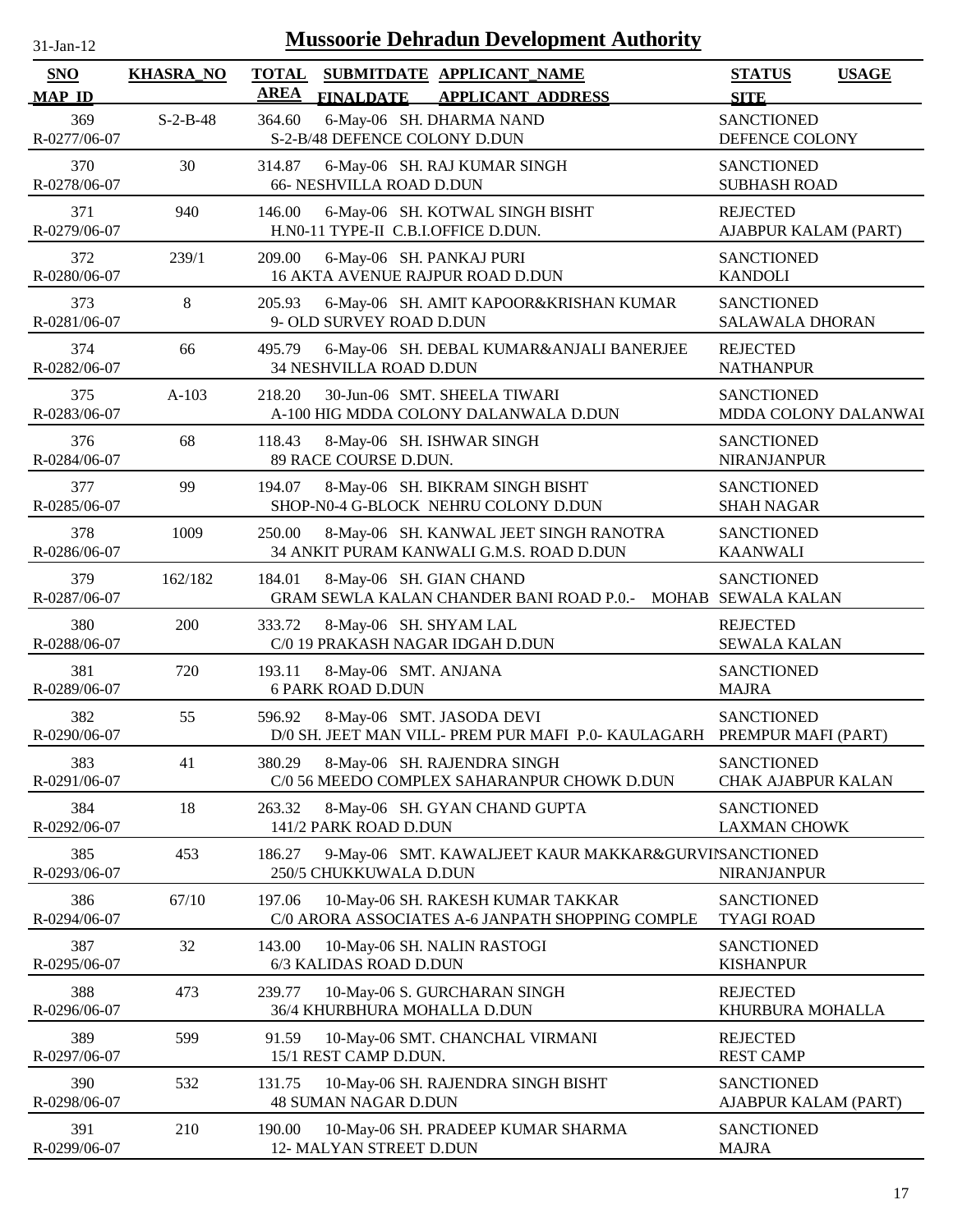# Mussoorie Dehradun Development Authority

31-Jan-12

| SNO | KHASRA_NO | TOTAL AREA | SUBMITDATE FINALDATE | APPLICANT_NAME APPLICANT ADDRESS | STATUS SITE | USAGE |
|---|---|---|---|---|---|---|
| 369 R-0277/06-07 | S-2-B-48 | 364.60 | 6-May-06 | SH. DHARMA NAND S-2-B/48 DEFENCE COLONY D.DUN | SANCTIONED DEFENCE COLONY | |
| 370 R-0278/06-07 | 30 | 314.87 | 6-May-06 | SH. RAJ KUMAR SINGH 66- NESHVILLA ROAD D.DUN | SANCTIONED SUBHASH ROAD | |
| 371 R-0279/06-07 | 940 | 146.00 | 6-May-06 | SH. KOTWAL SINGH BISHT H.N0-11 TYPE-II C.B.I.OFFICE D.DUN. | REJECTED AJABPUR KALAM (PART) | |
| 372 R-0280/06-07 | 239/1 | 209.00 | 6-May-06 | SH. PANKAJ PURI 16 AKTA AVENUE RAJPUR ROAD D.DUN | SANCTIONED KANDOLI | |
| 373 R-0281/06-07 | 8 | 205.93 | 6-May-06 | SH. AMIT KAPOOR&KRISHAN KUMAR 9- OLD SURVEY ROAD D.DUN | SANCTIONED SALAWALA DHORAN | |
| 374 R-0282/06-07 | 66 | 495.79 | 6-May-06 | SH. DEBAL KUMAR&ANJALI BANERJEE 34 NESHVILLA ROAD D.DUN | REJECTED NATHANPUR | |
| 375 R-0283/06-07 | A-103 | 218.20 | 30-Jun-06 | SMT. SHEELA TIWARI A-100 HIG MDDA COLONY DALANWALA D.DUN | SANCTIONED MDDA COLONY DALANWAI | |
| 376 R-0284/06-07 | 68 | 118.43 | 8-May-06 | SH. ISHWAR SINGH 89 RACE COURSE D.DUN. | SANCTIONED NIRANJANPUR | |
| 377 R-0285/06-07 | 99 | 194.07 | 8-May-06 | SH. BIKRAM SINGH BISHT SHOP-N0-4 G-BLOCK NEHRU COLONY D.DUN | SANCTIONED SHAH NAGAR | |
| 378 R-0286/06-07 | 1009 | 250.00 | 8-May-06 | SH. KANWAL JEET SINGH RANOTRA 34 ANKIT PURAM KANWALI G.M.S. ROAD D.DUN | SANCTIONED KAANWALI | |
| 379 R-0287/06-07 | 162/182 | 184.01 | 8-May-06 | SH. GIAN CHAND GRAM SEWLA KALAN CHANDER BANI ROAD P.0.- MOHAB | SANCTIONED SEWALA KALAN | |
| 380 R-0288/06-07 | 200 | 333.72 | 8-May-06 | SH. SHYAM LAL C/0 19 PRAKASH NAGAR IDGAH D.DUN | REJECTED SEWALA KALAN | |
| 381 R-0289/06-07 | 720 | 193.11 | 8-May-06 | SMT. ANJANA 6 PARK ROAD D.DUN | SANCTIONED MAJRA | |
| 382 R-0290/06-07 | 55 | 596.92 | 8-May-06 | SMT. JASODA DEVI D/0 SH. JEET MAN VILL- PREM PUR MAFI P.0- KAULAGARH | SANCTIONED PREMPUR MAFI (PART) | |
| 383 R-0291/06-07 | 41 | 380.29 | 8-May-06 | SH. RAJENDRA SINGH C/0 56 MEEDO COMPLEX SAHARANPUR CHOWK D.DUN | SANCTIONED CHAK AJABPUR KALAN | |
| 384 R-0292/06-07 | 18 | 263.32 | 8-May-06 | SH. GYAN CHAND GUPTA 141/2 PARK ROAD D.DUN | SANCTIONED LAXMAN CHOWK | |
| 385 R-0293/06-07 | 453 | 186.27 | 9-May-06 | SMT. KAWALJEET KAUR MAKKAR&GURVII 250/5 CHUKKUWALA D.DUN | SANCTIONED NIRANJANPUR | |
| 386 R-0294/06-07 | 67/10 | 197.06 | 10-May-06 | SH. RAKESH KUMAR TAKKAR C/0 ARORA ASSOCIATES A-6 JANPATH SHOPPING COMPLE | SANCTIONED TYAGI ROAD | |
| 387 R-0295/06-07 | 32 | 143.00 | 10-May-06 | SH. NALIN RASTOGI 6/3 KALIDAS ROAD D.DUN | SANCTIONED KISHANPUR | |
| 388 R-0296/06-07 | 473 | 239.77 | 10-May-06 | S. GURCHARAN SINGH 36/4 KHURBHURA MOHALLA D.DUN | REJECTED KHURBURA MOHALLA | |
| 389 R-0297/06-07 | 599 | 91.59 | 10-May-06 | SMT. CHANCHAL VIRMANI 15/1 REST CAMP D.DUN. | REJECTED REST CAMP | |
| 390 R-0298/06-07 | 532 | 131.75 | 10-May-06 | SH. RAJENDRA SINGH BISHT 48 SUMAN NAGAR D.DUN | SANCTIONED AJABPUR KALAM (PART) | |
| 391 R-0299/06-07 | 210 | 190.00 | 10-May-06 | SH. PRADEEP KUMAR SHARMA 12- MALYAN STREET D.DUN | SANCTIONED MAJRA | |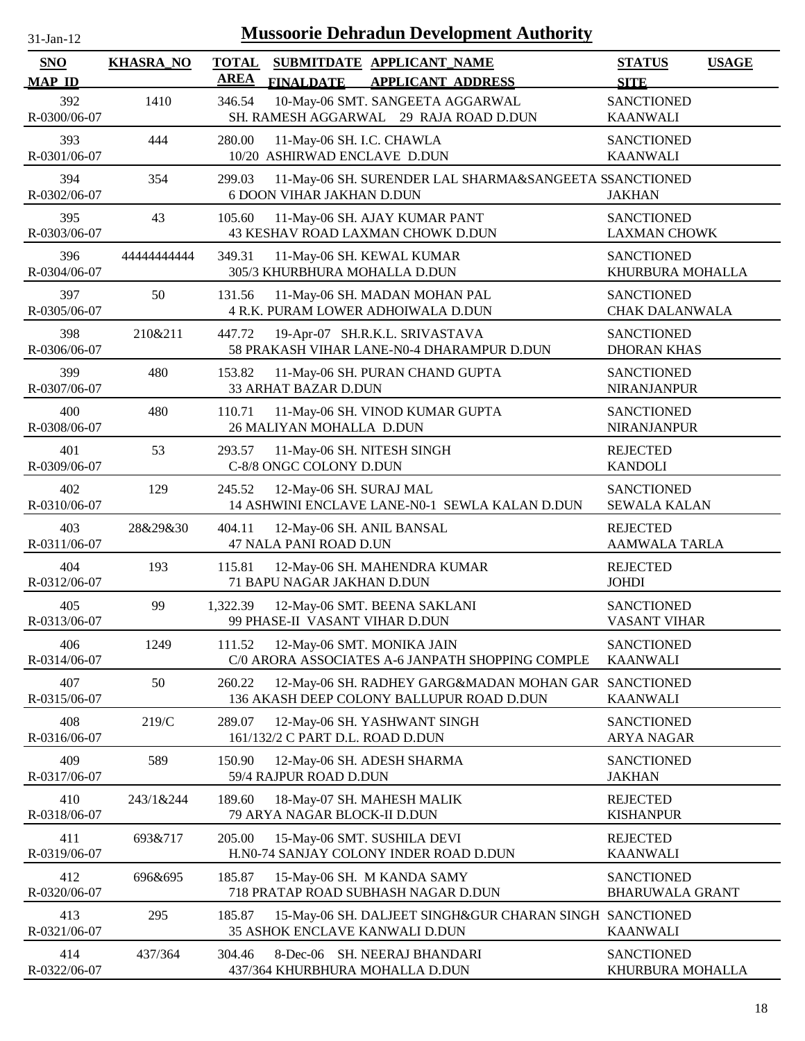# Mussoorie Dehradun Development Authority

31-Jan-12

| SNO / MAP_ID | KHASRA_NO | TOTAL AREA | SUBMITDATE / FINALDATE | APPLICANT_NAME / APPLICANT_ADDRESS | STATUS / SITE | USAGE |
|---|---|---|---|---|---|---|
| 392 / R-0300/06-07 | 1410 | 346.54 | 10-May-06 | SMT. SANGEETA AGGARWAL / SH. RAMESH AGGARWAL 29 RAJA ROAD D.DUN | SANCTIONED / KAANWALI | |
| 393 / R-0301/06-07 | 444 | 280.00 | 11-May-06 | SH. I.C. CHAWLA / 10/20 ASHIRWAD ENCLAVE D.DUN | SANCTIONED / KAANWALI | |
| 394 / R-0302/06-07 | 354 | 299.03 | 11-May-06 | SH. SURENDER LAL SHARMA&SANGEETA S / 6 DOON VIHAR JAKHAN D.DUN | SANCTIONED / JAKHAN | |
| 395 / R-0303/06-07 | 43 | 105.60 | 11-May-06 | SH. AJAY KUMAR PANT / 43 KESHAV ROAD LAXMAN CHOWK D.DUN | SANCTIONED / LAXMAN CHOWK | |
| 396 / R-0304/06-07 | 44444444444 | 349.31 | 11-May-06 | SH. KEWAL KUMAR / 305/3 KHURBHURA MOHALLA D.DUN | SANCTIONED / KHURBURA MOHALLA | |
| 397 / R-0305/06-07 | 50 | 131.56 | 11-May-06 | SH. MADAN MOHAN PAL / 4 R.K. PURAM LOWER ADHOIWALA D.DUN | SANCTIONED / CHAK DALANWALA | |
| 398 / R-0306/06-07 | 210&211 | 447.72 | 19-Apr-07 | SH.R.K.L. SRIVASTAVA / 58 PRAKASH VIHAR LANE-N0-4 DHARAMPUR D.DUN | SANCTIONED / DHORAN KHAS | |
| 399 / R-0307/06-07 | 480 | 153.82 | 11-May-06 | SH. PURAN CHAND GUPTA / 33 ARHAT BAZAR D.DUN | SANCTIONED / NIRANJANPUR | |
| 400 / R-0308/06-07 | 480 | 110.71 | 11-May-06 | SH. VINOD KUMAR GUPTA / 26 MALIYAN MOHALLA D.DUN | SANCTIONED / NIRANJANPUR | |
| 401 / R-0309/06-07 | 53 | 293.57 | 11-May-06 | SH. NITESH SINGH / C-8/8 ONGC COLONY D.DUN | REJECTED / KANDOLI | |
| 402 / R-0310/06-07 | 129 | 245.52 | 12-May-06 | SH. SURAJ MAL / 14 ASHWINI ENCLAVE LANE-N0-1 SEWLA KALAN D.DUN | SANCTIONED / SEWALA KALAN | |
| 403 / R-0311/06-07 | 28&29&30 | 404.11 | 12-May-06 | SH. ANIL BANSAL / 47 NALA PANI ROAD D.UN | REJECTED / AAMWALA TARLA | |
| 404 / R-0312/06-07 | 193 | 115.81 | 12-May-06 | SH. MAHENDRA KUMAR / 71 BAPU NAGAR JAKHAN D.DUN | REJECTED / JOHDI | |
| 405 / R-0313/06-07 | 99 | 1,322.39 | 12-May-06 | SMT. BEENA SAKLANI / 99 PHASE-II VASANT VIHAR D.DUN | SANCTIONED / VASANT VIHAR | |
| 406 / R-0314/06-07 | 1249 | 111.52 | 12-May-06 | SMT. MONIKA JAIN / C/0 ARORA ASSOCIATES A-6 JANPATH SHOPPING COMPLE | SANCTIONED / KAANWALI | |
| 407 / R-0315/06-07 | 50 | 260.22 | 12-May-06 | SH. RADHEY GARG&MADAN MOHAN GAR / 136 AKASH DEEP COLONY BALLUPUR ROAD D.DUN | SANCTIONED / KAANWALI | |
| 408 / R-0316/06-07 | 219/C | 289.07 | 12-May-06 | SH. YASHWANT SINGH / 161/132/2 C PART D.L. ROAD D.DUN | SANCTIONED / ARYA NAGAR | |
| 409 / R-0317/06-07 | 589 | 150.90 | 12-May-06 | SH. ADESH SHARMA / 59/4 RAJPUR ROAD D.DUN | SANCTIONED / JAKHAN | |
| 410 / R-0318/06-07 | 243/1&244 | 189.60 | 18-May-07 | SH. MAHESH MALIK / 79 ARYA NAGAR BLOCK-II D.DUN | REJECTED / KISHANPUR | |
| 411 / R-0319/06-07 | 693&717 | 205.00 | 15-May-06 | SMT. SUSHILA DEVI / H.N0-74 SANJAY COLONY INDER ROAD D.DUN | REJECTED / KAANWALI | |
| 412 / R-0320/06-07 | 696&695 | 185.87 | 15-May-06 | SH. M KANDA SAMY / 718 PRATAP ROAD SUBHASH NAGAR D.DUN | SANCTIONED / BHARUWALA GRANT | |
| 413 / R-0321/06-07 | 295 | 185.87 | 15-May-06 | SH. DALJEET SINGH&GUR CHARAN SINGH / 35 ASHOK ENCLAVE KANWALI D.DUN | SANCTIONED / KAANWALI | |
| 414 / R-0322/06-07 | 437/364 | 304.46 | 8-Dec-06 | SH. NEERAJ BHANDARI / 437/364 KHURBHURA MOHALLA D.DUN | SANCTIONED / KHURBURA MOHALLA | |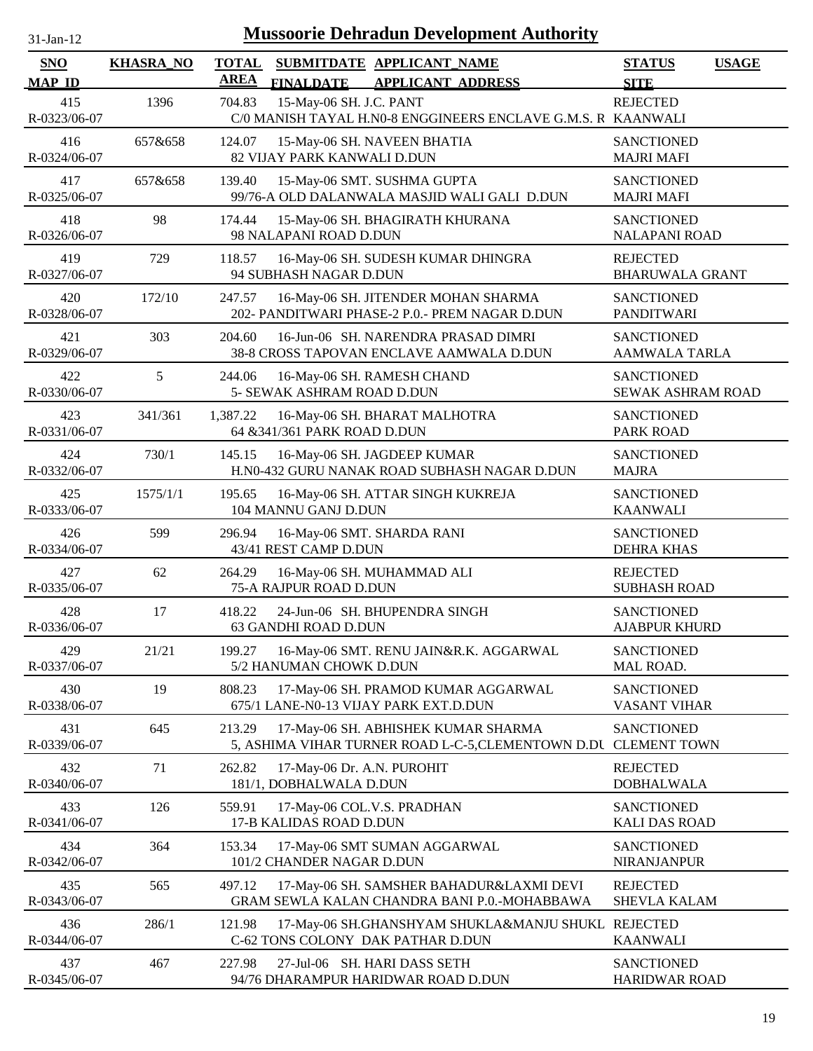# Mussoorie Dehradun Development Authority

31-Jan-12

| SNO / MAP_ID | KHASRA_NO | TOTAL AREA | SUBMITDATE / FINALDATE | APPLICANT_NAME / APPLICANT_ADDRESS | STATUS / SITE | USAGE |
|---|---|---|---|---|---|---|
| 415 / R-0323/06-07 | 1396 | 704.83 | 15-May-06 | SH. J.C. PANT / C/0 MANISH TAYAL H.N0-8 ENGGINEERS ENCLAVE G.M.S. R | REJECTED / KAANWALI | |
| 416 / R-0324/06-07 | 657&658 | 124.07 | 15-May-06 | SH. NAVEEN BHATIA / 82 VIJAY PARK KANWALI D.DUN | SANCTIONED / MAJRI MAFI | |
| 417 / R-0325/06-07 | 657&658 | 139.40 | 15-May-06 | SMT. SUSHMA GUPTA / 99/76-A OLD DALANWALA MASJID WALI GALI D.DUN | SANCTIONED / MAJRI MAFI | |
| 418 / R-0326/06-07 | 98 | 174.44 | 15-May-06 | SH. BHAGIRATH KHURANA / 98 NALAPANI ROAD D.DUN | SANCTIONED / NALAPANI ROAD | |
| 419 / R-0327/06-07 | 729 | 118.57 | 16-May-06 | SH. SUDESH KUMAR DHINGRA / 94 SUBHASH NAGAR D.DUN | REJECTED / BHARUWALA GRANT | |
| 420 / R-0328/06-07 | 172/10 | 247.57 | 16-May-06 | SH. JITENDER MOHAN SHARMA / 202- PANDITWARI PHASE-2 P.0.- PREM NAGAR D.DUN | SANCTIONED / PANDITWARI | |
| 421 / R-0329/06-07 | 303 | 204.60 | 16-Jun-06 | SH. NARENDRA PRASAD DIMRI / 38-8 CROSS TAPOVAN ENCLAVE AAMWALA D.DUN | SANCTIONED / AAMWALA TARLA | |
| 422 / R-0330/06-07 | 5 | 244.06 | 16-May-06 | SH. RAMESH CHAND / 5- SEWAK ASHRAM ROAD D.DUN | SANCTIONED / SEWAK ASHRAM ROAD | |
| 423 / R-0331/06-07 | 341/361 | 1,387.22 | 16-May-06 | SH. BHARAT MALHOTRA / 64 &341/361 PARK ROAD D.DUN | SANCTIONED / PARK ROAD | |
| 424 / R-0332/06-07 | 730/1 | 145.15 | 16-May-06 | SH. JAGDEEP KUMAR / H.N0-432 GURU NANAK ROAD SUBHASH NAGAR D.DUN | SANCTIONED / MAJRA | |
| 425 / R-0333/06-07 | 1575/1/1 | 195.65 | 16-May-06 | SH. ATTAR SINGH KUKREJA / 104 MANNU GANJ D.DUN | SANCTIONED / KAANWALI | |
| 426 / R-0334/06-07 | 599 | 296.94 | 16-May-06 | SMT. SHARDA RANI / 43/41 REST CAMP D.DUN | SANCTIONED / DEHRA KHAS | |
| 427 / R-0335/06-07 | 62 | 264.29 | 16-May-06 | SH. MUHAMMAD ALI / 75-A RAJPUR ROAD D.DUN | REJECTED / SUBHASH ROAD | |
| 428 / R-0336/06-07 | 17 | 418.22 | 24-Jun-06 | SH. BHUPENDRA SINGH / 63 GANDHI ROAD D.DUN | SANCTIONED / AJABPUR KHURD | |
| 429 / R-0337/06-07 | 21/21 | 199.27 | 16-May-06 | SMT. RENU JAIN&R.K. AGGARWAL / 5/2 HANUMAN CHOWK D.DUN | SANCTIONED / MAL ROAD. | |
| 430 / R-0338/06-07 | 19 | 808.23 | 17-May-06 | SH. PRAMOD KUMAR AGGARWAL / 675/1 LANE-N0-13 VIJAY PARK EXT.D.DUN | SANCTIONED / VASANT VIHAR | |
| 431 / R-0339/06-07 | 645 | 213.29 | 17-May-06 | SH. ABHISHEK KUMAR SHARMA / 5, ASHIMA VIHAR TURNER ROAD L-C-5,CLEMENTOWN D.DU | SANCTIONED / CLEMENT TOWN | |
| 432 / R-0340/06-07 | 71 | 262.82 | 17-May-06 | Dr. A.N. PUROHIT / 181/1, DOBHALWALA D.DUN | REJECTED / DOBHALWALA | |
| 433 / R-0341/06-07 | 126 | 559.91 | 17-May-06 | COL.V.S. PRADHAN / 17-B KALIDAS ROAD D.DUN | SANCTIONED / KALI DAS ROAD | |
| 434 / R-0342/06-07 | 364 | 153.34 | 17-May-06 | SMT SUMAN AGGARWAL / 101/2 CHANDER NAGAR D.DUN | SANCTIONED / NIRANJANPUR | |
| 435 / R-0343/06-07 | 565 | 497.12 | 17-May-06 | SH. SAMSHER BAHADUR&LAXMI DEVI / GRAM SEWLA KALAN CHANDRA BANI P.0.-MOHABBAWA | REJECTED / SHEVLA KALAM | |
| 436 / R-0344/06-07 | 286/1 | 121.98 | 17-May-06 | SH.GHANSHYAM SHUKLA&MANJU SHUKL / C-62 TONS COLONY DAK PATHAR D.DUN | REJECTED / KAANWALI | |
| 437 / R-0345/06-07 | 467 | 227.98 | 27-Jul-06 | SH. HARI DASS SETH / 94/76 DHARAMPUR HARIDWAR ROAD D.DUN | SANCTIONED / HARIDWAR ROAD | |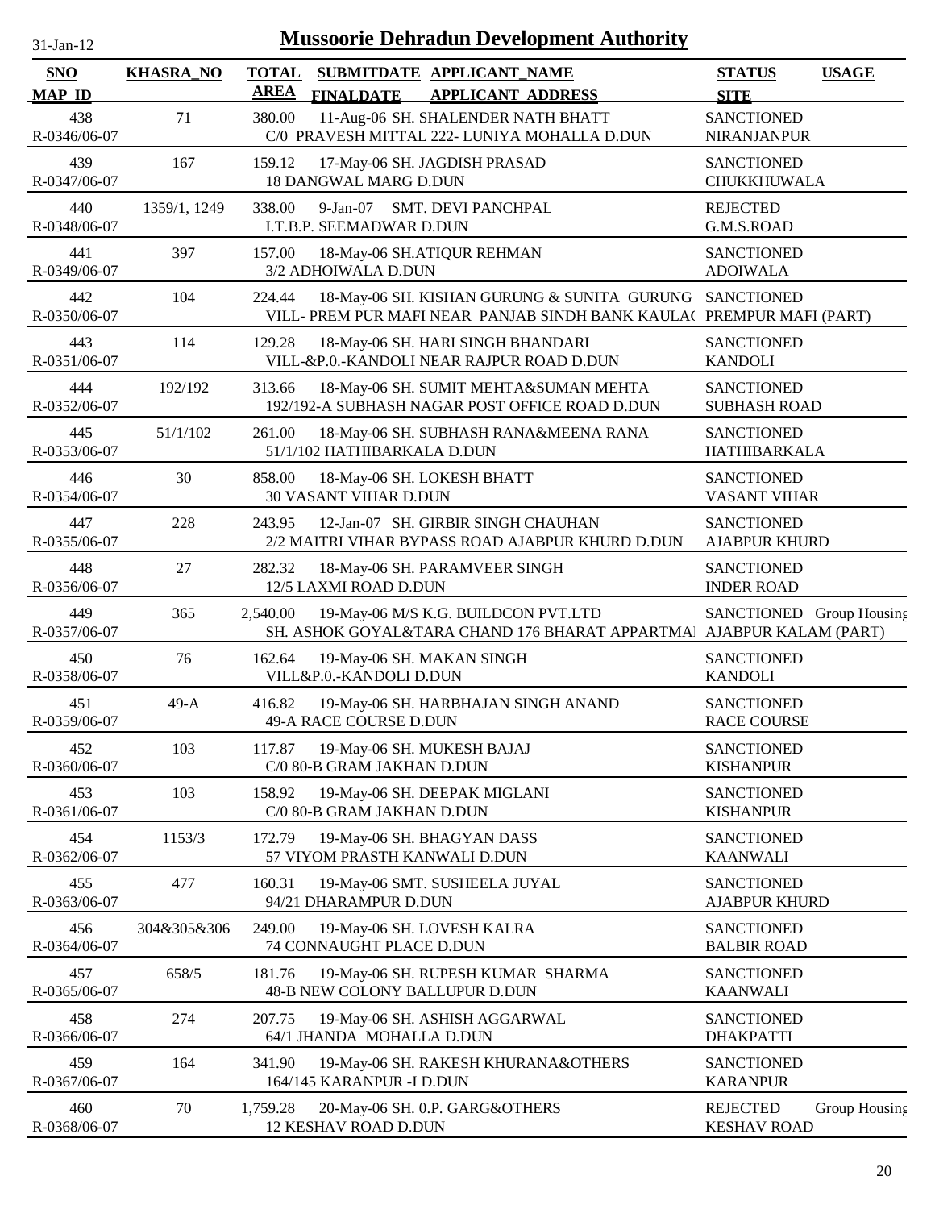# Mussoorie Dehradun Development Authority

| SNO / MAP_ID | KHASRA_NO | TOTAL AREA | SUBMITDATE / FINALDATE | APPLICANT_NAME / APPLICANT_ADDRESS | STATUS / SITE | USAGE |
|---|---|---|---|---|---|---|
| 438 / R-0346/06-07 | 71 | 380.00 | 11-Aug-06 | SH. SHALENDER NATH BHATT / C/0 PRAVESH MITTAL 222- LUNIYA MOHALLA D.DUN | SANCTIONED / NIRANJANPUR | |
| 439 / R-0347/06-07 | 167 | 159.12 | 17-May-06 | SH. JAGDISH PRASAD / 18 DANGWAL MARG D.DUN | SANCTIONED / CHUKKHUWALA | |
| 440 / R-0348/06-07 | 1359/1, 1249 | 338.00 | 9-Jan-07 | SMT. DEVI PANCHPAL / I.T.B.P. SEEMADWAR D.DUN | REJECTED / G.M.S.ROAD | |
| 441 / R-0349/06-07 | 397 | 157.00 | 18-May-06 | SH.ATIQUR REHMAN / 3/2 ADHOIWALA D.DUN | SANCTIONED / ADOIWALA | |
| 442 / R-0350/06-07 | 104 | 224.44 | 18-May-06 | SH. KISHAN GURUNG & SUNITA GURUNG / VILL- PREM PUR MAFI NEAR PANJAB SINDH BANK KAULA( | SANCTIONED / PREMPUR MAFI (PART) | |
| 443 / R-0351/06-07 | 114 | 129.28 | 18-May-06 | SH. HARI SINGH BHANDARI / VILL-&P.0.-KANDOLI NEAR RAJPUR ROAD D.DUN | SANCTIONED / KANDOLI | |
| 444 / R-0352/06-07 | 192/192 | 313.66 | 18-May-06 | SH. SUMIT MEHTA&SUMAN MEHTA / 192/192-A SUBHASH NAGAR POST OFFICE ROAD D.DUN | SANCTIONED / SUBHASH ROAD | |
| 445 / R-0353/06-07 | 51/1/102 | 261.00 | 18-May-06 | SH. SUBHASH RANA&MEENA RANA / 51/1/102 HATHIBARKALA D.DUN | SANCTIONED / HATHIBARKALA | |
| 446 / R-0354/06-07 | 30 | 858.00 | 18-May-06 | SH. LOKESH BHATT / 30 VASANT VIHAR D.DUN | SANCTIONED / VASANT VIHAR | |
| 447 / R-0355/06-07 | 228 | 243.95 | 12-Jan-07 | SH. GIRBIR SINGH CHAUHAN / 2/2 MAITRI VIHAR BYPASS ROAD AJABPUR KHURD D.DUN | SANCTIONED / AJABPUR KHURD | |
| 448 / R-0356/06-07 | 27 | 282.32 | 18-May-06 | SH. PARAMVEER SINGH / 12/5 LAXMI ROAD D.DUN | SANCTIONED / INDER ROAD | |
| 449 / R-0357/06-07 | 365 | 2,540.00 | 19-May-06 | M/S K.G. BUILDCON PVT.LTD / SH. ASHOK GOYAL&TARA CHAND 176 BHARAT APPARTMA | SANCTIONED / AJABPUR KALAM (PART) | Group Housing |
| 450 / R-0358/06-07 | 76 | 162.64 | 19-May-06 | SH. MAKAN SINGH / VILL&P.0.-KANDOLI D.DUN | SANCTIONED / KANDOLI | |
| 451 / R-0359/06-07 | 49-A | 416.82 | 19-May-06 | SH. HARBHAJAN SINGH ANAND / 49-A RACE COURSE D.DUN | SANCTIONED / RACE COURSE | |
| 452 / R-0360/06-07 | 103 | 117.87 | 19-May-06 | SH. MUKESH BAJAJ / C/0 80-B GRAM JAKHAN D.DUN | SANCTIONED / KISHANPUR | |
| 453 / R-0361/06-07 | 103 | 158.92 | 19-May-06 | SH. DEEPAK MIGLANI / C/0 80-B GRAM JAKHAN D.DUN | SANCTIONED / KISHANPUR | |
| 454 / R-0362/06-07 | 1153/3 | 172.79 | 19-May-06 | SH. BHAGYAN DASS / 57 VIYOM PRASTH KANWALI D.DUN | SANCTIONED / KAANWALI | |
| 455 / R-0363/06-07 | 477 | 160.31 | 19-May-06 | SMT. SUSHEELA JUYAL / 94/21 DHARAMPUR D.DUN | SANCTIONED / AJABPUR KHURD | |
| 456 / R-0364/06-07 | 304&305&306 | 249.00 | 19-May-06 | SH. LOVESH KALRA / 74 CONNAUGHT PLACE D.DUN | SANCTIONED / BALBIR ROAD | |
| 457 / R-0365/06-07 | 658/5 | 181.76 | 19-May-06 | SH. RUPESH KUMAR SHARMA / 48-B NEW COLONY BALLUPUR D.DUN | SANCTIONED / KAANWALI | |
| 458 / R-0366/06-07 | 274 | 207.75 | 19-May-06 | SH. ASHISH AGGARWAL / 64/1 JHANDA MOHALLA D.DUN | SANCTIONED / DHAKPATTI | |
| 459 / R-0367/06-07 | 164 | 341.90 | 19-May-06 | SH. RAKESH KHURANA&OTHERS / 164/145 KARANPUR -I D.DUN | SANCTIONED / KARANPUR | |
| 460 / R-0368/06-07 | 70 | 1,759.28 | 20-May-06 | SH. 0.P. GARG&OTHERS / 12 KESHAV ROAD D.DUN | REJECTED / KESHAV ROAD | Group Housing |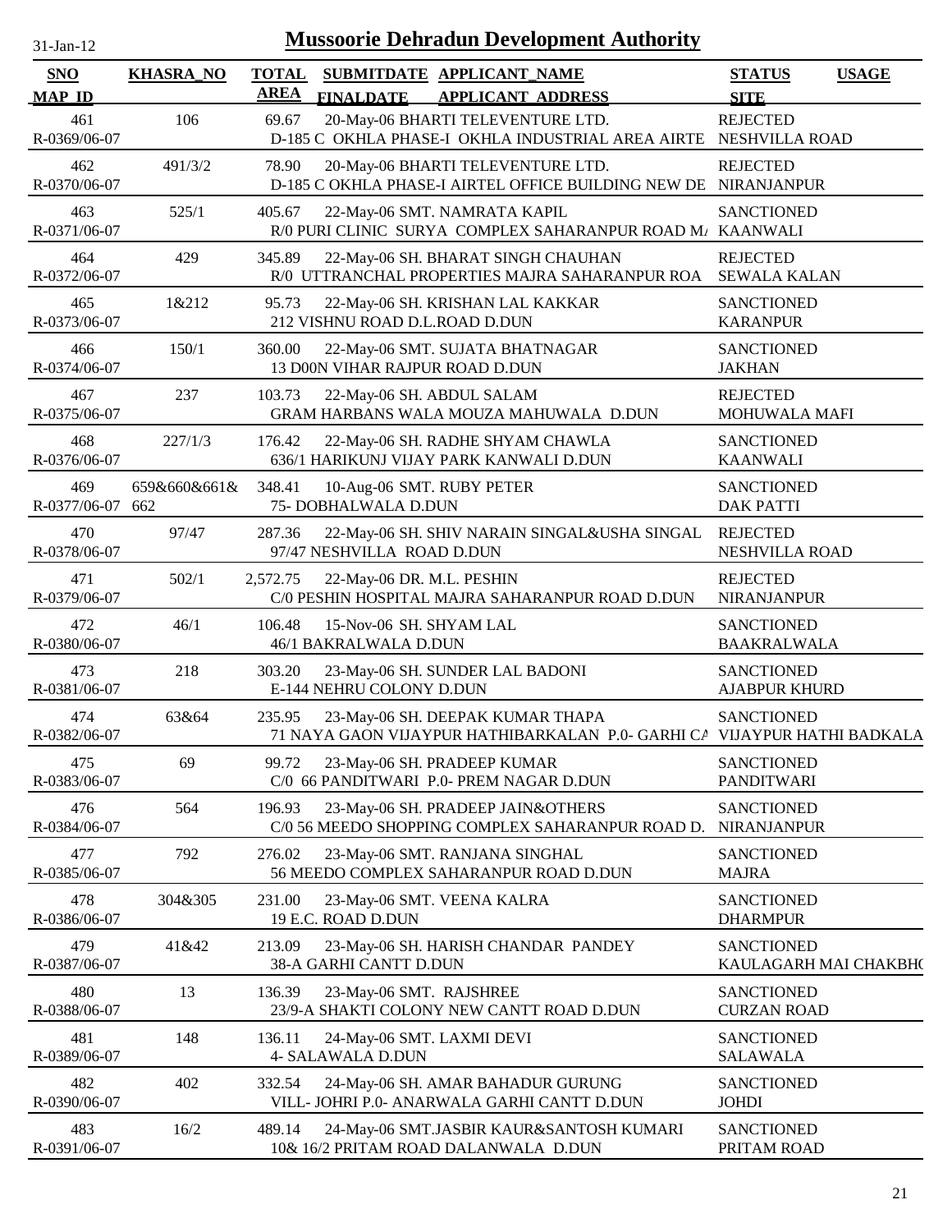# Mussoorie Dehradun Development Authority

31-Jan-12

| SNO / MAP_ID | KHASRA_NO | TOTAL AREA | SUBMITDATE / FINALDATE | APPLICANT_NAME / APPLICANT_ADDRESS | STATUS / SITE | USAGE |
|---|---|---|---|---|---|---|
| 461 R-0369/06-07 | 106 | 69.67 | 20-May-06 | BHARTI TELEVENTURE LTD. D-185 C OKHLA PHASE-I OKHLA INDUSTRIAL AREA AIRTE | REJECTED NESHVILLA ROAD | |
| 462 R-0370/06-07 | 491/3/2 | 78.90 | 20-May-06 | BHARTI TELEVENTURE LTD. D-185 C OKHLA PHASE-I AIRTEL OFFICE BUILDING NEW DE | REJECTED NIRANJANPUR | |
| 463 R-0371/06-07 | 525/1 | 405.67 | 22-May-06 | SMT. NAMRATA KAPIL R/0 PURI CLINIC SURYA COMPLEX SAHARANPUR ROAD M/ | SANCTIONED KAANWALI | |
| 464 R-0372/06-07 | 429 | 345.89 | 22-May-06 | SH. BHARAT SINGH CHAUHAN R/0 UTTRANCHAL PROPERTIES MAJRA SAHARANPUR ROA | REJECTED SEWALA KALAN | |
| 465 R-0373/06-07 | 1&212 | 95.73 | 22-May-06 | SH. KRISHAN LAL KAKKAR 212 VISHNU ROAD D.L.ROAD D.DUN | SANCTIONED KARANPUR | |
| 466 R-0374/06-07 | 150/1 | 360.00 | 22-May-06 | SMT. SUJATA BHATNAGAR 13 D00N VIHAR RAJPUR ROAD D.DUN | SANCTIONED JAKHAN | |
| 467 R-0375/06-07 | 237 | 103.73 | 22-May-06 | SH. ABDUL SALAM GRAM HARBANS WALA MOUZA MAHUWALA D.DUN | REJECTED MOHUWALA MAFI | |
| 468 R-0376/06-07 | 227/1/3 | 176.42 | 22-May-06 | SH. RADHE SHYAM CHAWLA 636/1 HARIKUNJ VIJAY PARK KANWALI D.DUN | SANCTIONED KAANWALI | |
| 469 R-0377/06-07 | 659&660&661&662 | 348.41 | 10-Aug-06 | SMT. RUBY PETER 75- DOBHALWALA D.DUN | SANCTIONED DAK PATTI | |
| 470 R-0378/06-07 | 97/47 | 287.36 | 22-May-06 | SH. SHIV NARAIN SINGAL&USHA SINGAL 97/47 NESHVILLA ROAD D.DUN | REJECTED NESHVILLA ROAD | |
| 471 R-0379/06-07 | 502/1 | 2,572.75 | 22-May-06 | DR. M.L. PESHIN C/0 PESHIN HOSPITAL MAJRA SAHARANPUR ROAD D.DUN | REJECTED NIRANJANPUR | |
| 472 R-0380/06-07 | 46/1 | 106.48 | 15-Nov-06 | SH. SHYAM LAL 46/1 BAKRALWALA D.DUN | SANCTIONED BAAKRALWALA | |
| 473 R-0381/06-07 | 218 | 303.20 | 23-May-06 | SH. SUNDER LAL BADONI E-144 NEHRU COLONY D.DUN | SANCTIONED AJABPUR KHURD | |
| 474 R-0382/06-07 | 63&64 | 235.95 | 23-May-06 | SH. DEEPAK KUMAR THAPA 71 NAYA GAON VIJAYPUR HATHIBARKALAN P.0- GARHI CA | SANCTIONED VIJAYPUR HATHI BADKALA | |
| 475 R-0383/06-07 | 69 | 99.72 | 23-May-06 | SH. PRADEEP KUMAR C/0 66 PANDITWARI P.0- PREM NAGAR D.DUN | SANCTIONED PANDITWARI | |
| 476 R-0384/06-07 | 564 | 196.93 | 23-May-06 | SH. PRADEEP JAIN&OTHERS C/0 56 MEEDO SHOPPING COMPLEX SAHARANPUR ROAD D. | SANCTIONED NIRANJANPUR | |
| 477 R-0385/06-07 | 792 | 276.02 | 23-May-06 | SMT. RANJANA SINGHAL 56 MEEDO COMPLEX SAHARANPUR ROAD D.DUN | SANCTIONED MAJRA | |
| 478 R-0386/06-07 | 304&305 | 231.00 | 23-May-06 | SMT. VEENA KALRA 19 E.C. ROAD D.DUN | SANCTIONED DHARMPUR | |
| 479 R-0387/06-07 | 41&42 | 213.09 | 23-May-06 | SH. HARISH CHANDAR PANDEY 38-A GARHI CANTT D.DUN | SANCTIONED KAULAGARH MAI CHAKBHO | |
| 480 R-0388/06-07 | 13 | 136.39 | 23-May-06 | SMT. RAJSHREE 23/9-A SHAKTI COLONY NEW CANTT ROAD D.DUN | SANCTIONED CURZAN ROAD | |
| 481 R-0389/06-07 | 148 | 136.11 | 24-May-06 | SMT. LAXMI DEVI 4- SALAWALA D.DUN | SANCTIONED SALAWALA | |
| 482 R-0390/06-07 | 402 | 332.54 | 24-May-06 | SH. AMAR BAHADUR GURUNG VILL- JOHRI P.0- ANARWALA GARHI CANTT D.DUN | SANCTIONED JOHDI | |
| 483 R-0391/06-07 | 16/2 | 489.14 | 24-May-06 | SMT.JASBIR KAUR&SANTOSH KUMARI 10& 16/2 PRITAM ROAD DALANWALA D.DUN | SANCTIONED PRITAM ROAD | |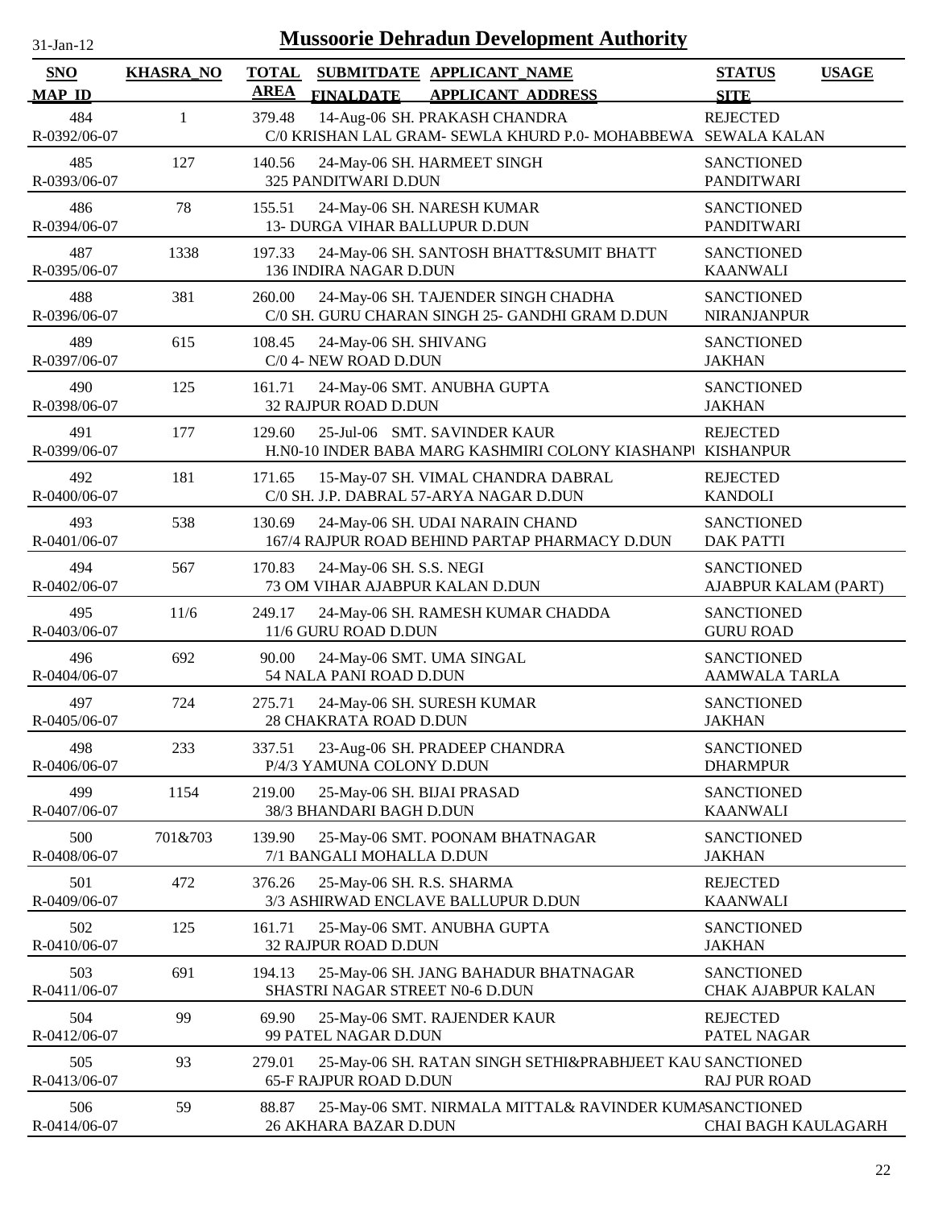31-Jan-12

# Mussoorie Dehradun Development Authority

| SNO<br>MAP_ID | KHASRA_NO | TOTAL AREA | SUBMITDATE<br>FINALDATE | APPLICANT_NAME<br>APPLICANT_ADDRESS | STATUS<br>SITE | USAGE |
|---|---|---|---|---|---|---|
| 484<br>R-0392/06-07 | 1 | 379.48 | 14-Aug-06 | SH. PRAKASH CHANDRA<br>C/0 KRISHAN LAL GRAM- SEWLA KHURD P.0- MOHABBEWA | REJECTED<br>SEWALA KALAN | |
| 485<br>R-0393/06-07 | 127 | 140.56 | 24-May-06 | SH. HARMEET SINGH<br>325 PANDITWARI D.DUN | SANCTIONED<br>PANDITWARI | |
| 486<br>R-0394/06-07 | 78 | 155.51 | 24-May-06 | SH. NARESH KUMAR<br>13- DURGA VIHAR BALLUPUR D.DUN | SANCTIONED<br>PANDITWARI | |
| 487<br>R-0395/06-07 | 1338 | 197.33 | 24-May-06 | SH. SANTOSH BHATT&SUMIT BHATT<br>136 INDIRA NAGAR D.DUN | SANCTIONED<br>KAANWALI | |
| 488<br>R-0396/06-07 | 381 | 260.00 | 24-May-06 | SH. TAJENDER SINGH CHADHA<br>C/0 SH. GURU CHARAN SINGH 25- GANDHI GRAM D.DUN | SANCTIONED<br>NIRANJANPUR | |
| 489<br>R-0397/06-07 | 615 | 108.45 | 24-May-06 | SH. SHIVANG<br>C/0 4- NEW ROAD D.DUN | SANCTIONED<br>JAKHAN | |
| 490<br>R-0398/06-07 | 125 | 161.71 | 24-May-06 | SMT. ANUBHA GUPTA<br>32 RAJPUR ROAD D.DUN | SANCTIONED<br>JAKHAN | |
| 491<br>R-0399/06-07 | 177 | 129.60 | 25-Jul-06 | SMT. SAVINDER KAUR<br>H.N0-10 INDER BABA MARG KASHMIRI COLONY KIASHANPU | REJECTED<br>KISHANPUR | |
| 492<br>R-0400/06-07 | 181 | 171.65 | 15-May-07 | SH. VIMAL CHANDRA DABRAL<br>C/0 SH. J.P. DABRAL 57-ARYA NAGAR D.DUN | REJECTED<br>KANDOLI | |
| 493<br>R-0401/06-07 | 538 | 130.69 | 24-May-06 | SH. UDAI NARAIN CHAND<br>167/4 RAJPUR ROAD BEHIND PARTAP PHARMACY D.DUN | SANCTIONED<br>DAK PATTI | |
| 494<br>R-0402/06-07 | 567 | 170.83 | 24-May-06 | SH. S.S. NEGI<br>73 OM VIHAR AJABPUR KALAN D.DUN | SANCTIONED<br>AJABPUR KALAM (PART) | |
| 495<br>R-0403/06-07 | 11/6 | 249.17 | 24-May-06 | SH. RAMESH KUMAR CHADDA<br>11/6 GURU ROAD D.DUN | SANCTIONED<br>GURU ROAD | |
| 496<br>R-0404/06-07 | 692 | 90.00 | 24-May-06 | SMT. UMA SINGAL<br>54 NALA PANI ROAD D.DUN | SANCTIONED<br>AAMWALA TARLA | |
| 497<br>R-0405/06-07 | 724 | 275.71 | 24-May-06 | SH. SURESH KUMAR<br>28 CHAKRATA ROAD D.DUN | SANCTIONED<br>JAKHAN | |
| 498<br>R-0406/06-07 | 233 | 337.51 | 23-Aug-06 | SH. PRADEEP CHANDRA<br>P/4/3 YAMUNA COLONY D.DUN | SANCTIONED<br>DHARMPUR | |
| 499<br>R-0407/06-07 | 1154 | 219.00 | 25-May-06 | SH. BIJAI PRASAD<br>38/3 BHANDARI BAGH D.DUN | SANCTIONED<br>KAANWALI | |
| 500<br>R-0408/06-07 | 701&703 | 139.90 | 25-May-06 | SMT. POONAM BHATNAGAR<br>7/1 BANGALI MOHALLA D.DUN | SANCTIONED<br>JAKHAN | |
| 501<br>R-0409/06-07 | 472 | 376.26 | 25-May-06 | SH. R.S. SHARMA<br>3/3 ASHIRWAD ENCLAVE BALLUPUR D.DUN | REJECTED<br>KAANWALI | |
| 502<br>R-0410/06-07 | 125 | 161.71 | 25-May-06 | SMT. ANUBHA GUPTA<br>32 RAJPUR ROAD D.DUN | SANCTIONED<br>JAKHAN | |
| 503<br>R-0411/06-07 | 691 | 194.13 | 25-May-06 | SH. JANG BAHADUR BHATNAGAR<br>SHASTRI NAGAR STREET N0-6 D.DUN | SANCTIONED<br>CHAK AJABPUR KALAN | |
| 504<br>R-0412/06-07 | 99 | 69.90 | 25-May-06 | SMT. RAJENDER KAUR<br>99 PATEL NAGAR D.DUN | REJECTED<br>PATEL NAGAR | |
| 505<br>R-0413/06-07 | 93 | 279.01 | 25-May-06 | SH. RATAN SINGH SETHI&PRABHJEET KAU<br>65-F RAJPUR ROAD D.DUN | SANCTIONED<br>RAJ PUR ROAD | |
| 506<br>R-0414/06-07 | 59 | 88.87 | 25-May-06 | SMT. NIRMALA MITTAL& RAVINDER KUMA<br>26 AKHARA BAZAR D.DUN | SANCTIONED<br>CHAI BAGH KAULAGARH | |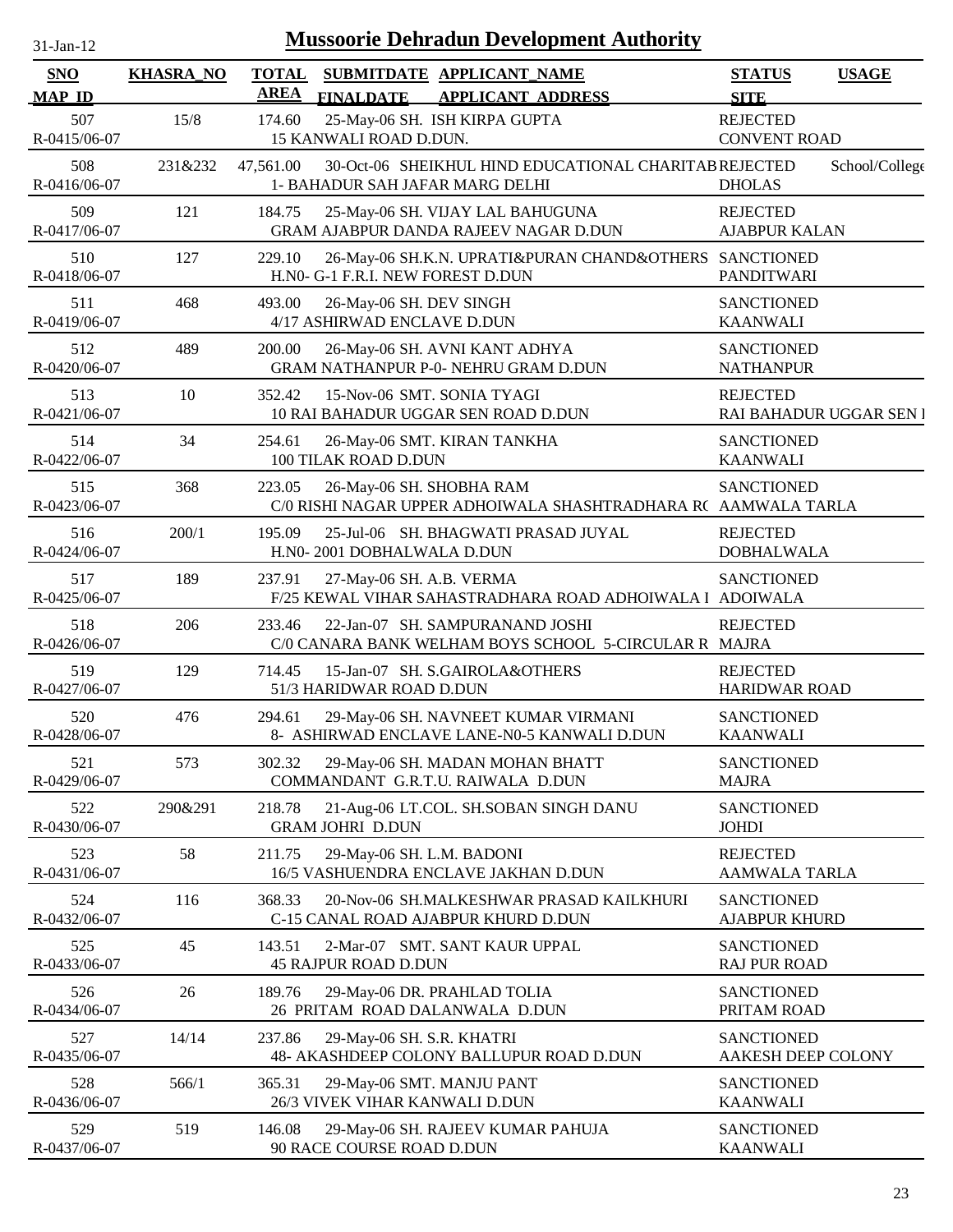# Mussoorie Dehradun Development Authority

31-Jan-12

| SNO / MAP_ID | KHASRA_NO | TOTAL AREA | SUBMITDATE / FINALDATE | APPLICANT_NAME / APPLICANT_ADDRESS | STATUS / SITE | USAGE |
|---|---|---|---|---|---|---|
| 507 / R-0415/06-07 | 15/8 | 174.60 | 25-May-06 | SH. ISH KIRPA GUPTA / 15 KANWALI ROAD D.DUN. | REJECTED / CONVENT ROAD | |
| 508 / R-0416/06-07 | 231&232 | 47,561.00 | 30-Oct-06 | SHEIKHUL HIND EDUCATIONAL CHARITAB / 1- BAHADUR SAH JAFAR MARG DELHI | REJECTED / DHOLAS | School/College |
| 509 / R-0417/06-07 | 121 | 184.75 | 25-May-06 | SH. VIJAY LAL BAHUGUNA / GRAM AJABPUR DANDA RAJEEV NAGAR D.DUN | REJECTED / AJABPUR KALAN | |
| 510 / R-0418/06-07 | 127 | 229.10 | 26-May-06 | SH.K.N. UPRATI&PURAN CHAND&OTHERS / H.N0- G-1 F.R.I. NEW FOREST D.DUN | SANCTIONED / PANDITWARI | |
| 511 / R-0419/06-07 | 468 | 493.00 | 26-May-06 | SH. DEV SINGH / 4/17 ASHIRWAD ENCLAVE D.DUN | SANCTIONED / KAANWALI | |
| 512 / R-0420/06-07 | 489 | 200.00 | 26-May-06 | SH. AVNI KANT ADHYA / GRAM NATHANPUR P-0- NEHRU GRAM D.DUN | SANCTIONED / NATHANPUR | |
| 513 / R-0421/06-07 | 10 | 352.42 | 15-Nov-06 | SMT. SONIA TYAGI / 10 RAI BAHADUR UGGAR SEN ROAD D.DUN | REJECTED / RAI BAHADUR UGGAR SEN I | |
| 514 / R-0422/06-07 | 34 | 254.61 | 26-May-06 | SMT. KIRAN TANKHA / 100 TILAK ROAD D.DUN | SANCTIONED / KAANWALI | |
| 515 / R-0423/06-07 | 368 | 223.05 | 26-May-06 | SH. SHOBHA RAM / C/0 RISHI NAGAR UPPER ADHOIWALA SHASHTRADHARA R( | SANCTIONED / AAMWALA TARLA | |
| 516 / R-0424/06-07 | 200/1 | 195.09 | 25-Jul-06 | SH. BHAGWATI PRASAD JUYAL / H.N0- 2001 DOBHALWALA D.DUN | REJECTED / DOBHALWALA | |
| 517 / R-0425/06-07 | 189 | 237.91 | 27-May-06 | SH. A.B. VERMA / F/25 KEWAL VIHAR SAHASTRADHARA ROAD ADHOIWALA I | SANCTIONED / ADOIWALA | |
| 518 / R-0426/06-07 | 206 | 233.46 | 22-Jan-07 | SH. SAMPURANAND JOSHI / C/0 CANARA BANK WELHAM BOYS SCHOOL 5-CIRCULAR R | REJECTED / MAJRA | |
| 519 / R-0427/06-07 | 129 | 714.45 | 15-Jan-07 | SH. S.GAIROLA&OTHERS / 51/3 HARIDWAR ROAD D.DUN | REJECTED / HARIDWAR ROAD | |
| 520 / R-0428/06-07 | 476 | 294.61 | 29-May-06 | SH. NAVNEET KUMAR VIRMANI / 8- ASHIRWAD ENCLAVE LANE-N0-5 KANWALI D.DUN | SANCTIONED / KAANWALI | |
| 521 / R-0429/06-07 | 573 | 302.32 | 29-May-06 | SH. MADAN MOHAN BHATT / COMMANDANT G.R.T.U. RAIWALA D.DUN | SANCTIONED / MAJRA | |
| 522 / R-0430/06-07 | 290&291 | 218.78 | 21-Aug-06 | LT.COL. SH.SOBAN SINGH DANU / GRAM JOHRI D.DUN | SANCTIONED / JOHDI | |
| 523 / R-0431/06-07 | 58 | 211.75 | 29-May-06 | SH. L.M. BADONI / 16/5 VASHUENDRA ENCLAVE JAKHAN D.DUN | REJECTED / AAMWALA TARLA | |
| 524 / R-0432/06-07 | 116 | 368.33 | 20-Nov-06 | SH.MALKESHWAR PRASAD KAILKHURI / C-15 CANAL ROAD AJABPUR KHURD D.DUN | SANCTIONED / AJABPUR KHURD | |
| 525 / R-0433/06-07 | 45 | 143.51 | 2-Mar-07 | SMT. SANT KAUR UPPAL / 45 RAJPUR ROAD D.DUN | SANCTIONED / RAJ PUR ROAD | |
| 526 / R-0434/06-07 | 26 | 189.76 | 29-May-06 | DR. PRAHLAD TOLIA / 26 PRITAM ROAD DALANWALA D.DUN | SANCTIONED / PRITAM ROAD | |
| 527 / R-0435/06-07 | 14/14 | 237.86 | 29-May-06 | SH. S.R. KHATRI / 48- AKASHDEEP COLONY BALLUPUR ROAD D.DUN | SANCTIONED / AAKESH DEEP COLONY | |
| 528 / R-0436/06-07 | 566/1 | 365.31 | 29-May-06 | SMT. MANJU PANT / 26/3 VIVEK VIHAR KANWALI D.DUN | SANCTIONED / KAANWALI | |
| 529 / R-0437/06-07 | 519 | 146.08 | 29-May-06 | SH. RAJEEV KUMAR PAHUJA / 90 RACE COURSE ROAD D.DUN | SANCTIONED / KAANWALI | |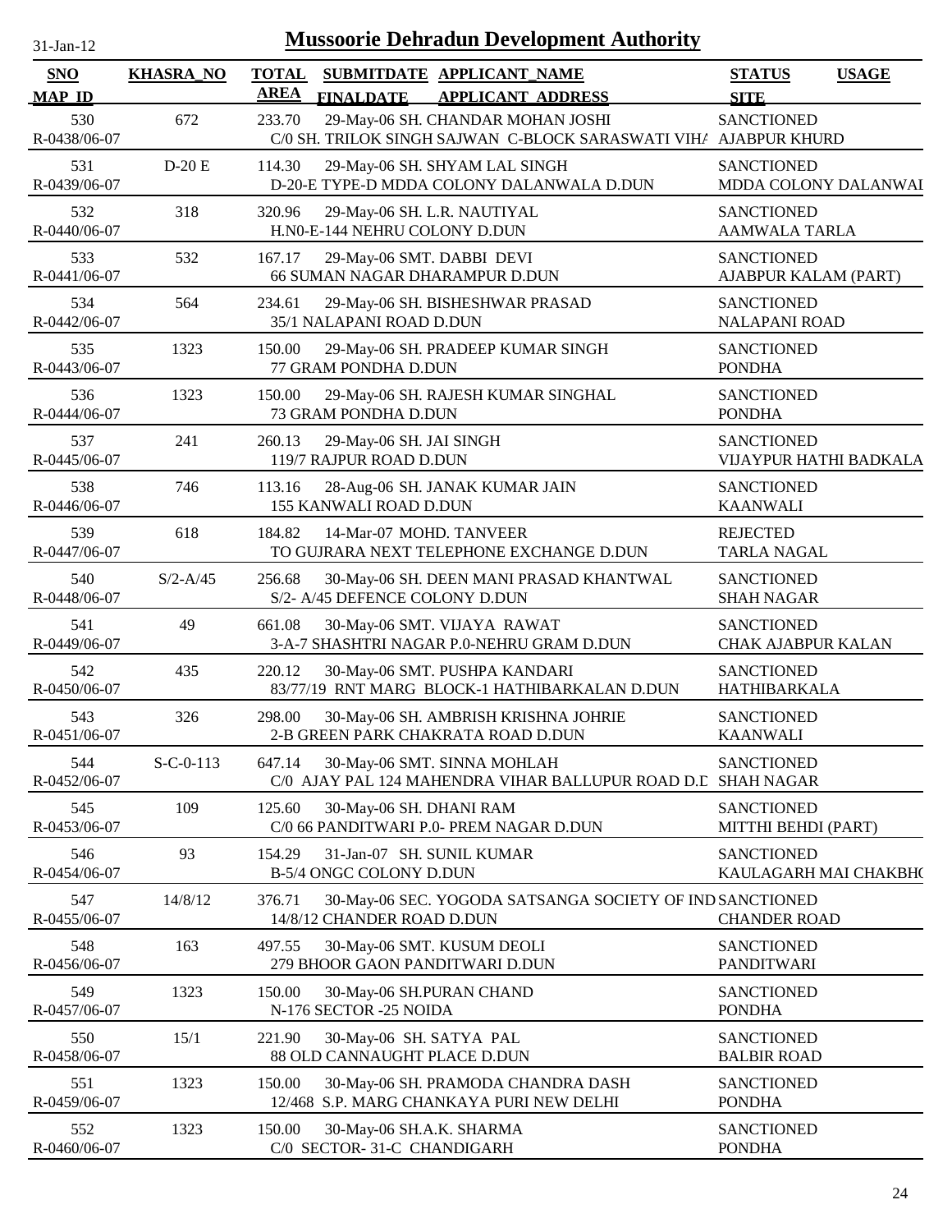# Mussoorie Dehradun Development Authority

31-Jan-12

| SNO / MAP_ID | KHASRA_NO | TOTAL AREA | SUBMITDATE / FINALDATE | APPLICANT_NAME / APPLICANT_ADDRESS | STATUS / SITE | USAGE |
|---|---|---|---|---|---|---|
| 530 R-0438/06-07 | 672 | 233.70 | 29-May-06 | SH. CHANDAR MOHAN JOSHI C/0 SH. TRILOK SINGH SAJWAN C-BLOCK SARASWATI VIHA | SANCTIONED AJABPUR KHURD | |
| 531 R-0439/06-07 | D-20 E | 114.30 | 29-May-06 | SH. SHYAM LAL SINGH D-20-E TYPE-D MDDA COLONY DALANWALA D.DUN | SANCTIONED MDDA COLONY DALANWAI | |
| 532 R-0440/06-07 | 318 | 320.96 | 29-May-06 | SH. L.R. NAUTIYAL H.N0-E-144 NEHRU COLONY D.DUN | SANCTIONED AAMWALA TARLA | |
| 533 R-0441/06-07 | 532 | 167.17 | 29-May-06 | SMT. DABBI DEVI 66 SUMAN NAGAR DHARAMPUR D.DUN | SANCTIONED AJABPUR KALAM (PART) | |
| 534 R-0442/06-07 | 564 | 234.61 | 29-May-06 | SH. BISHESHWAR PRASAD 35/1 NALAPANI ROAD D.DUN | SANCTIONED NALAPANI ROAD | |
| 535 R-0443/06-07 | 1323 | 150.00 | 29-May-06 | SH. PRADEEP KUMAR SINGH 77 GRAM PONDHA D.DUN | SANCTIONED PONDHA | |
| 536 R-0444/06-07 | 1323 | 150.00 | 29-May-06 | SH. RAJESH KUMAR SINGHAL 73 GRAM PONDHA D.DUN | SANCTIONED PONDHA | |
| 537 R-0445/06-07 | 241 | 260.13 | 29-May-06 | SH. JAI SINGH 119/7 RAJPUR ROAD D.DUN | SANCTIONED VIJAYPUR HATHI BADKALA | |
| 538 R-0446/06-07 | 746 | 113.16 | 28-Aug-06 | SH. JANAK KUMAR JAIN 155 KANWALI ROAD D.DUN | SANCTIONED KAANWALI | |
| 539 R-0447/06-07 | 618 | 184.82 | 14-Mar-07 | MOHD. TANVEER TO GUJRARA NEXT TELEPHONE EXCHANGE D.DUN | REJECTED TARLA NAGAL | |
| 540 R-0448/06-07 | S/2-A/45 | 256.68 | 30-May-06 | SH. DEEN MANI PRASAD KHANTWAL S/2- A/45 DEFENCE COLONY D.DUN | SANCTIONED SHAH NAGAR | |
| 541 R-0449/06-07 | 49 | 661.08 | 30-May-06 | SMT. VIJAYA RAWAT 3-A-7 SHASHTRI NAGAR P.0-NEHRU GRAM D.DUN | SANCTIONED CHAK AJABPUR KALAN | |
| 542 R-0450/06-07 | 435 | 220.12 | 30-May-06 | SMT. PUSHPA KANDARI 83/77/19 RNT MARG BLOCK-1 HATHIBARKALAN D.DUN | SANCTIONED HATHIBARKALA | |
| 543 R-0451/06-07 | 326 | 298.00 | 30-May-06 | SH. AMBRISH KRISHNA JOHRIE 2-B GREEN PARK CHAKRATA ROAD D.DUN | SANCTIONED KAANWALI | |
| 544 R-0452/06-07 | S-C-0-113 | 647.14 | 30-May-06 | SMT. SINNA MOHLAH C/0 AJAY PAL 124 MAHENDRA VIHAR BALLUPUR ROAD D.D | SANCTIONED SHAH NAGAR | |
| 545 R-0453/06-07 | 109 | 125.60 | 30-May-06 | SH. DHANI RAM C/0 66 PANDITWARI P.0- PREM NAGAR D.DUN | SANCTIONED MITTHI BEHDI (PART) | |
| 546 R-0454/06-07 | 93 | 154.29 | 31-Jan-07 | SH. SUNIL KUMAR B-5/4 ONGC COLONY D.DUN | SANCTIONED KAULAGARH MAI CHAKBH( | |
| 547 R-0455/06-07 | 14/8/12 | 376.71 | 30-May-06 | SEC. YOGODA SATSANGA SOCIETY OF IND 14/8/12 CHANDER ROAD D.DUN | SANCTIONED CHANDER ROAD | |
| 548 R-0456/06-07 | 163 | 497.55 | 30-May-06 | SMT. KUSUM DEOLI 279 BHOOR GAON PANDITWARI D.DUN | SANCTIONED PANDITWARI | |
| 549 R-0457/06-07 | 1323 | 150.00 | 30-May-06 | SH.PURAN CHAND N-176 SECTOR -25 NOIDA | SANCTIONED PONDHA | |
| 550 R-0458/06-07 | 15/1 | 221.90 | 30-May-06 | SH. SATYA PAL 88 OLD CANNAUGHT PLACE D.DUN | SANCTIONED BALBIR ROAD | |
| 551 R-0459/06-07 | 1323 | 150.00 | 30-May-06 | SH. PRAMODA CHANDRA DASH 12/468 S.P. MARG CHANKAYA PURI NEW DELHI | SANCTIONED PONDHA | |
| 552 R-0460/06-07 | 1323 | 150.00 | 30-May-06 | SH.A.K. SHARMA C/0 SECTOR- 31-C CHANDIGARH | SANCTIONED PONDHA | |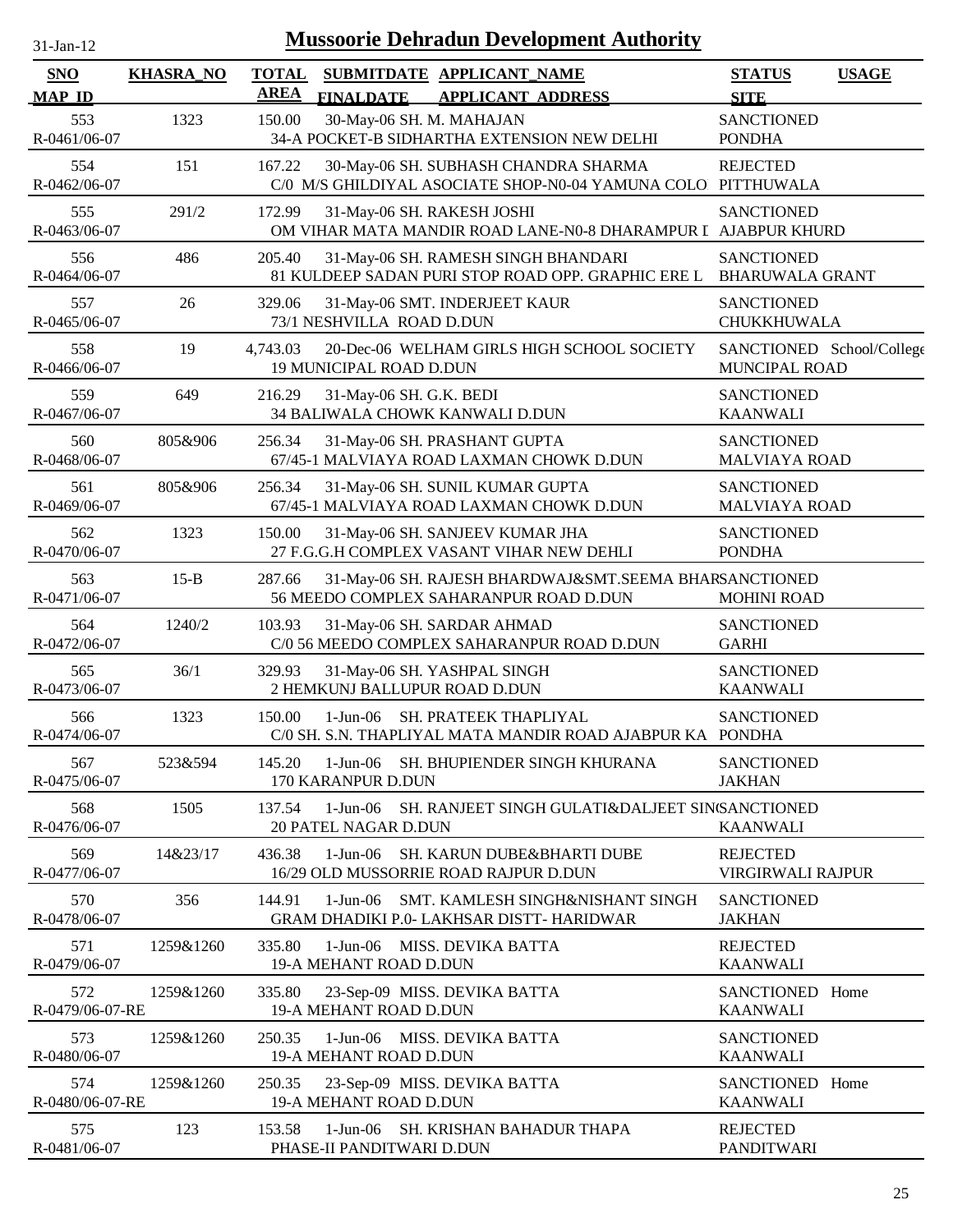# Mussoorie Dehradun Development Authority

31-Jan-12

| SNO / MAP_ID | KHASRA_NO | TOTAL AREA | SUBMITDATE / FINALDATE | APPLICANT_NAME / APPLICANT_ADDRESS | STATUS / SITE | USAGE |
|---|---|---|---|---|---|---|
| 553 / R-0461/06-07 | 1323 | 150.00 | 30-May-06 | SH. M. MAHAJAN / 34-A POCKET-B SIDHARTHA EXTENSION NEW DELHI | SANCTIONED / PONDHA | |
| 554 / R-0462/06-07 | 151 | 167.22 | 30-May-06 | SH. SUBHASH CHANDRA SHARMA / C/0 M/S GHILDIYAL ASOCIATE SHOP-N0-04 YAMUNA COLO | REJECTED / PITTHUWALA | |
| 555 / R-0463/06-07 | 291/2 | 172.99 | 31-May-06 | SH. RAKESH JOSHI / OM VIHAR MATA MANDIR ROAD LANE-N0-8 DHARAMPUR I | SANCTIONED / AJABPUR KHURD | |
| 556 / R-0464/06-07 | 486 | 205.40 | 31-May-06 | SH. RAMESH SINGH BHANDARI / 81 KULDEEP SADAN PURI STOP ROAD OPP. GRAPHIC ERE L | SANCTIONED / BHARUWALA GRANT | |
| 557 / R-0465/06-07 | 26 | 329.06 | 31-May-06 | SMT. INDERJEET KAUR / 73/1 NESHVILLA ROAD D.DUN | SANCTIONED / CHUKKHUWALA | |
| 558 / R-0466/06-07 | 19 | 4,743.03 | 20-Dec-06 | WELHAM GIRLS HIGH SCHOOL SOCIETY / 19 MUNICIPAL ROAD D.DUN | SANCTIONED / MUNCIPAL ROAD | School/College |
| 559 / R-0467/06-07 | 649 | 216.29 | 31-May-06 | SH. G.K. BEDI / 34 BALIWALA CHOWK KANWALI D.DUN | SANCTIONED / KAANWALI | |
| 560 / R-0468/06-07 | 805&906 | 256.34 | 31-May-06 | SH. PRASHANT GUPTA / 67/45-1 MALVIAYA ROAD LAXMAN CHOWK D.DUN | SANCTIONED / MALVIAYA ROAD | |
| 561 / R-0469/06-07 | 805&906 | 256.34 | 31-May-06 | SH. SUNIL KUMAR GUPTA / 67/45-1 MALVIAYA ROAD LAXMAN CHOWK D.DUN | SANCTIONED / MALVIAYA ROAD | |
| 562 / R-0470/06-07 | 1323 | 150.00 | 31-May-06 | SH. SANJEEV KUMAR JHA / 27 F.G.G.H COMPLEX VASANT VIHAR NEW DEHLI | SANCTIONED / PONDHA | |
| 563 / R-0471/06-07 | 15-B | 287.66 | 31-May-06 | SH. RAJESH BHARDWAJ&SMT.SEEMA BHAR / 56 MEEDO COMPLEX SAHARANPUR ROAD D.DUN | SANCTIONED / MOHINI ROAD | |
| 564 / R-0472/06-07 | 1240/2 | 103.93 | 31-May-06 | SH. SARDAR AHMAD / C/0 56 MEEDO COMPLEX SAHARANPUR ROAD D.DUN | SANCTIONED / GARHI | |
| 565 / R-0473/06-07 | 36/1 | 329.93 | 31-May-06 | SH. YASHPAL SINGH / 2 HEMKUNJ BALLUPUR ROAD D.DUN | SANCTIONED / KAANWALI | |
| 566 / R-0474/06-07 | 1323 | 150.00 | 1-Jun-06 | SH. PRATEEK THAPLIYAL / C/0 SH. S.N. THAPLIYAL MATA MANDIR ROAD AJABPUR KA | SANCTIONED / PONDHA | |
| 567 / R-0475/06-07 | 523&594 | 145.20 | 1-Jun-06 | SH. BHUPIENDER SINGH KHURANA / 170 KARANPUR D.DUN | SANCTIONED / JAKHAN | |
| 568 / R-0476/06-07 | 1505 | 137.54 | 1-Jun-06 | SH. RANJEET SINGH GULATI&DALJEET SIN / 20 PATEL NAGAR D.DUN | SANCTIONED / KAANWALI | |
| 569 / R-0477/06-07 | 14&23/17 | 436.38 | 1-Jun-06 | SH. KARUN DUBE&BHARTI DUBE / 16/29 OLD MUSSORRIE ROAD RAJPUR D.DUN | REJECTED / VIRGIRWALI RAJPUR | |
| 570 / R-0478/06-07 | 356 | 144.91 | 1-Jun-06 | SMT. KAMLESH SINGH&NISHANT SINGH / GRAM DHADIKI P.0- LAKHSAR DISTT- HARIDWAR | SANCTIONED / JAKHAN | |
| 571 / R-0479/06-07 | 1259&1260 | 335.80 | 1-Jun-06 | MISS. DEVIKA BATTA / 19-A MEHANT ROAD D.DUN | REJECTED / KAANWALI | |
| 572 / R-0479/06-07-RE | 1259&1260 | 335.80 | 23-Sep-09 | MISS. DEVIKA BATTA / 19-A MEHANT ROAD D.DUN | SANCTIONED / KAANWALI | Home |
| 573 / R-0480/06-07 | 1259&1260 | 250.35 | 1-Jun-06 | MISS. DEVIKA BATTA / 19-A MEHANT ROAD D.DUN | SANCTIONED / KAANWALI | |
| 574 / R-0480/06-07-RE | 1259&1260 | 250.35 | 23-Sep-09 | MISS. DEVIKA BATTA / 19-A MEHANT ROAD D.DUN | SANCTIONED / KAANWALI | Home |
| 575 / R-0481/06-07 | 123 | 153.58 | 1-Jun-06 | SH. KRISHAN BAHADUR THAPA / PHASE-II PANDITWARI D.DUN | REJECTED / PANDITWARI | |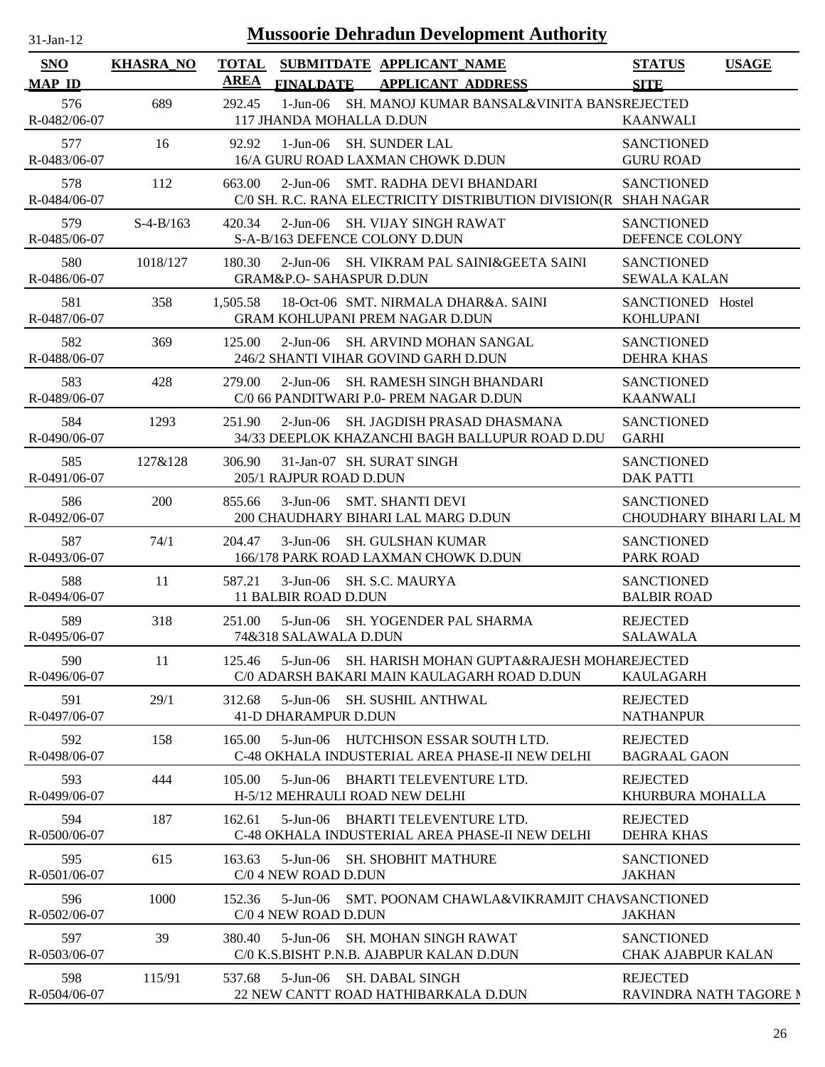# Mussoorie Dehradun Development Authority

31-Jan-12

| SNO / MAP_ID | KHASRA_NO | TOTAL AREA | SUBMITDATE / FINALDATE | APPLICANT_NAME / APPLICANT_ADDRESS | STATUS / SITE | USAGE |
|---|---|---|---|---|---|---|
| 576 / R-0482/06-07 | 689 | 292.45 | 1-Jun-06 | SH. MANOJ KUMAR BANSAL&VINITA BANS / 117 JHANDA MOHALLA D.DUN | REJECTED / KAANWALI | |
| 577 / R-0483/06-07 | 16 | 92.92 | 1-Jun-06 | SH. SUNDER LAL / 16/A GURU ROAD LAXMAN CHOWK D.DUN | SANCTIONED / GURU ROAD | |
| 578 / R-0484/06-07 | 112 | 663.00 | 2-Jun-06 | SMT. RADHA DEVI BHANDARI / C/0 SH. R.C. RANA ELECTRICITY DISTRIBUTION DIVISION(R | SANCTIONED / SHAH NAGAR | |
| 579 / R-0485/06-07 | S-4-B/163 | 420.34 | 2-Jun-06 | SH. VIJAY SINGH RAWAT / S-A-B/163 DEFENCE COLONY D.DUN | SANCTIONED / DEFENCE COLONY | |
| 580 / R-0486/06-07 | 1018/127 | 180.30 | 2-Jun-06 | SH. VIKRAM PAL SAINI&GEETA SAINI / GRAM&P.O- SAHASPUR D.DUN | SANCTIONED / SEWALA KALAN | |
| 581 / R-0487/06-07 | 358 | 1,505.58 | 18-Oct-06 | SMT. NIRMALA DHAR&A. SAINI / GRAM KOHLUPANI PREM NAGAR D.DUN | SANCTIONED / KOHLUPANI | Hostel |
| 582 / R-0488/06-07 | 369 | 125.00 | 2-Jun-06 | SH. ARVIND MOHAN SANGAL / 246/2 SHANTI VIHAR GOVIND GARH D.DUN | SANCTIONED / DEHRA KHAS | |
| 583 / R-0489/06-07 | 428 | 279.00 | 2-Jun-06 | SH. RAMESH SINGH BHANDARI / C/0 66 PANDITWARI P.0- PREM NAGAR D.DUN | SANCTIONED / KAANWALI | |
| 584 / R-0490/06-07 | 1293 | 251.90 | 2-Jun-06 | SH. JAGDISH PRASAD DHASMANA / 34/33 DEEPLOK KHAZANCHI BAGH BALLUPUR ROAD D.DU | SANCTIONED / GARHI | |
| 585 / R-0491/06-07 | 127&128 | 306.90 | 31-Jan-07 | SH. SURAT SINGH / 205/1 RAJPUR ROAD D.DUN | SANCTIONED / DAK PATTI | |
| 586 / R-0492/06-07 | 200 | 855.66 | 3-Jun-06 | SMT. SHANTI DEVI / 200 CHAUDHARY BIHARI LAL MARG D.DUN | SANCTIONED / CHOUDHARY BIHARI LAL M | |
| 587 / R-0493/06-07 | 74/1 | 204.47 | 3-Jun-06 | SH. GULSHAN KUMAR / 166/178 PARK ROAD LAXMAN CHOWK D.DUN | SANCTIONED / PARK ROAD | |
| 588 / R-0494/06-07 | 11 | 587.21 | 3-Jun-06 | SH. S.C. MAURYA / 11 BALBIR ROAD D.DUN | SANCTIONED / BALBIR ROAD | |
| 589 / R-0495/06-07 | 318 | 251.00 | 5-Jun-06 | SH. YOGENDER PAL SHARMA / 74&318 SALAWALA D.DUN | REJECTED / SALAWALA | |
| 590 / R-0496/06-07 | 11 | 125.46 | 5-Jun-06 | SH. HARISH MOHAN GUPTA&RAJESH MOHA / C/0 ADARSH BAKARI MAIN KAULAGARH ROAD D.DUN | REJECTED / KAULAGARH | |
| 591 / R-0497/06-07 | 29/1 | 312.68 | 5-Jun-06 | SH. SUSHIL ANTHWAL / 41-D DHARAMPUR D.DUN | REJECTED / NATHANPUR | |
| 592 / R-0498/06-07 | 158 | 165.00 | 5-Jun-06 | HUTCHISON ESSAR SOUTH LTD. / C-48 OKHALA INDUSTERIAL AREA PHASE-II NEW DELHI | REJECTED / BAGRAAL GAON | |
| 593 / R-0499/06-07 | 444 | 105.00 | 5-Jun-06 | BHARTI TELEVENTURE LTD. / H-5/12 MEHRAULI ROAD NEW DELHI | REJECTED / KHURBURA MOHALLA | |
| 594 / R-0500/06-07 | 187 | 162.61 | 5-Jun-06 | BHARTI TELEVENTURE LTD. / C-48 OKHALA INDUSTERIAL AREA PHASE-II NEW DELHI | REJECTED / DEHRA KHAS | |
| 595 / R-0501/06-07 | 615 | 163.63 | 5-Jun-06 | SH. SHOBHIT MATHURE / C/0 4 NEW ROAD D.DUN | SANCTIONED / JAKHAN | |
| 596 / R-0502/06-07 | 1000 | 152.36 | 5-Jun-06 | SMT. POONAM CHAWLA&VIKRAMJIT CHAV / C/0 4 NEW ROAD D.DUN | SANCTIONED / JAKHAN | |
| 597 / R-0503/06-07 | 39 | 380.40 | 5-Jun-06 | SH. MOHAN SINGH RAWAT / C/0 K.S.BISHT P.N.B. AJABPUR KALAN D.DUN | SANCTIONED / CHAK AJABPUR KALAN | |
| 598 / R-0504/06-07 | 115/91 | 537.68 | 5-Jun-06 | SH. DABAL SINGH / 22 NEW CANTT ROAD HATHIBARKALA D.DUN | REJECTED / RAVINDRA NATH TAGORE M | |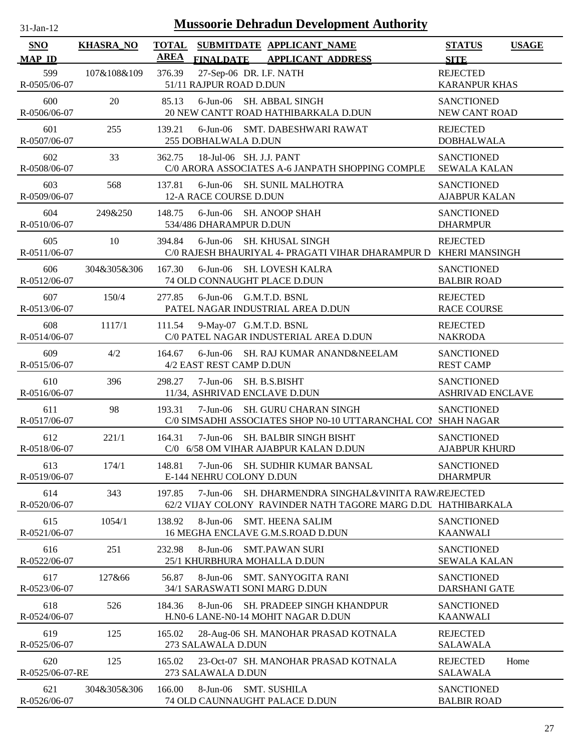# Mussoorie Dehradun Development Authority

31-Jan-12

| SNO / MAP_ID | KHASRA_NO | TOTAL AREA | SUBMITDATE / FINALDATE | APPLICANT_NAME / APPLICANT_ADDRESS | STATUS / SITE | USAGE |
|---|---|---|---|---|---|---|
| 599 / R-0505/06-07 | 107&108&109 | 376.39 | 27-Sep-06 | DR. I.F. NATH / 51/11 RAJPUR ROAD D.DUN | REJECTED / KARANPUR KHAS | |
| 600 / R-0506/06-07 | 20 | 85.13 | 6-Jun-06 | SH. ABBAL SINGH / 20 NEW CANTT ROAD HATHIBARKALA D.DUN | SANCTIONED / NEW CANT ROAD | |
| 601 / R-0507/06-07 | 255 | 139.21 | 6-Jun-06 | SMT. DABESHWARI RAWAT / 255 DOBHALWALA D.DUN | REJECTED / DOBHALWALA | |
| 602 / R-0508/06-07 | 33 | 362.75 | 18-Jul-06 | SH. J.J. PANT / C/0 ARORA ASSOCIATES A-6 JANPATH SHOPPING COMPLE | SANCTIONED / SEWALA KALAN | |
| 603 / R-0509/06-07 | 568 | 137.81 | 6-Jun-06 | SH. SUNIL MALHOTRA / 12-A RACE COURSE D.DUN | SANCTIONED / AJABPUR KALAN | |
| 604 / R-0510/06-07 | 249&250 | 148.75 | 6-Jun-06 | SH. ANOOP SHAH / 534/486 DHARAMPUR D.DUN | SANCTIONED / DHARMPUR | |
| 605 / R-0511/06-07 | 10 | 394.84 | 6-Jun-06 | SH. KHUSAL SINGH / C/0 RAJESH BHAURIYAL 4- PRAGATI VIHAR DHARAMPUR D | REJECTED / KHERI MANSINGH | |
| 606 / R-0512/06-07 | 304&305&306 | 167.30 | 6-Jun-06 | SH. LOVESH KALRA / 74 OLD CONNAUGHT PLACE D.DUN | SANCTIONED / BALBIR ROAD | |
| 607 / R-0513/06-07 | 150/4 | 277.85 | 6-Jun-06 | G.M.T.D. BSNL / PATEL NAGAR INDUSTRIAL AREA D.DUN | REJECTED / RACE COURSE | |
| 608 / R-0514/06-07 | 1117/1 | 111.54 | 9-May-07 | G.M.T.D. BSNL / C/0 PATEL NAGAR INDUSTERIAL AREA D.DUN | REJECTED / NAKRODA | |
| 609 / R-0515/06-07 | 4/2 | 164.67 | 6-Jun-06 | SH. RAJ KUMAR ANAND&NEELAM / 4/2 EAST REST CAMP D.DUN | SANCTIONED / REST CAMP | |
| 610 / R-0516/06-07 | 396 | 298.27 | 7-Jun-06 | SH. B.S.BISHT / 11/34, ASHRIVAD ENCLAVE D.DUN | SANCTIONED / ASHRIVAD ENCLAVE | |
| 611 / R-0517/06-07 | 98 | 193.31 | 7-Jun-06 | SH. GURU CHARAN SINGH / C/0 SIMSADHI ASSOCIATES SHOP N0-10 UTTARANCHAL COI | SANCTIONED / SHAH NAGAR | |
| 612 / R-0518/06-07 | 221/1 | 164.31 | 7-Jun-06 | SH. BALBIR SINGH BISHT / C/0 6/58 OM VIHAR AJABPUR KALAN D.DUN | SANCTIONED / AJABPUR KHURD | |
| 613 / R-0519/06-07 | 174/1 | 148.81 | 7-Jun-06 | SH. SUDHIR KUMAR BANSAL / E-144 NEHRU COLONY D.DUN | SANCTIONED / DHARMPUR | |
| 614 / R-0520/06-07 | 343 | 197.85 | 7-Jun-06 | SH. DHARMENDRA SINGHAL&VINITA RAW / 62/2 VIJAY COLONY RAVINDER NATH TAGORE MARG D.DU | REJECTED / HATHIBARKALA | |
| 615 / R-0521/06-07 | 1054/1 | 138.92 | 8-Jun-06 | SMT. HEENA SALIM / 16 MEGHA ENCLAVE G.M.S.ROAD D.DUN | SANCTIONED / KAANWALI | |
| 616 / R-0522/06-07 | 251 | 232.98 | 8-Jun-06 | SMT.PAWAN SURI / 25/1 KHURBHURA MOHALLA D.DUN | SANCTIONED / SEWALA KALAN | |
| 617 / R-0523/06-07 | 127&66 | 56.87 | 8-Jun-06 | SMT. SANYOGITA RANI / 34/1 SARASWATI SONI MARG D.DUN | SANCTIONED / DARSHANI GATE | |
| 618 / R-0524/06-07 | 526 | 184.36 | 8-Jun-06 | SH. PRADEEP SINGH KHANDPUR / H.N0-6 LANE-N0-14 MOHIT NAGAR D.DUN | SANCTIONED / KAANWALI | |
| 619 / R-0525/06-07 | 125 | 165.02 | 28-Aug-06 | SH. MANOHAR PRASAD KOTNALA / 273 SALAWALA D.DUN | REJECTED / SALAWALA | |
| 620 / R-0525/06-07-RE | 125 | 165.02 | 23-Oct-07 | SH. MANOHAR PRASAD KOTNALA / 273 SALAWALA D.DUN | REJECTED / SALAWALA | Home |
| 621 / R-0526/06-07 | 304&305&306 | 166.00 | 8-Jun-06 | SMT. SUSHILA / 74 OLD CAUNNAUGHT PALACE D.DUN | SANCTIONED / BALBIR ROAD | |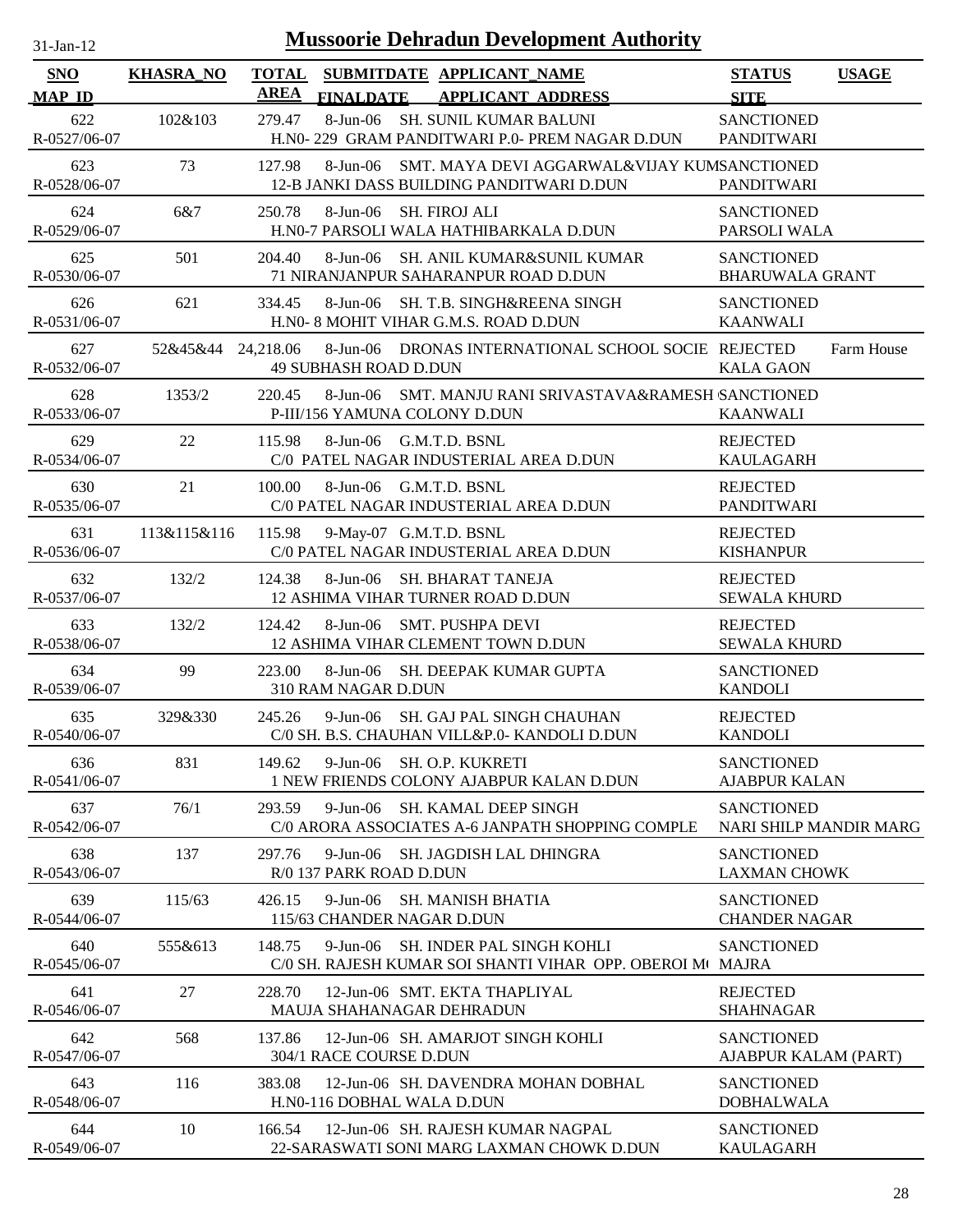# Mussoorie Dehradun Development Authority

31-Jan-12

| SNO / MAP_ID | KHASRA_NO | TOTAL AREA | SUBMITDATE / FINALDATE | APPLICANT_NAME / APPLICANT_ADDRESS | STATUS / SITE | USAGE |
|---|---|---|---|---|---|---|
| 622 / R-0527/06-07 | 102&103 | 279.47 | 8-Jun-06 | SH. SUNIL KUMAR BALUNI / H.N0- 229 GRAM PANDITWARI P.0- PREM NAGAR D.DUN | SANCTIONED / PANDITWARI | |
| 623 / R-0528/06-07 | 73 | 127.98 | 8-Jun-06 | SMT. MAYA DEVI AGGARWAL&VIJAY KUM / 12-B JANKI DASS BUILDING PANDITWARI D.DUN | SANCTIONED / PANDITWARI | |
| 624 / R-0529/06-07 | 6&7 | 250.78 | 8-Jun-06 | SH. FIROJ ALI / H.N0-7 PARSOLI WALA HATHIBARKALA D.DUN | SANCTIONED / PARSOLI WALA | |
| 625 / R-0530/06-07 | 501 | 204.40 | 8-Jun-06 | SH. ANIL KUMAR&SUNIL KUMAR / 71 NIRANJANPUR SAHARANPUR ROAD D.DUN | SANCTIONED / BHARUWALA GRANT | |
| 626 / R-0531/06-07 | 621 | 334.45 | 8-Jun-06 | SH. T.B. SINGH&REENA SINGH / H.N0- 8 MOHIT VIHAR G.M.S. ROAD D.DUN | SANCTIONED / KAANWALI | |
| 627 / R-0532/06-07 | 52&45&44 | 24,218.06 | 8-Jun-06 | DRONAS INTERNATIONAL SCHOOL SOCIE / 49 SUBHASH ROAD D.DUN | REJECTED / KALA GAON | Farm House |
| 628 / R-0533/06-07 | 1353/2 | 220.45 | 8-Jun-06 | SMT. MANJU RANI SRIVASTAVA&RAMESH / P-III/156 YAMUNA COLONY D.DUN | SANCTIONED / KAANWALI | |
| 629 / R-0534/06-07 | 22 | 115.98 | 8-Jun-06 | G.M.T.D. BSNL / C/0 PATEL NAGAR INDUSTERIAL AREA D.DUN | REJECTED / KAULAGARH | |
| 630 / R-0535/06-07 | 21 | 100.00 | 8-Jun-06 | G.M.T.D. BSNL / C/0 PATEL NAGAR INDUSTERIAL AREA D.DUN | REJECTED / PANDITWARI | |
| 631 / R-0536/06-07 | 113&115&116 | 115.98 | 9-May-07 | G.M.T.D. BSNL / C/0 PATEL NAGAR INDUSTERIAL AREA D.DUN | REJECTED / KISHANPUR | |
| 632 / R-0537/06-07 | 132/2 | 124.38 | 8-Jun-06 | SH. BHARAT TANEJA / 12 ASHIMA VIHAR TURNER ROAD D.DUN | REJECTED / SEWALA KHURD | |
| 633 / R-0538/06-07 | 132/2 | 124.42 | 8-Jun-06 | SMT. PUSHPA DEVI / 12 ASHIMA VIHAR CLEMENT TOWN D.DUN | REJECTED / SEWALA KHURD | |
| 634 / R-0539/06-07 | 99 | 223.00 | 8-Jun-06 | SH. DEEPAK KUMAR GUPTA / 310 RAM NAGAR D.DUN | SANCTIONED / KANDOLI | |
| 635 / R-0540/06-07 | 329&330 | 245.26 | 9-Jun-06 | SH. GAJ PAL SINGH CHAUHAN / C/0 SH. B.S. CHAUHAN VILL&P.0- KANDOLI D.DUN | REJECTED / KANDOLI | |
| 636 / R-0541/06-07 | 831 | 149.62 | 9-Jun-06 | SH. O.P. KUKRETI / 1 NEW FRIENDS COLONY AJABPUR KALAN D.DUN | SANCTIONED / AJABPUR KALAN | |
| 637 / R-0542/06-07 | 76/1 | 293.59 | 9-Jun-06 | SH. KAMAL DEEP SINGH / C/0 ARORA ASSOCIATES A-6 JANPATH SHOPPING COMPLE | SANCTIONED / NARI SHILP MANDIR MARG | |
| 638 / R-0543/06-07 | 137 | 297.76 | 9-Jun-06 | SH. JAGDISH LAL DHINGRA / R/0 137 PARK ROAD D.DUN | SANCTIONED / LAXMAN CHOWK | |
| 639 / R-0544/06-07 | 115/63 | 426.15 | 9-Jun-06 | SH. MANISH BHATIA / 115/63 CHANDER NAGAR D.DUN | SANCTIONED / CHANDER NAGAR | |
| 640 / R-0545/06-07 | 555&613 | 148.75 | 9-Jun-06 | SH. INDER PAL SINGH KOHLI / C/0 SH. RAJESH KUMAR SOI SHANTI VIHAR OPP. OBEROI M | SANCTIONED / MAJRA | |
| 641 / R-0546/06-07 | 27 | 228.70 | 12-Jun-06 | SMT. EKTA THAPLIYAL / MAUJA SHAHANAGAR DEHRADUN | REJECTED / SHAHNAGAR | |
| 642 / R-0547/06-07 | 568 | 137.86 | 12-Jun-06 | SH. AMARJOT SINGH KOHLI / 304/1 RACE COURSE D.DUN | SANCTIONED / AJABPUR KALAM (PART) | |
| 643 / R-0548/06-07 | 116 | 383.08 | 12-Jun-06 | SH. DAVENDRA MOHAN DOBHAL / H.N0-116 DOBHAL WALA D.DUN | SANCTIONED / DOBHALWALA | |
| 644 / R-0549/06-07 | 10 | 166.54 | 12-Jun-06 | SH. RAJESH KUMAR NAGPAL / 22-SARASWATI SONI MARG LAXMAN CHOWK D.DUN | SANCTIONED / KAULAGARH | |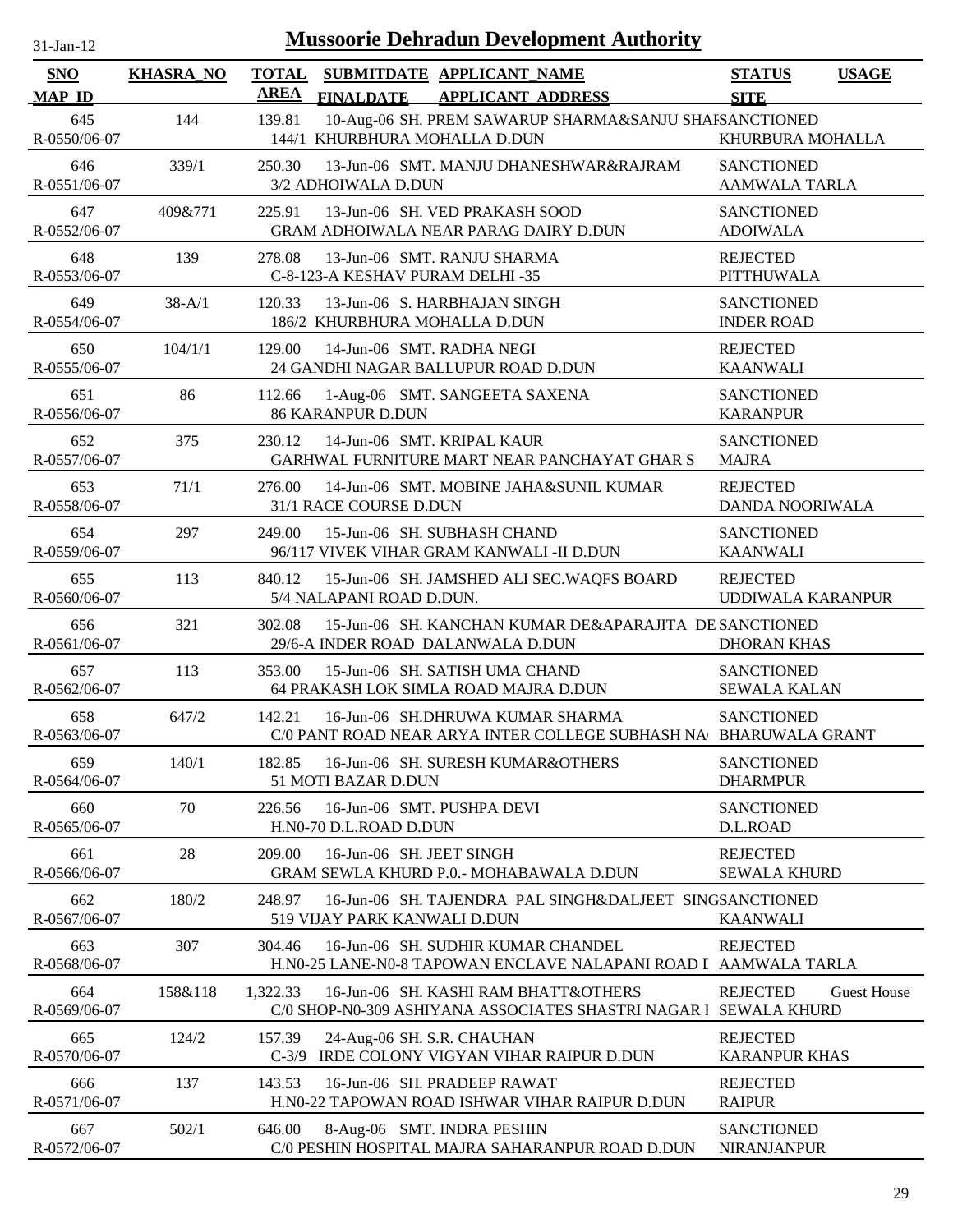# Mussoorie Dehradun Development Authority

31-Jan-12

| SNO<br>MAP_ID | KHASRA_NO | TOTAL AREA | SUBMITDATE FINALDATE | APPLICANT_NAME<br>APPLICANT_ADDRESS | STATUS<br>SITE | USAGE |
|---|---|---|---|---|---|---|
| 645<br>R-0550/06-07 | 144 | 139.81 | 10-Aug-06 | SH. PREM SAWARUP SHARMA&SANJU SHAF<br>144/1 KHURBHURA MOHALLA D.DUN | SANCTIONED<br>KHURBURA MOHALLA | |
| 646<br>R-0551/06-07 | 339/1 | 250.30 | 13-Jun-06 | SMT. MANJU DHANESHWAR&RAJRAM<br>3/2 ADHOIWALA D.DUN | SANCTIONED<br>AAMWALA TARLA | |
| 647<br>R-0552/06-07 | 409&771 | 225.91 | 13-Jun-06 | SH. VED PRAKASH SOOD<br>GRAM ADHOIWALA NEAR PARAG DAIRY D.DUN | SANCTIONED<br>ADOIWALA | |
| 648<br>R-0553/06-07 | 139 | 278.08 | 13-Jun-06 | SMT. RANJU SHARMA<br>C-8-123-A KESHAV PURAM DELHI -35 | REJECTED<br>PITTHUWALA | |
| 649<br>R-0554/06-07 | 38-A/1 | 120.33 | 13-Jun-06 | S. HARBHAJAN SINGH<br>186/2 KHURBHURA MOHALLA D.DUN | SANCTIONED<br>INDER ROAD | |
| 650<br>R-0555/06-07 | 104/1/1 | 129.00 | 14-Jun-06 | SMT. RADHA NEGI<br>24 GANDHI NAGAR BALLUPUR ROAD D.DUN | REJECTED<br>KAANWALI | |
| 651<br>R-0556/06-07 | 86 | 112.66 | 1-Aug-06 | SMT. SANGEETA SAXENA<br>86 KARANPUR D.DUN | SANCTIONED<br>KARANPUR | |
| 652<br>R-0557/06-07 | 375 | 230.12 | 14-Jun-06 | SMT. KRIPAL KAUR<br>GARHWAL FURNITURE MART NEAR PANCHAYAT GHAR S | SANCTIONED<br>MAJRA | |
| 653<br>R-0558/06-07 | 71/1 | 276.00 | 14-Jun-06 | SMT. MOBINE JAHA&SUNIL KUMAR<br>31/1 RACE COURSE D.DUN | REJECTED<br>DANDA NOORIWALA | |
| 654<br>R-0559/06-07 | 297 | 249.00 | 15-Jun-06 | SH. SUBHASH CHAND<br>96/117 VIVEK VIHAR GRAM KANWALI -II D.DUN | SANCTIONED<br>KAANWALI | |
| 655<br>R-0560/06-07 | 113 | 840.12 | 15-Jun-06 | SH. JAMSHED ALI SEC.WAQFS BOARD<br>5/4 NALAPANI ROAD D.DUN. | REJECTED<br>UDDIWALA KARANPUR | |
| 656<br>R-0561/06-07 | 321 | 302.08 | 15-Jun-06 | SH. KANCHAN KUMAR DE&APARAJITA DE<br>29/6-A INDER ROAD DALANWALA D.DUN | SANCTIONED<br>DHORAN KHAS | |
| 657<br>R-0562/06-07 | 113 | 353.00 | 15-Jun-06 | SH. SATISH UMA CHAND<br>64 PRAKASH LOK SIMLA ROAD MAJRA D.DUN | SANCTIONED<br>SEWALA KALAN | |
| 658<br>R-0563/06-07 | 647/2 | 142.21 | 16-Jun-06 | SH.DHRUWA KUMAR SHARMA<br>C/0 PANT ROAD NEAR ARYA INTER COLLEGE SUBHASH NA | SANCTIONED<br>BHARUWALA GRANT | |
| 659<br>R-0564/06-07 | 140/1 | 182.85 | 16-Jun-06 | SH. SURESH KUMAR&OTHERS<br>51 MOTI BAZAR D.DUN | SANCTIONED<br>DHARMPUR | |
| 660<br>R-0565/06-07 | 70 | 226.56 | 16-Jun-06 | SMT. PUSHPA DEVI<br>H.N0-70 D.L.ROAD D.DUN | SANCTIONED<br>D.L.ROAD | |
| 661<br>R-0566/06-07 | 28 | 209.00 | 16-Jun-06 | SH. JEET SINGH<br>GRAM SEWLA KHURD P.0.- MOHABAWALA D.DUN | REJECTED<br>SEWALA KHURD | |
| 662<br>R-0567/06-07 | 180/2 | 248.97 | 16-Jun-06 | SH. TAJENDRA PAL SINGH&DALJEET SING<br>519 VIJAY PARK KANWALI D.DUN | SANCTIONED<br>KAANWALI | |
| 663<br>R-0568/06-07 | 307 | 304.46 | 16-Jun-06 | SH. SUDHIR KUMAR CHANDEL<br>H.N0-25 LANE-N0-8 TAPOWAN ENCLAVE NALAPANI ROAD I | REJECTED<br>AAMWALA TARLA | |
| 664<br>R-0569/06-07 | 158&118 | 1,322.33 | 16-Jun-06 | SH. KASHI RAM BHATT&OTHERS<br>C/0 SHOP-N0-309 ASHIYANA ASSOCIATES SHASTRI NAGAR I | REJECTED<br>SEWALA KHURD | Guest House |
| 665<br>R-0570/06-07 | 124/2 | 157.39 | 24-Aug-06 | SH. S.R. CHAUHAN<br>C-3/9 IRDE COLONY VIGYAN VIHAR RAIPUR D.DUN | REJECTED<br>KARANPUR KHAS | |
| 666<br>R-0571/06-07 | 137 | 143.53 | 16-Jun-06 | SH. PRADEEP RAWAT<br>H.N0-22 TAPOWAN ROAD ISHWAR VIHAR RAIPUR D.DUN | REJECTED<br>RAIPUR | |
| 667<br>R-0572/06-07 | 502/1 | 646.00 | 8-Aug-06 | SMT. INDRA PESHIN<br>C/0 PESHIN HOSPITAL MAJRA SAHARANPUR ROAD D.DUN | SANCTIONED<br>NIRANJANPUR | |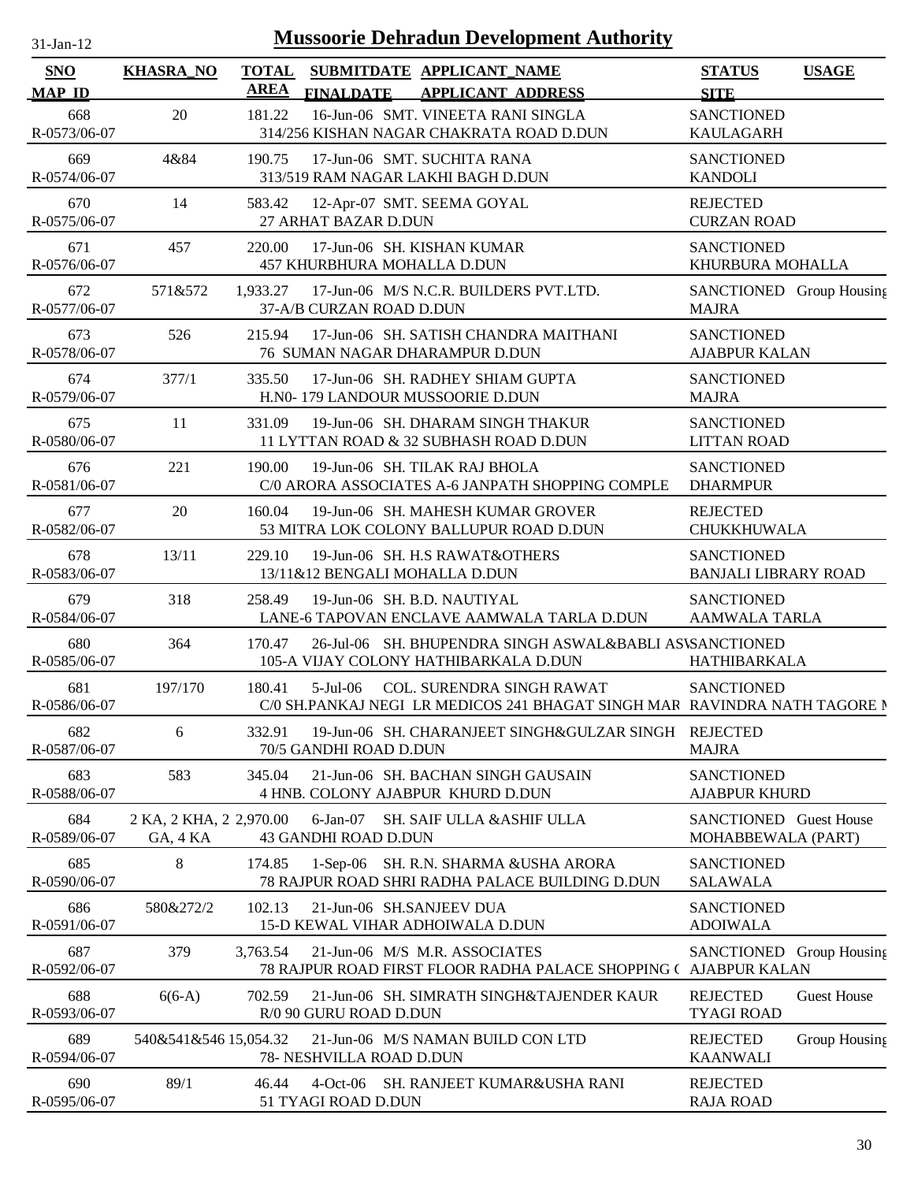# Mussoorie Dehradun Development Authority

31-Jan-12

| SNO / MAP ID | KHASRA_NO | TOTAL AREA | SUBMITDATE / FINALDATE | APPLICANT_NAME / APPLICANT ADDRESS | STATUS / SITE | USAGE |
|---|---|---|---|---|---|---|
| 668 / R-0573/06-07 | 20 | 181.22 | 16-Jun-06 | SMT. VINEETA RANI SINGLA / 314/256 KISHAN NAGAR CHAKRATA ROAD D.DUN | SANCTIONED / KAULAGARH | |
| 669 / R-0574/06-07 | 4&84 | 190.75 | 17-Jun-06 | SMT. SUCHITA RANA / 313/519 RAM NAGAR LAKHI BAGH D.DUN | SANCTIONED / KANDOLI | |
| 670 / R-0575/06-07 | 14 | 583.42 | 12-Apr-07 | SMT. SEEMA GOYAL / 27 ARHAT BAZAR D.DUN | REJECTED / CURZAN ROAD | |
| 671 / R-0576/06-07 | 457 | 220.00 | 17-Jun-06 | SH. KISHAN KUMAR / 457 KHURBHURA MOHALLA D.DUN | SANCTIONED / KHURBURA MOHALLA | |
| 672 / R-0577/06-07 | 571&572 | 1,933.27 | 17-Jun-06 | M/S N.C.R. BUILDERS PVT.LTD. / 37-A/B CURZAN ROAD D.DUN | SANCTIONED / MAJRA | Group Housing |
| 673 / R-0578/06-07 | 526 | 215.94 | 17-Jun-06 | SH. SATISH CHANDRA MAITHANI / 76 SUMAN NAGAR DHARAMPUR D.DUN | SANCTIONED / AJABPUR KALAN | |
| 674 / R-0579/06-07 | 377/1 | 335.50 | 17-Jun-06 | SH. RADHEY SHIAM GUPTA / H.N0- 179 LANDOUR MUSSOORIE D.DUN | SANCTIONED / MAJRA | |
| 675 / R-0580/06-07 | 11 | 331.09 | 19-Jun-06 | SH. DHARAM SINGH THAKUR / 11 LYTTAN ROAD & 32 SUBHASH ROAD D.DUN | SANCTIONED / LITTAN ROAD | |
| 676 / R-0581/06-07 | 221 | 190.00 | 19-Jun-06 | SH. TILAK RAJ BHOLA / C/0 ARORA ASSOCIATES A-6 JANPATH SHOPPING COMPLE | SANCTIONED / DHARMPUR | |
| 677 / R-0582/06-07 | 20 | 160.04 | 19-Jun-06 | SH. MAHESH KUMAR GROVER / 53 MITRA LOK COLONY BALLUPUR ROAD D.DUN | REJECTED / CHUKKHUWALA | |
| 678 / R-0583/06-07 | 13/11 | 229.10 | 19-Jun-06 | SH. H.S RAWAT&OTHERS / 13/11&12 BENGALI MOHALLA D.DUN | SANCTIONED / BANJALI LIBRARY ROAD | |
| 679 / R-0584/06-07 | 318 | 258.49 | 19-Jun-06 | SH. B.D. NAUTIYAL / LANE-6 TAPOVAN ENCLAVE AAMWALA TARLA D.DUN | SANCTIONED / AAMWALA TARLA | |
| 680 / R-0585/06-07 | 364 | 170.47 | 26-Jul-06 | SH. BHUPENDRA SINGH ASWAL&BABLI ASW / 105-A VIJAY COLONY HATHIBARKALA D.DUN | SANCTIONED / HATHIBARKALA | |
| 681 / R-0586/06-07 | 197/170 | 180.41 | 5-Jul-06 | COL. SURENDRA SINGH RAWAT / C/0 SH.PANKAJ NEGI LR MEDICOS 241 BHAGAT SINGH MAR | SANCTIONED / RAVINDRA NATH TAGORE M | |
| 682 / R-0587/06-07 | 6 | 332.91 | 19-Jun-06 | SH. CHARANJEET SINGH&GULZAR SINGH / 70/5 GANDHI ROAD D.DUN | REJECTED / MAJRA | |
| 683 / R-0588/06-07 | 583 | 345.04 | 21-Jun-06 | SH. BACHAN SINGH GAUSAIN / 4 HNB. COLONY AJABPUR KHURD D.DUN | SANCTIONED / AJABPUR KHURD | |
| 684 / R-0589/06-07 | 2 KA, 2 KHA, 2 GA, 4 KA | 2,970.00 | 6-Jan-07 | SH. SAIF ULLA &ASHIF ULLA / 43 GANDHI ROAD D.DUN | SANCTIONED / MOHABBEWALA (PART) | Guest House |
| 685 / R-0590/06-07 | 8 | 174.85 | 1-Sep-06 | SH. R.N. SHARMA &USHA ARORA / 78 RAJPUR ROAD SHRI RADHA PALACE BUILDING D.DUN | SANCTIONED / SALAWALA | |
| 686 / R-0591/06-07 | 580&272/2 | 102.13 | 21-Jun-06 | SH.SANJEEV DUA / 15-D KEWAL VIHAR ADHOIWALA D.DUN | SANCTIONED / ADOIWALA | |
| 687 / R-0592/06-07 | 379 | 3,763.54 | 21-Jun-06 | M/S M.R. ASSOCIATES / 78 RAJPUR ROAD FIRST FLOOR RADHA PALACE SHOPPING ( | SANCTIONED / AJABPUR KALAN | Group Housing |
| 688 / R-0593/06-07 | 6(6-A) | 702.59 | 21-Jun-06 | SH. SIMRATH SINGH&TAJENDER KAUR / R/0 90 GURU ROAD D.DUN | REJECTED / TYAGI ROAD | Guest House |
| 689 / R-0594/06-07 | 540&541&546 | 15,054.32 | 21-Jun-06 | M/S NAMAN BUILD CON LTD / 78- NESHVILLA ROAD D.DUN | REJECTED / KAANWALI | Group Housing |
| 690 / R-0595/06-07 | 89/1 | 46.44 | 4-Oct-06 | SH. RANJEET KUMAR&USHA RANI / 51 TYAGI ROAD D.DUN | REJECTED / RAJA ROAD | |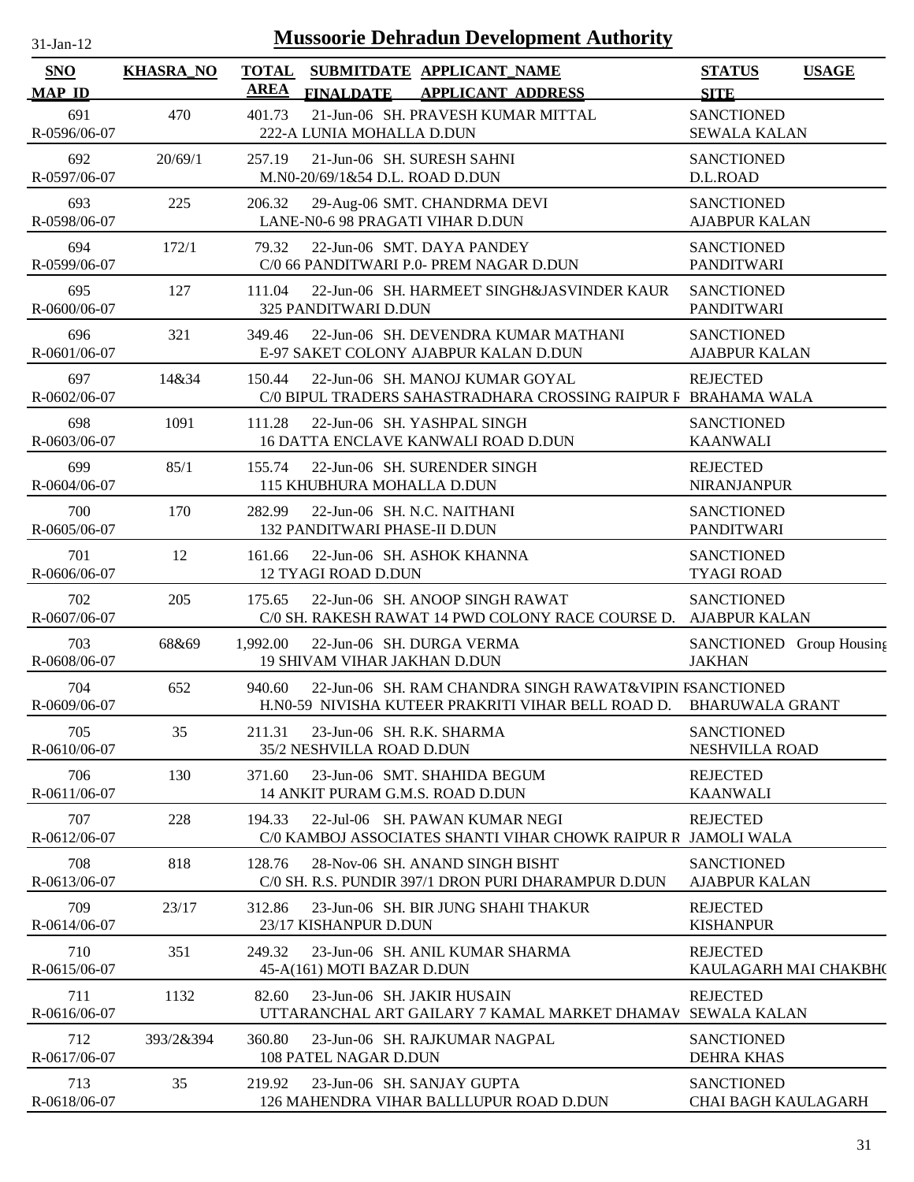# Mussoorie Dehradun Development Authority

| SNO | KHASRA_NO | TOTAL AREA | SUBMITDATE | APPLICANT_NAME | STATUS | USAGE |
|---|---|---|---|---|---|---|
| MAP_ID | | | FINALDATE | APPLICANT_ADDRESS | SITE | |
| 691 | 470 | 401.73 | 21-Jun-06 | SH. PRAVESH KUMAR MITTAL | SANCTIONED | |
| R-0596/06-07 | | | | 222-A LUNIA MOHALLA D.DUN | SEWALA KALAN | |
| 692 | 20/69/1 | 257.19 | 21-Jun-06 | SH. SURESH SAHNI | SANCTIONED | |
| R-0597/06-07 | | | | M.N0-20/69/1&54 D.L. ROAD D.DUN | D.L.ROAD | |
| 693 | 225 | 206.32 | 29-Aug-06 | SMT. CHANDRMA DEVI | SANCTIONED | |
| R-0598/06-07 | | | | LANE-N0-6 98 PRAGATI VIHAR D.DUN | AJABPUR KALAN | |
| 694 | 172/1 | 79.32 | 22-Jun-06 | SMT. DAYA PANDEY | SANCTIONED | |
| R-0599/06-07 | | | | C/0 66 PANDITWARI P.0- PREM NAGAR D.DUN | PANDITWARI | |
| 695 | 127 | 111.04 | 22-Jun-06 | SH. HARMEET SINGH&JASVINDER KAUR | SANCTIONED | |
| R-0600/06-07 | | | | 325 PANDITWARI D.DUN | PANDITWARI | |
| 696 | 321 | 349.46 | 22-Jun-06 | SH. DEVENDRA KUMAR MATHANI | SANCTIONED | |
| R-0601/06-07 | | | | E-97 SAKET COLONY AJABPUR KALAN D.DUN | AJABPUR KALAN | |
| 697 | 14&34 | 150.44 | 22-Jun-06 | SH. MANOJ KUMAR GOYAL | REJECTED | |
| R-0602/06-07 | | | | C/0 BIPUL TRADERS SAHASTRADHARA CROSSING RAIPUR F | BRAHAMA WALA | |
| 698 | 1091 | 111.28 | 22-Jun-06 | SH. YASHPAL SINGH | SANCTIONED | |
| R-0603/06-07 | | | | 16 DATTA ENCLAVE KANWALI ROAD D.DUN | KAANWALI | |
| 699 | 85/1 | 155.74 | 22-Jun-06 | SH. SURENDER SINGH | REJECTED | |
| R-0604/06-07 | | | | 115 KHUBHURA MOHALLA D.DUN | NIRANJANPUR | |
| 700 | 170 | 282.99 | 22-Jun-06 | SH. N.C. NAITHANI | SANCTIONED | |
| R-0605/06-07 | | | | 132 PANDITWARI PHASE-II D.DUN | PANDITWARI | |
| 701 | 12 | 161.66 | 22-Jun-06 | SH. ASHOK KHANNA | SANCTIONED | |
| R-0606/06-07 | | | | 12 TYAGI ROAD D.DUN | TYAGI ROAD | |
| 702 | 205 | 175.65 | 22-Jun-06 | SH. ANOOP SINGH RAWAT | SANCTIONED | |
| R-0607/06-07 | | | | C/0 SH. RAKESH RAWAT 14 PWD COLONY RACE COURSE D. | AJABPUR KALAN | |
| 703 | 68&69 | 1,992.00 | 22-Jun-06 | SH. DURGA VERMA | SANCTIONED | Group Housing |
| R-0608/06-07 | | | | 19 SHIVAM VIHAR JAKHAN D.DUN | JAKHAN | |
| 704 | 652 | 940.60 | 22-Jun-06 | SH. RAM CHANDRA SINGH RAWAT&VIPIN F | SANCTIONED | |
| R-0609/06-07 | | | | H.N0-59 NIVISHA KUTEER PRAKRITI VIHAR BELL ROAD D. | BHARUWALA GRANT | |
| 705 | 35 | 211.31 | 23-Jun-06 | SH. R.K. SHARMA | SANCTIONED | |
| R-0610/06-07 | | | | 35/2 NESHVILLA ROAD D.DUN | NESHVILLA ROAD | |
| 706 | 130 | 371.60 | 23-Jun-06 | SMT. SHAHIDA BEGUM | REJECTED | |
| R-0611/06-07 | | | | 14 ANKIT PURAM G.M.S. ROAD D.DUN | KAANWALI | |
| 707 | 228 | 194.33 | 22-Jul-06 | SH. PAWAN KUMAR NEGI | REJECTED | |
| R-0612/06-07 | | | | C/0 KAMBOJ ASSOCIATES SHANTI VIHAR CHOWK RAIPUR R | JAMOLI WALA | |
| 708 | 818 | 128.76 | 28-Nov-06 | SH. ANAND SINGH BISHT | SANCTIONED | |
| R-0613/06-07 | | | | C/0 SH. R.S. PUNDIR 397/1 DRON PURI DHARAMPUR D.DUN | AJABPUR KALAN | |
| 709 | 23/17 | 312.86 | 23-Jun-06 | SH. BIR JUNG SHAHI THAKUR | REJECTED | |
| R-0614/06-07 | | | | 23/17 KISHANPUR D.DUN | KISHANPUR | |
| 710 | 351 | 249.32 | 23-Jun-06 | SH. ANIL KUMAR SHARMA | REJECTED | |
| R-0615/06-07 | | | | 45-A(161) MOTI BAZAR D.DUN | KAULAGARH MAI CHAKBH( | |
| 711 | 1132 | 82.60 | 23-Jun-06 | SH. JAKIR HUSAIN | REJECTED | |
| R-0616/06-07 | | | | UTTARANCHAL ART GAILARY 7 KAMAL MARKET DHAMAV | SEWALA KALAN | |
| 712 | 393/2&394 | 360.80 | 23-Jun-06 | SH. RAJKUMAR NAGPAL | SANCTIONED | |
| R-0617/06-07 | | | | 108 PATEL NAGAR D.DUN | DEHRA KHAS | |
| 713 | 35 | 219.92 | 23-Jun-06 | SH. SANJAY GUPTA | SANCTIONED | |
| R-0618/06-07 | | | | 126 MAHENDRA VIHAR BALLLUPUR ROAD D.DUN | CHAI BAGH KAULAGARH | |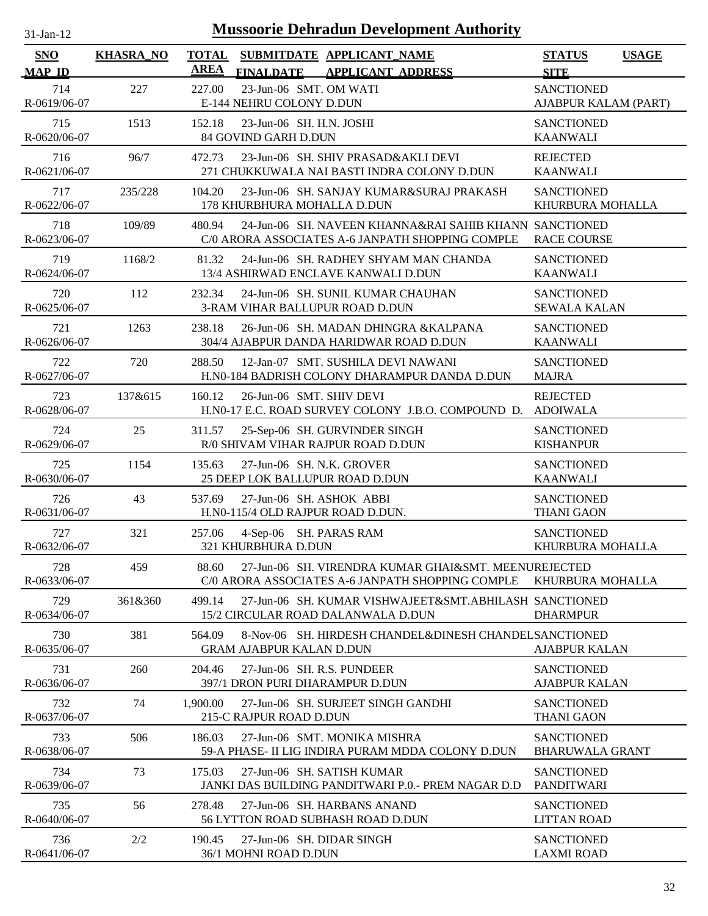# Mussoorie Dehradun Development Authority

31-Jan-12

| SNO / MAP_ID | KHASRA_NO | TOTAL AREA | SUBMITDATE / FINALDATE | APPLICANT_NAME / APPLICANT_ADDRESS | STATUS / SITE | USAGE |
|---|---|---|---|---|---|---|
| 714 / R-0619/06-07 | 227 | 227.00 | 23-Jun-06 | SMT. OM WATI / E-144 NEHRU COLONY D.DUN | SANCTIONED / AJABPUR KALAM (PART) | |
| 715 / R-0620/06-07 | 1513 | 152.18 | 23-Jun-06 | SH. H.N. JOSHI / 84 GOVIND GARH D.DUN | SANCTIONED / KAANWALI | |
| 716 / R-0621/06-07 | 96/7 | 472.73 | 23-Jun-06 | SH. SHIV PRASAD&AKLI DEVI / 271 CHUKKUWALA NAI BASTI INDRA COLONY D.DUN | REJECTED / KAANWALI | |
| 717 / R-0622/06-07 | 235/228 | 104.20 | 23-Jun-06 | SH. SANJAY KUMAR&SURAJ PRAKASH / 178 KHURBHURA MOHALLA D.DUN | SANCTIONED / KHURBURA MOHALLA | |
| 718 / R-0623/06-07 | 109/89 | 480.94 | 24-Jun-06 | SH. NAVEEN KHANNA&RAI SAHIB KHANN / C/0 ARORA ASSOCIATES A-6 JANPATH SHOPPING COMPLE | SANCTIONED / RACE COURSE | |
| 719 / R-0624/06-07 | 1168/2 | 81.32 | 24-Jun-06 | SH. RADHEY SHYAM MAN CHANDA / 13/4 ASHIRWAD ENCLAVE KANWALI D.DUN | SANCTIONED / KAANWALI | |
| 720 / R-0625/06-07 | 112 | 232.34 | 24-Jun-06 | SH. SUNIL KUMAR CHAUHAN / 3-RAM VIHAR BALLUPUR ROAD D.DUN | SANCTIONED / SEWALA KALAN | |
| 721 / R-0626/06-07 | 1263 | 238.18 | 26-Jun-06 | SH. MADAN DHINGRA &KALPANA / 304/4 AJABPUR DANDA HARIDWAR ROAD D.DUN | SANCTIONED / KAANWALI | |
| 722 / R-0627/06-07 | 720 | 288.50 | 12-Jan-07 | SMT. SUSHILA DEVI NAWANI / H.N0-184 BADRISH COLONY DHARAMPUR DANDA D.DUN | SANCTIONED / MAJRA | |
| 723 / R-0628/06-07 | 137&615 | 160.12 | 26-Jun-06 | SMT. SHIV DEVI / H.N0-17 E.C. ROAD SURVEY COLONY J.B.O. COMPOUND D. | REJECTED / ADOIWALA | |
| 724 / R-0629/06-07 | 25 | 311.57 | 25-Sep-06 | SH. GURVINDER SINGH / R/0 SHIVAM VIHAR RAJPUR ROAD D.DUN | SANCTIONED / KISHANPUR | |
| 725 / R-0630/06-07 | 1154 | 135.63 | 27-Jun-06 | SH. N.K. GROVER / 25 DEEP LOK BALLUPUR ROAD D.DUN | SANCTIONED / KAANWALI | |
| 726 / R-0631/06-07 | 43 | 537.69 | 27-Jun-06 | SH. ASHOK ABBI / H.N0-115/4 OLD RAJPUR ROAD D.DUN. | SANCTIONED / THANI GAON | |
| 727 / R-0632/06-07 | 321 | 257.06 | 4-Sep-06 | SH. PARAS RAM / 321 KHURBHURA D.DUN | SANCTIONED / KHURBURA MOHALLA | |
| 728 / R-0633/06-07 | 459 | 88.60 | 27-Jun-06 | SH. VIRENDRA KUMAR GHAI&SMT. MEENU / C/0 ARORA ASSOCIATES A-6 JANPATH SHOPPING COMPLE | REJECTED / KHURBURA MOHALLA | |
| 729 / R-0634/06-07 | 361&360 | 499.14 | 27-Jun-06 | SH. KUMAR VISHWAJEET&SMT.ABHILASH / 15/2 CIRCULAR ROAD DALANWALA D.DUN | SANCTIONED / DHARMPUR | |
| 730 / R-0635/06-07 | 381 | 564.09 | 8-Nov-06 | SH. HIRDESH CHANDEL&DINESH CHANDEL / GRAM AJABPUR KALAN D.DUN | SANCTIONED / AJABPUR KALAN | |
| 731 / R-0636/06-07 | 260 | 204.46 | 27-Jun-06 | SH. R.S. PUNDEER / 397/1 DRON PURI DHARAMPUR D.DUN | SANCTIONED / AJABPUR KALAN | |
| 732 / R-0637/06-07 | 74 | 1,900.00 | 27-Jun-06 | SH. SURJEET SINGH GANDHI / 215-C RAJPUR ROAD D.DUN | SANCTIONED / THANI GAON | |
| 733 / R-0638/06-07 | 506 | 186.03 | 27-Jun-06 | SMT. MONIKA MISHRA / 59-A PHASE- II LIG INDIRA PURAM MDDA COLONY D.DUN | SANCTIONED / BHARUWALA GRANT | |
| 734 / R-0639/06-07 | 73 | 175.03 | 27-Jun-06 | SH. SATISH KUMAR / JANKI DAS BUILDING PANDITWARI P.0.- PREM NAGAR D.D | SANCTIONED / PANDITWARI | |
| 735 / R-0640/06-07 | 56 | 278.48 | 27-Jun-06 | SH. HARBANS ANAND / 56 LYTTON ROAD SUBHASH ROAD D.DUN | SANCTIONED / LITTAN ROAD | |
| 736 / R-0641/06-07 | 2/2 | 190.45 | 27-Jun-06 | SH. DIDAR SINGH / 36/1 MOHNI ROAD D.DUN | SANCTIONED / LAXMI ROAD | |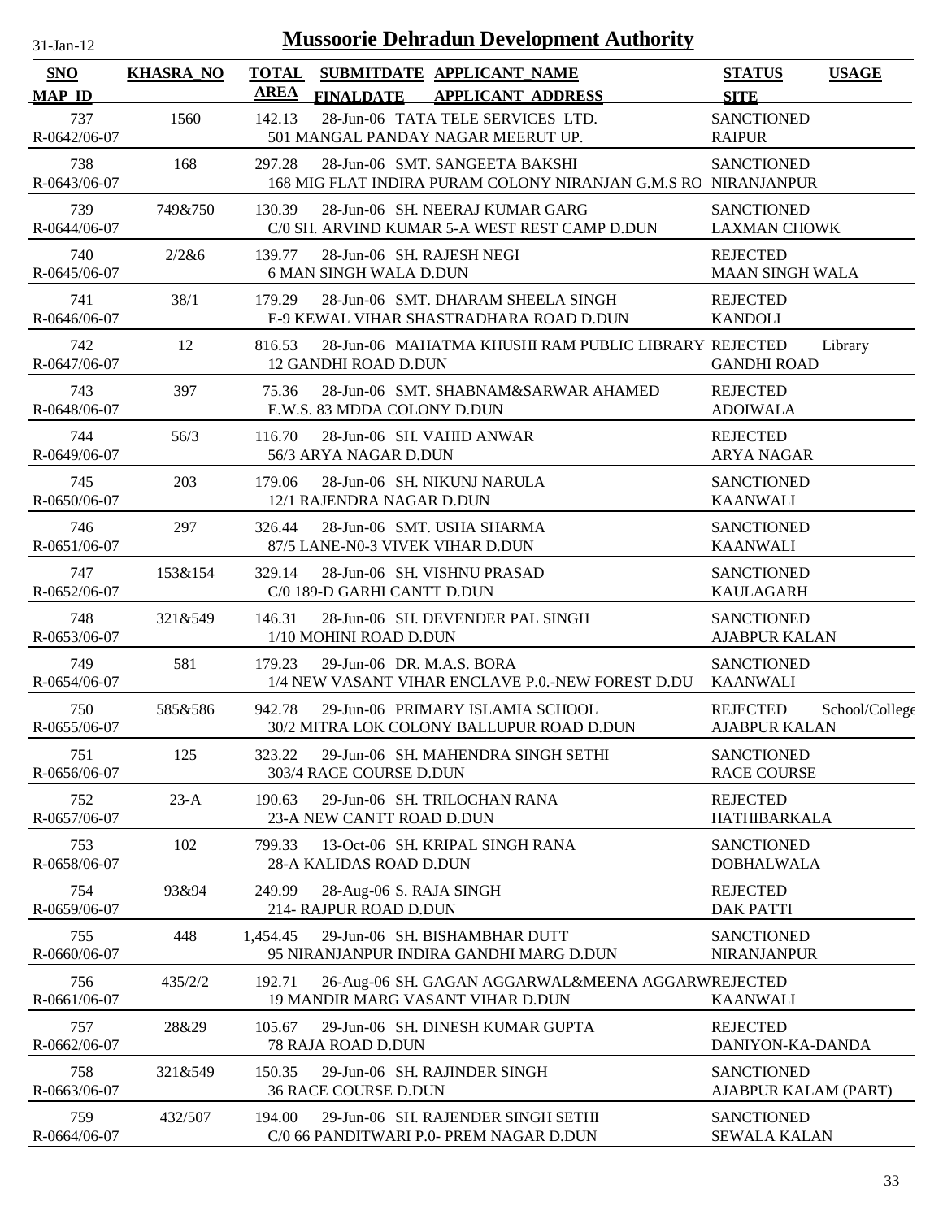# Mussoorie Dehradun Development Authority

31-Jan-12

| SNO | KHASRA_NO | TOTAL AREA | SUBMITDATE | APPLICANT_NAME | STATUS | USAGE |
|---|---|---|---|---|---|---|
| MAP_ID | | | FINALDATE | APPLICANT_ADDRESS | SITE | |
| 737 | 1560 | 142.13 | 28-Jun-06 | TATA TELE SERVICES LTD. | SANCTIONED | |
| R-0642/06-07 | | | | 501 MANGAL PANDAY NAGAR MEERUT UP. | RAIPUR | |
| 738 | 168 | 297.28 | 28-Jun-06 | SMT. SANGEETA BAKSHI | SANCTIONED | |
| R-0643/06-07 | | | | 168 MIG FLAT INDIRA PURAM COLONY NIRANJAN G.M.S RO | NIRANJANPUR | |
| 739 | 749&750 | 130.39 | 28-Jun-06 | SH. NEERAJ KUMAR GARG | SANCTIONED | |
| R-0644/06-07 | | | | C/0 SH. ARVIND KUMAR 5-A WEST REST CAMP D.DUN | LAXMAN CHOWK | |
| 740 | 2/2&6 | 139.77 | 28-Jun-06 | SH. RAJESH NEGI | REJECTED | |
| R-0645/06-07 | | | | 6 MAN SINGH WALA D.DUN | MAAN SINGH WALA | |
| 741 | 38/1 | 179.29 | 28-Jun-06 | SMT. DHARAM SHEELA SINGH | REJECTED | |
| R-0646/06-07 | | | | E-9 KEWAL VIHAR SHASTRADHARA ROAD D.DUN | KANDOLI | |
| 742 | 12 | 816.53 | 28-Jun-06 | MAHATMA KHUSHI RAM PUBLIC LIBRARY | REJECTED | Library |
| R-0647/06-07 | | | | 12 GANDHI ROAD D.DUN | GANDHI ROAD | |
| 743 | 397 | 75.36 | 28-Jun-06 | SMT. SHABNAM&SARWAR AHAMED | REJECTED | |
| R-0648/06-07 | | | | E.W.S. 83 MDDA COLONY D.DUN | ADOIWALA | |
| 744 | 56/3 | 116.70 | 28-Jun-06 | SH. VAHID ANWAR | REJECTED | |
| R-0649/06-07 | | | | 56/3 ARYA NAGAR D.DUN | ARYA NAGAR | |
| 745 | 203 | 179.06 | 28-Jun-06 | SH. NIKUNJ NARULA | SANCTIONED | |
| R-0650/06-07 | | | | 12/1 RAJENDRA NAGAR D.DUN | KAANWALI | |
| 746 | 297 | 326.44 | 28-Jun-06 | SMT. USHA SHARMA | SANCTIONED | |
| R-0651/06-07 | | | | 87/5 LANE-N0-3 VIVEK VIHAR D.DUN | KAANWALI | |
| 747 | 153&154 | 329.14 | 28-Jun-06 | SH. VISHNU PRASAD | SANCTIONED | |
| R-0652/06-07 | | | | C/0 189-D GARHI CANTT D.DUN | KAULAGARH | |
| 748 | 321&549 | 146.31 | 28-Jun-06 | SH. DEVENDER PAL SINGH | SANCTIONED | |
| R-0653/06-07 | | | | 1/10 MOHINI ROAD D.DUN | AJABPUR KALAN | |
| 749 | 581 | 179.23 | 29-Jun-06 | DR. M.A.S. BORA | SANCTIONED | |
| R-0654/06-07 | | | | 1/4 NEW VASANT VIHAR ENCLAVE P.0.-NEW FOREST D.DU | KAANWALI | |
| 750 | 585&586 | 942.78 | 29-Jun-06 | PRIMARY ISLAMIA SCHOOL | REJECTED | School/College |
| R-0655/06-07 | | | | 30/2 MITRA LOK COLONY BALLUPUR ROAD D.DUN | AJABPUR KALAN | |
| 751 | 125 | 323.22 | 29-Jun-06 | SH. MAHENDRA SINGH SETHI | SANCTIONED | |
| R-0656/06-07 | | | | 303/4 RACE COURSE D.DUN | RACE COURSE | |
| 752 | 23-A | 190.63 | 29-Jun-06 | SH. TRILOCHAN RANA | REJECTED | |
| R-0657/06-07 | | | | 23-A NEW CANTT ROAD D.DUN | HATHIBARKALA | |
| 753 | 102 | 799.33 | 13-Oct-06 | SH. KRIPAL SINGH RANA | SANCTIONED | |
| R-0658/06-07 | | | | 28-A KALIDAS ROAD D.DUN | DOBHALWALA | |
| 754 | 93&94 | 249.99 | 28-Aug-06 | S. RAJA SINGH | REJECTED | |
| R-0659/06-07 | | | | 214- RAJPUR ROAD D.DUN | DAK PATTI | |
| 755 | 448 | 1,454.45 | 29-Jun-06 | SH. BISHAMBHAR DUTT | SANCTIONED | |
| R-0660/06-07 | | | | 95 NIRANJANPUR INDIRA GANDHI MARG D.DUN | NIRANJANPUR | |
| 756 | 435/2/2 | 192.71 | 26-Aug-06 | SH. GAGAN AGGARWAL&MEENA AGGARW | REJECTED | |
| R-0661/06-07 | | | | 19 MANDIR MARG VASANT VIHAR D.DUN | KAANWALI | |
| 757 | 28&29 | 105.67 | 29-Jun-06 | SH. DINESH KUMAR GUPTA | REJECTED | |
| R-0662/06-07 | | | | 78 RAJA ROAD D.DUN | DANIYON-KA-DANDA | |
| 758 | 321&549 | 150.35 | 29-Jun-06 | SH. RAJINDER SINGH | SANCTIONED | |
| R-0663/06-07 | | | | 36 RACE COURSE D.DUN | AJABPUR KALAM (PART) | |
| 759 | 432/507 | 194.00 | 29-Jun-06 | SH. RAJENDER SINGH SETHI | SANCTIONED | |
| R-0664/06-07 | | | | C/0 66 PANDITWARI P.0- PREM NAGAR D.DUN | SEWALA KALAN | |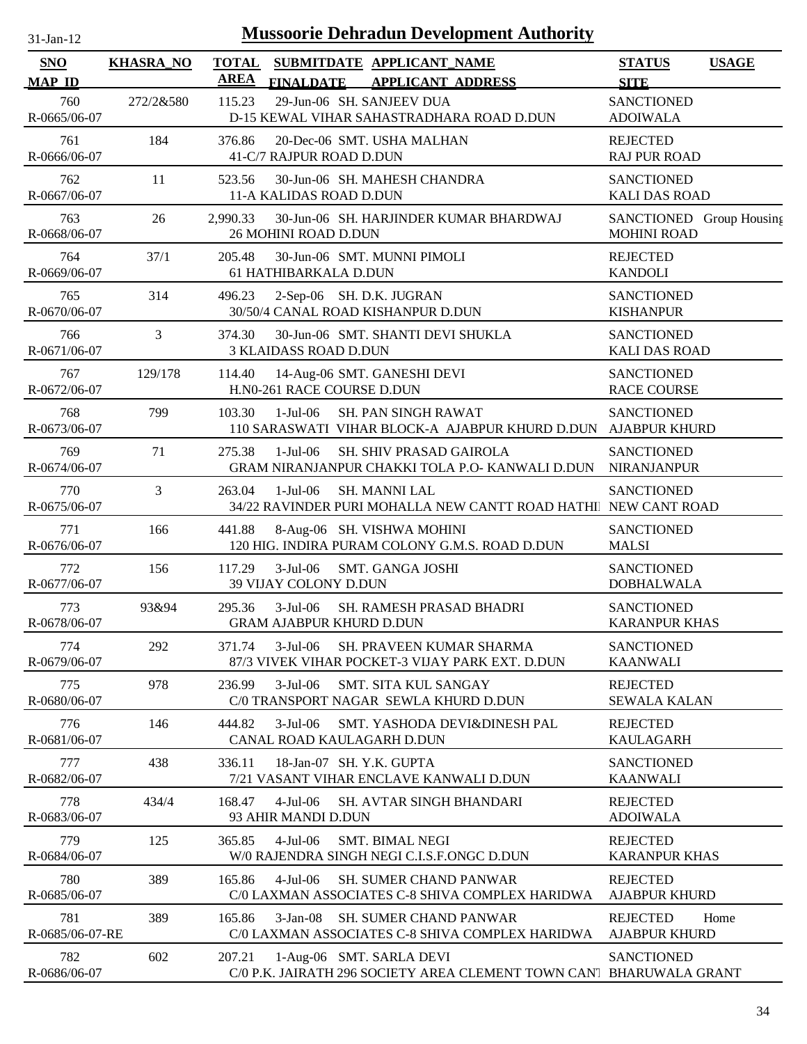# Mussoorie Dehradun Development Authority

31-Jan-12

| SNO / MAP_ID | KHASRA_NO | TOTAL AREA | SUBMITDATE / FINALDATE | APPLICANT_NAME / APPLICANT_ADDRESS | STATUS / SITE | USAGE |
|---|---|---|---|---|---|---|
| 760 / R-0665/06-07 | 272/2&580 | 115.23 | 29-Jun-06 | SH. SANJEEV DUA / D-15 KEWAL VIHAR SAHASTRADHARA ROAD D.DUN | SANCTIONED / ADOIWALA | |
| 761 / R-0666/06-07 | 184 | 376.86 | 20-Dec-06 | SMT. USHA MALHAN / 41-C/7 RAJPUR ROAD D.DUN | REJECTED / RAJ PUR ROAD | |
| 762 / R-0667/06-07 | 11 | 523.56 | 30-Jun-06 | SH. MAHESH CHANDRA / 11-A KALIDAS ROAD D.DUN | SANCTIONED / KALI DAS ROAD | |
| 763 / R-0668/06-07 | 26 | 2,990.33 | 30-Jun-06 | SH. HARJINDER KUMAR BHARDWAJ / 26 MOHINI ROAD D.DUN | SANCTIONED / MOHINI ROAD | Group Housing |
| 764 / R-0669/06-07 | 37/1 | 205.48 | 30-Jun-06 | SMT. MUNNI PIMOLI / 61 HATHIBARKALA D.DUN | REJECTED / KANDOLI | |
| 765 / R-0670/06-07 | 314 | 496.23 | 2-Sep-06 | SH. D.K. JUGRAN / 30/50/4 CANAL ROAD KISHANPUR D.DUN | SANCTIONED / KISHANPUR | |
| 766 / R-0671/06-07 | 3 | 374.30 | 30-Jun-06 | SMT. SHANTI DEVI SHUKLA / 3 KLAIDASS ROAD D.DUN | SANCTIONED / KALI DAS ROAD | |
| 767 / R-0672/06-07 | 129/178 | 114.40 | 14-Aug-06 | SMT. GANESHI DEVI / H.N0-261 RACE COURSE D.DUN | SANCTIONED / RACE COURSE | |
| 768 / R-0673/06-07 | 799 | 103.30 | 1-Jul-06 | SH. PAN SINGH RAWAT / 110 SARASWATI VIHAR BLOCK-A AJABPUR KHURD D.DUN | SANCTIONED / AJABPUR KHURD | |
| 769 / R-0674/06-07 | 71 | 275.38 | 1-Jul-06 | SH. SHIV PRASAD GAIROLA / GRAM NIRANJANPUR CHAKKI TOLA P.O- KANWALI D.DUN | SANCTIONED / NIRANJANPUR | |
| 770 / R-0675/06-07 | 3 | 263.04 | 1-Jul-06 | SH. MANNI LAL / 34/22 RAVINDER PURI MOHALLA NEW CANTT ROAD HATHI | SANCTIONED / NEW CANT ROAD | |
| 771 / R-0676/06-07 | 166 | 441.88 | 8-Aug-06 | SH. VISHWA MOHINI / 120 HIG. INDIRA PURAM COLONY G.M.S. ROAD D.DUN | SANCTIONED / MALSI | |
| 772 / R-0677/06-07 | 156 | 117.29 | 3-Jul-06 | SMT. GANGA JOSHI / 39 VIJAY COLONY D.DUN | SANCTIONED / DOBHALWALA | |
| 773 / R-0678/06-07 | 93&94 | 295.36 | 3-Jul-06 | SH. RAMESH PRASAD BHADRI / GRAM AJABPUR KHURD D.DUN | SANCTIONED / KARANPUR KHAS | |
| 774 / R-0679/06-07 | 292 | 371.74 | 3-Jul-06 | SH. PRAVEEN KUMAR SHARMA / 87/3 VIVEK VIHAR POCKET-3 VIJAY PARK EXT. D.DUN | SANCTIONED / KAANWALI | |
| 775 / R-0680/06-07 | 978 | 236.99 | 3-Jul-06 | SMT. SITA KUL SANGAY / C/0 TRANSPORT NAGAR SEWLA KHURD D.DUN | REJECTED / SEWALA KALAN | |
| 776 / R-0681/06-07 | 146 | 444.82 | 3-Jul-06 | SMT. YASHODA DEVI&DINESH PAL / CANAL ROAD KAULAGARH D.DUN | REJECTED / KAULAGARH | |
| 777 / R-0682/06-07 | 438 | 336.11 | 18-Jan-07 | SH. Y.K. GUPTA / 7/21 VASANT VIHAR ENCLAVE KANWALI D.DUN | SANCTIONED / KAANWALI | |
| 778 / R-0683/06-07 | 434/4 | 168.47 | 4-Jul-06 | SH. AVTAR SINGH BHANDARI / 93 AHIR MANDI D.DUN | REJECTED / ADOIWALA | |
| 779 / R-0684/06-07 | 125 | 365.85 | 4-Jul-06 | SMT. BIMAL NEGI / W/0 RAJENDRA SINGH NEGI C.I.S.F.ONGC D.DUN | REJECTED / KARANPUR KHAS | |
| 780 / R-0685/06-07 | 389 | 165.86 | 4-Jul-06 | SH. SUMER CHAND PANWAR / C/0 LAXMAN ASSOCIATES C-8 SHIVA COMPLEX HARIDWA | REJECTED / AJABPUR KHURD | |
| 781 / R-0685/06-07-RE | 389 | 165.86 | 3-Jan-08 | SH. SUMER CHAND PANWAR / C/0 LAXMAN ASSOCIATES C-8 SHIVA COMPLEX HARIDWA | REJECTED / AJABPUR KHURD | Home |
| 782 / R-0686/06-07 | 602 | 207.21 | 1-Aug-06 | SMT. SARLA DEVI / C/0 P.K. JAIRATH 296 SOCIETY AREA CLEMENT TOWN CANT | SANCTIONED / BHARUWALA GRANT | |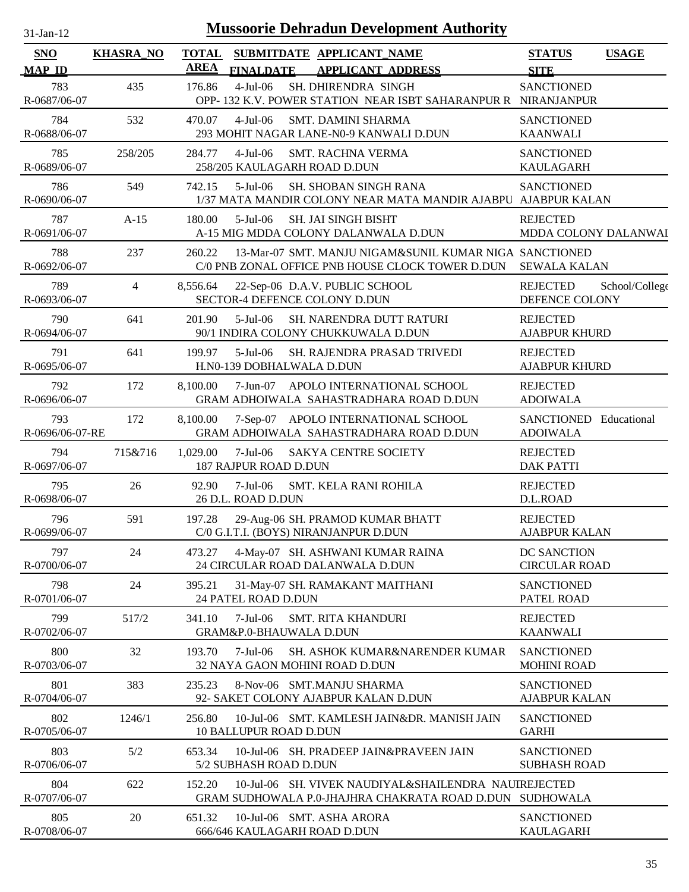# Mussoorie Dehradun Development Authority

31-Jan-12

| SNO / MAP_ID | KHASRA_NO | TOTAL AREA | SUBMITDATE / FINALDATE | APPLICANT_NAME / APPLICANT_ADDRESS | STATUS / SITE | USAGE |
|---|---|---|---|---|---|---|
| 783 / R-0687/06-07 | 435 | 176.86 | 4-Jul-06 | SH. DHIRENDRA SINGH / OPP- 132 K.V. POWER STATION NEAR ISBT SAHARANPUR R | SANCTIONED / NIRANJANPUR | |
| 784 / R-0688/06-07 | 532 | 470.07 | 4-Jul-06 | SMT. DAMINI SHARMA / 293 MOHIT NAGAR LANE-N0-9 KANWALI D.DUN | SANCTIONED / KAANWALI | |
| 785 / R-0689/06-07 | 258/205 | 284.77 | 4-Jul-06 | SMT. RACHNA VERMA / 258/205 KAULAGARH ROAD D.DUN | SANCTIONED / KAULAGARH | |
| 786 / R-0690/06-07 | 549 | 742.15 | 5-Jul-06 | SH. SHOBAN SINGH RANA / 1/37 MATA MANDIR COLONY NEAR MATA MANDIR AJABPU | SANCTIONED / AJABPUR KALAN | |
| 787 / R-0691/06-07 | A-15 | 180.00 | 5-Jul-06 | SH. JAI SINGH BISHT / A-15 MIG MDDA COLONY DALANWALA D.DUN | REJECTED / MDDA COLONY DALANWAI | |
| 788 / R-0692/06-07 | 237 | 260.22 | 13-Mar-07 | SMT. MANJU NIGAM&SUNIL KUMAR NIGA / C/0 PNB ZONAL OFFICE PNB HOUSE CLOCK TOWER D.DUN | SANCTIONED / SEWALA KALAN | |
| 789 / R-0693/06-07 | 4 | 8,556.64 | 22-Sep-06 | D.A.V. PUBLIC SCHOOL / SECTOR-4 DEFENCE COLONY D.DUN | REJECTED / DEFENCE COLONY | School/College |
| 790 / R-0694/06-07 | 641 | 201.90 | 5-Jul-06 | SH. NARENDRA DUTT RATURI / 90/1 INDIRA COLONY CHUKKUWALA D.DUN | REJECTED / AJABPUR KHURD | |
| 791 / R-0695/06-07 | 641 | 199.97 | 5-Jul-06 | SH. RAJENDRA PRASAD TRIVEDI / H.N0-139 DOBHALWALA D.DUN | REJECTED / AJABPUR KHURD | |
| 792 / R-0696/06-07 | 172 | 8,100.00 | 7-Jun-07 | APOLO INTERNATIONAL SCHOOL / GRAM ADHOIWALA SAHASTRADHARA ROAD D.DUN | REJECTED / ADOIWALA | |
| 793 / R-0696/06-07-RE | 172 | 8,100.00 | 7-Sep-07 | APOLO INTERNATIONAL SCHOOL / GRAM ADHOIWALA SAHASTRADHARA ROAD D.DUN | SANCTIONED / ADOIWALA | Educational |
| 794 / R-0697/06-07 | 715&716 | 1,029.00 | 7-Jul-06 | SAKYA CENTRE SOCIETY / 187 RAJPUR ROAD D.DUN | REJECTED / DAK PATTI | |
| 795 / R-0698/06-07 | 26 | 92.90 | 7-Jul-06 | SMT. KELA RANI ROHILA / 26 D.L. ROAD D.DUN | REJECTED / D.L.ROAD | |
| 796 / R-0699/06-07 | 591 | 197.28 | 29-Aug-06 | SH. PRAMOD KUMAR BHATT / C/0 G.I.T.I. (BOYS) NIRANJANPUR D.DUN | REJECTED / AJABPUR KALAN | |
| 797 / R-0700/06-07 | 24 | 473.27 | 4-May-07 | SH. ASHWANI KUMAR RAINA / 24 CIRCULAR ROAD DALANWALA D.DUN | DC SANCTION / CIRCULAR ROAD | |
| 798 / R-0701/06-07 | 24 | 395.21 | 31-May-07 | SH. RAMAKANT MAITHANI / 24 PATEL ROAD D.DUN | SANCTIONED / PATEL ROAD | |
| 799 / R-0702/06-07 | 517/2 | 341.10 | 7-Jul-06 | SMT. RITA KHANDURI / GRAM&P.0-BHAUWALA D.DUN | REJECTED / KAANWALI | |
| 800 / R-0703/06-07 | 32 | 193.70 | 7-Jul-06 | SH. ASHOK KUMAR&NARENDER KUMAR / 32 NAYA GAON MOHINI ROAD D.DUN | SANCTIONED / MOHINI ROAD | |
| 801 / R-0704/06-07 | 383 | 235.23 | 8-Nov-06 | SMT.MANJU SHARMA / 92- SAKET COLONY AJABPUR KALAN D.DUN | SANCTIONED / AJABPUR KALAN | |
| 802 / R-0705/06-07 | 1246/1 | 256.80 | 10-Jul-06 | SMT. KAMLESH JAIN&DR. MANISH JAIN / 10 BALLUPUR ROAD D.DUN | SANCTIONED / GARHI | |
| 803 / R-0706/06-07 | 5/2 | 653.34 | 10-Jul-06 | SH. PRADEEP JAIN&PRAVEEN JAIN / 5/2 SUBHASH ROAD D.DUN | SANCTIONED / SUBHASH ROAD | |
| 804 / R-0707/06-07 | 622 | 152.20 | 10-Jul-06 | SH. VIVEK NAUDIYAL&SHAILENDRA NAUI / GRAM SUDHOWALA P.0-JHAJHRA CHAKRATA ROAD D.DUN | REJECTED / SUDHOWALA | |
| 805 / R-0708/06-07 | 20 | 651.32 | 10-Jul-06 | SMT. ASHA ARORA / 666/646 KAULAGARH ROAD D.DUN | SANCTIONED / KAULAGARH | |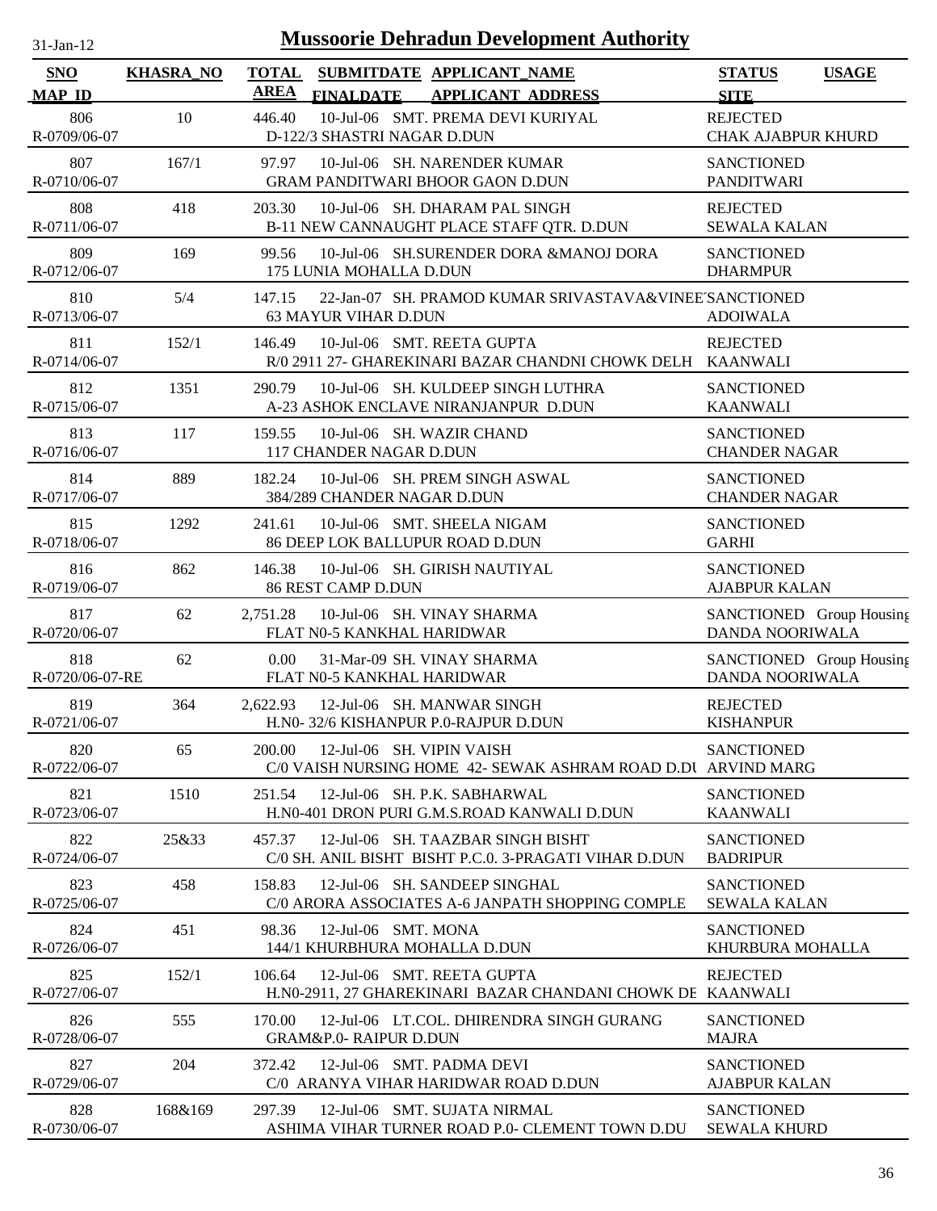# Mussoorie Dehradun Development Authority

31-Jan-12

| SNO / MAP_ID | KHASRA_NO | TOTAL AREA | SUBMITDATE / FINALDATE | APPLICANT_NAME / APPLICANT ADDRESS | STATUS / SITE | USAGE |
|---|---|---|---|---|---|---|
| 806 / R-0709/06-07 | 10 | 446.40 | 10-Jul-06 | SMT. PREMA DEVI KURIYAL / D-122/3 SHASTRI NAGAR D.DUN | REJECTED / CHAK AJABPUR KHURD | |
| 807 / R-0710/06-07 | 167/1 | 97.97 | 10-Jul-06 | SH. NARENDER KUMAR / GRAM PANDITWARI BHOOR GAON D.DUN | SANCTIONED / PANDITWARI | |
| 808 / R-0711/06-07 | 418 | 203.30 | 10-Jul-06 | SH. DHARAM PAL SINGH / B-11 NEW CANNAUGHT PLACE STAFF QTR. D.DUN | REJECTED / SEWALA KALAN | |
| 809 / R-0712/06-07 | 169 | 99.56 | 10-Jul-06 | SH.SURENDER DORA &MANOJ DORA / 175 LUNIA MOHALLA D.DUN | SANCTIONED / DHARMPUR | |
| 810 / R-0713/06-07 | 5/4 | 147.15 | 22-Jan-07 | SH. PRAMOD KUMAR SRIVASTAVA&VINEE / 63 MAYUR VIHAR D.DUN | SANCTIONED / ADOIWALA | |
| 811 / R-0714/06-07 | 152/1 | 146.49 | 10-Jul-06 | SMT. REETA GUPTA / R/0 2911 27- GHAREKINARI BAZAR CHANDNI CHOWK DELH | REJECTED / KAANWALI | |
| 812 / R-0715/06-07 | 1351 | 290.79 | 10-Jul-06 | SH. KULDEEP SINGH LUTHRA / A-23 ASHOK ENCLAVE NIRANJANPUR D.DUN | SANCTIONED / KAANWALI | |
| 813 / R-0716/06-07 | 117 | 159.55 | 10-Jul-06 | SH. WAZIR CHAND / 117 CHANDER NAGAR D.DUN | SANCTIONED / CHANDER NAGAR | |
| 814 / R-0717/06-07 | 889 | 182.24 | 10-Jul-06 | SH. PREM SINGH ASWAL / 384/289 CHANDER NAGAR D.DUN | SANCTIONED / CHANDER NAGAR | |
| 815 / R-0718/06-07 | 1292 | 241.61 | 10-Jul-06 | SMT. SHEELA NIGAM / 86 DEEP LOK BALLUPUR ROAD D.DUN | SANCTIONED / GARHI | |
| 816 / R-0719/06-07 | 862 | 146.38 | 10-Jul-06 | SH. GIRISH NAUTIYAL / 86 REST CAMP D.DUN | SANCTIONED / AJABPUR KALAN | |
| 817 / R-0720/06-07 | 62 | 2,751.28 | 10-Jul-06 | SH. VINAY SHARMA / FLAT N0-5 KANKHAL HARIDWAR | SANCTIONED / DANDA NOORIWALA | Group Housing |
| 818 / R-0720/06-07-RE | 62 | 0.00 | 31-Mar-09 | SH. VINAY SHARMA / FLAT N0-5 KANKHAL HARIDWAR | SANCTIONED / DANDA NOORIWALA | Group Housing |
| 819 / R-0721/06-07 | 364 | 2,622.93 | 12-Jul-06 | SH. MANWAR SINGH / H.N0- 32/6 KISHANPUR P.0-RAJPUR D.DUN | REJECTED / KISHANPUR | |
| 820 / R-0722/06-07 | 65 | 200.00 | 12-Jul-06 | SH. VIPIN VAISH / C/0 VAISH NURSING HOME 42- SEWAK ASHRAM ROAD D.DU | SANCTIONED / ARVIND MARG | |
| 821 / R-0723/06-07 | 1510 | 251.54 | 12-Jul-06 | SH. P.K. SABHARWAL / H.N0-401 DRON PURI G.M.S.ROAD KANWALI D.DUN | SANCTIONED / KAANWALI | |
| 822 / R-0724/06-07 | 25&33 | 457.37 | 12-Jul-06 | SH. TAAZBAR SINGH BISHT / C/0 SH. ANIL BISHT BISHT P.C.0. 3-PRAGATI VIHAR D.DUN | SANCTIONED / BADRIPUR | |
| 823 / R-0725/06-07 | 458 | 158.83 | 12-Jul-06 | SH. SANDEEP SINGHAL / C/0 ARORA ASSOCIATES A-6 JANPATH SHOPPING COMPLE | SANCTIONED / SEWALA KALAN | |
| 824 / R-0726/06-07 | 451 | 98.36 | 12-Jul-06 | SMT. MONA / 144/1 KHURBHURA MOHALLA D.DUN | SANCTIONED / KHURBURA MOHALLA | |
| 825 / R-0727/06-07 | 152/1 | 106.64 | 12-Jul-06 | SMT. REETA GUPTA / H.N0-2911, 27 GHAREKINARI BAZAR CHANDANI CHOWK DE | REJECTED / KAANWALI | |
| 826 / R-0728/06-07 | 555 | 170.00 | 12-Jul-06 | LT.COL. DHIRENDRA SINGH GURANG / GRAM&P.0- RAIPUR D.DUN | SANCTIONED / MAJRA | |
| 827 / R-0729/06-07 | 204 | 372.42 | 12-Jul-06 | SMT. PADMA DEVI / C/0 ARANYA VIHAR HARIDWAR ROAD D.DUN | SANCTIONED / AJABPUR KALAN | |
| 828 / R-0730/06-07 | 168&169 | 297.39 | 12-Jul-06 | SMT. SUJATA NIRMAL / ASHIMA VIHAR TURNER ROAD P.0- CLEMENT TOWN D.DU | SANCTIONED / SEWALA KHURD | |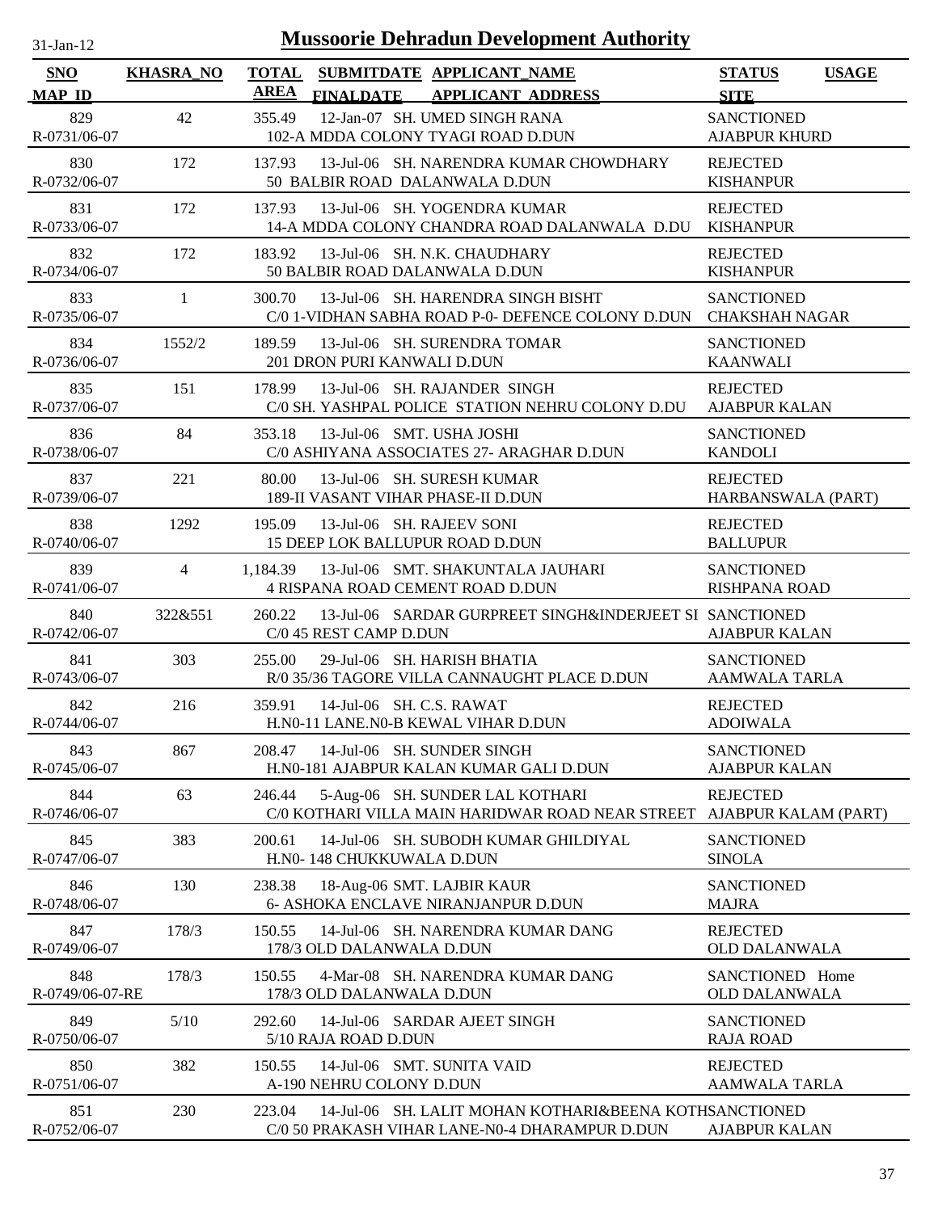# Mussoorie Dehradun Development Authority

31-Jan-12

| SNO / MAP_ID | KHASRA_NO | TOTAL AREA | SUBMITDATE / FINALDATE | APPLICANT_NAME / APPLICANT_ADDRESS | STATUS / SITE | USAGE |
|---|---|---|---|---|---|---|
| 829 / R-0731/06-07 | 42 | 355.49 | 12-Jan-07 | SH. UMED SINGH RANA / 102-A MDDA COLONY TYAGI ROAD D.DUN | SANCTIONED / AJABPUR KHURD | |
| 830 / R-0732/06-07 | 172 | 137.93 | 13-Jul-06 | SH. NARENDRA KUMAR CHOWDHARY / 50 BALBIR ROAD DALANWALA D.DUN | REJECTED / KISHANPUR | |
| 831 / R-0733/06-07 | 172 | 137.93 | 13-Jul-06 | SH. YOGENDRA KUMAR / 14-A MDDA COLONY CHANDRA ROAD DALANWALA D.DU | REJECTED / KISHANPUR | |
| 832 / R-0734/06-07 | 172 | 183.92 | 13-Jul-06 | SH. N.K. CHAUDHARY / 50 BALBIR ROAD DALANWALA D.DUN | REJECTED / KISHANPUR | |
| 833 / R-0735/06-07 | 1 | 300.70 | 13-Jul-06 | SH. HARENDRA SINGH BISHT / C/0 1-VIDHAN SABHA ROAD P-0- DEFENCE COLONY D.DUN | SANCTIONED / CHAKSHAH NAGAR | |
| 834 / R-0736/06-07 | 1552/2 | 189.59 | 13-Jul-06 | SH. SURENDRA TOMAR / 201 DRON PURI KANWALI D.DUN | SANCTIONED / KAANWALI | |
| 835 / R-0737/06-07 | 151 | 178.99 | 13-Jul-06 | SH. RAJANDER SINGH / C/0 SH. YASHPAL POLICE STATION NEHRU COLONY D.DU | REJECTED / AJABPUR KALAN | |
| 836 / R-0738/06-07 | 84 | 353.18 | 13-Jul-06 | SMT. USHA JOSHI / C/0 ASHIYANA ASSOCIATES 27- ARAGHAR D.DUN | SANCTIONED / KANDOLI | |
| 837 / R-0739/06-07 | 221 | 80.00 | 13-Jul-06 | SH. SURESH KUMAR / 189-II VASANT VIHAR PHASE-II D.DUN | REJECTED / HARBANSWALA (PART) | |
| 838 / R-0740/06-07 | 1292 | 195.09 | 13-Jul-06 | SH. RAJEEV SONI / 15 DEEP LOK BALLUPUR ROAD D.DUN | REJECTED / BALLUPUR | |
| 839 / R-0741/06-07 | 4 | 1,184.39 | 13-Jul-06 | SMT. SHAKUNTALA JAUHARI / 4 RISPANA ROAD CEMENT ROAD D.DUN | SANCTIONED / RISHPANA ROAD | |
| 840 / R-0742/06-07 | 322&551 | 260.22 | 13-Jul-06 | SARDAR GURPREET SINGH&INDERJEET SI / C/0 45 REST CAMP D.DUN | SANCTIONED / AJABPUR KALAN | |
| 841 / R-0743/06-07 | 303 | 255.00 | 29-Jul-06 | SH. HARISH BHATIA / R/0 35/36 TAGORE VILLA CANNAUGHT PLACE D.DUN | SANCTIONED / AAMWALA TARLA | |
| 842 / R-0744/06-07 | 216 | 359.91 | 14-Jul-06 | SH. C.S. RAWAT / H.N0-11 LANE.N0-B KEWAL VIHAR D.DUN | REJECTED / ADOIWALA | |
| 843 / R-0745/06-07 | 867 | 208.47 | 14-Jul-06 | SH. SUNDER SINGH / H.N0-181 AJABPUR KALAN KUMAR GALI D.DUN | SANCTIONED / AJABPUR KALAN | |
| 844 / R-0746/06-07 | 63 | 246.44 | 5-Aug-06 | SH. SUNDER LAL KOTHARI / C/0 KOTHARI VILLA MAIN HARIDWAR ROAD NEAR STREET | REJECTED / AJABPUR KALAM (PART) | |
| 845 / R-0747/06-07 | 383 | 200.61 | 14-Jul-06 | SH. SUBODH KUMAR GHILDIYAL / H.N0- 148 CHUKKUWALA D.DUN | SANCTIONED / SINOLA | |
| 846 / R-0748/06-07 | 130 | 238.38 | 18-Aug-06 | SMT. LAJBIR KAUR / 6- ASHOKA ENCLAVE NIRANJANPUR D.DUN | SANCTIONED / MAJRA | |
| 847 / R-0749/06-07 | 178/3 | 150.55 | 14-Jul-06 | SH. NARENDRA KUMAR DANG / 178/3 OLD DALANWALA D.DUN | REJECTED / OLD DALANWALA | |
| 848 / R-0749/06-07-RE | 178/3 | 150.55 | 4-Mar-08 | SH. NARENDRA KUMAR DANG / 178/3 OLD DALANWALA D.DUN | SANCTIONED / OLD DALANWALA | Home |
| 849 / R-0750/06-07 | 5/10 | 292.60 | 14-Jul-06 | SARDAR AJEET SINGH / 5/10 RAJA ROAD D.DUN | SANCTIONED / RAJA ROAD | |
| 850 / R-0751/06-07 | 382 | 150.55 | 14-Jul-06 | SMT. SUNITA VAID / A-190 NEHRU COLONY D.DUN | REJECTED / AAMWALA TARLA | |
| 851 / R-0752/06-07 | 230 | 223.04 | 14-Jul-06 | SH. LALIT MOHAN KOTHARI&BEENA KOTH / C/0 50 PRAKASH VIHAR LANE-N0-4 DHARAMPUR D.DUN | SANCTIONED / AJABPUR KALAN | |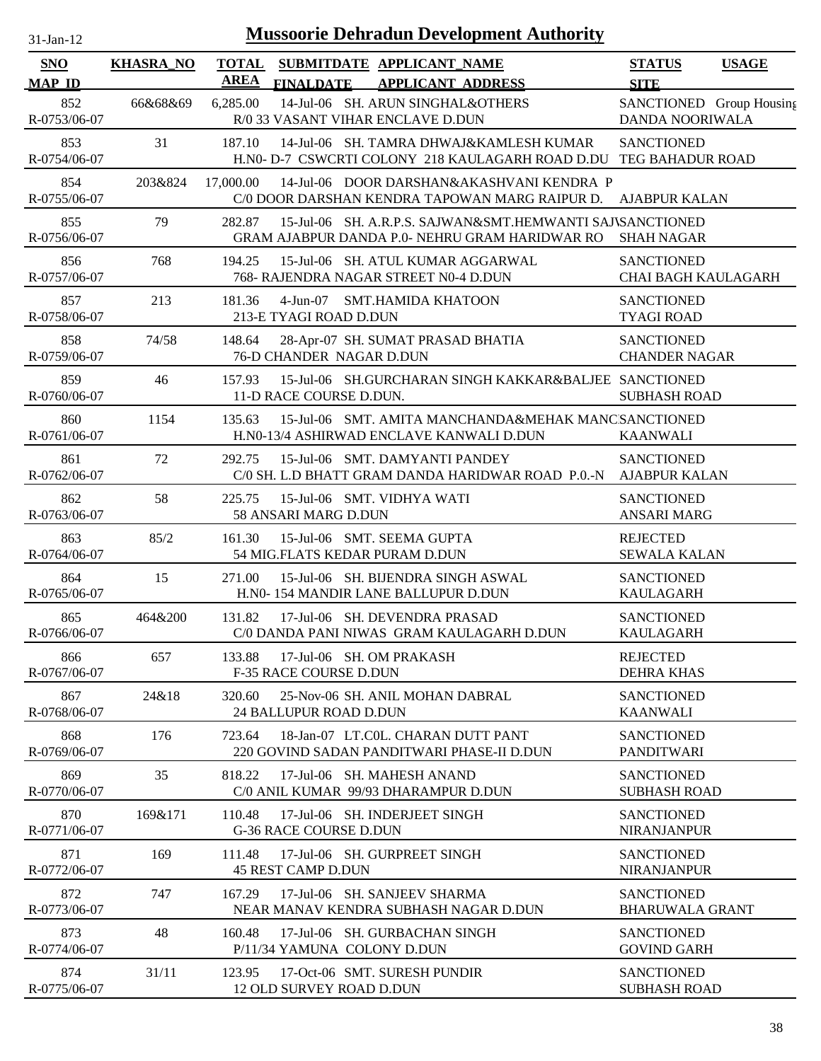# Mussoorie Dehradun Development Authority

31-Jan-12

| SNO / MAP_ID | KHASRA_NO | TOTAL AREA | SUBMITDATE / FINALDATE | APPLICANT_NAME / APPLICANT_ADDRESS | STATUS / SITE | USAGE |
|---|---|---|---|---|---|---|
| 852<br>R-0753/06-07 | 66&68&69 | 6,285.00 | 14-Jul-06 | SH. ARUN SINGHAL&OTHERS<br>R/0 33 VASANT VIHAR ENCLAVE D.DUN | SANCTIONED<br>DANDA NOORIWALA | Group Housing |
| 853<br>R-0754/06-07 | 31 | 187.10 | 14-Jul-06 | SH. TAMRA DHWAJ&KAMLESH KUMAR<br>H.N0- D-7 CSWCRTI COLONY 218 KAULAGARH ROAD D.DU | SANCTIONED<br>TEG BAHADUR ROAD | |
| 854<br>R-0755/06-07 | 203&824 | 17,000.00 | 14-Jul-06 | DOOR DARSHAN&AKASHVANI KENDRA P<br>C/0 DOOR DARSHAN KENDRA TAPOWAN MARG RAIPUR D. | <br>AJABPUR KALAN | |
| 855<br>R-0756/06-07 | 79 | 282.87 | 15-Jul-06 | SH. A.R.P.S. SAJWAN&SMT.HEMWANTI SAJ\<br>GRAM AJABPUR DANDA P.0- NEHRU GRAM HARIDWAR RO | SANCTIONED<br>SHAH NAGAR | |
| 856<br>R-0757/06-07 | 768 | 194.25 | 15-Jul-06 | SH. ATUL KUMAR AGGARWAL<br>768- RAJENDRA NAGAR STREET N0-4 D.DUN | SANCTIONED<br>CHAI BAGH KAULAGARH | |
| 857<br>R-0758/06-07 | 213 | 181.36 | 4-Jun-07 | SMT.HAMIDA KHATOON<br>213-E TYAGI ROAD D.DUN | SANCTIONED<br>TYAGI ROAD | |
| 858<br>R-0759/06-07 | 74/58 | 148.64 | 28-Apr-07 | SH. SUMAT PRASAD BHATIA<br>76-D CHANDER NAGAR D.DUN | SANCTIONED<br>CHANDER NAGAR | |
| 859<br>R-0760/06-07 | 46 | 157.93 | 15-Jul-06 | SH.GURCHARAN SINGH KAKKAR&BALJEE<br>11-D RACE COURSE D.DUN. | SANCTIONED<br>SUBHASH ROAD | |
| 860<br>R-0761/06-07 | 1154 | 135.63 | 15-Jul-06 | SMT. AMITA MANCHANDA&MEHAK MANC<br>H.N0-13/4 ASHIRWAD ENCLAVE KANWALI D.DUN | SANCTIONED<br>KAANWALI | |
| 861<br>R-0762/06-07 | 72 | 292.75 | 15-Jul-06 | SMT. DAMYANTI PANDEY<br>C/0 SH. L.D BHATT GRAM DANDA HARIDWAR ROAD P.0.-N | SANCTIONED<br>AJABPUR KALAN | |
| 862<br>R-0763/06-07 | 58 | 225.75 | 15-Jul-06 | SMT. VIDHYA WATI<br>58 ANSARI MARG D.DUN | SANCTIONED<br>ANSARI MARG | |
| 863<br>R-0764/06-07 | 85/2 | 161.30 | 15-Jul-06 | SMT. SEEMA GUPTA<br>54 MIG.FLATS KEDAR PURAM D.DUN | REJECTED<br>SEWALA KALAN | |
| 864<br>R-0765/06-07 | 15 | 271.00 | 15-Jul-06 | SH. BIJENDRA SINGH ASWAL<br>H.N0- 154 MANDIR LANE BALLUPUR D.DUN | SANCTIONED<br>KAULAGARH | |
| 865<br>R-0766/06-07 | 464&200 | 131.82 | 17-Jul-06 | SH. DEVENDRA PRASAD<br>C/0 DANDA PANI NIWAS GRAM KAULAGARH D.DUN | SANCTIONED<br>KAULAGARH | |
| 866<br>R-0767/06-07 | 657 | 133.88 | 17-Jul-06 | SH. OM PRAKASH<br>F-35 RACE COURSE D.DUN | REJECTED<br>DEHRA KHAS | |
| 867<br>R-0768/06-07 | 24&18 | 320.60 | 25-Nov-06 | SH. ANIL MOHAN DABRAL<br>24 BALLUPUR ROAD D.DUN | SANCTIONED<br>KAANWALI | |
| 868<br>R-0769/06-07 | 176 | 723.64 | 18-Jan-07 | LT.C0L. CHARAN DUTT PANT<br>220 GOVIND SADAN PANDITWARI PHASE-II D.DUN | SANCTIONED<br>PANDITWARI | |
| 869<br>R-0770/06-07 | 35 | 818.22 | 17-Jul-06 | SH. MAHESH ANAND<br>C/0 ANIL KUMAR 99/93 DHARAMPUR D.DUN | SANCTIONED<br>SUBHASH ROAD | |
| 870<br>R-0771/06-07 | 169&171 | 110.48 | 17-Jul-06 | SH. INDERJEET SINGH<br>G-36 RACE COURSE D.DUN | SANCTIONED<br>NIRANJANPUR | |
| 871<br>R-0772/06-07 | 169 | 111.48 | 17-Jul-06 | SH. GURPREET SINGH<br>45 REST CAMP D.DUN | SANCTIONED<br>NIRANJANPUR | |
| 872<br>R-0773/06-07 | 747 | 167.29 | 17-Jul-06 | SH. SANJEEV SHARMA<br>NEAR MANAV KENDRA SUBHASH NAGAR D.DUN | SANCTIONED<br>BHARUWALA GRANT | |
| 873<br>R-0774/06-07 | 48 | 160.48 | 17-Jul-06 | SH. GURBACHAN SINGH<br>P/11/34 YAMUNA COLONY D.DUN | SANCTIONED<br>GOVIND GARH | |
| 874<br>R-0775/06-07 | 31/11 | 123.95 | 17-Oct-06 | SMT. SURESH PUNDIR<br>12 OLD SURVEY ROAD D.DUN | SANCTIONED<br>SUBHASH ROAD | |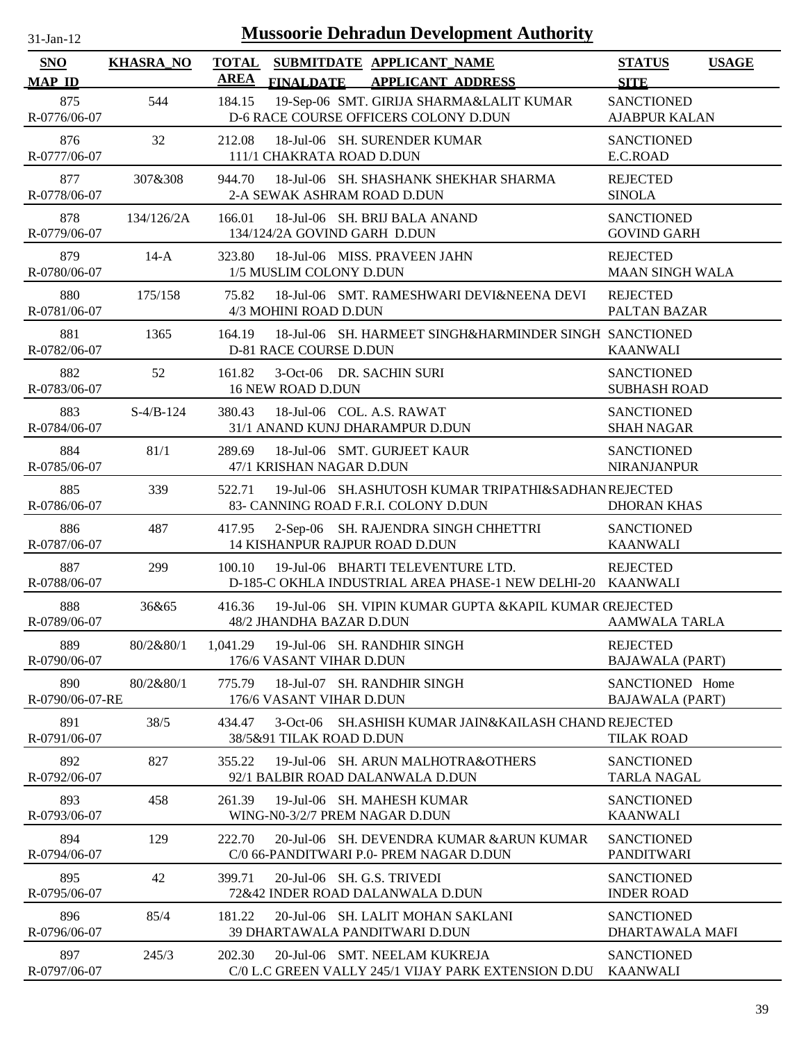# Mussoorie Dehradun Development Authority

31-Jan-12

| SNO / MAP_ID | KHASRA_NO | TOTAL AREA | SUBMITDATE / FINALDATE | APPLICANT_NAME / APPLICANT_ADDRESS | STATUS / SITE | USAGE |
|---|---|---|---|---|---|---|
| 875 / R-0776/06-07 | 544 | 184.15 | 19-Sep-06 | SMT. GIRIJA SHARMA&LALIT KUMAR / D-6 RACE COURSE OFFICERS COLONY D.DUN | SANCTIONED / AJABPUR KALAN | |
| 876 / R-0777/06-07 | 32 | 212.08 | 18-Jul-06 | SH. SURENDER KUMAR / 111/1 CHAKRATA ROAD D.DUN | SANCTIONED / E.C.ROAD | |
| 877 / R-0778/06-07 | 307&308 | 944.70 | 18-Jul-06 | SH. SHASHANK SHEKHAR SHARMA / 2-A SEWAK ASHRAM ROAD D.DUN | REJECTED / SINOLA | |
| 878 / R-0779/06-07 | 134/126/2A | 166.01 | 18-Jul-06 | SH. BRIJ BALA ANAND / 134/124/2A GOVIND GARH D.DUN | SANCTIONED / GOVIND GARH | |
| 879 / R-0780/06-07 | 14-A | 323.80 | 18-Jul-06 | MISS. PRAVEEN JAHN / 1/5 MUSLIM COLONY D.DUN | REJECTED / MAAN SINGH WALA | |
| 880 / R-0781/06-07 | 175/158 | 75.82 | 18-Jul-06 | SMT. RAMESHWARI DEVI&NEENA DEVI / 4/3 MOHINI ROAD D.DUN | REJECTED / PALTAN BAZAR | |
| 881 / R-0782/06-07 | 1365 | 164.19 | 18-Jul-06 | SH. HARMEET SINGH&HARMINDER SINGH / D-81 RACE COURSE D.DUN | SANCTIONED / KAANWALI | |
| 882 / R-0783/06-07 | 52 | 161.82 | 3-Oct-06 | DR. SACHIN SURI / 16 NEW ROAD D.DUN | SANCTIONED / SUBHASH ROAD | |
| 883 / R-0784/06-07 | S-4/B-124 | 380.43 | 18-Jul-06 | COL. A.S. RAWAT / 31/1 ANAND KUNJ DHARAMPUR D.DUN | SANCTIONED / SHAH NAGAR | |
| 884 / R-0785/06-07 | 81/1 | 289.69 | 18-Jul-06 | SMT. GURJEET KAUR / 47/1 KRISHAN NAGAR D.DUN | SANCTIONED / NIRANJANPUR | |
| 885 / R-0786/06-07 | 339 | 522.71 | 19-Jul-06 | SH.ASHUTOSH KUMAR TRIPATHI&SADHAN / 83- CANNING ROAD F.R.I. COLONY D.DUN | REJECTED / DHORAN KHAS | |
| 886 / R-0787/06-07 | 487 | 417.95 | 2-Sep-06 | SH. RAJENDRA SINGH CHHETTRI / 14 KISHANPUR RAJPUR ROAD D.DUN | SANCTIONED / KAANWALI | |
| 887 / R-0788/06-07 | 299 | 100.10 | 19-Jul-06 | BHARTI TELEVENTURE LTD. / D-185-C OKHLA INDUSTRIAL AREA PHASE-1 NEW DELHI-20 | REJECTED / KAANWALI | |
| 888 / R-0789/06-07 | 36&65 | 416.36 | 19-Jul-06 | SH. VIPIN KUMAR GUPTA &KAPIL KUMAR ( / 48/2 JHANDHA BAZAR D.DUN | REJECTED / AAMWALA TARLA | |
| 889 / R-0790/06-07 | 80/2&80/1 | 1,041.29 | 19-Jul-06 | SH. RANDHIR SINGH / 176/6 VASANT VIHAR D.DUN | REJECTED / BAJAWALA (PART) | |
| 890 / R-0790/06-07-RE | 80/2&80/1 | 775.79 | 18-Jul-07 | SH. RANDHIR SINGH / 176/6 VASANT VIHAR D.DUN | SANCTIONED / BAJAWALA (PART) | Home |
| 891 / R-0791/06-07 | 38/5 | 434.47 | 3-Oct-06 | SH.ASHISH KUMAR JAIN&KAILASH CHAND / 38/5&91 TILAK ROAD D.DUN | REJECTED / TILAK ROAD | |
| 892 / R-0792/06-07 | 827 | 355.22 | 19-Jul-06 | SH. ARUN MALHOTRA&OTHERS / 92/1 BALBIR ROAD DALANWALA D.DUN | SANCTIONED / TARLA NAGAL | |
| 893 / R-0793/06-07 | 458 | 261.39 | 19-Jul-06 | SH. MAHESH KUMAR / WING-N0-3/2/7 PREM NAGAR D.DUN | SANCTIONED / KAANWALI | |
| 894 / R-0794/06-07 | 129 | 222.70 | 20-Jul-06 | SH. DEVENDRA KUMAR &ARUN KUMAR / C/0 66-PANDITWARI P.0- PREM NAGAR D.DUN | SANCTIONED / PANDITWARI | |
| 895 / R-0795/06-07 | 42 | 399.71 | 20-Jul-06 | SH. G.S. TRIVEDI / 72&42 INDER ROAD DALANWALA D.DUN | SANCTIONED / INDER ROAD | |
| 896 / R-0796/06-07 | 85/4 | 181.22 | 20-Jul-06 | SH. LALIT MOHAN SAKLANI / 39 DHARTAWALA PANDITWARI D.DUN | SANCTIONED / DHARTAWALA MAFI | |
| 897 / R-0797/06-07 | 245/3 | 202.30 | 20-Jul-06 | SMT. NEELAM KUKREJA / C/0 L.C GREEN VALLY 245/1 VIJAY PARK EXTENSION D.DU | SANCTIONED / KAANWALI | |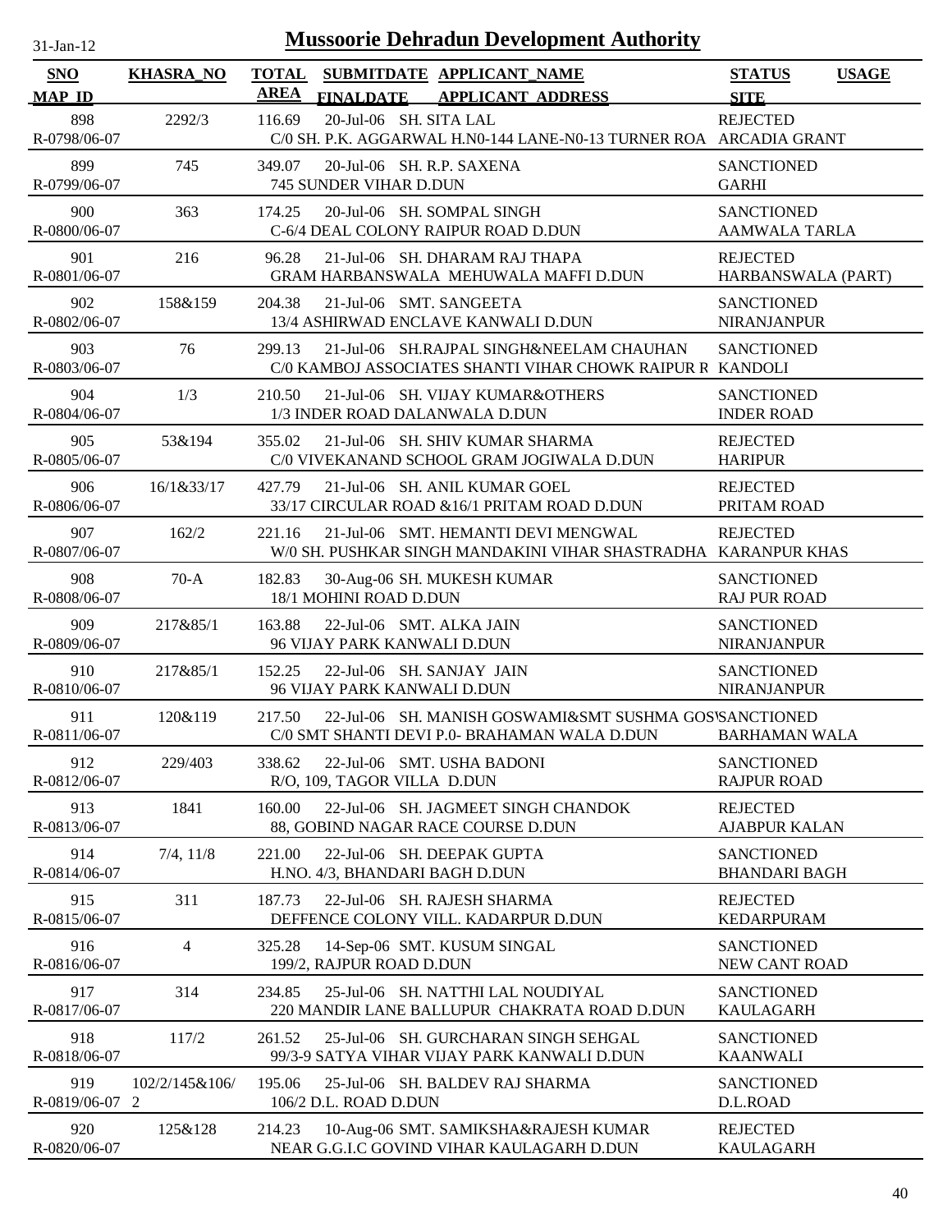# Mussoorie Dehradun Development Authority

31-Jan-12

| SNO / MAP_ID | KHASRA_NO | TOTAL AREA | SUBMITDATE / FINALDATE | APPLICANT_NAME / APPLICANT_ADDRESS | STATUS / SITE | USAGE |
|---|---|---|---|---|---|---|
| 898 R-0798/06-07 | 2292/3 | 116.69 | 20-Jul-06 | SH. SITA LAL C/0 SH. P.K. AGGARWAL H.N0-144 LANE-N0-13 TURNER ROA | REJECTED ARCADIA GRANT | |
| 899 R-0799/06-07 | 745 | 349.07 | 20-Jul-06 | SH. R.P. SAXENA 745 SUNDER VIHAR D.DUN | SANCTIONED GARHI | |
| 900 R-0800/06-07 | 363 | 174.25 | 20-Jul-06 | SH. SOMPAL SINGH C-6/4 DEAL COLONY RAIPUR ROAD D.DUN | SANCTIONED AAMWALA TARLA | |
| 901 R-0801/06-07 | 216 | 96.28 | 21-Jul-06 | SH. DHARAM RAJ THAPA GRAM HARBANSWALA MEHUWALA MAFFI D.DUN | REJECTED HARBANSWALA (PART) | |
| 902 R-0802/06-07 | 158&159 | 204.38 | 21-Jul-06 | SMT. SANGEETA 13/4 ASHIRWAD ENCLAVE KANWALI D.DUN | SANCTIONED NIRANJANPUR | |
| 903 R-0803/06-07 | 76 | 299.13 | 21-Jul-06 | SH.RAJPAL SINGH&NEELAM CHAUHAN C/0 KAMBOJ ASSOCIATES SHANTI VIHAR CHOWK RAIPUR R | SANCTIONED KANDOLI | |
| 904 R-0804/06-07 | 1/3 | 210.50 | 21-Jul-06 | SH. VIJAY KUMAR&OTHERS 1/3 INDER ROAD DALANWALA D.DUN | SANCTIONED INDER ROAD | |
| 905 R-0805/06-07 | 53&194 | 355.02 | 21-Jul-06 | SH. SHIV KUMAR SHARMA C/0 VIVEKANAND SCHOOL GRAM JOGIWALA D.DUN | REJECTED HARIPUR | |
| 906 R-0806/06-07 | 16/1&33/17 | 427.79 | 21-Jul-06 | SH. ANIL KUMAR GOEL 33/17 CIRCULAR ROAD &16/1 PRITAM ROAD D.DUN | REJECTED PRITAM ROAD | |
| 907 R-0807/06-07 | 162/2 | 221.16 | 21-Jul-06 | SMT. HEMANTI DEVI MENGWAL W/0 SH. PUSHKAR SINGH MANDAKINI VIHAR SHASTRADHA | REJECTED KARANPUR KHAS | |
| 908 R-0808/06-07 | 70-A | 182.83 | 30-Aug-06 | SH. MUKESH KUMAR 18/1 MOHINI ROAD D.DUN | SANCTIONED RAJ PUR ROAD | |
| 909 R-0809/06-07 | 217&85/1 | 163.88 | 22-Jul-06 | SMT. ALKA JAIN 96 VIJAY PARK KANWALI D.DUN | SANCTIONED NIRANJANPUR | |
| 910 R-0810/06-07 | 217&85/1 | 152.25 | 22-Jul-06 | SH. SANJAY JAIN 96 VIJAY PARK KANWALI D.DUN | SANCTIONED NIRANJANPUR | |
| 911 R-0811/06-07 | 120&119 | 217.50 | 22-Jul-06 | SH. MANISH GOSWAMI&SMT SUSHMA GOS C/0 SMT SHANTI DEVI P.0- BRAHAMAN WALA D.DUN | SANCTIONED BARHAMAN WALA | |
| 912 R-0812/06-07 | 229/403 | 338.62 | 22-Jul-06 | SMT. USHA BADONI R/O, 109, TAGOR VILLA D.DUN | SANCTIONED RAJPUR ROAD | |
| 913 R-0813/06-07 | 1841 | 160.00 | 22-Jul-06 | SH. JAGMEET SINGH CHANDOK 88, GOBIND NAGAR RACE COURSE D.DUN | REJECTED AJABPUR KALAN | |
| 914 R-0814/06-07 | 7/4, 11/8 | 221.00 | 22-Jul-06 | SH. DEEPAK GUPTA H.NO. 4/3, BHANDARI BAGH D.DUN | SANCTIONED BHANDARI BAGH | |
| 915 R-0815/06-07 | 311 | 187.73 | 22-Jul-06 | SH. RAJESH SHARMA DEFFENCE COLONY VILL. KADARPUR D.DUN | REJECTED KEDARPURAM | |
| 916 R-0816/06-07 | 4 | 325.28 | 14-Sep-06 | SMT. KUSUM SINGAL 199/2, RAJPUR ROAD D.DUN | SANCTIONED NEW CANT ROAD | |
| 917 R-0817/06-07 | 314 | 234.85 | 25-Jul-06 | SH. NATTHI LAL NOUDIYAL 220 MANDIR LANE BALLUPUR CHAKRATA ROAD D.DUN | SANCTIONED KAULAGARH | |
| 918 R-0818/06-07 | 117/2 | 261.52 | 25-Jul-06 | SH. GURCHARAN SINGH SEHGAL 99/3-9 SATYA VIHAR VIJAY PARK KANWALI D.DUN | SANCTIONED KAANWALI | |
| 919 R-0819/06-07 | 102/2/145&106/2 | 195.06 | 25-Jul-06 | SH. BALDEV RAJ SHARMA 106/2 D.L. ROAD D.DUN | SANCTIONED D.L.ROAD | |
| 920 R-0820/06-07 | 125&128 | 214.23 | 10-Aug-06 | SMT. SAMIKSHA&RAJESH KUMAR NEAR G.G.I.C GOVIND VIHAR KAULAGARH D.DUN | REJECTED KAULAGARH | |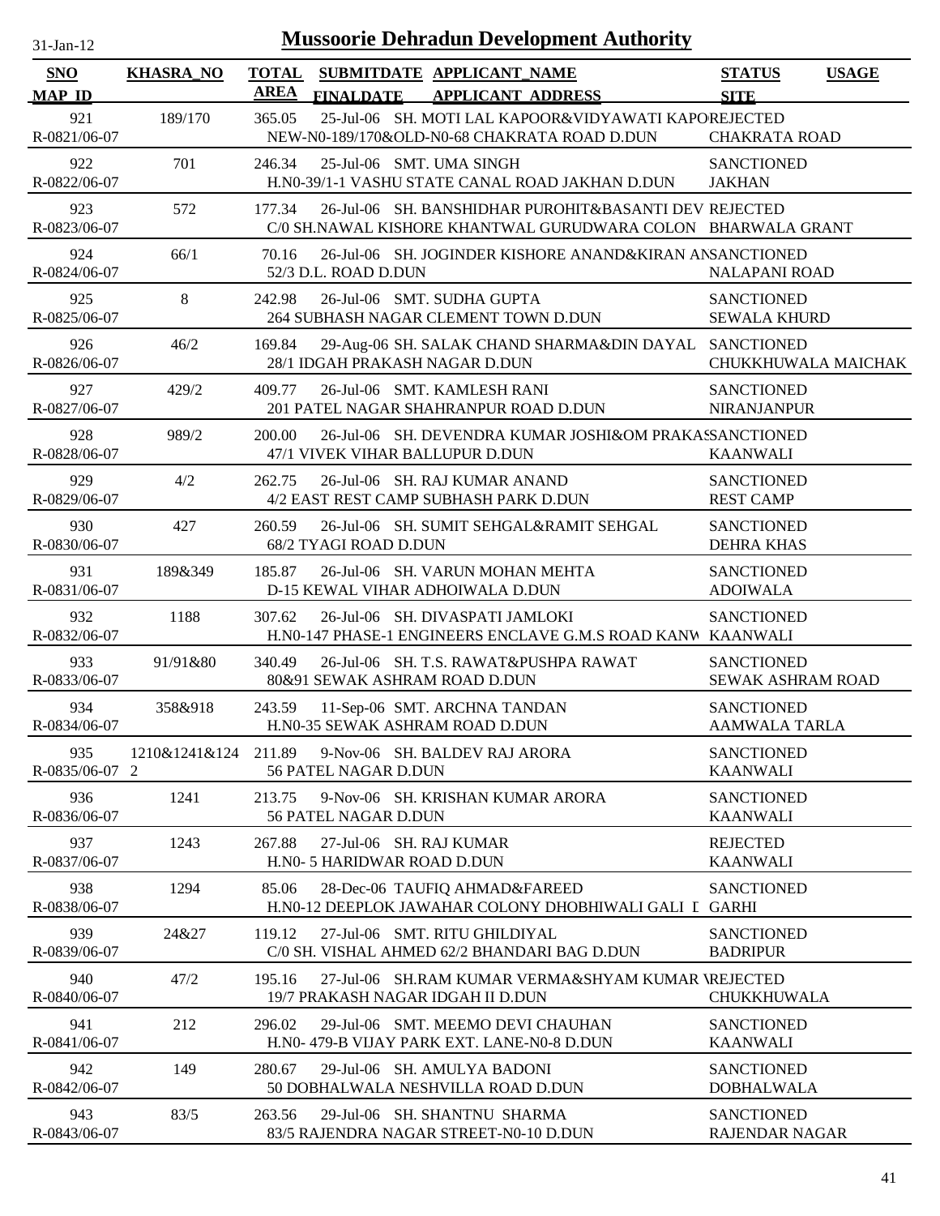# Mussoorie Dehradun Development Authority

31-Jan-12

| SNO / MAP_ID | KHASRA_NO | TOTAL AREA | SUBMITDATE / FINALDATE | APPLICANT_NAME / APPLICANT_ADDRESS | STATUS / SITE | USAGE |
|---|---|---|---|---|---|---|
| 921 / R-0821/06-07 | 189/170 | 365.05 | 25-Jul-06 | SH. MOTI LAL KAPOOR&VIDYAWATI KAPO / NEW-N0-189/170&OLD-N0-68 CHAKRATA ROAD D.DUN | REJECTED / CHAKRATA ROAD | |
| 922 / R-0822/06-07 | 701 | 246.34 | 25-Jul-06 | SMT. UMA SINGH / H.N0-39/1-1 VASHU STATE CANAL ROAD JAKHAN D.DUN | SANCTIONED / JAKHAN | |
| 923 / R-0823/06-07 | 572 | 177.34 | 26-Jul-06 | SH. BANSHIDHAR PUROHIT&BASANTI DEV / C/0 SH.NAWAL KISHORE KHANTWAL GURUDWARA COLON | REJECTED / BHARWALA GRANT | |
| 924 / R-0824/06-07 | 66/1 | 70.16 | 26-Jul-06 | SH. JOGINDER KISHORE ANAND&KIRAN AN / 52/3 D.L. ROAD D.DUN | SANCTIONED / NALAPANI ROAD | |
| 925 / R-0825/06-07 | 8 | 242.98 | 26-Jul-06 | SMT. SUDHA GUPTA / 264 SUBHASH NAGAR CLEMENT TOWN D.DUN | SANCTIONED / SEWALA KHURD | |
| 926 / R-0826/06-07 | 46/2 | 169.84 | 29-Aug-06 | SH. SALAK CHAND SHARMA&DIN DAYAL / 28/1 IDGAH PRAKASH NAGAR D.DUN | SANCTIONED / CHUKKHUWALA MAICHAK | |
| 927 / R-0827/06-07 | 429/2 | 409.77 | 26-Jul-06 | SMT. KAMLESH RANI / 201 PATEL NAGAR SHAHRANPUR ROAD D.DUN | SANCTIONED / NIRANJANPUR | |
| 928 / R-0828/06-07 | 989/2 | 200.00 | 26-Jul-06 | SH. DEVENDRA KUMAR JOSHI&OM PRAKAS / 47/1 VIVEK VIHAR BALLUPUR D.DUN | SANCTIONED / KAANWALI | |
| 929 / R-0829/06-07 | 4/2 | 262.75 | 26-Jul-06 | SH. RAJ KUMAR ANAND / 4/2 EAST REST CAMP SUBHASH PARK D.DUN | SANCTIONED / REST CAMP | |
| 930 / R-0830/06-07 | 427 | 260.59 | 26-Jul-06 | SH. SUMIT SEHGAL&RAMIT SEHGAL / 68/2 TYAGI ROAD D.DUN | SANCTIONED / DEHRA KHAS | |
| 931 / R-0831/06-07 | 189&349 | 185.87 | 26-Jul-06 | SH. VARUN MOHAN MEHTA / D-15 KEWAL VIHAR ADHOIWALA D.DUN | SANCTIONED / ADOIWALA | |
| 932 / R-0832/06-07 | 1188 | 307.62 | 26-Jul-06 | SH. DIVASPATI JAMLOKI / H.N0-147 PHASE-1 ENGINEERS ENCLAVE G.M.S ROAD KANW | SANCTIONED / KAANWALI | |
| 933 / R-0833/06-07 | 91/91&80 | 340.49 | 26-Jul-06 | SH. T.S. RAWAT&PUSHPA RAWAT / 80&91 SEWAK ASHRAM ROAD D.DUN | SANCTIONED / SEWAK ASHRAM ROAD | |
| 934 / R-0834/06-07 | 358&918 | 243.59 | 11-Sep-06 | SMT. ARCHNA TANDAN / H.N0-35 SEWAK ASHRAM ROAD D.DUN | SANCTIONED / AAMWALA TARLA | |
| 935 / R-0835/06-07 | 1210&1241&1242 | 211.89 | 9-Nov-06 | SH. BALDEV RAJ ARORA / 56 PATEL NAGAR D.DUN | SANCTIONED / KAANWALI | |
| 936 / R-0836/06-07 | 1241 | 213.75 | 9-Nov-06 | SH. KRISHAN KUMAR ARORA / 56 PATEL NAGAR D.DUN | SANCTIONED / KAANWALI | |
| 937 / R-0837/06-07 | 1243 | 267.88 | 27-Jul-06 | SH. RAJ KUMAR / H.N0- 5 HARIDWAR ROAD D.DUN | REJECTED / KAANWALI | |
| 938 / R-0838/06-07 | 1294 | 85.06 | 28-Dec-06 | TAUFIQ AHMAD&FAREED / H.N0-12 DEEPLOK JAWAHAR COLONY DHOBHIWALI GALI I | SANCTIONED / GARHI | |
| 939 / R-0839/06-07 | 24&27 | 119.12 | 27-Jul-06 | SMT. RITU GHILDIYAL / C/0 SH. VISHAL AHMED 62/2 BHANDARI BAG D.DUN | SANCTIONED / BADRIPUR | |
| 940 / R-0840/06-07 | 47/2 | 195.16 | 27-Jul-06 | SH.RAM KUMAR VERMA&SHYAM KUMAR V / 19/7 PRAKASH NAGAR IDGAH II D.DUN | REJECTED / CHUKKHUWALA | |
| 941 / R-0841/06-07 | 212 | 296.02 | 29-Jul-06 | SMT. MEEMO DEVI CHAUHAN / H.N0- 479-B VIJAY PARK EXT. LANE-N0-8 D.DUN | SANCTIONED / KAANWALI | |
| 942 / R-0842/06-07 | 149 | 280.67 | 29-Jul-06 | SH. AMULYA BADONI / 50 DOBHALWALA NESHVILLA ROAD D.DUN | SANCTIONED / DOBHALWALA | |
| 943 / R-0843/06-07 | 83/5 | 263.56 | 29-Jul-06 | SH. SHANTNU SHARMA / 83/5 RAJENDRA NAGAR STREET-N0-10 D.DUN | SANCTIONED / RAJENDAR NAGAR | |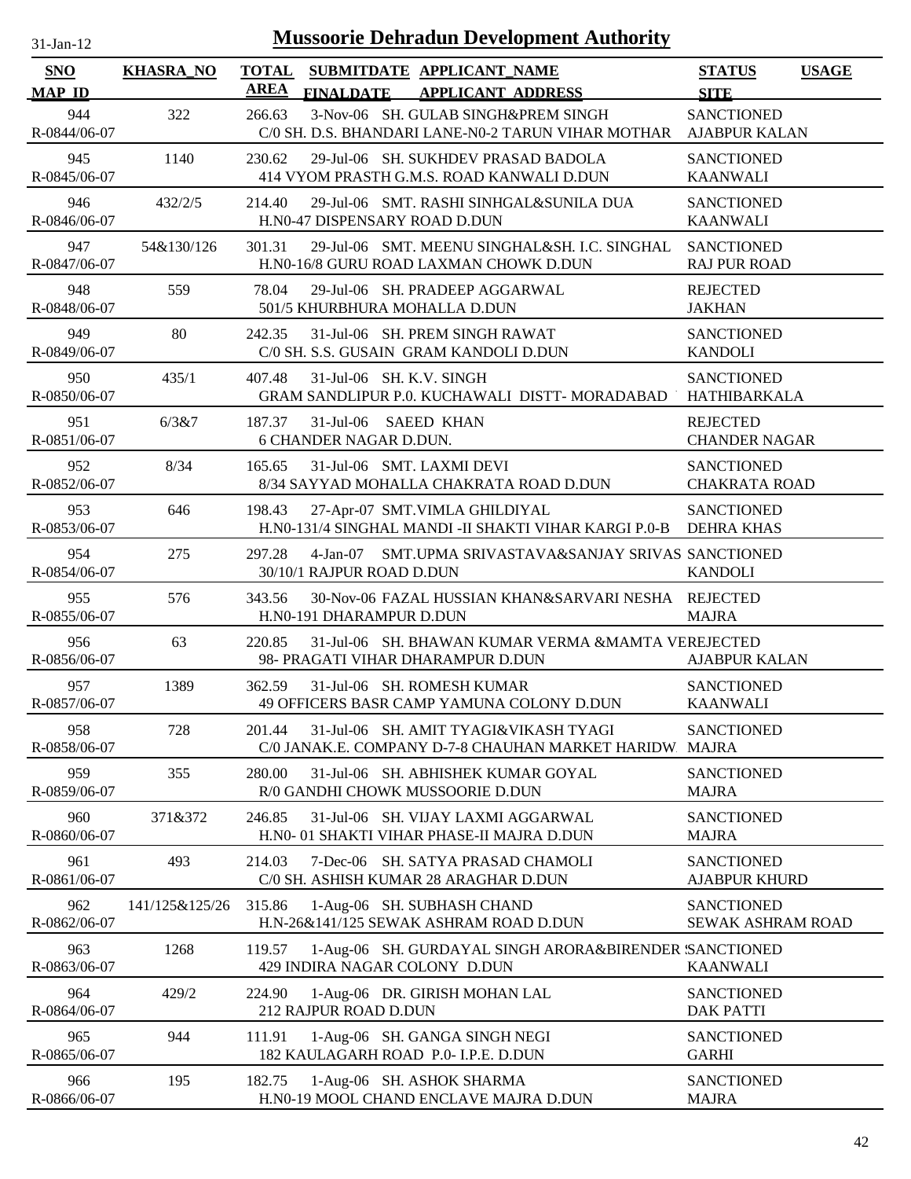# Mussoorie Dehradun Development Authority

31-Jan-12

| SNO / MAP_ID | KHASRA_NO | TOTAL AREA | SUBMITDATE / FINALDATE | APPLICANT_NAME / APPLICANT_ADDRESS | STATUS / SITE | USAGE |
|---|---|---|---|---|---|---|
| 944 / R-0844/06-07 | 322 | 266.63 | 3-Nov-06 | SH. GULAB SINGH&PREM SINGH / C/0 SH. D.S. BHANDARI LANE-N0-2 TARUN VIHAR MOTHAR | SANCTIONED / AJABPUR KALAN | |
| 945 / R-0845/06-07 | 1140 | 230.62 | 29-Jul-06 | SH. SUKHDEV PRASAD BADOLA / 414 VYOM PRASTH G.M.S. ROAD KANWALI D.DUN | SANCTIONED / KAANWALI | |
| 946 / R-0846/06-07 | 432/2/5 | 214.40 | 29-Jul-06 | SMT. RASHI SINHGAL&SUNILA DUA / H.N0-47 DISPENSARY ROAD D.DUN | SANCTIONED / KAANWALI | |
| 947 / R-0847/06-07 | 54&130/126 | 301.31 | 29-Jul-06 | SMT. MEENU SINGHAL&SH. I.C. SINGHAL / H.N0-16/8 GURU ROAD LAXMAN CHOWK D.DUN | SANCTIONED / RAJ PUR ROAD | |
| 948 / R-0848/06-07 | 559 | 78.04 | 29-Jul-06 | SH. PRADEEP AGGARWAL / 501/5 KHURBHURA MOHALLA D.DUN | REJECTED / JAKHAN | |
| 949 / R-0849/06-07 | 80 | 242.35 | 31-Jul-06 | SH. PREM SINGH RAWAT / C/0 SH. S.S. GUSAIN GRAM KANDOLI D.DUN | SANCTIONED / KANDOLI | |
| 950 / R-0850/06-07 | 435/1 | 407.48 | 31-Jul-06 | SH. K.V. SINGH / GRAM SANDLIPUR P.0. KUCHAWALI DISTT- MORADABAD | SANCTIONED / HATHIBARKALA | |
| 951 / R-0851/06-07 | 6/3&7 | 187.37 | 31-Jul-06 | SAEED KHAN / 6 CHANDER NAGAR D.DUN. | REJECTED / CHANDER NAGAR | |
| 952 / R-0852/06-07 | 8/34 | 165.65 | 31-Jul-06 | SMT. LAXMI DEVI / 8/34 SAYYAD MOHALLA CHAKRATA ROAD D.DUN | SANCTIONED / CHAKRATA ROAD | |
| 953 / R-0853/06-07 | 646 | 198.43 | 27-Apr-07 | SMT.VIMLA GHILDIYAL / H.N0-131/4 SINGHAL MANDI -II SHAKTI VIHAR KARGI P.0-B | SANCTIONED / DEHRA KHAS | |
| 954 / R-0854/06-07 | 275 | 297.28 | 4-Jan-07 | SMT.UPMA SRIVASTAVA&SANJAY SRIVAS / 30/10/1 RAJPUR ROAD D.DUN | SANCTIONED / KANDOLI | |
| 955 / R-0855/06-07 | 576 | 343.56 | 30-Nov-06 | FAZAL HUSSIAN KHAN&SARVARI NESHA / H.N0-191 DHARAMPUR D.DUN | REJECTED / MAJRA | |
| 956 / R-0856/06-07 | 63 | 220.85 | 31-Jul-06 | SH. BHAWAN KUMAR VERMA &MAMTA VE / 98- PRAGATI VIHAR DHARAMPUR D.DUN | REJECTED / AJABPUR KALAN | |
| 957 / R-0857/06-07 | 1389 | 362.59 | 31-Jul-06 | SH. ROMESH KUMAR / 49 OFFICERS BASR CAMP YAMUNA COLONY D.DUN | SANCTIONED / KAANWALI | |
| 958 / R-0858/06-07 | 728 | 201.44 | 31-Jul-06 | SH. AMIT TYAGI&VIKASH TYAGI / C/0 JANAK.E. COMPANY D-7-8 CHAUHAN MARKET HARIDW | SANCTIONED / MAJRA | |
| 959 / R-0859/06-07 | 355 | 280.00 | 31-Jul-06 | SH. ABHISHEK KUMAR GOYAL / R/0 GANDHI CHOWK MUSSOORIE D.DUN | SANCTIONED / MAJRA | |
| 960 / R-0860/06-07 | 371&372 | 246.85 | 31-Jul-06 | SH. VIJAY LAXMI AGGARWAL / H.N0- 01 SHAKTI VIHAR PHASE-II MAJRA D.DUN | SANCTIONED / MAJRA | |
| 961 / R-0861/06-07 | 493 | 214.03 | 7-Dec-06 | SH. SATYA PRASAD CHAMOLI / C/0 SH. ASHISH KUMAR 28 ARAGHAR D.DUN | SANCTIONED / AJABPUR KHURD | |
| 962 / R-0862/06-07 | 141/125&125/26 | 315.86 | 1-Aug-06 | SH. SUBHASH CHAND / H.N-26&141/125 SEWAK ASHRAM ROAD D.DUN | SANCTIONED / SEWAK ASHRAM ROAD | |
| 963 / R-0863/06-07 | 1268 | 119.57 | 1-Aug-06 | SH. GURDAYAL SINGH ARORA&BIRENDER S / 429 INDIRA NAGAR COLONY D.DUN | SANCTIONED / KAANWALI | |
| 964 / R-0864/06-07 | 429/2 | 224.90 | 1-Aug-06 | DR. GIRISH MOHAN LAL / 212 RAJPUR ROAD D.DUN | SANCTIONED / DAK PATTI | |
| 965 / R-0865/06-07 | 944 | 111.91 | 1-Aug-06 | SH. GANGA SINGH NEGI / 182 KAULAGARH ROAD P.0- I.P.E. D.DUN | SANCTIONED / GARHI | |
| 966 / R-0866/06-07 | 195 | 182.75 | 1-Aug-06 | SH. ASHOK SHARMA / H.N0-19 MOOL CHAND ENCLAVE MAJRA D.DUN | SANCTIONED / MAJRA | |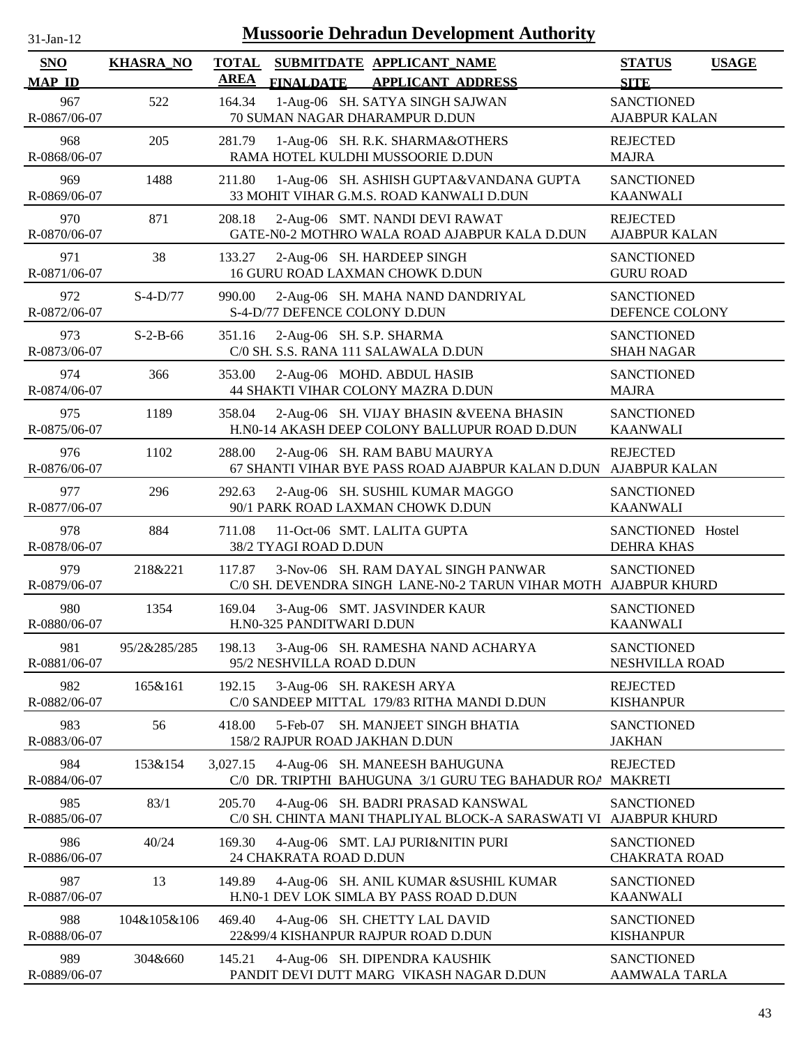# Mussoorie Dehradun Development Authority

31-Jan-12

| SNO<br>MAP_ID | KHASRA_NO | TOTAL AREA | SUBMITDATE<br>FINALDATE | APPLICANT_NAME<br>APPLICANT_ADDRESS | STATUS<br>SITE | USAGE |
|---|---|---|---|---|---|---|
| 967<br>R-0867/06-07 | 522 | 164.34 | 1-Aug-06 | SH. SATYA SINGH SAJWAN<br>70 SUMAN NAGAR DHARAMPUR D.DUN | SANCTIONED<br>AJABPUR KALAN | |
| 968<br>R-0868/06-07 | 205 | 281.79 | 1-Aug-06 | SH. R.K. SHARMA&OTHERS<br>RAMA HOTEL KULDHI MUSSOORIE D.DUN | REJECTED<br>MAJRA | |
| 969<br>R-0869/06-07 | 1488 | 211.80 | 1-Aug-06 | SH. ASHISH GUPTA&VANDANA GUPTA<br>33 MOHIT VIHAR G.M.S. ROAD KANWALI D.DUN | SANCTIONED<br>KAANWALI | |
| 970<br>R-0870/06-07 | 871 | 208.18 | 2-Aug-06 | SMT. NANDI DEVI RAWAT<br>GATE-N0-2 MOTHRO WALA ROAD AJABPUR KALA D.DUN | REJECTED<br>AJABPUR KALAN | |
| 971<br>R-0871/06-07 | 38 | 133.27 | 2-Aug-06 | SH. HARDEEP SINGH<br>16 GURU ROAD LAXMAN CHOWK D.DUN | SANCTIONED<br>GURU ROAD | |
| 972<br>R-0872/06-07 | S-4-D/77 | 990.00 | 2-Aug-06 | SH. MAHA NAND DANDRIYAL<br>S-4-D/77 DEFENCE COLONY D.DUN | SANCTIONED<br>DEFENCE COLONY | |
| 973<br>R-0873/06-07 | S-2-B-66 | 351.16 | 2-Aug-06 | SH. S.P. SHARMA<br>C/0 SH. S.S. RANA 111 SALAWALA D.DUN | SANCTIONED<br>SHAH NAGAR | |
| 974<br>R-0874/06-07 | 366 | 353.00 | 2-Aug-06 | MOHD. ABDUL HASIB<br>44 SHAKTI VIHAR COLONY MAZRA D.DUN | SANCTIONED<br>MAJRA | |
| 975<br>R-0875/06-07 | 1189 | 358.04 | 2-Aug-06 | SH. VIJAY BHASIN &VEENA BHASIN<br>H.N0-14 AKASH DEEP COLONY BALLUPUR ROAD D.DUN | SANCTIONED<br>KAANWALI | |
| 976<br>R-0876/06-07 | 1102 | 288.00 | 2-Aug-06 | SH. RAM BABU MAURYA<br>67 SHANTI VIHAR BYE PASS ROAD AJABPUR KALAN D.DUN | REJECTED<br>AJABPUR KALAN | |
| 977<br>R-0877/06-07 | 296 | 292.63 | 2-Aug-06 | SH. SUSHIL KUMAR MAGGO<br>90/1 PARK ROAD LAXMAN CHOWK D.DUN | SANCTIONED<br>KAANWALI | |
| 978<br>R-0878/06-07 | 884 | 711.08 | 11-Oct-06 | SMT. LALITA GUPTA<br>38/2 TYAGI ROAD D.DUN | SANCTIONED<br>DEHRA KHAS | Hostel |
| 979<br>R-0879/06-07 | 218&221 | 117.87 | 3-Nov-06 | SH. RAM DAYAL SINGH PANWAR<br>C/0 SH. DEVENDRA SINGH LANE-N0-2 TARUN VIHAR MOTH | SANCTIONED<br>AJABPUR KHURD | |
| 980<br>R-0880/06-07 | 1354 | 169.04 | 3-Aug-06 | SMT. JASVINDER KAUR<br>H.N0-325 PANDITWARI D.DUN | SANCTIONED<br>KAANWALI | |
| 981<br>R-0881/06-07 | 95/2&285/285 | 198.13 | 3-Aug-06 | SH. RAMESHA NAND ACHARYA<br>95/2 NESHVILLA ROAD D.DUN | SANCTIONED<br>NESHVILLA ROAD | |
| 982<br>R-0882/06-07 | 165&161 | 192.15 | 3-Aug-06 | SH. RAKESH ARYA<br>C/0 SANDEEP MITTAL 179/83 RITHA MANDI D.DUN | REJECTED<br>KISHANPUR | |
| 983<br>R-0883/06-07 | 56 | 418.00 | 5-Feb-07 | SH. MANJEET SINGH BHATIA<br>158/2 RAJPUR ROAD JAKHAN D.DUN | SANCTIONED<br>JAKHAN | |
| 984<br>R-0884/06-07 | 153&154 | 3,027.15 | 4-Aug-06 | SH. MANEESH BAHUGUNA<br>C/0 DR. TRIPTHI BAHUGUNA 3/1 GURU TEG BAHADUR ROA | REJECTED<br>MAKRETI | |
| 985<br>R-0885/06-07 | 83/1 | 205.70 | 4-Aug-06 | SH. BADRI PRASAD KANSWAL<br>C/0 SH. CHINTA MANI THAPLIYAL BLOCK-A SARASWATI VI | SANCTIONED<br>AJABPUR KHURD | |
| 986<br>R-0886/06-07 | 40/24 | 169.30 | 4-Aug-06 | SMT. LAJ PURI&NITIN PURI<br>24 CHAKRATA ROAD D.DUN | SANCTIONED<br>CHAKRATA ROAD | |
| 987<br>R-0887/06-07 | 13 | 149.89 | 4-Aug-06 | SH. ANIL KUMAR &SUSHIL KUMAR<br>H.N0-1 DEV LOK SIMLA BY PASS ROAD D.DUN | SANCTIONED<br>KAANWALI | |
| 988<br>R-0888/06-07 | 104&105&106 | 469.40 | 4-Aug-06 | SH. CHETTY LAL DAVID<br>22&99/4 KISHANPUR RAJPUR ROAD D.DUN | SANCTIONED<br>KISHANPUR | |
| 989<br>R-0889/06-07 | 304&660 | 145.21 | 4-Aug-06 | SH. DIPENDRA KAUSHIK<br>PANDIT DEVI DUTT MARG VIKASH NAGAR D.DUN | SANCTIONED<br>AAMWALA TARLA | |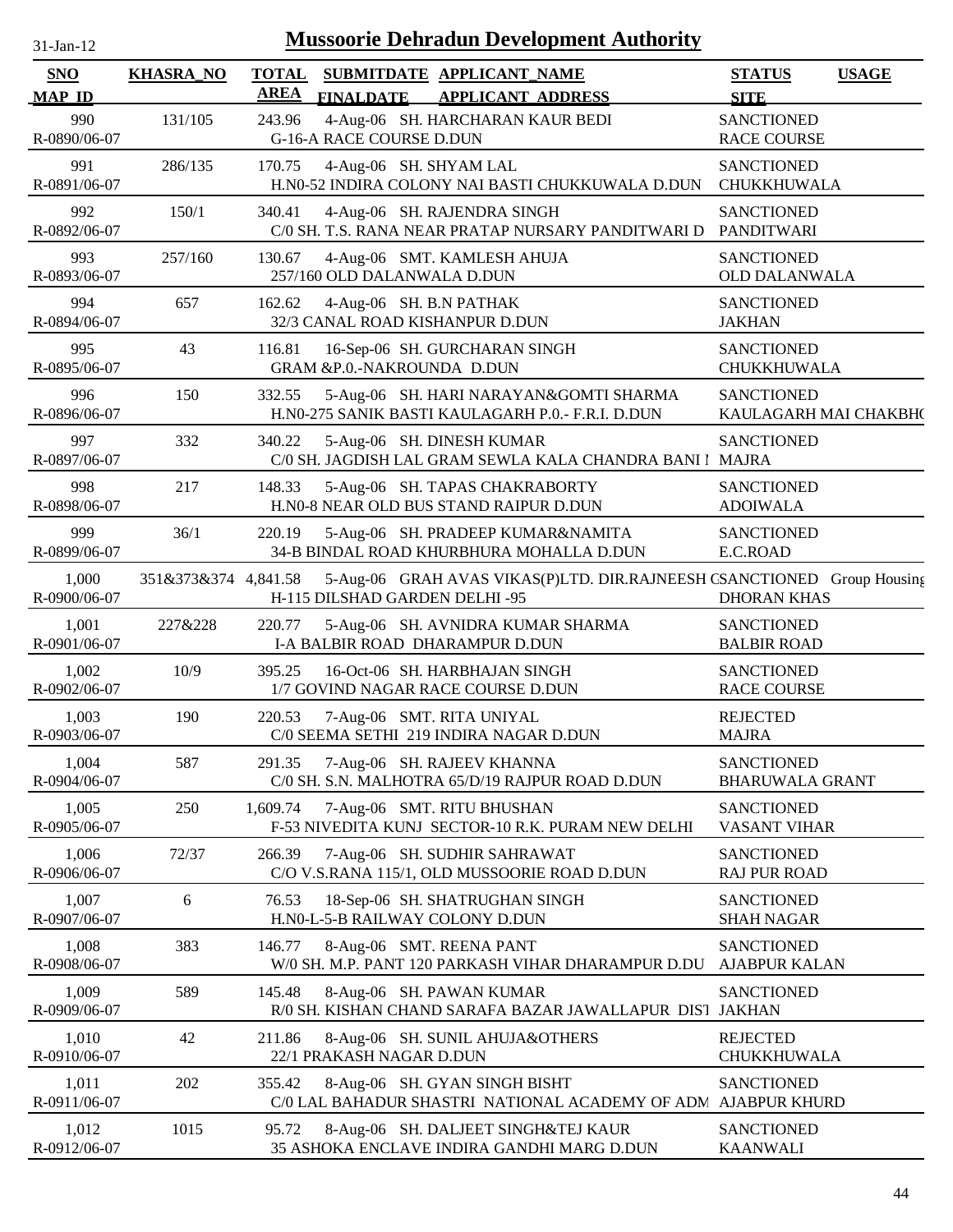# Mussoorie Dehradun Development Authority

31-Jan-12

| SNO / MAP_ID | KHASRA_NO | TOTAL AREA | SUBMITDATE / FINALDATE | APPLICANT_NAME / APPLICANT_ADDRESS | STATUS / SITE | USAGE |
|---|---|---|---|---|---|---|
| 990 / R-0890/06-07 | 131/105 | 243.96 | 4-Aug-06 | SH. HARCHARAN KAUR BEDI / G-16-A RACE COURSE D.DUN | SANCTIONED / RACE COURSE | |
| 991 / R-0891/06-07 | 286/135 | 170.75 | 4-Aug-06 | SH. SHYAM LAL / H.N0-52 INDIRA COLONY NAI BASTI CHUKKUWALA D.DUN | SANCTIONED / CHUKKHUWALA | |
| 992 / R-0892/06-07 | 150/1 | 340.41 | 4-Aug-06 | SH. RAJENDRA SINGH / C/0 SH. T.S. RANA NEAR PRATAP NURSARY PANDITWARI D | SANCTIONED / PANDITWARI | |
| 993 / R-0893/06-07 | 257/160 | 130.67 | 4-Aug-06 | SMT. KAMLESH AHUJA / 257/160 OLD DALANWALA D.DUN | SANCTIONED / OLD DALANWALA | |
| 994 / R-0894/06-07 | 657 | 162.62 | 4-Aug-06 | SH. B.N PATHAK / 32/3 CANAL ROAD KISHANPUR D.DUN | SANCTIONED / JAKHAN | |
| 995 / R-0895/06-07 | 43 | 116.81 | 16-Sep-06 | SH. GURCHARAN SINGH / GRAM &P.0.-NAKROUNDA D.DUN | SANCTIONED / CHUKKHUWALA | |
| 996 / R-0896/06-07 | 150 | 332.55 | 5-Aug-06 | SH. HARI NARAYAN&GOMTI SHARMA / H.N0-275 SANIK BASTI KAULAGARH P.0.- F.R.I. D.DUN | SANCTIONED / KAULAGARH MAI CHAKBH( | |
| 997 / R-0897/06-07 | 332 | 340.22 | 5-Aug-06 | SH. DINESH KUMAR / C/0 SH. JAGDISH LAL GRAM SEWLA KALA CHANDRA BANI I | SANCTIONED / MAJRA | |
| 998 / R-0898/06-07 | 217 | 148.33 | 5-Aug-06 | SH. TAPAS CHAKRABORTY / H.N0-8 NEAR OLD BUS STAND RAIPUR D.DUN | SANCTIONED / ADOIWALA | |
| 999 / R-0899/06-07 | 36/1 | 220.19 | 5-Aug-06 | SH. PRADEEP KUMAR&NAMITA / 34-B BINDAL ROAD KHURBHURA MOHALLA D.DUN | SANCTIONED / E.C.ROAD | |
| 1,000 / R-0900/06-07 | 351&373&374 | 4,841.58 | 5-Aug-06 | GRAH AVAS VIKAS(P)LTD. DIR.RAJNEESH C / H-115 DILSHAD GARDEN DELHI -95 | SANCTIONED / DHORAN KHAS | Group Housing |
| 1,001 / R-0901/06-07 | 227&228 | 220.77 | 5-Aug-06 | SH. AVNIDRA KUMAR SHARMA / I-A BALBIR ROAD DHARAMPUR D.DUN | SANCTIONED / BALBIR ROAD | |
| 1,002 / R-0902/06-07 | 10/9 | 395.25 | 16-Oct-06 | SH. HARBHAJAN SINGH / 1/7 GOVIND NAGAR RACE COURSE D.DUN | SANCTIONED / RACE COURSE | |
| 1,003 / R-0903/06-07 | 190 | 220.53 | 7-Aug-06 | SMT. RITA UNIYAL / C/0 SEEMA SETHI 219 INDIRA NAGAR D.DUN | REJECTED / MAJRA | |
| 1,004 / R-0904/06-07 | 587 | 291.35 | 7-Aug-06 | SH. RAJEEV KHANNA / C/0 SH. S.N. MALHOTRA 65/D/19 RAJPUR ROAD D.DUN | SANCTIONED / BHARUWALA GRANT | |
| 1,005 / R-0905/06-07 | 250 | 1,609.74 | 7-Aug-06 | SMT. RITU BHUSHAN / F-53 NIVEDITA KUNJ SECTOR-10 R.K. PURAM NEW DELHI | SANCTIONED / VASANT VIHAR | |
| 1,006 / R-0906/06-07 | 72/37 | 266.39 | 7-Aug-06 | SH. SUDHIR SAHRAWAT / C/O V.S.RANA 115/1, OLD MUSSOORIE ROAD D.DUN | SANCTIONED / RAJ PUR ROAD | |
| 1,007 / R-0907/06-07 | 6 | 76.53 | 18-Sep-06 | SH. SHATRUGHAN SINGH / H.N0-L-5-B RAILWAY COLONY D.DUN | SANCTIONED / SHAH NAGAR | |
| 1,008 / R-0908/06-07 | 383 | 146.77 | 8-Aug-06 | SMT. REENA PANT / W/0 SH. M.P. PANT 120 PARKASH VIHAR DHARAMPUR D.DU | SANCTIONED / AJABPUR KALAN | |
| 1,009 / R-0909/06-07 | 589 | 145.48 | 8-Aug-06 | SH. PAWAN KUMAR / R/0 SH. KISHAN CHAND SARAFA BAZAR JAWALLAPUR DIST | SANCTIONED / JAKHAN | |
| 1,010 / R-0910/06-07 | 42 | 211.86 | 8-Aug-06 | SH. SUNIL AHUJA&OTHERS / 22/1 PRAKASH NAGAR D.DUN | REJECTED / CHUKKHUWALA | |
| 1,011 / R-0911/06-07 | 202 | 355.42 | 8-Aug-06 | SH. GYAN SINGH BISHT / C/0 LAL BAHADUR SHASTRI NATIONAL ACADEMY OF ADM | SANCTIONED / AJABPUR KHURD | |
| 1,012 / R-0912/06-07 | 1015 | 95.72 | 8-Aug-06 | SH. DALJEET SINGH&TEJ KAUR / 35 ASHOKA ENCLAVE INDIRA GANDHI MARG D.DUN | SANCTIONED / KAANWALI | |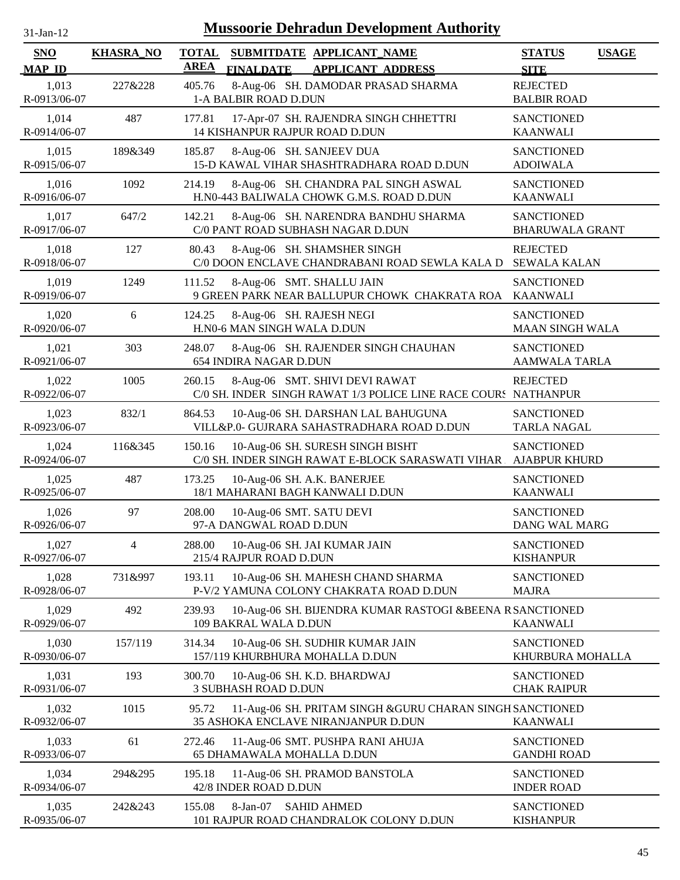# Mussoorie Dehradun Development Authority

31-Jan-12

| SNO<br>MAP_ID | KHASRA_NO | TOTAL AREA | SUBMITDATE<br>FINALDATE | APPLICANT_NAME<br>APPLICANT_ADDRESS | STATUS<br>SITE | USAGE |
|---|---|---|---|---|---|---|
| 1,013<br>R-0913/06-07 | 227&228 | 405.76 | 8-Aug-06 | SH. DAMODAR PRASAD SHARMA<br>1-A BALBIR ROAD D.DUN | REJECTED<br>BALBIR ROAD | |
| 1,014<br>R-0914/06-07 | 487 | 177.81 | 17-Apr-07 | SH. RAJENDRA SINGH CHHETTRI<br>14 KISHANPUR RAJPUR ROAD D.DUN | SANCTIONED<br>KAANWALI | |
| 1,015<br>R-0915/06-07 | 189&349 | 185.87 | 8-Aug-06 | SH. SANJEEV DUA<br>15-D KAWAL VIHAR SHASHTRADHARA ROAD D.DUN | SANCTIONED<br>ADOIWALA | |
| 1,016<br>R-0916/06-07 | 1092 | 214.19 | 8-Aug-06 | SH. CHANDRA PAL SINGH ASWAL<br>H.N0-443 BALIWALA CHOWK G.M.S. ROAD D.DUN | SANCTIONED<br>KAANWALI | |
| 1,017<br>R-0917/06-07 | 647/2 | 142.21 | 8-Aug-06 | SH. NARENDRA BANDHU SHARMA<br>C/0 PANT ROAD SUBHASH NAGAR D.DUN | SANCTIONED<br>BHARUWALA GRANT | |
| 1,018<br>R-0918/06-07 | 127 | 80.43 | 8-Aug-06 | SH. SHAMSHER SINGH<br>C/0 DOON ENCLAVE CHANDRABANI ROAD SEWLA KALA D | REJECTED<br>SEWALA KALAN | |
| 1,019<br>R-0919/06-07 | 1249 | 111.52 | 8-Aug-06 | SMT. SHALLU JAIN<br>9 GREEN PARK NEAR BALLUPUR CHOWK CHAKRATA ROA | SANCTIONED<br>KAANWALI | |
| 1,020<br>R-0920/06-07 | 6 | 124.25 | 8-Aug-06 | SH. RAJESH NEGI<br>H.N0-6 MAN SINGH WALA D.DUN | SANCTIONED<br>MAAN SINGH WALA | |
| 1,021<br>R-0921/06-07 | 303 | 248.07 | 8-Aug-06 | SH. RAJENDER SINGH CHAUHAN<br>654 INDIRA NAGAR D.DUN | SANCTIONED<br>AAMWALA TARLA | |
| 1,022<br>R-0922/06-07 | 1005 | 260.15 | 8-Aug-06 | SMT. SHIVI DEVI RAWAT<br>C/0 SH. INDER SINGH RAWAT 1/3 POLICE LINE RACE COURS | REJECTED<br>NATHANPUR | |
| 1,023<br>R-0923/06-07 | 832/1 | 864.53 | 10-Aug-06 | SH. DARSHAN LAL BAHUGUNA<br>VILL&P.0- GUJRARA SAHASTRADHARA ROAD D.DUN | SANCTIONED<br>TARLA NAGAL | |
| 1,024<br>R-0924/06-07 | 116&345 | 150.16 | 10-Aug-06 | SH. SURESH SINGH BISHT<br>C/0 SH. INDER SINGH RAWAT E-BLOCK SARASWATI VIHAR | SANCTIONED<br>AJABPUR KHURD | |
| 1,025<br>R-0925/06-07 | 487 | 173.25 | 10-Aug-06 | SH. A.K. BANERJEE<br>18/1 MAHARANI BAGH KANWALI D.DUN | SANCTIONED<br>KAANWALI | |
| 1,026<br>R-0926/06-07 | 97 | 208.00 | 10-Aug-06 | SMT. SATU DEVI<br>97-A DANGWAL ROAD D.DUN | SANCTIONED<br>DANG WAL MARG | |
| 1,027<br>R-0927/06-07 | 4 | 288.00 | 10-Aug-06 | SH. JAI KUMAR JAIN<br>215/4 RAJPUR ROAD D.DUN | SANCTIONED<br>KISHANPUR | |
| 1,028<br>R-0928/06-07 | 731&997 | 193.11 | 10-Aug-06 | SH. MAHESH CHAND SHARMA<br>P-V/2 YAMUNA COLONY CHAKRATA ROAD D.DUN | SANCTIONED<br>MAJRA | |
| 1,029<br>R-0929/06-07 | 492 | 239.93 | 10-Aug-06 | SH. BIJENDRA KUMAR RASTOGI &BEENA R<br>109 BAKRAL WALA D.DUN | SANCTIONED<br>KAANWALI | |
| 1,030<br>R-0930/06-07 | 157/119 | 314.34 | 10-Aug-06 | SH. SUDHIR KUMAR JAIN<br>157/119 KHURBHURA MOHALLA D.DUN | SANCTIONED<br>KHURBURA MOHALLA | |
| 1,031<br>R-0931/06-07 | 193 | 300.70 | 10-Aug-06 | SH. K.D. BHARDWAJ<br>3 SUBHASH ROAD D.DUN | SANCTIONED<br>CHAK RAIPUR | |
| 1,032<br>R-0932/06-07 | 1015 | 95.72 | 11-Aug-06 | SH. PRITAM SINGH &GURU CHARAN SINGH<br>35 ASHOKA ENCLAVE NIRANJANPUR D.DUN | SANCTIONED<br>KAANWALI | |
| 1,033<br>R-0933/06-07 | 61 | 272.46 | 11-Aug-06 | SMT. PUSHPA RANI AHUJA<br>65 DHAMAWALA MOHALLA D.DUN | SANCTIONED<br>GANDHI ROAD | |
| 1,034<br>R-0934/06-07 | 294&295 | 195.18 | 11-Aug-06 | SH. PRAMOD BANSTOLA<br>42/8 INDER ROAD D.DUN | SANCTIONED<br>INDER ROAD | |
| 1,035<br>R-0935/06-07 | 242&243 | 155.08 | 8-Jan-07 | SAHID AHMED<br>101 RAJPUR ROAD CHANDRALOK COLONY D.DUN | SANCTIONED<br>KISHANPUR | |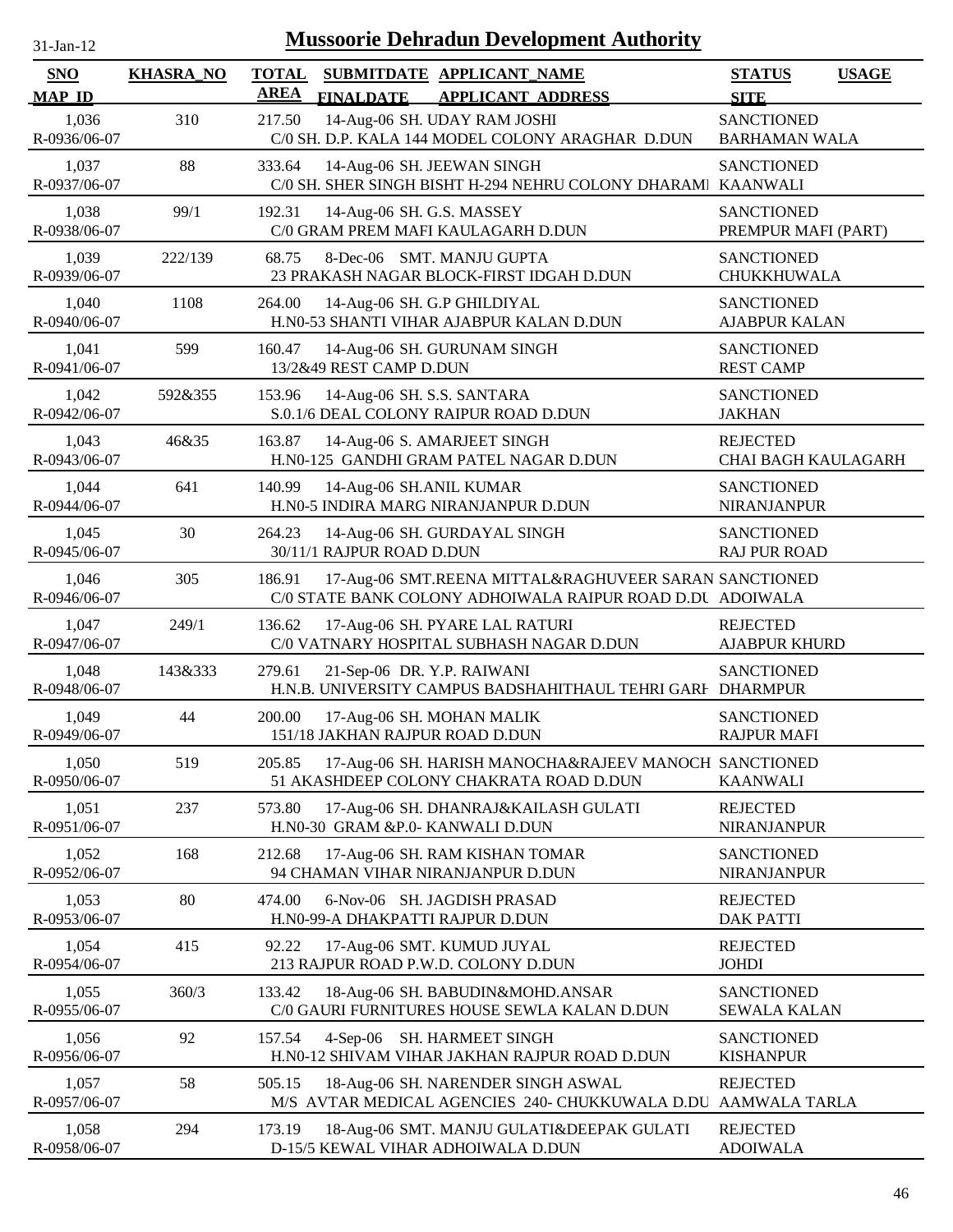# Mussoorie Dehradun Development Authority

31-Jan-12

| SNO / MAP_ID | KHASRA_NO | TOTAL AREA | SUBMITDATE / FINALDATE | APPLICANT_NAME / APPLICANT_ADDRESS | STATUS / SITE | USAGE |
|---|---|---|---|---|---|---|
| 1,036 R-0936/06-07 | 310 | 217.50 | 14-Aug-06 | SH. UDAY RAM JOSHI C/0 SH. D.P. KALA 144 MODEL COLONY ARAGHAR D.DUN | SANCTIONED BARHAMAN WALA | |
| 1,037 R-0937/06-07 | 88 | 333.64 | 14-Aug-06 | SH. JEEWAN SINGH C/0 SH. SHER SINGH BISHT H-294 NEHRU COLONY DHARAMI | SANCTIONED KAANWALI | |
| 1,038 R-0938/06-07 | 99/1 | 192.31 | 14-Aug-06 | SH. G.S. MASSEY C/0 GRAM PREM MAFI KAULAGARH D.DUN | SANCTIONED PREMPUR MAFI (PART) | |
| 1,039 R-0939/06-07 | 222/139 | 68.75 | 8-Dec-06 | SMT. MANJU GUPTA 23 PRAKASH NAGAR BLOCK-FIRST IDGAH D.DUN | SANCTIONED CHUKKHUWALA | |
| 1,040 R-0940/06-07 | 1108 | 264.00 | 14-Aug-06 | SH. G.P GHILDIYAL H.N0-53 SHANTI VIHAR AJABPUR KALAN D.DUN | SANCTIONED AJABPUR KALAN | |
| 1,041 R-0941/06-07 | 599 | 160.47 | 14-Aug-06 | SH. GURUNAM SINGH 13/2&49 REST CAMP D.DUN | SANCTIONED REST CAMP | |
| 1,042 R-0942/06-07 | 592&355 | 153.96 | 14-Aug-06 | SH. S.S. SANTARA S.0.1/6 DEAL COLONY RAIPUR ROAD D.DUN | SANCTIONED JAKHAN | |
| 1,043 R-0943/06-07 | 46&35 | 163.87 | 14-Aug-06 | S. AMARJEET SINGH H.N0-125 GANDHI GRAM PATEL NAGAR D.DUN | REJECTED CHAI BAGH KAULAGARH | |
| 1,044 R-0944/06-07 | 641 | 140.99 | 14-Aug-06 | SH.ANIL KUMAR H.N0-5 INDIRA MARG NIRANJANPUR D.DUN | SANCTIONED NIRANJANPUR | |
| 1,045 R-0945/06-07 | 30 | 264.23 | 14-Aug-06 | SH. GURDAYAL SINGH 30/11/1 RAJPUR ROAD D.DUN | SANCTIONED RAJ PUR ROAD | |
| 1,046 R-0946/06-07 | 305 | 186.91 | 17-Aug-06 | SMT.REENA MITTAL&RAGHUVEER SARAN C/0 STATE BANK COLONY ADHOIWALA RAIPUR ROAD D.DU | SANCTIONED ADOIWALA | |
| 1,047 R-0947/06-07 | 249/1 | 136.62 | 17-Aug-06 | SH. PYARE LAL RATURI C/0 VATNARY HOSPITAL SUBHASH NAGAR D.DUN | REJECTED AJABPUR KHURD | |
| 1,048 R-0948/06-07 | 143&333 | 279.61 | 21-Sep-06 | DR. Y.P. RAIWANI H.N.B. UNIVERSITY CAMPUS BADSHAHITHAUL TEHRI GARH | SANCTIONED DHARMPUR | |
| 1,049 R-0949/06-07 | 44 | 200.00 | 17-Aug-06 | SH. MOHAN MALIK 151/18 JAKHAN RAJPUR ROAD D.DUN | SANCTIONED RAJPUR MAFI | |
| 1,050 R-0950/06-07 | 519 | 205.85 | 17-Aug-06 | SH. HARISH MANOCHA&RAJEEV MANOCH 51 AKASHDEEP COLONY CHAKRATA ROAD D.DUN | SANCTIONED KAANWALI | |
| 1,051 R-0951/06-07 | 237 | 573.80 | 17-Aug-06 | SH. DHANRAJ&KAILASH GULATI H.N0-30 GRAM &P.0- KANWALI D.DUN | REJECTED NIRANJANPUR | |
| 1,052 R-0952/06-07 | 168 | 212.68 | 17-Aug-06 | SH. RAM KISHAN TOMAR 94 CHAMAN VIHAR NIRANJANPUR D.DUN | SANCTIONED NIRANJANPUR | |
| 1,053 R-0953/06-07 | 80 | 474.00 | 6-Nov-06 | SH. JAGDISH PRASAD H.N0-99-A DHAKPATTI RAJPUR D.DUN | REJECTED DAK PATTI | |
| 1,054 R-0954/06-07 | 415 | 92.22 | 17-Aug-06 | SMT. KUMUD JUYAL 213 RAJPUR ROAD P.W.D. COLONY D.DUN | REJECTED JOHDI | |
| 1,055 R-0955/06-07 | 360/3 | 133.42 | 18-Aug-06 | SH. BABUDIN&MOHD.ANSAR C/0 GAURI FURNITURES HOUSE SEWLA KALAN D.DUN | SANCTIONED SEWALA KALAN | |
| 1,056 R-0956/06-07 | 92 | 157.54 | 4-Sep-06 | SH. HARMEET SINGH H.N0-12 SHIVAM VIHAR JAKHAN RAJPUR ROAD D.DUN | SANCTIONED KISHANPUR | |
| 1,057 R-0957/06-07 | 58 | 505.15 | 18-Aug-06 | SH. NARENDER SINGH ASWAL M/S AVTAR MEDICAL AGENCIES 240- CHUKKUWALA D.DU | REJECTED AAMWALA TARLA | |
| 1,058 R-0958/06-07 | 294 | 173.19 | 18-Aug-06 | SMT. MANJU GULATI&DEEPAK GULATI D-15/5 KEWAL VIHAR ADHOIWALA D.DUN | REJECTED ADOIWALA | |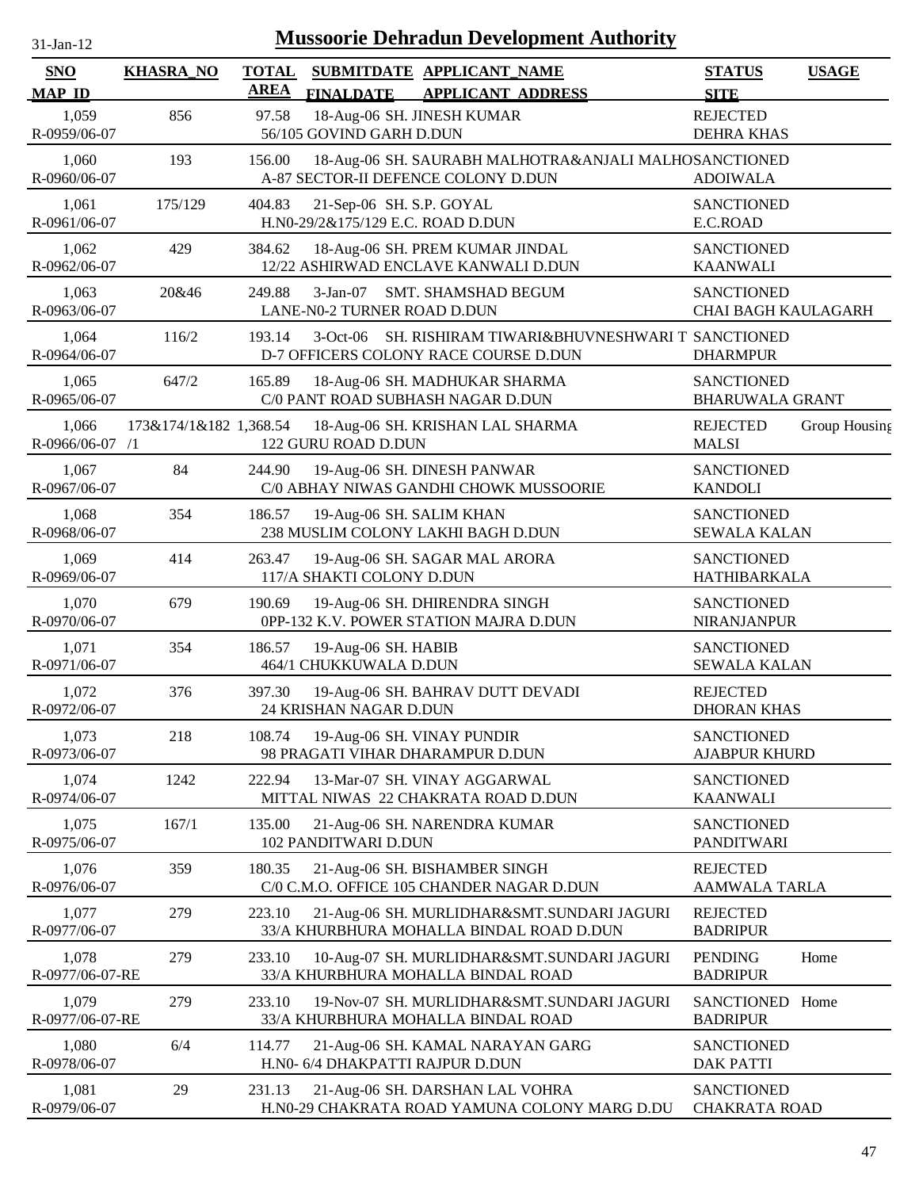# Mussoorie Dehradun Development Authority

31-Jan-12

| SNO / MAP_ID | KHASRA_NO | TOTAL AREA | SUBMITDATE / FINALDATE | APPLICANT_NAME / APPLICANT_ADDRESS | STATUS / SITE | USAGE |
|---|---|---|---|---|---|---|
| 1,059 R-0959/06-07 | 856 | 97.58 | 18-Aug-06 | SH. JINESH KUMAR 56/105 GOVIND GARH D.DUN | REJECTED DEHRA KHAS | |
| 1,060 R-0960/06-07 | 193 | 156.00 | 18-Aug-06 | SH. SAURABH MALHOTRA&ANJALI MALHO A-87 SECTOR-II DEFENCE COLONY D.DUN | SANCTIONED ADOIWALA | |
| 1,061 R-0961/06-07 | 175/129 | 404.83 | 21-Sep-06 | SH. S.P. GOYAL H.N0-29/2&175/129 E.C. ROAD D.DUN | SANCTIONED E.C.ROAD | |
| 1,062 R-0962/06-07 | 429 | 384.62 | 18-Aug-06 | SH. PREM KUMAR JINDAL 12/22 ASHIRWAD ENCLAVE KANWALI D.DUN | SANCTIONED KAANWALI | |
| 1,063 R-0963/06-07 | 20&46 | 249.88 | 3-Jan-07 | SMT. SHAMSHAD BEGUM LANE-N0-2 TURNER ROAD D.DUN | SANCTIONED CHAI BAGH KAULAGARH | |
| 1,064 R-0964/06-07 | 116/2 | 193.14 | 3-Oct-06 | SH. RISHIRAM TIWARI&BHUVNESHWARI T D-7 OFFICERS COLONY RACE COURSE D.DUN | SANCTIONED DHARMPUR | |
| 1,065 R-0965/06-07 | 647/2 | 165.89 | 18-Aug-06 | SH. MADHUKAR SHARMA C/0 PANT ROAD SUBHASH NAGAR D.DUN | SANCTIONED BHARUWALA GRANT | |
| 1,066 R-0966/06-07 | 173&174/1&182 /1 | 1,368.54 | 18-Aug-06 | SH. KRISHAN LAL SHARMA 122 GURU ROAD D.DUN | REJECTED MALSI | Group Housing |
| 1,067 R-0967/06-07 | 84 | 244.90 | 19-Aug-06 | SH. DINESH PANWAR C/0 ABHAY NIWAS GANDHI CHOWK MUSSOORIE | SANCTIONED KANDOLI | |
| 1,068 R-0968/06-07 | 354 | 186.57 | 19-Aug-06 | SH. SALIM KHAN 238 MUSLIM COLONY LAKHI BAGH D.DUN | SANCTIONED SEWALA KALAN | |
| 1,069 R-0969/06-07 | 414 | 263.47 | 19-Aug-06 | SH. SAGAR MAL ARORA 117/A SHAKTI COLONY D.DUN | SANCTIONED HATHIBARKALA | |
| 1,070 R-0970/06-07 | 679 | 190.69 | 19-Aug-06 | SH. DHIRENDRA SINGH 0PP-132 K.V. POWER STATION MAJRA D.DUN | SANCTIONED NIRANJANPUR | |
| 1,071 R-0971/06-07 | 354 | 186.57 | 19-Aug-06 | SH. HABIB 464/1 CHUKKUWALA D.DUN | SANCTIONED SEWALA KALAN | |
| 1,072 R-0972/06-07 | 376 | 397.30 | 19-Aug-06 | SH. BAHRAV DUTT DEVADI 24 KRISHAN NAGAR D.DUN | REJECTED DHORAN KHAS | |
| 1,073 R-0973/06-07 | 218 | 108.74 | 19-Aug-06 | SH. VINAY PUNDIR 98 PRAGATI VIHAR DHARAMPUR D.DUN | SANCTIONED AJABPUR KHURD | |
| 1,074 R-0974/06-07 | 1242 | 222.94 | 13-Mar-07 | SH. VINAY AGGARWAL MITTAL NIWAS 22 CHAKRATA ROAD D.DUN | SANCTIONED KAANWALI | |
| 1,075 R-0975/06-07 | 167/1 | 135.00 | 21-Aug-06 | SH. NARENDRA KUMAR 102 PANDITWARI D.DUN | SANCTIONED PANDITWARI | |
| 1,076 R-0976/06-07 | 359 | 180.35 | 21-Aug-06 | SH. BISHAMBER SINGH C/0 C.M.O. OFFICE 105 CHANDER NAGAR D.DUN | REJECTED AAMWALA TARLA | |
| 1,077 R-0977/06-07 | 279 | 223.10 | 21-Aug-06 | SH. MURLIDHAR&SMT.SUNDARI JAGURI 33/A KHURBHURA MOHALLA BINDAL ROAD D.DUN | REJECTED BADRIPUR | |
| 1,078 R-0977/06-07-RE | 279 | 233.10 | 10-Aug-07 | SH. MURLIDHAR&SMT.SUNDARI JAGURI 33/A KHURBHURA MOHALLA BINDAL ROAD | PENDING BADRIPUR | Home |
| 1,079 R-0977/06-07-RE | 279 | 233.10 | 19-Nov-07 | SH. MURLIDHAR&SMT.SUNDARI JAGURI 33/A KHURBHURA MOHALLA BINDAL ROAD | SANCTIONED BADRIPUR | Home |
| 1,080 R-0978/06-07 | 6/4 | 114.77 | 21-Aug-06 | SH. KAMAL NARAYAN GARG H.N0- 6/4 DHAKPATTI RAJPUR D.DUN | SANCTIONED DAK PATTI | |
| 1,081 R-0979/06-07 | 29 | 231.13 | 21-Aug-06 | SH. DARSHAN LAL VOHRA H.N0-29 CHAKRATA ROAD YAMUNA COLONY MARG D.DU | SANCTIONED CHAKRATA ROAD | |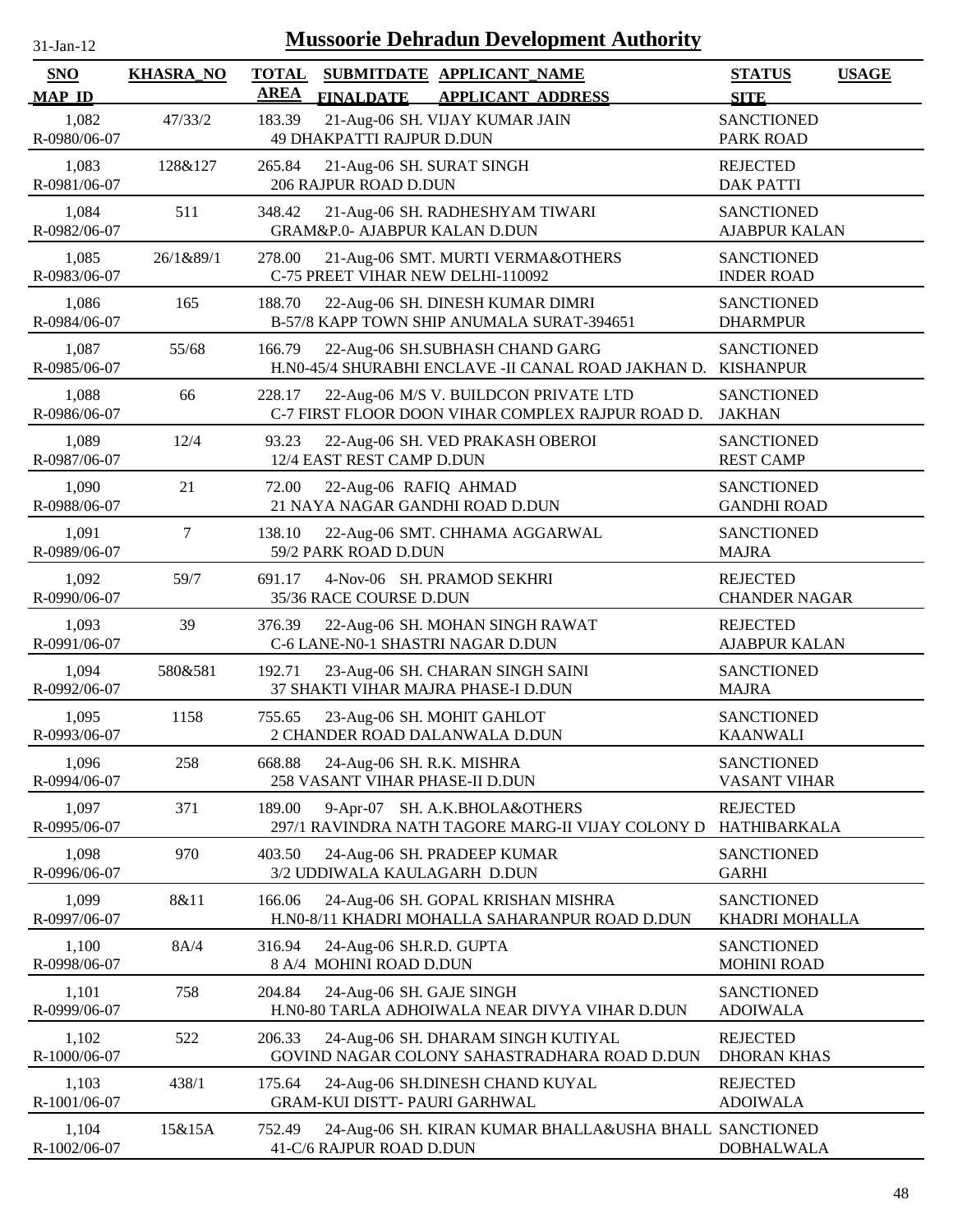# Mussoorie Dehradun Development Authority

31-Jan-12

| SNO / MAP_ID | KHASRA_NO | TOTAL AREA | SUBMITDATE / FINALDATE | APPLICANT_NAME / APPLICANT_ADDRESS | STATUS / SITE | USAGE |
|---|---|---|---|---|---|---|
| 1,082 / R-0980/06-07 | 47/33/2 | 183.39 | 21-Aug-06 | SH. VIJAY KUMAR JAIN / 49 DHAKPATTI RAJPUR D.DUN | SANCTIONED / PARK ROAD | |
| 1,083 / R-0981/06-07 | 128&127 | 265.84 | 21-Aug-06 | SH. SURAT SINGH / 206 RAJPUR ROAD D.DUN | REJECTED / DAK PATTI | |
| 1,084 / R-0982/06-07 | 511 | 348.42 | 21-Aug-06 | SH. RADHESHYAM TIWARI / GRAM&P.0- AJABPUR KALAN D.DUN | SANCTIONED / AJABPUR KALAN | |
| 1,085 / R-0983/06-07 | 26/1&89/1 | 278.00 | 21-Aug-06 | SMT. MURTI VERMA&OTHERS / C-75 PREET VIHAR NEW DELHI-110092 | SANCTIONED / INDER ROAD | |
| 1,086 / R-0984/06-07 | 165 | 188.70 | 22-Aug-06 | SH. DINESH KUMAR DIMRI / B-57/8 KAPP TOWN SHIP ANUMALA SURAT-394651 | SANCTIONED / DHARMPUR | |
| 1,087 / R-0985/06-07 | 55/68 | 166.79 | 22-Aug-06 | SH.SUBHASH CHAND GARG / H.N0-45/4 SHURABHI ENCLAVE -II CANAL ROAD JAKHAN D. | SANCTIONED / KISHANPUR | |
| 1,088 / R-0986/06-07 | 66 | 228.17 | 22-Aug-06 | M/S V. BUILDCON PRIVATE LTD / C-7 FIRST FLOOR DOON VIHAR COMPLEX RAJPUR ROAD D. | SANCTIONED / JAKHAN | |
| 1,089 / R-0987/06-07 | 12/4 | 93.23 | 22-Aug-06 | SH. VED PRAKASH OBEROI / 12/4 EAST REST CAMP D.DUN | SANCTIONED / REST CAMP | |
| 1,090 / R-0988/06-07 | 21 | 72.00 | 22-Aug-06 | RAFIQ AHMAD / 21 NAYA NAGAR GANDHI ROAD D.DUN | SANCTIONED / GANDHI ROAD | |
| 1,091 / R-0989/06-07 | 7 | 138.10 | 22-Aug-06 | SMT. CHHAMA AGGARWAL / 59/2 PARK ROAD D.DUN | SANCTIONED / MAJRA | |
| 1,092 / R-0990/06-07 | 59/7 | 691.17 | 4-Nov-06 | SH. PRAMOD SEKHRI / 35/36 RACE COURSE D.DUN | REJECTED / CHANDER NAGAR | |
| 1,093 / R-0991/06-07 | 39 | 376.39 | 22-Aug-06 | SH. MOHAN SINGH RAWAT / C-6 LANE-N0-1 SHASTRI NAGAR D.DUN | REJECTED / AJABPUR KALAN | |
| 1,094 / R-0992/06-07 | 580&581 | 192.71 | 23-Aug-06 | SH. CHARAN SINGH SAINI / 37 SHAKTI VIHAR MAJRA PHASE-I D.DUN | SANCTIONED / MAJRA | |
| 1,095 / R-0993/06-07 | 1158 | 755.65 | 23-Aug-06 | SH. MOHIT GAHLOT / 2 CHANDER ROAD DALANWALA D.DUN | SANCTIONED / KAANWALI | |
| 1,096 / R-0994/06-07 | 258 | 668.88 | 24-Aug-06 | SH. R.K. MISHRA / 258 VASANT VIHAR PHASE-II D.DUN | SANCTIONED / VASANT VIHAR | |
| 1,097 / R-0995/06-07 | 371 | 189.00 | 9-Apr-07 | SH. A.K.BHOLA&OTHERS / 297/1 RAVINDRA NATH TAGORE MARG-II VIJAY COLONY D | REJECTED / HATHIBARKALA | |
| 1,098 / R-0996/06-07 | 970 | 403.50 | 24-Aug-06 | SH. PRADEEP KUMAR / 3/2 UDDIWALA KAULAGARH D.DUN | SANCTIONED / GARHI | |
| 1,099 / R-0997/06-07 | 8&11 | 166.06 | 24-Aug-06 | SH. GOPAL KRISHAN MISHRA / H.N0-8/11 KHADRI MOHALLA SAHARANPUR ROAD D.DUN | SANCTIONED / KHADRI MOHALLA | |
| 1,100 / R-0998/06-07 | 8A/4 | 316.94 | 24-Aug-06 | SH.R.D. GUPTA / 8 A/4 MOHINI ROAD D.DUN | SANCTIONED / MOHINI ROAD | |
| 1,101 / R-0999/06-07 | 758 | 204.84 | 24-Aug-06 | SH. GAJE SINGH / H.N0-80 TARLA ADHOIWALA NEAR DIVYA VIHAR D.DUN | SANCTIONED / ADOIWALA | |
| 1,102 / R-1000/06-07 | 522 | 206.33 | 24-Aug-06 | SH. DHARAM SINGH KUTIYAL / GOVIND NAGAR COLONY SAHASTRADHARA ROAD D.DUN | REJECTED / DHORAN KHAS | |
| 1,103 / R-1001/06-07 | 438/1 | 175.64 | 24-Aug-06 | SH.DINESH CHAND KUYAL / GRAM-KUI DISTT- PAURI GARHWAL | REJECTED / ADOIWALA | |
| 1,104 / R-1002/06-07 | 15&15A | 752.49 | 24-Aug-06 | SH. KIRAN KUMAR BHALLA&USHA BHALL / 41-C/6 RAJPUR ROAD D.DUN | SANCTIONED / DOBHALWALA | |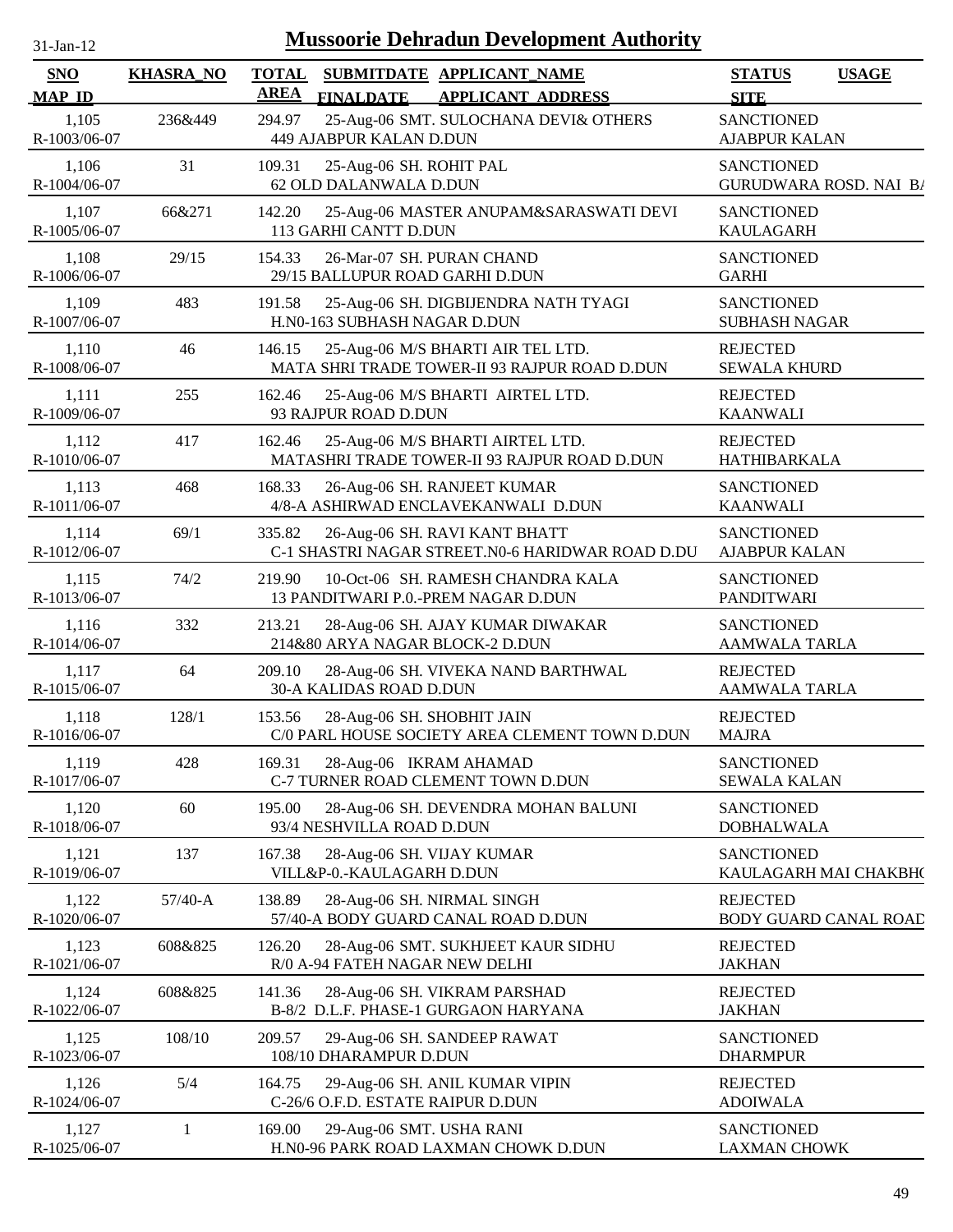# Mussoorie Dehradun Development Authority

31-Jan-12

| SNO<br>MAP_ID | KHASRA_NO | TOTAL AREA | SUBMITDATE<br>FINALDATE | APPLICANT_NAME<br>APPLICANT_ADDRESS | STATUS<br>SITE | USAGE |
|---|---|---|---|---|---|---|
| 1,105<br>R-1003/06-07 | 236&449 | 294.97 | 25-Aug-06 | SMT. SULOCHANA DEVI& OTHERS<br>449 AJABPUR KALAN D.DUN | SANCTIONED<br>AJABPUR KALAN | |
| 1,106<br>R-1004/06-07 | 31 | 109.31 | 25-Aug-06 | SH. ROHIT PAL<br>62 OLD DALANWALA D.DUN | SANCTIONED<br>GURUDWARA ROSD. NAI BA | |
| 1,107<br>R-1005/06-07 | 66&271 | 142.20 | 25-Aug-06 | MASTER ANUPAM&SARASWATI DEVI<br>113 GARHI CANTT D.DUN | SANCTIONED<br>KAULAGARH | |
| 1,108<br>R-1006/06-07 | 29/15 | 154.33 | 26-Mar-07 | SH. PURAN CHAND<br>29/15 BALLUPUR ROAD GARHI D.DUN | SANCTIONED<br>GARHI | |
| 1,109<br>R-1007/06-07 | 483 | 191.58 | 25-Aug-06 | SH. DIGBIJENDRA NATH TYAGI<br>H.N0-163 SUBHASH NAGAR D.DUN | SANCTIONED<br>SUBHASH NAGAR | |
| 1,110<br>R-1008/06-07 | 46 | 146.15 | 25-Aug-06 | M/S BHARTI AIR TEL LTD.<br>MATA SHRI TRADE TOWER-II 93 RAJPUR ROAD D.DUN | REJECTED<br>SEWALA KHURD | |
| 1,111<br>R-1009/06-07 | 255 | 162.46 | 25-Aug-06 | M/S BHARTI AIRTEL LTD.<br>93 RAJPUR ROAD D.DUN | REJECTED<br>KAANWALI | |
| 1,112<br>R-1010/06-07 | 417 | 162.46 | 25-Aug-06 | M/S BHARTI AIRTEL LTD.<br>MATASHRI TRADE TOWER-II 93 RAJPUR ROAD D.DUN | REJECTED<br>HATHIBARKALA | |
| 1,113<br>R-1011/06-07 | 468 | 168.33 | 26-Aug-06 | SH. RANJEET KUMAR<br>4/8-A ASHIRWAD ENCLAVEKANWALI D.DUN | SANCTIONED<br>KAANWALI | |
| 1,114<br>R-1012/06-07 | 69/1 | 335.82 | 26-Aug-06 | SH. RAVI KANT BHATT<br>C-1 SHASTRI NAGAR STREET.N0-6 HARIDWAR ROAD D.DU | SANCTIONED<br>AJABPUR KALAN | |
| 1,115<br>R-1013/06-07 | 74/2 | 219.90 | 10-Oct-06 | SH. RAMESH CHANDRA KALA<br>13 PANDITWARI P.0.-PREM NAGAR D.DUN | SANCTIONED<br>PANDITWARI | |
| 1,116<br>R-1014/06-07 | 332 | 213.21 | 28-Aug-06 | SH. AJAY KUMAR DIWAKAR<br>214&80 ARYA NAGAR BLOCK-2 D.DUN | SANCTIONED<br>AAMWALA TARLA | |
| 1,117<br>R-1015/06-07 | 64 | 209.10 | 28-Aug-06 | SH. VIVEKA NAND BARTHWAL<br>30-A KALIDAS ROAD D.DUN | REJECTED<br>AAMWALA TARLA | |
| 1,118<br>R-1016/06-07 | 128/1 | 153.56 | 28-Aug-06 | SH. SHOBHIT JAIN<br>C/0 PARL HOUSE SOCIETY AREA CLEMENT TOWN D.DUN | REJECTED<br>MAJRA | |
| 1,119<br>R-1017/06-07 | 428 | 169.31 | 28-Aug-06 | IKRAM AHAMAD<br>C-7 TURNER ROAD CLEMENT TOWN D.DUN | SANCTIONED<br>SEWALA KALAN | |
| 1,120<br>R-1018/06-07 | 60 | 195.00 | 28-Aug-06 | SH. DEVENDRA MOHAN BALUNI<br>93/4 NESHVILLA ROAD D.DUN | SANCTIONED<br>DOBHALWALA | |
| 1,121<br>R-1019/06-07 | 137 | 167.38 | 28-Aug-06 | SH. VIJAY KUMAR<br>VILL&P-0.-KAULAGARH D.DUN | SANCTIONED<br>KAULAGARH MAI CHAKBHO | |
| 1,122<br>R-1020/06-07 | 57/40-A | 138.89 | 28-Aug-06 | SH. NIRMAL SINGH<br>57/40-A BODY GUARD CANAL ROAD D.DUN | REJECTED<br>BODY GUARD CANAL ROAD | |
| 1,123<br>R-1021/06-07 | 608&825 | 126.20 | 28-Aug-06 | SMT. SUKHJEET KAUR SIDHU<br>R/0 A-94 FATEH NAGAR NEW DELHI | REJECTED<br>JAKHAN | |
| 1,124<br>R-1022/06-07 | 608&825 | 141.36 | 28-Aug-06 | SH. VIKRAM PARSHAD<br>B-8/2 D.L.F. PHASE-1 GURGAON HARYANA | REJECTED<br>JAKHAN | |
| 1,125<br>R-1023/06-07 | 108/10 | 209.57 | 29-Aug-06 | SH. SANDEEP RAWAT<br>108/10 DHARAMPUR D.DUN | SANCTIONED<br>DHARMPUR | |
| 1,126<br>R-1024/06-07 | 5/4 | 164.75 | 29-Aug-06 | SH. ANIL KUMAR VIPIN<br>C-26/6 O.F.D. ESTATE RAIPUR D.DUN | REJECTED<br>ADOIWALA | |
| 1,127<br>R-1025/06-07 | 1 | 169.00 | 29-Aug-06 | SMT. USHA RANI<br>H.N0-96 PARK ROAD LAXMAN CHOWK D.DUN | SANCTIONED<br>LAXMAN CHOWK | |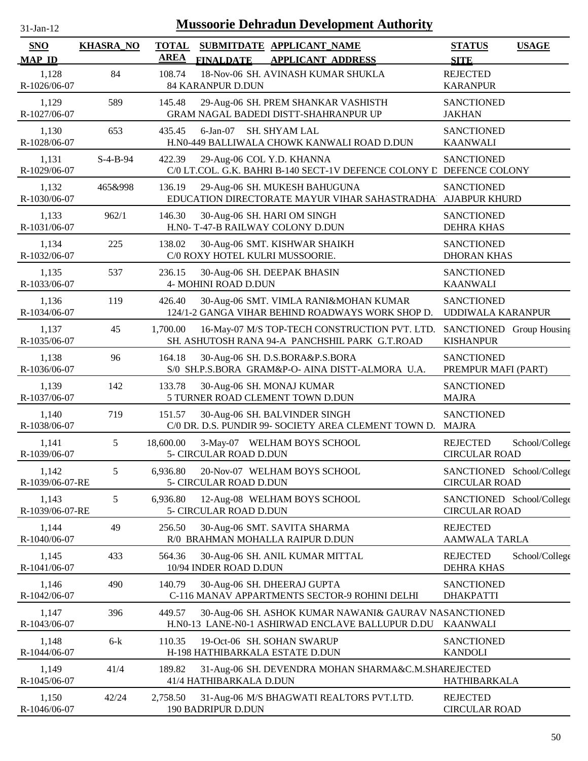# Mussoorie Dehradun Development Authority

31-Jan-12

| SNO / MAP_ID | KHASRA_NO | TOTAL AREA | SUBMITDATE / FINALDATE | APPLICANT_NAME / APPLICANT ADDRESS | STATUS / SITE | USAGE |
|---|---|---|---|---|---|---|
| 1,128 R-1026/06-07 | 84 | 108.74 | 18-Nov-06 | SH. AVINASH KUMAR SHUKLA 84 KARANPUR D.DUN | REJECTED KARANPUR | |
| 1,129 R-1027/06-07 | 589 | 145.48 | 29-Aug-06 | SH. PREM SHANKAR VASHISTH GRAM NAGAL BADEDI DISTT-SHAHRANPUR UP | SANCTIONED JAKHAN | |
| 1,130 R-1028/06-07 | 653 | 435.45 | 6-Jan-07 | SH. SHYAM LAL H.N0-449 BALLIWALA CHOWK KANWALI ROAD D.DUN | SANCTIONED KAANWALI | |
| 1,131 R-1029/06-07 | S-4-B-94 | 422.39 | 29-Aug-06 | COL Y.D. KHANNA C/0 LT.COL. G.K. BAHRI B-140 SECT-1V DEFENCE COLONY D | SANCTIONED DEFENCE COLONY | |
| 1,132 R-1030/06-07 | 465&998 | 136.19 | 29-Aug-06 | SH. MUKESH BAHUGUNA EDUCATION DIRECTORATE MAYUR VIHAR SAHASTRADHA | SANCTIONED AJABPUR KHURD | |
| 1,133 R-1031/06-07 | 962/1 | 146.30 | 30-Aug-06 | SH. HARI OM SINGH H.N0- T-47-B RAILWAY COLONY D.DUN | SANCTIONED DEHRA KHAS | |
| 1,134 R-1032/06-07 | 225 | 138.02 | 30-Aug-06 | SMT. KISHWAR SHAIKH C/0 ROXY HOTEL KULRI MUSSOORIE. | SANCTIONED DHORAN KHAS | |
| 1,135 R-1033/06-07 | 537 | 236.15 | 30-Aug-06 | SH. DEEPAK BHASIN 4- MOHINI ROAD D.DUN | SANCTIONED KAANWALI | |
| 1,136 R-1034/06-07 | 119 | 426.40 | 30-Aug-06 | SMT. VIMLA RANI&MOHAN KUMAR 124/1-2 GANGA VIHAR BEHIND ROADWAYS WORK SHOP D. | SANCTIONED UDDIWALA KARANPUR | |
| 1,137 R-1035/06-07 | 45 | 1,700.00 | 16-May-07 | M/S TOP-TECH CONSTRUCTION PVT. LTD. SH. ASHUTOSH RANA 94-A PANCHSHIL PARK G.T.ROAD | SANCTIONED KISHANPUR | Group Housing |
| 1,138 R-1036/06-07 | 96 | 164.18 | 30-Aug-06 | SH. D.S.BORA&P.S.BORA S/0 SH.P.S.BORA GRAM&P-O- AINA DISTT-ALMORA U.A. | SANCTIONED PREMPUR MAFI (PART) | |
| 1,139 R-1037/06-07 | 142 | 133.78 | 30-Aug-06 | SH. MONAJ KUMAR 5 TURNER ROAD CLEMENT TOWN D.DUN | SANCTIONED MAJRA | |
| 1,140 R-1038/06-07 | 719 | 151.57 | 30-Aug-06 | SH. BALVINDER SINGH C/0 DR. D.S. PUNDIR 99- SOCIETY AREA CLEMENT TOWN D. | SANCTIONED MAJRA | |
| 1,141 R-1039/06-07 | 5 | 18,600.00 | 3-May-07 | WELHAM BOYS SCHOOL 5- CIRCULAR ROAD D.DUN | REJECTED CIRCULAR ROAD | School/College |
| 1,142 R-1039/06-07-RE | 5 | 6,936.80 | 20-Nov-07 | WELHAM BOYS SCHOOL 5- CIRCULAR ROAD D.DUN | SANCTIONED CIRCULAR ROAD | School/College |
| 1,143 R-1039/06-07-RE | 5 | 6,936.80 | 12-Aug-08 | WELHAM BOYS SCHOOL 5- CIRCULAR ROAD D.DUN | SANCTIONED CIRCULAR ROAD | School/College |
| 1,144 R-1040/06-07 | 49 | 256.50 | 30-Aug-06 | SMT. SAVITA SHARMA R/0 BRAHMAN MOHALLA RAIPUR D.DUN | REJECTED AAMWALA TARLA | |
| 1,145 R-1041/06-07 | 433 | 564.36 | 30-Aug-06 | SH. ANIL KUMAR MITTAL 10/94 INDER ROAD D.DUN | REJECTED DEHRA KHAS | School/College |
| 1,146 R-1042/06-07 | 490 | 140.79 | 30-Aug-06 | SH. DHEERAJ GUPTA C-116 MANAV APPARTMENTS SECTOR-9 ROHINI DELHI | SANCTIONED DHAKPATTI | |
| 1,147 R-1043/06-07 | 396 | 449.57 | 30-Aug-06 | SH. ASHOK KUMAR NAWANI& GAURAV NA H.N0-13 LANE-N0-1 ASHIRWAD ENCLAVE BALLUPUR D.DU | SANCTIONED KAANWALI | |
| 1,148 R-1044/06-07 | 6-k | 110.35 | 19-Oct-06 | SH. SOHAN SWARUP H-198 HATHIBARKALA ESTATE D.DUN | SANCTIONED KANDOLI | |
| 1,149 R-1045/06-07 | 41/4 | 189.82 | 31-Aug-06 | SH. DEVENDRA MOHAN SHARMA&C.M.SHA 41/4 HATHIBARKALA D.DUN | REJECTED HATHIBARKALA | |
| 1,150 R-1046/06-07 | 42/24 | 2,758.50 | 31-Aug-06 | M/S BHAGWATI REALTORS PVT.LTD. 190 BADRIPUR D.DUN | REJECTED CIRCULAR ROAD | |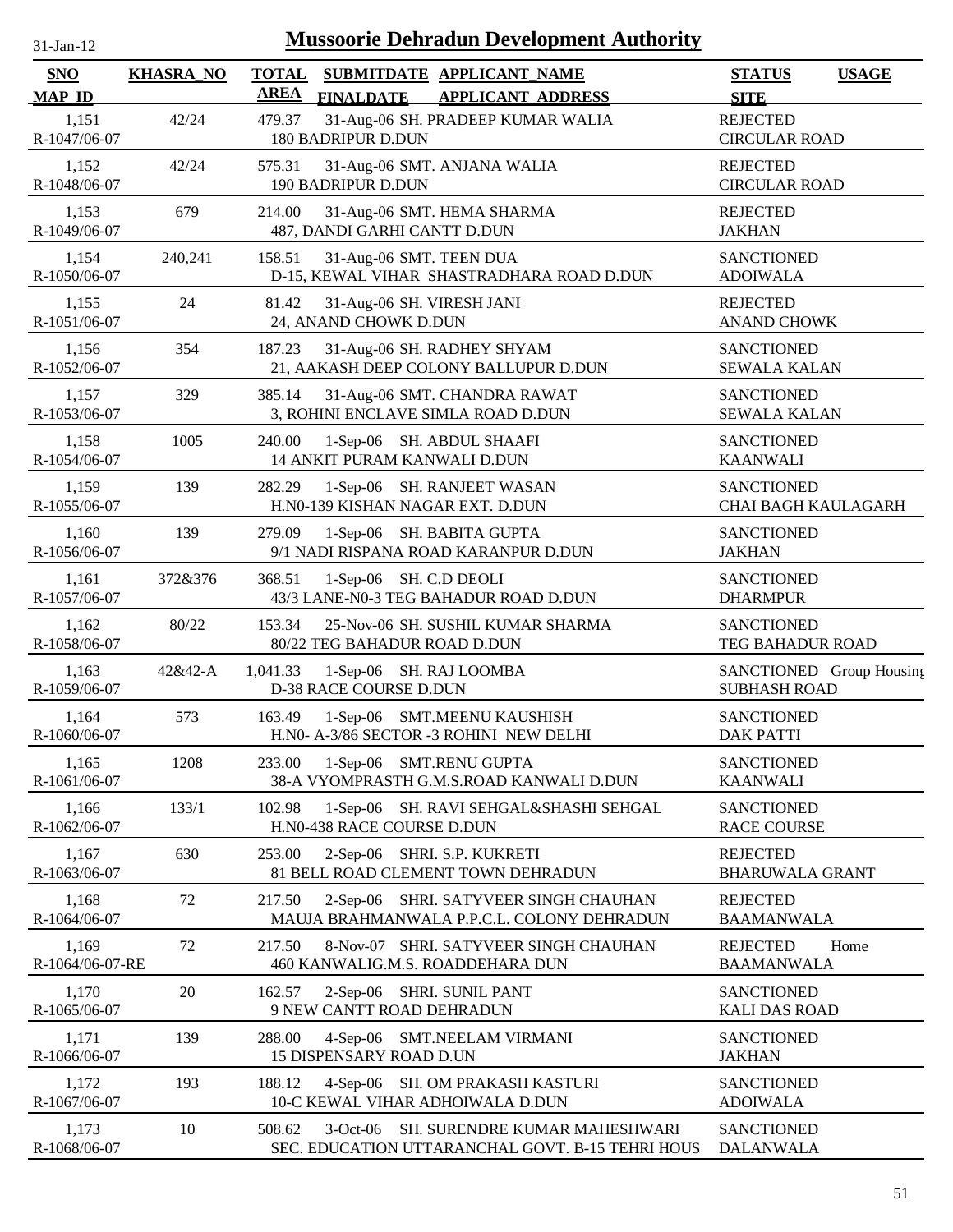# Mussoorie Dehradun Development Authority

31-Jan-12

| SNO | KHASRA_NO | TOTAL AREA | SUBMITDATE | APPLICANT_NAME | STATUS | USAGE |
|---|---|---|---|---|---|---|
| MAP_ID | | | FINALDATE | APPLICANT_ADDRESS | SITE | |
| 1,151 | 42/24 | 479.37 | 31-Aug-06 | SH. PRADEEP KUMAR WALIA | REJECTED | |
| R-1047/06-07 | | | | 180 BADRIPUR D.DUN | CIRCULAR ROAD | |
| 1,152 | 42/24 | 575.31 | 31-Aug-06 | SMT. ANJANA WALIA | REJECTED | |
| R-1048/06-07 | | | | 190 BADRIPUR D.DUN | CIRCULAR ROAD | |
| 1,153 | 679 | 214.00 | 31-Aug-06 | SMT. HEMA SHARMA | REJECTED | |
| R-1049/06-07 | | | | 487, DANDI GARHI CANTT D.DUN | JAKHAN | |
| 1,154 | 240,241 | 158.51 | 31-Aug-06 | SMT. TEEN DUA | SANCTIONED | |
| R-1050/06-07 | | | | D-15, KEWAL VIHAR SHASTRADHARA ROAD D.DUN | ADOIWALA | |
| 1,155 | 24 | 81.42 | 31-Aug-06 | SH. VIRESH JANI | REJECTED | |
| R-1051/06-07 | | | | 24, ANAND CHOWK D.DUN | ANAND CHOWK | |
| 1,156 | 354 | 187.23 | 31-Aug-06 | SH. RADHEY SHYAM | SANCTIONED | |
| R-1052/06-07 | | | | 21, AAKASH DEEP COLONY BALLUPUR D.DUN | SEWALA KALAN | |
| 1,157 | 329 | 385.14 | 31-Aug-06 | SMT. CHANDRA RAWAT | SANCTIONED | |
| R-1053/06-07 | | | | 3, ROHINI ENCLAVE SIMLA ROAD D.DUN | SEWALA KALAN | |
| 1,158 | 1005 | 240.00 | 1-Sep-06 | SH. ABDUL SHAAFI | SANCTIONED | |
| R-1054/06-07 | | | | 14 ANKIT PURAM KANWALI D.DUN | KAANWALI | |
| 1,159 | 139 | 282.29 | 1-Sep-06 | SH. RANJEET WASAN | SANCTIONED | |
| R-1055/06-07 | | | | H.N0-139 KISHAN NAGAR EXT. D.DUN | CHAI BAGH KAULAGARH | |
| 1,160 | 139 | 279.09 | 1-Sep-06 | SH. BABITA GUPTA | SANCTIONED | |
| R-1056/06-07 | | | | 9/1 NADI RISPANA ROAD KARANPUR D.DUN | JAKHAN | |
| 1,161 | 372&376 | 368.51 | 1-Sep-06 | SH. C.D DEOLI | SANCTIONED | |
| R-1057/06-07 | | | | 43/3 LANE-N0-3 TEG BAHADUR ROAD D.DUN | DHARMPUR | |
| 1,162 | 80/22 | 153.34 | 25-Nov-06 | SH. SUSHIL KUMAR SHARMA | SANCTIONED | |
| R-1058/06-07 | | | | 80/22 TEG BAHADUR ROAD D.DUN | TEG BAHADUR ROAD | |
| 1,163 | 42&42-A | 1,041.33 | 1-Sep-06 | SH. RAJ LOOMBA | SANCTIONED | Group Housing |
| R-1059/06-07 | | | | D-38 RACE COURSE D.DUN | SUBHASH ROAD | |
| 1,164 | 573 | 163.49 | 1-Sep-06 | SMT.MEENU KAUSHISH | SANCTIONED | |
| R-1060/06-07 | | | | H.N0- A-3/86 SECTOR -3 ROHINI NEW DELHI | DAK PATTI | |
| 1,165 | 1208 | 233.00 | 1-Sep-06 | SMT.RENU GUPTA | SANCTIONED | |
| R-1061/06-07 | | | | 38-A VYOMPRASTH G.M.S.ROAD KANWALI D.DUN | KAANWALI | |
| 1,166 | 133/1 | 102.98 | 1-Sep-06 | SH. RAVI SEHGAL&SHASHI SEHGAL | SANCTIONED | |
| R-1062/06-07 | | | | H.N0-438 RACE COURSE D.DUN | RACE COURSE | |
| 1,167 | 630 | 253.00 | 2-Sep-06 | SHRI. S.P. KUKRETI | REJECTED | |
| R-1063/06-07 | | | | 81 BELL ROAD CLEMENT TOWN DEHRADUN | BHARUWALA GRANT | |
| 1,168 | 72 | 217.50 | 2-Sep-06 | SHRI. SATYVEER SINGH CHAUHAN | REJECTED | |
| R-1064/06-07 | | | | MAUJA BRAHMANWALA P.P.C.L. COLONY DEHRADUN | BAAMANWALA | |
| 1,169 | 72 | 217.50 | 8-Nov-07 | SHRI. SATYVEER SINGH CHAUHAN | REJECTED | Home |
| R-1064/06-07-RE | | | | 460 KANWALIG.M.S. ROADDEHARA DUN | BAAMANWALA | |
| 1,170 | 20 | 162.57 | 2-Sep-06 | SHRI. SUNIL PANT | SANCTIONED | |
| R-1065/06-07 | | | | 9 NEW CANTT ROAD DEHRADUN | KALI DAS ROAD | |
| 1,171 | 139 | 288.00 | 4-Sep-06 | SMT.NEELAM VIRMANI | SANCTIONED | |
| R-1066/06-07 | | | | 15 DISPENSARY ROAD D.UN | JAKHAN | |
| 1,172 | 193 | 188.12 | 4-Sep-06 | SH. OM PRAKASH KASTURI | SANCTIONED | |
| R-1067/06-07 | | | | 10-C KEWAL VIHAR ADHOIWALA D.DUN | ADOIWALA | |
| 1,173 | 10 | 508.62 | 3-Oct-06 | SH. SURENDRE KUMAR MAHESHWARI | SANCTIONED | |
| R-1068/06-07 | | | | SEC. EDUCATION UTTARANCHAL GOVT. B-15 TEHRI HOUS | DALANWALA | |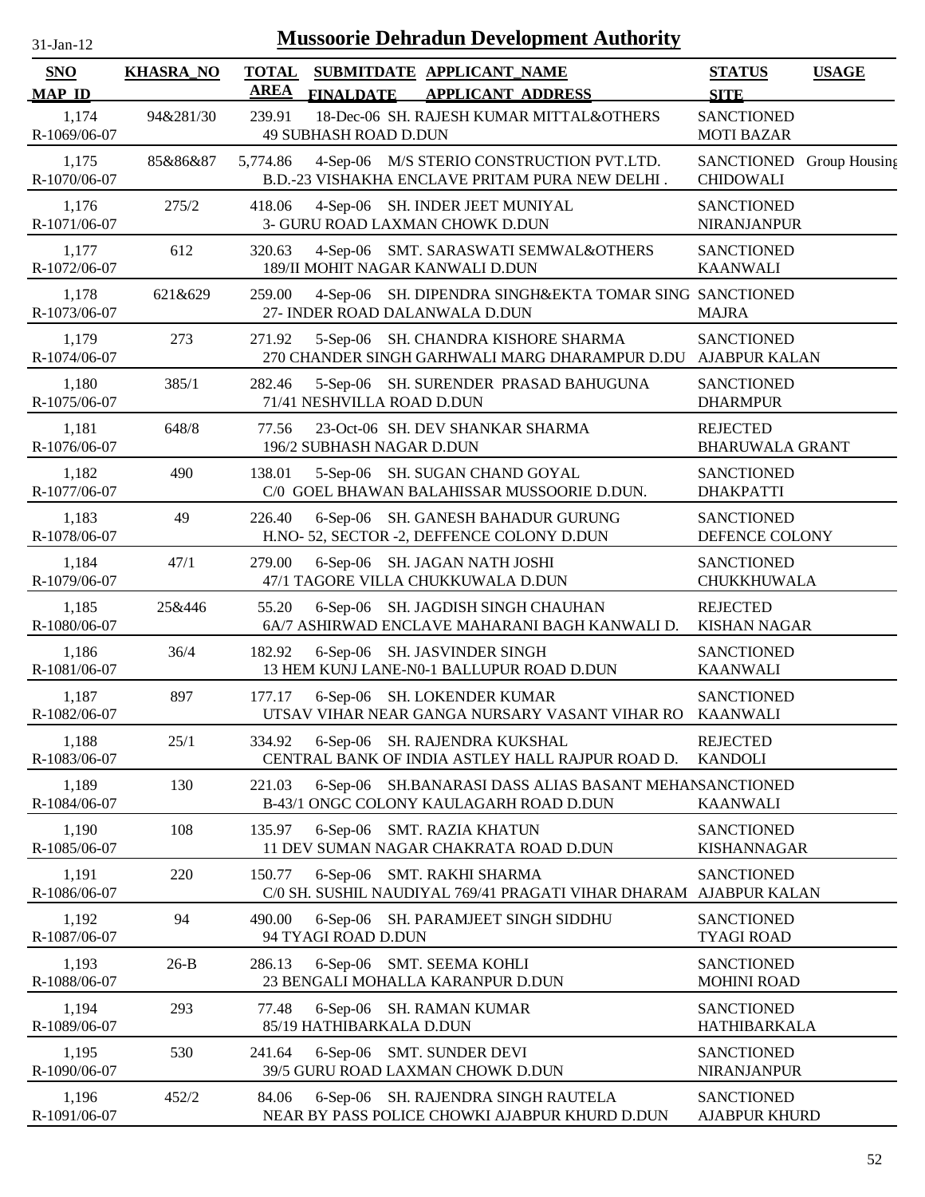# Mussoorie Dehradun Development Authority

31-Jan-12

| SNO / MAP_ID | KHASRA_NO | TOTAL AREA | SUBMITDATE / FINALDATE | APPLICANT_NAME / APPLICANT_ADDRESS | STATUS / SITE | USAGE |
|---|---|---|---|---|---|---|
| 1,174<br>R-1069/06-07 | 94&281/30 | 239.91 | 18-Dec-06 | SH. RAJESH KUMAR MITTAL&OTHERS<br>49 SUBHASH ROAD D.DUN | SANCTIONED<br>MOTI BAZAR | |
| 1,175<br>R-1070/06-07 | 85&86&87 | 5,774.86 | 4-Sep-06 | M/S STERIO CONSTRUCTION PVT.LTD.<br>B.D.-23 VISHAKHA ENCLAVE PRITAM PURA NEW DELHI . | SANCTIONED<br>CHIDOWALI | Group Housing |
| 1,176<br>R-1071/06-07 | 275/2 | 418.06 | 4-Sep-06 | SH. INDER JEET MUNIYAL<br>3- GURU ROAD LAXMAN CHOWK D.DUN | SANCTIONED<br>NIRANJANPUR | |
| 1,177<br>R-1072/06-07 | 612 | 320.63 | 4-Sep-06 | SMT. SARASWATI SEMWAL&OTHERS<br>189/II MOHIT NAGAR KANWALI D.DUN | SANCTIONED<br>KAANWALI | |
| 1,178<br>R-1073/06-07 | 621&629 | 259.00 | 4-Sep-06 | SH. DIPENDRA SINGH&EKTA TOMAR SING<br>27- INDER ROAD DALANWALA D.DUN | SANCTIONED<br>MAJRA | |
| 1,179<br>R-1074/06-07 | 273 | 271.92 | 5-Sep-06 | SH. CHANDRA KISHORE SHARMA<br>270 CHANDER SINGH GARHWALI MARG DHARAMPUR D.DU | SANCTIONED<br>AJABPUR KALAN | |
| 1,180<br>R-1075/06-07 | 385/1 | 282.46 | 5-Sep-06 | SH. SURENDER PRASAD BAHUGUNA<br>71/41 NESHVILLA ROAD D.DUN | SANCTIONED<br>DHARMPUR | |
| 1,181<br>R-1076/06-07 | 648/8 | 77.56 | 23-Oct-06 | SH. DEV SHANKAR SHARMA<br>196/2 SUBHASH NAGAR D.DUN | REJECTED<br>BHARUWALA GRANT | |
| 1,182<br>R-1077/06-07 | 490 | 138.01 | 5-Sep-06 | SH. SUGAN CHAND GOYAL<br>C/0 GOEL BHAWAN BALAHISSAR MUSSOORIE D.DUN. | SANCTIONED<br>DHAKPATTI | |
| 1,183<br>R-1078/06-07 | 49 | 226.40 | 6-Sep-06 | SH. GANESH BAHADUR GURUNG<br>H.NO- 52, SECTOR -2, DEFFENCE COLONY D.DUN | SANCTIONED<br>DEFENCE COLONY | |
| 1,184<br>R-1079/06-07 | 47/1 | 279.00 | 6-Sep-06 | SH. JAGAN NATH JOSHI<br>47/1 TAGORE VILLA CHUKKUWALA D.DUN | SANCTIONED<br>CHUKKHUWALA | |
| 1,185<br>R-1080/06-07 | 25&446 | 55.20 | 6-Sep-06 | SH. JAGDISH SINGH CHAUHAN<br>6A/7 ASHIRWAD ENCLAVE MAHARANI BAGH KANWALI D. | REJECTED<br>KISHAN NAGAR | |
| 1,186<br>R-1081/06-07 | 36/4 | 182.92 | 6-Sep-06 | SH. JASVINDER SINGH<br>13 HEM KUNJ LANE-N0-1 BALLUPUR ROAD D.DUN | SANCTIONED<br>KAANWALI | |
| 1,187<br>R-1082/06-07 | 897 | 177.17 | 6-Sep-06 | SH. LOKENDER KUMAR<br>UTSAV VIHAR NEAR GANGA NURSARY VASANT VIHAR RO | SANCTIONED<br>KAANWALI | |
| 1,188<br>R-1083/06-07 | 25/1 | 334.92 | 6-Sep-06 | SH. RAJENDRA KUKSHAL<br>CENTRAL BANK OF INDIA ASTLEY HALL RAJPUR ROAD D. | REJECTED<br>KANDOLI | |
| 1,189<br>R-1084/06-07 | 130 | 221.03 | 6-Sep-06 | SH.BANARASI DASS ALIAS BASANT MEHAN<br>B-43/1 ONGC COLONY KAULAGARH ROAD D.DUN | SANCTIONED<br>KAANWALI | |
| 1,190<br>R-1085/06-07 | 108 | 135.97 | 6-Sep-06 | SMT. RAZIA KHATUN<br>11 DEV SUMAN NAGAR CHAKRATA ROAD D.DUN | SANCTIONED<br>KISHANNAGAR | |
| 1,191<br>R-1086/06-07 | 220 | 150.77 | 6-Sep-06 | SMT. RAKHI SHARMA<br>C/0 SH. SUSHIL NAUDIYAL 769/41 PRAGATI VIHAR DHARAM | SANCTIONED<br>AJABPUR KALAN | |
| 1,192<br>R-1087/06-07 | 94 | 490.00 | 6-Sep-06 | SH. PARAMJEET SINGH SIDDHU<br>94 TYAGI ROAD D.DUN | SANCTIONED<br>TYAGI ROAD | |
| 1,193<br>R-1088/06-07 | 26-B | 286.13 | 6-Sep-06 | SMT. SEEMA KOHLI<br>23 BENGALI MOHALLA KARANPUR D.DUN | SANCTIONED<br>MOHINI ROAD | |
| 1,194<br>R-1089/06-07 | 293 | 77.48 | 6-Sep-06 | SH. RAMAN KUMAR<br>85/19 HATHIBARKALA D.DUN | SANCTIONED<br>HATHIBARKALA | |
| 1,195<br>R-1090/06-07 | 530 | 241.64 | 6-Sep-06 | SMT. SUNDER DEVI<br>39/5 GURU ROAD LAXMAN CHOWK D.DUN | SANCTIONED<br>NIRANJANPUR | |
| 1,196<br>R-1091/06-07 | 452/2 | 84.06 | 6-Sep-06 | SH. RAJENDRA SINGH RAUTELA<br>NEAR BY PASS POLICE CHOWKI AJABPUR KHURD D.DUN | SANCTIONED<br>AJABPUR KHURD | |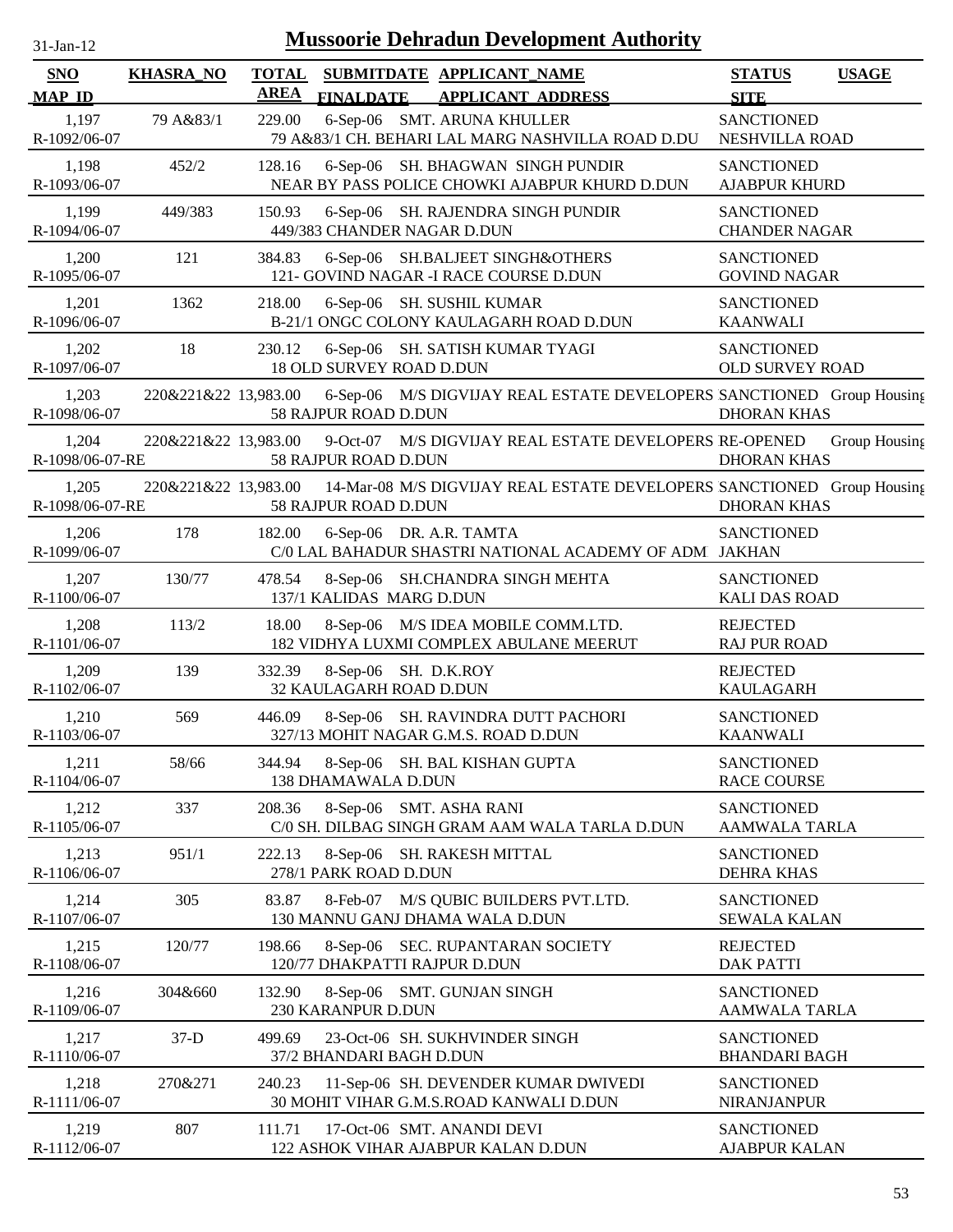# Mussoorie Dehradun Development Authority

31-Jan-12

| SNO / MAP_ID | KHASRA_NO | TOTAL AREA | SUBMITDATE / FINALDATE | APPLICANT_NAME / APPLICANT_ADDRESS | STATUS / SITE | USAGE |
|---|---|---|---|---|---|---|
| 1,197 / R-1092/06-07 | 79 A&83/1 | 229.00 | 6-Sep-06 | SMT. ARUNA KHULLER / 79 A&83/1 CH. BEHARI LAL MARG NASHVILLA ROAD D.DU | SANCTIONED / NESHVILLA ROAD | |
| 1,198 / R-1093/06-07 | 452/2 | 128.16 | 6-Sep-06 | SH. BHAGWAN SINGH PUNDIR / NEAR BY PASS POLICE CHOWKI AJABPUR KHURD D.DUN | SANCTIONED / AJABPUR KHURD | |
| 1,199 / R-1094/06-07 | 449/383 | 150.93 | 6-Sep-06 | SH. RAJENDRA SINGH PUNDIR / 449/383 CHANDER NAGAR D.DUN | SANCTIONED / CHANDER NAGAR | |
| 1,200 / R-1095/06-07 | 121 | 384.83 | 6-Sep-06 | SH.BALJEET SINGH&OTHERS / 121- GOVIND NAGAR -I RACE COURSE D.DUN | SANCTIONED / GOVIND NAGAR | |
| 1,201 / R-1096/06-07 | 1362 | 218.00 | 6-Sep-06 | SH. SUSHIL KUMAR / B-21/1 ONGC COLONY KAULAGARH ROAD D.DUN | SANCTIONED / KAANWALI | |
| 1,202 / R-1097/06-07 | 18 | 230.12 | 6-Sep-06 | SH. SATISH KUMAR TYAGI / 18 OLD SURVEY ROAD D.DUN | SANCTIONED / OLD SURVEY ROAD | |
| 1,203 / R-1098/06-07 | 220&221&22 | 13,983.00 | 6-Sep-06 | M/S DIGVIJAY REAL ESTATE DEVELOPERS / 58 RAJPUR ROAD D.DUN | SANCTIONED / DHORAN KHAS | Group Housing |
| 1,204 / R-1098/06-07-RE | 220&221&22 | 13,983.00 | 9-Oct-07 | M/S DIGVIJAY REAL ESTATE DEVELOPERS / 58 RAJPUR ROAD D.DUN | RE-OPENED / DHORAN KHAS | Group Housing |
| 1,205 / R-1098/06-07-RE | 220&221&22 | 13,983.00 | 14-Mar-08 | M/S DIGVIJAY REAL ESTATE DEVELOPERS / 58 RAJPUR ROAD D.DUN | SANCTIONED / DHORAN KHAS | Group Housing |
| 1,206 / R-1099/06-07 | 178 | 182.00 | 6-Sep-06 | DR. A.R. TAMTA / C/0 LAL BAHADUR SHASTRI NATIONAL ACADEMY OF ADM | SANCTIONED / JAKHAN | |
| 1,207 / R-1100/06-07 | 130/77 | 478.54 | 8-Sep-06 | SH.CHANDRA SINGH MEHTA / 137/1 KALIDAS MARG D.DUN | SANCTIONED / KALI DAS ROAD | |
| 1,208 / R-1101/06-07 | 113/2 | 18.00 | 8-Sep-06 | M/S IDEA MOBILE COMM.LTD. / 182 VIDHYA LUXMI COMPLEX ABULANE MEERUT | REJECTED / RAJ PUR ROAD | |
| 1,209 / R-1102/06-07 | 139 | 332.39 | 8-Sep-06 | SH. D.K.ROY / 32 KAULAGARH ROAD D.DUN | REJECTED / KAULAGARH | |
| 1,210 / R-1103/06-07 | 569 | 446.09 | 8-Sep-06 | SH. RAVINDRA DUTT PACHORI / 327/13 MOHIT NAGAR G.M.S. ROAD D.DUN | SANCTIONED / KAANWALI | |
| 1,211 / R-1104/06-07 | 58/66 | 344.94 | 8-Sep-06 | SH. BAL KISHAN GUPTA / 138 DHAMAWALA D.DUN | SANCTIONED / RACE COURSE | |
| 1,212 / R-1105/06-07 | 337 | 208.36 | 8-Sep-06 | SMT. ASHA RANI / C/0 SH. DILBAG SINGH GRAM AAM WALA TARLA D.DUN | SANCTIONED / AAMWALA TARLA | |
| 1,213 / R-1106/06-07 | 951/1 | 222.13 | 8-Sep-06 | SH. RAKESH MITTAL / 278/1 PARK ROAD D.DUN | SANCTIONED / DEHRA KHAS | |
| 1,214 / R-1107/06-07 | 305 | 83.87 | 8-Feb-07 | M/S QUBIC BUILDERS PVT.LTD. / 130 MANNU GANJ DHAMA WALA D.DUN | SANCTIONED / SEWALA KALAN | |
| 1,215 / R-1108/06-07 | 120/77 | 198.66 | 8-Sep-06 | SEC. RUPANTARAN SOCIETY / 120/77 DHAKPATTI RAJPUR D.DUN | REJECTED / DAK PATTI | |
| 1,216 / R-1109/06-07 | 304&660 | 132.90 | 8-Sep-06 | SMT. GUNJAN SINGH / 230 KARANPUR D.DUN | SANCTIONED / AAMWALA TARLA | |
| 1,217 / R-1110/06-07 | 37-D | 499.69 | 23-Oct-06 | SH. SUKHVINDER SINGH / 37/2 BHANDARI BAGH D.DUN | SANCTIONED / BHANDARI BAGH | |
| 1,218 / R-1111/06-07 | 270&271 | 240.23 | 11-Sep-06 | SH. DEVENDER KUMAR DWIVEDI / 30 MOHIT VIHAR G.M.S.ROAD KANWALI D.DUN | SANCTIONED / NIRANJANPUR | |
| 1,219 / R-1112/06-07 | 807 | 111.71 | 17-Oct-06 | SMT. ANANDI DEVI / 122 ASHOK VIHAR AJABPUR KALAN D.DUN | SANCTIONED / AJABPUR KALAN | |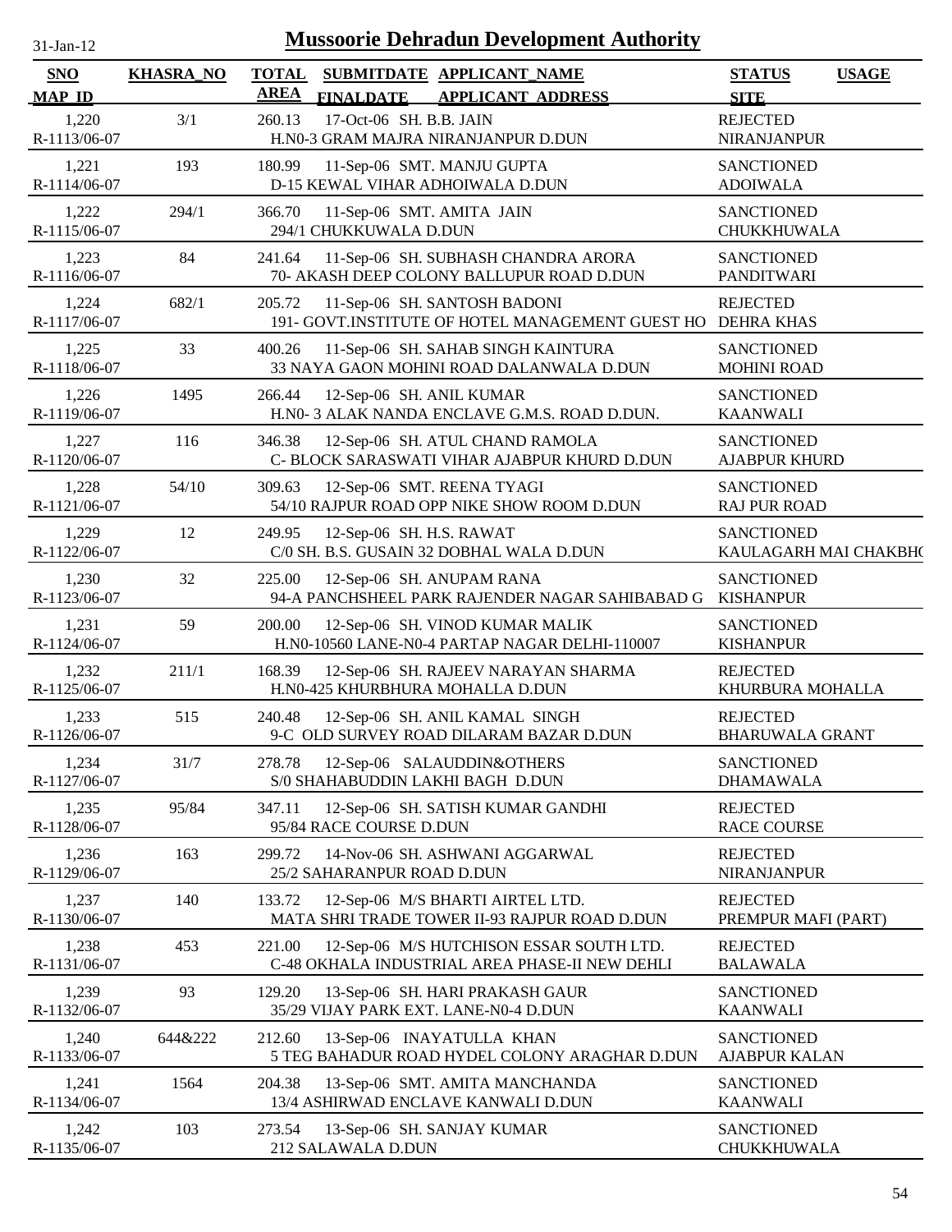# Mussoorie Dehradun Development Authority

31-Jan-12

| SNO<br>MAP ID | KHASRA_NO | TOTAL AREA | SUBMITDATE<br>FINALDATE | APPLICANT_NAME<br>APPLICANT ADDRESS | STATUS<br>SITE | USAGE |
|---|---|---|---|---|---|---|
| 1,220<br>R-1113/06-07 | 3/1 | 260.13 | 17-Oct-06 | SH. B.B. JAIN<br>H.N0-3 GRAM MAJRA NIRANJANPUR D.DUN | REJECTED<br>NIRANJANPUR | |
| 1,221<br>R-1114/06-07 | 193 | 180.99 | 11-Sep-06 | SMT. MANJU GUPTA<br>D-15 KEWAL VIHAR ADHOIWALA D.DUN | SANCTIONED<br>ADOIWALA | |
| 1,222<br>R-1115/06-07 | 294/1 | 366.70 | 11-Sep-06 | SMT. AMITA JAIN<br>294/1 CHUKKUWALA D.DUN | SANCTIONED<br>CHUKKHUWALA | |
| 1,223<br>R-1116/06-07 | 84 | 241.64 | 11-Sep-06 | SH. SUBHASH CHANDRA ARORA<br>70- AKASH DEEP COLONY BALLUPUR ROAD D.DUN | SANCTIONED<br>PANDITWARI | |
| 1,224<br>R-1117/06-07 | 682/1 | 205.72 | 11-Sep-06 | SH. SANTOSH BADONI<br>191- GOVT.INSTITUTE OF HOTEL MANAGEMENT GUEST HO | REJECTED<br>DEHRA KHAS | |
| 1,225<br>R-1118/06-07 | 33 | 400.26 | 11-Sep-06 | SH. SAHAB SINGH KAINTURA<br>33 NAYA GAON MOHINI ROAD DALANWALA D.DUN | SANCTIONED<br>MOHINI ROAD | |
| 1,226<br>R-1119/06-07 | 1495 | 266.44 | 12-Sep-06 | SH. ANIL KUMAR<br>H.N0- 3 ALAK NANDA ENCLAVE G.M.S. ROAD D.DUN. | SANCTIONED<br>KAANWALI | |
| 1,227<br>R-1120/06-07 | 116 | 346.38 | 12-Sep-06 | SH. ATUL CHAND RAMOLA<br>C- BLOCK SARASWATI VIHAR AJABPUR KHURD D.DUN | SANCTIONED<br>AJABPUR KHURD | |
| 1,228<br>R-1121/06-07 | 54/10 | 309.63 | 12-Sep-06 | SMT. REENA TYAGI<br>54/10 RAJPUR ROAD OPP NIKE SHOW ROOM D.DUN | SANCTIONED<br>RAJ PUR ROAD | |
| 1,229<br>R-1122/06-07 | 12 | 249.95 | 12-Sep-06 | SH. H.S. RAWAT<br>C/0 SH. B.S. GUSAIN 32 DOBHAL WALA D.DUN | SANCTIONED<br>KAULAGARH MAI CHAKBH( | |
| 1,230<br>R-1123/06-07 | 32 | 225.00 | 12-Sep-06 | SH. ANUPAM RANA<br>94-A PANCHSHEEL PARK RAJENDER NAGAR SAHIBABAD G | SANCTIONED<br>KISHANPUR | |
| 1,231<br>R-1124/06-07 | 59 | 200.00 | 12-Sep-06 | SH. VINOD KUMAR MALIK<br>H.N0-10560 LANE-N0-4 PARTAP NAGAR DELHI-110007 | SANCTIONED<br>KISHANPUR | |
| 1,232<br>R-1125/06-07 | 211/1 | 168.39 | 12-Sep-06 | SH. RAJEEV NARAYAN SHARMA<br>H.N0-425 KHURBHURA MOHALLA D.DUN | REJECTED<br>KHURBURA MOHALLA | |
| 1,233<br>R-1126/06-07 | 515 | 240.48 | 12-Sep-06 | SH. ANIL KAMAL SINGH<br>9-C OLD SURVEY ROAD DILARAM BAZAR D.DUN | REJECTED<br>BHARUWALA GRANT | |
| 1,234<br>R-1127/06-07 | 31/7 | 278.78 | 12-Sep-06 | SALAUDDIN&OTHERS<br>S/0 SHAHABUDDIN LAKHI BAGH D.DUN | SANCTIONED<br>DHAMAWALA | |
| 1,235<br>R-1128/06-07 | 95/84 | 347.11 | 12-Sep-06 | SH. SATISH KUMAR GANDHI<br>95/84 RACE COURSE D.DUN | REJECTED<br>RACE COURSE | |
| 1,236<br>R-1129/06-07 | 163 | 299.72 | 14-Nov-06 | SH. ASHWANI AGGARWAL<br>25/2 SAHARANPUR ROAD D.DUN | REJECTED<br>NIRANJANPUR | |
| 1,237<br>R-1130/06-07 | 140 | 133.72 | 12-Sep-06 | M/S BHARTI AIRTEL LTD.<br>MATA SHRI TRADE TOWER II-93 RAJPUR ROAD D.DUN | REJECTED<br>PREMPUR MAFI (PART) | |
| 1,238<br>R-1131/06-07 | 453 | 221.00 | 12-Sep-06 | M/S HUTCHISON ESSAR SOUTH LTD.<br>C-48 OKHALA INDUSTRIAL AREA PHASE-II NEW DEHLI | REJECTED<br>BALAWALA | |
| 1,239<br>R-1132/06-07 | 93 | 129.20 | 13-Sep-06 | SH. HARI PRAKASH GAUR<br>35/29 VIJAY PARK EXT. LANE-N0-4 D.DUN | SANCTIONED<br>KAANWALI | |
| 1,240<br>R-1133/06-07 | 644&222 | 212.60 | 13-Sep-06 | INAYATULLA KHAN<br>5 TEG BAHADUR ROAD HYDEL COLONY ARAGHAR D.DUN | SANCTIONED<br>AJABPUR KALAN | |
| 1,241<br>R-1134/06-07 | 1564 | 204.38 | 13-Sep-06 | SMT. AMITA MANCHANDA<br>13/4 ASHIRWAD ENCLAVE KANWALI D.DUN | SANCTIONED<br>KAANWALI | |
| 1,242<br>R-1135/06-07 | 103 | 273.54 | 13-Sep-06 | SH. SANJAY KUMAR<br>212 SALAWALA D.DUN | SANCTIONED<br>CHUKKHUWALA | |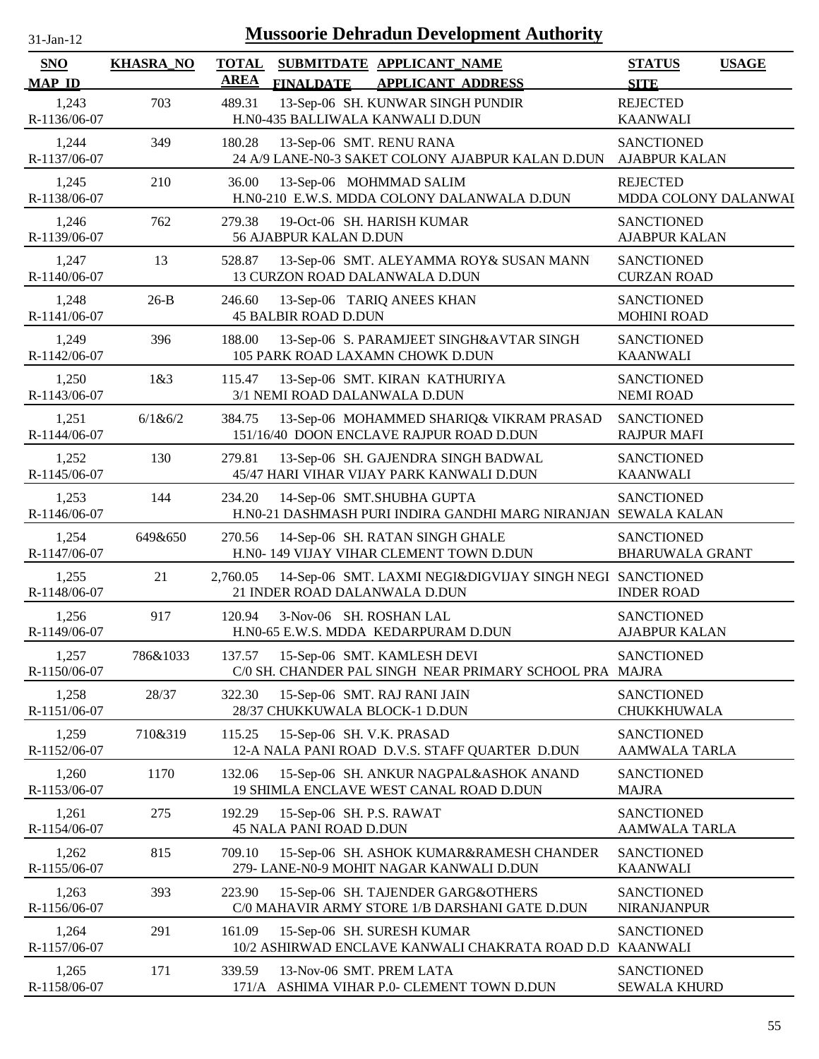# Mussoorie Dehradun Development Authority

31-Jan-12

| SNO | KHASRA_NO | TOTAL AREA | SUBMITDATE | APPLICANT_NAME | STATUS | USAGE |
|---|---|---|---|---|---|---|
| MAP_ID | | | FINALDATE | APPLICANT_ADDRESS | SITE | |
| 1,243 | 703 | 489.31 | 13-Sep-06 | SH. KUNWAR SINGH PUNDIR | REJECTED | |
| R-1136/06-07 | | | | H.N0-435 BALLIWALA KANWALI D.DUN | KAANWALI | |
| 1,244 | 349 | 180.28 | 13-Sep-06 | SMT. RENU RANA | SANCTIONED | |
| R-1137/06-07 | | | | 24 A/9 LANE-N0-3 SAKET COLONY AJABPUR KALAN D.DUN | AJABPUR KALAN | |
| 1,245 | 210 | 36.00 | 13-Sep-06 | MOHMMAD SALIM | REJECTED | |
| R-1138/06-07 | | | | H.N0-210 E.W.S. MDDA COLONY DALANWALA D.DUN | MDDA COLONY DALANWAI | |
| 1,246 | 762 | 279.38 | 19-Oct-06 | SH. HARISH KUMAR | SANCTIONED | |
| R-1139/06-07 | | | | 56 AJABPUR KALAN D.DUN | AJABPUR KALAN | |
| 1,247 | 13 | 528.87 | 13-Sep-06 | SMT. ALEYAMMA ROY& SUSAN MANN | SANCTIONED | |
| R-1140/06-07 | | | | 13 CURZON ROAD DALANWALA D.DUN | CURZAN ROAD | |
| 1,248 | 26-B | 246.60 | 13-Sep-06 | TARIQ ANEES KHAN | SANCTIONED | |
| R-1141/06-07 | | | | 45 BALBIR ROAD D.DUN | MOHINI ROAD | |
| 1,249 | 396 | 188.00 | 13-Sep-06 | S. PARAMJEET SINGH&AVTAR SINGH | SANCTIONED | |
| R-1142/06-07 | | | | 105 PARK ROAD LAXAMN CHOWK D.DUN | KAANWALI | |
| 1,250 | 1&3 | 115.47 | 13-Sep-06 | SMT. KIRAN KATHURIYA | SANCTIONED | |
| R-1143/06-07 | | | | 3/1 NEMI ROAD DALANWALA D.DUN | NEMI ROAD | |
| 1,251 | 6/1&6/2 | 384.75 | 13-Sep-06 | MOHAMMED SHARIQ& VIKRAM PRASAD | SANCTIONED | |
| R-1144/06-07 | | | | 151/16/40 DOON ENCLAVE RAJPUR ROAD D.DUN | RAJPUR MAFI | |
| 1,252 | 130 | 279.81 | 13-Sep-06 | SH. GAJENDRA SINGH BADWAL | SANCTIONED | |
| R-1145/06-07 | | | | 45/47 HARI VIHAR VIJAY PARK KANWALI D.DUN | KAANWALI | |
| 1,253 | 144 | 234.20 | 14-Sep-06 | SMT.SHUBHA GUPTA | SANCTIONED | |
| R-1146/06-07 | | | | H.N0-21 DASHMASH PURI INDIRA GANDHI MARG NIRANJAN | SEWALA KALAN | |
| 1,254 | 649&650 | 270.56 | 14-Sep-06 | SH. RATAN SINGH GHALE | SANCTIONED | |
| R-1147/06-07 | | | | H.N0- 149 VIJAY VIHAR CLEMENT TOWN D.DUN | BHARUWALA GRANT | |
| 1,255 | 21 | 2,760.05 | 14-Sep-06 | SMT. LAXMI NEGI&DIGVIJAY SINGH NEGI | SANCTIONED | |
| R-1148/06-07 | | | | 21 INDER ROAD DALANWALA D.DUN | INDER ROAD | |
| 1,256 | 917 | 120.94 | 3-Nov-06 | SH. ROSHAN LAL | SANCTIONED | |
| R-1149/06-07 | | | | H.N0-65 E.W.S. MDDA KEDARPURAM D.DUN | AJABPUR KALAN | |
| 1,257 | 786&1033 | 137.57 | 15-Sep-06 | SMT. KAMLESH DEVI | SANCTIONED | |
| R-1150/06-07 | | | | C/0 SH. CHANDER PAL SINGH NEAR PRIMARY SCHOOL PRA | MAJRA | |
| 1,258 | 28/37 | 322.30 | 15-Sep-06 | SMT. RAJ RANI JAIN | SANCTIONED | |
| R-1151/06-07 | | | | 28/37 CHUKKUWALA BLOCK-1 D.DUN | CHUKKHUWALA | |
| 1,259 | 710&319 | 115.25 | 15-Sep-06 | SH. V.K. PRASAD | SANCTIONED | |
| R-1152/06-07 | | | | 12-A NALA PANI ROAD D.V.S. STAFF QUARTER D.DUN | AAMWALA TARLA | |
| 1,260 | 1170 | 132.06 | 15-Sep-06 | SH. ANKUR NAGPAL&ASHOK ANAND | SANCTIONED | |
| R-1153/06-07 | | | | 19 SHIMLA ENCLAVE WEST CANAL ROAD D.DUN | MAJRA | |
| 1,261 | 275 | 192.29 | 15-Sep-06 | SH. P.S. RAWAT | SANCTIONED | |
| R-1154/06-07 | | | | 45 NALA PANI ROAD D.DUN | AAMWALA TARLA | |
| 1,262 | 815 | 709.10 | 15-Sep-06 | SH. ASHOK KUMAR&RAMESH CHANDER | SANCTIONED | |
| R-1155/06-07 | | | | 279- LANE-N0-9 MOHIT NAGAR KANWALI D.DUN | KAANWALI | |
| 1,263 | 393 | 223.90 | 15-Sep-06 | SH. TAJENDER GARG&OTHERS | SANCTIONED | |
| R-1156/06-07 | | | | C/0 MAHAVIR ARMY STORE 1/B DARSHANI GATE D.DUN | NIRANJANPUR | |
| 1,264 | 291 | 161.09 | 15-Sep-06 | SH. SURESH KUMAR | SANCTIONED | |
| R-1157/06-07 | | | | 10/2 ASHIRWAD ENCLAVE KANWALI CHAKRATA ROAD D.D | KAANWALI | |
| 1,265 | 171 | 339.59 | 13-Nov-06 | SMT. PREM LATA | SANCTIONED | |
| R-1158/06-07 | | | | 171/A ASHIMA VIHAR P.0- CLEMENT TOWN D.DUN | SEWALA KHURD | |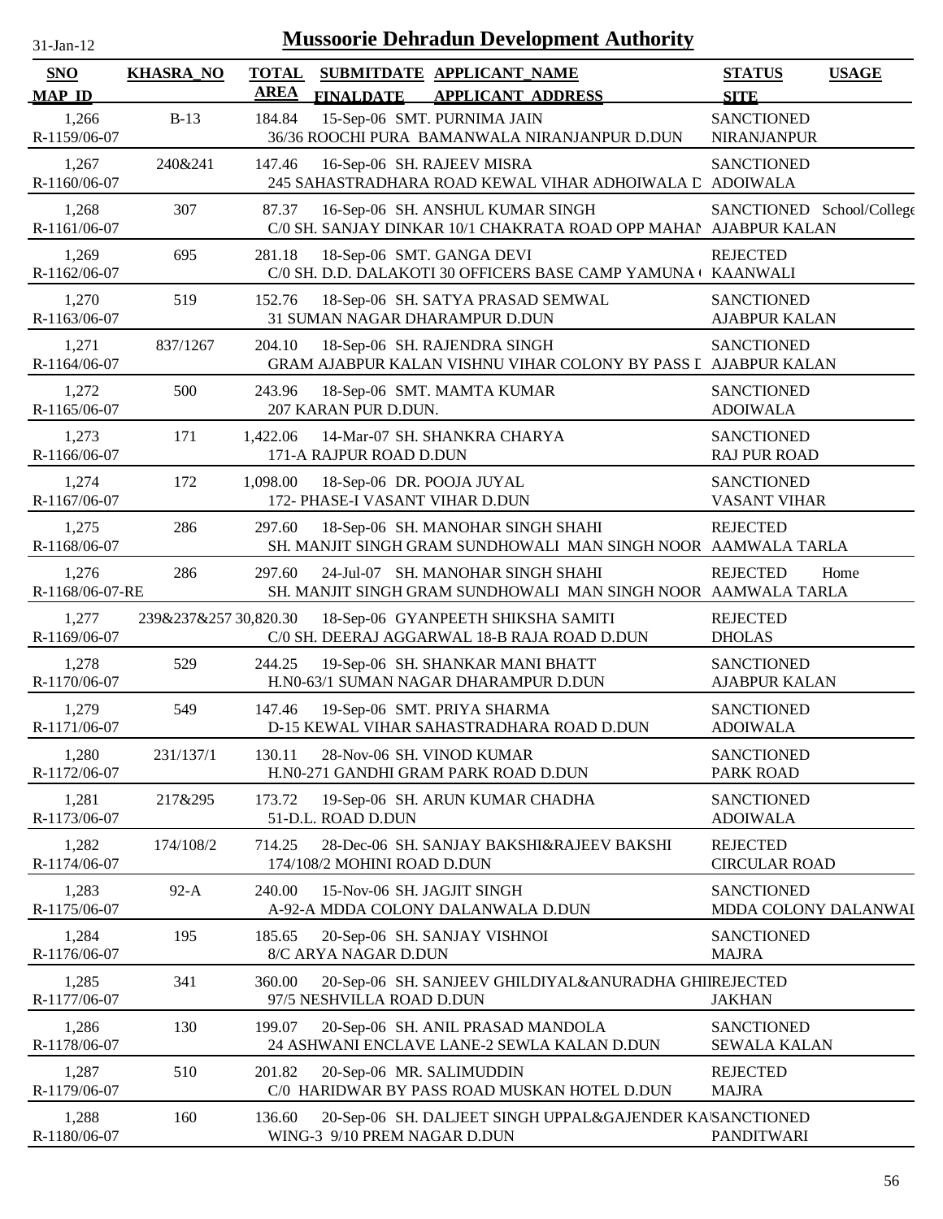# Mussoorie Dehradun Development Authority

| SNO<br>MAP_ID | KHASRA_NO | TOTAL AREA | SUBMITDATE FINALDATE | APPLICANT_NAME<br>APPLICANT_ADDRESS | STATUS<br>SITE | USAGE |
|---|---|---|---|---|---|---|
| 1,266<br>R-1159/06-07 | B-13 | 184.84 | 15-Sep-06 | SMT. PURNIMA JAIN<br>36/36 ROOCHI PURA BAMANWALA NIRANJANPUR D.DUN | SANCTIONED<br>NIRANJANPUR | |
| 1,267<br>R-1160/06-07 | 240&241 | 147.46 | 16-Sep-06 | SH. RAJEEV MISRA<br>245 SAHASTRADHARA ROAD KEWAL VIHAR ADHOIWALA D | SANCTIONED<br>ADOIWALA | |
| 1,268<br>R-1161/06-07 | 307 | 87.37 | 16-Sep-06 | SH. ANSHUL KUMAR SINGH<br>C/0 SH. SANJAY DINKAR 10/1 CHAKRATA ROAD OPP MAHAN | SANCTIONED<br>AJABPUR KALAN | School/College |
| 1,269<br>R-1162/06-07 | 695 | 281.18 | 18-Sep-06 | SMT. GANGA DEVI<br>C/0 SH. D.D. DALAKOTI 30 OFFICERS BASE CAMP YAMUNA | REJECTED<br>KAANWALI | |
| 1,270<br>R-1163/06-07 | 519 | 152.76 | 18-Sep-06 | SH. SATYA PRASAD SEMWAL<br>31 SUMAN NAGAR DHARAMPUR D.DUN | SANCTIONED<br>AJABPUR KALAN | |
| 1,271<br>R-1164/06-07 | 837/1267 | 204.10 | 18-Sep-06 | SH. RAJENDRA SINGH<br>GRAM AJABPUR KALAN VISHNU VIHAR COLONY BY PASS I | SANCTIONED<br>AJABPUR KALAN | |
| 1,272<br>R-1165/06-07 | 500 | 243.96 | 18-Sep-06 | SMT. MAMTA KUMAR<br>207 KARAN PUR D.DUN. | SANCTIONED<br>ADOIWALA | |
| 1,273<br>R-1166/06-07 | 171 | 1,422.06 | 14-Mar-07 | SH. SHANKRA CHARYA<br>171-A RAJPUR ROAD D.DUN | SANCTIONED<br>RAJ PUR ROAD | |
| 1,274<br>R-1167/06-07 | 172 | 1,098.00 | 18-Sep-06 | DR. POOJA JUYAL<br>172- PHASE-I VASANT VIHAR D.DUN | SANCTIONED<br>VASANT VIHAR | |
| 1,275<br>R-1168/06-07 | 286 | 297.60 | 18-Sep-06 | SH. MANOHAR SINGH SHAHI<br>SH. MANJIT SINGH GRAM SUNDHOWALI MAN SINGH NOOR | REJECTED<br>AAMWALA TARLA | |
| 1,276<br>R-1168/06-07-RE | 286 | 297.60 | 24-Jul-07 | SH. MANOHAR SINGH SHAHI<br>SH. MANJIT SINGH GRAM SUNDHOWALI MAN SINGH NOOR | REJECTED<br>AAMWALA TARLA | Home |
| 1,277<br>R-1169/06-07 | 239&237&257 | 30,820.30 | 18-Sep-06 | GYANPEETH SHIKSHA SAMITI<br>C/0 SH. DEERAJ AGGARWAL 18-B RAJA ROAD D.DUN | REJECTED<br>DHOLAS | |
| 1,278<br>R-1170/06-07 | 529 | 244.25 | 19-Sep-06 | SH. SHANKAR MANI BHATT<br>H.N0-63/1 SUMAN NAGAR DHARAMPUR D.DUN | SANCTIONED<br>AJABPUR KALAN | |
| 1,279<br>R-1171/06-07 | 549 | 147.46 | 19-Sep-06 | SMT. PRIYA SHARMA<br>D-15 KEWAL VIHAR SAHASTRADHARA ROAD D.DUN | SANCTIONED<br>ADOIWALA | |
| 1,280<br>R-1172/06-07 | 231/137/1 | 130.11 | 28-Nov-06 | SH. VINOD KUMAR<br>H.N0-271 GANDHI GRAM PARK ROAD D.DUN | SANCTIONED<br>PARK ROAD | |
| 1,281<br>R-1173/06-07 | 217&295 | 173.72 | 19-Sep-06 | SH. ARUN KUMAR CHADHA<br>51-D.L. ROAD D.DUN | SANCTIONED<br>ADOIWALA | |
| 1,282<br>R-1174/06-07 | 174/108/2 | 714.25 | 28-Dec-06 | SH. SANJAY BAKSHI&RAJEEV BAKSHI<br>174/108/2 MOHINI ROAD D.DUN | REJECTED<br>CIRCULAR ROAD | |
| 1,283<br>R-1175/06-07 | 92-A | 240.00 | 15-Nov-06 | SH. JAGJIT SINGH<br>A-92-A MDDA COLONY DALANWALA D.DUN | SANCTIONED<br>MDDA COLONY DALANWAL | |
| 1,284<br>R-1176/06-07 | 195 | 185.65 | 20-Sep-06 | SH. SANJAY VISHNOI<br>8/C ARYA NAGAR D.DUN | SANCTIONED<br>MAJRA | |
| 1,285<br>R-1177/06-07 | 341 | 360.00 | 20-Sep-06 | SH. SANJEEV GHILDIYAL&ANURADHA GHII<br>97/5 NESHVILLA ROAD D.DUN | REJECTED<br>JAKHAN | |
| 1,286<br>R-1178/06-07 | 130 | 199.07 | 20-Sep-06 | SH. ANIL PRASAD MANDOLA<br>24 ASHWANI ENCLAVE LANE-2 SEWLA KALAN D.DUN | SANCTIONED<br>SEWALA KALAN | |
| 1,287<br>R-1179/06-07 | 510 | 201.82 | 20-Sep-06 | MR. SALIMUDDIN<br>C/0 HARIDWAR BY PASS ROAD MUSKAN HOTEL D.DUN | REJECTED<br>MAJRA | |
| 1,288<br>R-1180/06-07 | 160 | 136.60 | 20-Sep-06 | SH. DALJEET SINGH UPPAL&GAJENDER KA<br>WING-3 9/10 PREM NAGAR D.DUN | SANCTIONED<br>PANDITWARI | |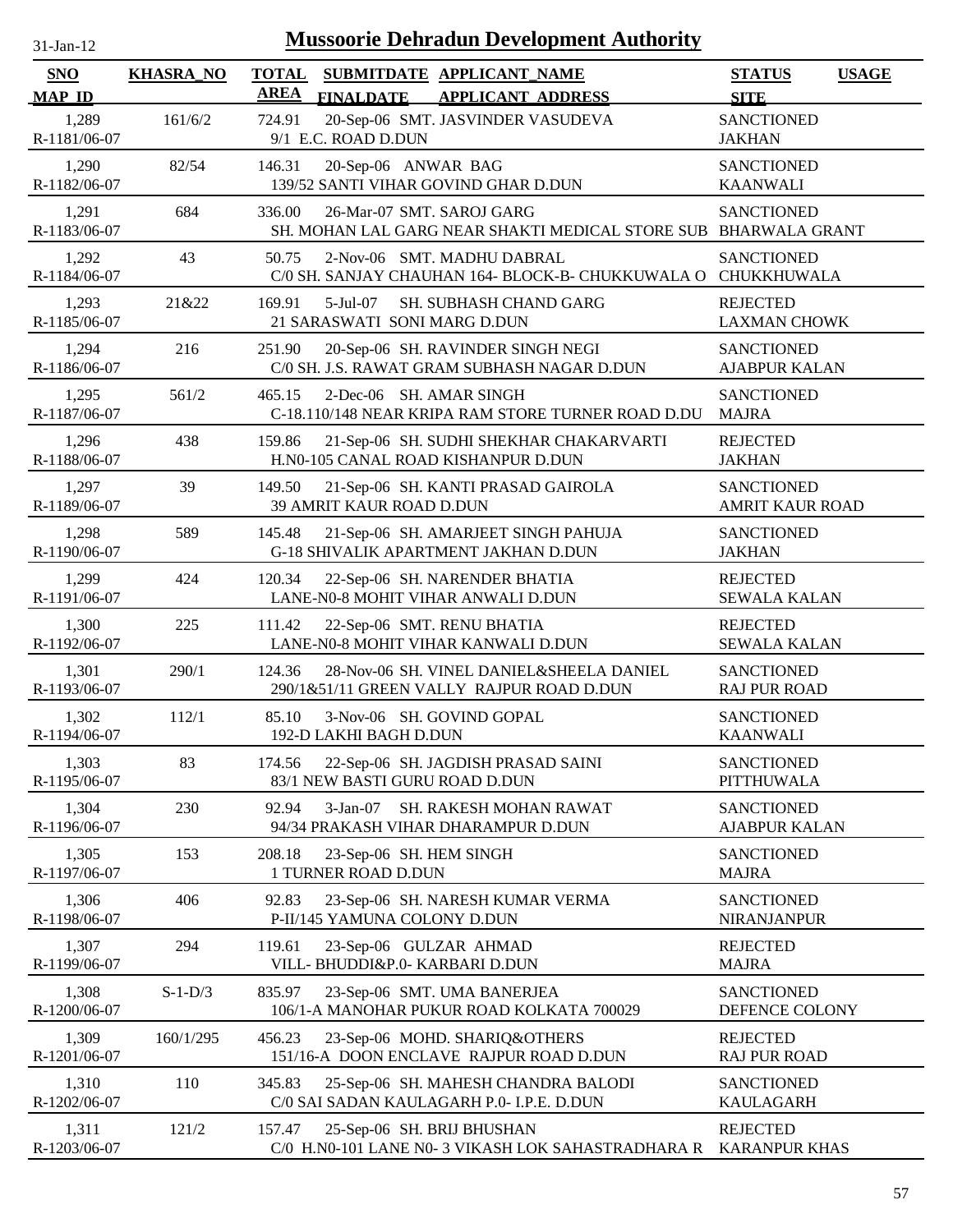# Mussoorie Dehradun Development Authority

31-Jan-12

| SNO / MAP_ID | KHASRA_NO | TOTAL AREA | SUBMITDATE / FINALDATE | APPLICANT_NAME / APPLICANT ADDRESS | STATUS / SITE | USAGE |
|---|---|---|---|---|---|---|
| 1,289 R-1181/06-07 | 161/6/2 | 724.91 | 20-Sep-06 | SMT. JASVINDER VASUDEVA 9/1 E.C. ROAD D.DUN | SANCTIONED JAKHAN | |
| 1,290 R-1182/06-07 | 82/54 | 146.31 | 20-Sep-06 | ANWAR BAG 139/52 SANTI VIHAR GOVIND GHAR D.DUN | SANCTIONED KAANWALI | |
| 1,291 R-1183/06-07 | 684 | 336.00 | 26-Mar-07 | SMT. SAROJ GARG SH. MOHAN LAL GARG NEAR SHAKTI MEDICAL STORE SUB | SANCTIONED BHARWALA GRANT | |
| 1,292 R-1184/06-07 | 43 | 50.75 | 2-Nov-06 | SMT. MADHU DABRAL C/0 SH. SANJAY CHAUHAN 164- BLOCK-B- CHUKKUWALA O | SANCTIONED CHUKKHUWALA | |
| 1,293 R-1185/06-07 | 21&22 | 169.91 | 5-Jul-07 | SH. SUBHASH CHAND GARG 21 SARASWATI SONI MARG D.DUN | REJECTED LAXMAN CHOWK | |
| 1,294 R-1186/06-07 | 216 | 251.90 | 20-Sep-06 | SH. RAVINDER SINGH NEGI C/0 SH. J.S. RAWAT GRAM SUBHASH NAGAR D.DUN | SANCTIONED AJABPUR KALAN | |
| 1,295 R-1187/06-07 | 561/2 | 465.15 | 2-Dec-06 | SH. AMAR SINGH C-18.110/148 NEAR KRIPA RAM STORE TURNER ROAD D.DU | SANCTIONED MAJRA | |
| 1,296 R-1188/06-07 | 438 | 159.86 | 21-Sep-06 | SH. SUDHI SHEKHAR CHAKARVARTI H.N0-105 CANAL ROAD KISHANPUR D.DUN | REJECTED JAKHAN | |
| 1,297 R-1189/06-07 | 39 | 149.50 | 21-Sep-06 | SH. KANTI PRASAD GAIROLA 39 AMRIT KAUR ROAD D.DUN | SANCTIONED AMRIT KAUR ROAD | |
| 1,298 R-1190/06-07 | 589 | 145.48 | 21-Sep-06 | SH. AMARJEET SINGH PAHUJA G-18 SHIVALIK APARTMENT JAKHAN D.DUN | SANCTIONED JAKHAN | |
| 1,299 R-1191/06-07 | 424 | 120.34 | 22-Sep-06 | SH. NARENDER BHATIA LANE-N0-8 MOHIT VIHAR ANWALI D.DUN | REJECTED SEWALA KALAN | |
| 1,300 R-1192/06-07 | 225 | 111.42 | 22-Sep-06 | SMT. RENU BHATIA LANE-N0-8 MOHIT VIHAR KANWALI D.DUN | REJECTED SEWALA KALAN | |
| 1,301 R-1193/06-07 | 290/1 | 124.36 | 28-Nov-06 | SH. VINEL DANIEL&SHEELA DANIEL 290/1&51/11 GREEN VALLY RAJPUR ROAD D.DUN | SANCTIONED RAJ PUR ROAD | |
| 1,302 R-1194/06-07 | 112/1 | 85.10 | 3-Nov-06 | SH. GOVIND GOPAL 192-D LAKHI BAGH D.DUN | SANCTIONED KAANWALI | |
| 1,303 R-1195/06-07 | 83 | 174.56 | 22-Sep-06 | SH. JAGDISH PRASAD SAINI 83/1 NEW BASTI GURU ROAD D.DUN | SANCTIONED PITTHUWALA | |
| 1,304 R-1196/06-07 | 230 | 92.94 | 3-Jan-07 | SH. RAKESH MOHAN RAWAT 94/34 PRAKASH VIHAR DHARAMPUR D.DUN | SANCTIONED AJABPUR KALAN | |
| 1,305 R-1197/06-07 | 153 | 208.18 | 23-Sep-06 | SH. HEM SINGH 1 TURNER ROAD D.DUN | SANCTIONED MAJRA | |
| 1,306 R-1198/06-07 | 406 | 92.83 | 23-Sep-06 | SH. NARESH KUMAR VERMA P-II/145 YAMUNA COLONY D.DUN | SANCTIONED NIRANJANPUR | |
| 1,307 R-1199/06-07 | 294 | 119.61 | 23-Sep-06 | GULZAR AHMAD VILL- BHUDDI&P.0- KARBARI D.DUN | REJECTED MAJRA | |
| 1,308 R-1200/06-07 | S-1-D/3 | 835.97 | 23-Sep-06 | SMT. UMA BANERJEA 106/1-A MANOHAR PUKUR ROAD KOLKATA 700029 | SANCTIONED DEFENCE COLONY | |
| 1,309 R-1201/06-07 | 160/1/295 | 456.23 | 23-Sep-06 | MOHD. SHARIQ&OTHERS 151/16-A DOON ENCLAVE RAJPUR ROAD D.DUN | REJECTED RAJ PUR ROAD | |
| 1,310 R-1202/06-07 | 110 | 345.83 | 25-Sep-06 | SH. MAHESH CHANDRA BALODI C/0 SAI SADAN KAULAGARH P.0- I.P.E. D.DUN | SANCTIONED KAULAGARH | |
| 1,311 R-1203/06-07 | 121/2 | 157.47 | 25-Sep-06 | SH. BRIJ BHUSHAN C/0 H.N0-101 LANE N0- 3 VIKASH LOK SAHASTRADHARA R | REJECTED KARANPUR KHAS | |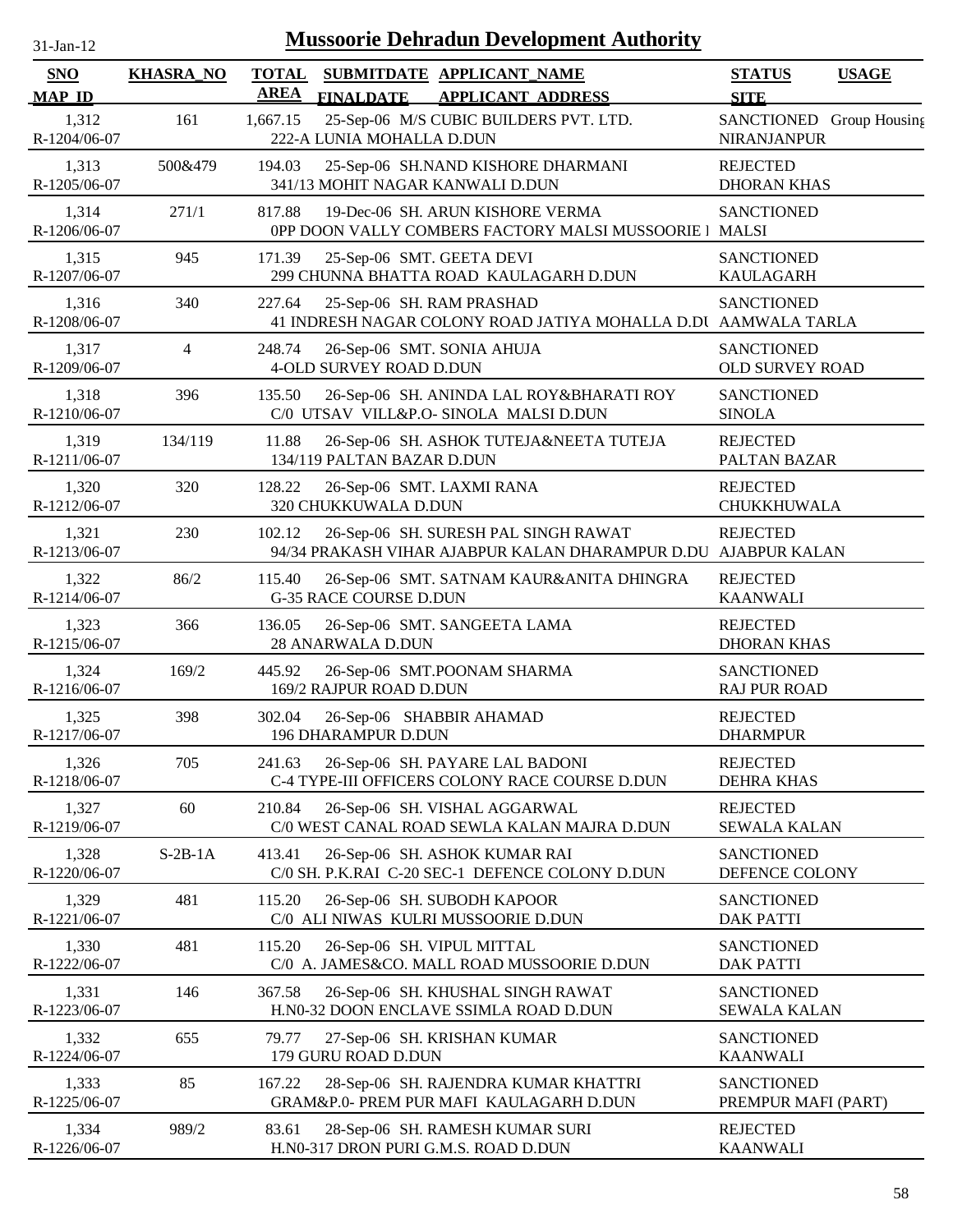# Mussoorie Dehradun Development Authority

31-Jan-12

| SNO<br>MAP_ID | KHASRA_NO | TOTAL AREA | SUBMITDATE<br>FINALDATE | APPLICANT_NAME<br>APPLICANT_ADDRESS | STATUS<br>SITE | USAGE |
|---|---|---|---|---|---|---|
| 1,312<br>R-1204/06-07 | 161 | 1,667.15 | 25-Sep-06 | M/S CUBIC BUILDERS PVT. LTD.<br>222-A LUNIA MOHALLA D.DUN | SANCTIONED<br>NIRANJANPUR | Group Housing |
| 1,313<br>R-1205/06-07 | 500&479 | 194.03 | 25-Sep-06 | SH.NAND KISHORE DHARMANI<br>341/13 MOHIT NAGAR KANWALI D.DUN | REJECTED<br>DHORAN KHAS | |
| 1,314<br>R-1206/06-07 | 271/1 | 817.88 | 19-Dec-06 | SH. ARUN KISHORE VERMA<br>0PP DOON VALLY COMBERS FACTORY MALSI MUSSOORIE I | SANCTIONED<br>MALSI | |
| 1,315<br>R-1207/06-07 | 945 | 171.39 | 25-Sep-06 | SMT. GEETA DEVI<br>299 CHUNNA BHATTA ROAD KAULAGARH D.DUN | SANCTIONED<br>KAULAGARH | |
| 1,316<br>R-1208/06-07 | 340 | 227.64 | 25-Sep-06 | SH. RAM PRASHAD<br>41 INDRESH NAGAR COLONY ROAD JATIYA MOHALLA D.DU | SANCTIONED<br>AAMWALA TARLA | |
| 1,317<br>R-1209/06-07 | 4 | 248.74 | 26-Sep-06 | SMT. SONIA AHUJA<br>4-OLD SURVEY ROAD D.DUN | SANCTIONED<br>OLD SURVEY ROAD | |
| 1,318<br>R-1210/06-07 | 396 | 135.50 | 26-Sep-06 | SH. ANINDA LAL ROY&BHARATI ROY<br>C/0 UTSAV VILL&P.O- SINOLA MALSI D.DUN | SANCTIONED<br>SINOLA | |
| 1,319<br>R-1211/06-07 | 134/119 | 11.88 | 26-Sep-06 | SH. ASHOK TUTEJA&NEETA TUTEJA<br>134/119 PALTAN BAZAR D.DUN | REJECTED<br>PALTAN BAZAR | |
| 1,320<br>R-1212/06-07 | 320 | 128.22 | 26-Sep-06 | SMT. LAXMI RANA<br>320 CHUKKUWALA D.DUN | REJECTED<br>CHUKKHUWALA | |
| 1,321<br>R-1213/06-07 | 230 | 102.12 | 26-Sep-06 | SH. SURESH PAL SINGH RAWAT<br>94/34 PRAKASH VIHAR AJABPUR KALAN DHARAMPUR D.DU | REJECTED<br>AJABPUR KALAN | |
| 1,322<br>R-1214/06-07 | 86/2 | 115.40 | 26-Sep-06 | SMT. SATNAM KAUR&ANITA DHINGRA<br>G-35 RACE COURSE D.DUN | REJECTED<br>KAANWALI | |
| 1,323<br>R-1215/06-07 | 366 | 136.05 | 26-Sep-06 | SMT. SANGEETA LAMA<br>28 ANARWALA D.DUN | REJECTED<br>DHORAN KHAS | |
| 1,324<br>R-1216/06-07 | 169/2 | 445.92 | 26-Sep-06 | SMT.POONAM SHARMA<br>169/2 RAJPUR ROAD D.DUN | SANCTIONED<br>RAJ PUR ROAD | |
| 1,325<br>R-1217/06-07 | 398 | 302.04 | 26-Sep-06 | SHABBIR AHAMAD<br>196 DHARAMPUR D.DUN | REJECTED<br>DHARMPUR | |
| 1,326<br>R-1218/06-07 | 705 | 241.63 | 26-Sep-06 | SH. PAYARE LAL BADONI<br>C-4 TYPE-III OFFICERS COLONY RACE COURSE D.DUN | REJECTED<br>DEHRA KHAS | |
| 1,327<br>R-1219/06-07 | 60 | 210.84 | 26-Sep-06 | SH. VISHAL AGGARWAL<br>C/0 WEST CANAL ROAD SEWLA KALAN MAJRA D.DUN | REJECTED<br>SEWALA KALAN | |
| 1,328<br>R-1220/06-07 | S-2B-1A | 413.41 | 26-Sep-06 | SH. ASHOK KUMAR RAI<br>C/0 SH. P.K.RAI C-20 SEC-1 DEFENCE COLONY D.DUN | SANCTIONED<br>DEFENCE COLONY | |
| 1,329<br>R-1221/06-07 | 481 | 115.20 | 26-Sep-06 | SH. SUBODH KAPOOR<br>C/0 ALI NIWAS KULRI MUSSOORIE D.DUN | SANCTIONED<br>DAK PATTI | |
| 1,330<br>R-1222/06-07 | 481 | 115.20 | 26-Sep-06 | SH. VIPUL MITTAL<br>C/0 A. JAMES&CO. MALL ROAD MUSSOORIE D.DUN | SANCTIONED<br>DAK PATTI | |
| 1,331<br>R-1223/06-07 | 146 | 367.58 | 26-Sep-06 | SH. KHUSHAL SINGH RAWAT<br>H.N0-32 DOON ENCLAVE SSIMLA ROAD D.DUN | SANCTIONED<br>SEWALA KALAN | |
| 1,332<br>R-1224/06-07 | 655 | 79.77 | 27-Sep-06 | SH. KRISHAN KUMAR<br>179 GURU ROAD D.DUN | SANCTIONED<br>KAANWALI | |
| 1,333<br>R-1225/06-07 | 85 | 167.22 | 28-Sep-06 | SH. RAJENDRA KUMAR KHATTRI<br>GRAM&P.0- PREM PUR MAFI KAULAGARH D.DUN | SANCTIONED<br>PREMPUR MAFI (PART) | |
| 1,334<br>R-1226/06-07 | 989/2 | 83.61 | 28-Sep-06 | SH. RAMESH KUMAR SURI<br>H.N0-317 DRON PURI G.M.S. ROAD D.DUN | REJECTED<br>KAANWALI | |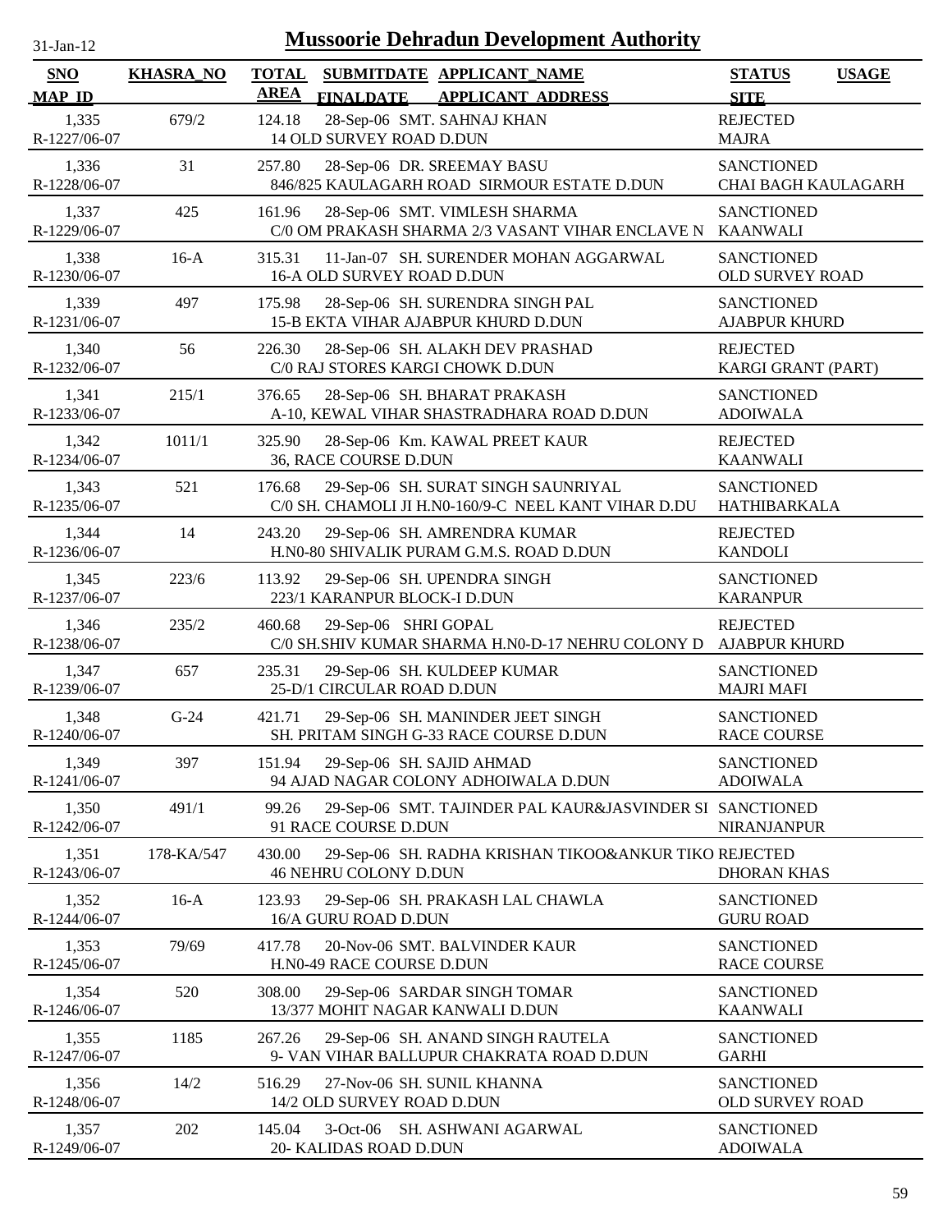# Mussoorie Dehradun Development Authority

31-Jan-12

| SNO<br>MAP_ID | KHASRA_NO | TOTAL AREA | SUBMITDATE<br>FINALDATE | APPLICANT_NAME<br>APPLICANT ADDRESS | STATUS<br>SITE | USAGE |
|---|---|---|---|---|---|---|
| 1,335<br>R-1227/06-07 | 679/2 | 124.18 | 28-Sep-06 | SMT. SAHNAJ KHAN<br>14 OLD SURVEY ROAD D.DUN | REJECTED<br>MAJRA | |
| 1,336<br>R-1228/06-07 | 31 | 257.80 | 28-Sep-06 | DR. SREEMAY BASU<br>846/825 KAULAGARH ROAD SIRMOUR ESTATE D.DUN | SANCTIONED<br>CHAI BAGH KAULAGARH | |
| 1,337<br>R-1229/06-07 | 425 | 161.96 | 28-Sep-06 | SMT. VIMLESH SHARMA<br>C/0 OM PRAKASH SHARMA 2/3 VASANT VIHAR ENCLAVE N | SANCTIONED<br>KAANWALI | |
| 1,338<br>R-1230/06-07 | 16-A | 315.31 | 11-Jan-07 | SH. SURENDER MOHAN AGGARWAL<br>16-A OLD SURVEY ROAD D.DUN | SANCTIONED<br>OLD SURVEY ROAD | |
| 1,339<br>R-1231/06-07 | 497 | 175.98 | 28-Sep-06 | SH. SURENDRA SINGH PAL<br>15-B EKTA VIHAR AJABPUR KHURD D.DUN | SANCTIONED<br>AJABPUR KHURD | |
| 1,340<br>R-1232/06-07 | 56 | 226.30 | 28-Sep-06 | SH. ALAKH DEV PRASHAD<br>C/0 RAJ STORES KARGI CHOWK D.DUN | REJECTED<br>KARGI GRANT (PART) | |
| 1,341<br>R-1233/06-07 | 215/1 | 376.65 | 28-Sep-06 | SH. BHARAT PRAKASH<br>A-10, KEWAL VIHAR SHASTRADHARA ROAD D.DUN | SANCTIONED<br>ADOIWALA | |
| 1,342<br>R-1234/06-07 | 1011/1 | 325.90 | 28-Sep-06 | Km. KAWAL PREET KAUR<br>36, RACE COURSE D.DUN | REJECTED<br>KAANWALI | |
| 1,343<br>R-1235/06-07 | 521 | 176.68 | 29-Sep-06 | SH. SURAT SINGH SAUNRIYAL<br>C/0 SH. CHAMOLI JI H.N0-160/9-C NEEL KANT VIHAR D.DU | SANCTIONED<br>HATHIBARKALA | |
| 1,344<br>R-1236/06-07 | 14 | 243.20 | 29-Sep-06 | SH. AMRENDRA KUMAR<br>H.N0-80 SHIVALIK PURAM G.M.S. ROAD D.DUN | REJECTED<br>KANDOLI | |
| 1,345<br>R-1237/06-07 | 223/6 | 113.92 | 29-Sep-06 | SH. UPENDRA SINGH<br>223/1 KARANPUR BLOCK-I D.DUN | SANCTIONED<br>KARANPUR | |
| 1,346<br>R-1238/06-07 | 235/2 | 460.68 | 29-Sep-06 | SHRI GOPAL<br>C/0 SH.SHIV KUMAR SHARMA H.N0-D-17 NEHRU COLONY D | REJECTED<br>AJABPUR KHURD | |
| 1,347<br>R-1239/06-07 | 657 | 235.31 | 29-Sep-06 | SH. KULDEEP KUMAR<br>25-D/1 CIRCULAR ROAD D.DUN | SANCTIONED<br>MAJRI MAFI | |
| 1,348<br>R-1240/06-07 | G-24 | 421.71 | 29-Sep-06 | SH. MANINDER JEET SINGH<br>SH. PRITAM SINGH G-33 RACE COURSE D.DUN | SANCTIONED<br>RACE COURSE | |
| 1,349<br>R-1241/06-07 | 397 | 151.94 | 29-Sep-06 | SH. SAJID AHMAD<br>94 AJAD NAGAR COLONY ADHOIWALA D.DUN | SANCTIONED<br>ADOIWALA | |
| 1,350<br>R-1242/06-07 | 491/1 | 99.26 | 29-Sep-06 | SMT. TAJINDER PAL KAUR&JASVINDER SI<br>91 RACE COURSE D.DUN | SANCTIONED<br>NIRANJANPUR | |
| 1,351<br>R-1243/06-07 | 178-KA/547 | 430.00 | 29-Sep-06 | SH. RADHA KRISHAN TIKOO&ANKUR TIKO<br>46 NEHRU COLONY D.DUN | REJECTED<br>DHORAN KHAS | |
| 1,352<br>R-1244/06-07 | 16-A | 123.93 | 29-Sep-06 | SH. PRAKASH LAL CHAWLA<br>16/A GURU ROAD D.DUN | SANCTIONED<br>GURU ROAD | |
| 1,353<br>R-1245/06-07 | 79/69 | 417.78 | 20-Nov-06 | SMT. BALVINDER KAUR<br>H.N0-49 RACE COURSE D.DUN | SANCTIONED<br>RACE COURSE | |
| 1,354<br>R-1246/06-07 | 520 | 308.00 | 29-Sep-06 | SARDAR SINGH TOMAR<br>13/377 MOHIT NAGAR KANWALI D.DUN | SANCTIONED<br>KAANWALI | |
| 1,355<br>R-1247/06-07 | 1185 | 267.26 | 29-Sep-06 | SH. ANAND SINGH RAUTELA<br>9- VAN VIHAR BALLUPUR CHAKRATA ROAD D.DUN | SANCTIONED<br>GARHI | |
| 1,356<br>R-1248/06-07 | 14/2 | 516.29 | 27-Nov-06 | SH. SUNIL KHANNA<br>14/2 OLD SURVEY ROAD D.DUN | SANCTIONED<br>OLD SURVEY ROAD | |
| 1,357<br>R-1249/06-07 | 202 | 145.04 | 3-Oct-06 | SH. ASHWANI AGARWAL<br>20- KALIDAS ROAD D.DUN | SANCTIONED<br>ADOIWALA | |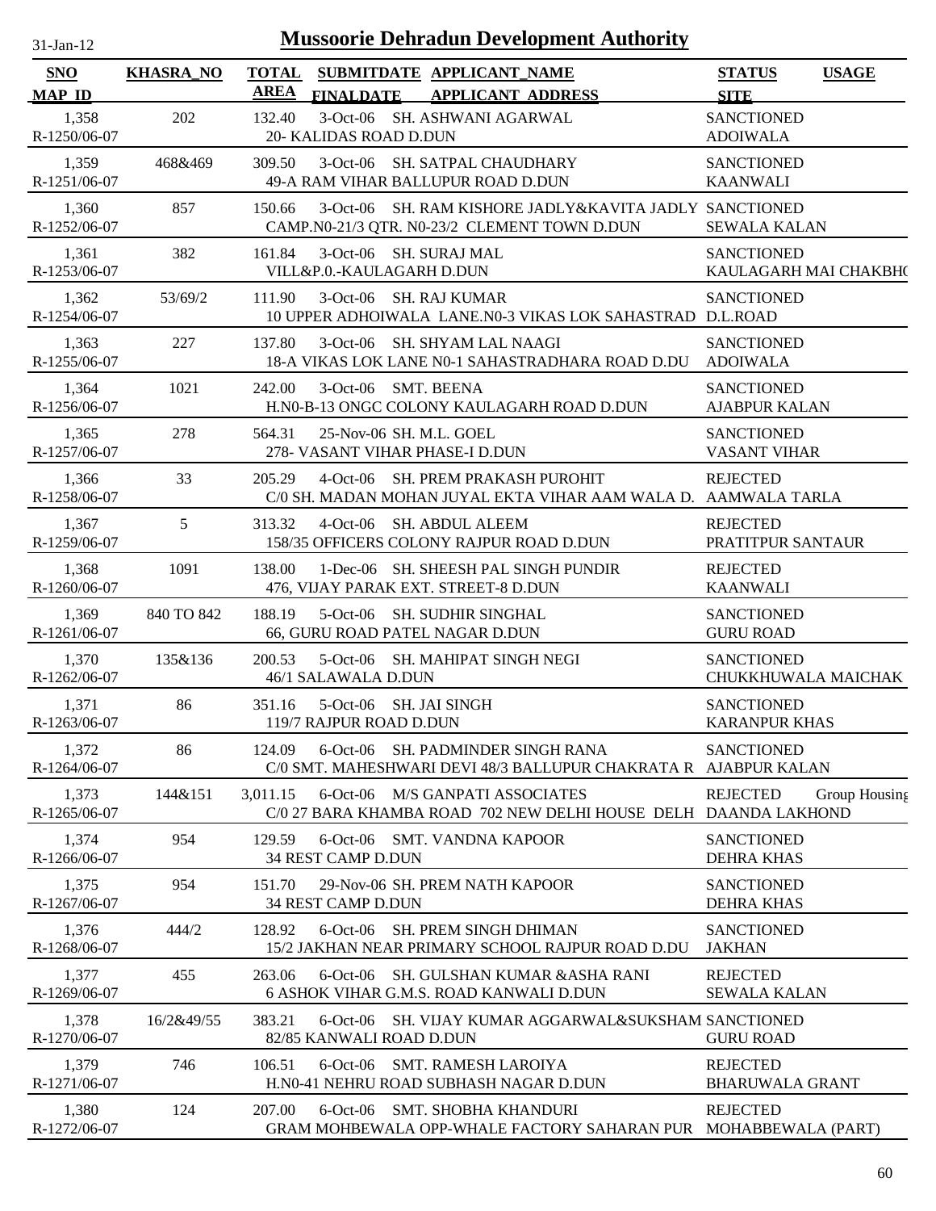# Mussoorie Dehradun Development Authority

31-Jan-12

| SNO / MAP_ID | KHASRA_NO | TOTAL AREA | SUBMITDATE / FINALDATE | APPLICANT_NAME / APPLICANT ADDRESS | STATUS / SITE | USAGE |
|---|---|---|---|---|---|---|
| 1,358 / R-1250/06-07 | 202 | 132.40 | 3-Oct-06 | SH. ASHWANI AGARWAL / 20- KALIDAS ROAD D.DUN | SANCTIONED / ADOIWALA | |
| 1,359 / R-1251/06-07 | 468&469 | 309.50 | 3-Oct-06 | SH. SATPAL CHAUDHARY / 49-A RAM VIHAR BALLUPUR ROAD D.DUN | SANCTIONED / KAANWALI | |
| 1,360 / R-1252/06-07 | 857 | 150.66 | 3-Oct-06 | SH. RAM KISHORE JADLY&KAVITA JADLY / CAMP.N0-21/3 QTR. N0-23/2 CLEMENT TOWN D.DUN | SANCTIONED / SEWALA KALAN | |
| 1,361 / R-1253/06-07 | 382 | 161.84 | 3-Oct-06 | SH. SURAJ MAL / VILL&P.0.-KAULAGARH D.DUN | SANCTIONED / KAULAGARH MAI CHAKBHO | |
| 1,362 / R-1254/06-07 | 53/69/2 | 111.90 | 3-Oct-06 | SH. RAJ KUMAR / 10 UPPER ADHOIWALA LANE.N0-3 VIKAS LOK SAHASTRAD | SANCTIONED / D.L.ROAD | |
| 1,363 / R-1255/06-07 | 227 | 137.80 | 3-Oct-06 | SH. SHYAM LAL NAAGI / 18-A VIKAS LOK LANE N0-1 SAHASTRADHARA ROAD D.DU | SANCTIONED / ADOIWALA | |
| 1,364 / R-1256/06-07 | 1021 | 242.00 | 3-Oct-06 | SMT. BEENA / H.N0-B-13 ONGC COLONY KAULAGARH ROAD D.DUN | SANCTIONED / AJABPUR KALAN | |
| 1,365 / R-1257/06-07 | 278 | 564.31 | 25-Nov-06 | SH. M.L. GOEL / 278- VASANT VIHAR PHASE-I D.DUN | SANCTIONED / VASANT VIHAR | |
| 1,366 / R-1258/06-07 | 33 | 205.29 | 4-Oct-06 | SH. PREM PRAKASH PUROHIT / C/0 SH. MADAN MOHAN JUYAL EKTA VIHAR AAM WALA D. | REJECTED / AAMWALA TARLA | |
| 1,367 / R-1259/06-07 | 5 | 313.32 | 4-Oct-06 | SH. ABDUL ALEEM / 158/35 OFFICERS COLONY RAJPUR ROAD D.DUN | REJECTED / PRATITPUR SANTAUR | |
| 1,368 / R-1260/06-07 | 1091 | 138.00 | 1-Dec-06 | SH. SHEESH PAL SINGH PUNDIR / 476, VIJAY PARAK EXT. STREET-8 D.DUN | REJECTED / KAANWALI | |
| 1,369 / R-1261/06-07 | 840 TO 842 | 188.19 | 5-Oct-06 | SH. SUDHIR SINGHAL / 66, GURU ROAD PATEL NAGAR D.DUN | SANCTIONED / GURU ROAD | |
| 1,370 / R-1262/06-07 | 135&136 | 200.53 | 5-Oct-06 | SH. MAHIPAT SINGH NEGI / 46/1 SALAWALA D.DUN | SANCTIONED / CHUKKHUWALA MAICHAK | |
| 1,371 / R-1263/06-07 | 86 | 351.16 | 5-Oct-06 | SH. JAI SINGH / 119/7 RAJPUR ROAD D.DUN | SANCTIONED / KARANPUR KHAS | |
| 1,372 / R-1264/06-07 | 86 | 124.09 | 6-Oct-06 | SH. PADMINDER SINGH RANA / C/0 SMT. MAHESHWARI DEVI 48/3 BALLUPUR CHAKRATA R | SANCTIONED / AJABPUR KALAN | |
| 1,373 / R-1265/06-07 | 144&151 | 3,011.15 | 6-Oct-06 | M/S GANPATI ASSOCIATES / C/0 27 BARA KHAMBA ROAD 702 NEW DELHI HOUSE DELH | REJECTED / DAANDA LAKHOND | Group Housing |
| 1,374 / R-1266/06-07 | 954 | 129.59 | 6-Oct-06 | SMT. VANDNA KAPOOR / 34 REST CAMP D.DUN | SANCTIONED / DEHRA KHAS | |
| 1,375 / R-1267/06-07 | 954 | 151.70 | 29-Nov-06 | SH. PREM NATH KAPOOR / 34 REST CAMP D.DUN | SANCTIONED / DEHRA KHAS | |
| 1,376 / R-1268/06-07 | 444/2 | 128.92 | 6-Oct-06 | SH. PREM SINGH DHIMAN / 15/2 JAKHAN NEAR PRIMARY SCHOOL RAJPUR ROAD D.DU | SANCTIONED / JAKHAN | |
| 1,377 / R-1269/06-07 | 455 | 263.06 | 6-Oct-06 | SH. GULSHAN KUMAR &ASHA RANI / 6 ASHOK VIHAR G.M.S. ROAD KANWALI D.DUN | REJECTED / SEWALA KALAN | |
| 1,378 / R-1270/06-07 | 16/2&49/55 | 383.21 | 6-Oct-06 | SH. VIJAY KUMAR AGGARWAL&SUKSHAM / 82/85 KANWALI ROAD D.DUN | SANCTIONED / GURU ROAD | |
| 1,379 / R-1271/06-07 | 746 | 106.51 | 6-Oct-06 | SMT. RAMESH LAROIYA / H.N0-41 NEHRU ROAD SUBHASH NAGAR D.DUN | REJECTED / BHARUWALA GRANT | |
| 1,380 / R-1272/06-07 | 124 | 207.00 | 6-Oct-06 | SMT. SHOBHA KHANDURI / GRAM MOHBEWALA OPP-WHALE FACTORY SAHARAN PUR | REJECTED / MOHABBEWALA (PART) | |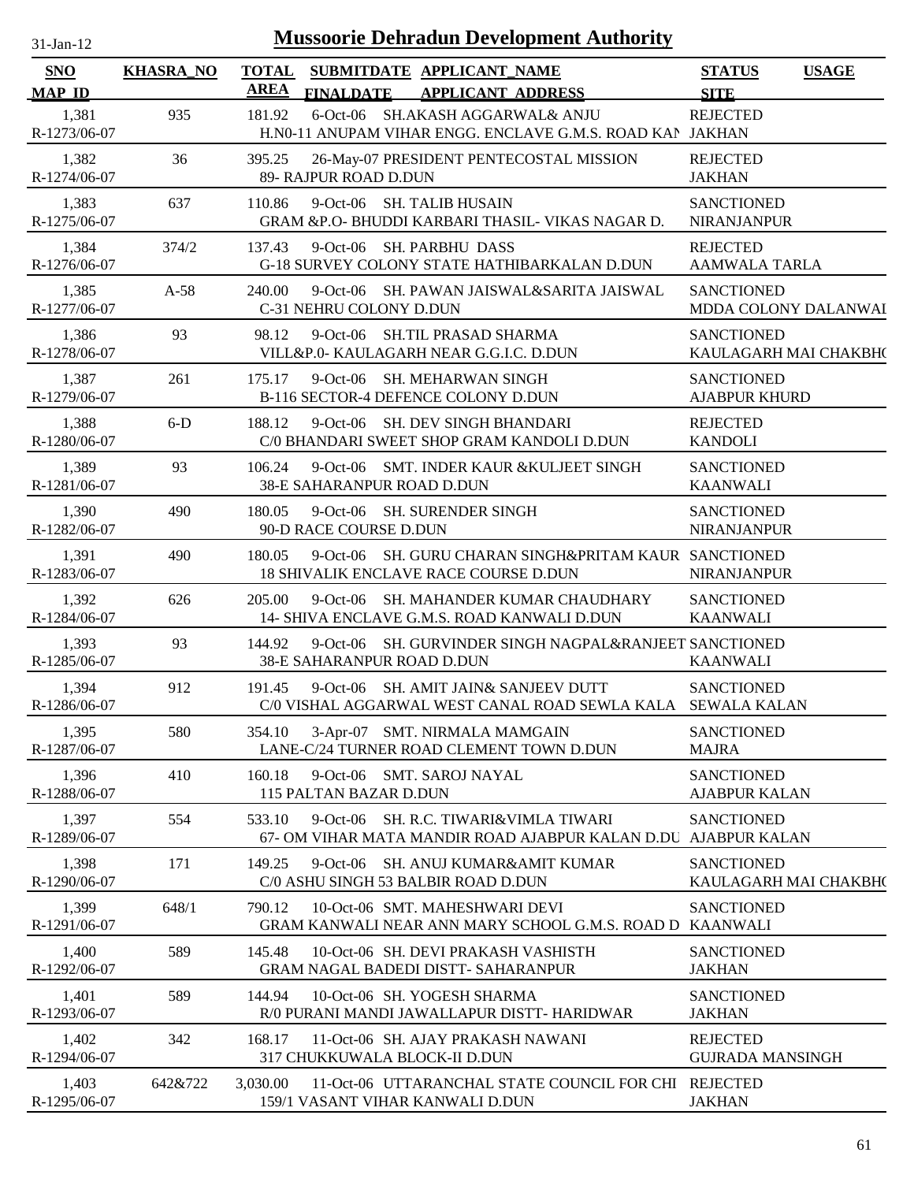# Mussoorie Dehradun Development Authority

31-Jan-12

| SNO / MAP_ID | KHASRA_NO | TOTAL AREA | SUBMITDATE / FINALDATE | APPLICANT_NAME / APPLICANT_ADDRESS | STATUS / SITE | USAGE |
|---|---|---|---|---|---|---|
| 1,381 / R-1273/06-07 | 935 | 181.92 | 6-Oct-06 | SH.AKASH AGGARWAL& ANJU / H.N0-11 ANUPAM VIHAR ENGG. ENCLAVE G.M.S. ROAD KAN | REJECTED / JAKHAN | |
| 1,382 / R-1274/06-07 | 36 | 395.25 | 26-May-07 | PRESIDENT PENTECOSTAL MISSION / 89- RAJPUR ROAD D.DUN | REJECTED / JAKHAN | |
| 1,383 / R-1275/06-07 | 637 | 110.86 | 9-Oct-06 | SH. TALIB HUSAIN / GRAM &P.O- BHUDDI KARBARI THASIL- VIKAS NAGAR D. | SANCTIONED / NIRANJANPUR | |
| 1,384 / R-1276/06-07 | 374/2 | 137.43 | 9-Oct-06 | SH. PARBHU DASS / G-18 SURVEY COLONY STATE HATHIBARKALAN D.DUN | REJECTED / AAMWALA TARLA | |
| 1,385 / R-1277/06-07 | A-58 | 240.00 | 9-Oct-06 | SH. PAWAN JAISWAL&SARITA JAISWAL / C-31 NEHRU COLONY D.DUN | SANCTIONED / MDDA COLONY DALANWAI | |
| 1,386 / R-1278/06-07 | 93 | 98.12 | 9-Oct-06 | SH.TIL PRASAD SHARMA / VILL&P.0- KAULAGARH NEAR G.G.I.C. D.DUN | SANCTIONED / KAULAGARH MAI CHAKBH( | |
| 1,387 / R-1279/06-07 | 261 | 175.17 | 9-Oct-06 | SH. MEHARWAN SINGH / B-116 SECTOR-4 DEFENCE COLONY D.DUN | SANCTIONED / AJABPUR KHURD | |
| 1,388 / R-1280/06-07 | 6-D | 188.12 | 9-Oct-06 | SH. DEV SINGH BHANDARI / C/0 BHANDARI SWEET SHOP GRAM KANDOLI D.DUN | REJECTED / KANDOLI | |
| 1,389 / R-1281/06-07 | 93 | 106.24 | 9-Oct-06 | SMT. INDER KAUR &KULJEET SINGH / 38-E SAHARANPUR ROAD D.DUN | SANCTIONED / KAANWALI | |
| 1,390 / R-1282/06-07 | 490 | 180.05 | 9-Oct-06 | SH. SURENDER SINGH / 90-D RACE COURSE D.DUN | SANCTIONED / NIRANJANPUR | |
| 1,391 / R-1283/06-07 | 490 | 180.05 | 9-Oct-06 | SH. GURU CHARAN SINGH&PRITAM KAUR / 18 SHIVALIK ENCLAVE RACE COURSE D.DUN | SANCTIONED / NIRANJANPUR | |
| 1,392 / R-1284/06-07 | 626 | 205.00 | 9-Oct-06 | SH. MAHANDER KUMAR CHAUDHARY / 14- SHIVA ENCLAVE G.M.S. ROAD KANWALI D.DUN | SANCTIONED / KAANWALI | |
| 1,393 / R-1285/06-07 | 93 | 144.92 | 9-Oct-06 | SH. GURVINDER SINGH NAGPAL&RANJEET / 38-E SAHARANPUR ROAD D.DUN | SANCTIONED / KAANWALI | |
| 1,394 / R-1286/06-07 | 912 | 191.45 | 9-Oct-06 | SH. AMIT JAIN& SANJEEV DUTT / C/0 VISHAL AGGARWAL WEST CANAL ROAD SEWLA KALA | SANCTIONED / SEWALA KALAN | |
| 1,395 / R-1287/06-07 | 580 | 354.10 | 3-Apr-07 | SMT. NIRMALA MAMGAIN / LANE-C/24 TURNER ROAD CLEMENT TOWN D.DUN | SANCTIONED / MAJRA | |
| 1,396 / R-1288/06-07 | 410 | 160.18 | 9-Oct-06 | SMT. SAROJ NAYAL / 115 PALTAN BAZAR D.DUN | SANCTIONED / AJABPUR KALAN | |
| 1,397 / R-1289/06-07 | 554 | 533.10 | 9-Oct-06 | SH. R.C. TIWARI&VIMLA TIWARI / 67- OM VIHAR MATA MANDIR ROAD AJABPUR KALAN D.DU | SANCTIONED / AJABPUR KALAN | |
| 1,398 / R-1290/06-07 | 171 | 149.25 | 9-Oct-06 | SH. ANUJ KUMAR&AMIT KUMAR / C/0 ASHU SINGH 53 BALBIR ROAD D.DUN | SANCTIONED / KAULAGARH MAI CHAKBH( | |
| 1,399 / R-1291/06-07 | 648/1 | 790.12 | 10-Oct-06 | SMT. MAHESHWARI DEVI / GRAM KANWALI NEAR ANN MARY SCHOOL G.M.S. ROAD D | SANCTIONED / KAANWALI | |
| 1,400 / R-1292/06-07 | 589 | 145.48 | 10-Oct-06 | SH. DEVI PRAKASH VASHISTH / GRAM NAGAL BADEDI DISTT- SAHARANPUR | SANCTIONED / JAKHAN | |
| 1,401 / R-1293/06-07 | 589 | 144.94 | 10-Oct-06 | SH. YOGESH SHARMA / R/0 PURANI MANDI JAWALLAPUR DISTT- HARIDWAR | SANCTIONED / JAKHAN | |
| 1,402 / R-1294/06-07 | 342 | 168.17 | 11-Oct-06 | SH. AJAY PRAKASH NAWANI / 317 CHUKKUWALA BLOCK-II D.DUN | REJECTED / GUJRADA MANSINGH | |
| 1,403 / R-1295/06-07 | 642&722 | 3,030.00 | 11-Oct-06 | UTTARANCHAL STATE COUNCIL FOR CHI / 159/1 VASANT VIHAR KANWALI D.DUN | REJECTED / JAKHAN | |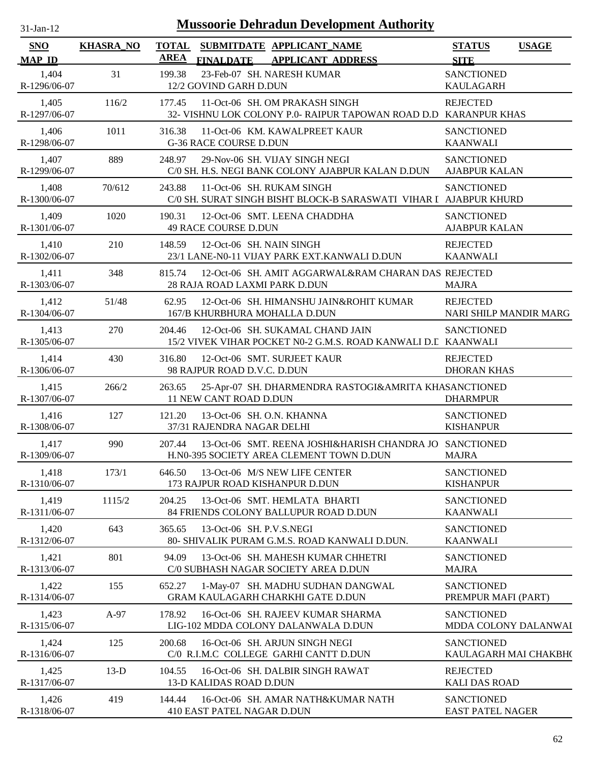# Mussoorie Dehradun Development Authority

31-Jan-12

| SNO / MAP_ID | KHASRA_NO | TOTAL AREA | SUBMITDATE / FINALDATE | APPLICANT_NAME / APPLICANT ADDRESS | STATUS / SITE | USAGE |
|---|---|---|---|---|---|---|
| 1,404<br>R-1296/06-07 | 31 | 199.38 | 23-Feb-07 | SH. NARESH KUMAR<br>12/2 GOVIND GARH D.DUN | SANCTIONED<br>KAULAGARH | |
| 1,405<br>R-1297/06-07 | 116/2 | 177.45 | 11-Oct-06 | SH. OM PRAKASH SINGH<br>32- VISHNU LOK COLONY P.0- RAIPUR TAPOWAN ROAD D.D | REJECTED<br>KARANPUR KHAS | |
| 1,406<br>R-1298/06-07 | 1011 | 316.38 | 11-Oct-06 | KM. KAWALPREET KAUR<br>G-36 RACE COURSE D.DUN | SANCTIONED<br>KAANWALI | |
| 1,407<br>R-1299/06-07 | 889 | 248.97 | 29-Nov-06 | SH. VIJAY SINGH NEGI<br>C/0 SH. H.S. NEGI BANK COLONY AJABPUR KALAN D.DUN | SANCTIONED<br>AJABPUR KALAN | |
| 1,408<br>R-1300/06-07 | 70/612 | 243.88 | 11-Oct-06 | SH. RUKAM SINGH<br>C/0 SH. SURAT SINGH BISHT BLOCK-B SARASWATI VIHAR I | SANCTIONED<br>AJABPUR KHURD | |
| 1,409<br>R-1301/06-07 | 1020 | 190.31 | 12-Oct-06 | SMT. LEENA CHADDHA<br>49 RACE COURSE D.DUN | SANCTIONED<br>AJABPUR KALAN | |
| 1,410<br>R-1302/06-07 | 210 | 148.59 | 12-Oct-06 | SH. NAIN SINGH<br>23/1 LANE-N0-11 VIJAY PARK EXT.KANWALI D.DUN | REJECTED<br>KAANWALI | |
| 1,411<br>R-1303/06-07 | 348 | 815.74 | 12-Oct-06 | SH. AMIT AGGARWAL&RAM CHARAN DAS<br>28 RAJA ROAD LAXMI PARK D.DUN | REJECTED<br>MAJRA | |
| 1,412<br>R-1304/06-07 | 51/48 | 62.95 | 12-Oct-06 | SH. HIMANSHU JAIN&ROHIT KUMAR<br>167/B KHURBHURA MOHALLA D.DUN | REJECTED<br>NARI SHILP MANDIR MARG | |
| 1,413<br>R-1305/06-07 | 270 | 204.46 | 12-Oct-06 | SH. SUKAMAL CHAND JAIN<br>15/2 VIVEK VIHAR POCKET N0-2 G.M.S. ROAD KANWALI D.D | SANCTIONED<br>KAANWALI | |
| 1,414<br>R-1306/06-07 | 430 | 316.80 | 12-Oct-06 | SMT. SURJEET KAUR<br>98 RAJPUR ROAD D.V.C. D.DUN | REJECTED<br>DHORAN KHAS | |
| 1,415<br>R-1307/06-07 | 266/2 | 263.65 | 25-Apr-07 | SH. DHARMENDRA RASTOGI&AMRITA KHA<br>11 NEW CANT ROAD D.DUN | SANCTIONED<br>DHARMPUR | |
| 1,416<br>R-1308/06-07 | 127 | 121.20 | 13-Oct-06 | SH. O.N. KHANNA<br>37/31 RAJENDRA NAGAR DELHI | SANCTIONED<br>KISHANPUR | |
| 1,417<br>R-1309/06-07 | 990 | 207.44 | 13-Oct-06 | SMT. REENA JOSHI&HARISH CHANDRA JO<br>H.N0-395 SOCIETY AREA CLEMENT TOWN D.DUN | SANCTIONED<br>MAJRA | |
| 1,418<br>R-1310/06-07 | 173/1 | 646.50 | 13-Oct-06 | M/S NEW LIFE CENTER<br>173 RAJPUR ROAD KISHANPUR D.DUN | SANCTIONED<br>KISHANPUR | |
| 1,419<br>R-1311/06-07 | 1115/2 | 204.25 | 13-Oct-06 | SMT. HEMLATA BHARTI<br>84 FRIENDS COLONY BALLUPUR ROAD D.DUN | SANCTIONED<br>KAANWALI | |
| 1,420<br>R-1312/06-07 | 643 | 365.65 | 13-Oct-06 | SH. P.V.S.NEGI<br>80- SHIVALIK PURAM G.M.S. ROAD KANWALI D.DUN. | SANCTIONED<br>KAANWALI | |
| 1,421<br>R-1313/06-07 | 801 | 94.09 | 13-Oct-06 | SH. MAHESH KUMAR CHHETRI<br>C/0 SUBHASH NAGAR SOCIETY AREA D.DUN | SANCTIONED<br>MAJRA | |
| 1,422<br>R-1314/06-07 | 155 | 652.27 | 1-May-07 | SH. MADHU SUDHAN DANGWAL<br>GRAM KAULAGARH CHARKHI GATE D.DUN | SANCTIONED<br>PREMPUR MAFI (PART) | |
| 1,423<br>R-1315/06-07 | A-97 | 178.92 | 16-Oct-06 | SH. RAJEEV KUMAR SHARMA<br>LIG-102 MDDA COLONY DALANWALA D.DUN | SANCTIONED<br>MDDA COLONY DALANWAI | |
| 1,424<br>R-1316/06-07 | 125 | 200.68 | 16-Oct-06 | SH. ARJUN SINGH NEGI<br>C/0 R.I.M.C COLLEGE GARHI CANTT D.DUN | SANCTIONED<br>KAULAGARH MAI CHAKBH( | |
| 1,425<br>R-1317/06-07 | 13-D | 104.55 | 16-Oct-06 | SH. DALBIR SINGH RAWAT<br>13-D KALIDAS ROAD D.DUN | REJECTED<br>KALI DAS ROAD | |
| 1,426<br>R-1318/06-07 | 419 | 144.44 | 16-Oct-06 | SH. AMAR NATH&KUMAR NATH<br>410 EAST PATEL NAGAR D.DUN | SANCTIONED<br>EAST PATEL NAGER | |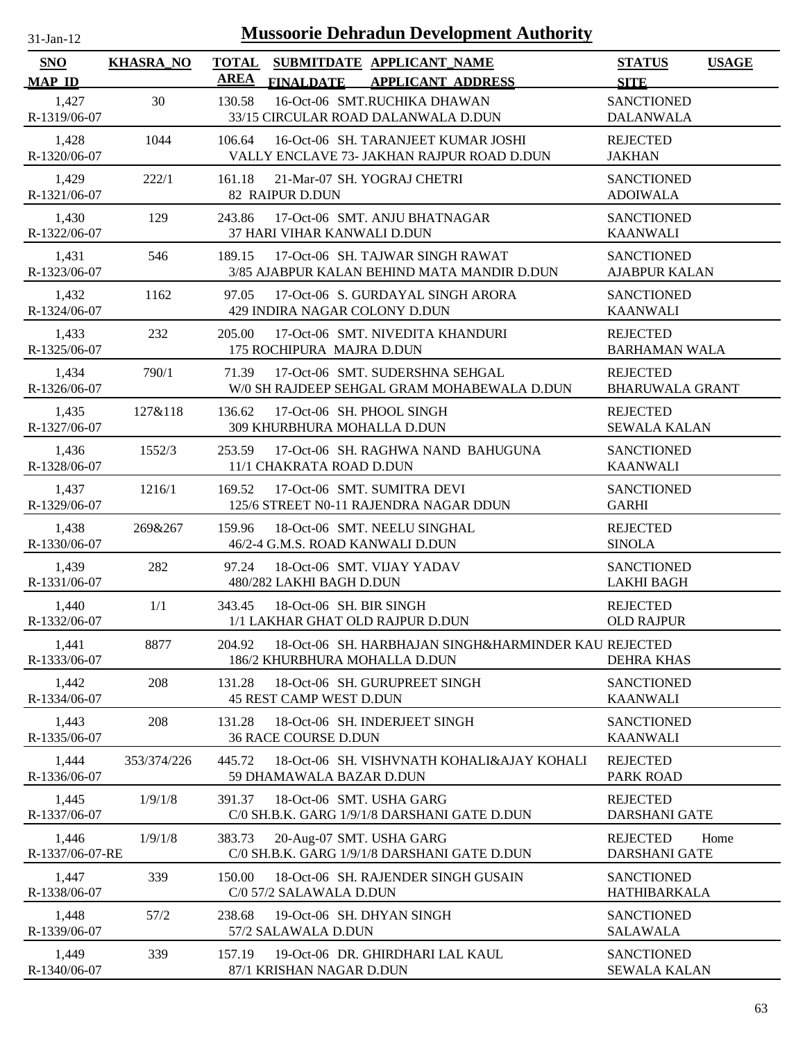# Mussoorie Dehradun Development Authority

31-Jan-12

| SNO / MAP_ID | KHASRA_NO | TOTAL AREA | SUBMITDATE / FINALDATE | APPLICANT_NAME / APPLICANT_ADDRESS | STATUS / SITE | USAGE |
|---|---|---|---|---|---|---|
| 1,427 / R-1319/06-07 | 30 | 130.58 | 16-Oct-06 | SMT.RUCHIKA DHAWAN / 33/15 CIRCULAR ROAD DALANWALA D.DUN | SANCTIONED / DALANWALA | |
| 1,428 / R-1320/06-07 | 1044 | 106.64 | 16-Oct-06 | SH. TARANJEET KUMAR JOSHI / VALLY ENCLAVE 73- JAKHAN RAJPUR ROAD D.DUN | REJECTED / JAKHAN | |
| 1,429 / R-1321/06-07 | 222/1 | 161.18 | 21-Mar-07 | SH. YOGRAJ CHETRI / 82 RAIPUR D.DUN | SANCTIONED / ADOIWALA | |
| 1,430 / R-1322/06-07 | 129 | 243.86 | 17-Oct-06 | SMT. ANJU BHATNAGAR / 37 HARI VIHAR KANWALI D.DUN | SANCTIONED / KAANWALI | |
| 1,431 / R-1323/06-07 | 546 | 189.15 | 17-Oct-06 | SH. TAJWAR SINGH RAWAT / 3/85 AJABPUR KALAN BEHIND MATA MANDIR D.DUN | SANCTIONED / AJABPUR KALAN | |
| 1,432 / R-1324/06-07 | 1162 | 97.05 | 17-Oct-06 | S. GURDAYAL SINGH ARORA / 429 INDIRA NAGAR COLONY D.DUN | SANCTIONED / KAANWALI | |
| 1,433 / R-1325/06-07 | 232 | 205.00 | 17-Oct-06 | SMT. NIVEDITA KHANDURI / 175 ROCHIPURA MAJRA D.DUN | REJECTED / BARHAMAN WALA | |
| 1,434 / R-1326/06-07 | 790/1 | 71.39 | 17-Oct-06 | SMT. SUDERSHNA SEHGAL / W/0 SH RAJDEEP SEHGAL GRAM MOHABEWALA D.DUN | REJECTED / BHARUWALA GRANT | |
| 1,435 / R-1327/06-07 | 127&118 | 136.62 | 17-Oct-06 | SH. PHOOL SINGH / 309 KHURBHURA MOHALLA D.DUN | REJECTED / SEWALA KALAN | |
| 1,436 / R-1328/06-07 | 1552/3 | 253.59 | 17-Oct-06 | SH. RAGHWA NAND BAHUGUNA / 11/1 CHAKRATA ROAD D.DUN | SANCTIONED / KAANWALI | |
| 1,437 / R-1329/06-07 | 1216/1 | 169.52 | 17-Oct-06 | SMT. SUMITRA DEVI / 125/6 STREET N0-11 RAJENDRA NAGAR DDUN | SANCTIONED / GARHI | |
| 1,438 / R-1330/06-07 | 269&267 | 159.96 | 18-Oct-06 | SMT. NEELU SINGHAL / 46/2-4 G.M.S. ROAD KANWALI D.DUN | REJECTED / SINOLA | |
| 1,439 / R-1331/06-07 | 282 | 97.24 | 18-Oct-06 | SMT. VIJAY YADAV / 480/282 LAKHI BAGH D.DUN | SANCTIONED / LAKHI BAGH | |
| 1,440 / R-1332/06-07 | 1/1 | 343.45 | 18-Oct-06 | SH. BIR SINGH / 1/1 LAKHAR GHAT OLD RAJPUR D.DUN | REJECTED / OLD RAJPUR | |
| 1,441 / R-1333/06-07 | 8877 | 204.92 | 18-Oct-06 | SH. HARBHAJAN SINGH&HARMINDER KAU / 186/2 KHURBHURA MOHALLA D.DUN | REJECTED / DEHRA KHAS | |
| 1,442 / R-1334/06-07 | 208 | 131.28 | 18-Oct-06 | SH. GURUPREET SINGH / 45 REST CAMP WEST D.DUN | SANCTIONED / KAANWALI | |
| 1,443 / R-1335/06-07 | 208 | 131.28 | 18-Oct-06 | SH. INDERJEET SINGH / 36 RACE COURSE D.DUN | SANCTIONED / KAANWALI | |
| 1,444 / R-1336/06-07 | 353/374/226 | 445.72 | 18-Oct-06 | SH. VISHVNATH KOHALI&AJAY KOHALI / 59 DHAMAWALA BAZAR D.DUN | REJECTED / PARK ROAD | |
| 1,445 / R-1337/06-07 | 1/9/1/8 | 391.37 | 18-Oct-06 | SMT. USHA GARG / C/0 SH.B.K. GARG 1/9/1/8 DARSHANI GATE D.DUN | REJECTED / DARSHANI GATE | |
| 1,446 / R-1337/06-07-RE | 1/9/1/8 | 383.73 | 20-Aug-07 | SMT. USHA GARG / C/0 SH.B.K. GARG 1/9/1/8 DARSHANI GATE D.DUN | REJECTED / DARSHANI GATE | Home |
| 1,447 / R-1338/06-07 | 339 | 150.00 | 18-Oct-06 | SH. RAJENDER SINGH GUSAIN / C/0 57/2 SALAWALA D.DUN | SANCTIONED / HATHIBARKALA | |
| 1,448 / R-1339/06-07 | 57/2 | 238.68 | 19-Oct-06 | SH. DHYAN SINGH / 57/2 SALAWALA D.DUN | SANCTIONED / SALAWALA | |
| 1,449 / R-1340/06-07 | 339 | 157.19 | 19-Oct-06 | DR. GHIRDHARI LAL KAUL / 87/1 KRISHAN NAGAR D.DUN | SANCTIONED / SEWALA KALAN | |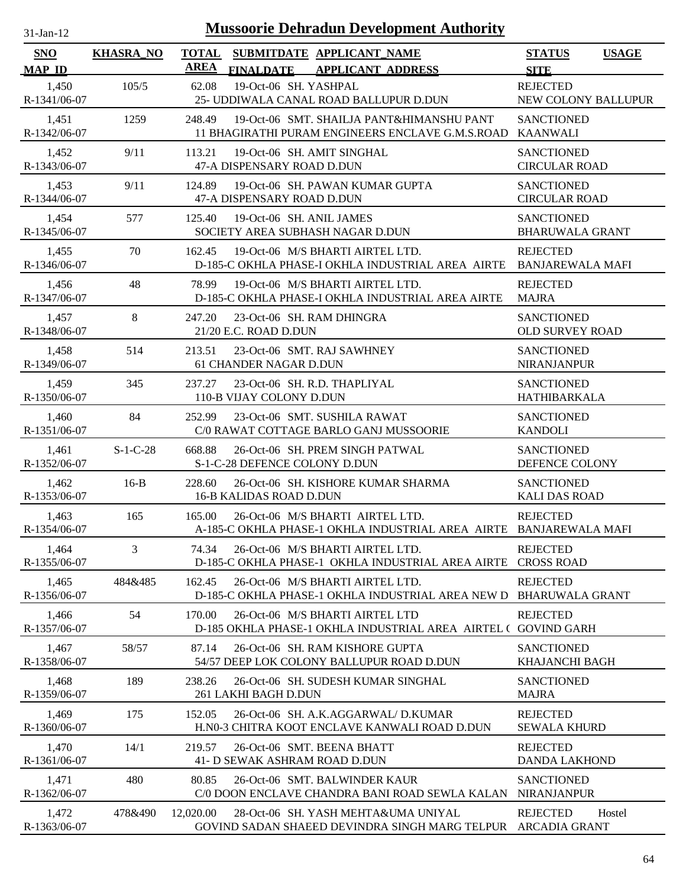# Mussoorie Dehradun Development Authority

31-Jan-12

| SNO | KHASRA_NO | TOTAL AREA | SUBMITDATE | APPLICANT_NAME | STATUS | USAGE |
|---|---|---|---|---|---|---|
| MAP_ID | | | FINALDATE | APPLICANT_ADDRESS | SITE | |
| 1,450 | 105/5 | 62.08 | 19-Oct-06 | SH. YASHPAL | REJECTED | |
| R-1341/06-07 | | | | 25- UDDIWALA CANAL ROAD BALLUPUR D.DUN | NEW COLONY BALLUPUR | |
| 1,451 | 1259 | 248.49 | 19-Oct-06 | SMT. SHAILJA PANT&HIMANSHU PANT | SANCTIONED | |
| R-1342/06-07 | | | | 11 BHAGIRATHI PURAM ENGINEERS ENCLAVE G.M.S.ROAD | KAANWALI | |
| 1,452 | 9/11 | 113.21 | 19-Oct-06 | SH. AMIT SINGHAL | SANCTIONED | |
| R-1343/06-07 | | | | 47-A DISPENSARY ROAD D.DUN | CIRCULAR ROAD | |
| 1,453 | 9/11 | 124.89 | 19-Oct-06 | SH. PAWAN KUMAR GUPTA | SANCTIONED | |
| R-1344/06-07 | | | | 47-A DISPENSARY ROAD D.DUN | CIRCULAR ROAD | |
| 1,454 | 577 | 125.40 | 19-Oct-06 | SH. ANIL JAMES | SANCTIONED | |
| R-1345/06-07 | | | | SOCIETY AREA SUBHASH NAGAR D.DUN | BHARUWALA GRANT | |
| 1,455 | 70 | 162.45 | 19-Oct-06 | M/S BHARTI AIRTEL LTD. | REJECTED | |
| R-1346/06-07 | | | | D-185-C OKHLA PHASE-I OKHLA INDUSTRIAL AREA AIRTE | BANJAREWALA MAFI | |
| 1,456 | 48 | 78.99 | 19-Oct-06 | M/S BHARTI AIRTEL LTD. | REJECTED | |
| R-1347/06-07 | | | | D-185-C OKHLA PHASE-I OKHLA INDUSTRIAL AREA AIRTE | MAJRA | |
| 1,457 | 8 | 247.20 | 23-Oct-06 | SH. RAM DHINGRA | SANCTIONED | |
| R-1348/06-07 | | | | 21/20 E.C. ROAD D.DUN | OLD SURVEY ROAD | |
| 1,458 | 514 | 213.51 | 23-Oct-06 | SMT. RAJ SAWHNEY | SANCTIONED | |
| R-1349/06-07 | | | | 61 CHANDER NAGAR D.DUN | NIRANJANPUR | |
| 1,459 | 345 | 237.27 | 23-Oct-06 | SH. R.D. THAPLIYAL | SANCTIONED | |
| R-1350/06-07 | | | | 110-B VIJAY COLONY D.DUN | HATHIBARKALA | |
| 1,460 | 84 | 252.99 | 23-Oct-06 | SMT. SUSHILA RAWAT | SANCTIONED | |
| R-1351/06-07 | | | | C/0 RAWAT COTTAGE BARLO GANJ MUSSOORIE | KANDOLI | |
| 1,461 | S-1-C-28 | 668.88 | 26-Oct-06 | SH. PREM SINGH PATWAL | SANCTIONED | |
| R-1352/06-07 | | | | S-1-C-28 DEFENCE COLONY D.DUN | DEFENCE COLONY | |
| 1,462 | 16-B | 228.60 | 26-Oct-06 | SH. KISHORE KUMAR SHARMA | SANCTIONED | |
| R-1353/06-07 | | | | 16-B KALIDAS ROAD D.DUN | KALI DAS ROAD | |
| 1,463 | 165 | 165.00 | 26-Oct-06 | M/S BHARTI AIRTEL LTD. | REJECTED | |
| R-1354/06-07 | | | | A-185-C OKHLA PHASE-1 OKHLA INDUSTRIAL AREA AIRTE | BANJAREWALA MAFI | |
| 1,464 | 3 | 74.34 | 26-Oct-06 | M/S BHARTI AIRTEL LTD. | REJECTED | |
| R-1355/06-07 | | | | D-185-C OKHLA PHASE-1 OKHLA INDUSTRIAL AREA AIRTE | CROSS ROAD | |
| 1,465 | 484&485 | 162.45 | 26-Oct-06 | M/S BHARTI AIRTEL LTD. | REJECTED | |
| R-1356/06-07 | | | | D-185-C OKHLA PHASE-1 OKHLA INDUSTRIAL AREA NEW D | BHARUWALA GRANT | |
| 1,466 | 54 | 170.00 | 26-Oct-06 | M/S BHARTI AIRTEL LTD | REJECTED | |
| R-1357/06-07 | | | | D-185 OKHLA PHASE-1 OKHLA INDUSTRIAL AREA AIRTEL ( | GOVIND GARH | |
| 1,467 | 58/57 | 87.14 | 26-Oct-06 | SH. RAM KISHORE GUPTA | SANCTIONED | |
| R-1358/06-07 | | | | 54/57 DEEP LOK COLONY BALLUPUR ROAD D.DUN | KHAJANCHI BAGH | |
| 1,468 | 189 | 238.26 | 26-Oct-06 | SH. SUDESH KUMAR SINGHAL | SANCTIONED | |
| R-1359/06-07 | | | | 261 LAKHI BAGH D.DUN | MAJRA | |
| 1,469 | 175 | 152.05 | 26-Oct-06 | SH. A.K.AGGARWAL/ D.KUMAR | REJECTED | |
| R-1360/06-07 | | | | H.N0-3 CHITRA KOOT ENCLAVE KANWALI ROAD D.DUN | SEWALA KHURD | |
| 1,470 | 14/1 | 219.57 | 26-Oct-06 | SMT. BEENA BHATT | REJECTED | |
| R-1361/06-07 | | | | 41- D SEWAK ASHRAM ROAD D.DUN | DANDA LAKHOND | |
| 1,471 | 480 | 80.85 | 26-Oct-06 | SMT. BALWINDER KAUR | SANCTIONED | |
| R-1362/06-07 | | | | C/0 DOON ENCLAVE CHANDRA BANI ROAD SEWLA KALAN | NIRANJANPUR | |
| 1,472 | 478&490 | 12,020.00 | 28-Oct-06 | SH. YASH MEHTA&UMA UNIYAL | REJECTED | Hostel |
| R-1363/06-07 | | | | GOVIND SADAN SHAEED DEVINDRA SINGH MARG TELPUR | ARCADIA GRANT | |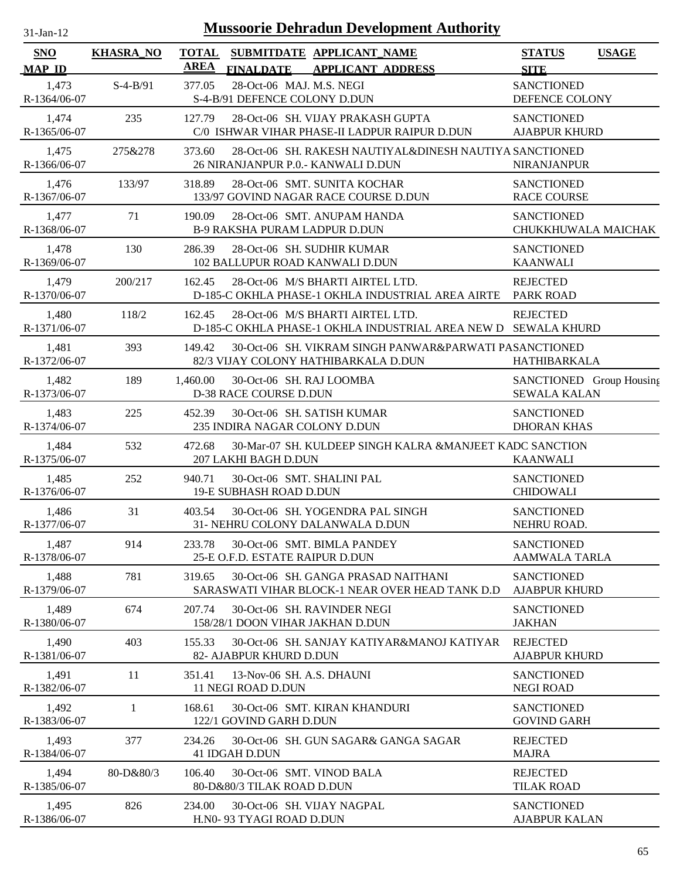# Mussoorie Dehradun Development Authority

31-Jan-12

| SNO / MAP_ID | KHASRA_NO | TOTAL AREA | SUBMITDATE / FINALDATE | APPLICANT_NAME / APPLICANT_ADDRESS | STATUS / SITE | USAGE |
|---|---|---|---|---|---|---|
| 1,473 / R-1364/06-07 | S-4-B/91 | 377.05 | 28-Oct-06 | MAJ. M.S. NEGI / S-4-B/91 DEFENCE COLONY D.DUN | SANCTIONED / DEFENCE COLONY | |
| 1,474 / R-1365/06-07 | 235 | 127.79 | 28-Oct-06 | SH. VIJAY PRAKASH GUPTA / C/0 ISHWAR VIHAR PHASE-II LADPUR RAIPUR D.DUN | SANCTIONED / AJABPUR KHURD | |
| 1,475 / R-1366/06-07 | 275&278 | 373.60 | 28-Oct-06 | SH. RAKESH NAUTIYAL&DINESH NAUTIYA / 26 NIRANJANPUR P.0.- KANWALI D.DUN | SANCTIONED / NIRANJANPUR | |
| 1,476 / R-1367/06-07 | 133/97 | 318.89 | 28-Oct-06 | SMT. SUNITA KOCHAR / 133/97 GOVIND NAGAR RACE COURSE D.DUN | SANCTIONED / RACE COURSE | |
| 1,477 / R-1368/06-07 | 71 | 190.09 | 28-Oct-06 | SMT. ANUPAM HANDA / B-9 RAKSHA PURAM LADPUR D.DUN | SANCTIONED / CHUKKHUWALA MAICHAK | |
| 1,478 / R-1369/06-07 | 130 | 286.39 | 28-Oct-06 | SH. SUDHIR KUMAR / 102 BALLUPUR ROAD KANWALI D.DUN | SANCTIONED / KAANWALI | |
| 1,479 / R-1370/06-07 | 200/217 | 162.45 | 28-Oct-06 | M/S BHARTI AIRTEL LTD. / D-185-C OKHLA PHASE-1 OKHLA INDUSTRIAL AREA AIRTE | REJECTED / PARK ROAD | |
| 1,480 / R-1371/06-07 | 118/2 | 162.45 | 28-Oct-06 | M/S BHARTI AIRTEL LTD. / D-185-C OKHLA PHASE-1 OKHLA INDUSTRIAL AREA NEW D | REJECTED / SEWALA KHURD | |
| 1,481 / R-1372/06-07 | 393 | 149.42 | 30-Oct-06 | SH. VIKRAM SINGH PANWAR&PARWATI PA / 82/3 VIJAY COLONY HATHIBARKALA D.DUN | SANCTIONED / HATHIBARKALA | |
| 1,482 / R-1373/06-07 | 189 | 1,460.00 | 30-Oct-06 | SH. RAJ LOOMBA / D-38 RACE COURSE D.DUN | SANCTIONED / SEWALA KALAN | Group Housing |
| 1,483 / R-1374/06-07 | 225 | 452.39 | 30-Oct-06 | SH. SATISH KUMAR / 235 INDIRA NAGAR COLONY D.DUN | SANCTIONED / DHORAN KHAS | |
| 1,484 / R-1375/06-07 | 532 | 472.68 | 30-Mar-07 | SH. KULDEEP SINGH KALRA &MANJEET KA / 207 LAKHI BAGH D.DUN | DC SANCTION / KAANWALI | |
| 1,485 / R-1376/06-07 | 252 | 940.71 | 30-Oct-06 | SMT. SHALINI PAL / 19-E SUBHASH ROAD D.DUN | SANCTIONED / CHIDOWALI | |
| 1,486 / R-1377/06-07 | 31 | 403.54 | 30-Oct-06 | SH. YOGENDRA PAL SINGH / 31- NEHRU COLONY DALANWALA D.DUN | SANCTIONED / NEHRU ROAD. | |
| 1,487 / R-1378/06-07 | 914 | 233.78 | 30-Oct-06 | SMT. BIMLA PANDEY / 25-E O.F.D. ESTATE RAIPUR D.DUN | SANCTIONED / AAMWALA TARLA | |
| 1,488 / R-1379/06-07 | 781 | 319.65 | 30-Oct-06 | SH. GANGA PRASAD NAITHANI / SARASWATI VIHAR BLOCK-1 NEAR OVER HEAD TANK D.D | SANCTIONED / AJABPUR KHURD | |
| 1,489 / R-1380/06-07 | 674 | 207.74 | 30-Oct-06 | SH. RAVINDER NEGI / 158/28/1 DOON VIHAR JAKHAN D.DUN | SANCTIONED / JAKHAN | |
| 1,490 / R-1381/06-07 | 403 | 155.33 | 30-Oct-06 | SH. SANJAY KATIYAR&MANOJ KATIYAR / 82- AJABPUR KHURD D.DUN | REJECTED / AJABPUR KHURD | |
| 1,491 / R-1382/06-07 | 11 | 351.41 | 13-Nov-06 | SH. A.S. DHAUNI / 11 NEGI ROAD D.DUN | SANCTIONED / NEGI ROAD | |
| 1,492 / R-1383/06-07 | 1 | 168.61 | 30-Oct-06 | SMT. KIRAN KHANDURI / 122/1 GOVIND GARH D.DUN | SANCTIONED / GOVIND GARH | |
| 1,493 / R-1384/06-07 | 377 | 234.26 | 30-Oct-06 | SH. GUN SAGAR& GANGA SAGAR / 41 IDGAH D.DUN | REJECTED / MAJRA | |
| 1,494 / R-1385/06-07 | 80-D&80/3 | 106.40 | 30-Oct-06 | SMT. VINOD BALA / 80-D&80/3 TILAK ROAD D.DUN | REJECTED / TILAK ROAD | |
| 1,495 / R-1386/06-07 | 826 | 234.00 | 30-Oct-06 | SH. VIJAY NAGPAL / H.N0- 93 TYAGI ROAD D.DUN | SANCTIONED / AJABPUR KALAN | |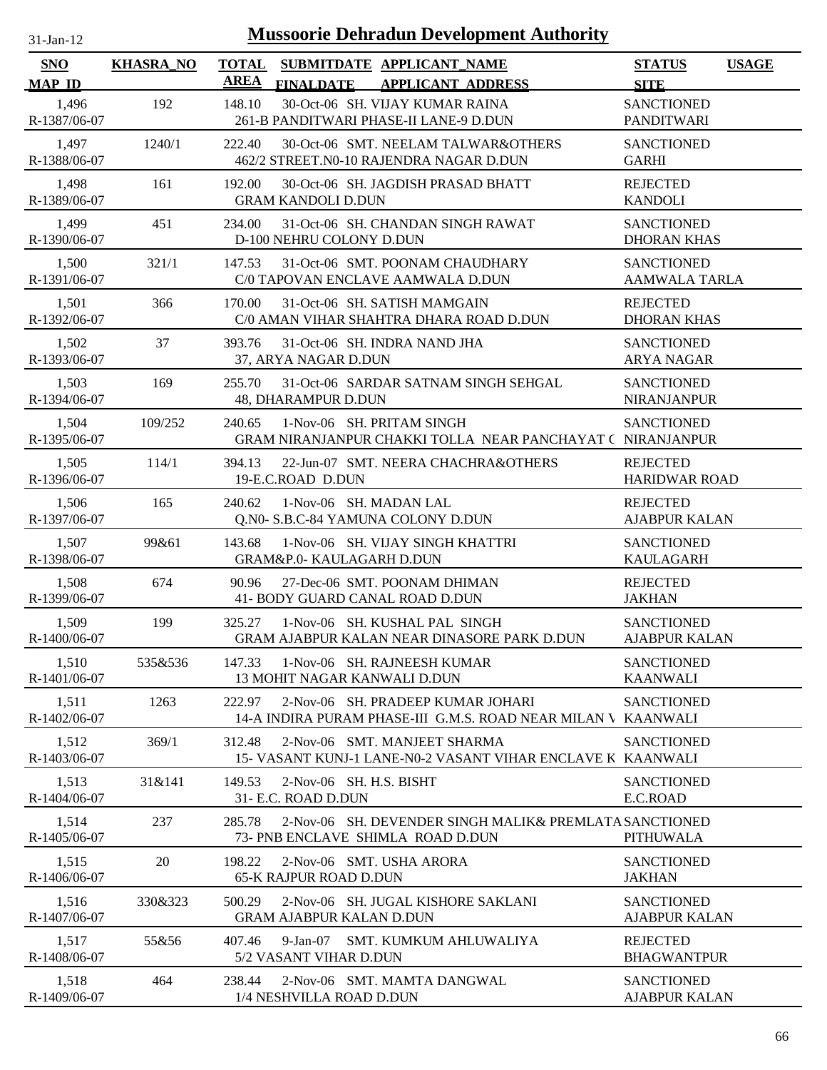31-Jan-12

# Mussoorie Dehradun Development Authority

| SNO | KHASRA_NO | TOTAL AREA | SUBMITDATE | APPLICANT_NAME | STATUS | USAGE |
|---|---|---|---|---|---|---|
| MAP_ID | | | FINALDATE | APPLICANT_ADDRESS | SITE | |
| 1,496 | 192 | 148.10 | 30-Oct-06 | SH. VIJAY KUMAR RAINA | SANCTIONED | |
| R-1387/06-07 | | | | 261-B PANDITWARI PHASE-II LANE-9 D.DUN | PANDITWARI | |
| 1,497 | 1240/1 | 222.40 | 30-Oct-06 | SMT. NEELAM TALWAR&OTHERS | SANCTIONED | |
| R-1388/06-07 | | | | 462/2 STREET.N0-10 RAJENDRA NAGAR D.DUN | GARHI | |
| 1,498 | 161 | 192.00 | 30-Oct-06 | SH. JAGDISH PRASAD BHATT | REJECTED | |
| R-1389/06-07 | | | | GRAM KANDOLI D.DUN | KANDOLI | |
| 1,499 | 451 | 234.00 | 31-Oct-06 | SH. CHANDAN SINGH RAWAT | SANCTIONED | |
| R-1390/06-07 | | | | D-100 NEHRU COLONY D.DUN | DHORAN KHAS | |
| 1,500 | 321/1 | 147.53 | 31-Oct-06 | SMT. POONAM CHAUDHARY | SANCTIONED | |
| R-1391/06-07 | | | | C/0 TAPOVAN ENCLAVE AAMWALA D.DUN | AAMWALA TARLA | |
| 1,501 | 366 | 170.00 | 31-Oct-06 | SH. SATISH MAMGAIN | REJECTED | |
| R-1392/06-07 | | | | C/0 AMAN VIHAR SHAHTRA DHARA ROAD D.DUN | DHORAN KHAS | |
| 1,502 | 37 | 393.76 | 31-Oct-06 | SH. INDRA NAND JHA | SANCTIONED | |
| R-1393/06-07 | | | | 37, ARYA NAGAR D.DUN | ARYA NAGAR | |
| 1,503 | 169 | 255.70 | 31-Oct-06 | SARDAR SATNAM SINGH SEHGAL | SANCTIONED | |
| R-1394/06-07 | | | | 48, DHARAMPUR D.DUN | NIRANJANPUR | |
| 1,504 | 109/252 | 240.65 | 1-Nov-06 | SH. PRITAM SINGH | SANCTIONED | |
| R-1395/06-07 | | | | GRAM NIRANJANPUR CHAKKI TOLLA NEAR PANCHAYAT ( | NIRANJANPUR | |
| 1,505 | 114/1 | 394.13 | 22-Jun-07 | SMT. NEERA CHACHRA&OTHERS | REJECTED | |
| R-1396/06-07 | | | | 19-E.C.ROAD D.DUN | HARIDWAR ROAD | |
| 1,506 | 165 | 240.62 | 1-Nov-06 | SH. MADAN LAL | REJECTED | |
| R-1397/06-07 | | | | Q.N0- S.B.C-84 YAMUNA COLONY D.DUN | AJABPUR KALAN | |
| 1,507 | 99&61 | 143.68 | 1-Nov-06 | SH. VIJAY SINGH KHATTRI | SANCTIONED | |
| R-1398/06-07 | | | | GRAM&P.0- KAULAGARH D.DUN | KAULAGARH | |
| 1,508 | 674 | 90.96 | 27-Dec-06 | SMT. POONAM DHIMAN | REJECTED | |
| R-1399/06-07 | | | | 41- BODY GUARD CANAL ROAD D.DUN | JAKHAN | |
| 1,509 | 199 | 325.27 | 1-Nov-06 | SH. KUSHAL PAL SINGH | SANCTIONED | |
| R-1400/06-07 | | | | GRAM AJABPUR KALAN NEAR DINASORE PARK D.DUN | AJABPUR KALAN | |
| 1,510 | 535&536 | 147.33 | 1-Nov-06 | SH. RAJNEESH KUMAR | SANCTIONED | |
| R-1401/06-07 | | | | 13 MOHIT NAGAR KANWALI D.DUN | KAANWALI | |
| 1,511 | 1263 | 222.97 | 2-Nov-06 | SH. PRADEEP KUMAR JOHARI | SANCTIONED | |
| R-1402/06-07 | | | | 14-A INDIRA PURAM PHASE-III G.M.S. ROAD NEAR MILAN V | KAANWALI | |
| 1,512 | 369/1 | 312.48 | 2-Nov-06 | SMT. MANJEET SHARMA | SANCTIONED | |
| R-1403/06-07 | | | | 15- VASANT KUNJ-1 LANE-N0-2 VASANT VIHAR ENCLAVE K | KAANWALI | |
| 1,513 | 31&141 | 149.53 | 2-Nov-06 | SH. H.S. BISHT | SANCTIONED | |
| R-1404/06-07 | | | | 31- E.C. ROAD D.DUN | E.C.ROAD | |
| 1,514 | 237 | 285.78 | 2-Nov-06 | SH. DEVENDER SINGH MALIK& PREMLATA | SANCTIONED | |
| R-1405/06-07 | | | | 73- PNB ENCLAVE SHIMLA ROAD D.DUN | PITHUWALA | |
| 1,515 | 20 | 198.22 | 2-Nov-06 | SMT. USHA ARORA | SANCTIONED | |
| R-1406/06-07 | | | | 65-K RAJPUR ROAD D.DUN | JAKHAN | |
| 1,516 | 330&323 | 500.29 | 2-Nov-06 | SH. JUGAL KISHORE SAKLANI | SANCTIONED | |
| R-1407/06-07 | | | | GRAM AJABPUR KALAN D.DUN | AJABPUR KALAN | |
| 1,517 | 55&56 | 407.46 | 9-Jan-07 | SMT. KUMKUM AHLUWALIYA | REJECTED | |
| R-1408/06-07 | | | | 5/2 VASANT VIHAR D.DUN | BHAGWANTPUR | |
| 1,518 | 464 | 238.44 | 2-Nov-06 | SMT. MAMTA DANGWAL | SANCTIONED | |
| R-1409/06-07 | | | | 1/4 NESHVILLA ROAD D.DUN | AJABPUR KALAN | |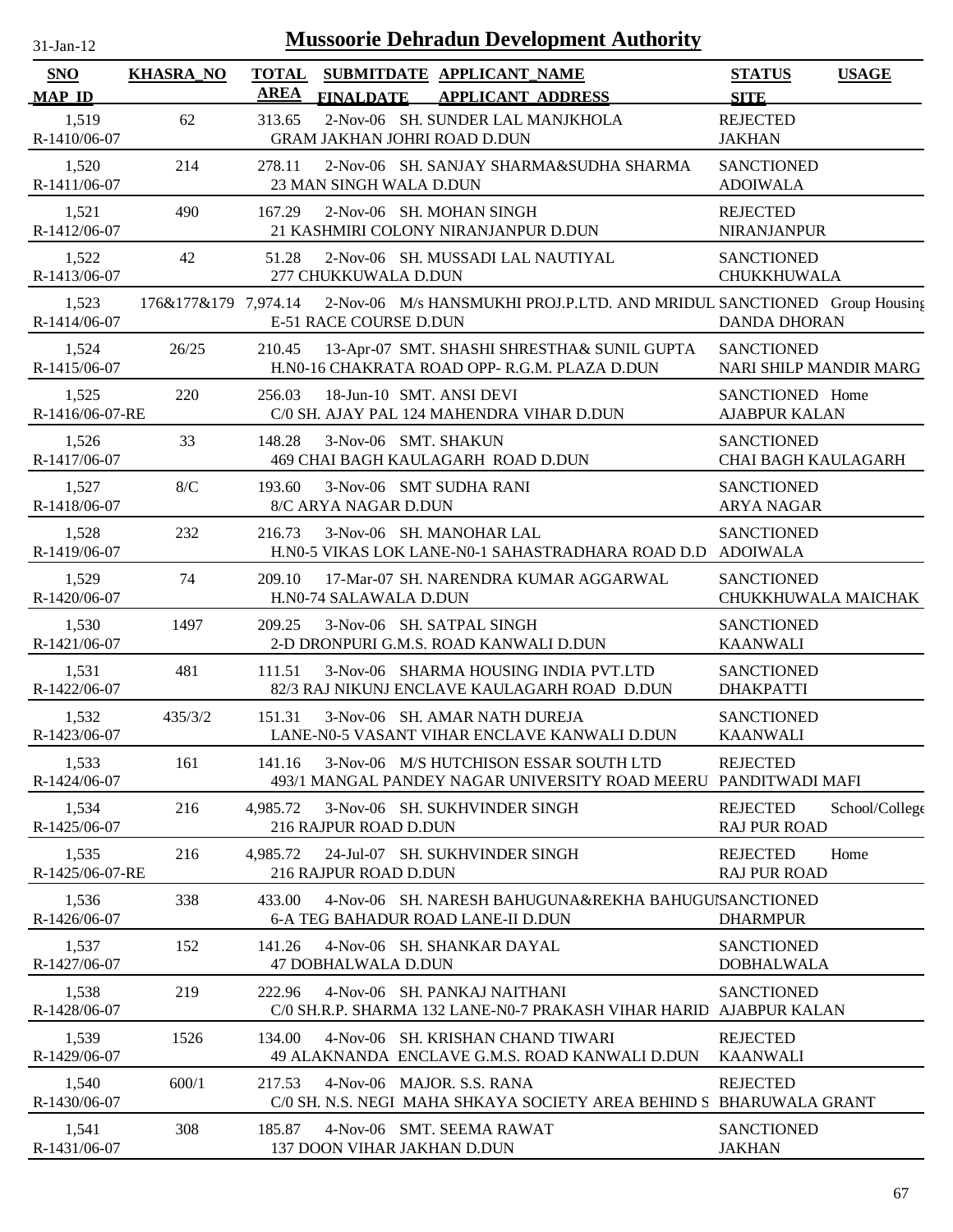# Mussoorie Dehradun Development Authority

31-Jan-12

| SNO<br>MAP_ID | KHASRA_NO | TOTAL AREA | SUBMITDATE<br>FINALDATE | APPLICANT_NAME<br>APPLICANT_ADDRESS | STATUS<br>SITE | USAGE |
|---|---|---|---|---|---|---|
| 1,519<br>R-1410/06-07 | 62 | 313.65 | 2-Nov-06 | SH. SUNDER LAL MANJKHOLA<br>GRAM JAKHAN JOHRI ROAD D.DUN | REJECTED<br>JAKHAN | |
| 1,520<br>R-1411/06-07 | 214 | 278.11 | 2-Nov-06 | SH. SANJAY SHARMA&SUDHA SHARMA<br>23 MAN SINGH WALA D.DUN | SANCTIONED<br>ADOIWALA | |
| 1,521<br>R-1412/06-07 | 490 | 167.29 | 2-Nov-06 | SH. MOHAN SINGH<br>21 KASHMIRI COLONY NIRANJANPUR D.DUN | REJECTED<br>NIRANJANPUR | |
| 1,522<br>R-1413/06-07 | 42 | 51.28 | 2-Nov-06 | SH. MUSSADI LAL NAUTIYAL<br>277 CHUKKUWALA D.DUN | SANCTIONED<br>CHUKKHUWALA | |
| 1,523<br>R-1414/06-07 | 176&177&179 | 7,974.14 | 2-Nov-06 | M/s HANSMUKHI PROJ.P.LTD. AND MRIDUL<br>E-51 RACE COURSE D.DUN | SANCTIONED<br>DANDA DHORAN | Group Housing |
| 1,524<br>R-1415/06-07 | 26/25 | 210.45 | 13-Apr-07 | SMT. SHASHI SHRESTHA& SUNIL GUPTA<br>H.N0-16 CHAKRATA ROAD OPP- R.G.M. PLAZA D.DUN | SANCTIONED<br>NARI SHILP MANDIR MARG | |
| 1,525<br>R-1416/06-07-RE | 220 | 256.03 | 18-Jun-10 | SMT. ANSI DEVI<br>C/0 SH. AJAY PAL 124 MAHENDRA VIHAR D.DUN | SANCTIONED<br>AJABPUR KALAN | Home |
| 1,526<br>R-1417/06-07 | 33 | 148.28 | 3-Nov-06 | SMT. SHAKUN<br>469 CHAI BAGH KAULAGARH ROAD D.DUN | SANCTIONED<br>CHAI BAGH KAULAGARH | |
| 1,527<br>R-1418/06-07 | 8/C | 193.60 | 3-Nov-06 | SMT SUDHA RANI<br>8/C ARYA NAGAR D.DUN | SANCTIONED<br>ARYA NAGAR | |
| 1,528<br>R-1419/06-07 | 232 | 216.73 | 3-Nov-06 | SH. MANOHAR LAL<br>H.N0-5 VIKAS LOK LANE-N0-1 SAHASTRADHARA ROAD D.D | SANCTIONED<br>ADOIWALA | |
| 1,529<br>R-1420/06-07 | 74 | 209.10 | 17-Mar-07 | SH. NARENDRA KUMAR AGGARWAL<br>H.N0-74 SALAWALA D.DUN | SANCTIONED<br>CHUKKHUWALA MAICHAK | |
| 1,530<br>R-1421/06-07 | 1497 | 209.25 | 3-Nov-06 | SH. SATPAL SINGH<br>2-D DRONPURI G.M.S. ROAD KANWALI D.DUN | SANCTIONED<br>KAANWALI | |
| 1,531<br>R-1422/06-07 | 481 | 111.51 | 3-Nov-06 | SHARMA HOUSING INDIA PVT.LTD<br>82/3 RAJ NIKUNJ ENCLAVE KAULAGARH ROAD D.DUN | SANCTIONED<br>DHAKPATTI | |
| 1,532<br>R-1423/06-07 | 435/3/2 | 151.31 | 3-Nov-06 | SH. AMAR NATH DUREJA<br>LANE-N0-5 VASANT VIHAR ENCLAVE KANWALI D.DUN | SANCTIONED<br>KAANWALI | |
| 1,533<br>R-1424/06-07 | 161 | 141.16 | 3-Nov-06 | M/S HUTCHISON ESSAR SOUTH LTD<br>493/1 MANGAL PANDEY NAGAR UNIVERSITY ROAD MEERU | REJECTED<br>PANDITWADI MAFI | |
| 1,534<br>R-1425/06-07 | 216 | 4,985.72 | 3-Nov-06 | SH. SUKHVINDER SINGH<br>216 RAJPUR ROAD D.DUN | REJECTED<br>RAJ PUR ROAD | School/College |
| 1,535<br>R-1425/06-07-RE | 216 | 4,985.72 | 24-Jul-07 | SH. SUKHVINDER SINGH<br>216 RAJPUR ROAD D.DUN | REJECTED<br>RAJ PUR ROAD | Home |
| 1,536<br>R-1426/06-07 | 338 | 433.00 | 4-Nov-06 | SH. NARESH BAHUGUNA&REKHA BAHUGU<br>6-A TEG BAHADUR ROAD LANE-II D.DUN | SANCTIONED<br>DHARMPUR | |
| 1,537<br>R-1427/06-07 | 152 | 141.26 | 4-Nov-06 | SH. SHANKAR DAYAL<br>47 DOBHALWALA D.DUN | SANCTIONED<br>DOBHALWALA | |
| 1,538<br>R-1428/06-07 | 219 | 222.96 | 4-Nov-06 | SH. PANKAJ NAITHANI<br>C/0 SH.R.P. SHARMA 132 LANE-N0-7 PRAKASH VIHAR HARID | SANCTIONED<br>AJABPUR KALAN | |
| 1,539<br>R-1429/06-07 | 1526 | 134.00 | 4-Nov-06 | SH. KRISHAN CHAND TIWARI<br>49 ALAKNANDA ENCLAVE G.M.S. ROAD KANWALI D.DUN | REJECTED<br>KAANWALI | |
| 1,540<br>R-1430/06-07 | 600/1 | 217.53 | 4-Nov-06 | MAJOR. S.S. RANA<br>C/0 SH. N.S. NEGI MAHA SHKAYA SOCIETY AREA BEHIND S | REJECTED<br>BHARUWALA GRANT | |
| 1,541<br>R-1431/06-07 | 308 | 185.87 | 4-Nov-06 | SMT. SEEMA RAWAT<br>137 DOON VIHAR JAKHAN D.DUN | SANCTIONED<br>JAKHAN | |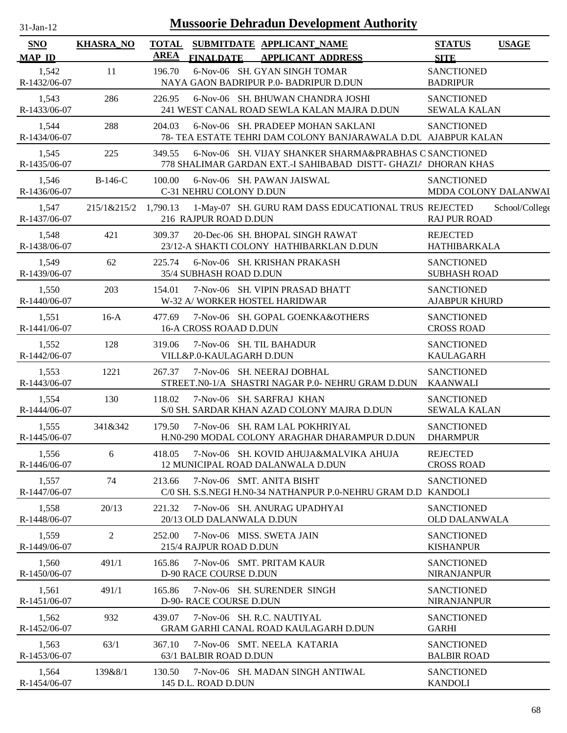# Mussoorie Dehradun Development Authority

31-Jan-12

| SNO / MAP_ID | KHASRA_NO | TOTAL AREA | SUBMITDATE / FINALDATE | APPLICANT_NAME / APPLICANT_ADDRESS | STATUS / SITE | USAGE |
|---|---|---|---|---|---|---|
| 1,542 / R-1432/06-07 | 11 | 196.70 | 6-Nov-06 | SH. GYAN SINGH TOMAR / NAYA GAON BADRIPUR P.0- BADRIPUR D.DUN | SANCTIONED / BADRIPUR | |
| 1,543 / R-1433/06-07 | 286 | 226.95 | 6-Nov-06 | SH. BHUWAN CHANDRA JOSHI / 241 WEST CANAL ROAD SEWLA KALAN MAJRA D.DUN | SANCTIONED / SEWALA KALAN | |
| 1,544 / R-1434/06-07 | 288 | 204.03 | 6-Nov-06 | SH. PRADEEP MOHAN SAKLANI / 78- TEA ESTATE TEHRI DAM COLONY BANJARAWALA D.DU | SANCTIONED / AJABPUR KALAN | |
| 1,545 / R-1435/06-07 | 225 | 349.55 | 6-Nov-06 | SH. VIJAY SHANKER SHARMA&PRABHAS C / 778 SHALIMAR GARDAN EXT.-I SAHIBABAD DISTT- GHAZIA | SANCTIONED / DHORAN KHAS | |
| 1,546 / R-1436/06-07 | B-146-C | 100.00 | 6-Nov-06 | SH. PAWAN JAISWAL / C-31 NEHRU COLONY D.DUN | SANCTIONED / MDDA COLONY DALANWAI | |
| 1,547 / R-1437/06-07 | 215/1&215/2 | 1,790.13 | 1-May-07 | SH. GURU RAM DASS EDUCATIONAL TRUS / 216 RAJPUR ROAD D.DUN | REJECTED / RAJ PUR ROAD | School/College |
| 1,548 / R-1438/06-07 | 421 | 309.37 | 20-Dec-06 | SH. BHOPAL SINGH RAWAT / 23/12-A SHAKTI COLONY HATHIBARKLAN D.DUN | REJECTED / HATHIBARKALA | |
| 1,549 / R-1439/06-07 | 62 | 225.74 | 6-Nov-06 | SH. KRISHAN PRAKASH / 35/4 SUBHASH ROAD D.DUN | SANCTIONED / SUBHASH ROAD | |
| 1,550 / R-1440/06-07 | 203 | 154.01 | 7-Nov-06 | SH. VIPIN PRASAD BHATT / W-32 A/ WORKER HOSTEL HARIDWAR | SANCTIONED / AJABPUR KHURD | |
| 1,551 / R-1441/06-07 | 16-A | 477.69 | 7-Nov-06 | SH. GOPAL GOENKA&OTHERS / 16-A CROSS ROAAD D.DUN | SANCTIONED / CROSS ROAD | |
| 1,552 / R-1442/06-07 | 128 | 319.06 | 7-Nov-06 | SH. TIL BAHADUR / VILL&P.0-KAULAGARH D.DUN | SANCTIONED / KAULAGARH | |
| 1,553 / R-1443/06-07 | 1221 | 267.37 | 7-Nov-06 | SH. NEERAJ DOBHAL / STREET.N0-1/A SHASTRI NAGAR P.0- NEHRU GRAM D.DUN | SANCTIONED / KAANWALI | |
| 1,554 / R-1444/06-07 | 130 | 118.02 | 7-Nov-06 | SH. SARFRAJ KHAN / S/0 SH. SARDAR KHAN AZAD COLONY MAJRA D.DUN | SANCTIONED / SEWALA KALAN | |
| 1,555 / R-1445/06-07 | 341&342 | 179.50 | 7-Nov-06 | SH. RAM LAL POKHRIYAL / H.N0-290 MODAL COLONY ARAGHAR DHARAMPUR D.DUN | SANCTIONED / DHARMPUR | |
| 1,556 / R-1446/06-07 | 6 | 418.05 | 7-Nov-06 | SH. KOVID AHUJA&MALVIKA AHUJA / 12 MUNICIPAL ROAD DALANWALA D.DUN | REJECTED / CROSS ROAD | |
| 1,557 / R-1447/06-07 | 74 | 213.66 | 7-Nov-06 | SMT. ANITA BISHT / C/0 SH. S.S.NEGI H.N0-34 NATHANPUR P.0-NEHRU GRAM D.D | SANCTIONED / KANDOLI | |
| 1,558 / R-1448/06-07 | 20/13 | 221.32 | 7-Nov-06 | SH. ANURAG UPADHYAI / 20/13 OLD DALANWALA D.DUN | SANCTIONED / OLD DALANWALA | |
| 1,559 / R-1449/06-07 | 2 | 252.00 | 7-Nov-06 | MISS. SWETA JAIN / 215/4 RAJPUR ROAD D.DUN | SANCTIONED / KISHANPUR | |
| 1,560 / R-1450/06-07 | 491/1 | 165.86 | 7-Nov-06 | SMT. PRITAM KAUR / D-90 RACE COURSE D.DUN | SANCTIONED / NIRANJANPUR | |
| 1,561 / R-1451/06-07 | 491/1 | 165.86 | 7-Nov-06 | SH. SURENDER SINGH / D-90- RACE COURSE D.DUN | SANCTIONED / NIRANJANPUR | |
| 1,562 / R-1452/06-07 | 932 | 439.07 | 7-Nov-06 | SH. R.C. NAUTIYAL / GRAM GARHI CANAL ROAD KAULAGARH D.DUN | SANCTIONED / GARHI | |
| 1,563 / R-1453/06-07 | 63/1 | 367.10 | 7-Nov-06 | SMT. NEELA KATARIA / 63/1 BALBIR ROAD D.DUN | SANCTIONED / BALBIR ROAD | |
| 1,564 / R-1454/06-07 | 139&8/1 | 130.50 | 7-Nov-06 | SH. MADAN SINGH ANTIWAL / 145 D.L. ROAD D.DUN | SANCTIONED / KANDOLI | |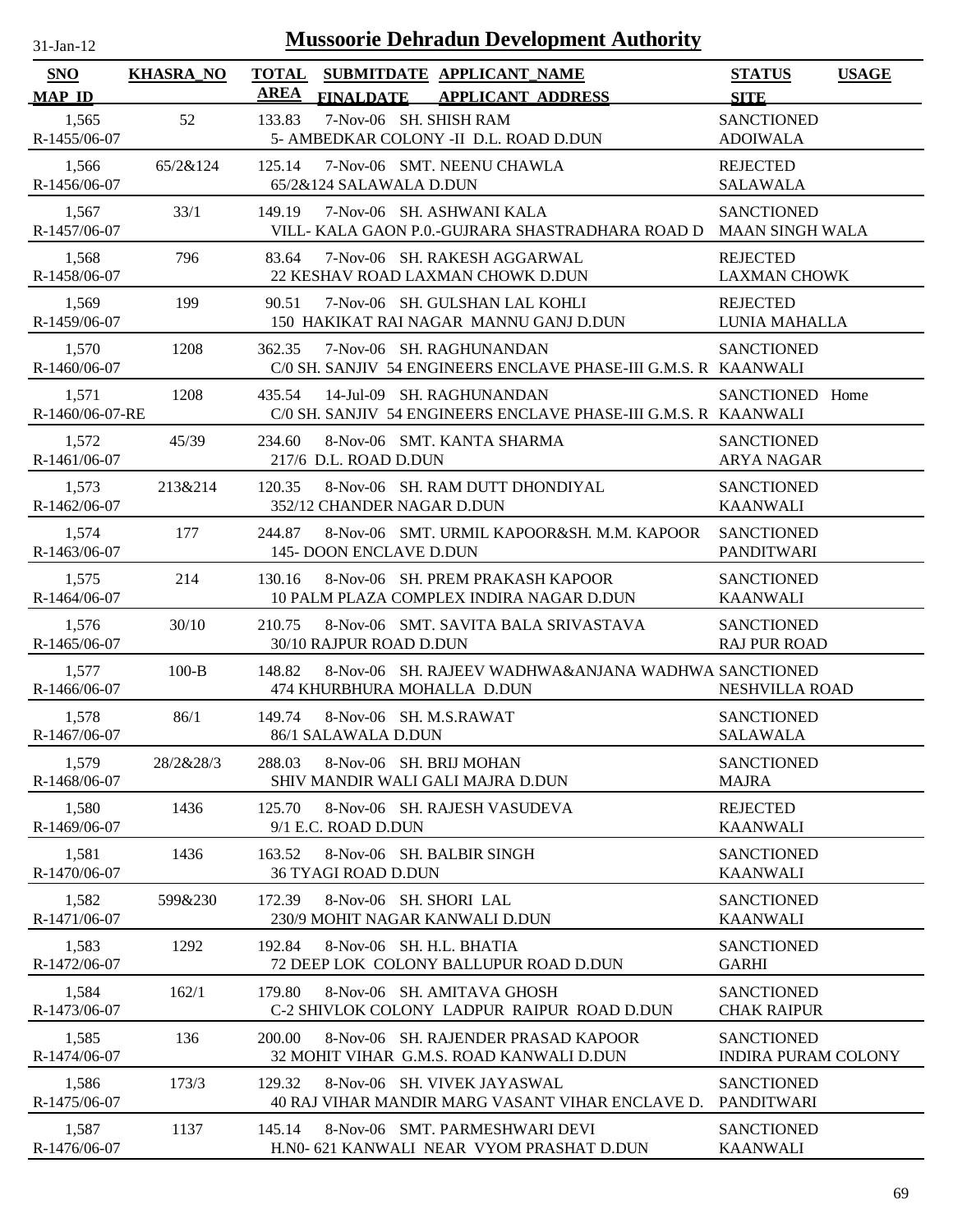# Mussoorie Dehradun Development Authority

31-Jan-12

| SNO / MAP_ID | KHASRA_NO | TOTAL AREA | SUBMITDATE / FINALDATE | APPLICANT_NAME / APPLICANT_ADDRESS | STATUS / SITE | USAGE |
|---|---|---|---|---|---|---|
| 1,565 / R-1455/06-07 | 52 | 133.83 | 7-Nov-06 | SH. SHISH RAM / 5- AMBEDKAR COLONY -II D.L. ROAD D.DUN | SANCTIONED / ADOIWALA | |
| 1,566 / R-1456/06-07 | 65/2&124 | 125.14 | 7-Nov-06 | SMT. NEENU CHAWLA / 65/2&124 SALAWALA D.DUN | REJECTED / SALAWALA | |
| 1,567 / R-1457/06-07 | 33/1 | 149.19 | 7-Nov-06 | SH. ASHWANI KALA / VILL- KALA GAON P.0.-GUJRARA SHASTRADHARA ROAD D | SANCTIONED / MAAN SINGH WALA | |
| 1,568 / R-1458/06-07 | 796 | 83.64 | 7-Nov-06 | SH. RAKESH AGGARWAL / 22 KESHAV ROAD LAXMAN CHOWK D.DUN | REJECTED / LAXMAN CHOWK | |
| 1,569 / R-1459/06-07 | 199 | 90.51 | 7-Nov-06 | SH. GULSHAN LAL KOHLI / 150 HAKIKAT RAI NAGAR MANNU GANJ D.DUN | REJECTED / LUNIA MAHALLA | |
| 1,570 / R-1460/06-07 | 1208 | 362.35 | 7-Nov-06 | SH. RAGHUNANDAN / C/0 SH. SANJIV 54 ENGINEERS ENCLAVE PHASE-III G.M.S. R | SANCTIONED / KAANWALI | |
| 1,571 / R-1460/06-07-RE | 1208 | 435.54 | 14-Jul-09 | SH. RAGHUNANDAN / C/0 SH. SANJIV 54 ENGINEERS ENCLAVE PHASE-III G.M.S. R | SANCTIONED / KAANWALI | Home |
| 1,572 / R-1461/06-07 | 45/39 | 234.60 | 8-Nov-06 | SMT. KANTA SHARMA / 217/6 D.L. ROAD D.DUN | SANCTIONED / ARYA NAGAR | |
| 1,573 / R-1462/06-07 | 213&214 | 120.35 | 8-Nov-06 | SH. RAM DUTT DHONDIYAL / 352/12 CHANDER NAGAR D.DUN | SANCTIONED / KAANWALI | |
| 1,574 / R-1463/06-07 | 177 | 244.87 | 8-Nov-06 | SMT. URMIL KAPOOR&SH. M.M. KAPOOR / 145- DOON ENCLAVE D.DUN | SANCTIONED / PANDITWARI | |
| 1,575 / R-1464/06-07 | 214 | 130.16 | 8-Nov-06 | SH. PREM PRAKASH KAPOOR / 10 PALM PLAZA COMPLEX INDIRA NAGAR D.DUN | SANCTIONED / KAANWALI | |
| 1,576 / R-1465/06-07 | 30/10 | 210.75 | 8-Nov-06 | SMT. SAVITA BALA SRIVASTAVA / 30/10 RAJPUR ROAD D.DUN | SANCTIONED / RAJ PUR ROAD | |
| 1,577 / R-1466/06-07 | 100-B | 148.82 | 8-Nov-06 | SH. RAJEEV WADHWA&ANJANA WADHWA / 474 KHURBHURA MOHALLA D.DUN | SANCTIONED / NESHVILLA ROAD | |
| 1,578 / R-1467/06-07 | 86/1 | 149.74 | 8-Nov-06 | SH. M.S.RAWAT / 86/1 SALAWALA D.DUN | SANCTIONED / SALAWALA | |
| 1,579 / R-1468/06-07 | 28/2&28/3 | 288.03 | 8-Nov-06 | SH. BRIJ MOHAN / SHIV MANDIR WALI GALI MAJRA D.DUN | SANCTIONED / MAJRA | |
| 1,580 / R-1469/06-07 | 1436 | 125.70 | 8-Nov-06 | SH. RAJESH VASUDEVA / 9/1 E.C. ROAD D.DUN | REJECTED / KAANWALI | |
| 1,581 / R-1470/06-07 | 1436 | 163.52 | 8-Nov-06 | SH. BALBIR SINGH / 36 TYAGI ROAD D.DUN | SANCTIONED / KAANWALI | |
| 1,582 / R-1471/06-07 | 599&230 | 172.39 | 8-Nov-06 | SH. SHORI LAL / 230/9 MOHIT NAGAR KANWALI D.DUN | SANCTIONED / KAANWALI | |
| 1,583 / R-1472/06-07 | 1292 | 192.84 | 8-Nov-06 | SH. H.L. BHATIA / 72 DEEP LOK COLONY BALLUPUR ROAD D.DUN | SANCTIONED / GARHI | |
| 1,584 / R-1473/06-07 | 162/1 | 179.80 | 8-Nov-06 | SH. AMITAVA GHOSH / C-2 SHIVLOK COLONY LADPUR RAIPUR ROAD D.DUN | SANCTIONED / CHAK RAIPUR | |
| 1,585 / R-1474/06-07 | 136 | 200.00 | 8-Nov-06 | SH. RAJENDER PRASAD KAPOOR / 32 MOHIT VIHAR G.M.S. ROAD KANWALI D.DUN | SANCTIONED / INDIRA PURAM COLONY | |
| 1,586 / R-1475/06-07 | 173/3 | 129.32 | 8-Nov-06 | SH. VIVEK JAYASWAL / 40 RAJ VIHAR MANDIR MARG VASANT VIHAR ENCLAVE D. | SANCTIONED / PANDITWARI | |
| 1,587 / R-1476/06-07 | 1137 | 145.14 | 8-Nov-06 | SMT. PARMESHWARI DEVI / H.N0- 621 KANWALI NEAR VYOM PRASHAT D.DUN | SANCTIONED / KAANWALI | |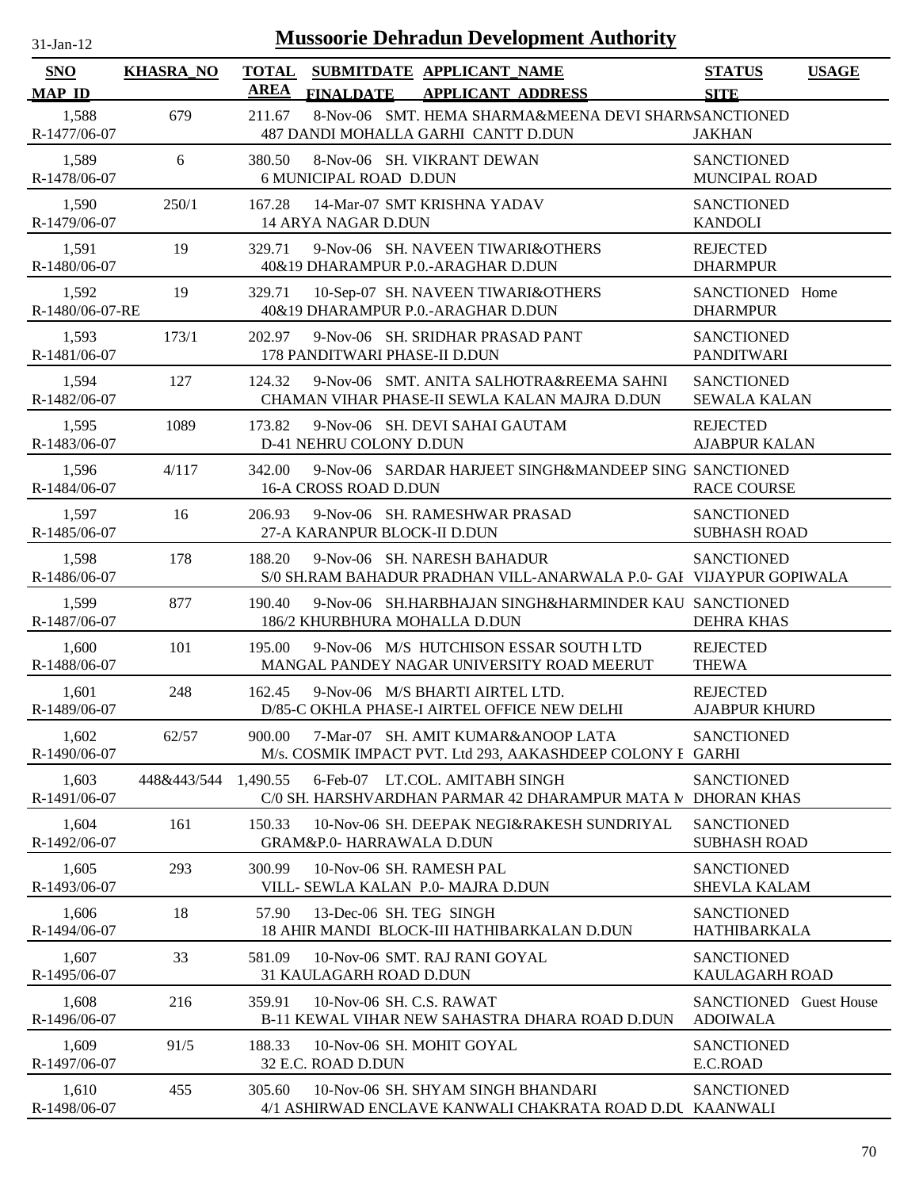# Mussoorie Dehradun Development Authority

31-Jan-12

| SNO<br>MAP_ID | KHASRA_NO | TOTAL AREA | SUBMITDATE<br>FINALDATE | APPLICANT_NAME<br>APPLICANT_ADDRESS | STATUS<br>SITE | USAGE |
|---|---|---|---|---|---|---|
| 1,588<br>R-1477/06-07 | 679 | 211.67 | 8-Nov-06 | SMT. HEMA SHARMA&MEENA DEVI SHARMA<br>487 DANDI MOHALLA GARHI CANTT D.DUN | SANCTIONED<br>JAKHAN | |
| 1,589<br>R-1478/06-07 | 6 | 380.50 | 8-Nov-06 | SH. VIKRANT DEWAN<br>6 MUNICIPAL ROAD D.DUN | SANCTIONED<br>MUNCIPAL ROAD | |
| 1,590<br>R-1479/06-07 | 250/1 | 167.28 | 14-Mar-07 | SMT KRISHNA YADAV<br>14 ARYA NAGAR D.DUN | SANCTIONED<br>KANDOLI | |
| 1,591<br>R-1480/06-07 | 19 | 329.71 | 9-Nov-06 | SH. NAVEEN TIWARI&OTHERS<br>40&19 DHARAMPUR P.0.-ARAGHAR D.DUN | REJECTED<br>DHARMPUR | |
| 1,592<br>R-1480/06-07-RE | 19 | 329.71 | 10-Sep-07 | SH. NAVEEN TIWARI&OTHERS<br>40&19 DHARAMPUR P.0.-ARAGHAR D.DUN | SANCTIONED<br>DHARMPUR | Home |
| 1,593<br>R-1481/06-07 | 173/1 | 202.97 | 9-Nov-06 | SH. SRIDHAR PRASAD PANT<br>178 PANDITWARI PHASE-II D.DUN | SANCTIONED<br>PANDITWARI | |
| 1,594<br>R-1482/06-07 | 127 | 124.32 | 9-Nov-06 | SMT. ANITA SALHOTRA&REEMA SAHNI<br>CHAMAN VIHAR PHASE-II SEWLA KALAN MAJRA D.DUN | SANCTIONED<br>SEWALA KALAN | |
| 1,595<br>R-1483/06-07 | 1089 | 173.82 | 9-Nov-06 | SH. DEVI SAHAI GAUTAM<br>D-41 NEHRU COLONY D.DUN | REJECTED<br>AJABPUR KALAN | |
| 1,596<br>R-1484/06-07 | 4/117 | 342.00 | 9-Nov-06 | SARDAR HARJEET SINGH&MANDEEP SING<br>16-A CROSS ROAD D.DUN | SANCTIONED<br>RACE COURSE | |
| 1,597<br>R-1485/06-07 | 16 | 206.93 | 9-Nov-06 | SH. RAMESHWAR PRASAD<br>27-A KARANPUR BLOCK-II D.DUN | SANCTIONED<br>SUBHASH ROAD | |
| 1,598<br>R-1486/06-07 | 178 | 188.20 | 9-Nov-06 | SH. NARESH BAHADUR<br>S/0 SH.RAM BAHADUR PRADHAN VILL-ANARWALA P.0- GAI | SANCTIONED<br>VIJAYPUR GOPIWALA | |
| 1,599<br>R-1487/06-07 | 877 | 190.40 | 9-Nov-06 | SH.HARBHAJAN SINGH&HARMINDER KAU<br>186/2 KHURBHURA MOHALLA D.DUN | SANCTIONED<br>DEHRA KHAS | |
| 1,600<br>R-1488/06-07 | 101 | 195.00 | 9-Nov-06 | M/S HUTCHISON ESSAR SOUTH LTD<br>MANGAL PANDEY NAGAR UNIVERSITY ROAD MEERUT | REJECTED<br>THEWA | |
| 1,601<br>R-1489/06-07 | 248 | 162.45 | 9-Nov-06 | M/S BHARTI AIRTEL LTD.<br>D/85-C OKHLA PHASE-I AIRTEL OFFICE NEW DELHI | REJECTED<br>AJABPUR KHURD | |
| 1,602<br>R-1490/06-07 | 62/57 | 900.00 | 7-Mar-07 | SH. AMIT KUMAR&ANOOP LATA<br>M/s. COSMIK IMPACT PVT. Ltd 293, AAKASHDEEP COLONY I | SANCTIONED<br>GARHI | |
| 1,603<br>R-1491/06-07 | 448&443/544 | 1,490.55 | 6-Feb-07 | LT.COL. AMITABH SINGH<br>C/0 SH. HARSHVARDHAN PARMAR 42 DHARAMPUR MATA M | SANCTIONED<br>DHORAN KHAS | |
| 1,604<br>R-1492/06-07 | 161 | 150.33 | 10-Nov-06 | SH. DEEPAK NEGI&RAKESH SUNDRIYAL<br>GRAM&P.0- HARRAWALA D.DUN | SANCTIONED<br>SUBHASH ROAD | |
| 1,605<br>R-1493/06-07 | 293 | 300.99 | 10-Nov-06 | SH. RAMESH PAL<br>VILL- SEWLA KALAN P.0- MAJRA D.DUN | SANCTIONED<br>SHEVLA KALAM | |
| 1,606<br>R-1494/06-07 | 18 | 57.90 | 13-Dec-06 | SH. TEG SINGH<br>18 AHIR MANDI BLOCK-III HATHIBARKALAN D.DUN | SANCTIONED<br>HATHIBARKALA | |
| 1,607<br>R-1495/06-07 | 33 | 581.09 | 10-Nov-06 | SMT. RAJ RANI GOYAL<br>31 KAULAGARH ROAD D.DUN | SANCTIONED<br>KAULAGARH ROAD | |
| 1,608<br>R-1496/06-07 | 216 | 359.91 | 10-Nov-06 | SH. C.S. RAWAT<br>B-11 KEWAL VIHAR NEW SAHASTRA DHARA ROAD D.DUN | SANCTIONED<br>ADOIWALA | Guest House |
| 1,609<br>R-1497/06-07 | 91/5 | 188.33 | 10-Nov-06 | SH. MOHIT GOYAL<br>32 E.C. ROAD D.DUN | SANCTIONED<br>E.C.ROAD | |
| 1,610<br>R-1498/06-07 | 455 | 305.60 | 10-Nov-06 | SH. SHYAM SINGH BHANDARI<br>4/1 ASHIRWAD ENCLAVE KANWALI CHAKRATA ROAD D.DU | SANCTIONED<br>KAANWALI | |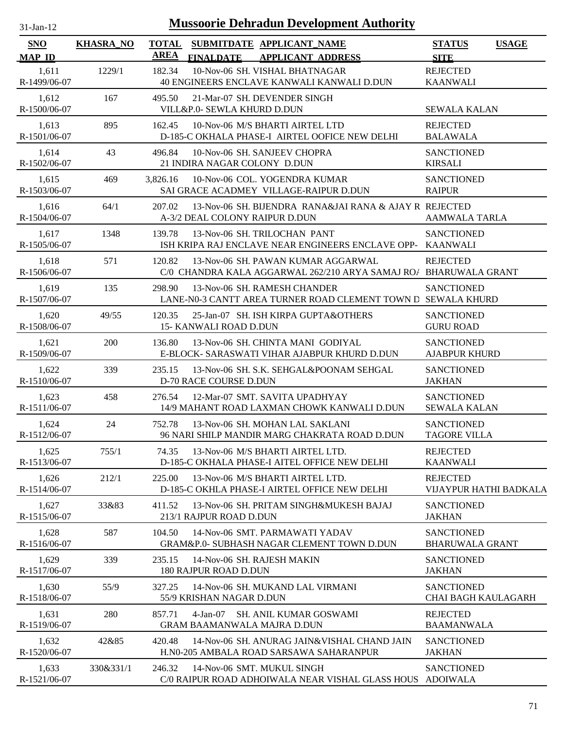# Mussoorie Dehradun Development Authority

31-Jan-12

| SNO / MAP_ID | KHASRA_NO | TOTAL AREA | SUBMITDATE / FINALDATE | APPLICANT_NAME / APPLICANT_ADDRESS | STATUS / SITE | USAGE |
|---|---|---|---|---|---|---|
| 1,611 / R-1499/06-07 | 1229/1 | 182.34 | 10-Nov-06 | SH. VISHAL BHATNAGAR / 40 ENGINEERS ENCLAVE KANWALI KANWALI D.DUN | REJECTED / KAANWALI | |
| 1,612 / R-1500/06-07 | 167 | 495.50 | 21-Mar-07 | SH. DEVENDER SINGH / VILL&P.0- SEWLA KHURD D.DUN | SEWALA KALAN | |
| 1,613 / R-1501/06-07 | 895 | 162.45 | 10-Nov-06 | M/S BHARTI AIRTEL LTD / D-185-C OKHALA PHASE-I AIRTEL OOFICE NEW DELHI | REJECTED / BALAWALA | |
| 1,614 / R-1502/06-07 | 43 | 496.84 | 10-Nov-06 | SH. SANJEEV CHOPRA / 21 INDIRA NAGAR COLONY D.DUN | SANCTIONED / KIRSALI | |
| 1,615 / R-1503/06-07 | 469 | 3,826.16 | 10-Nov-06 | COL. YOGENDRA KUMAR / SAI GRACE ACADMEY VILLAGE-RAIPUR D.DUN | SANCTIONED / RAIPUR | |
| 1,616 / R-1504/06-07 | 64/1 | 207.02 | 13-Nov-06 | SH. BIJENDRA RANA&JAI RANA & AJAY R / A-3/2 DEAL COLONY RAIPUR D.DUN | REJECTED / AAMWALA TARLA | |
| 1,617 / R-1505/06-07 | 1348 | 139.78 | 13-Nov-06 | SH. TRILOCHAN PANT / ISH KRIPA RAJ ENCLAVE NEAR ENGINEERS ENCLAVE OPP- | SANCTIONED / KAANWALI | |
| 1,618 / R-1506/06-07 | 571 | 120.82 | 13-Nov-06 | SH. PAWAN KUMAR AGGARWAL / C/0 CHANDRA KALA AGGARWAL 262/210 ARYA SAMAJ RO/ | REJECTED / BHARUWALA GRANT | |
| 1,619 / R-1507/06-07 | 135 | 298.90 | 13-Nov-06 | SH. RAMESH CHANDER / LANE-N0-3 CANTT AREA TURNER ROAD CLEMENT TOWN D | SANCTIONED / SEWALA KHURD | |
| 1,620 / R-1508/06-07 | 49/55 | 120.35 | 25-Jan-07 | SH. ISH KIRPA GUPTA&OTHERS / 15- KANWALI ROAD D.DUN | SANCTIONED / GURU ROAD | |
| 1,621 / R-1509/06-07 | 200 | 136.80 | 13-Nov-06 | SH. CHINTA MANI GODIYAL / E-BLOCK- SARASWATI VIHAR AJABPUR KHURD D.DUN | SANCTIONED / AJABPUR KHURD | |
| 1,622 / R-1510/06-07 | 339 | 235.15 | 13-Nov-06 | SH. S.K. SEHGAL&POONAM SEHGAL / D-70 RACE COURSE D.DUN | SANCTIONED / JAKHAN | |
| 1,623 / R-1511/06-07 | 458 | 276.54 | 12-Mar-07 | SMT. SAVITA UPADHYAY / 14/9 MAHANT ROAD LAXMAN CHOWK KANWALI D.DUN | SANCTIONED / SEWALA KALAN | |
| 1,624 / R-1512/06-07 | 24 | 752.78 | 13-Nov-06 | SH. MOHAN LAL SAKLANI / 96 NARI SHILP MANDIR MARG CHAKRATA ROAD D.DUN | SANCTIONED / TAGORE VILLA | |
| 1,625 / R-1513/06-07 | 755/1 | 74.35 | 13-Nov-06 | M/S BHARTI AIRTEL LTD. / D-185-C OKHALA PHASE-I AITEL OFFICE NEW DELHI | REJECTED / KAANWALI | |
| 1,626 / R-1514/06-07 | 212/1 | 225.00 | 13-Nov-06 | M/S BHARTI AIRTEL LTD. / D-185-C OKHLA PHASE-I AIRTEL OFFICE NEW DELHI | REJECTED / VIJAYPUR HATHI BADKALA | |
| 1,627 / R-1515/06-07 | 33&83 | 411.52 | 13-Nov-06 | SH. PRITAM SINGH&MUKESH BAJAJ / 213/1 RAJPUR ROAD D.DUN | SANCTIONED / JAKHAN | |
| 1,628 / R-1516/06-07 | 587 | 104.50 | 14-Nov-06 | SMT. PARMAWATI YADAV / GRAM&P.0- SUBHASH NAGAR CLEMENT TOWN D.DUN | SANCTIONED / BHARUWALA GRANT | |
| 1,629 / R-1517/06-07 | 339 | 235.15 | 14-Nov-06 | SH. RAJESH MAKIN / 180 RAJPUR ROAD D.DUN | SANCTIONED / JAKHAN | |
| 1,630 / R-1518/06-07 | 55/9 | 327.25 | 14-Nov-06 | SH. MUKAND LAL VIRMANI / 55/9 KRISHAN NAGAR D.DUN | SANCTIONED / CHAI BAGH KAULAGARH | |
| 1,631 / R-1519/06-07 | 280 | 857.71 | 4-Jan-07 | SH. ANIL KUMAR GOSWAMI / GRAM BAAMANWALA MAJRA D.DUN | REJECTED / BAAMANWALA | |
| 1,632 / R-1520/06-07 | 42&85 | 420.48 | 14-Nov-06 | SH. ANURAG JAIN&VISHAL CHAND JAIN / H.N0-205 AMBALA ROAD SARSAWA SAHARANPUR | SANCTIONED / JAKHAN | |
| 1,633 / R-1521/06-07 | 330&331/1 | 246.32 | 14-Nov-06 | SMT. MUKUL SINGH / C/0 RAIPUR ROAD ADHOIWALA NEAR VISHAL GLASS HOUS | SANCTIONED / ADOIWALA | |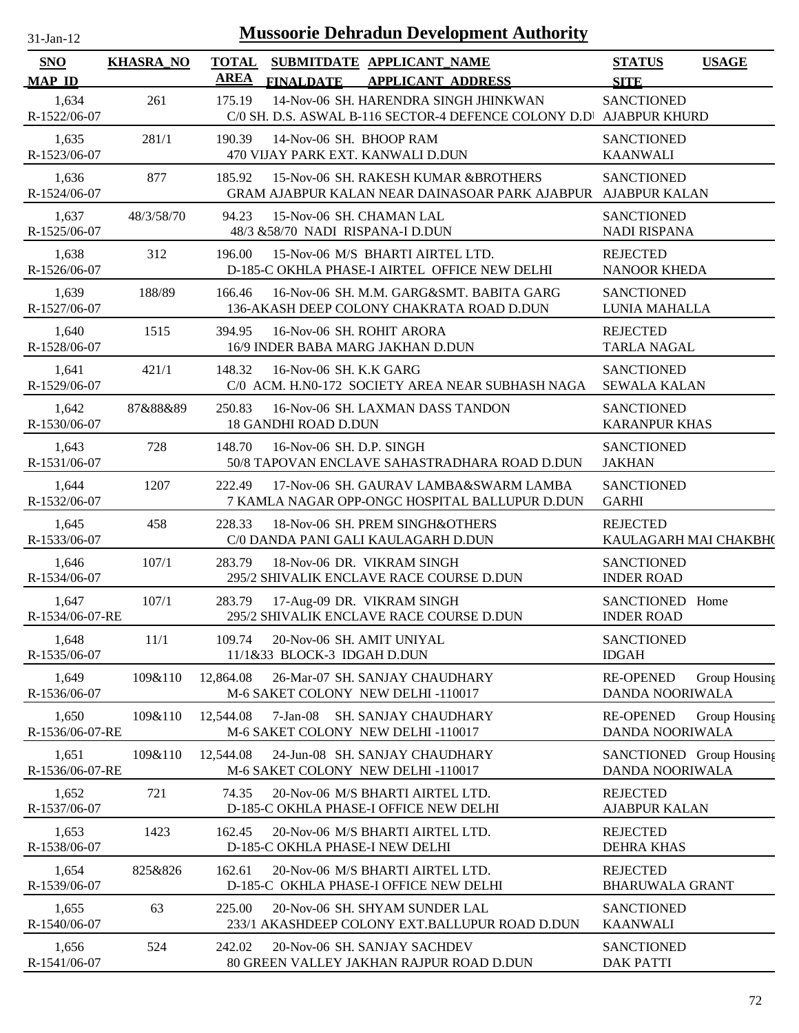# Mussoorie Dehradun Development Authority

31-Jan-12

| SNO | KHASRA_NO | TOTAL AREA | SUBMITDATE | APPLICANT_NAME | STATUS | USAGE |
|---|---|---|---|---|---|---|
| MAP_ID | | | FINALDATE | APPLICANT_ADDRESS | SITE | |
| 1,634 | 261 | 175.19 | 14-Nov-06 | SH. HARENDRA SINGH JHINKWAN | SANCTIONED | |
| R-1522/06-07 | | | | C/0 SH. D.S. ASWAL B-116 SECTOR-4 DEFENCE COLONY D.DI | AJABPUR KHURD | |
| 1,635 | 281/1 | 190.39 | 14-Nov-06 | SH. BHOOP RAM | SANCTIONED | |
| R-1523/06-07 | | | | 470 VIJAY PARK EXT. KANWALI D.DUN | KAANWALI | |
| 1,636 | 877 | 185.92 | 15-Nov-06 | SH. RAKESH KUMAR &BROTHERS | SANCTIONED | |
| R-1524/06-07 | | | | GRAM AJABPUR KALAN NEAR DAINASOAR PARK AJABPUR | AJABPUR KALAN | |
| 1,637 | 48/3/58/70 | 94.23 | 15-Nov-06 | SH. CHAMAN LAL | SANCTIONED | |
| R-1525/06-07 | | | | 48/3 &58/70 NADI RISPANA-I D.DUN | NADI RISPANA | |
| 1,638 | 312 | 196.00 | 15-Nov-06 | M/S BHARTI AIRTEL LTD. | REJECTED | |
| R-1526/06-07 | | | | D-185-C OKHLA PHASE-I AIRTEL OFFICE NEW DELHI | NANOOR KHEDA | |
| 1,639 | 188/89 | 166.46 | 16-Nov-06 | SH. M.M. GARG&SMT. BABITA GARG | SANCTIONED | |
| R-1527/06-07 | | | | 136-AKASH DEEP COLONY CHAKRATA ROAD D.DUN | LUNIA MAHALLA | |
| 1,640 | 1515 | 394.95 | 16-Nov-06 | SH. ROHIT ARORA | REJECTED | |
| R-1528/06-07 | | | | 16/9 INDER BABA MARG JAKHAN D.DUN | TARLA NAGAL | |
| 1,641 | 421/1 | 148.32 | 16-Nov-06 | SH. K.K GARG | SANCTIONED | |
| R-1529/06-07 | | | | C/0 ACM. H.N0-172 SOCIETY AREA NEAR SUBHASH NAGA | SEWALA KALAN | |
| 1,642 | 87&88&89 | 250.83 | 16-Nov-06 | SH. LAXMAN DASS TANDON | SANCTIONED | |
| R-1530/06-07 | | | | 18 GANDHI ROAD D.DUN | KARANPUR KHAS | |
| 1,643 | 728 | 148.70 | 16-Nov-06 | SH. D.P. SINGH | SANCTIONED | |
| R-1531/06-07 | | | | 50/8 TAPOVAN ENCLAVE SAHASTRADHARA ROAD D.DUN | JAKHAN | |
| 1,644 | 1207 | 222.49 | 17-Nov-06 | SH. GAURAV LAMBA&SWARM LAMBA | SANCTIONED | |
| R-1532/06-07 | | | | 7 KAMLA NAGAR OPP-ONGC HOSPITAL BALLUPUR D.DUN | GARHI | |
| 1,645 | 458 | 228.33 | 18-Nov-06 | SH. PREM SINGH&OTHERS | REJECTED | |
| R-1533/06-07 | | | | C/0 DANDA PANI GALI KAULAGARH D.DUN | KAULAGARH MAI CHAKBHO | |
| 1,646 | 107/1 | 283.79 | 18-Nov-06 | DR. VIKRAM SINGH | SANCTIONED | |
| R-1534/06-07 | | | | 295/2 SHIVALIK ENCLAVE RACE COURSE D.DUN | INDER ROAD | |
| 1,647 | 107/1 | 283.79 | 17-Aug-09 | DR. VIKRAM SINGH | SANCTIONED | Home |
| R-1534/06-07-RE | | | | 295/2 SHIVALIK ENCLAVE RACE COURSE D.DUN | INDER ROAD | |
| 1,648 | 11/1 | 109.74 | 20-Nov-06 | SH. AMIT UNIYAL | SANCTIONED | |
| R-1535/06-07 | | | | 11/1&33 BLOCK-3 IDGAH D.DUN | IDGAH | |
| 1,649 | 109&110 | 12,864.08 | 26-Mar-07 | SH. SANJAY CHAUDHARY | RE-OPENED | Group Housing |
| R-1536/06-07 | | | | M-6 SAKET COLONY NEW DELHI -110017 | DANDA NOORIWALA | |
| 1,650 | 109&110 | 12,544.08 | 7-Jan-08 | SH. SANJAY CHAUDHARY | RE-OPENED | Group Housing |
| R-1536/06-07-RE | | | | M-6 SAKET COLONY NEW DELHI -110017 | DANDA NOORIWALA | |
| 1,651 | 109&110 | 12,544.08 | 24-Jun-08 | SH. SANJAY CHAUDHARY | SANCTIONED | Group Housing |
| R-1536/06-07-RE | | | | M-6 SAKET COLONY NEW DELHI -110017 | DANDA NOORIWALA | |
| 1,652 | 721 | 74.35 | 20-Nov-06 | M/S BHARTI AIRTEL LTD. | REJECTED | |
| R-1537/06-07 | | | | D-185-C OKHLA PHASE-I OFFICE NEW DELHI | AJABPUR KALAN | |
| 1,653 | 1423 | 162.45 | 20-Nov-06 | M/S BHARTI AIRTEL LTD. | REJECTED | |
| R-1538/06-07 | | | | D-185-C OKHLA PHASE-I NEW DELHI | DEHRA KHAS | |
| 1,654 | 825&826 | 162.61 | 20-Nov-06 | M/S BHARTI AIRTEL LTD. | REJECTED | |
| R-1539/06-07 | | | | D-185-C OKHLA PHASE-I OFFICE NEW DELHI | BHARUWALA GRANT | |
| 1,655 | 63 | 225.00 | 20-Nov-06 | SH. SHYAM SUNDER LAL | SANCTIONED | |
| R-1540/06-07 | | | | 233/1 AKASHDEEP COLONY EXT.BALLUPUR ROAD D.DUN | KAANWALI | |
| 1,656 | 524 | 242.02 | 20-Nov-06 | SH. SANJAY SACHDEV | SANCTIONED | |
| R-1541/06-07 | | | | 80 GREEN VALLEY JAKHAN RAJPUR ROAD D.DUN | DAK PATTI | |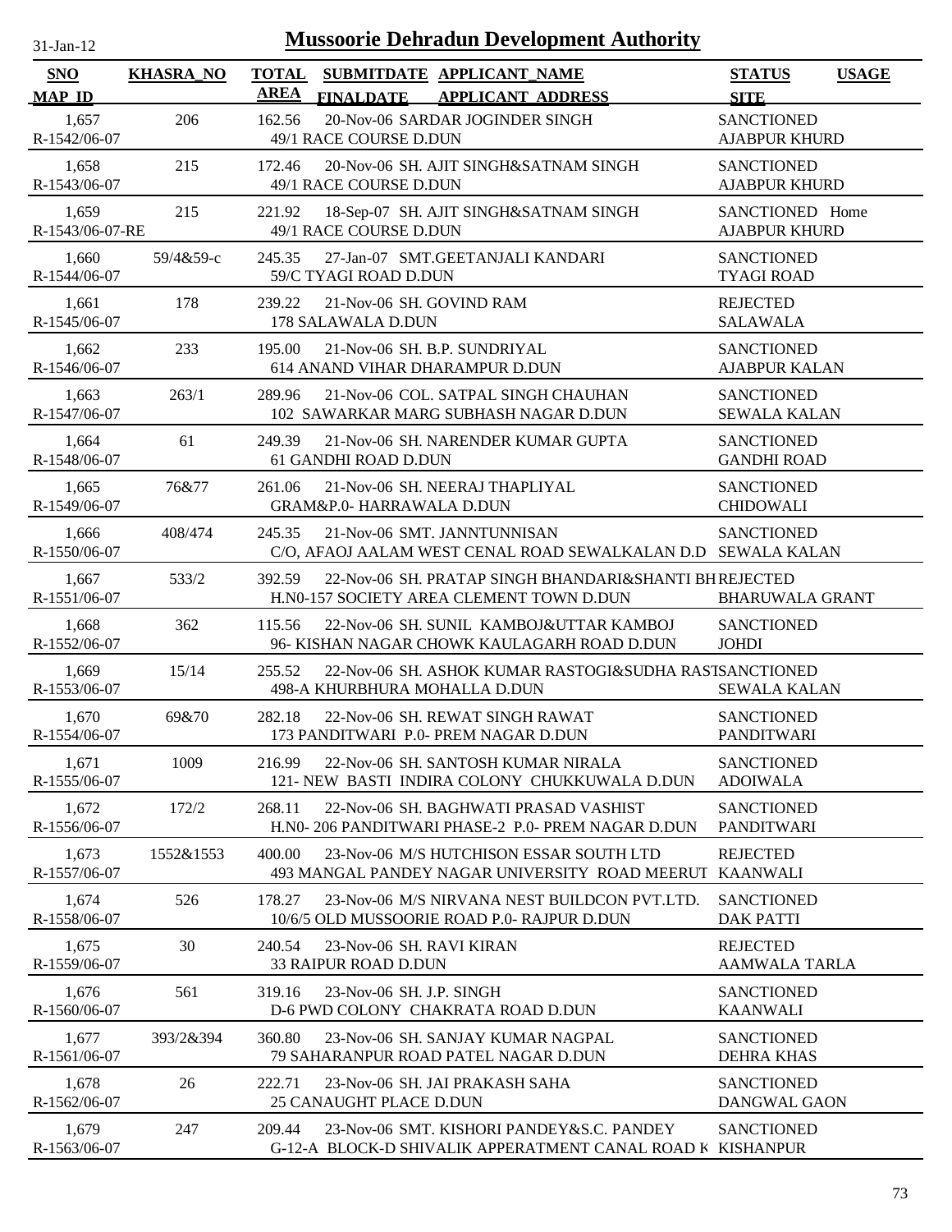# Mussoorie Dehradun Development Authority

31-Jan-12

| SNO / MAP_ID | KHASRA_NO | TOTAL AREA | SUBMITDATE / FINALDATE | APPLICANT_NAME / APPLICANT_ADDRESS | STATUS / SITE | USAGE |
|---|---|---|---|---|---|---|
| 1,657 / R-1542/06-07 | 206 | 162.56 | 20-Nov-06 | SARDAR JOGINDER SINGH / 49/1 RACE COURSE D.DUN | SANCTIONED / AJABPUR KHURD | |
| 1,658 / R-1543/06-07 | 215 | 172.46 | 20-Nov-06 | SH. AJIT SINGH&SATNAM SINGH / 49/1 RACE COURSE D.DUN | SANCTIONED / AJABPUR KHURD | |
| 1,659 / R-1543/06-07-RE | 215 | 221.92 | 18-Sep-07 | SH. AJIT SINGH&SATNAM SINGH / 49/1 RACE COURSE D.DUN | SANCTIONED / AJABPUR KHURD | Home |
| 1,660 / R-1544/06-07 | 59/4&59-c | 245.35 | 27-Jan-07 | SMT.GEETANJALI KANDARI / 59/C TYAGI ROAD D.DUN | SANCTIONED / TYAGI ROAD | |
| 1,661 / R-1545/06-07 | 178 | 239.22 | 21-Nov-06 | SH. GOVIND RAM / 178 SALAWALA D.DUN | REJECTED / SALAWALA | |
| 1,662 / R-1546/06-07 | 233 | 195.00 | 21-Nov-06 | SH. B.P. SUNDRIYAL / 614 ANAND VIHAR DHARAMPUR D.DUN | SANCTIONED / AJABPUR KALAN | |
| 1,663 / R-1547/06-07 | 263/1 | 289.96 | 21-Nov-06 | COL. SATPAL SINGH CHAUHAN / 102 SAWARKAR MARG SUBHASH NAGAR D.DUN | SANCTIONED / SEWALA KALAN | |
| 1,664 / R-1548/06-07 | 61 | 249.39 | 21-Nov-06 | SH. NARENDER KUMAR GUPTA / 61 GANDHI ROAD D.DUN | SANCTIONED / GANDHI ROAD | |
| 1,665 / R-1549/06-07 | 76&77 | 261.06 | 21-Nov-06 | SH. NEERAJ THAPLIYAL / GRAM&P.0- HARRAWALA D.DUN | SANCTIONED / CHIDOWALI | |
| 1,666 / R-1550/06-07 | 408/474 | 245.35 | 21-Nov-06 | SMT. JANNTUNNISAN / C/O, AFAOJ AALAM WEST CENAL ROAD SEWALKALAN D.D | SANCTIONED / SEWALA KALAN | |
| 1,667 / R-1551/06-07 | 533/2 | 392.59 | 22-Nov-06 | SH. PRATAP SINGH BHANDARI&SHANTI BH / H.N0-157 SOCIETY AREA CLEMENT TOWN D.DUN | REJECTED / BHARUWALA GRANT | |
| 1,668 / R-1552/06-07 | 362 | 115.56 | 22-Nov-06 | SH. SUNIL KAMBOJ&UTTAR KAMBOJ / 96- KISHAN NAGAR CHOWK KAULAGARH ROAD D.DUN | SANCTIONED / JOHDI | |
| 1,669 / R-1553/06-07 | 15/14 | 255.52 | 22-Nov-06 | SH. ASHOK KUMAR RASTOGI&SUDHA RAST / 498-A KHURBHURA MOHALLA D.DUN | SANCTIONED / SEWALA KALAN | |
| 1,670 / R-1554/06-07 | 69&70 | 282.18 | 22-Nov-06 | SH. REWAT SINGH RAWAT / 173 PANDITWARI P.0- PREM NAGAR D.DUN | SANCTIONED / PANDITWARI | |
| 1,671 / R-1555/06-07 | 1009 | 216.99 | 22-Nov-06 | SH. SANTOSH KUMAR NIRALA / 121- NEW BASTI INDIRA COLONY CHUKKUWALA D.DUN | SANCTIONED / ADOIWALA | |
| 1,672 / R-1556/06-07 | 172/2 | 268.11 | 22-Nov-06 | SH. BAGHWATI PRASAD VASHIST / H.N0- 206 PANDITWARI PHASE-2 P.0- PREM NAGAR D.DUN | SANCTIONED / PANDITWARI | |
| 1,673 / R-1557/06-07 | 1552&1553 | 400.00 | 23-Nov-06 | M/S HUTCHISON ESSAR SOUTH LTD / 493 MANGAL PANDEY NAGAR UNIVERSITY ROAD MEERUT | REJECTED / KAANWALI | |
| 1,674 / R-1558/06-07 | 526 | 178.27 | 23-Nov-06 | M/S NIRVANA NEST BUILDCON PVT.LTD. / 10/6/5 OLD MUSSOORIE ROAD P.0- RAJPUR D.DUN | SANCTIONED / DAK PATTI | |
| 1,675 / R-1559/06-07 | 30 | 240.54 | 23-Nov-06 | SH. RAVI KIRAN / 33 RAIPUR ROAD D.DUN | REJECTED / AAMWALA TARLA | |
| 1,676 / R-1560/06-07 | 561 | 319.16 | 23-Nov-06 | SH. J.P. SINGH / D-6 PWD COLONY CHAKRATA ROAD D.DUN | SANCTIONED / KAANWALI | |
| 1,677 / R-1561/06-07 | 393/2&394 | 360.80 | 23-Nov-06 | SH. SANJAY KUMAR NAGPAL / 79 SAHARANPUR ROAD PATEL NAGAR D.DUN | SANCTIONED / DEHRA KHAS | |
| 1,678 / R-1562/06-07 | 26 | 222.71 | 23-Nov-06 | SH. JAI PRAKASH SAHA / 25 CANAUGHT PLACE D.DUN | SANCTIONED / DANGWAL GAON | |
| 1,679 / R-1563/06-07 | 247 | 209.44 | 23-Nov-06 | SMT. KISHORI PANDEY&S.C. PANDEY / G-12-A BLOCK-D SHIVALIK APPERATMENT CANAL ROAD K | SANCTIONED / KISHANPUR | |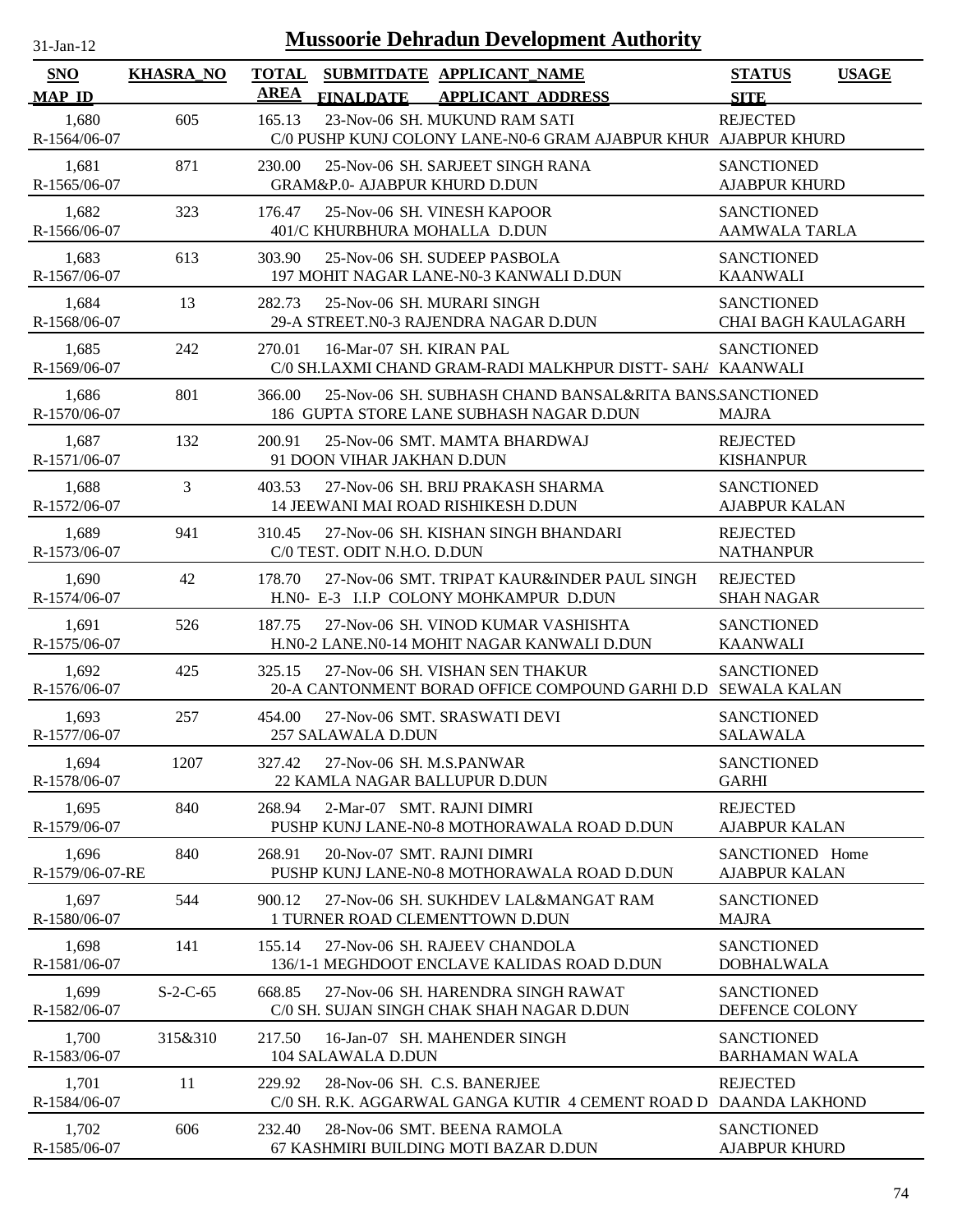# Mussoorie Dehradun Development Authority

| SNO / MAP_ID | KHASRA_NO | TOTAL AREA | SUBMITDATE / FINALDATE | APPLICANT_NAME / APPLICANT_ADDRESS | STATUS / SITE | USAGE |
|---|---|---|---|---|---|---|
| 1,680 / R-1564/06-07 | 605 | 165.13 | 23-Nov-06 | SH. MUKUND RAM SATI / C/0 PUSHP KUNJ COLONY LANE-N0-6 GRAM AJABPUR KHUR | REJECTED / AJABPUR KHURD | |
| 1,681 / R-1565/06-07 | 871 | 230.00 | 25-Nov-06 | SH. SARJEET SINGH RANA / GRAM&P.0- AJABPUR KHURD D.DUN | SANCTIONED / AJABPUR KHURD | |
| 1,682 / R-1566/06-07 | 323 | 176.47 | 25-Nov-06 | SH. VINESH KAPOOR / 401/C KHURBHURA MOHALLA D.DUN | SANCTIONED / AAMWALA TARLA | |
| 1,683 / R-1567/06-07 | 613 | 303.90 | 25-Nov-06 | SH. SUDEEP PASBOLA / 197 MOHIT NAGAR LANE-N0-3 KANWALI D.DUN | SANCTIONED / KAANWALI | |
| 1,684 / R-1568/06-07 | 13 | 282.73 | 25-Nov-06 | SH. MURARI SINGH / 29-A STREET.N0-3 RAJENDRA NAGAR D.DUN | SANCTIONED / CHAI BAGH KAULAGARH | |
| 1,685 / R-1569/06-07 | 242 | 270.01 | 16-Mar-07 | SH. KIRAN PAL / C/0 SH.LAXMI CHAND GRAM-RADI MALKHPUR DISTT- SAH/ | SANCTIONED / KAANWALI | |
| 1,686 / R-1570/06-07 | 801 | 366.00 | 25-Nov-06 | SH. SUBHASH CHAND BANSAL&RITA BANS / 186 GUPTA STORE LANE SUBHASH NAGAR D.DUN | SANCTIONED / MAJRA | |
| 1,687 / R-1571/06-07 | 132 | 200.91 | 25-Nov-06 | SMT. MAMTA BHARDWAJ / 91 DOON VIHAR JAKHAN D.DUN | REJECTED / KISHANPUR | |
| 1,688 / R-1572/06-07 | 3 | 403.53 | 27-Nov-06 | SH. BRIJ PRAKASH SHARMA / 14 JEEWANI MAI ROAD RISHIKESH D.DUN | SANCTIONED / AJABPUR KALAN | |
| 1,689 / R-1573/06-07 | 941 | 310.45 | 27-Nov-06 | SH. KISHAN SINGH BHANDARI / C/0 TEST. ODIT N.H.O. D.DUN | REJECTED / NATHANPUR | |
| 1,690 / R-1574/06-07 | 42 | 178.70 | 27-Nov-06 | SMT. TRIPAT KAUR&INDER PAUL SINGH / H.N0- E-3 I.I.P COLONY MOHKAMPUR D.DUN | REJECTED / SHAH NAGAR | |
| 1,691 / R-1575/06-07 | 526 | 187.75 | 27-Nov-06 | SH. VINOD KUMAR VASHISHTA / H.N0-2 LANE.N0-14 MOHIT NAGAR KANWALI D.DUN | SANCTIONED / KAANWALI | |
| 1,692 / R-1576/06-07 | 425 | 325.15 | 27-Nov-06 | SH. VISHAN SEN THAKUR / 20-A CANTONMENT BORAD OFFICE COMPOUND GARHI D.D | SANCTIONED / SEWALA KALAN | |
| 1,693 / R-1577/06-07 | 257 | 454.00 | 27-Nov-06 | SMT. SRASWATI DEVI / 257 SALAWALA D.DUN | SANCTIONED / SALAWALA | |
| 1,694 / R-1578/06-07 | 1207 | 327.42 | 27-Nov-06 | SH. M.S.PANWAR / 22 KAMLA NAGAR BALLUPUR D.DUN | SANCTIONED / GARHI | |
| 1,695 / R-1579/06-07 | 840 | 268.94 | 2-Mar-07 | SMT. RAJNI DIMRI / PUSHP KUNJ LANE-N0-8 MOTHORAWALA ROAD D.DUN | REJECTED / AJABPUR KALAN | |
| 1,696 / R-1579/06-07-RE | 840 | 268.91 | 20-Nov-07 | SMT. RAJNI DIMRI / PUSHP KUNJ LANE-N0-8 MOTHORAWALA ROAD D.DUN | SANCTIONED / AJABPUR KALAN | Home |
| 1,697 / R-1580/06-07 | 544 | 900.12 | 27-Nov-06 | SH. SUKHDEV LAL&MANGAT RAM / 1 TURNER ROAD CLEMENTTOWN D.DUN | SANCTIONED / MAJRA | |
| 1,698 / R-1581/06-07 | 141 | 155.14 | 27-Nov-06 | SH. RAJEEV CHANDOLA / 136/1-1 MEGHDOOT ENCLAVE KALIDAS ROAD D.DUN | SANCTIONED / DOBHALWALA | |
| 1,699 / R-1582/06-07 | S-2-C-65 | 668.85 | 27-Nov-06 | SH. HARENDRA SINGH RAWAT / C/0 SH. SUJAN SINGH CHAK SHAH NAGAR D.DUN | SANCTIONED / DEFENCE COLONY | |
| 1,700 / R-1583/06-07 | 315&310 | 217.50 | 16-Jan-07 | SH. MAHENDER SINGH / 104 SALAWALA D.DUN | SANCTIONED / BARHAMAN WALA | |
| 1,701 / R-1584/06-07 | 11 | 229.92 | 28-Nov-06 | SH. C.S. BANERJEE / C/0 SH. R.K. AGGARWAL GANGA KUTIR 4 CEMENT ROAD D | REJECTED / DAANDA LAKHOND | |
| 1,702 / R-1585/06-07 | 606 | 232.40 | 28-Nov-06 | SMT. BEENA RAMOLA / 67 KASHMIRI BUILDING MOTI BAZAR D.DUN | SANCTIONED / AJABPUR KHURD | |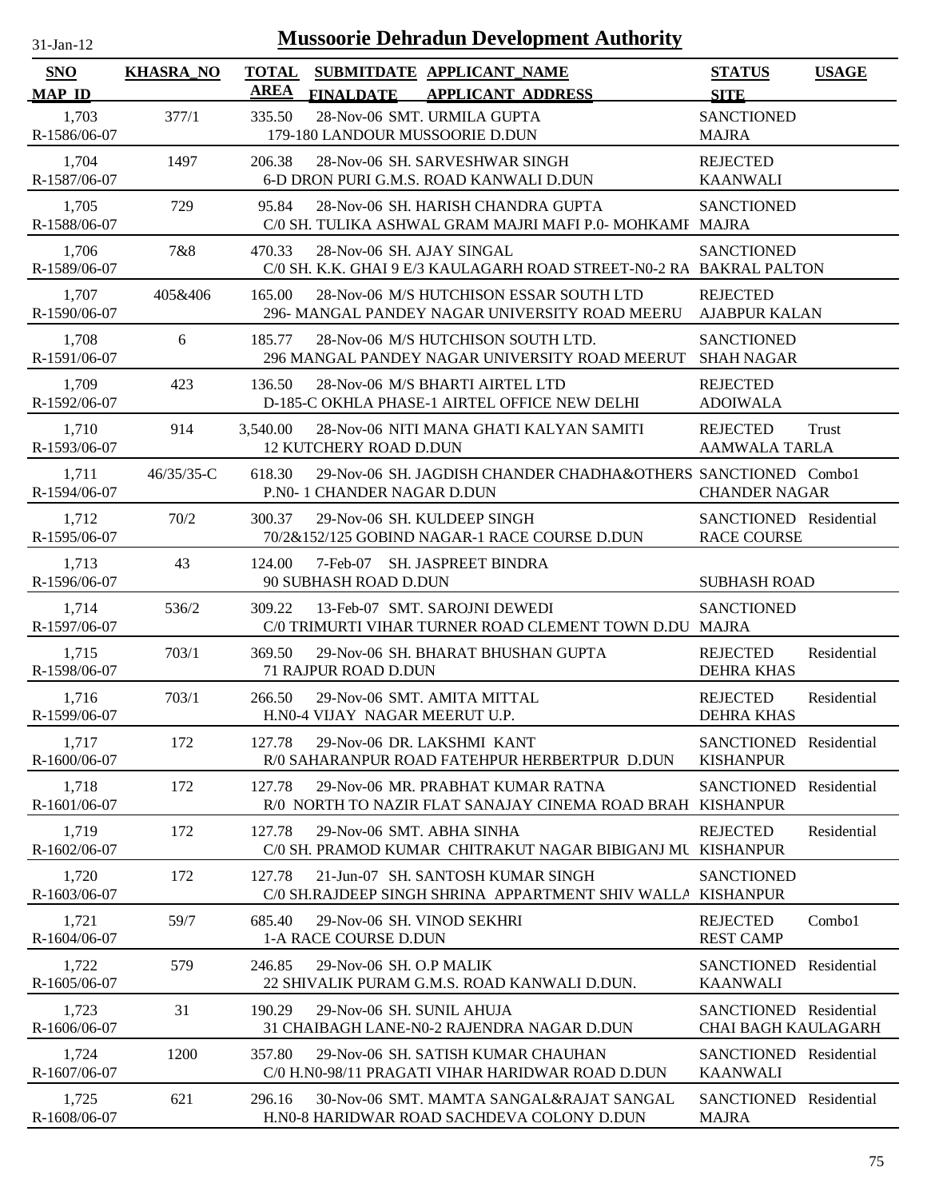# Mussoorie Dehradun Development Authority

31-Jan-12

| SNO / MAP_ID | KHASRA_NO | TOTAL AREA | SUBMITDATE / FINALDATE | APPLICANT_NAME / APPLICANT_ADDRESS | STATUS / SITE | USAGE |
|---|---|---|---|---|---|---|
| 1,703 / R-1586/06-07 | 377/1 | 335.50 | 28-Nov-06 | SMT. URMILA GUPTA / 179-180 LANDOUR MUSSOORIE D.DUN | SANCTIONED / MAJRA | |
| 1,704 / R-1587/06-07 | 1497 | 206.38 | 28-Nov-06 | SH. SARVESHWAR SINGH / 6-D DRON PURI G.M.S. ROAD KANWALI D.DUN | REJECTED / KAANWALI | |
| 1,705 / R-1588/06-07 | 729 | 95.84 | 28-Nov-06 | SH. HARISH CHANDRA GUPTA / C/0 SH. TULIKA ASHWAL GRAM MAJRI MAFI P.0- MOHKAMI | SANCTIONED / MAJRA | |
| 1,706 / R-1589/06-07 | 7&8 | 470.33 | 28-Nov-06 | SH. AJAY SINGAL / C/0 SH. K.K. GHAI 9 E/3 KAULAGARH ROAD STREET-N0-2 RA | SANCTIONED / BAKRAL PALTON | |
| 1,707 / R-1590/06-07 | 405&406 | 165.00 | 28-Nov-06 | M/S HUTCHISON ESSAR SOUTH LTD / 296- MANGAL PANDEY NAGAR UNIVERSITY ROAD MEERU | REJECTED / AJABPUR KALAN | |
| 1,708 / R-1591/06-07 | 6 | 185.77 | 28-Nov-06 | M/S HUTCHISON SOUTH LTD. / 296 MANGAL PANDEY NAGAR UNIVERSITY ROAD MEERUT | SANCTIONED / SHAH NAGAR | |
| 1,709 / R-1592/06-07 | 423 | 136.50 | 28-Nov-06 | M/S BHARTI AIRTEL LTD / D-185-C OKHLA PHASE-1 AIRTEL OFFICE NEW DELHI | REJECTED / ADOIWALA | |
| 1,710 / R-1593/06-07 | 914 | 3,540.00 | 28-Nov-06 | NITI MANA GHATI KALYAN SAMITI / 12 KUTCHERY ROAD D.DUN | REJECTED / AAMWALA TARLA | Trust |
| 1,711 / R-1594/06-07 | 46/35/35-C | 618.30 | 29-Nov-06 | SH. JAGDISH CHANDER CHADHA&OTHERS / P.N0- 1 CHANDER NAGAR D.DUN | SANCTIONED / CHANDER NAGAR | Combo1 |
| 1,712 / R-1595/06-07 | 70/2 | 300.37 | 29-Nov-06 | SH. KULDEEP SINGH / 70/2&152/125 GOBIND NAGAR-1 RACE COURSE D.DUN | SANCTIONED / RACE COURSE | Residential |
| 1,713 / R-1596/06-07 | 43 | 124.00 | 7-Feb-07 | SH. JASPREET BINDRA / 90 SUBHASH ROAD D.DUN | SUBHASH ROAD | |
| 1,714 / R-1597/06-07 | 536/2 | 309.22 | 13-Feb-07 | SMT. SAROJNI DEWEDI / C/0 TRIMURTI VIHAR TURNER ROAD CLEMENT TOWN D.DU | SANCTIONED / MAJRA | |
| 1,715 / R-1598/06-07 | 703/1 | 369.50 | 29-Nov-06 | SH. BHARAT BHUSHAN GUPTA / 71 RAJPUR ROAD D.DUN | REJECTED / DEHRA KHAS | Residential |
| 1,716 / R-1599/06-07 | 703/1 | 266.50 | 29-Nov-06 | SMT. AMITA MITTAL / H.N0-4 VIJAY NAGAR MEERUT U.P. | REJECTED / DEHRA KHAS | Residential |
| 1,717 / R-1600/06-07 | 172 | 127.78 | 29-Nov-06 | DR. LAKSHMI KANT / R/0 SAHARANPUR ROAD FATEHPUR HERBERTPUR D.DUN | SANCTIONED / KISHANPUR | Residential |
| 1,718 / R-1601/06-07 | 172 | 127.78 | 29-Nov-06 | MR. PRABHAT KUMAR RATNA / R/0 NORTH TO NAZIR FLAT SANAJAY CINEMA ROAD BRAH | SANCTIONED / KISHANPUR | Residential |
| 1,719 / R-1602/06-07 | 172 | 127.78 | 29-Nov-06 | SMT. ABHA SINHA / C/0 SH. PRAMOD KUMAR CHITRAKUT NAGAR BIBIGANJ MU | REJECTED / KISHANPUR | Residential |
| 1,720 / R-1603/06-07 | 172 | 127.78 | 21-Jun-07 | SH. SANTOSH KUMAR SINGH / C/0 SH.RAJDEEP SINGH SHRINA APPARTMENT SHIV WALLA | SANCTIONED / KISHANPUR | |
| 1,721 / R-1604/06-07 | 59/7 | 685.40 | 29-Nov-06 | SH. VINOD SEKHRI / 1-A RACE COURSE D.DUN | REJECTED / REST CAMP | Combo1 |
| 1,722 / R-1605/06-07 | 579 | 246.85 | 29-Nov-06 | SH. O.P MALIK / 22 SHIVALIK PURAM G.M.S. ROAD KANWALI D.DUN. | SANCTIONED / KAANWALI | Residential |
| 1,723 / R-1606/06-07 | 31 | 190.29 | 29-Nov-06 | SH. SUNIL AHUJA / 31 CHAIBAGH LANE-N0-2 RAJENDRA NAGAR D.DUN | SANCTIONED / CHAI BAGH KAULAGARH | Residential |
| 1,724 / R-1607/06-07 | 1200 | 357.80 | 29-Nov-06 | SH. SATISH KUMAR CHAUHAN / C/0 H.N0-98/11 PRAGATI VIHAR HARIDWAR ROAD D.DUN | SANCTIONED / KAANWALI | Residential |
| 1,725 / R-1608/06-07 | 621 | 296.16 | 30-Nov-06 | SMT. MAMTA SANGAL&RAJAT SANGAL / H.N0-8 HARIDWAR ROAD SACHDEVA COLONY D.DUN | SANCTIONED / MAJRA | Residential |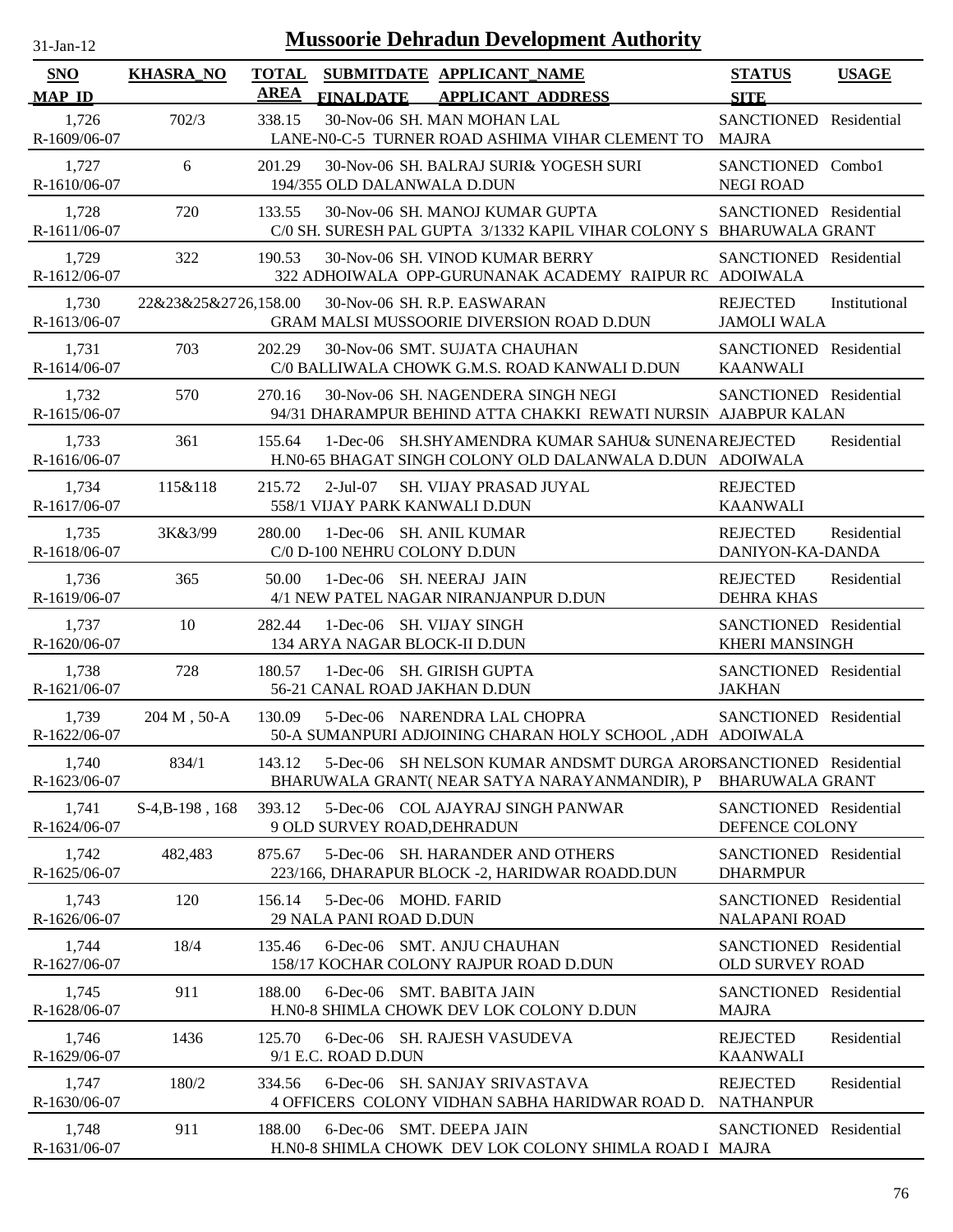# Mussoorie Dehradun Development Authority

31-Jan-12

| SNO<br>MAP_ID | KHASRA_NO | TOTAL AREA | SUBMITDATE<br>FINALDATE | APPLICANT_NAME<br>APPLICANT_ADDRESS | STATUS<br>SITE | USAGE |
|---|---|---|---|---|---|---|
| 1,726<br>R-1609/06-07 | 702/3 | 338.15 | 30-Nov-06 | SH. MAN MOHAN LAL<br>LANE-N0-C-5 TURNER ROAD ASHIMA VIHAR CLEMENT TO | SANCTIONED<br>MAJRA | Residential |
| 1,727<br>R-1610/06-07 | 6 | 201.29 | 30-Nov-06 | SH. BALRAJ SURI& YOGESH SURI<br>194/355 OLD DALANWALA D.DUN | SANCTIONED<br>NEGI ROAD | Combo1 |
| 1,728<br>R-1611/06-07 | 720 | 133.55 | 30-Nov-06 | SH. MANOJ KUMAR GUPTA<br>C/0 SH. SURESH PAL GUPTA 3/1332 KAPIL VIHAR COLONY S | SANCTIONED<br>BHARUWALA GRANT | Residential |
| 1,729<br>R-1612/06-07 | 322 | 190.53 | 30-Nov-06 | SH. VINOD KUMAR BERRY<br>322 ADHOIWALA OPP-GURUNANAK ACADEMY RAIPUR RC | SANCTIONED<br>ADOIWALA | Residential |
| 1,730<br>R-1613/06-07 | 22&23&25&27 | 26,158.00 | 30-Nov-06 | SH. R.P. EASWARAN<br>GRAM MALSI MUSSOORIE DIVERSION ROAD D.DUN | REJECTED<br>JAMOLI WALA | Institutional |
| 1,731<br>R-1614/06-07 | 703 | 202.29 | 30-Nov-06 | SMT. SUJATA CHAUHAN<br>C/0 BALLIWALA CHOWK G.M.S. ROAD KANWALI D.DUN | SANCTIONED<br>KAANWALI | Residential |
| 1,732<br>R-1615/06-07 | 570 | 270.16 | 30-Nov-06 | SH. NAGENDERA SINGH NEGI<br>94/31 DHARAMPUR BEHIND ATTA CHAKKI REWATI NURSIN | SANCTIONED<br>AJABPUR KALAN | Residential |
| 1,733<br>R-1616/06-07 | 361 | 155.64 | 1-Dec-06 | SH.SHYAMENDRA KUMAR SAHU& SUNENA<br>H.N0-65 BHAGAT SINGH COLONY OLD DALANWALA D.DUN | REJECTED<br>ADOIWALA | Residential |
| 1,734<br>R-1617/06-07 | 115&118 | 215.72 | 2-Jul-07 | SH. VIJAY PRASAD JUYAL<br>558/1 VIJAY PARK KANWALI D.DUN | REJECTED<br>KAANWALI | |
| 1,735<br>R-1618/06-07 | 3K&3/99 | 280.00 | 1-Dec-06 | SH. ANIL KUMAR<br>C/0 D-100 NEHRU COLONY D.DUN | REJECTED<br>DANIYON-KA-DANDA | Residential |
| 1,736<br>R-1619/06-07 | 365 | 50.00 | 1-Dec-06 | SH. NEERAJ JAIN<br>4/1 NEW PATEL NAGAR NIRANJANPUR D.DUN | REJECTED<br>DEHRA KHAS | Residential |
| 1,737<br>R-1620/06-07 | 10 | 282.44 | 1-Dec-06 | SH. VIJAY SINGH<br>134 ARYA NAGAR BLOCK-II D.DUN | SANCTIONED<br>KHERI MANSINGH | Residential |
| 1,738<br>R-1621/06-07 | 728 | 180.57 | 1-Dec-06 | SH. GIRISH GUPTA<br>56-21 CANAL ROAD JAKHAN D.DUN | SANCTIONED<br>JAKHAN | Residential |
| 1,739<br>R-1622/06-07 | 204 M , 50-A | 130.09 | 5-Dec-06 | NARENDRA LAL CHOPRA<br>50-A SUMANPURI ADJOINING CHARAN HOLY SCHOOL ,ADH | SANCTIONED<br>ADOIWALA | Residential |
| 1,740<br>R-1623/06-07 | 834/1 | 143.12 | 5-Dec-06 | SH NELSON KUMAR ANDSMT DURGA AROR<br>BHARUWALA GRANT( NEAR SATYA NARAYANMANDIR), P | SANCTIONED<br>BHARUWALA GRANT | Residential |
| 1,741<br>R-1624/06-07 | S-4,B-198 , 168 | 393.12 | 5-Dec-06 | COL AJAYRAJ SINGH PANWAR<br>9 OLD SURVEY ROAD,DEHRADUN | SANCTIONED<br>DEFENCE COLONY | Residential |
| 1,742<br>R-1625/06-07 | 482,483 | 875.67 | 5-Dec-06 | SH. HARANDER AND OTHERS<br>223/166, DHARAPUR BLOCK -2, HARIDWAR ROADD.DUN | SANCTIONED<br>DHARMPUR | Residential |
| 1,743<br>R-1626/06-07 | 120 | 156.14 | 5-Dec-06 | MOHD. FARID<br>29 NALA PANI ROAD D.DUN | SANCTIONED<br>NALAPANI ROAD | Residential |
| 1,744<br>R-1627/06-07 | 18/4 | 135.46 | 6-Dec-06 | SMT. ANJU CHAUHAN<br>158/17 KOCHAR COLONY RAJPUR ROAD D.DUN | SANCTIONED<br>OLD SURVEY ROAD | Residential |
| 1,745<br>R-1628/06-07 | 911 | 188.00 | 6-Dec-06 | SMT. BABITA JAIN<br>H.N0-8 SHIMLA CHOWK DEV LOK COLONY D.DUN | SANCTIONED<br>MAJRA | Residential |
| 1,746<br>R-1629/06-07 | 1436 | 125.70 | 6-Dec-06 | SH. RAJESH VASUDEVA<br>9/1 E.C. ROAD D.DUN | REJECTED<br>KAANWALI | Residential |
| 1,747<br>R-1630/06-07 | 180/2 | 334.56 | 6-Dec-06 | SH. SANJAY SRIVASTAVA<br>4 OFFICERS COLONY VIDHAN SABHA HARIDWAR ROAD D. | REJECTED<br>NATHANPUR | Residential |
| 1,748<br>R-1631/06-07 | 911 | 188.00 | 6-Dec-06 | SMT. DEEPA JAIN<br>H.N0-8 SHIMLA CHOWK DEV LOK COLONY SHIMLA ROAD I | SANCTIONED<br>MAJRA | Residential |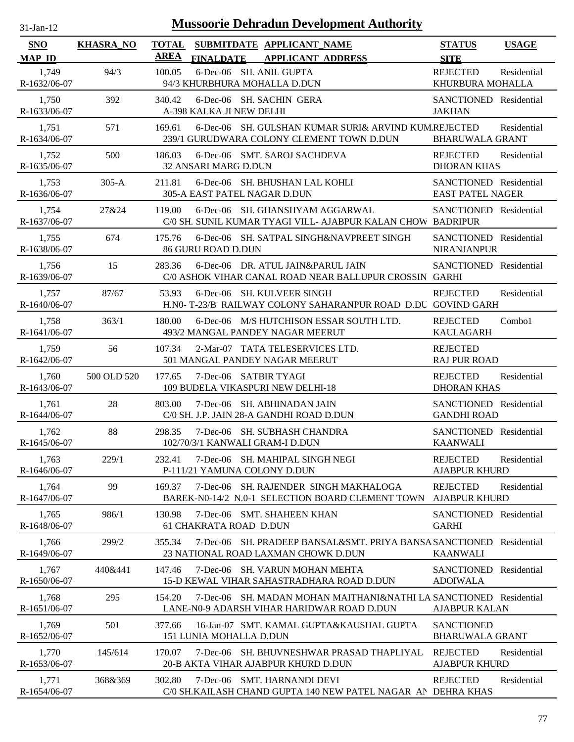# Mussoorie Dehradun Development Authority

31-Jan-12

| SNO / MAP ID | KHASRA_NO | TOTAL AREA | SUBMITDATE / FINALDATE | APPLICANT_NAME / APPLICANT_ADDRESS | STATUS / SITE | USAGE |
|---|---|---|---|---|---|---|
| 1,749 / R-1632/06-07 | 94/3 | 100.05 | 6-Dec-06 | SH. ANIL GUPTA / 94/3 KHURBHURA MOHALLA D.DUN | REJECTED / KHURBURA MOHALLA | Residential |
| 1,750 / R-1633/06-07 | 392 | 340.42 | 6-Dec-06 | SH. SACHIN GERA / A-398 KALKA JI NEW DELHI | SANCTIONED / JAKHAN | Residential |
| 1,751 / R-1634/06-07 | 571 | 169.61 | 6-Dec-06 | SH. GULSHAN KUMAR SURI& ARVIND KUM / 239/1 GURUDWARA COLONY CLEMENT TOWN D.DUN | REJECTED / BHARUWALA GRANT | Residential |
| 1,752 / R-1635/06-07 | 500 | 186.03 | 6-Dec-06 | SMT. SAROJ SACHDEVA / 32 ANSARI MARG D.DUN | REJECTED / DHORAN KHAS | Residential |
| 1,753 / R-1636/06-07 | 305-A | 211.81 | 6-Dec-06 | SH. BHUSHAN LAL KOHLI / 305-A EAST PATEL NAGAR D.DUN | SANCTIONED / EAST PATEL NAGER | Residential |
| 1,754 / R-1637/06-07 | 27&24 | 119.00 | 6-Dec-06 | SH. GHANSHYAM AGGARWAL / C/0 SH. SUNIL KUMAR TYAGI VILL- AJABPUR KALAN CHOW | SANCTIONED / BADRIPUR | Residential |
| 1,755 / R-1638/06-07 | 674 | 175.76 | 6-Dec-06 | SH. SATPAL SINGH&NAVPREET SINGH / 86 GURU ROAD D.DUN | SANCTIONED / NIRANJANPUR | Residential |
| 1,756 / R-1639/06-07 | 15 | 283.36 | 6-Dec-06 | DR. ATUL JAIN&PARUL JAIN / C/0 ASHOK VIHAR CANAL ROAD NEAR BALLUPUR CROSSIN | SANCTIONED / GARHI | Residential |
| 1,757 / R-1640/06-07 | 87/67 | 53.93 | 6-Dec-06 | SH. KULVEER SINGH / H.N0- T-23/B RAILWAY COLONY SAHARANPUR ROAD D.DU | REJECTED / GOVIND GARH | Residential |
| 1,758 / R-1641/06-07 | 363/1 | 180.00 | 6-Dec-06 | M/S HUTCHISON ESSAR SOUTH LTD. / 493/2 MANGAL PANDEY NAGAR MEERUT | REJECTED / KAULAGARH | Combo1 |
| 1,759 / R-1642/06-07 | 56 | 107.34 | 2-Mar-07 | TATA TELESERVICES LTD. / 501 MANGAL PANDEY NAGAR MEERUT | REJECTED / RAJ PUR ROAD | |
| 1,760 / R-1643/06-07 | 500 OLD 520 | 177.65 | 7-Dec-06 | SATBIR TYAGI / 109 BUDELA VIKASPURI NEW DELHI-18 | REJECTED / DHORAN KHAS | Residential |
| 1,761 / R-1644/06-07 | 28 | 803.00 | 7-Dec-06 | SH. ABHINADAN JAIN / C/0 SH. J.P. JAIN 28-A GANDHI ROAD D.DUN | SANCTIONED / GANDHI ROAD | Residential |
| 1,762 / R-1645/06-07 | 88 | 298.35 | 7-Dec-06 | SH. SUBHASH CHANDRA / 102/70/3/1 KANWALI GRAM-I D.DUN | SANCTIONED / KAANWALI | Residential |
| 1,763 / R-1646/06-07 | 229/1 | 232.41 | 7-Dec-06 | SH. MAHIPAL SINGH NEGI / P-111/21 YAMUNA COLONY D.DUN | REJECTED / AJABPUR KHURD | Residential |
| 1,764 / R-1647/06-07 | 99 | 169.37 | 7-Dec-06 | SH. RAJENDER SINGH MAKHALOGA / BAREK-N0-14/2 N.0-1 SELECTION BOARD CLEMENT TOWN | REJECTED / AJABPUR KHURD | Residential |
| 1,765 / R-1648/06-07 | 986/1 | 130.98 | 7-Dec-06 | SMT. SHAHEEN KHAN / 61 CHAKRATA ROAD D.DUN | SANCTIONED / GARHI | Residential |
| 1,766 / R-1649/06-07 | 299/2 | 355.34 | 7-Dec-06 | SH. PRADEEP BANSAL&SMT. PRIYA BANSA / 23 NATIONAL ROAD LAXMAN CHOWK D.DUN | SANCTIONED / KAANWALI | Residential |
| 1,767 / R-1650/06-07 | 440&441 | 147.46 | 7-Dec-06 | SH. VARUN MOHAN MEHTA / 15-D KEWAL VIHAR SAHASTRADHARA ROAD D.DUN | SANCTIONED / ADOIWALA | Residential |
| 1,768 / R-1651/06-07 | 295 | 154.20 | 7-Dec-06 | SH. MADAN MOHAN MAITHANI&NATHI LA / LANE-N0-9 ADARSH VIHAR HARIDWAR ROAD D.DUN | SANCTIONED / AJABPUR KALAN | Residential |
| 1,769 / R-1652/06-07 | 501 | 377.66 | 16-Jan-07 | SMT. KAMAL GUPTA&KAUSHAL GUPTA / 151 LUNIA MOHALLA D.DUN | SANCTIONED / BHARUWALA GRANT | |
| 1,770 / R-1653/06-07 | 145/614 | 170.07 | 7-Dec-06 | SH. BHUVNESHWAR PRASAD THAPLIYAL / 20-B AKTA VIHAR AJABPUR KHURD D.DUN | REJECTED / AJABPUR KHURD | Residential |
| 1,771 / R-1654/06-07 | 368&369 | 302.80 | 7-Dec-06 | SMT. HARNANDI DEVI / C/0 SH.KAILASH CHAND GUPTA 140 NEW PATEL NAGAR AN | REJECTED / DEHRA KHAS | Residential |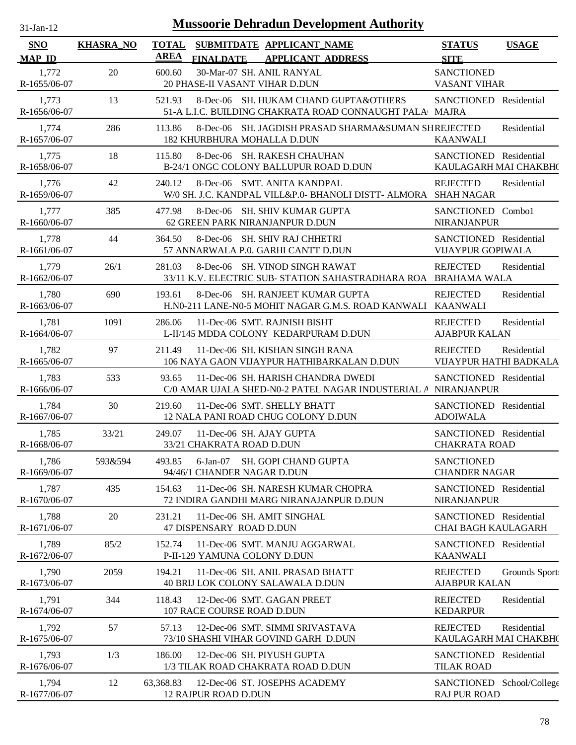# Mussoorie Dehradun Development Authority

31-Jan-12

| SNO / MAP_ID | KHASRA_NO | TOTAL AREA | SUBMITDATE / FINALDATE | APPLICANT_NAME / APPLICANT_ADDRESS | STATUS / SITE | USAGE |
|---|---|---|---|---|---|---|
| 1,772 / R-1655/06-07 | 20 | 600.60 | 30-Mar-07 | SH. ANIL RANYAL / 20 PHASE-II VASANT VIHAR D.DUN | SANCTIONED / VASANT VIHAR | |
| 1,773 / R-1656/06-07 | 13 | 521.93 | 8-Dec-06 | SH. HUKAM CHAND GUPTA&OTHERS / 51-A L.I.C. BUILDING CHAKRATA ROAD CONNAUGHT PALA | SANCTIONED / MAJRA | Residential |
| 1,774 / R-1657/06-07 | 286 | 113.86 | 8-Dec-06 | SH. JAGDISH PRASAD SHARMA&SUMAN SH / 182 KHURBHURA MOHALLA D.DUN | REJECTED / KAANWALI | Residential |
| 1,775 / R-1658/06-07 | 18 | 115.80 | 8-Dec-06 | SH. RAKESH CHAUHAN / B-24/1 ONGC COLONY BALLUPUR ROAD D.DUN | SANCTIONED / KAULAGARH MAI CHAKBH | Residential |
| 1,776 / R-1659/06-07 | 42 | 240.12 | 8-Dec-06 | SMT. ANITA KANDPAL / W/0 SH. J.C. KANDPAL VILL&P.0- BHANOLI DISTT- ALMORA | REJECTED / SHAH NAGAR | Residential |
| 1,777 / R-1660/06-07 | 385 | 477.98 | 8-Dec-06 | SH. SHIV KUMAR GUPTA / 62 GREEN PARK NIRANJANPUR D.DUN | SANCTIONED / NIRANJANPUR | Combo1 |
| 1,778 / R-1661/06-07 | 44 | 364.50 | 8-Dec-06 | SH. SHIV RAJ CHHETRI / 57 ANNARWALA P.0. GARHI CANTT D.DUN | SANCTIONED / VIJAYPUR GOPIWALA | Residential |
| 1,779 / R-1662/06-07 | 26/1 | 281.03 | 8-Dec-06 | SH. VINOD SINGH RAWAT / 33/11 K.V. ELECTRIC SUB- STATION SAHASTRADHARA ROA | REJECTED / BRAHAMA WALA | Residential |
| 1,780 / R-1663/06-07 | 690 | 193.61 | 8-Dec-06 | SH. RANJEET KUMAR GUPTA / H.N0-211 LANE-N0-5 MOHIT NAGAR G.M.S. ROAD KANWALI | REJECTED / KAANWALI | Residential |
| 1,781 / R-1664/06-07 | 1091 | 286.06 | 11-Dec-06 | SMT. RAJNISH BISHT / L-II/145 MDDA COLONY KEDARPURAM D.DUN | REJECTED / AJABPUR KALAN | Residential |
| 1,782 / R-1665/06-07 | 97 | 211.49 | 11-Dec-06 | SH. KISHAN SINGH RANA / 106 NAYA GAON VIJAYPUR HATHIBARKALAN D.DUN | REJECTED / VIJAYPUR HATHI BADKALA | Residential |
| 1,783 / R-1666/06-07 | 533 | 93.65 | 11-Dec-06 | SH. HARISH CHANDRA DWEDI / C/0 AMAR UJALA SHED-N0-2 PATEL NAGAR INDUSTERIAL A | SANCTIONED / NIRANJANPUR | Residential |
| 1,784 / R-1667/06-07 | 30 | 219.60 | 11-Dec-06 | SMT. SHELLY BHATT / 12 NALA PANI ROAD CHUG COLONY D.DUN | SANCTIONED / ADOIWALA | Residential |
| 1,785 / R-1668/06-07 | 33/21 | 249.07 | 11-Dec-06 | SH. AJAY GUPTA / 33/21 CHAKRATA ROAD D.DUN | SANCTIONED / CHAKRATA ROAD | Residential |
| 1,786 / R-1669/06-07 | 593&594 | 493.85 | 6-Jan-07 | SH. GOPI CHAND GUPTA / 94/46/1 CHANDER NAGAR D.DUN | SANCTIONED / CHANDER NAGAR | |
| 1,787 / R-1670/06-07 | 435 | 154.63 | 11-Dec-06 | SH. NARESH KUMAR CHOPRA / 72 INDIRA GANDHI MARG NIRANAJANPUR D.DUN | SANCTIONED / NIRANJANPUR | Residential |
| 1,788 / R-1671/06-07 | 20 | 231.21 | 11-Dec-06 | SH. AMIT SINGHAL / 47 DISPENSARY ROAD D.DUN | SANCTIONED / CHAI BAGH KAULAGARH | Residential |
| 1,789 / R-1672/06-07 | 85/2 | 152.74 | 11-Dec-06 | SMT. MANJU AGGARWAL / P-II-129 YAMUNA COLONY D.DUN | SANCTIONED / KAANWALI | Residential |
| 1,790 / R-1673/06-07 | 2059 | 194.21 | 11-Dec-06 | SH. ANIL PRASAD BHATT / 40 BRIJ LOK COLONY SALAWALA D.DUN | REJECTED / AJABPUR KALAN | Grounds Sport |
| 1,791 / R-1674/06-07 | 344 | 118.43 | 12-Dec-06 | SMT. GAGAN PREET / 107 RACE COURSE ROAD D.DUN | REJECTED / KEDARPUR | Residential |
| 1,792 / R-1675/06-07 | 57 | 57.13 | 12-Dec-06 | SMT. SIMMI SRIVASTAVA / 73/10 SHASHI VIHAR GOVIND GARH D.DUN | REJECTED / KAULAGARH MAI CHAKBH | Residential |
| 1,793 / R-1676/06-07 | 1/3 | 186.00 | 12-Dec-06 | SH. PIYUSH GUPTA / 1/3 TILAK ROAD CHAKRATA ROAD D.DUN | SANCTIONED / TILAK ROAD | Residential |
| 1,794 / R-1677/06-07 | 12 | 63,368.83 | 12-Dec-06 | ST. JOSEPHS ACADEMY / 12 RAJPUR ROAD D.DUN | SANCTIONED / RAJ PUR ROAD | School/College |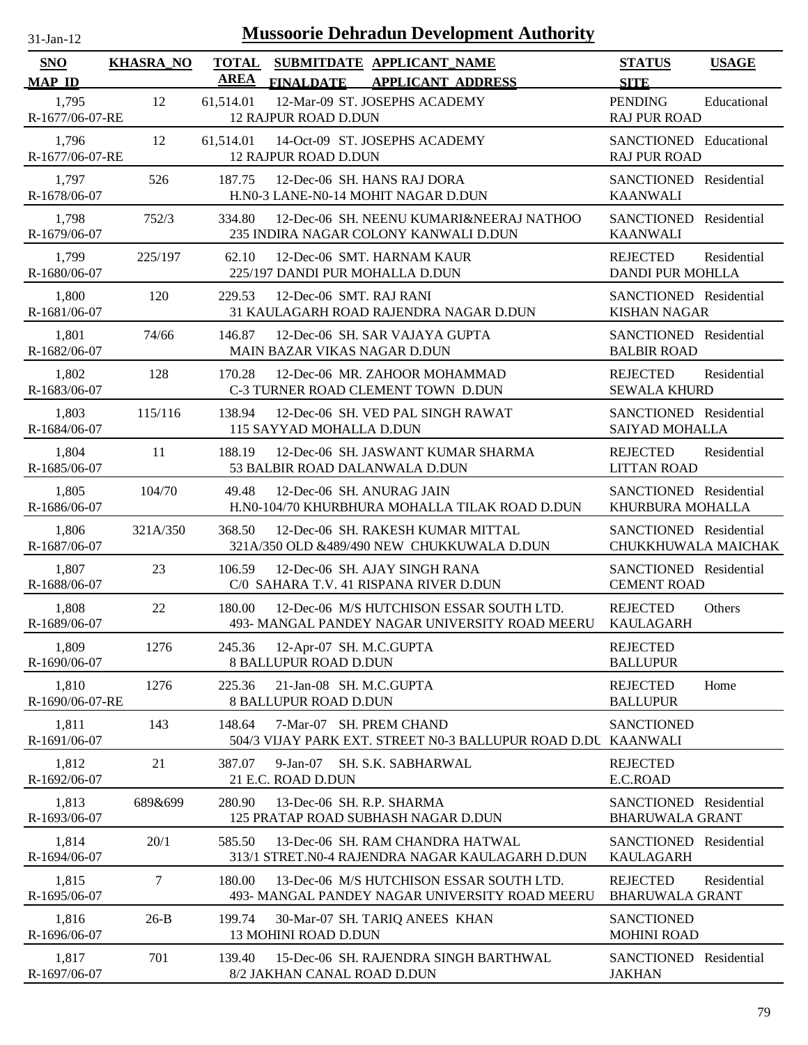# Mussoorie Dehradun Development Authority

| SNO<br>MAP_ID | KHASRA_NO | TOTAL AREA | SUBMITDATE<br>FINALDATE | APPLICANT_NAME<br>APPLICANT_ADDRESS | STATUS<br>SITE | USAGE |
|---|---|---|---|---|---|---|
| 1,795<br>R-1677/06-07-RE | 12 | 61,514.01 | 12-Mar-09 | ST. JOSEPHS ACADEMY<br>12 RAJPUR ROAD D.DUN | PENDING<br>RAJ PUR ROAD | Educational |
| 1,796<br>R-1677/06-07-RE | 12 | 61,514.01 | 14-Oct-09 | ST. JOSEPHS ACADEMY<br>12 RAJPUR ROAD D.DUN | SANCTIONED<br>RAJ PUR ROAD | Educational |
| 1,797<br>R-1678/06-07 | 526 | 187.75 | 12-Dec-06 | SH. HANS RAJ DORA<br>H.N0-3 LANE-N0-14 MOHIT NAGAR D.DUN | SANCTIONED<br>KAANWALI | Residential |
| 1,798<br>R-1679/06-07 | 752/3 | 334.80 | 12-Dec-06 | SH. NEENU KUMARI&NEERAJ NATHOO<br>235 INDIRA NAGAR COLONY KANWALI D.DUN | SANCTIONED<br>KAANWALI | Residential |
| 1,799<br>R-1680/06-07 | 225/197 | 62.10 | 12-Dec-06 | SMT. HARNAM KAUR<br>225/197 DANDI PUR MOHALLA D.DUN | REJECTED<br>DANDI PUR MOHLLA | Residential |
| 1,800<br>R-1681/06-07 | 120 | 229.53 | 12-Dec-06 | SMT. RAJ RANI<br>31 KAULAGARH ROAD RAJENDRA NAGAR D.DUN | SANCTIONED<br>KISHAN NAGAR | Residential |
| 1,801<br>R-1682/06-07 | 74/66 | 146.87 | 12-Dec-06 | SH. SAR VAJAYA GUPTA<br>MAIN BAZAR VIKAS NAGAR D.DUN | SANCTIONED<br>BALBIR ROAD | Residential |
| 1,802<br>R-1683/06-07 | 128 | 170.28 | 12-Dec-06 | MR. ZAHOOR MOHAMMAD<br>C-3 TURNER ROAD CLEMENT TOWN D.DUN | REJECTED<br>SEWALA KHURD | Residential |
| 1,803<br>R-1684/06-07 | 115/116 | 138.94 | 12-Dec-06 | SH. VED PAL SINGH RAWAT<br>115 SAYYAD MOHALLA D.DUN | SANCTIONED<br>SAIYAD MOHALLA | Residential |
| 1,804<br>R-1685/06-07 | 11 | 188.19 | 12-Dec-06 | SH. JASWANT KUMAR SHARMA<br>53 BALBIR ROAD DALANWALA D.DUN | REJECTED<br>LITTAN ROAD | Residential |
| 1,805<br>R-1686/06-07 | 104/70 | 49.48 | 12-Dec-06 | SH. ANURAG JAIN<br>H.N0-104/70 KHURBHURA MOHALLA TILAK ROAD D.DUN | SANCTIONED<br>KHURBURA MOHALLA | Residential |
| 1,806<br>R-1687/06-07 | 321A/350 | 368.50 | 12-Dec-06 | SH. RAKESH KUMAR MITTAL<br>321A/350 OLD &489/490 NEW CHUKKUWALA D.DUN | SANCTIONED<br>CHUKKHUWALA MAICHAK | Residential |
| 1,807<br>R-1688/06-07 | 23 | 106.59 | 12-Dec-06 | SH. AJAY SINGH RANA<br>C/0 SAHARA T.V. 41 RISPANA RIVER D.DUN | SANCTIONED<br>CEMENT ROAD | Residential |
| 1,808<br>R-1689/06-07 | 22 | 180.00 | 12-Dec-06 | M/S HUTCHISON ESSAR SOUTH LTD.<br>493- MANGAL PANDEY NAGAR UNIVERSITY ROAD MEERU | REJECTED<br>KAULAGARH | Others |
| 1,809<br>R-1690/06-07 | 1276 | 245.36 | 12-Apr-07 | SH. M.C.GUPTA<br>8 BALLUPUR ROAD D.DUN | REJECTED<br>BALLUPUR | |
| 1,810<br>R-1690/06-07-RE | 1276 | 225.36 | 21-Jan-08 | SH. M.C.GUPTA<br>8 BALLUPUR ROAD D.DUN | REJECTED<br>BALLUPUR | Home |
| 1,811<br>R-1691/06-07 | 143 | 148.64 | 7-Mar-07 | SH. PREM CHAND<br>504/3 VIJAY PARK EXT. STREET N0-3 BALLUPUR ROAD D.DU | SANCTIONED<br>KAANWALI | |
| 1,812<br>R-1692/06-07 | 21 | 387.07 | 9-Jan-07 | SH. S.K. SABHARWAL<br>21 E.C. ROAD D.DUN | REJECTED<br>E.C.ROAD | |
| 1,813<br>R-1693/06-07 | 689&699 | 280.90 | 13-Dec-06 | SH. R.P. SHARMA<br>125 PRATAP ROAD SUBHASH NAGAR D.DUN | SANCTIONED<br>BHARUWALA GRANT | Residential |
| 1,814<br>R-1694/06-07 | 20/1 | 585.50 | 13-Dec-06 | SH. RAM CHANDRA HATWAL<br>313/1 STRET.N0-4 RAJENDRA NAGAR KAULAGARH D.DUN | SANCTIONED<br>KAULAGARH | Residential |
| 1,815<br>R-1695/06-07 | 7 | 180.00 | 13-Dec-06 | M/S HUTCHISON ESSAR SOUTH LTD.<br>493- MANGAL PANDEY NAGAR UNIVERSITY ROAD MEERU | REJECTED<br>BHARUWALA GRANT | Residential |
| 1,816<br>R-1696/06-07 | 26-B | 199.74 | 30-Mar-07 | SH. TARIQ ANEES KHAN<br>13 MOHINI ROAD D.DUN | SANCTIONED<br>MOHINI ROAD | |
| 1,817<br>R-1697/06-07 | 701 | 139.40 | 15-Dec-06 | SH. RAJENDRA SINGH BARTHWAL<br>8/2 JAKHAN CANAL ROAD D.DUN | SANCTIONED<br>JAKHAN | Residential |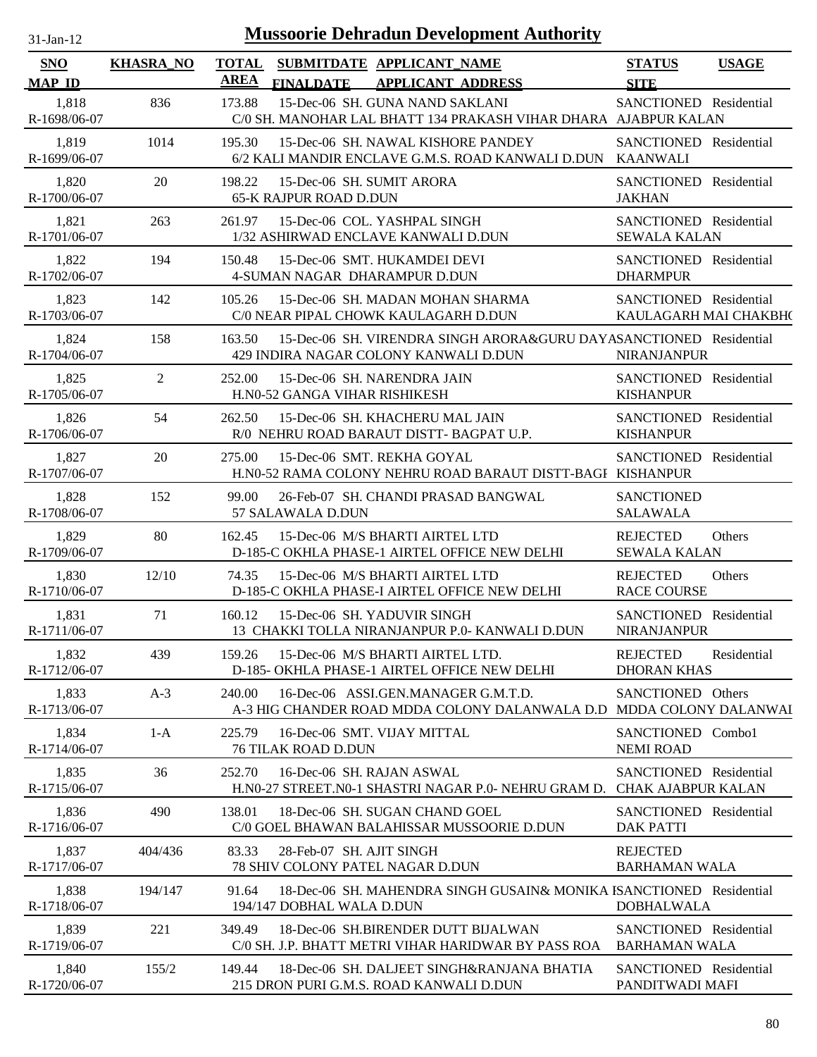# Mussoorie Dehradun Development Authority

31-Jan-12

| SNO | KHASRA_NO | TOTAL AREA | SUBMITDATE FINALDATE | APPLICANT_NAME APPLICANT_ADDRESS | STATUS SITE | USAGE |
|---|---|---|---|---|---|---|
| 1,818 R-1698/06-07 | 836 | 173.88 | 15-Dec-06 | SH. GUNA NAND SAKLANI C/0 SH. MANOHAR LAL BHATT 134 PRAKASH VIHAR DHARA | SANCTIONED AJABPUR KALAN | Residential |
| 1,819 R-1699/06-07 | 1014 | 195.30 | 15-Dec-06 | SH. NAWAL KISHORE PANDEY 6/2 KALI MANDIR ENCLAVE G.M.S. ROAD KANWALI D.DUN | SANCTIONED KAANWALI | Residential |
| 1,820 R-1700/06-07 | 20 | 198.22 | 15-Dec-06 | SH. SUMIT ARORA 65-K RAJPUR ROAD D.DUN | SANCTIONED JAKHAN | Residential |
| 1,821 R-1701/06-07 | 263 | 261.97 | 15-Dec-06 | COL. YASHPAL SINGH 1/32 ASHIRWAD ENCLAVE KANWALI D.DUN | SANCTIONED SEWALA KALAN | Residential |
| 1,822 R-1702/06-07 | 194 | 150.48 | 15-Dec-06 | SMT. HUKAMDEI DEVI 4-SUMAN NAGAR DHARAMPUR D.DUN | SANCTIONED DHARMPUR | Residential |
| 1,823 R-1703/06-07 | 142 | 105.26 | 15-Dec-06 | SH. MADAN MOHAN SHARMA C/0 NEAR PIPAL CHOWK KAULAGARH D.DUN | SANCTIONED KAULAGARH MAI CHAKBH( | Residential |
| 1,824 R-1704/06-07 | 158 | 163.50 | 15-Dec-06 | SH. VIRENDRA SINGH ARORA&GURU DAYA 429 INDIRA NAGAR COLONY KANWALI D.DUN | SANCTIONED NIRANJANPUR | Residential |
| 1,825 R-1705/06-07 | 2 | 252.00 | 15-Dec-06 | SH. NARENDRA JAIN H.N0-52 GANGA VIHAR RISHIKESH | SANCTIONED KISHANPUR | Residential |
| 1,826 R-1706/06-07 | 54 | 262.50 | 15-Dec-06 | SH. KHACHERU MAL JAIN R/0 NEHRU ROAD BARAUT DISTT- BAGPAT U.P. | SANCTIONED KISHANPUR | Residential |
| 1,827 R-1707/06-07 | 20 | 275.00 | 15-Dec-06 | SMT. REKHA GOYAL H.N0-52 RAMA COLONY NEHRU ROAD BARAUT DISTT-BAGI | SANCTIONED KISHANPUR | Residential |
| 1,828 R-1708/06-07 | 152 | 99.00 | 26-Feb-07 | SH. CHANDI PRASAD BANGWAL 57 SALAWALA D.DUN | SANCTIONED SALAWALA | |
| 1,829 R-1709/06-07 | 80 | 162.45 | 15-Dec-06 | M/S BHARTI AIRTEL LTD D-185-C OKHLA PHASE-1 AIRTEL OFFICE NEW DELHI | REJECTED SEWALA KALAN | Others |
| 1,830 R-1710/06-07 | 12/10 | 74.35 | 15-Dec-06 | M/S BHARTI AIRTEL LTD D-185-C OKHLA PHASE-I AIRTEL OFFICE NEW DELHI | REJECTED RACE COURSE | Others |
| 1,831 R-1711/06-07 | 71 | 160.12 | 15-Dec-06 | SH. YADUVIR SINGH 13 CHAKKI TOLLA NIRANJANPUR P.0- KANWALI D.DUN | SANCTIONED NIRANJANPUR | Residential |
| 1,832 R-1712/06-07 | 439 | 159.26 | 15-Dec-06 | M/S BHARTI AIRTEL LTD. D-185- OKHLA PHASE-1 AIRTEL OFFICE NEW DELHI | REJECTED DHORAN KHAS | Residential |
| 1,833 R-1713/06-07 | A-3 | 240.00 | 16-Dec-06 | ASSI.GEN.MANAGER G.M.T.D. A-3 HIG CHANDER ROAD MDDA COLONY DALANWALA D.D | SANCTIONED MDDA COLONY DALANWAI | Others |
| 1,834 R-1714/06-07 | 1-A | 225.79 | 16-Dec-06 | SMT. VIJAY MITTAL 76 TILAK ROAD D.DUN | SANCTIONED NEMI ROAD | Combo1 |
| 1,835 R-1715/06-07 | 36 | 252.70 | 16-Dec-06 | SH. RAJAN ASWAL H.N0-27 STREET.N0-1 SHASTRI NAGAR P.0- NEHRU GRAM D. | SANCTIONED CHAK AJABPUR KALAN | Residential |
| 1,836 R-1716/06-07 | 490 | 138.01 | 18-Dec-06 | SH. SUGAN CHAND GOEL C/0 GOEL BHAWAN BALAHISSAR MUSSOORIE D.DUN | SANCTIONED DAK PATTI | Residential |
| 1,837 R-1717/06-07 | 404/436 | 83.33 | 28-Feb-07 | SH. AJIT SINGH 78 SHIV COLONY PATEL NAGAR D.DUN | REJECTED BARHAMAN WALA | |
| 1,838 R-1718/06-07 | 194/147 | 91.64 | 18-Dec-06 | SH. MAHENDRA SINGH GUSAIN& MONIKA I 194/147 DOBHAL WALA D.DUN | SANCTIONED DOBHALWALA | Residential |
| 1,839 R-1719/06-07 | 221 | 349.49 | 18-Dec-06 | SH.BIRENDER DUTT BIJALWAN C/0 SH. J.P. BHATT METRI VIHAR HARIDWAR BY PASS ROA | SANCTIONED BARHAMAN WALA | Residential |
| 1,840 R-1720/06-07 | 155/2 | 149.44 | 18-Dec-06 | SH. DALJEET SINGH&RANJANA BHATIA 215 DRON PURI G.M.S. ROAD KANWALI D.DUN | SANCTIONED PANDITWADI MAFI | Residential |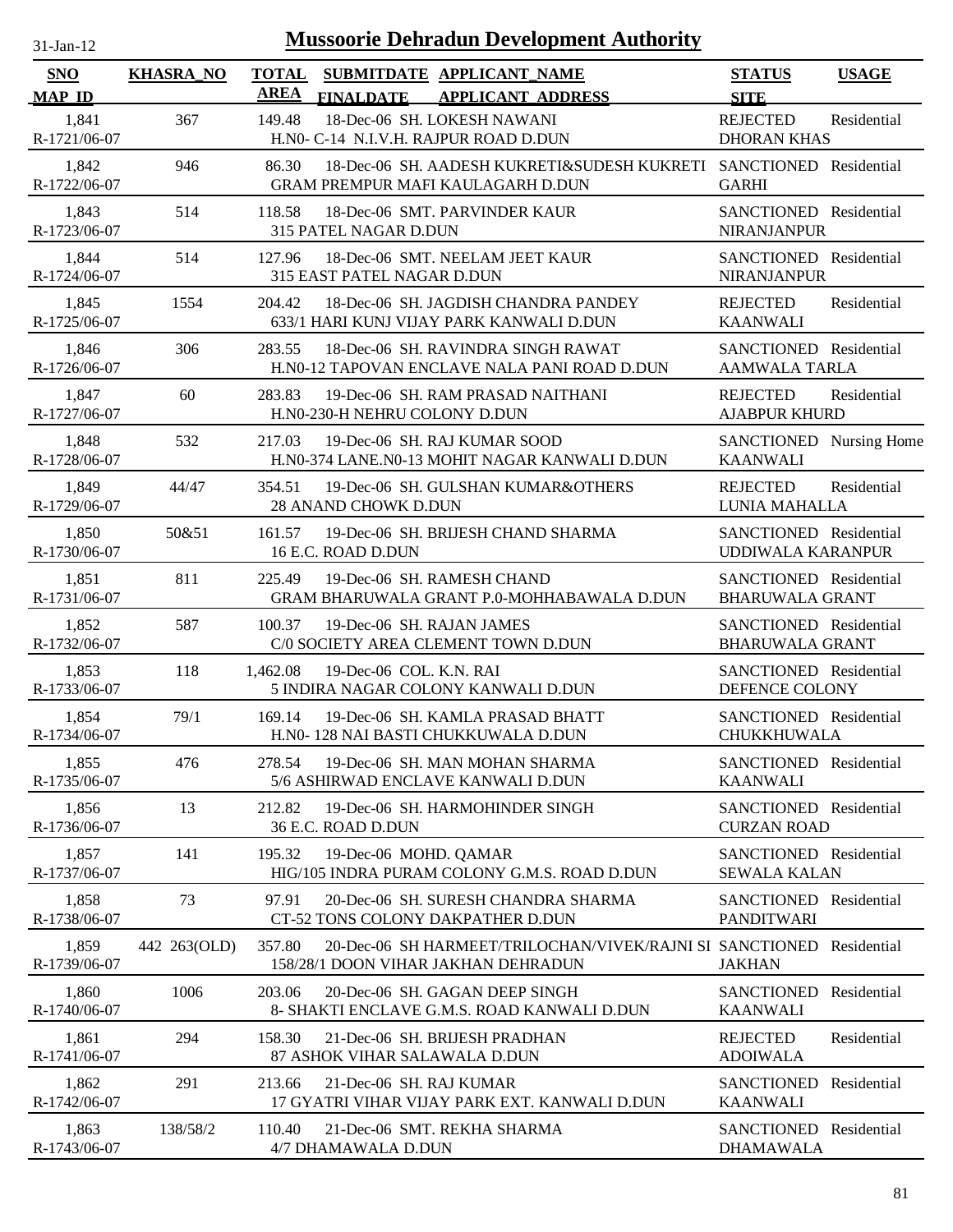# Mussoorie Dehradun Development Authority

31-Jan-12

| SNO<br>MAP_ID | KHASRA_NO | TOTAL AREA | SUBMITDATE<br>FINALDATE | APPLICANT_NAME<br>APPLICANT_ADDRESS | STATUS<br>SITE | USAGE |
|---|---|---|---|---|---|---|
| 1,841<br>R-1721/06-07 | 367 | 149.48 | 18-Dec-06 | SH. LOKESH NAWANI<br>H.N0- C-14 N.I.V.H. RAJPUR ROAD D.DUN | REJECTED<br>DHORAN KHAS | Residential |
| 1,842<br>R-1722/06-07 | 946 | 86.30 | 18-Dec-06 | SH. AADESH KUKRETI&SUDESH KUKRETI<br>GRAM PREMPUR MAFI KAULAGARH D.DUN | SANCTIONED<br>GARHI | Residential |
| 1,843<br>R-1723/06-07 | 514 | 118.58 | 18-Dec-06 | SMT. PARVINDER KAUR<br>315 PATEL NAGAR D.DUN | SANCTIONED<br>NIRANJANPUR | Residential |
| 1,844<br>R-1724/06-07 | 514 | 127.96 | 18-Dec-06 | SMT. NEELAM JEET KAUR<br>315 EAST PATEL NAGAR D.DUN | SANCTIONED<br>NIRANJANPUR | Residential |
| 1,845<br>R-1725/06-07 | 1554 | 204.42 | 18-Dec-06 | SH. JAGDISH CHANDRA PANDEY<br>633/1 HARI KUNJ VIJAY PARK KANWALI D.DUN | REJECTED<br>KAANWALI | Residential |
| 1,846<br>R-1726/06-07 | 306 | 283.55 | 18-Dec-06 | SH. RAVINDRA SINGH RAWAT<br>H.N0-12 TAPOVAN ENCLAVE NALA PANI ROAD D.DUN | SANCTIONED<br>AAMWALA TARLA | Residential |
| 1,847<br>R-1727/06-07 | 60 | 283.83 | 19-Dec-06 | SH. RAM PRASAD NAITHANI<br>H.N0-230-H NEHRU COLONY D.DUN | REJECTED<br>AJABPUR KHURD | Residential |
| 1,848<br>R-1728/06-07 | 532 | 217.03 | 19-Dec-06 | SH. RAJ KUMAR SOOD<br>H.N0-374 LANE.N0-13 MOHIT NAGAR KANWALI D.DUN | SANCTIONED<br>KAANWALI | Nursing Home |
| 1,849<br>R-1729/06-07 | 44/47 | 354.51 | 19-Dec-06 | SH. GULSHAN KUMAR&OTHERS<br>28 ANAND CHOWK D.DUN | REJECTED<br>LUNIA MAHALLA | Residential |
| 1,850<br>R-1730/06-07 | 50&51 | 161.57 | 19-Dec-06 | SH. BRIJESH CHAND SHARMA<br>16 E.C. ROAD D.DUN | SANCTIONED<br>UDDIWALA KARANPUR | Residential |
| 1,851<br>R-1731/06-07 | 811 | 225.49 | 19-Dec-06 | SH. RAMESH CHAND<br>GRAM BHARUWALA GRANT P.0-MOHHABAWALA D.DUN | SANCTIONED<br>BHARUWALA GRANT | Residential |
| 1,852<br>R-1732/06-07 | 587 | 100.37 | 19-Dec-06 | SH. RAJAN JAMES<br>C/0 SOCIETY AREA CLEMENT TOWN D.DUN | SANCTIONED<br>BHARUWALA GRANT | Residential |
| 1,853<br>R-1733/06-07 | 118 | 1,462.08 | 19-Dec-06 | COL. K.N. RAI<br>5 INDIRA NAGAR COLONY KANWALI D.DUN | SANCTIONED<br>DEFENCE COLONY | Residential |
| 1,854<br>R-1734/06-07 | 79/1 | 169.14 | 19-Dec-06 | SH. KAMLA PRASAD BHATT<br>H.N0- 128 NAI BASTI CHUKKUWALA D.DUN | SANCTIONED<br>CHUKKHUWALA | Residential |
| 1,855<br>R-1735/06-07 | 476 | 278.54 | 19-Dec-06 | SH. MAN MOHAN SHARMA<br>5/6 ASHIRWAD ENCLAVE KANWALI D.DUN | SANCTIONED<br>KAANWALI | Residential |
| 1,856<br>R-1736/06-07 | 13 | 212.82 | 19-Dec-06 | SH. HARMOHINDER SINGH<br>36 E.C. ROAD D.DUN | SANCTIONED<br>CURZAN ROAD | Residential |
| 1,857<br>R-1737/06-07 | 141 | 195.32 | 19-Dec-06 | MOHD. QAMAR<br>HIG/105 INDRA PURAM COLONY G.M.S. ROAD D.DUN | SANCTIONED<br>SEWALA KALAN | Residential |
| 1,858<br>R-1738/06-07 | 73 | 97.91 | 20-Dec-06 | SH. SURESH CHANDRA SHARMA<br>CT-52 TONS COLONY DAKPATHER D.DUN | SANCTIONED<br>PANDITWARI | Residential |
| 1,859<br>R-1739/06-07 | 442 263(OLD) | 357.80 | 20-Dec-06 | SH HARMEET/TRILOCHAN/VIVEK/RAJNI SI<br>158/28/1 DOON VIHAR JAKHAN DEHRADUN | SANCTIONED<br>JAKHAN | Residential |
| 1,860<br>R-1740/06-07 | 1006 | 203.06 | 20-Dec-06 | SH. GAGAN DEEP SINGH<br>8- SHAKTI ENCLAVE G.M.S. ROAD KANWALI D.DUN | SANCTIONED<br>KAANWALI | Residential |
| 1,861<br>R-1741/06-07 | 294 | 158.30 | 21-Dec-06 | SH. BRIJESH PRADHAN<br>87 ASHOK VIHAR SALAWALA D.DUN | REJECTED<br>ADOIWALA | Residential |
| 1,862<br>R-1742/06-07 | 291 | 213.66 | 21-Dec-06 | SH. RAJ KUMAR<br>17 GYATRI VIHAR VIJAY PARK EXT. KANWALI D.DUN | SANCTIONED<br>KAANWALI | Residential |
| 1,863<br>R-1743/06-07 | 138/58/2 | 110.40 | 21-Dec-06 | SMT. REKHA SHARMA<br>4/7 DHAMAWALA D.DUN | SANCTIONED<br>DHAMAWALA | Residential |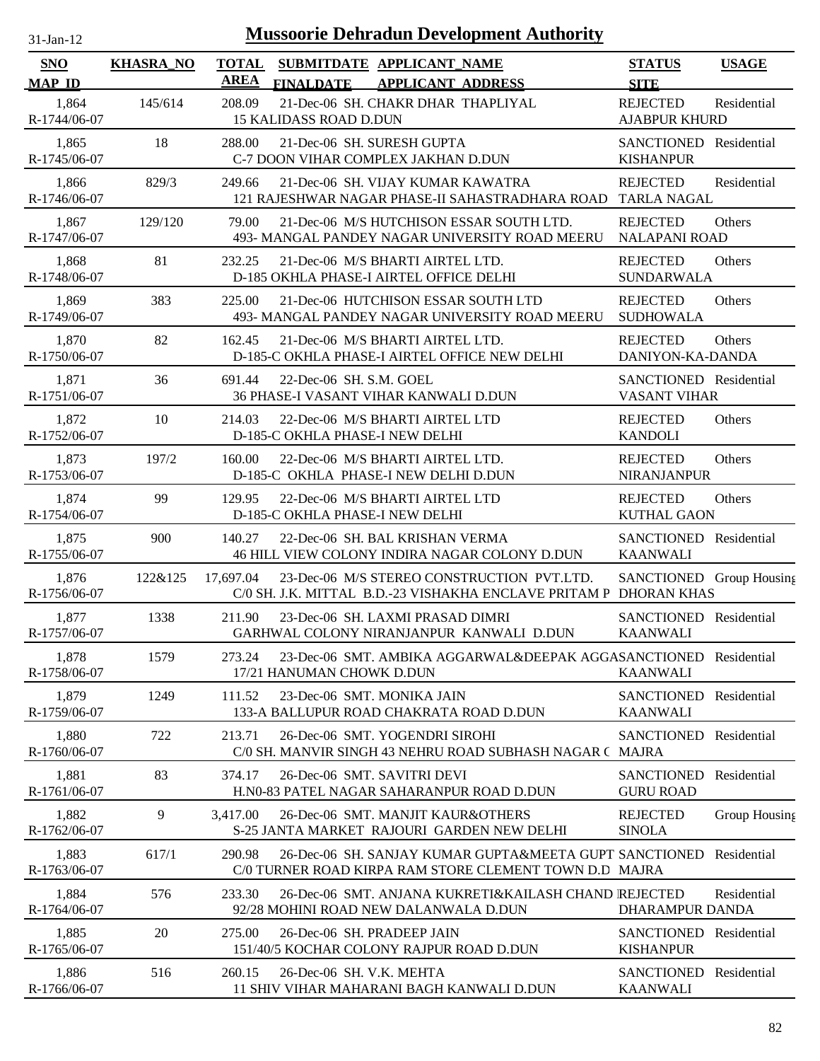# Mussoorie Dehradun Development Authority

31-Jan-12

| SNO<br>MAP_ID | KHASRA_NO | TOTAL AREA | SUBMITDATE<br>FINALDATE | APPLICANT_NAME<br>APPLICANT_ADDRESS | STATUS<br>SITE | USAGE |
|---|---|---|---|---|---|---|
| 1,864<br>R-1744/06-07 | 145/614 | 208.09 | 21-Dec-06 | SH. CHAKR DHAR THAPLIYAL<br>15 KALIDASS ROAD D.DUN | REJECTED<br>AJABPUR KHURD | Residential |
| 1,865<br>R-1745/06-07 | 18 | 288.00 | 21-Dec-06 | SH. SURESH GUPTA<br>C-7 DOON VIHAR COMPLEX JAKHAN D.DUN | SANCTIONED<br>KISHANPUR | Residential |
| 1,866<br>R-1746/06-07 | 829/3 | 249.66 | 21-Dec-06 | SH. VIJAY KUMAR KAWATRA<br>121 RAJESHWAR NAGAR PHASE-II SAHASTRADHARA ROAD | REJECTED<br>TARLA NAGAL | Residential |
| 1,867<br>R-1747/06-07 | 129/120 | 79.00 | 21-Dec-06 | M/S HUTCHISON ESSAR SOUTH LTD.<br>493- MANGAL PANDEY NAGAR UNIVERSITY ROAD MEERU | REJECTED<br>NALAPANI ROAD | Others |
| 1,868<br>R-1748/06-07 | 81 | 232.25 | 21-Dec-06 | M/S BHARTI AIRTEL LTD.<br>D-185 OKHLA PHASE-I AIRTEL OFFICE DELHI | REJECTED<br>SUNDARWALA | Others |
| 1,869<br>R-1749/06-07 | 383 | 225.00 | 21-Dec-06 | HUTCHISON ESSAR SOUTH LTD<br>493- MANGAL PANDEY NAGAR UNIVERSITY ROAD MEERU | REJECTED<br>SUDHOWALA | Others |
| 1,870<br>R-1750/06-07 | 82 | 162.45 | 21-Dec-06 | M/S BHARTI AIRTEL LTD.<br>D-185-C OKHLA PHASE-I AIRTEL OFFICE NEW DELHI | REJECTED<br>DANIYON-KA-DANDA | Others |
| 1,871<br>R-1751/06-07 | 36 | 691.44 | 22-Dec-06 | SH. S.M. GOEL<br>36 PHASE-I VASANT VIHAR KANWALI D.DUN | SANCTIONED<br>VASANT VIHAR | Residential |
| 1,872<br>R-1752/06-07 | 10 | 214.03 | 22-Dec-06 | M/S BHARTI AIRTEL LTD<br>D-185-C OKHLA PHASE-I NEW DELHI | REJECTED<br>KANDOLI | Others |
| 1,873<br>R-1753/06-07 | 197/2 | 160.00 | 22-Dec-06 | M/S BHARTI AIRTEL LTD.<br>D-185-C OKHLA PHASE-I NEW DELHI D.DUN | REJECTED<br>NIRANJANPUR | Others |
| 1,874<br>R-1754/06-07 | 99 | 129.95 | 22-Dec-06 | M/S BHARTI AIRTEL LTD<br>D-185-C OKHLA PHASE-I NEW DELHI | REJECTED<br>KUTHAL GAON | Others |
| 1,875<br>R-1755/06-07 | 900 | 140.27 | 22-Dec-06 | SH. BAL KRISHAN VERMA<br>46 HILL VIEW COLONY INDIRA NAGAR COLONY D.DUN | SANCTIONED<br>KAANWALI | Residential |
| 1,876<br>R-1756/06-07 | 122&125 | 17,697.04 | 23-Dec-06 | M/S STEREO CONSTRUCTION PVT.LTD.<br>C/0 SH. J.K. MITTAL B.D.-23 VISHAKHA ENCLAVE PRITAM P | SANCTIONED<br>DHORAN KHAS | Group Housing |
| 1,877<br>R-1757/06-07 | 1338 | 211.90 | 23-Dec-06 | SH. LAXMI PRASAD DIMRI<br>GARHWAL COLONY NIRANJANPUR KANWALI D.DUN | SANCTIONED<br>KAANWALI | Residential |
| 1,878<br>R-1758/06-07 | 1579 | 273.24 | 23-Dec-06 | SMT. AMBIKA AGGARWAL&DEEPAK AGGA<br>17/21 HANUMAN CHOWK D.DUN | SANCTIONED<br>KAANWALI | Residential |
| 1,879<br>R-1759/06-07 | 1249 | 111.52 | 23-Dec-06 | SMT. MONIKA JAIN<br>133-A BALLUPUR ROAD CHAKRATA ROAD D.DUN | SANCTIONED<br>KAANWALI | Residential |
| 1,880<br>R-1760/06-07 | 722 | 213.71 | 26-Dec-06 | SMT. YOGENDRI SIROHI<br>C/0 SH. MANVIR SINGH 43 NEHRU ROAD SUBHASH NAGAR ( | SANCTIONED<br>MAJRA | Residential |
| 1,881<br>R-1761/06-07 | 83 | 374.17 | 26-Dec-06 | SMT. SAVITRI DEVI<br>H.N0-83 PATEL NAGAR SAHARANPUR ROAD D.DUN | SANCTIONED<br>GURU ROAD | Residential |
| 1,882<br>R-1762/06-07 | 9 | 3,417.00 | 26-Dec-06 | SMT. MANJIT KAUR&OTHERS<br>S-25 JANTA MARKET RAJOURI GARDEN NEW DELHI | REJECTED<br>SINOLA | Group Housing |
| 1,883<br>R-1763/06-07 | 617/1 | 290.98 | 26-Dec-06 | SH. SANJAY KUMAR GUPTA&MEETA GUPT<br>C/0 TURNER ROAD KIRPA RAM STORE CLEMENT TOWN D.D | SANCTIONED<br>MAJRA | Residential |
| 1,884<br>R-1764/06-07 | 576 | 233.30 | 26-Dec-06 | SMT. ANJANA KUKRETI&KAILASH CHAND I<br>92/28 MOHINI ROAD NEW DALANWALA D.DUN | REJECTED<br>DHARAMPUR DANDA | Residential |
| 1,885<br>R-1765/06-07 | 20 | 275.00 | 26-Dec-06 | SH. PRADEEP JAIN<br>151/40/5 KOCHAR COLONY RAJPUR ROAD D.DUN | SANCTIONED<br>KISHANPUR | Residential |
| 1,886<br>R-1766/06-07 | 516 | 260.15 | 26-Dec-06 | SH. V.K. MEHTA<br>11 SHIV VIHAR MAHARANI BAGH KANWALI D.DUN | SANCTIONED<br>KAANWALI | Residential |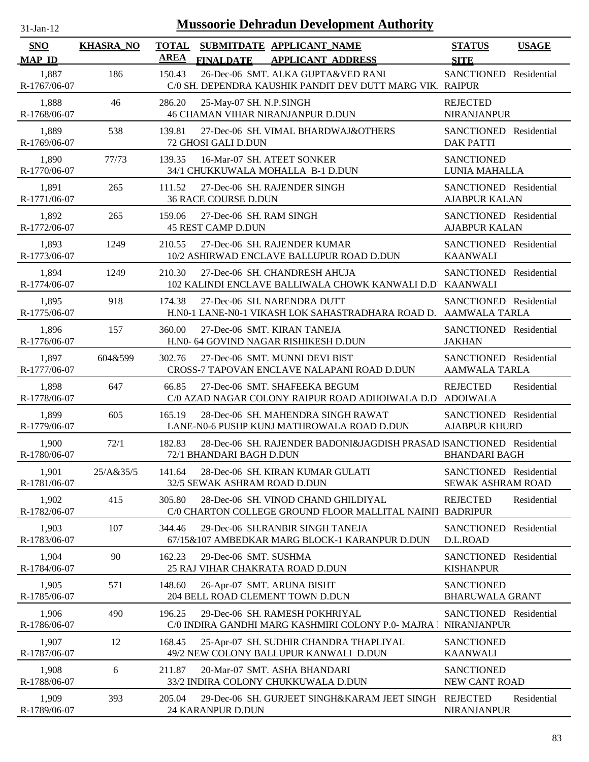# Mussoorie Dehradun Development Authority

31-Jan-12

| SNO / MAP_ID | KHASRA_NO | TOTAL AREA | SUBMITDATE / FINALDATE | APPLICANT_NAME / APPLICANT_ADDRESS | STATUS / SITE | USAGE |
|---|---|---|---|---|---|---|
| 1,887 / R-1767/06-07 | 186 | 150.43 | 26-Dec-06 | SMT. ALKA GUPTA&VED RANI / C/0 SH. DEPENDRA KAUSHIK PANDIT DEV DUTT MARG VIK. | SANCTIONED / RAIPUR | Residential |
| 1,888 / R-1768/06-07 | 46 | 286.20 | 25-May-07 | SH. N.P.SINGH / 46 CHAMAN VIHAR NIRANJANPUR D.DUN | REJECTED / NIRANJANPUR | |
| 1,889 / R-1769/06-07 | 538 | 139.81 | 27-Dec-06 | SH. VIMAL BHARDWAJ&OTHERS / 72 GHOSI GALI D.DUN | SANCTIONED / DAK PATTI | Residential |
| 1,890 / R-1770/06-07 | 77/73 | 139.35 | 16-Mar-07 | SH. ATEET SONKER / 34/1 CHUKKUWALA MOHALLA B-1 D.DUN | SANCTIONED / LUNIA MAHALLA | |
| 1,891 / R-1771/06-07 | 265 | 111.52 | 27-Dec-06 | SH. RAJENDER SINGH / 36 RACE COURSE D.DUN | SANCTIONED / AJABPUR KALAN | Residential |
| 1,892 / R-1772/06-07 | 265 | 159.06 | 27-Dec-06 | SH. RAM SINGH / 45 REST CAMP D.DUN | SANCTIONED / AJABPUR KALAN | Residential |
| 1,893 / R-1773/06-07 | 1249 | 210.55 | 27-Dec-06 | SH. RAJENDER KUMAR / 10/2 ASHIRWAD ENCLAVE BALLUPUR ROAD D.DUN | SANCTIONED / KAANWALI | Residential |
| 1,894 / R-1774/06-07 | 1249 | 210.30 | 27-Dec-06 | SH. CHANDRESH AHUJA / 102 KALINDI ENCLAVE BALLIWALA CHOWK KANWALI D.D | SANCTIONED / KAANWALI | Residential |
| 1,895 / R-1775/06-07 | 918 | 174.38 | 27-Dec-06 | SH. NARENDRA DUTT / H.N0-1 LANE-N0-1 VIKASH LOK SAHASTRADHARA ROAD D. | SANCTIONED / AAMWALA TARLA | Residential |
| 1,896 / R-1776/06-07 | 157 | 360.00 | 27-Dec-06 | SMT. KIRAN TANEJA / H.N0- 64 GOVIND NAGAR RISHIKESH D.DUN | SANCTIONED / JAKHAN | Residential |
| 1,897 / R-1777/06-07 | 604&599 | 302.76 | 27-Dec-06 | SMT. MUNNI DEVI BIST / CROSS-7 TAPOVAN ENCLAVE NALAPANI ROAD D.DUN | SANCTIONED / AAMWALA TARLA | Residential |
| 1,898 / R-1778/06-07 | 647 | 66.85 | 27-Dec-06 | SMT. SHAFEEKA BEGUM / C/0 AZAD NAGAR COLONY RAIPUR ROAD ADHOIWALA D.D | REJECTED / ADOIWALA | Residential |
| 1,899 / R-1779/06-07 | 605 | 165.19 | 28-Dec-06 | SH. MAHENDRA SINGH RAWAT / LANE-N0-6 PUSHP KUNJ MATHROWALA ROAD D.DUN | SANCTIONED / AJABPUR KHURD | Residential |
| 1,900 / R-1780/06-07 | 72/1 | 182.83 | 28-Dec-06 | SH. RAJENDER BADONI&JAGDISH PRASAD I / 72/1 BHANDARI BAGH D.DUN | SANCTIONED / BHANDARI BAGH | Residential |
| 1,901 / R-1781/06-07 | 25/A&35/5 | 141.64 | 28-Dec-06 | SH. KIRAN KUMAR GULATI / 32/5 SEWAK ASHRAM ROAD D.DUN | SANCTIONED / SEWAK ASHRAM ROAD | Residential |
| 1,902 / R-1782/06-07 | 415 | 305.80 | 28-Dec-06 | SH. VINOD CHAND GHILDIYAL / C/0 CHARTON COLLEGE GROUND FLOOR MALLITAL NAINIT | REJECTED / BADRIPUR | Residential |
| 1,903 / R-1783/06-07 | 107 | 344.46 | 29-Dec-06 | SH.RANBIR SINGH TANEJA / 67/15&107 AMBEDKAR MARG BLOCK-1 KARANPUR D.DUN | SANCTIONED / D.L.ROAD | Residential |
| 1,904 / R-1784/06-07 | 90 | 162.23 | 29-Dec-06 | SMT. SUSHMA / 25 RAJ VIHAR CHAKRATA ROAD D.DUN | SANCTIONED / KISHANPUR | Residential |
| 1,905 / R-1785/06-07 | 571 | 148.60 | 26-Apr-07 | SMT. ARUNA BISHT / 204 BELL ROAD CLEMENT TOWN D.DUN | SANCTIONED / BHARUWALA GRANT | |
| 1,906 / R-1786/06-07 | 490 | 196.25 | 29-Dec-06 | SH. RAMESH POKHRIYAL / C/0 INDIRA GANDHI MARG KASHMIRI COLONY P.0- MAJRA | SANCTIONED / NIRANJANPUR | Residential |
| 1,907 / R-1787/06-07 | 12 | 168.45 | 25-Apr-07 | SH. SUDHIR CHANDRA THAPLIYAL / 49/2 NEW COLONY BALLUPUR KANWALI D.DUN | SANCTIONED / KAANWALI | |
| 1,908 / R-1788/06-07 | 6 | 211.87 | 20-Mar-07 | SMT. ASHA BHANDARI / 33/2 INDIRA COLONY CHUKKUWALA D.DUN | SANCTIONED / NEW CANT ROAD | |
| 1,909 / R-1789/06-07 | 393 | 205.04 | 29-Dec-06 | SH. GURJEET SINGH&KARAM JEET SINGH / 24 KARANPUR D.DUN | REJECTED / NIRANJANPUR | Residential |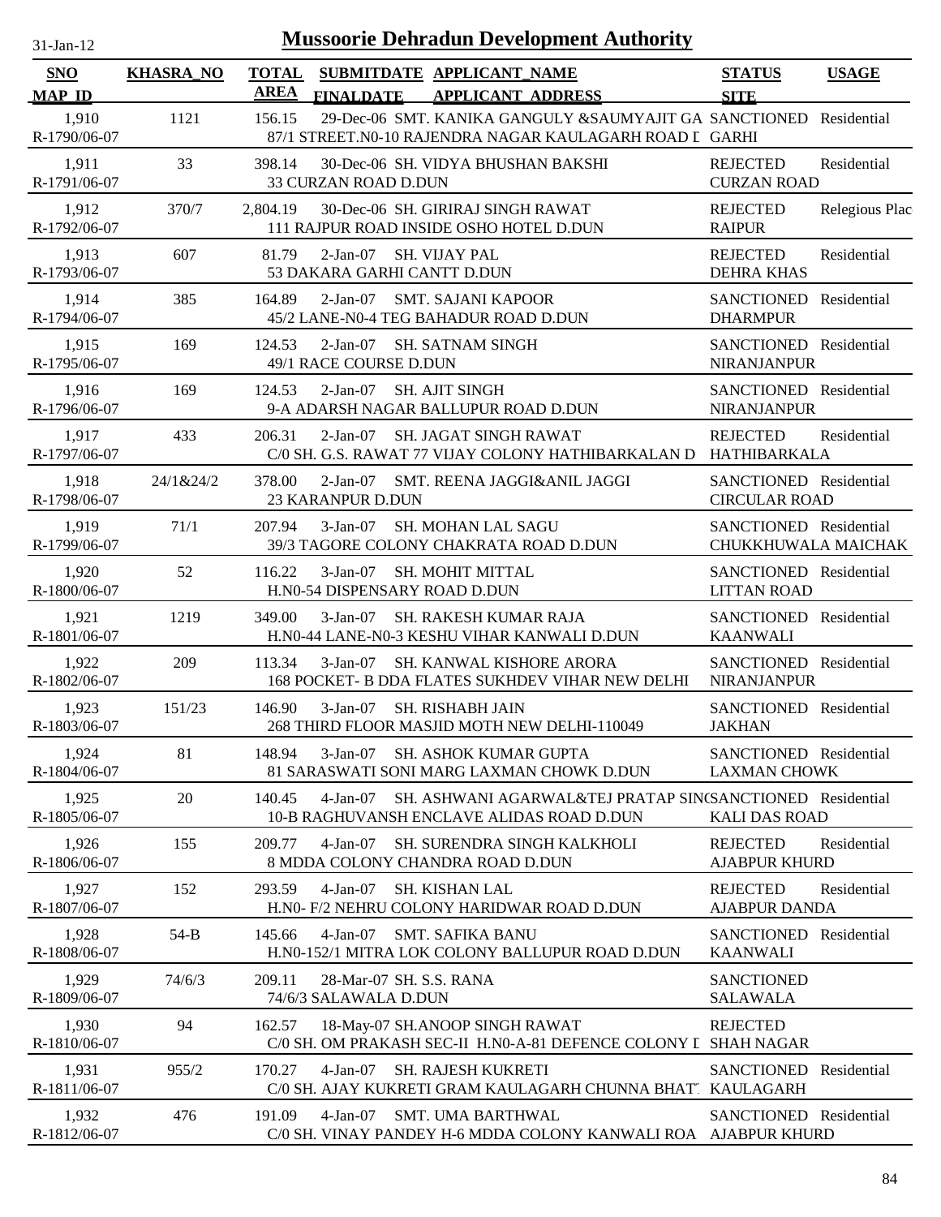# Mussoorie Dehradun Development Authority

31-Jan-12

| SNO / MAP_ID | KHASRA_NO | TOTAL AREA | SUBMITDATE / FINALDATE | APPLICANT_NAME / APPLICANT_ADDRESS | STATUS / SITE | USAGE |
|---|---|---|---|---|---|---|
| 1,910 R-1790/06-07 | 1121 | 156.15 | 29-Dec-06 | SMT. KANIKA GANGULY &SAUMYAJIT GA 87/1 STREET.N0-10 RAJENDRA NAGAR KAULAGARH ROAD D | SANCTIONED GARHI | Residential |
| 1,911 R-1791/06-07 | 33 | 398.14 | 30-Dec-06 | SH. VIDYA BHUSHAN BAKSHI 33 CURZAN ROAD D.DUN | REJECTED CURZAN ROAD | Residential |
| 1,912 R-1792/06-07 | 370/7 | 2,804.19 | 30-Dec-06 | SH. GIRIRAJ SINGH RAWAT 111 RAJPUR ROAD INSIDE OSHO HOTEL D.DUN | REJECTED RAIPUR | Relegious Plac |
| 1,913 R-1793/06-07 | 607 | 81.79 | 2-Jan-07 | SH. VIJAY PAL 53 DAKARA GARHI CANTT D.DUN | REJECTED DEHRA KHAS | Residential |
| 1,914 R-1794/06-07 | 385 | 164.89 | 2-Jan-07 | SMT. SAJANI KAPOOR 45/2 LANE-N0-4 TEG BAHADUR ROAD D.DUN | SANCTIONED DHARMPUR | Residential |
| 1,915 R-1795/06-07 | 169 | 124.53 | 2-Jan-07 | SH. SATNAM SINGH 49/1 RACE COURSE D.DUN | SANCTIONED NIRANJANPUR | Residential |
| 1,916 R-1796/06-07 | 169 | 124.53 | 2-Jan-07 | SH. AJIT SINGH 9-A ADARSH NAGAR BALLUPUR ROAD D.DUN | SANCTIONED NIRANJANPUR | Residential |
| 1,917 R-1797/06-07 | 433 | 206.31 | 2-Jan-07 | SH. JAGAT SINGH RAWAT C/0 SH. G.S. RAWAT 77 VIJAY COLONY HATHIBARKALAN D | REJECTED HATHIBARKALA | Residential |
| 1,918 R-1798/06-07 | 24/1&24/2 | 378.00 | 2-Jan-07 | SMT. REENA JAGGI&ANIL JAGGI 23 KARANPUR D.DUN | SANCTIONED CIRCULAR ROAD | Residential |
| 1,919 R-1799/06-07 | 71/1 | 207.94 | 3-Jan-07 | SH. MOHAN LAL SAGU 39/3 TAGORE COLONY CHAKRATA ROAD D.DUN | SANCTIONED CHUKKHUWALA MAICHAK | Residential |
| 1,920 R-1800/06-07 | 52 | 116.22 | 3-Jan-07 | SH. MOHIT MITTAL H.N0-54 DISPENSARY ROAD D.DUN | SANCTIONED LITTAN ROAD | Residential |
| 1,921 R-1801/06-07 | 1219 | 349.00 | 3-Jan-07 | SH. RAKESH KUMAR RAJA H.N0-44 LANE-N0-3 KESHU VIHAR KANWALI D.DUN | SANCTIONED KAANWALI | Residential |
| 1,922 R-1802/06-07 | 209 | 113.34 | 3-Jan-07 | SH. KANWAL KISHORE ARORA 168 POCKET- B DDA FLATES SUKHDEV VIHAR NEW DELHI | SANCTIONED NIRANJANPUR | Residential |
| 1,923 R-1803/06-07 | 151/23 | 146.90 | 3-Jan-07 | SH. RISHABH JAIN 268 THIRD FLOOR MASJID MOTH NEW DELHI-110049 | SANCTIONED JAKHAN | Residential |
| 1,924 R-1804/06-07 | 81 | 148.94 | 3-Jan-07 | SH. ASHOK KUMAR GUPTA 81 SARASWATI SONI MARG LAXMAN CHOWK D.DUN | SANCTIONED LAXMAN CHOWK | Residential |
| 1,925 R-1805/06-07 | 20 | 140.45 | 4-Jan-07 | SH. ASHWANI AGARWAL&TEJ PRATAP SIN( 10-B RAGHUVANSH ENCLAVE ALIDAS ROAD D.DUN | SANCTIONED KALI DAS ROAD | Residential |
| 1,926 R-1806/06-07 | 155 | 209.77 | 4-Jan-07 | SH. SURENDRA SINGH KALKHOLI 8 MDDA COLONY CHANDRA ROAD D.DUN | REJECTED AJABPUR KHURD | Residential |
| 1,927 R-1807/06-07 | 152 | 293.59 | 4-Jan-07 | SH. KISHAN LAL H.N0- F/2 NEHRU COLONY HARIDWAR ROAD D.DUN | REJECTED AJABPUR DANDA | Residential |
| 1,928 R-1808/06-07 | 54-B | 145.66 | 4-Jan-07 | SMT. SAFIKA BANU H.N0-152/1 MITRA LOK COLONY BALLUPUR ROAD D.DUN | SANCTIONED KAANWALI | Residential |
| 1,929 R-1809/06-07 | 74/6/3 | 209.11 | 28-Mar-07 | SH. S.S. RANA 74/6/3 SALAWALA D.DUN | SANCTIONED SALAWALA | |
| 1,930 R-1810/06-07 | 94 | 162.57 | 18-May-07 | SH.ANOOP SINGH RAWAT C/0 SH. OM PRAKASH SEC-II H.N0-A-81 DEFENCE COLONY D | REJECTED SHAH NAGAR | |
| 1,931 R-1811/06-07 | 955/2 | 170.27 | 4-Jan-07 | SH. RAJESH KUKRETI C/0 SH. AJAY KUKRETI GRAM KAULAGARH CHUNNA BHATT | SANCTIONED KAULAGARH | Residential |
| 1,932 R-1812/06-07 | 476 | 191.09 | 4-Jan-07 | SMT. UMA BARTHWAL C/0 SH. VINAY PANDEY H-6 MDDA COLONY KANWALI ROA | SANCTIONED AJABPUR KHURD | Residential |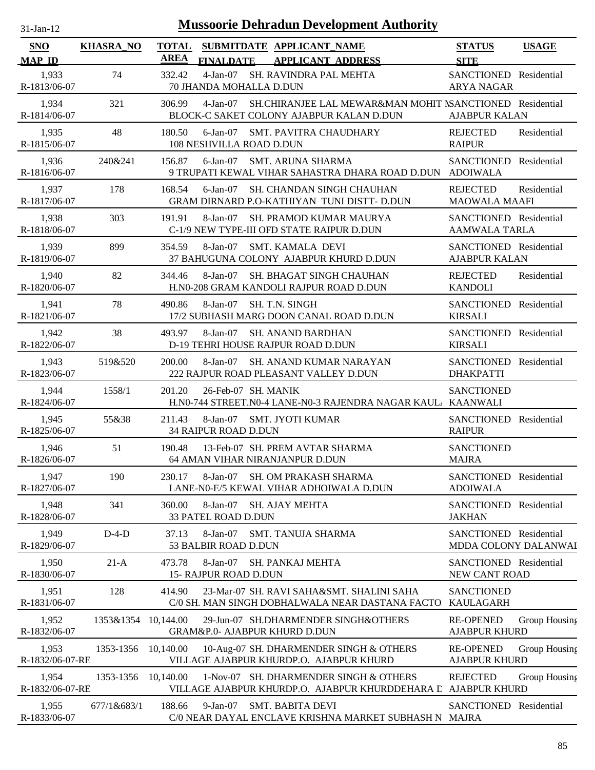# Mussoorie Dehradun Development Authority

31-Jan-12

| SNO / MAP_ID | KHASRA_NO | TOTAL AREA | SUBMITDATE / FINALDATE | APPLICANT_NAME / APPLICANT_ADDRESS | STATUS / SITE | USAGE |
|---|---|---|---|---|---|---|
| 1,933 / R-1813/06-07 | 74 | 332.42 | 4-Jan-07 | SH. RAVINDRA PAL MEHTA / 70 JHANDA MOHALLA D.DUN | SANCTIONED / ARYA NAGAR | Residential |
| 1,934 / R-1814/06-07 | 321 | 306.99 | 4-Jan-07 | SH.CHIRANJEE LAL MEWAR&MAN MOHIT M / BLOCK-C SAKET COLONY AJABPUR KALAN D.DUN | SANCTIONED / AJABPUR KALAN | Residential |
| 1,935 / R-1815/06-07 | 48 | 180.50 | 6-Jan-07 | SMT. PAVITRA CHAUDHARY / 108 NESHVILLA ROAD D.DUN | REJECTED / RAIPUR | Residential |
| 1,936 / R-1816/06-07 | 240&241 | 156.87 | 6-Jan-07 | SMT. ARUNA SHARMA / 9 TRUPATI KEWAL VIHAR SAHASTRA DHARA ROAD D.DUN | SANCTIONED / ADOIWALA | Residential |
| 1,937 / R-1817/06-07 | 178 | 168.54 | 6-Jan-07 | SH. CHANDAN SINGH CHAUHAN / GRAM DIRNARD P.O-KATHIYAN TUNI DISTT- D.DUN | REJECTED / MAOWALA MAAFI | Residential |
| 1,938 / R-1818/06-07 | 303 | 191.91 | 8-Jan-07 | SH. PRAMOD KUMAR MAURYA / C-1/9 NEW TYPE-III OFD STATE RAIPUR D.DUN | SANCTIONED / AAMWALA TARLA | Residential |
| 1,939 / R-1819/06-07 | 899 | 354.59 | 8-Jan-07 | SMT. KAMALA DEVI / 37 BAHUGUNA COLONY AJABPUR KHURD D.DUN | SANCTIONED / AJABPUR KALAN | Residential |
| 1,940 / R-1820/06-07 | 82 | 344.46 | 8-Jan-07 | SH. BHAGAT SINGH CHAUHAN / H.N0-208 GRAM KANDOLI RAJPUR ROAD D.DUN | REJECTED / KANDOLI | Residential |
| 1,941 / R-1821/06-07 | 78 | 490.86 | 8-Jan-07 | SH. T.N. SINGH / 17/2 SUBHASH MARG DOON CANAL ROAD D.DUN | SANCTIONED / KIRSALI | Residential |
| 1,942 / R-1822/06-07 | 38 | 493.97 | 8-Jan-07 | SH. ANAND BARDHAN / D-19 TEHRI HOUSE RAJPUR ROAD D.DUN | SANCTIONED / KIRSALI | Residential |
| 1,943 / R-1823/06-07 | 519&520 | 200.00 | 8-Jan-07 | SH. ANAND KUMAR NARAYAN / 222 RAJPUR ROAD PLEASANT VALLEY D.DUN | SANCTIONED / DHAKPATTI | Residential |
| 1,944 / R-1824/06-07 | 1558/1 | 201.20 | 26-Feb-07 | SH. MANIK / H.N0-744 STREET.N0-4 LANE-N0-3 RAJENDRA NAGAR KAULA | SANCTIONED / KAANWALI | |
| 1,945 / R-1825/06-07 | 55&38 | 211.43 | 8-Jan-07 | SMT. JYOTI KUMAR / 34 RAIPUR ROAD D.DUN | SANCTIONED / RAIPUR | Residential |
| 1,946 / R-1826/06-07 | 51 | 190.48 | 13-Feb-07 | SH. PREM AVTAR SHARMA / 64 AMAN VIHAR NIRANJANPUR D.DUN | SANCTIONED / MAJRA | |
| 1,947 / R-1827/06-07 | 190 | 230.17 | 8-Jan-07 | SH. OM PRAKASH SHARMA / LANE-N0-E/5 KEWAL VIHAR ADHOIWALA D.DUN | SANCTIONED / ADOIWALA | Residential |
| 1,948 / R-1828/06-07 | 341 | 360.00 | 8-Jan-07 | SH. AJAY MEHTA / 33 PATEL ROAD D.DUN | SANCTIONED / JAKHAN | Residential |
| 1,949 / R-1829/06-07 | D-4-D | 37.13 | 8-Jan-07 | SMT. TANUJA SHARMA / 53 BALBIR ROAD D.DUN | SANCTIONED / MDDA COLONY DALANWAI | Residential |
| 1,950 / R-1830/06-07 | 21-A | 473.78 | 8-Jan-07 | SH. PANKAJ MEHTA / 15- RAJPUR ROAD D.DUN | SANCTIONED / NEW CANT ROAD | Residential |
| 1,951 / R-1831/06-07 | 128 | 414.90 | 23-Mar-07 | SH. RAVI SAHA&SMT. SHALINI SAHA / C/0 SH. MAN SINGH DOBHALWALA NEAR DASTANA FACTO | SANCTIONED / KAULAGARH | |
| 1,952 / R-1832/06-07 | 1353&1354 | 10,144.00 | 29-Jun-07 | SH.DHARMENDER SINGH&OTHERS / GRAM&P.0- AJABPUR KHURD D.DUN | RE-OPENED / AJABPUR KHURD | Group Housing |
| 1,953 / R-1832/06-07-RE | 1353-1356 | 10,140.00 | 10-Aug-07 | SH. DHARMENDER SINGH & OTHERS / VILLAGE AJABPUR KHURDP.O. AJABPUR KHURD | RE-OPENED / AJABPUR KHURD | Group Housing |
| 1,954 / R-1832/06-07-RE | 1353-1356 | 10,140.00 | 1-Nov-07 | SH. DHARMENDER SINGH & OTHERS / VILLAGE AJABPUR KHURDP.O. AJABPUR KHURDDEHARA D | REJECTED / AJABPUR KHURD | Group Housing |
| 1,955 / R-1833/06-07 | 677/1&683/1 | 188.66 | 9-Jan-07 | SMT. BABITA DEVI / C/0 NEAR DAYAL ENCLAVE KRISHNA MARKET SUBHASH N | SANCTIONED / MAJRA | Residential |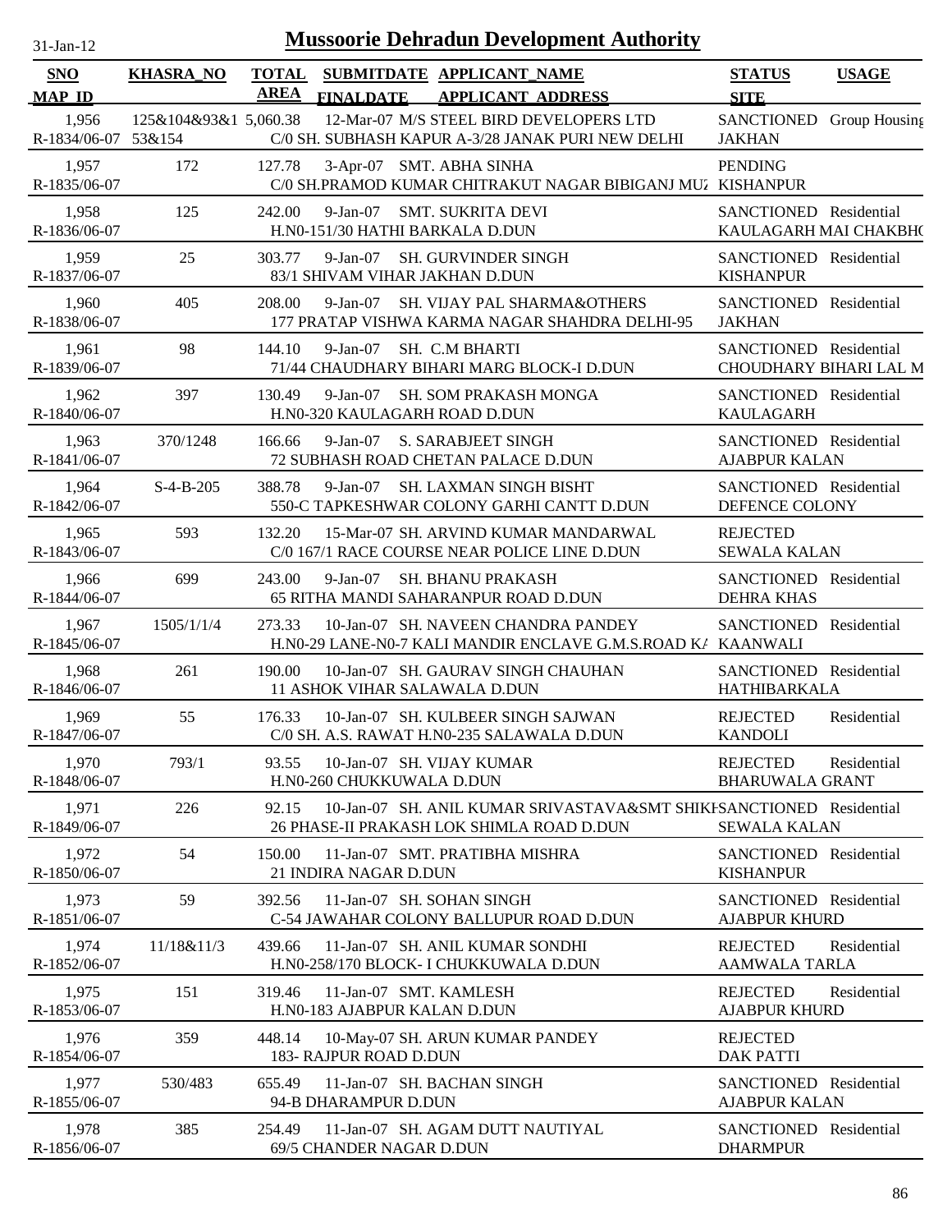# Mussoorie Dehradun Development Authority

31-Jan-12

| SNO / MAP_ID | KHASRA_NO | TOTAL AREA | SUBMITDATE / FINALDATE | APPLICANT_NAME / APPLICANT_ADDRESS | STATUS / SITE | USAGE |
|---|---|---|---|---|---|---|
| 1,956 / R-1834/06-07 | 125&104&93&1 53&154 | 5,060.38 | 12-Mar-07 | M/S STEEL BIRD DEVELOPERS LTD / C/0 SH. SUBHASH KAPUR A-3/28 JANAK PURI NEW DELHI | SANCTIONED / JAKHAN | Group Housing |
| 1,957 / R-1835/06-07 | 172 | 127.78 | 3-Apr-07 | SMT. ABHA SINHA / C/0 SH.PRAMOD KUMAR CHITRAKUT NAGAR BIBIGANJ MUZ | PENDING / KISHANPUR | |
| 1,958 / R-1836/06-07 | 125 | 242.00 | 9-Jan-07 | SMT. SUKRITA DEVI / H.N0-151/30 HATHI BARKALA D.DUN | SANCTIONED / KAULAGARH MAI CHAKBHO | Residential |
| 1,959 / R-1837/06-07 | 25 | 303.77 | 9-Jan-07 | SH. GURVINDER SINGH / 83/1 SHIVAM VIHAR JAKHAN D.DUN | SANCTIONED / KISHANPUR | Residential |
| 1,960 / R-1838/06-07 | 405 | 208.00 | 9-Jan-07 | SH. VIJAY PAL SHARMA&OTHERS / 177 PRATAP VISHWA KARMA NAGAR SHAHDRA DELHI-95 | SANCTIONED / JAKHAN | Residential |
| 1,961 / R-1839/06-07 | 98 | 144.10 | 9-Jan-07 | SH. C.M BHARTI / 71/44 CHAUDHARY BIHARI MARG BLOCK-I D.DUN | SANCTIONED / CHOUDHARY BIHARI LAL M | Residential |
| 1,962 / R-1840/06-07 | 397 | 130.49 | 9-Jan-07 | SH. SOM PRAKASH MONGA / H.N0-320 KAULAGARH ROAD D.DUN | SANCTIONED / KAULAGARH | Residential |
| 1,963 / R-1841/06-07 | 370/1248 | 166.66 | 9-Jan-07 | S. SARABJEET SINGH / 72 SUBHASH ROAD CHETAN PALACE D.DUN | SANCTIONED / AJABPUR KALAN | Residential |
| 1,964 / R-1842/06-07 | S-4-B-205 | 388.78 | 9-Jan-07 | SH. LAXMAN SINGH BISHT / 550-C TAPKESHWAR COLONY GARHI CANTT D.DUN | SANCTIONED / DEFENCE COLONY | Residential |
| 1,965 / R-1843/06-07 | 593 | 132.20 | 15-Mar-07 | SH. ARVIND KUMAR MANDARWAL / C/0 167/1 RACE COURSE NEAR POLICE LINE D.DUN | REJECTED / SEWALA KALAN | |
| 1,966 / R-1844/06-07 | 699 | 243.00 | 9-Jan-07 | SH. BHANU PRAKASH / 65 RITHA MANDI SAHARANPUR ROAD D.DUN | SANCTIONED / DEHRA KHAS | Residential |
| 1,967 / R-1845/06-07 | 1505/1/1/4 | 273.33 | 10-Jan-07 | SH. NAVEEN CHANDRA PANDEY / H.N0-29 LANE-N0-7 KALI MANDIR ENCLAVE G.M.S.ROAD KA | SANCTIONED / KAANWALI | Residential |
| 1,968 / R-1846/06-07 | 261 | 190.00 | 10-Jan-07 | SH. GAURAV SINGH CHAUHAN / 11 ASHOK VIHAR SALAWALA D.DUN | SANCTIONED / HATHIBARKALA | Residential |
| 1,969 / R-1847/06-07 | 55 | 176.33 | 10-Jan-07 | SH. KULBEER SINGH SAJWAN / C/0 SH. A.S. RAWAT H.N0-235 SALAWALA D.DUN | REJECTED / KANDOLI | Residential |
| 1,970 / R-1848/06-07 | 793/1 | 93.55 | 10-Jan-07 | SH. VIJAY KUMAR / H.N0-260 CHUKKUWALA D.DUN | REJECTED / BHARUWALA GRANT | Residential |
| 1,971 / R-1849/06-07 | 226 | 92.15 | 10-Jan-07 | SH. ANIL KUMAR SRIVASTAVA&SMT SHIKH / 26 PHASE-II PRAKASH LOK SHIMLA ROAD D.DUN | SANCTIONED / SEWALA KALAN | Residential |
| 1,972 / R-1850/06-07 | 54 | 150.00 | 11-Jan-07 | SMT. PRATIBHA MISHRA / 21 INDIRA NAGAR D.DUN | SANCTIONED / KISHANPUR | Residential |
| 1,973 / R-1851/06-07 | 59 | 392.56 | 11-Jan-07 | SH. SOHAN SINGH / C-54 JAWAHAR COLONY BALLUPUR ROAD D.DUN | SANCTIONED / AJABPUR KHURD | Residential |
| 1,974 / R-1852/06-07 | 11/18&11/3 | 439.66 | 11-Jan-07 | SH. ANIL KUMAR SONDHI / H.N0-258/170 BLOCK- I CHUKKUWALA D.DUN | REJECTED / AAMWALA TARLA | Residential |
| 1,975 / R-1853/06-07 | 151 | 319.46 | 11-Jan-07 | SMT. KAMLESH / H.N0-183 AJABPUR KALAN D.DUN | REJECTED / AJABPUR KHURD | Residential |
| 1,976 / R-1854/06-07 | 359 | 448.14 | 10-May-07 | SH. ARUN KUMAR PANDEY / 183- RAJPUR ROAD D.DUN | REJECTED / DAK PATTI | |
| 1,977 / R-1855/06-07 | 530/483 | 655.49 | 11-Jan-07 | SH. BACHAN SINGH / 94-B DHARAMPUR D.DUN | SANCTIONED / AJABPUR KALAN | Residential |
| 1,978 / R-1856/06-07 | 385 | 254.49 | 11-Jan-07 | SH. AGAM DUTT NAUTIYAL / 69/5 CHANDER NAGAR D.DUN | SANCTIONED / DHARMPUR | Residential |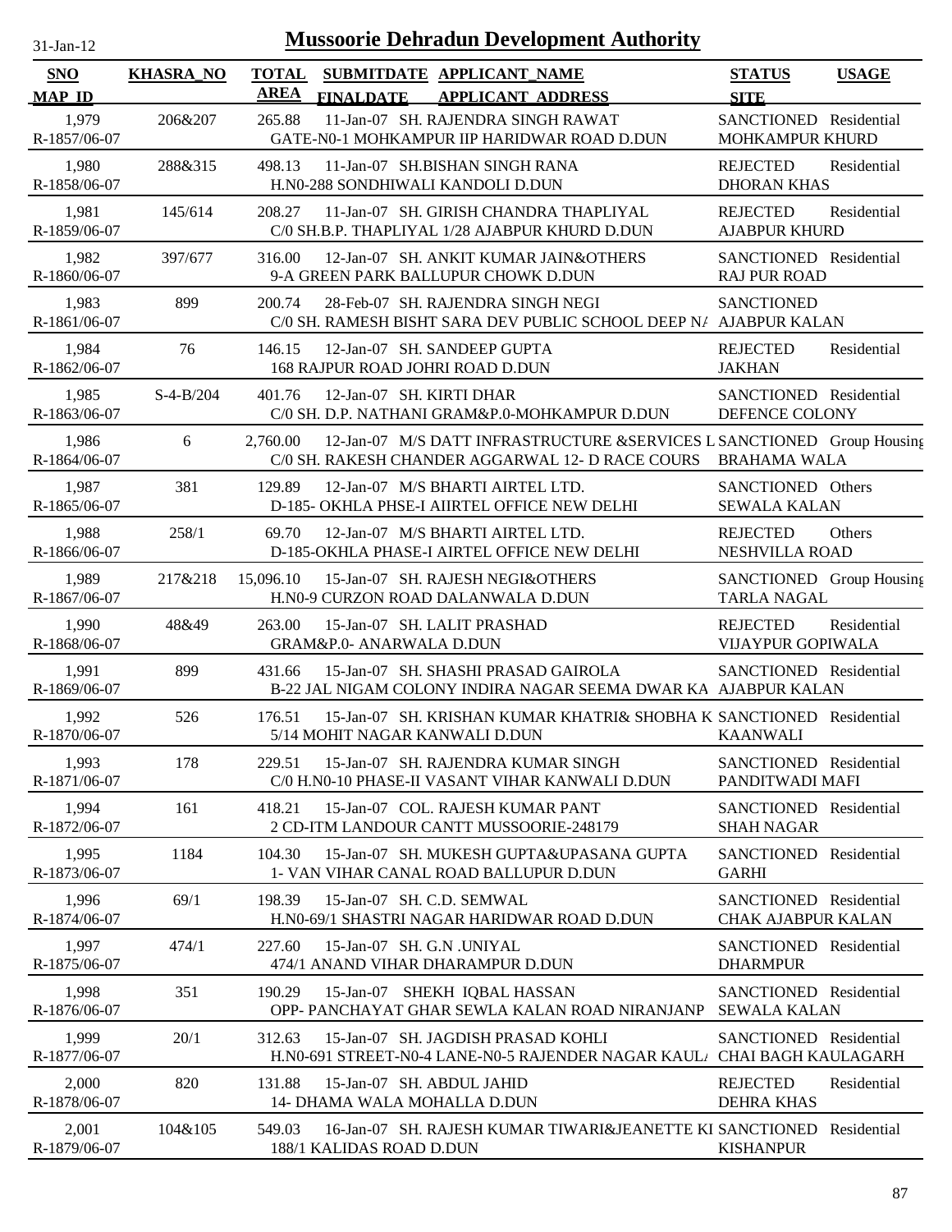# Mussoorie Dehradun Development Authority

31-Jan-12

| SNO / MAP_ID | KHASRA_NO | TOTAL AREA | SUBMITDATE / FINALDATE | APPLICANT_NAME / APPLICANT_ADDRESS | STATUS / SITE | USAGE |
|---|---|---|---|---|---|---|
| 1,979 / R-1857/06-07 | 206&207 | 265.88 | 11-Jan-07 | SH. RAJENDRA SINGH RAWAT / GATE-N0-1 MOHKAMPUR IIP HARIDWAR ROAD D.DUN | SANCTIONED / MOHKAMPUR KHURD | Residential |
| 1,980 / R-1858/06-07 | 288&315 | 498.13 | 11-Jan-07 | SH.BISHAN SINGH RANA / H.N0-288 SONDHIWALI KANDOLI D.DUN | REJECTED / DHORAN KHAS | Residential |
| 1,981 / R-1859/06-07 | 145/614 | 208.27 | 11-Jan-07 | SH. GIRISH CHANDRA THAPLIYAL / C/0 SH.B.P. THAPLIYAL 1/28 AJABPUR KHURD D.DUN | REJECTED / AJABPUR KHURD | Residential |
| 1,982 / R-1860/06-07 | 397/677 | 316.00 | 12-Jan-07 | SH. ANKIT KUMAR JAIN&OTHERS / 9-A GREEN PARK BALLUPUR CHOWK D.DUN | SANCTIONED / RAJ PUR ROAD | Residential |
| 1,983 / R-1861/06-07 | 899 | 200.74 | 28-Feb-07 | SH. RAJENDRA SINGH NEGI / C/0 SH. RAMESH BISHT SARA DEV PUBLIC SCHOOL DEEP N/ | SANCTIONED / AJABPUR KALAN | |
| 1,984 / R-1862/06-07 | 76 | 146.15 | 12-Jan-07 | SH. SANDEEP GUPTA / 168 RAJPUR ROAD JOHRI ROAD D.DUN | REJECTED / JAKHAN | Residential |
| 1,985 / R-1863/06-07 | S-4-B/204 | 401.76 | 12-Jan-07 | SH. KIRTI DHAR / C/0 SH. D.P. NATHANI GRAM&P.0-MOHKAMPUR D.DUN | SANCTIONED / DEFENCE COLONY | Residential |
| 1,986 / R-1864/06-07 | 6 | 2,760.00 | 12-Jan-07 | M/S DATT INFRASTRUCTURE &SERVICES L / C/0 SH. RAKESH CHANDER AGGARWAL 12- D RACE COURS | SANCTIONED / BRAHAMA WALA | Group Housing |
| 1,987 / R-1865/06-07 | 381 | 129.89 | 12-Jan-07 | M/S BHARTI AIRTEL LTD. / D-185- OKHLA PHSE-I AIIRTEL OFFICE NEW DELHI | SANCTIONED / SEWALA KALAN | Others |
| 1,988 / R-1866/06-07 | 258/1 | 69.70 | 12-Jan-07 | M/S BHARTI AIRTEL LTD. / D-185-OKHLA PHASE-I AIRTEL OFFICE NEW DELHI | REJECTED / NESHVILLA ROAD | Others |
| 1,989 / R-1867/06-07 | 217&218 | 15,096.10 | 15-Jan-07 | SH. RAJESH NEGI&OTHERS / H.N0-9 CURZON ROAD DALANWALA D.DUN | SANCTIONED / TARLA NAGAL | Group Housing |
| 1,990 / R-1868/06-07 | 48&49 | 263.00 | 15-Jan-07 | SH. LALIT PRASHAD / GRAM&P.0- ANARWALA D.DUN | REJECTED / VIJAYPUR GOPIWALA | Residential |
| 1,991 / R-1869/06-07 | 899 | 431.66 | 15-Jan-07 | SH. SHASHI PRASAD GAIROLA / B-22 JAL NIGAM COLONY INDIRA NAGAR SEEMA DWAR KA | SANCTIONED / AJABPUR KALAN | Residential |
| 1,992 / R-1870/06-07 | 526 | 176.51 | 15-Jan-07 | SH. KRISHAN KUMAR KHATRI& SHOBHA K / 5/14 MOHIT NAGAR KANWALI D.DUN | SANCTIONED / KAANWALI | Residential |
| 1,993 / R-1871/06-07 | 178 | 229.51 | 15-Jan-07 | SH. RAJENDRA KUMAR SINGH / C/0 H.N0-10 PHASE-II VASANT VIHAR KANWALI D.DUN | SANCTIONED / PANDITWADI MAFI | Residential |
| 1,994 / R-1872/06-07 | 161 | 418.21 | 15-Jan-07 | COL. RAJESH KUMAR PANT / 2 CD-ITM LANDOUR CANTT MUSSOORIE-248179 | SANCTIONED / SHAH NAGAR | Residential |
| 1,995 / R-1873/06-07 | 1184 | 104.30 | 15-Jan-07 | SH. MUKESH GUPTA&UPASANA GUPTA / 1- VAN VIHAR CANAL ROAD BALLUPUR D.DUN | SANCTIONED / GARHI | Residential |
| 1,996 / R-1874/06-07 | 69/1 | 198.39 | 15-Jan-07 | SH. C.D. SEMWAL / H.N0-69/1 SHASTRI NAGAR HARIDWAR ROAD D.DUN | SANCTIONED / CHAK AJABPUR KALAN | Residential |
| 1,997 / R-1875/06-07 | 474/1 | 227.60 | 15-Jan-07 | SH. G.N .UNIYAL / 474/1 ANAND VIHAR DHARAMPUR D.DUN | SANCTIONED / DHARMPUR | Residential |
| 1,998 / R-1876/06-07 | 351 | 190.29 | 15-Jan-07 | SHEKH IQBAL HASSAN / OPP- PANCHAYAT GHAR SEWLA KALAN ROAD NIRANJANP | SANCTIONED / SEWALA KALAN | Residential |
| 1,999 / R-1877/06-07 | 20/1 | 312.63 | 15-Jan-07 | SH. JAGDISH PRASAD KOHLI / H.N0-691 STREET-N0-4 LANE-N0-5 RAJENDER NAGAR KAUL/ | SANCTIONED / CHAI BAGH KAULAGARH | Residential |
| 2,000 / R-1878/06-07 | 820 | 131.88 | 15-Jan-07 | SH. ABDUL JAHID / 14- DHAMA WALA MOHALLA D.DUN | REJECTED / DEHRA KHAS | Residential |
| 2,001 / R-1879/06-07 | 104&105 | 549.03 | 16-Jan-07 | SH. RAJESH KUMAR TIWARI&JEANETTE KI / 188/1 KALIDAS ROAD D.DUN | SANCTIONED / KISHANPUR | Residential |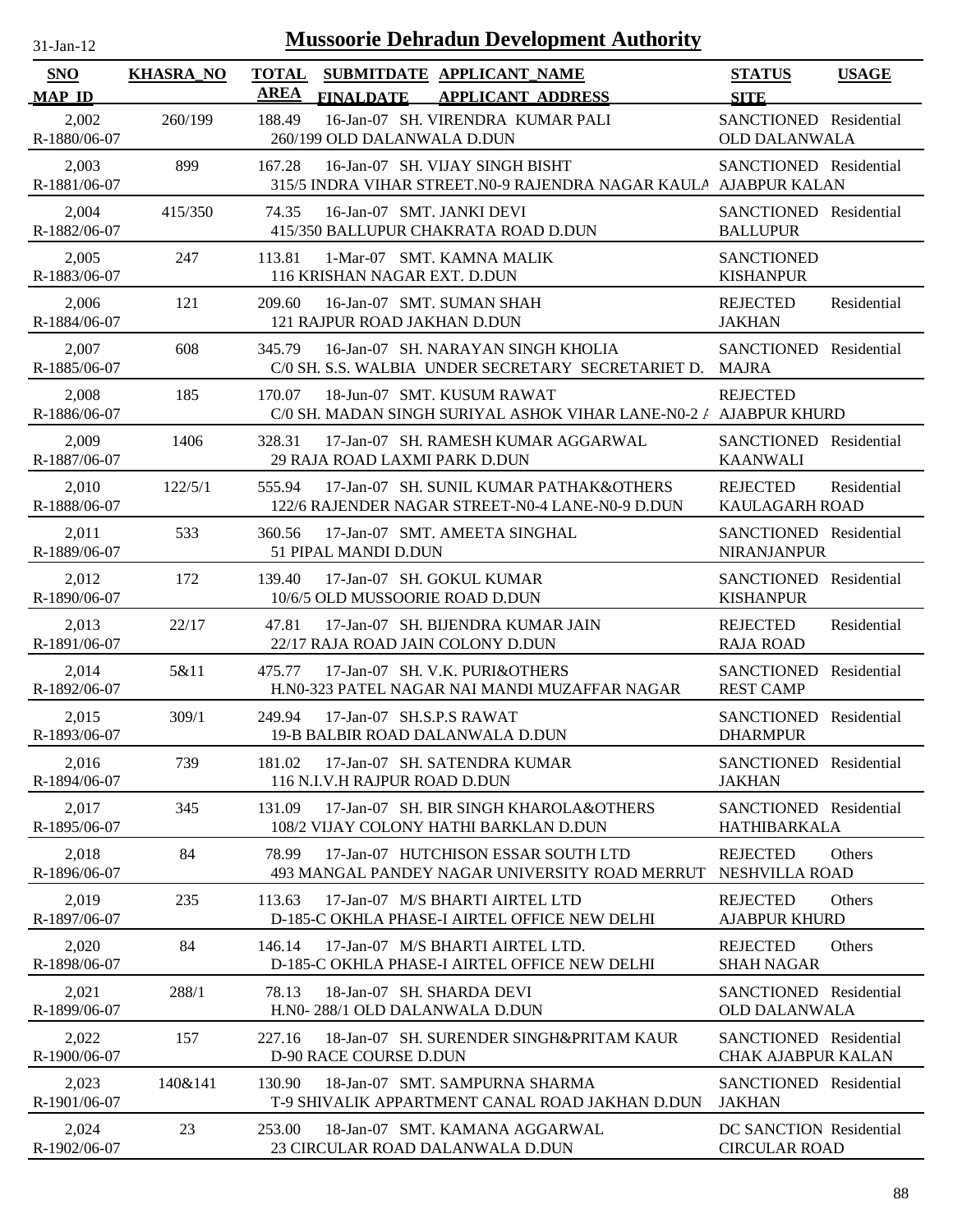# Mussoorie Dehradun Development Authority

31-Jan-12

| SNO / MAP_ID | KHASRA_NO | TOTAL AREA | SUBMITDATE / FINALDATE | APPLICANT_NAME / APPLICANT_ADDRESS | STATUS / SITE | USAGE |
|---|---|---|---|---|---|---|
| 2,002<br>R-1880/06-07 | 260/199 | 188.49 | 16-Jan-07 | SH. VIRENDRA KUMAR PALI<br>260/199 OLD DALANWALA D.DUN | SANCTIONED<br>OLD DALANWALA | Residential |
| 2,003<br>R-1881/06-07 | 899 | 167.28 | 16-Jan-07 | SH. VIJAY SINGH BISHT<br>315/5 INDRA VIHAR STREET.N0-9 RAJENDRA NAGAR KAULA | SANCTIONED<br>AJABPUR KALAN | Residential |
| 2,004<br>R-1882/06-07 | 415/350 | 74.35 | 16-Jan-07 | SMT. JANKI DEVI<br>415/350 BALLUPUR CHAKRATA ROAD D.DUN | SANCTIONED<br>BALLUPUR | Residential |
| 2,005<br>R-1883/06-07 | 247 | 113.81 | 1-Mar-07 | SMT. KAMNA MALIK<br>116 KRISHAN NAGAR EXT. D.DUN | SANCTIONED<br>KISHANPUR | |
| 2,006<br>R-1884/06-07 | 121 | 209.60 | 16-Jan-07 | SMT. SUMAN SHAH<br>121 RAJPUR ROAD JAKHAN D.DUN | REJECTED<br>JAKHAN | Residential |
| 2,007<br>R-1885/06-07 | 608 | 345.79 | 16-Jan-07 | SH. NARAYAN SINGH KHOLIA<br>C/0 SH. S.S. WALBIA UNDER SECRETARY SECRETARIET D. | SANCTIONED<br>MAJRA | Residential |
| 2,008<br>R-1886/06-07 | 185 | 170.07 | 18-Jun-07 | SMT. KUSUM RAWAT<br>C/0 SH. MADAN SINGH SURIYAL ASHOK VIHAR LANE-N0-2 A | REJECTED<br>AJABPUR KHURD | |
| 2,009<br>R-1887/06-07 | 1406 | 328.31 | 17-Jan-07 | SH. RAMESH KUMAR AGGARWAL<br>29 RAJA ROAD LAXMI PARK D.DUN | SANCTIONED<br>KAANWALI | Residential |
| 2,010<br>R-1888/06-07 | 122/5/1 | 555.94 | 17-Jan-07 | SH. SUNIL KUMAR PATHAK&OTHERS<br>122/6 RAJENDER NAGAR STREET-N0-4 LANE-N0-9 D.DUN | REJECTED<br>KAULAGARH ROAD | Residential |
| 2,011<br>R-1889/06-07 | 533 | 360.56 | 17-Jan-07 | SMT. AMEETA SINGHAL<br>51 PIPAL MANDI D.DUN | SANCTIONED<br>NIRANJANPUR | Residential |
| 2,012<br>R-1890/06-07 | 172 | 139.40 | 17-Jan-07 | SH. GOKUL KUMAR<br>10/6/5 OLD MUSSOORIE ROAD D.DUN | SANCTIONED<br>KISHANPUR | Residential |
| 2,013<br>R-1891/06-07 | 22/17 | 47.81 | 17-Jan-07 | SH. BIJENDRA KUMAR JAIN<br>22/17 RAJA ROAD JAIN COLONY D.DUN | REJECTED<br>RAJA ROAD | Residential |
| 2,014<br>R-1892/06-07 | 5&11 | 475.77 | 17-Jan-07 | SH. V.K. PURI&OTHERS<br>H.N0-323 PATEL NAGAR NAI MANDI MUZAFFAR NAGAR | SANCTIONED<br>REST CAMP | Residential |
| 2,015<br>R-1893/06-07 | 309/1 | 249.94 | 17-Jan-07 | SH.S.P.S RAWAT<br>19-B BALBIR ROAD DALANWALA D.DUN | SANCTIONED<br>DHARMPUR | Residential |
| 2,016<br>R-1894/06-07 | 739 | 181.02 | 17-Jan-07 | SH. SATENDRA KUMAR<br>116 N.I.V.H RAJPUR ROAD D.DUN | SANCTIONED<br>JAKHAN | Residential |
| 2,017<br>R-1895/06-07 | 345 | 131.09 | 17-Jan-07 | SH. BIR SINGH KHAROLA&OTHERS<br>108/2 VIJAY COLONY HATHI BARKLAN D.DUN | SANCTIONED<br>HATHIBARKALA | Residential |
| 2,018<br>R-1896/06-07 | 84 | 78.99 | 17-Jan-07 | HUTCHISON ESSAR SOUTH LTD<br>493 MANGAL PANDEY NAGAR UNIVERSITY ROAD MERRUT | REJECTED<br>NESHVILLA ROAD | Others |
| 2,019<br>R-1897/06-07 | 235 | 113.63 | 17-Jan-07 | M/S BHARTI AIRTEL LTD<br>D-185-C OKHLA PHASE-I AIRTEL OFFICE NEW DELHI | REJECTED<br>AJABPUR KHURD | Others |
| 2,020<br>R-1898/06-07 | 84 | 146.14 | 17-Jan-07 | M/S BHARTI AIRTEL LTD.<br>D-185-C OKHLA PHASE-I AIRTEL OFFICE NEW DELHI | REJECTED<br>SHAH NAGAR | Others |
| 2,021<br>R-1899/06-07 | 288/1 | 78.13 | 18-Jan-07 | SH. SHARDA DEVI<br>H.N0- 288/1 OLD DALANWALA D.DUN | SANCTIONED<br>OLD DALANWALA | Residential |
| 2,022<br>R-1900/06-07 | 157 | 227.16 | 18-Jan-07 | SH. SURENDER SINGH&PRITAM KAUR<br>D-90 RACE COURSE D.DUN | SANCTIONED<br>CHAK AJABPUR KALAN | Residential |
| 2,023<br>R-1901/06-07 | 140&141 | 130.90 | 18-Jan-07 | SMT. SAMPURNA SHARMA<br>T-9 SHIVALIK APPARTMENT CANAL ROAD JAKHAN D.DUN | SANCTIONED<br>JAKHAN | Residential |
| 2,024<br>R-1902/06-07 | 23 | 253.00 | 18-Jan-07 | SMT. KAMANA AGGARWAL<br>23 CIRCULAR ROAD DALANWALA D.DUN | DC SANCTION<br>CIRCULAR ROAD | Residential |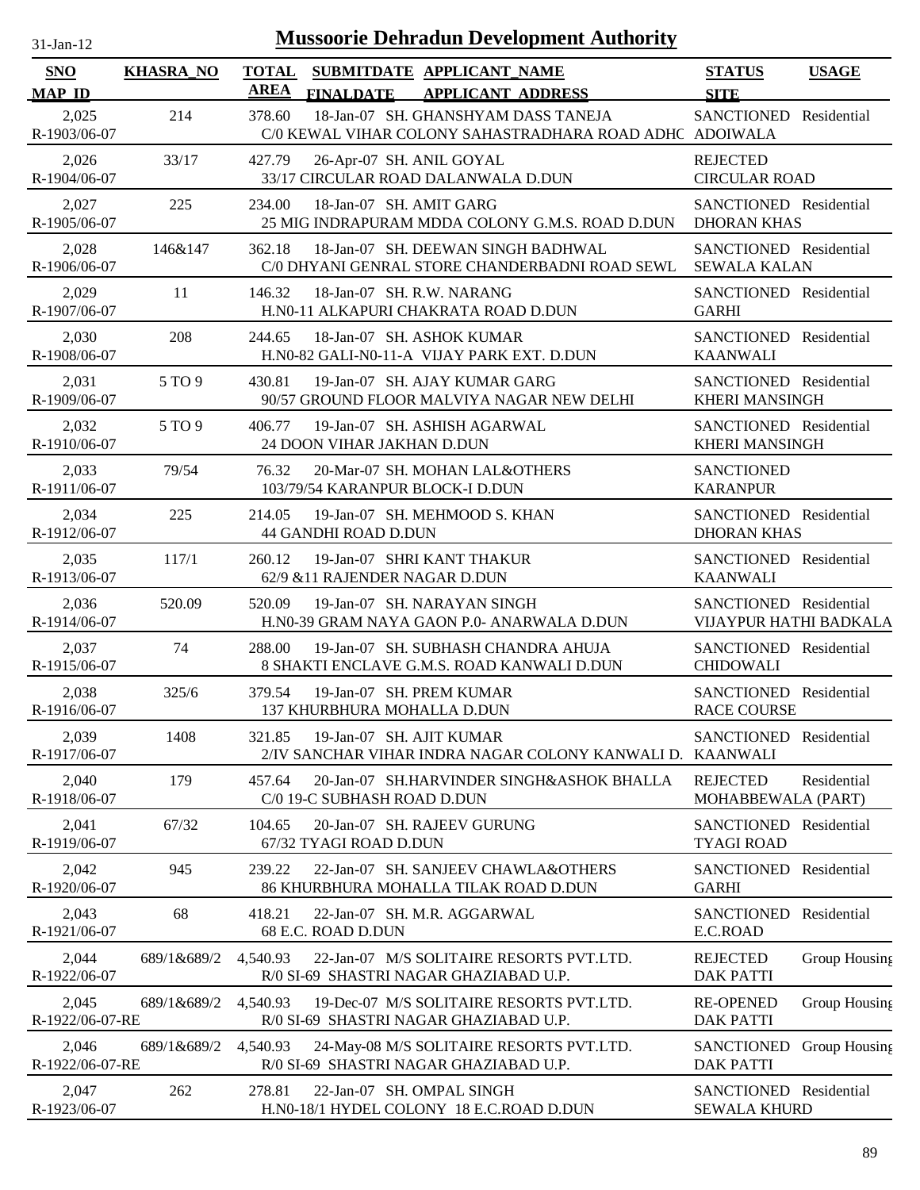# Mussoorie Dehradun Development Authority

31-Jan-12

| SNO / MAP_ID | KHASRA_NO | TOTAL AREA | SUBMITDATE / FINALDATE | APPLICANT_NAME / APPLICANT_ADDRESS | STATUS / SITE | USAGE |
|---|---|---|---|---|---|---|
| 2,025 / R-1903/06-07 | 214 | 378.60 | 18-Jan-07 | SH. GHANSHYAM DASS TANEJA / C/0 KEWAL VIHAR COLONY SAHASTRADHARA ROAD ADHC | SANCTIONED / ADOIWALA | Residential |
| 2,026 / R-1904/06-07 | 33/17 | 427.79 | 26-Apr-07 | SH. ANIL GOYAL / 33/17 CIRCULAR ROAD DALANWALA D.DUN | REJECTED / CIRCULAR ROAD | |
| 2,027 / R-1905/06-07 | 225 | 234.00 | 18-Jan-07 | SH. AMIT GARG / 25 MIG INDRAPURAM MDDA COLONY G.M.S. ROAD D.DUN | SANCTIONED / DHORAN KHAS | Residential |
| 2,028 / R-1906/06-07 | 146&147 | 362.18 | 18-Jan-07 | SH. DEEWAN SINGH BADHWAL / C/0 DHYANI GENRAL STORE CHANDERBADNI ROAD SEWL | SANCTIONED / SEWALA KALAN | Residential |
| 2,029 / R-1907/06-07 | 11 | 146.32 | 18-Jan-07 | SH. R.W. NARANG / H.N0-11 ALKAPURI CHAKRATA ROAD D.DUN | SANCTIONED / GARHI | Residential |
| 2,030 / R-1908/06-07 | 208 | 244.65 | 18-Jan-07 | SH. ASHOK KUMAR / H.N0-82 GALI-N0-11-A VIJAY PARK EXT. D.DUN | SANCTIONED / KAANWALI | Residential |
| 2,031 / R-1909/06-07 | 5 TO 9 | 430.81 | 19-Jan-07 | SH. AJAY KUMAR GARG / 90/57 GROUND FLOOR MALVIYA NAGAR NEW DELHI | SANCTIONED / KHERI MANSINGH | Residential |
| 2,032 / R-1910/06-07 | 5 TO 9 | 406.77 | 19-Jan-07 | SH. ASHISH AGARWAL / 24 DOON VIHAR JAKHAN D.DUN | SANCTIONED / KHERI MANSINGH | Residential |
| 2,033 / R-1911/06-07 | 79/54 | 76.32 | 20-Mar-07 | SH. MOHAN LAL&OTHERS / 103/79/54 KARANPUR BLOCK-I D.DUN | SANCTIONED / KARANPUR | |
| 2,034 / R-1912/06-07 | 225 | 214.05 | 19-Jan-07 | SH. MEHMOOD S. KHAN / 44 GANDHI ROAD D.DUN | SANCTIONED / DHORAN KHAS | Residential |
| 2,035 / R-1913/06-07 | 117/1 | 260.12 | 19-Jan-07 | SHRI KANT THAKUR / 62/9 &11 RAJENDER NAGAR D.DUN | SANCTIONED / KAANWALI | Residential |
| 2,036 / R-1914/06-07 | 520.09 | 520.09 | 19-Jan-07 | SH. NARAYAN SINGH / H.N0-39 GRAM NAYA GAON P.0- ANARWALA D.DUN | SANCTIONED / VIJAYPUR HATHI BADKALA | Residential |
| 2,037 / R-1915/06-07 | 74 | 288.00 | 19-Jan-07 | SH. SUBHASH CHANDRA AHUJA / 8 SHAKTI ENCLAVE G.M.S. ROAD KANWALI D.DUN | SANCTIONED / CHIDOWALI | Residential |
| 2,038 / R-1916/06-07 | 325/6 | 379.54 | 19-Jan-07 | SH. PREM KUMAR / 137 KHURBHURA MOHALLA D.DUN | SANCTIONED / RACE COURSE | Residential |
| 2,039 / R-1917/06-07 | 1408 | 321.85 | 19-Jan-07 | SH. AJIT KUMAR / 2/IV SANCHAR VIHAR INDRA NAGAR COLONY KANWALI D. | SANCTIONED / KAANWALI | Residential |
| 2,040 / R-1918/06-07 | 179 | 457.64 | 20-Jan-07 | SH.HARVINDER SINGH&ASHOK BHALLA / C/0 19-C SUBHASH ROAD D.DUN | REJECTED / MOHABBEWALA (PART) | Residential |
| 2,041 / R-1919/06-07 | 67/32 | 104.65 | 20-Jan-07 | SH. RAJEEV GURUNG / 67/32 TYAGI ROAD D.DUN | SANCTIONED / TYAGI ROAD | Residential |
| 2,042 / R-1920/06-07 | 945 | 239.22 | 22-Jan-07 | SH. SANJEEV CHAWLA&OTHERS / 86 KHURBHURA MOHALLA TILAK ROAD D.DUN | SANCTIONED / GARHI | Residential |
| 2,043 / R-1921/06-07 | 68 | 418.21 | 22-Jan-07 | SH. M.R. AGGARWAL / 68 E.C. ROAD D.DUN | SANCTIONED / E.C.ROAD | Residential |
| 2,044 / R-1922/06-07 | 689/1&689/2 | 4,540.93 | 22-Jan-07 | M/S SOLITAIRE RESORTS PVT.LTD. / R/0 SI-69 SHASTRI NAGAR GHAZIABAD U.P. | REJECTED / DAK PATTI | Group Housing |
| 2,045 / R-1922/06-07-RE | 689/1&689/2 | 4,540.93 | 19-Dec-07 | M/S SOLITAIRE RESORTS PVT.LTD. / R/0 SI-69 SHASTRI NAGAR GHAZIABAD U.P. | RE-OPENED / DAK PATTI | Group Housing |
| 2,046 / R-1922/06-07-RE | 689/1&689/2 | 4,540.93 | 24-May-08 | M/S SOLITAIRE RESORTS PVT.LTD. / R/0 SI-69 SHASTRI NAGAR GHAZIABAD U.P. | SANCTIONED / DAK PATTI | Group Housing |
| 2,047 / R-1923/06-07 | 262 | 278.81 | 22-Jan-07 | SH. OMPAL SINGH / H.N0-18/1 HYDEL COLONY 18 E.C.ROAD D.DUN | SANCTIONED / SEWALA KHURD | Residential |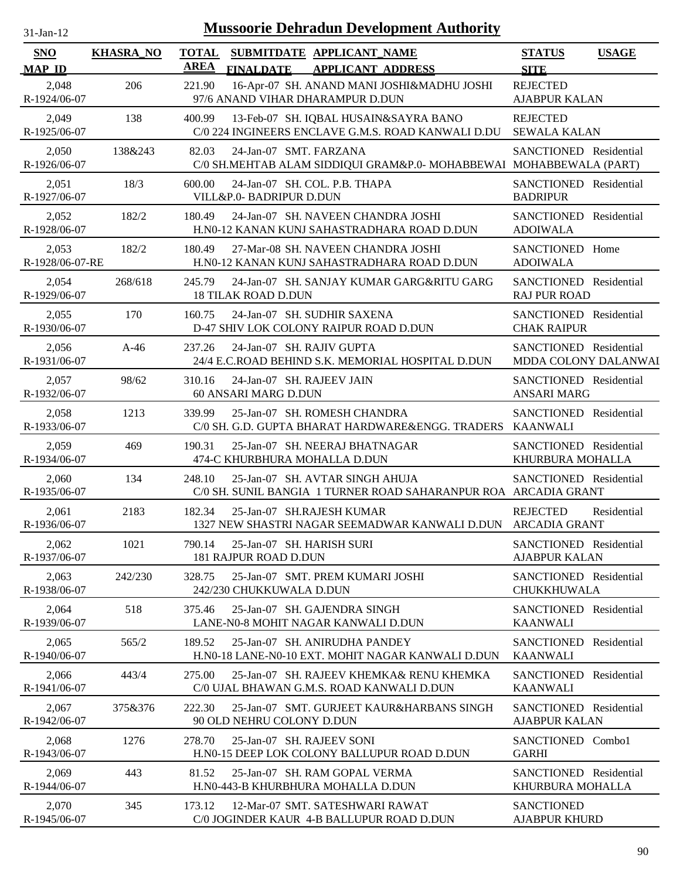# Mussoorie Dehradun Development Authority

31-Jan-12

| SNO / MAP_ID | KHASRA_NO | TOTAL AREA | SUBMITDATE / FINALDATE | APPLICANT_NAME / APPLICANT_ADDRESS | STATUS / SITE | USAGE |
|---|---|---|---|---|---|---|
| 2,048 / R-1924/06-07 | 206 | 221.90 | 16-Apr-07 | SH. ANAND MANI JOSHI&MADHU JOSHI / 97/6 ANAND VIHAR DHARAMPUR D.DUN | REJECTED / AJABPUR KALAN | |
| 2,049 / R-1925/06-07 | 138 | 400.99 | 13-Feb-07 | SH. IQBAL HUSAIN&SAYRA BANO / C/0 224 INGINEERS ENCLAVE G.M.S. ROAD KANWALI D.DU | REJECTED / SEWALA KALAN | |
| 2,050 / R-1926/06-07 | 138&243 | 82.03 | 24-Jan-07 | SMT. FARZANA / C/0 SH.MEHTAB ALAM SIDDIQUI GRAM&P.0- MOHABBEWAI | SANCTIONED / MOHABBEWALA (PART) | Residential |
| 2,051 / R-1927/06-07 | 18/3 | 600.00 | 24-Jan-07 | SH. COL. P.B. THAPA / VILL&P.0- BADRIPUR D.DUN | SANCTIONED / BADRIPUR | Residential |
| 2,052 / R-1928/06-07 | 182/2 | 180.49 | 24-Jan-07 | SH. NAVEEN CHANDRA JOSHI / H.N0-12 KANAN KUNJ SAHASTRADHARA ROAD D.DUN | SANCTIONED / ADOIWALA | Residential |
| 2,053 / R-1928/06-07-RE | 182/2 | 180.49 | 27-Mar-08 | SH. NAVEEN CHANDRA JOSHI / H.N0-12 KANAN KUNJ SAHASTRADHARA ROAD D.DUN | SANCTIONED / ADOIWALA | Home |
| 2,054 / R-1929/06-07 | 268/618 | 245.79 | 24-Jan-07 | SH. SANJAY KUMAR GARG&RITU GARG / 18 TILAK ROAD D.DUN | SANCTIONED / RAJ PUR ROAD | Residential |
| 2,055 / R-1930/06-07 | 170 | 160.75 | 24-Jan-07 | SH. SUDHIR SAXENA / D-47 SHIV LOK COLONY RAIPUR ROAD D.DUN | SANCTIONED / CHAK RAIPUR | Residential |
| 2,056 / R-1931/06-07 | A-46 | 237.26 | 24-Jan-07 | SH. RAJIV GUPTA / 24/4 E.C.ROAD BEHIND S.K. MEMORIAL HOSPITAL D.DUN | SANCTIONED / MDDA COLONY DALANWAI | Residential |
| 2,057 / R-1932/06-07 | 98/62 | 310.16 | 24-Jan-07 | SH. RAJEEV JAIN / 60 ANSARI MARG D.DUN | SANCTIONED / ANSARI MARG | Residential |
| 2,058 / R-1933/06-07 | 1213 | 339.99 | 25-Jan-07 | SH. ROMESH CHANDRA / C/0 SH. G.D. GUPTA BHARAT HARDWARE&ENGG. TRADERS | SANCTIONED / KAANWALI | Residential |
| 2,059 / R-1934/06-07 | 469 | 190.31 | 25-Jan-07 | SH. NEERAJ BHATNAGAR / 474-C KHURBHURA MOHALLA D.DUN | SANCTIONED / KHURBURA MOHALLA | Residential |
| 2,060 / R-1935/06-07 | 134 | 248.10 | 25-Jan-07 | SH. AVTAR SINGH AHUJA / C/0 SH. SUNIL BANGIA 1 TURNER ROAD SAHARANPUR ROA | SANCTIONED / ARCADIA GRANT | Residential |
| 2,061 / R-1936/06-07 | 2183 | 182.34 | 25-Jan-07 | SH.RAJESH KUMAR / 1327 NEW SHASTRI NAGAR SEEMADWAR KANWALI D.DUN | REJECTED / ARCADIA GRANT | Residential |
| 2,062 / R-1937/06-07 | 1021 | 790.14 | 25-Jan-07 | SH. HARISH SURI / 181 RAJPUR ROAD D.DUN | SANCTIONED / AJABPUR KALAN | Residential |
| 2,063 / R-1938/06-07 | 242/230 | 328.75 | 25-Jan-07 | SMT. PREM KUMARI JOSHI / 242/230 CHUKKUWALA D.DUN | SANCTIONED / CHUKKHUWALA | Residential |
| 2,064 / R-1939/06-07 | 518 | 375.46 | 25-Jan-07 | SH. GAJENDRA SINGH / LANE-N0-8 MOHIT NAGAR KANWALI D.DUN | SANCTIONED / KAANWALI | Residential |
| 2,065 / R-1940/06-07 | 565/2 | 189.52 | 25-Jan-07 | SH. ANIRUDHA PANDEY / H.N0-18 LANE-N0-10 EXT. MOHIT NAGAR KANWALI D.DUN | SANCTIONED / KAANWALI | Residential |
| 2,066 / R-1941/06-07 | 443/4 | 275.00 | 25-Jan-07 | SH. RAJEEV KHEMKA& RENU KHEMKA / C/0 UJAL BHAWAN G.M.S. ROAD KANWALI D.DUN | SANCTIONED / KAANWALI | Residential |
| 2,067 / R-1942/06-07 | 375&376 | 222.30 | 25-Jan-07 | SMT. GURJEET KAUR&HARBANS SINGH / 90 OLD NEHRU COLONY D.DUN | SANCTIONED / AJABPUR KALAN | Residential |
| 2,068 / R-1943/06-07 | 1276 | 278.70 | 25-Jan-07 | SH. RAJEEV SONI / H.N0-15 DEEP LOK COLONY BALLUPUR ROAD D.DUN | SANCTIONED / GARHI | Combo1 |
| 2,069 / R-1944/06-07 | 443 | 81.52 | 25-Jan-07 | SH. RAM GOPAL VERMA / H.N0-443-B KHURBHURA MOHALLA D.DUN | SANCTIONED / KHURBURA MOHALLA | Residential |
| 2,070 / R-1945/06-07 | 345 | 173.12 | 12-Mar-07 | SMT. SATESHWARI RAWAT / C/0 JOGINDER KAUR 4-B BALLUPUR ROAD D.DUN | SANCTIONED / AJABPUR KHURD | |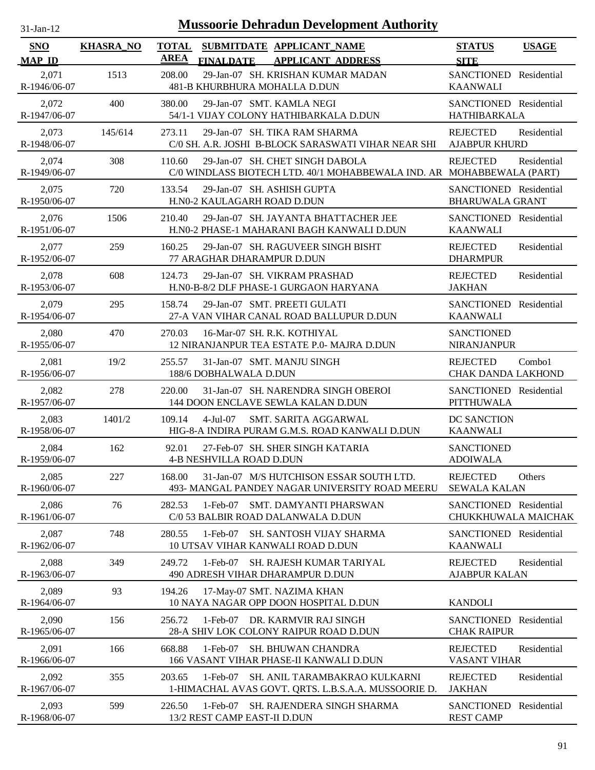# Mussoorie Dehradun Development Authority

31-Jan-12

| SNO<br>MAP_ID | KHASRA_NO | TOTAL AREA | SUBMITDATE<br>FINALDATE | APPLICANT_NAME<br>APPLICANT_ADDRESS | STATUS<br>SITE | USAGE |
|---|---|---|---|---|---|---|
| 2,071<br>R-1946/06-07 | 1513 | 208.00 | 29-Jan-07 | SH. KRISHAN KUMAR MADAN<br>481-B KHURBHURA MOHALLA D.DUN | SANCTIONED<br>KAANWALI | Residential |
| 2,072<br>R-1947/06-07 | 400 | 380.00 | 29-Jan-07 | SMT. KAMLA NEGI<br>54/1-1 VIJAY COLONY HATHIBARKALA D.DUN | SANCTIONED<br>HATHIBARKALA | Residential |
| 2,073<br>R-1948/06-07 | 145/614 | 273.11 | 29-Jan-07 | SH. TIKA RAM SHARMA<br>C/0 SH. A.R. JOSHI B-BLOCK SARASWATI VIHAR NEAR SHI | REJECTED<br>AJABPUR KHURD | Residential |
| 2,074<br>R-1949/06-07 | 308 | 110.60 | 29-Jan-07 | SH. CHET SINGH DABOLA<br>C/0 WINDLASS BIOTECH LTD. 40/1 MOHABBEWALA IND. AR | REJECTED<br>MOHABBEWALA (PART) | Residential |
| 2,075<br>R-1950/06-07 | 720 | 133.54 | 29-Jan-07 | SH. ASHISH GUPTA<br>H.N0-2 KAULAGARH ROAD D.DUN | SANCTIONED<br>BHARUWALA GRANT | Residential |
| 2,076<br>R-1951/06-07 | 1506 | 210.40 | 29-Jan-07 | SH. JAYANTA BHATTACHER JEE<br>H.N0-2 PHASE-1 MAHARANI BAGH KANWALI D.DUN | SANCTIONED<br>KAANWALI | Residential |
| 2,077<br>R-1952/06-07 | 259 | 160.25 | 29-Jan-07 | SH. RAGUVEER SINGH BISHT<br>77 ARAGHAR DHARAMPUR D.DUN | REJECTED<br>DHARMPUR | Residential |
| 2,078<br>R-1953/06-07 | 608 | 124.73 | 29-Jan-07 | SH. VIKRAM PRASHAD<br>H.N0-B-8/2 DLF PHASE-1 GURGAON HARYANA | REJECTED<br>JAKHAN | Residential |
| 2,079<br>R-1954/06-07 | 295 | 158.74 | 29-Jan-07 | SMT. PREETI GULATI<br>27-A VAN VIHAR CANAL ROAD BALLUPUR D.DUN | SANCTIONED<br>KAANWALI | Residential |
| 2,080<br>R-1955/06-07 | 470 | 270.03 | 16-Mar-07 | SH. R.K. KOTHIYAL<br>12 NIRANJANPUR TEA ESTATE P.0- MAJRA D.DUN | SANCTIONED<br>NIRANJANPUR | |
| 2,081<br>R-1956/06-07 | 19/2 | 255.57 | 31-Jan-07 | SMT. MANJU SINGH<br>188/6 DOBHALWALA D.DUN | REJECTED<br>CHAK DANDA LAKHOND | Combo1 |
| 2,082<br>R-1957/06-07 | 278 | 220.00 | 31-Jan-07 | SH. NARENDRA SINGH OBEROI<br>144 DOON ENCLAVE SEWLA KALAN D.DUN | SANCTIONED<br>PITTHUWALA | Residential |
| 2,083<br>R-1958/06-07 | 1401/2 | 109.14 | 4-Jul-07 | SMT. SARITA AGGARWAL<br>HIG-8-A INDIRA PURAM G.M.S. ROAD KANWALI D.DUN | DC SANCTION<br>KAANWALI | |
| 2,084<br>R-1959/06-07 | 162 | 92.01 | 27-Feb-07 | SH. SHER SINGH KATARIA<br>4-B NESHVILLA ROAD D.DUN | SANCTIONED<br>ADOIWALA | |
| 2,085<br>R-1960/06-07 | 227 | 168.00 | 31-Jan-07 | M/S HUTCHISON ESSAR SOUTH LTD.<br>493- MANGAL PANDEY NAGAR UNIVERSITY ROAD MEERU | REJECTED<br>SEWALA KALAN | Others |
| 2,086<br>R-1961/06-07 | 76 | 282.53 | 1-Feb-07 | SMT. DAMYANTI PHARSWAN<br>C/0 53 BALBIR ROAD DALANWALA D.DUN | SANCTIONED<br>CHUKKHUWALA MAICHAK | Residential |
| 2,087<br>R-1962/06-07 | 748 | 280.55 | 1-Feb-07 | SH. SANTOSH VIJAY SHARMA<br>10 UTSAV VIHAR KANWALI ROAD D.DUN | SANCTIONED<br>KAANWALI | Residential |
| 2,088<br>R-1963/06-07 | 349 | 249.72 | 1-Feb-07 | SH. RAJESH KUMAR TARIYAL<br>490 ADRESH VIHAR DHARAMPUR D.DUN | REJECTED<br>AJABPUR KALAN | Residential |
| 2,089<br>R-1964/06-07 | 93 | 194.26 | 17-May-07 | SMT. NAZIMA KHAN<br>10 NAYA NAGAR OPP DOON HOSPITAL D.DUN | <br>KANDOLI | |
| 2,090<br>R-1965/06-07 | 156 | 256.72 | 1-Feb-07 | DR. KARMVIR RAJ SINGH<br>28-A SHIV LOK COLONY RAIPUR ROAD D.DUN | SANCTIONED<br>CHAK RAIPUR | Residential |
| 2,091<br>R-1966/06-07 | 166 | 668.88 | 1-Feb-07 | SH. BHUWAN CHANDRA<br>166 VASANT VIHAR PHASE-II KANWALI D.DUN | REJECTED<br>VASANT VIHAR | Residential |
| 2,092<br>R-1967/06-07 | 355 | 203.65 | 1-Feb-07 | SH. ANIL TARAMBAKRAO KULKARNI<br>1-HIMACHAL AVAS GOVT. QRTS. L.B.S.A.A. MUSSOORIE D. | REJECTED<br>JAKHAN | Residential |
| 2,093<br>R-1968/06-07 | 599 | 226.50 | 1-Feb-07 | SH. RAJENDERA SINGH SHARMA<br>13/2 REST CAMP EAST-II D.DUN | SANCTIONED<br>REST CAMP | Residential |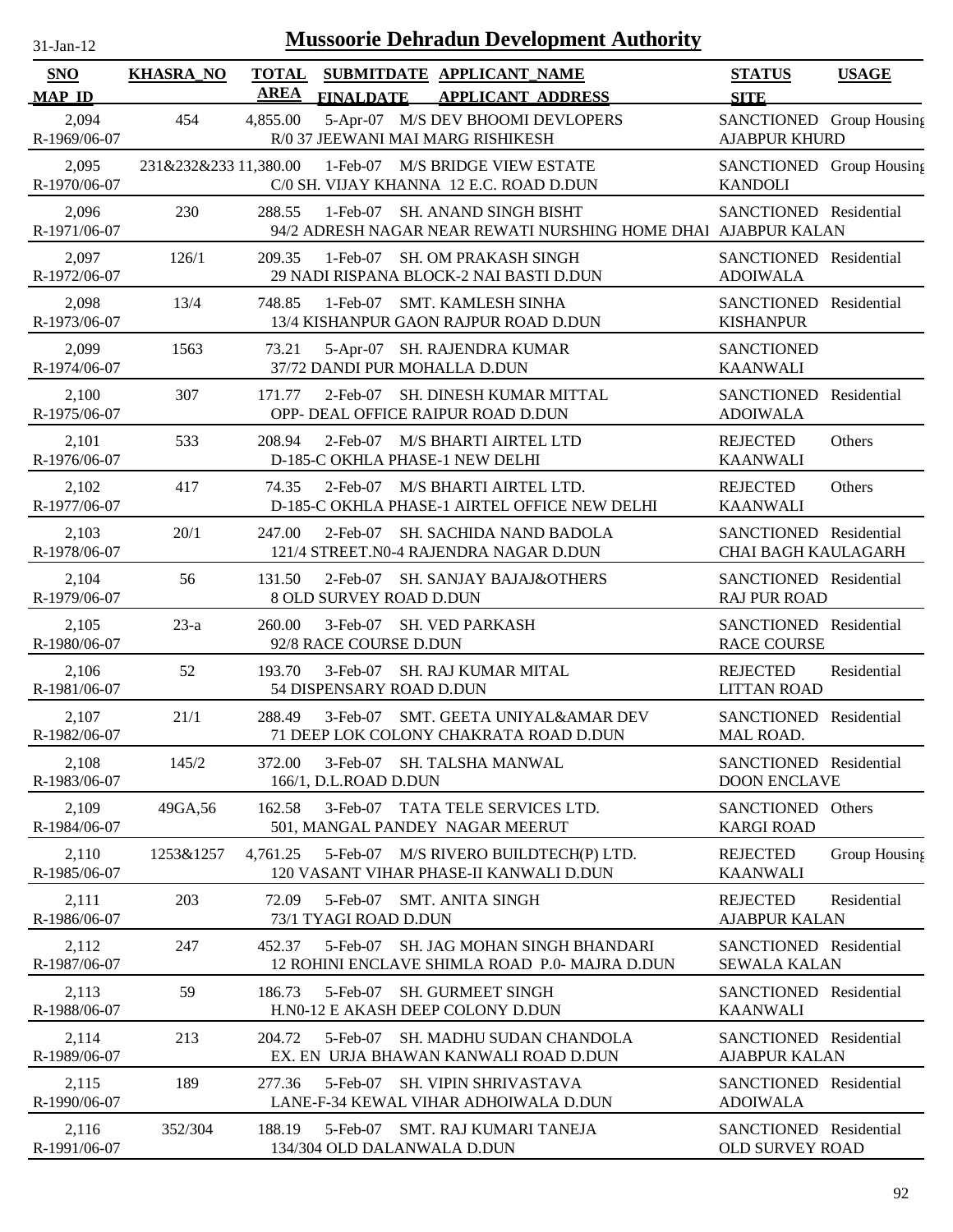# Mussoorie Dehradun Development Authority

31-Jan-12

| SNO / MAP_ID | KHASRA_NO | TOTAL AREA | SUBMITDATE / FINALDATE | APPLICANT_NAME / APPLICANT_ADDRESS | STATUS / SITE | USAGE |
|---|---|---|---|---|---|---|
| 2,094 R-1969/06-07 | 454 | 4,855.00 | 5-Apr-07 | M/S DEV BHOOMI DEVLOPERS R/0 37 JEEWANI MAI MARG RISHIKESH | SANCTIONED AJABPUR KHURD | Group Housing |
| 2,095 R-1970/06-07 | 231&232&233 | 11,380.00 | 1-Feb-07 | M/S BRIDGE VIEW ESTATE C/0 SH. VIJAY KHANNA 12 E.C. ROAD D.DUN | SANCTIONED KANDOLI | Group Housing |
| 2,096 R-1971/06-07 | 230 | 288.55 | 1-Feb-07 | SH. ANAND SINGH BISHT 94/2 ADRESH NAGAR NEAR REWATI NURSHING HOME DHAI | SANCTIONED AJABPUR KALAN | Residential |
| 2,097 R-1972/06-07 | 126/1 | 209.35 | 1-Feb-07 | SH. OM PRAKASH SINGH 29 NADI RISPANA BLOCK-2 NAI BASTI D.DUN | SANCTIONED ADOIWALA | Residential |
| 2,098 R-1973/06-07 | 13/4 | 748.85 | 1-Feb-07 | SMT. KAMLESH SINHA 13/4 KISHANPUR GAON RAJPUR ROAD D.DUN | SANCTIONED KISHANPUR | Residential |
| 2,099 R-1974/06-07 | 1563 | 73.21 | 5-Apr-07 | SH. RAJENDRA KUMAR 37/72 DANDI PUR MOHALLA D.DUN | SANCTIONED KAANWALI | |
| 2,100 R-1975/06-07 | 307 | 171.77 | 2-Feb-07 | SH. DINESH KUMAR MITTAL OPP- DEAL OFFICE RAIPUR ROAD D.DUN | SANCTIONED ADOIWALA | Residential |
| 2,101 R-1976/06-07 | 533 | 208.94 | 2-Feb-07 | M/S BHARTI AIRTEL LTD D-185-C OKHLA PHASE-1 NEW DELHI | REJECTED KAANWALI | Others |
| 2,102 R-1977/06-07 | 417 | 74.35 | 2-Feb-07 | M/S BHARTI AIRTEL LTD. D-185-C OKHLA PHASE-1 AIRTEL OFFICE NEW DELHI | REJECTED KAANWALI | Others |
| 2,103 R-1978/06-07 | 20/1 | 247.00 | 2-Feb-07 | SH. SACHIDA NAND BADOLA 121/4 STREET.N0-4 RAJENDRA NAGAR D.DUN | SANCTIONED CHAI BAGH KAULAGARH | Residential |
| 2,104 R-1979/06-07 | 56 | 131.50 | 2-Feb-07 | SH. SANJAY BAJAJ&OTHERS 8 OLD SURVEY ROAD D.DUN | SANCTIONED RAJ PUR ROAD | Residential |
| 2,105 R-1980/06-07 | 23-a | 260.00 | 3-Feb-07 | SH. VED PARKASH 92/8 RACE COURSE D.DUN | SANCTIONED RACE COURSE | Residential |
| 2,106 R-1981/06-07 | 52 | 193.70 | 3-Feb-07 | SH. RAJ KUMAR MITAL 54 DISPENSARY ROAD D.DUN | REJECTED LITTAN ROAD | Residential |
| 2,107 R-1982/06-07 | 21/1 | 288.49 | 3-Feb-07 | SMT. GEETA UNIYAL&AMAR DEV 71 DEEP LOK COLONY CHAKRATA ROAD D.DUN | SANCTIONED MAL ROAD. | Residential |
| 2,108 R-1983/06-07 | 145/2 | 372.00 | 3-Feb-07 | SH. TALSHA MANWAL 166/1, D.L.ROAD D.DUN | SANCTIONED DOON ENCLAVE | Residential |
| 2,109 R-1984/06-07 | 49GA,56 | 162.58 | 3-Feb-07 | TATA TELE SERVICES LTD. 501, MANGAL PANDEY NAGAR MEERUT | SANCTIONED KARGI ROAD | Others |
| 2,110 R-1985/06-07 | 1253&1257 | 4,761.25 | 5-Feb-07 | M/S RIVERO BUILDTECH(P) LTD. 120 VASANT VIHAR PHASE-II KANWALI D.DUN | REJECTED KAANWALI | Group Housing |
| 2,111 R-1986/06-07 | 203 | 72.09 | 5-Feb-07 | SMT. ANITA SINGH 73/1 TYAGI ROAD D.DUN | REJECTED AJABPUR KALAN | Residential |
| 2,112 R-1987/06-07 | 247 | 452.37 | 5-Feb-07 | SH. JAG MOHAN SINGH BHANDARI 12 ROHINI ENCLAVE SHIMLA ROAD P.0- MAJRA D.DUN | SANCTIONED SEWALA KALAN | Residential |
| 2,113 R-1988/06-07 | 59 | 186.73 | 5-Feb-07 | SH. GURMEET SINGH H.N0-12 E AKASH DEEP COLONY D.DUN | SANCTIONED KAANWALI | Residential |
| 2,114 R-1989/06-07 | 213 | 204.72 | 5-Feb-07 | SH. MADHU SUDAN CHANDOLA EX. EN URJA BHAWAN KANWALI ROAD D.DUN | SANCTIONED AJABPUR KALAN | Residential |
| 2,115 R-1990/06-07 | 189 | 277.36 | 5-Feb-07 | SH. VIPIN SHRIVASTAVA LANE-F-34 KEWAL VIHAR ADHOIWALA D.DUN | SANCTIONED ADOIWALA | Residential |
| 2,116 R-1991/06-07 | 352/304 | 188.19 | 5-Feb-07 | SMT. RAJ KUMARI TANEJA 134/304 OLD DALANWALA D.DUN | SANCTIONED OLD SURVEY ROAD | Residential |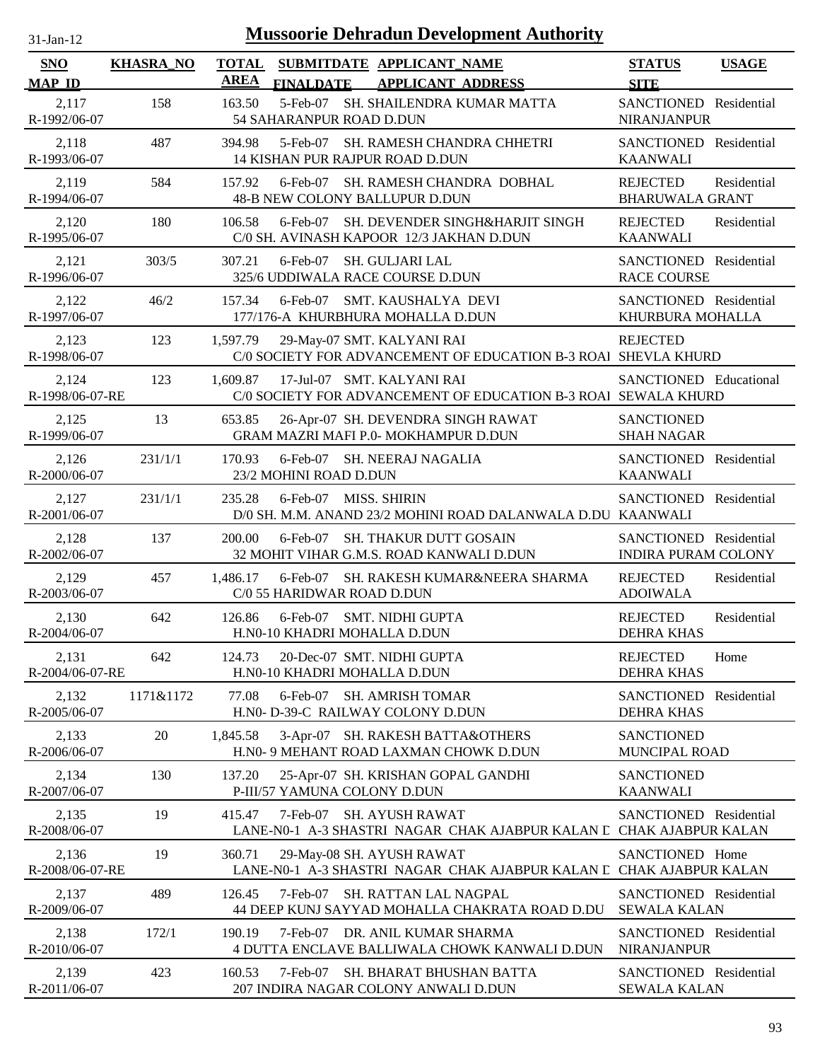# Mussoorie Dehradun Development Authority

31-Jan-12

| SNO<br>MAP_ID | KHASRA_NO | TOTAL AREA | SUBMITDATE<br>FINALDATE | APPLICANT_NAME<br>APPLICANT_ADDRESS | STATUS<br>SITE | USAGE |
|---|---|---|---|---|---|---|
| 2,117<br>R-1992/06-07 | 158 | 163.50 | 5-Feb-07 | SH. SHAILENDRA KUMAR MATTA<br>54 SAHARANPUR ROAD D.DUN | SANCTIONED<br>NIRANJANPUR | Residential |
| 2,118<br>R-1993/06-07 | 487 | 394.98 | 5-Feb-07 | SH. RAMESH CHANDRA CHHETRI<br>14 KISHAN PUR RAJPUR ROAD D.DUN | SANCTIONED<br>KAANWALI | Residential |
| 2,119<br>R-1994/06-07 | 584 | 157.92 | 6-Feb-07 | SH. RAMESH CHANDRA DOBHAL<br>48-B NEW COLONY BALLUPUR D.DUN | REJECTED<br>BHARUWALA GRANT | Residential |
| 2,120<br>R-1995/06-07 | 180 | 106.58 | 6-Feb-07 | SH. DEVENDER SINGH&HARJIT SINGH<br>C/0 SH. AVINASH KAPOOR 12/3 JAKHAN D.DUN | REJECTED<br>KAANWALI | Residential |
| 2,121<br>R-1996/06-07 | 303/5 | 307.21 | 6-Feb-07 | SH. GULJARI LAL<br>325/6 UDDIWALA RACE COURSE D.DUN | SANCTIONED<br>RACE COURSE | Residential |
| 2,122<br>R-1997/06-07 | 46/2 | 157.34 | 6-Feb-07 | SMT. KAUSHALYA DEVI<br>177/176-A KHURBHURA MOHALLA D.DUN | SANCTIONED<br>KHURBURA MOHALLA | Residential |
| 2,123<br>R-1998/06-07 | 123 | 1,597.79 | 29-May-07 | SMT. KALYANI RAI<br>C/0 SOCIETY FOR ADVANCEMENT OF EDUCATION B-3 ROAI | REJECTED<br>SHEVLA KHURD | |
| 2,124<br>R-1998/06-07-RE | 123 | 1,609.87 | 17-Jul-07 | SMT. KALYANI RAI<br>C/0 SOCIETY FOR ADVANCEMENT OF EDUCATION B-3 ROAI | SANCTIONED<br>SEWALA KHURD | Educational |
| 2,125<br>R-1999/06-07 | 13 | 653.85 | 26-Apr-07 | SH. DEVENDRA SINGH RAWAT<br>GRAM MAZRI MAFI P.0- MOKHAMPUR D.DUN | SANCTIONED<br>SHAH NAGAR | |
| 2,126<br>R-2000/06-07 | 231/1/1 | 170.93 | 6-Feb-07 | SH. NEERAJ NAGALIA<br>23/2 MOHINI ROAD D.DUN | SANCTIONED<br>KAANWALI | Residential |
| 2,127<br>R-2001/06-07 | 231/1/1 | 235.28 | 6-Feb-07 | MISS. SHIRIN<br>D/0 SH. M.M. ANAND 23/2 MOHINI ROAD DALANWALA D.DU | SANCTIONED<br>KAANWALI | Residential |
| 2,128<br>R-2002/06-07 | 137 | 200.00 | 6-Feb-07 | SH. THAKUR DUTT GOSAIN<br>32 MOHIT VIHAR G.M.S. ROAD KANWALI D.DUN | SANCTIONED<br>INDIRA PURAM COLONY | Residential |
| 2,129<br>R-2003/06-07 | 457 | 1,486.17 | 6-Feb-07 | SH. RAKESH KUMAR&NEERA SHARMA<br>C/0 55 HARIDWAR ROAD D.DUN | REJECTED<br>ADOIWALA | Residential |
| 2,130<br>R-2004/06-07 | 642 | 126.86 | 6-Feb-07 | SMT. NIDHI GUPTA<br>H.N0-10 KHADRI MOHALLA D.DUN | REJECTED<br>DEHRA KHAS | Residential |
| 2,131<br>R-2004/06-07-RE | 642 | 124.73 | 20-Dec-07 | SMT. NIDHI GUPTA<br>H.N0-10 KHADRI MOHALLA D.DUN | REJECTED<br>DEHRA KHAS | Home |
| 2,132<br>R-2005/06-07 | 1171&1172 | 77.08 | 6-Feb-07 | SH. AMRISH TOMAR<br>H.N0- D-39-C RAILWAY COLONY D.DUN | SANCTIONED<br>DEHRA KHAS | Residential |
| 2,133<br>R-2006/06-07 | 20 | 1,845.58 | 3-Apr-07 | SH. RAKESH BATTA&OTHERS<br>H.N0- 9 MEHANT ROAD LAXMAN CHOWK D.DUN | SANCTIONED<br>MUNCIPAL ROAD | |
| 2,134<br>R-2007/06-07 | 130 | 137.20 | 25-Apr-07 | SH. KRISHAN GOPAL GANDHI<br>P-III/57 YAMUNA COLONY D.DUN | SANCTIONED<br>KAANWALI | |
| 2,135<br>R-2008/06-07 | 19 | 415.47 | 7-Feb-07 | SH. AYUSH RAWAT<br>LANE-N0-1 A-3 SHASTRI NAGAR CHAK AJABPUR KALAN D | SANCTIONED<br>CHAK AJABPUR KALAN | Residential |
| 2,136<br>R-2008/06-07-RE | 19 | 360.71 | 29-May-08 | SH. AYUSH RAWAT<br>LANE-N0-1 A-3 SHASTRI NAGAR CHAK AJABPUR KALAN D | SANCTIONED<br>CHAK AJABPUR KALAN | Home |
| 2,137<br>R-2009/06-07 | 489 | 126.45 | 7-Feb-07 | SH. RATTAN LAL NAGPAL<br>44 DEEP KUNJ SAYYAD MOHALLA CHAKRATA ROAD D.DU | SANCTIONED<br>SEWALA KALAN | Residential |
| 2,138<br>R-2010/06-07 | 172/1 | 190.19 | 7-Feb-07 | DR. ANIL KUMAR SHARMA<br>4 DUTTA ENCLAVE BALLIWALA CHOWK KANWALI D.DUN | SANCTIONED<br>NIRANJANPUR | Residential |
| 2,139<br>R-2011/06-07 | 423 | 160.53 | 7-Feb-07 | SH. BHARAT BHUSHAN BATTA<br>207 INDIRA NAGAR COLONY ANWALI D.DUN | SANCTIONED<br>SEWALA KALAN | Residential |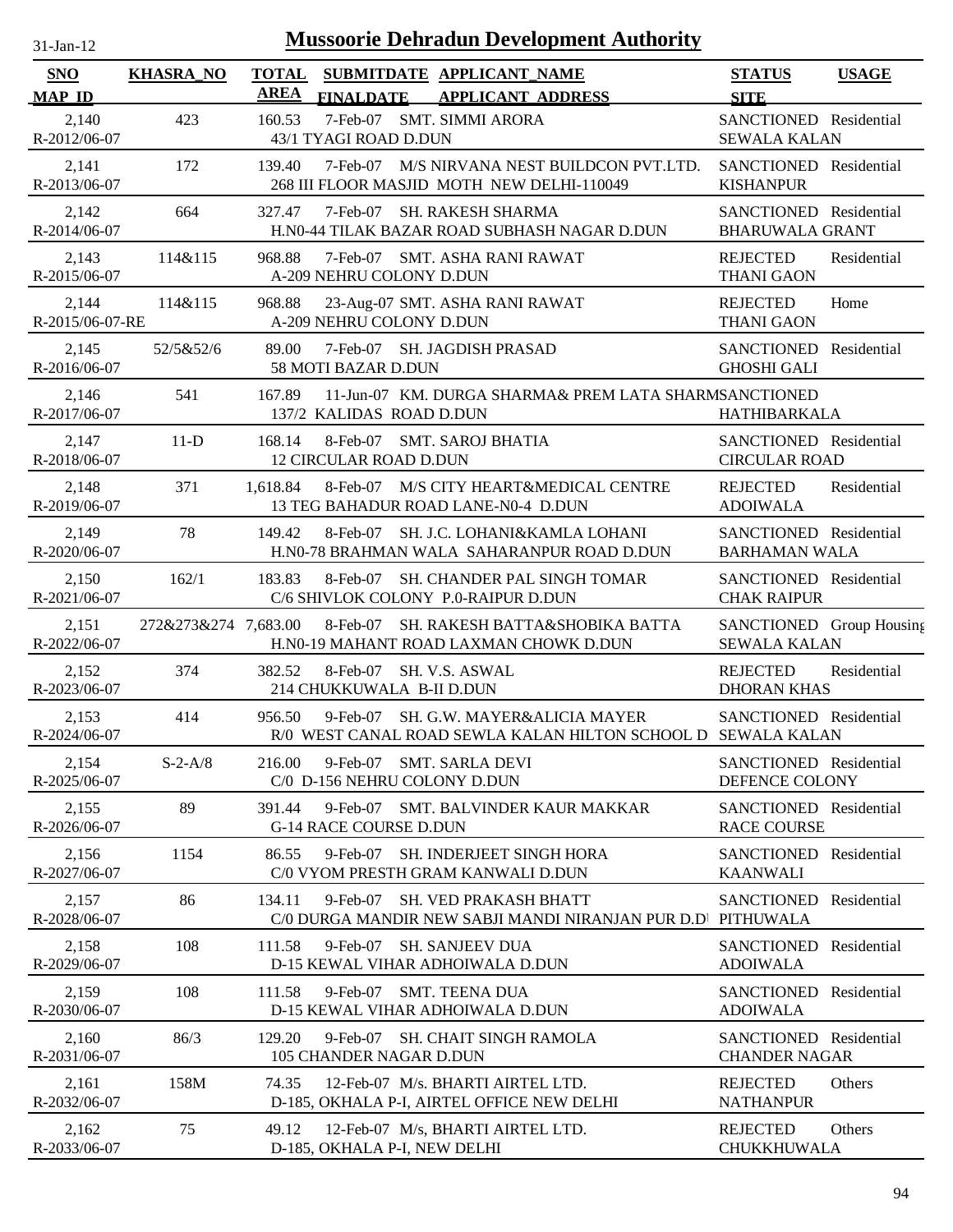# Mussoorie Dehradun Development Authority

31-Jan-12

| SNO<br>MAP_ID | KHASRA_NO | TOTAL AREA | SUBMITDATE<br>FINALDATE | APPLICANT_NAME<br>APPLICANT_ADDRESS | STATUS<br>SITE | USAGE |
|---|---|---|---|---|---|---|
| 2,140<br>R-2012/06-07 | 423 | 160.53 | 7-Feb-07 | SMT. SIMMI ARORA<br>43/1 TYAGI ROAD D.DUN | SANCTIONED<br>SEWALA KALAN | Residential |
| 2,141<br>R-2013/06-07 | 172 | 139.40 | 7-Feb-07 | M/S NIRVANA NEST BUILDCON PVT.LTD.<br>268 III FLOOR MASJID MOTH NEW DELHI-110049 | SANCTIONED<br>KISHANPUR | Residential |
| 2,142<br>R-2014/06-07 | 664 | 327.47 | 7-Feb-07 | SH. RAKESH SHARMA<br>H.N0-44 TILAK BAZAR ROAD SUBHASH NAGAR D.DUN | SANCTIONED<br>BHARUWALA GRANT | Residential |
| 2,143<br>R-2015/06-07 | 114&115 | 968.88 | 7-Feb-07 | SMT. ASHA RANI RAWAT<br>A-209 NEHRU COLONY D.DUN | REJECTED<br>THANI GAON | Residential |
| 2,144<br>R-2015/06-07-RE | 114&115 | 968.88 | 23-Aug-07 | SMT. ASHA RANI RAWAT<br>A-209 NEHRU COLONY D.DUN | REJECTED<br>THANI GAON | Home |
| 2,145<br>R-2016/06-07 | 52/5&52/6 | 89.00 | 7-Feb-07 | SH. JAGDISH PRASAD<br>58 MOTI BAZAR D.DUN | SANCTIONED<br>GHOSHI GALI | Residential |
| 2,146<br>R-2017/06-07 | 541 | 167.89 | 11-Jun-07 | KM. DURGA SHARMA& PREM LATA SHARM<br>137/2 KALIDAS ROAD D.DUN | SANCTIONED<br>HATHIBARKALA | |
| 2,147<br>R-2018/06-07 | 11-D | 168.14 | 8-Feb-07 | SMT. SAROJ BHATIA<br>12 CIRCULAR ROAD D.DUN | SANCTIONED<br>CIRCULAR ROAD | Residential |
| 2,148<br>R-2019/06-07 | 371 | 1,618.84 | 8-Feb-07 | M/S CITY HEART&MEDICAL CENTRE<br>13 TEG BAHADUR ROAD LANE-N0-4 D.DUN | REJECTED<br>ADOIWALA | Residential |
| 2,149<br>R-2020/06-07 | 78 | 149.42 | 8-Feb-07 | SH. J.C. LOHANI&KAMLA LOHANI<br>H.N0-78 BRAHMAN WALA SAHARANPUR ROAD D.DUN | SANCTIONED<br>BARHAMAN WALA | Residential |
| 2,150<br>R-2021/06-07 | 162/1 | 183.83 | 8-Feb-07 | SH. CHANDER PAL SINGH TOMAR<br>C/6 SHIVLOK COLONY P.0-RAIPUR D.DUN | SANCTIONED<br>CHAK RAIPUR | Residential |
| 2,151<br>R-2022/06-07 | 272&273&274 | 7,683.00 | 8-Feb-07 | SH. RAKESH BATTA&SHOBIKA BATTA<br>H.N0-19 MAHANT ROAD LAXMAN CHOWK D.DUN | SANCTIONED<br>SEWALA KALAN | Group Housing |
| 2,152<br>R-2023/06-07 | 374 | 382.52 | 8-Feb-07 | SH. V.S. ASWAL<br>214 CHUKKUWALA B-II D.DUN | REJECTED<br>DHORAN KHAS | Residential |
| 2,153<br>R-2024/06-07 | 414 | 956.50 | 9-Feb-07 | SH. G.W. MAYER&ALICIA MAYER<br>R/0 WEST CANAL ROAD SEWLA KALAN HILTON SCHOOL D | SANCTIONED<br>SEWALA KALAN | Residential |
| 2,154<br>R-2025/06-07 | S-2-A/8 | 216.00 | 9-Feb-07 | SMT. SARLA DEVI<br>C/0 D-156 NEHRU COLONY D.DUN | SANCTIONED<br>DEFENCE COLONY | Residential |
| 2,155<br>R-2026/06-07 | 89 | 391.44 | 9-Feb-07 | SMT. BALVINDER KAUR MAKKAR<br>G-14 RACE COURSE D.DUN | SANCTIONED<br>RACE COURSE | Residential |
| 2,156<br>R-2027/06-07 | 1154 | 86.55 | 9-Feb-07 | SH. INDERJEET SINGH HORA<br>C/0 VYOM PRESTH GRAM KANWALI D.DUN | SANCTIONED<br>KAANWALI | Residential |
| 2,157<br>R-2028/06-07 | 86 | 134.11 | 9-Feb-07 | SH. VED PRAKASH BHATT<br>C/0 DURGA MANDIR NEW SABJI MANDI NIRANJAN PUR D.D | SANCTIONED<br>PITHUWALA | Residential |
| 2,158<br>R-2029/06-07 | 108 | 111.58 | 9-Feb-07 | SH. SANJEEV DUA<br>D-15 KEWAL VIHAR ADHOIWALA D.DUN | SANCTIONED<br>ADOIWALA | Residential |
| 2,159<br>R-2030/06-07 | 108 | 111.58 | 9-Feb-07 | SMT. TEENA DUA<br>D-15 KEWAL VIHAR ADHOIWALA D.DUN | SANCTIONED<br>ADOIWALA | Residential |
| 2,160<br>R-2031/06-07 | 86/3 | 129.20 | 9-Feb-07 | SH. CHAIT SINGH RAMOLA<br>105 CHANDER NAGAR D.DUN | SANCTIONED<br>CHANDER NAGAR | Residential |
| 2,161<br>R-2032/06-07 | 158M | 74.35 | 12-Feb-07 | M/s. BHARTI AIRTEL LTD.<br>D-185, OKHALA P-I, AIRTEL OFFICE NEW DELHI | REJECTED<br>NATHANPUR | Others |
| 2,162<br>R-2033/06-07 | 75 | 49.12 | 12-Feb-07 | M/s, BHARTI AIRTEL LTD.<br>D-185, OKHALA P-I, NEW DELHI | REJECTED<br>CHUKKHUWALA | Others |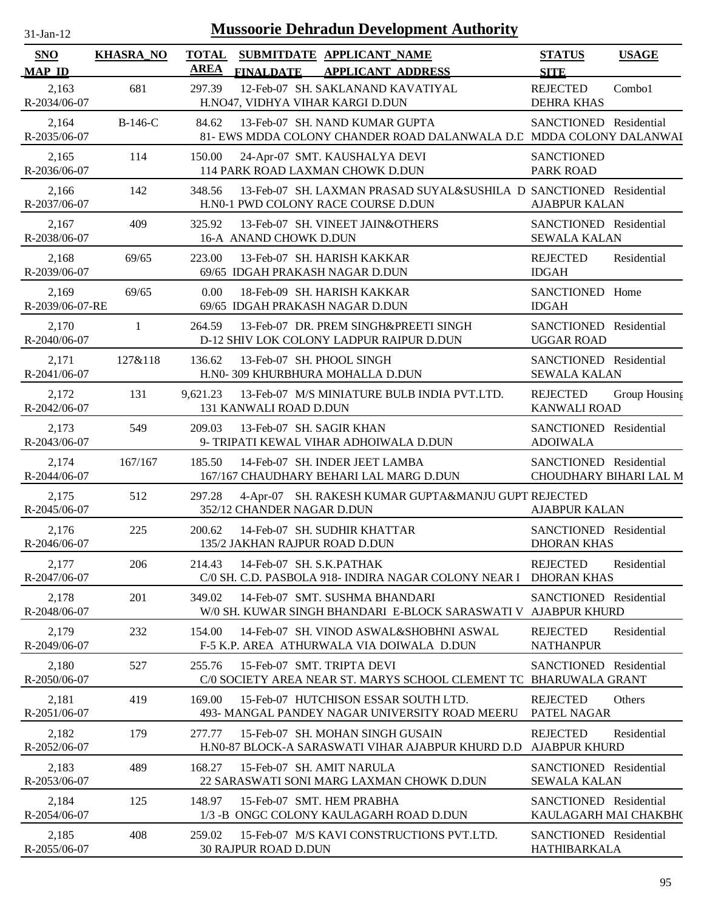# Mussoorie Dehradun Development Authority

31-Jan-12

| SNO / MAP ID | KHASRA_NO | TOTAL AREA | SUBMITDATE / FINALDATE | APPLICANT_NAME / APPLICANT ADDRESS | STATUS / SITE | USAGE |
|---|---|---|---|---|---|---|
| 2,163 / R-2034/06-07 | 681 | 297.39 | 12-Feb-07 | SH. SAKLANAND KAVATIYAL / H.NO47, VIDHYA VIHAR KARGI D.DUN | REJECTED / DEHRA KHAS | Combo1 |
| 2,164 / R-2035/06-07 | B-146-C | 84.62 | 13-Feb-07 | SH. NAND KUMAR GUPTA / 81- EWS MDDA COLONY CHANDER ROAD DALANWALA D.D | SANCTIONED / MDDA COLONY DALANWAI | Residential |
| 2,165 / R-2036/06-07 | 114 | 150.00 | 24-Apr-07 | SMT. KAUSHALYA DEVI / 114 PARK ROAD LAXMAN CHOWK D.DUN | SANCTIONED / PARK ROAD | |
| 2,166 / R-2037/06-07 | 142 | 348.56 | 13-Feb-07 | SH. LAXMAN PRASAD SUYAL&SUSHILA D / H.N0-1 PWD COLONY RACE COURSE D.DUN | SANCTIONED / AJABPUR KALAN | Residential |
| 2,167 / R-2038/06-07 | 409 | 325.92 | 13-Feb-07 | SH. VINEET JAIN&OTHERS / 16-A ANAND CHOWK D.DUN | SANCTIONED / SEWALA KALAN | Residential |
| 2,168 / R-2039/06-07 | 69/65 | 223.00 | 13-Feb-07 | SH. HARISH KAKKAR / 69/65 IDGAH PRAKASH NAGAR D.DUN | REJECTED / IDGAH | Residential |
| 2,169 / R-2039/06-07-RE | 69/65 | 0.00 | 18-Feb-09 | SH. HARISH KAKKAR / 69/65 IDGAH PRAKASH NAGAR D.DUN | SANCTIONED / IDGAH | Home |
| 2,170 / R-2040/06-07 | 1 | 264.59 | 13-Feb-07 | DR. PREM SINGH&PREETI SINGH / D-12 SHIV LOK COLONY LADPUR RAIPUR D.DUN | SANCTIONED / UGGAR ROAD | Residential |
| 2,171 / R-2041/06-07 | 127&118 | 136.62 | 13-Feb-07 | SH. PHOOL SINGH / H.N0- 309 KHURBHURA MOHALLA D.DUN | SANCTIONED / SEWALA KALAN | Residential |
| 2,172 / R-2042/06-07 | 131 | 9,621.23 | 13-Feb-07 | M/S MINIATURE BULB INDIA PVT.LTD. / 131 KANWALI ROAD D.DUN | REJECTED / KANWALI ROAD | Group Housing |
| 2,173 / R-2043/06-07 | 549 | 209.03 | 13-Feb-07 | SH. SAGIR KHAN / 9- TRIPATI KEWAL VIHAR ADHOIWALA D.DUN | SANCTIONED / ADOIWALA | Residential |
| 2,174 / R-2044/06-07 | 167/167 | 185.50 | 14-Feb-07 | SH. INDER JEET LAMBA / 167/167 CHAUDHARY BEHARI LAL MARG D.DUN | SANCTIONED / CHOUDHARY BIHARI LAL M | Residential |
| 2,175 / R-2045/06-07 | 512 | 297.28 | 4-Apr-07 | SH. RAKESH KUMAR GUPTA&MANJU GUPT / 352/12 CHANDER NAGAR D.DUN | REJECTED / AJABPUR KALAN | |
| 2,176 / R-2046/06-07 | 225 | 200.62 | 14-Feb-07 | SH. SUDHIR KHATTAR / 135/2 JAKHAN RAJPUR ROAD D.DUN | SANCTIONED / DHORAN KHAS | Residential |
| 2,177 / R-2047/06-07 | 206 | 214.43 | 14-Feb-07 | SH. S.K.PATHAK / C/0 SH. C.D. PASBOLA 918- INDIRA NAGAR COLONY NEAR I | REJECTED / DHORAN KHAS | Residential |
| 2,178 / R-2048/06-07 | 201 | 349.02 | 14-Feb-07 | SMT. SUSHMA BHANDARI / W/0 SH. KUWAR SINGH BHANDARI E-BLOCK SARASWATI V | SANCTIONED / AJABPUR KHURD | Residential |
| 2,179 / R-2049/06-07 | 232 | 154.00 | 14-Feb-07 | SH. VINOD ASWAL&SHOBHNI ASWAL / F-5 K.P. AREA ATHURWALA VIA DOIWALA D.DUN | REJECTED / NATHANPUR | Residential |
| 2,180 / R-2050/06-07 | 527 | 255.76 | 15-Feb-07 | SMT. TRIPTA DEVI / C/0 SOCIETY AREA NEAR ST. MARYS SCHOOL CLEMENT TC | SANCTIONED / BHARUWALA GRANT | Residential |
| 2,181 / R-2051/06-07 | 419 | 169.00 | 15-Feb-07 | HUTCHISON ESSAR SOUTH LTD. / 493- MANGAL PANDEY NAGAR UNIVERSITY ROAD MEERU | REJECTED / PATEL NAGAR | Others |
| 2,182 / R-2052/06-07 | 179 | 277.77 | 15-Feb-07 | SH. MOHAN SINGH GUSAIN / H.N0-87 BLOCK-A SARASWATI VIHAR AJABPUR KHURD D.D | REJECTED / AJABPUR KHURD | Residential |
| 2,183 / R-2053/06-07 | 489 | 168.27 | 15-Feb-07 | SH. AMIT NARULA / 22 SARASWATI SONI MARG LAXMAN CHOWK D.DUN | SANCTIONED / SEWALA KALAN | Residential |
| 2,184 / R-2054/06-07 | 125 | 148.97 | 15-Feb-07 | SMT. HEM PRABHA / 1/3 -B ONGC COLONY KAULAGARH ROAD D.DUN | SANCTIONED / KAULAGARH MAI CHAKBHO | Residential |
| 2,185 / R-2055/06-07 | 408 | 259.02 | 15-Feb-07 | M/S KAVI CONSTRUCTIONS PVT.LTD. / 30 RAJPUR ROAD D.DUN | SANCTIONED / HATHIBARKALA | Residential |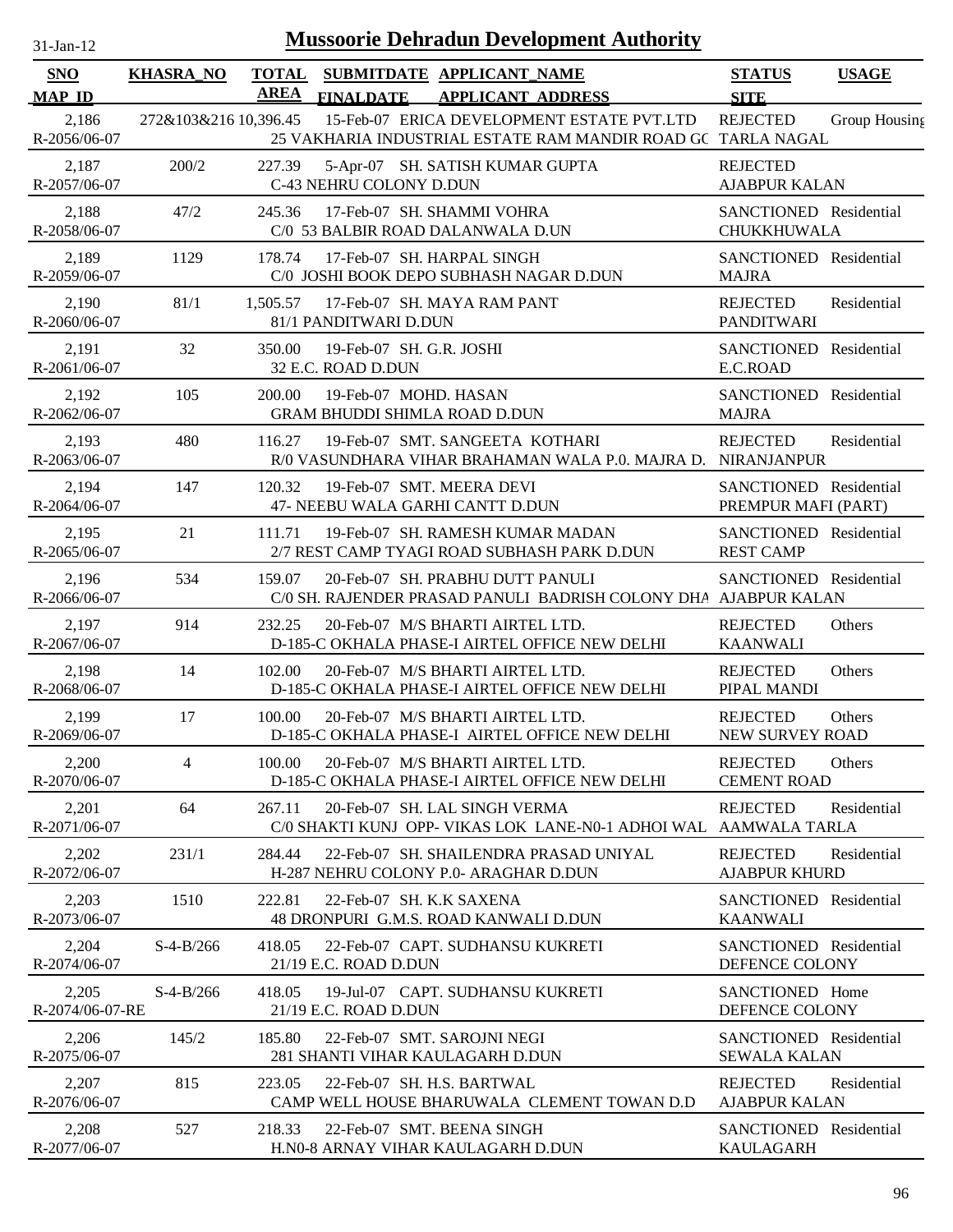# Mussoorie Dehradun Development Authority

| SNO / MAP_ID | KHASRA_NO | TOTAL AREA | SUBMITDATE / FINALDATE | APPLICANT_NAME / APPLICANT_ADDRESS | STATUS / SITE | USAGE |
|---|---|---|---|---|---|---|
| 2,186 R-2056/06-07 | 272&103&216 | 10,396.45 | 15-Feb-07 | ERICA DEVELOPMENT ESTATE PVT.LTD 25 VAKHARIA INDUSTRIAL ESTATE RAM MANDIR ROAD GC | REJECTED TARLA NAGAL | Group Housing |
| 2,187 R-2057/06-07 | 200/2 | 227.39 | 5-Apr-07 | SH. SATISH KUMAR GUPTA C-43 NEHRU COLONY D.DUN | REJECTED AJABPUR KALAN | |
| 2,188 R-2058/06-07 | 47/2 | 245.36 | 17-Feb-07 | SH. SHAMMI VOHRA C/0 53 BALBIR ROAD DALANWALA D.UN | SANCTIONED CHUKKHUWALA | Residential |
| 2,189 R-2059/06-07 | 1129 | 178.74 | 17-Feb-07 | SH. HARPAL SINGH C/0 JOSHI BOOK DEPO SUBHASH NAGAR D.DUN | SANCTIONED MAJRA | Residential |
| 2,190 R-2060/06-07 | 81/1 | 1,505.57 | 17-Feb-07 | SH. MAYA RAM PANT 81/1 PANDITWARI D.DUN | REJECTED PANDITWARI | Residential |
| 2,191 R-2061/06-07 | 32 | 350.00 | 19-Feb-07 | SH. G.R. JOSHI 32 E.C. ROAD D.DUN | SANCTIONED E.C.ROAD | Residential |
| 2,192 R-2062/06-07 | 105 | 200.00 | 19-Feb-07 | MOHD. HASAN GRAM BHUDDI SHIMLA ROAD D.DUN | SANCTIONED MAJRA | Residential |
| 2,193 R-2063/06-07 | 480 | 116.27 | 19-Feb-07 | SMT. SANGEETA KOTHARI R/0 VASUNDHARA VIHAR BRAHAMAN WALA P.0. MAJRA D. | REJECTED NIRANJANPUR | Residential |
| 2,194 R-2064/06-07 | 147 | 120.32 | 19-Feb-07 | SMT. MEERA DEVI 47- NEEBU WALA GARHI CANTT D.DUN | SANCTIONED PREMPUR MAFI (PART) | Residential |
| 2,195 R-2065/06-07 | 21 | 111.71 | 19-Feb-07 | SH. RAMESH KUMAR MADAN 2/7 REST CAMP TYAGI ROAD SUBHASH PARK D.DUN | SANCTIONED REST CAMP | Residential |
| 2,196 R-2066/06-07 | 534 | 159.07 | 20-Feb-07 | SH. PRABHU DUTT PANULI C/0 SH. RAJENDER PRASAD PANULI BADRISH COLONY DHA | SANCTIONED AJABPUR KALAN | Residential |
| 2,197 R-2067/06-07 | 914 | 232.25 | 20-Feb-07 | M/S BHARTI AIRTEL LTD. D-185-C OKHALA PHASE-I AIRTEL OFFICE NEW DELHI | REJECTED KAANWALI | Others |
| 2,198 R-2068/06-07 | 14 | 102.00 | 20-Feb-07 | M/S BHARTI AIRTEL LTD. D-185-C OKHALA PHASE-I AIRTEL OFFICE NEW DELHI | REJECTED PIPAL MANDI | Others |
| 2,199 R-2069/06-07 | 17 | 100.00 | 20-Feb-07 | M/S BHARTI AIRTEL LTD. D-185-C OKHALA PHASE-I AIRTEL OFFICE NEW DELHI | REJECTED NEW SURVEY ROAD | Others |
| 2,200 R-2070/06-07 | 4 | 100.00 | 20-Feb-07 | M/S BHARTI AIRTEL LTD. D-185-C OKHALA PHASE-I AIRTEL OFFICE NEW DELHI | REJECTED CEMENT ROAD | Others |
| 2,201 R-2071/06-07 | 64 | 267.11 | 20-Feb-07 | SH. LAL SINGH VERMA C/0 SHAKTI KUNJ OPP- VIKAS LOK LANE-N0-1 ADHOI WAL | REJECTED AAMWALA TARLA | Residential |
| 2,202 R-2072/06-07 | 231/1 | 284.44 | 22-Feb-07 | SH. SHAILENDRA PRASAD UNIYAL H-287 NEHRU COLONY P.0- ARAGHAR D.DUN | REJECTED AJABPUR KHURD | Residential |
| 2,203 R-2073/06-07 | 1510 | 222.81 | 22-Feb-07 | SH. K.K SAXENA 48 DRONPURI G.M.S. ROAD KANWALI D.DUN | SANCTIONED KAANWALI | Residential |
| 2,204 R-2074/06-07 | S-4-B/266 | 418.05 | 22-Feb-07 | CAPT. SUDHANSU KUKRETI 21/19 E.C. ROAD D.DUN | SANCTIONED DEFENCE COLONY | Residential |
| 2,205 R-2074/06-07-RE | S-4-B/266 | 418.05 | 19-Jul-07 | CAPT. SUDHANSU KUKRETI 21/19 E.C. ROAD D.DUN | SANCTIONED DEFENCE COLONY | Home |
| 2,206 R-2075/06-07 | 145/2 | 185.80 | 22-Feb-07 | SMT. SAROJNI NEGI 281 SHANTI VIHAR KAULAGARH D.DUN | SANCTIONED SEWALA KALAN | Residential |
| 2,207 R-2076/06-07 | 815 | 223.05 | 22-Feb-07 | SH. H.S. BARTWAL CAMP WELL HOUSE BHARUWALA CLEMENT TOWAN D.D | REJECTED AJABPUR KALAN | Residential |
| 2,208 R-2077/06-07 | 527 | 218.33 | 22-Feb-07 | SMT. BEENA SINGH H.N0-8 ARNAY VIHAR KAULAGARH D.DUN | SANCTIONED KAULAGARH | Residential |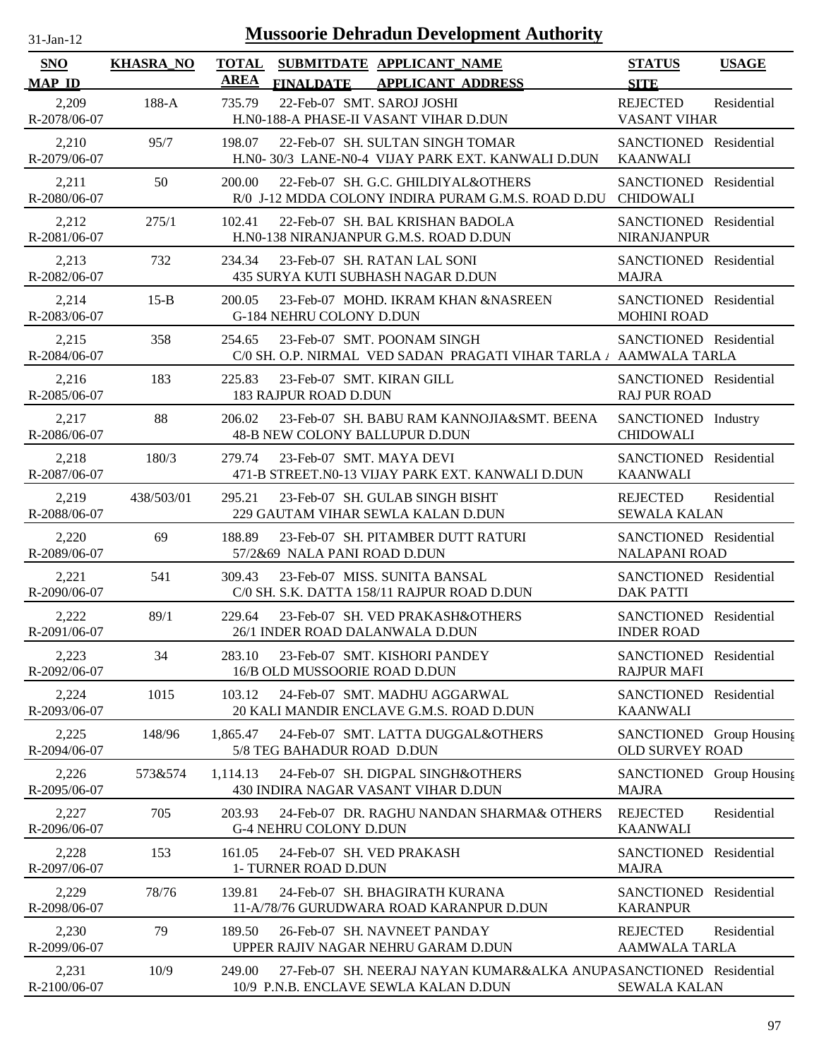# Mussoorie Dehradun Development Authority

31-Jan-12

| SNO / MAP_ID | KHASRA_NO | TOTAL AREA | SUBMITDATE / FINALDATE | APPLICANT_NAME / APPLICANT_ADDRESS | STATUS / SITE | USAGE |
|---|---|---|---|---|---|---|
| 2,209 / R-2078/06-07 | 188-A | 735.79 | 22-Feb-07 | SMT. SAROJ JOSHI / H.N0-188-A PHASE-II VASANT VIHAR D.DUN | REJECTED / VASANT VIHAR | Residential |
| 2,210 / R-2079/06-07 | 95/7 | 198.07 | 22-Feb-07 | SH. SULTAN SINGH TOMAR / H.N0- 30/3 LANE-N0-4 VIJAY PARK EXT. KANWALI D.DUN | SANCTIONED / KAANWALI | Residential |
| 2,211 / R-2080/06-07 | 50 | 200.00 | 22-Feb-07 | SH. G.C. GHILDIYAL&OTHERS / R/0 J-12 MDDA COLONY INDIRA PURAM G.M.S. ROAD D.DU | SANCTIONED / CHIDOWALI | Residential |
| 2,212 / R-2081/06-07 | 275/1 | 102.41 | 22-Feb-07 | SH. BAL KRISHAN BADOLA / H.N0-138 NIRANJANPUR G.M.S. ROAD D.DUN | SANCTIONED / NIRANJANPUR | Residential |
| 2,213 / R-2082/06-07 | 732 | 234.34 | 23-Feb-07 | SH. RATAN LAL SONI / 435 SURYA KUTI SUBHASH NAGAR D.DUN | SANCTIONED / MAJRA | Residential |
| 2,214 / R-2083/06-07 | 15-B | 200.05 | 23-Feb-07 | MOHD. IKRAM KHAN &NASREEN / G-184 NEHRU COLONY D.DUN | SANCTIONED / MOHINI ROAD | Residential |
| 2,215 / R-2084/06-07 | 358 | 254.65 | 23-Feb-07 | SMT. POONAM SINGH / C/0 SH. O.P. NIRMAL VED SADAN PRAGATI VIHAR TARLA A | SANCTIONED / AAMWALA TARLA | Residential |
| 2,216 / R-2085/06-07 | 183 | 225.83 | 23-Feb-07 | SMT. KIRAN GILL / 183 RAJPUR ROAD D.DUN | SANCTIONED / RAJ PUR ROAD | Residential |
| 2,217 / R-2086/06-07 | 88 | 206.02 | 23-Feb-07 | SH. BABU RAM KANNOJIA&SMT. BEENA / 48-B NEW COLONY BALLUPUR D.DUN | SANCTIONED / CHIDOWALI | Industry |
| 2,218 / R-2087/06-07 | 180/3 | 279.74 | 23-Feb-07 | SMT. MAYA DEVI / 471-B STREET.N0-13 VIJAY PARK EXT. KANWALI D.DUN | SANCTIONED / KAANWALI | Residential |
| 2,219 / R-2088/06-07 | 438/503/01 | 295.21 | 23-Feb-07 | SH. GULAB SINGH BISHT / 229 GAUTAM VIHAR SEWLA KALAN D.DUN | REJECTED / SEWALA KALAN | Residential |
| 2,220 / R-2089/06-07 | 69 | 188.89 | 23-Feb-07 | SH. PITAMBER DUTT RATURI / 57/2&69 NALA PANI ROAD D.DUN | SANCTIONED / NALAPANI ROAD | Residential |
| 2,221 / R-2090/06-07 | 541 | 309.43 | 23-Feb-07 | MISS. SUNITA BANSAL / C/0 SH. S.K. DATTA 158/11 RAJPUR ROAD D.DUN | SANCTIONED / DAK PATTI | Residential |
| 2,222 / R-2091/06-07 | 89/1 | 229.64 | 23-Feb-07 | SH. VED PRAKASH&OTHERS / 26/1 INDER ROAD DALANWALA D.DUN | SANCTIONED / INDER ROAD | Residential |
| 2,223 / R-2092/06-07 | 34 | 283.10 | 23-Feb-07 | SMT. KISHORI PANDEY / 16/B OLD MUSSOORIE ROAD D.DUN | SANCTIONED / RAJPUR MAFI | Residential |
| 2,224 / R-2093/06-07 | 1015 | 103.12 | 24-Feb-07 | SMT. MADHU AGGARWAL / 20 KALI MANDIR ENCLAVE G.M.S. ROAD D.DUN | SANCTIONED / KAANWALI | Residential |
| 2,225 / R-2094/06-07 | 148/96 | 1,865.47 | 24-Feb-07 | SMT. LATTA DUGGAL&OTHERS / 5/8 TEG BAHADUR ROAD D.DUN | SANCTIONED / OLD SURVEY ROAD | Group Housing |
| 2,226 / R-2095/06-07 | 573&574 | 1,114.13 | 24-Feb-07 | SH. DIGPAL SINGH&OTHERS / 430 INDIRA NAGAR VASANT VIHAR D.DUN | SANCTIONED / MAJRA | Group Housing |
| 2,227 / R-2096/06-07 | 705 | 203.93 | 24-Feb-07 | DR. RAGHU NANDAN SHARMA& OTHERS / G-4 NEHRU COLONY D.DUN | REJECTED / KAANWALI | Residential |
| 2,228 / R-2097/06-07 | 153 | 161.05 | 24-Feb-07 | SH. VED PRAKASH / 1- TURNER ROAD D.DUN | SANCTIONED / MAJRA | Residential |
| 2,229 / R-2098/06-07 | 78/76 | 139.81 | 24-Feb-07 | SH. BHAGIRATH KURANA / 11-A/78/76 GURUDWARA ROAD KARANPUR D.DUN | SANCTIONED / KARANPUR | Residential |
| 2,230 / R-2099/06-07 | 79 | 189.50 | 26-Feb-07 | SH. NAVNEET PANDAY / UPPER RAJIV NAGAR NEHRU GARAM D.DUN | REJECTED / AAMWALA TARLA | Residential |
| 2,231 / R-2100/06-07 | 10/9 | 249.00 | 27-Feb-07 | SH. NEERAJ NAYAN KUMAR&ALKA ANUPA / 10/9 P.N.B. ENCLAVE SEWLA KALAN D.DUN | SANCTIONED / SEWALA KALAN | Residential |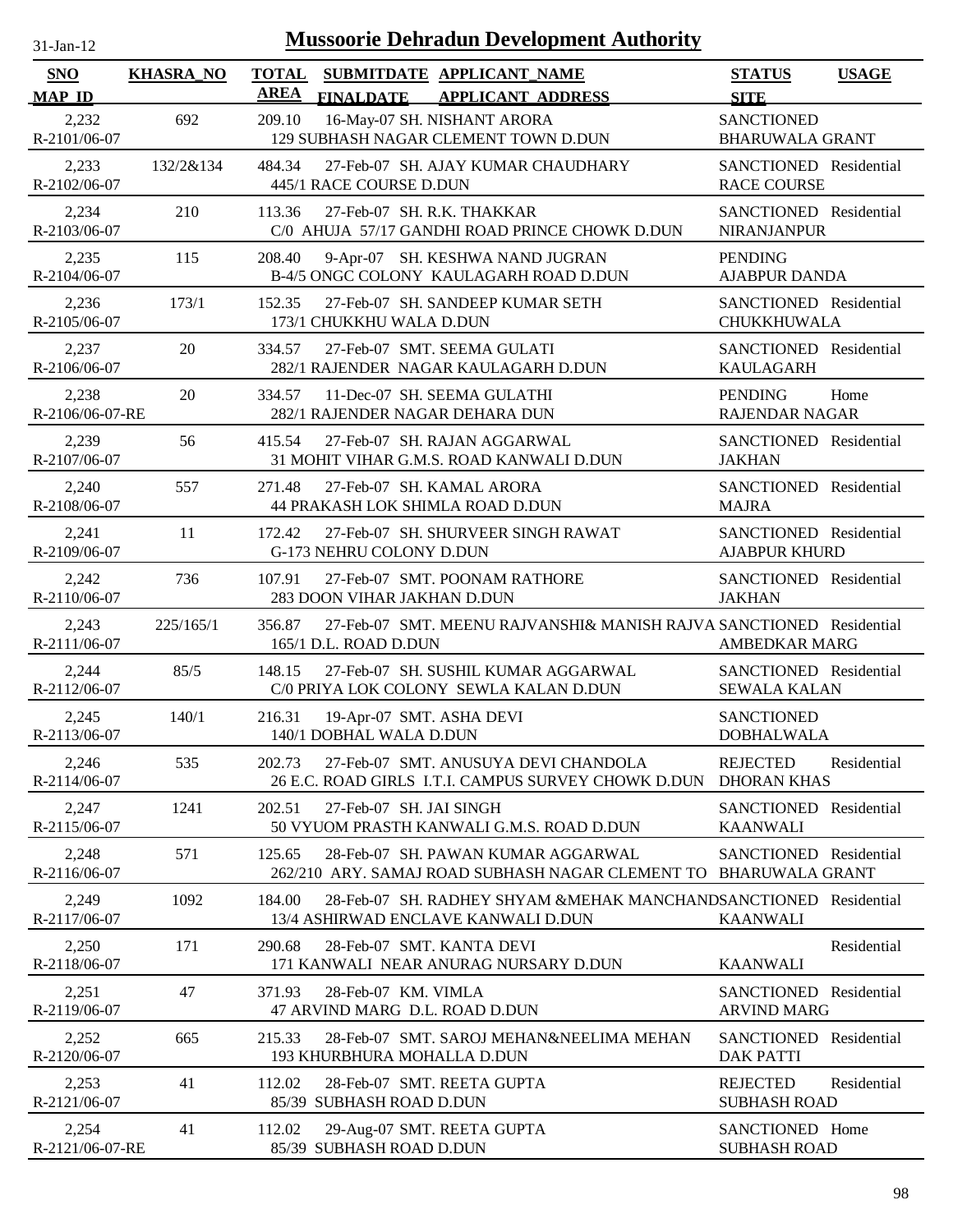# Mussoorie Dehradun Development Authority

31-Jan-12

| SNO<br>MAP_ID | KHASRA_NO | TOTAL AREA | SUBMITDATE<br>FINALDATE | APPLICANT_NAME<br>APPLICANT_ADDRESS | STATUS<br>SITE | USAGE |
|---|---|---|---|---|---|---|
| 2,232<br>R-2101/06-07 | 692 | 209.10 | 16-May-07 | SH. NISHANT ARORA<br>129 SUBHASH NAGAR CLEMENT TOWN D.DUN | SANCTIONED<br>BHARUWALA GRANT | |
| 2,233<br>R-2102/06-07 | 132/2&134 | 484.34 | 27-Feb-07 | SH. AJAY KUMAR CHAUDHARY<br>445/1 RACE COURSE D.DUN | SANCTIONED<br>RACE COURSE | Residential |
| 2,234<br>R-2103/06-07 | 210 | 113.36 | 27-Feb-07 | SH. R.K. THAKKAR<br>C/0 AHUJA 57/17 GANDHI ROAD PRINCE CHOWK D.DUN | SANCTIONED<br>NIRANJANPUR | Residential |
| 2,235<br>R-2104/06-07 | 115 | 208.40 | 9-Apr-07 | SH. KESHWA NAND JUGRAN<br>B-4/5 ONGC COLONY KAULAGARH ROAD D.DUN | PENDING<br>AJABPUR DANDA | |
| 2,236<br>R-2105/06-07 | 173/1 | 152.35 | 27-Feb-07 | SH. SANDEEP KUMAR SETH<br>173/1 CHUKKHU WALA D.DUN | SANCTIONED<br>CHUKKHUWALA | Residential |
| 2,237<br>R-2106/06-07 | 20 | 334.57 | 27-Feb-07 | SMT. SEEMA GULATI<br>282/1 RAJENDER NAGAR KAULAGARH D.DUN | SANCTIONED<br>KAULAGARH | Residential |
| 2,238<br>R-2106/06-07-RE | 20 | 334.57 | 11-Dec-07 | SH. SEEMA GULATHI<br>282/1 RAJENDER NAGAR DEHARA DUN | PENDING<br>RAJENDAR NAGAR | Home |
| 2,239<br>R-2107/06-07 | 56 | 415.54 | 27-Feb-07 | SH. RAJAN AGGARWAL<br>31 MOHIT VIHAR G.M.S. ROAD KANWALI D.DUN | SANCTIONED<br>JAKHAN | Residential |
| 2,240<br>R-2108/06-07 | 557 | 271.48 | 27-Feb-07 | SH. KAMAL ARORA<br>44 PRAKASH LOK SHIMLA ROAD D.DUN | SANCTIONED<br>MAJRA | Residential |
| 2,241<br>R-2109/06-07 | 11 | 172.42 | 27-Feb-07 | SH. SHURVEER SINGH RAWAT<br>G-173 NEHRU COLONY D.DUN | SANCTIONED<br>AJABPUR KHURD | Residential |
| 2,242<br>R-2110/06-07 | 736 | 107.91 | 27-Feb-07 | SMT. POONAM RATHORE<br>283 DOON VIHAR JAKHAN D.DUN | SANCTIONED<br>JAKHAN | Residential |
| 2,243<br>R-2111/06-07 | 225/165/1 | 356.87 | 27-Feb-07 | SMT. MEENU RAJVANSHI& MANISH RAJVA<br>165/1 D.L. ROAD D.DUN | SANCTIONED<br>AMBEDKAR MARG | Residential |
| 2,244<br>R-2112/06-07 | 85/5 | 148.15 | 27-Feb-07 | SH. SUSHIL KUMAR AGGARWAL<br>C/0 PRIYA LOK COLONY SEWLA KALAN D.DUN | SANCTIONED<br>SEWALA KALAN | Residential |
| 2,245<br>R-2113/06-07 | 140/1 | 216.31 | 19-Apr-07 | SMT. ASHA DEVI<br>140/1 DOBHAL WALA D.DUN | SANCTIONED<br>DOBHALWALA | |
| 2,246<br>R-2114/06-07 | 535 | 202.73 | 27-Feb-07 | SMT. ANUSUYA DEVI CHANDOLA<br>26 E.C. ROAD GIRLS I.T.I. CAMPUS SURVEY CHOWK D.DUN | REJECTED<br>DHORAN KHAS | Residential |
| 2,247<br>R-2115/06-07 | 1241 | 202.51 | 27-Feb-07 | SH. JAI SINGH<br>50 VYUOM PRASTH KANWALI G.M.S. ROAD D.DUN | SANCTIONED<br>KAANWALI | Residential |
| 2,248<br>R-2116/06-07 | 571 | 125.65 | 28-Feb-07 | SH. PAWAN KUMAR AGGARWAL<br>262/210 ARY. SAMAJ ROAD SUBHASH NAGAR CLEMENT TO | SANCTIONED<br>BHARUWALA GRANT | Residential |
| 2,249<br>R-2117/06-07 | 1092 | 184.00 | 28-Feb-07 | SH. RADHEY SHYAM &MEHAK MANCHAND<br>13/4 ASHIRWAD ENCLAVE KANWALI D.DUN | SANCTIONED<br>KAANWALI | Residential |
| 2,250<br>R-2118/06-07 | 171 | 290.68 | 28-Feb-07 | SMT. KANTA DEVI<br>171 KANWALI NEAR ANURAG NURSARY D.DUN | <br>KAANWALI | Residential |
| 2,251<br>R-2119/06-07 | 47 | 371.93 | 28-Feb-07 | KM. VIMLA<br>47 ARVIND MARG D.L. ROAD D.DUN | SANCTIONED<br>ARVIND MARG | Residential |
| 2,252<br>R-2120/06-07 | 665 | 215.33 | 28-Feb-07 | SMT. SAROJ MEHAN&NEELIMA MEHAN<br>193 KHURBHURA MOHALLA D.DUN | SANCTIONED<br>DAK PATTI | Residential |
| 2,253<br>R-2121/06-07 | 41 | 112.02 | 28-Feb-07 | SMT. REETA GUPTA<br>85/39 SUBHASH ROAD D.DUN | REJECTED<br>SUBHASH ROAD | Residential |
| 2,254<br>R-2121/06-07-RE | 41 | 112.02 | 29-Aug-07 | SMT. REETA GUPTA<br>85/39 SUBHASH ROAD D.DUN | SANCTIONED<br>SUBHASH ROAD | Home |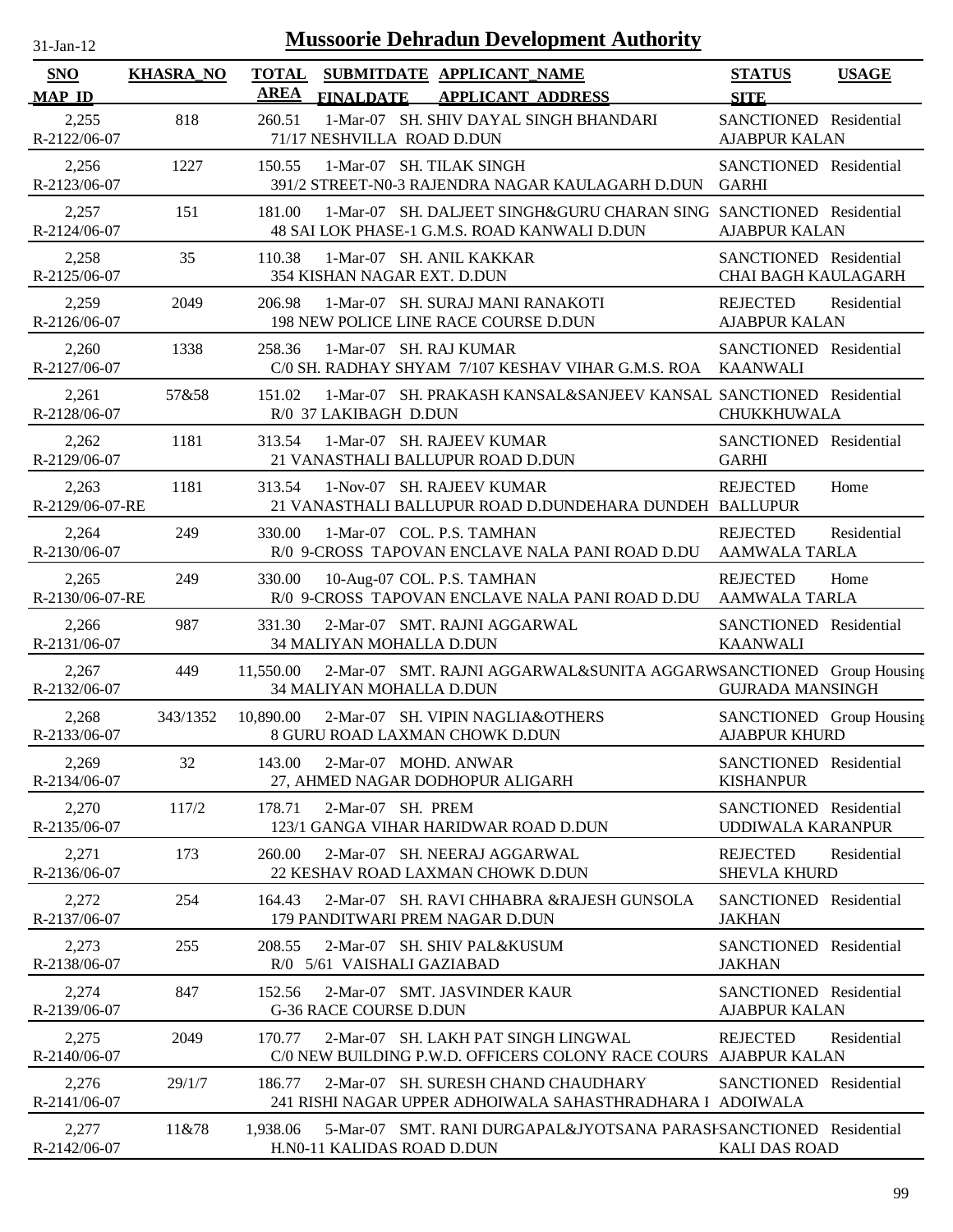# Mussoorie Dehradun Development Authority

31-Jan-12

| SNO<br>MAP_ID | KHASRA_NO | TOTAL AREA | SUBMITDATE FINALDATE | APPLICANT_NAME<br>APPLICANT_ADDRESS | STATUS<br>SITE | USAGE |
|---|---|---|---|---|---|---|
| 2,255<br>R-2122/06-07 | 818 | 260.51 | 1-Mar-07 | SH. SHIV DAYAL SINGH BHANDARI<br>71/17 NESHVILLA ROAD D.DUN | SANCTIONED<br>AJABPUR KALAN | Residential |
| 2,256<br>R-2123/06-07 | 1227 | 150.55 | 1-Mar-07 | SH. TILAK SINGH<br>391/2 STREET-N0-3 RAJENDRA NAGAR KAULAGARH D.DUN | SANCTIONED<br>GARHI | Residential |
| 2,257<br>R-2124/06-07 | 151 | 181.00 | 1-Mar-07 | SH. DALJEET SINGH&GURU CHARAN SING<br>48 SAI LOK PHASE-1 G.M.S. ROAD KANWALI D.DUN | SANCTIONED<br>AJABPUR KALAN | Residential |
| 2,258<br>R-2125/06-07 | 35 | 110.38 | 1-Mar-07 | SH. ANIL KAKKAR<br>354 KISHAN NAGAR EXT. D.DUN | SANCTIONED<br>CHAI BAGH KAULAGARH | Residential |
| 2,259<br>R-2126/06-07 | 2049 | 206.98 | 1-Mar-07 | SH. SURAJ MANI RANAKOTI<br>198 NEW POLICE LINE RACE COURSE D.DUN | REJECTED<br>AJABPUR KALAN | Residential |
| 2,260<br>R-2127/06-07 | 1338 | 258.36 | 1-Mar-07 | SH. RAJ KUMAR<br>C/0 SH. RADHAY SHYAM 7/107 KESHAV VIHAR G.M.S. ROA | SANCTIONED<br>KAANWALI | Residential |
| 2,261<br>R-2128/06-07 | 57&58 | 151.02 | 1-Mar-07 | SH. PRAKASH KANSAL&SANJEEV KANSAL<br>R/0 37 LAKIBAGH D.DUN | SANCTIONED<br>CHUKKHUWALA | Residential |
| 2,262<br>R-2129/06-07 | 1181 | 313.54 | 1-Mar-07 | SH. RAJEEV KUMAR<br>21 VANASTHALI BALLUPUR ROAD D.DUN | SANCTIONED<br>GARHI | Residential |
| 2,263<br>R-2129/06-07-RE | 1181 | 313.54 | 1-Nov-07 | SH. RAJEEV KUMAR<br>21 VANASTHALI BALLUPUR ROAD D.DUNDEHARA DUNDEH | REJECTED<br>BALLUPUR | Home |
| 2,264<br>R-2130/06-07 | 249 | 330.00 | 1-Mar-07 | COL. P.S. TAMHAN<br>R/0 9-CROSS TAPOVAN ENCLAVE NALA PANI ROAD D.DU | REJECTED<br>AAMWALA TARLA | Residential |
| 2,265<br>R-2130/06-07-RE | 249 | 330.00 | 10-Aug-07 | COL. P.S. TAMHAN<br>R/0 9-CROSS TAPOVAN ENCLAVE NALA PANI ROAD D.DU | REJECTED<br>AAMWALA TARLA | Home |
| 2,266<br>R-2131/06-07 | 987 | 331.30 | 2-Mar-07 | SMT. RAJNI AGGARWAL<br>34 MALIYAN MOHALLA D.DUN | SANCTIONED<br>KAANWALI | Residential |
| 2,267<br>R-2132/06-07 | 449 | 11,550.00 | 2-Mar-07 | SMT. RAJNI AGGARWAL&SUNITA AGGARW<br>34 MALIYAN MOHALLA D.DUN | SANCTIONED<br>GUJRADA MANSINGH | Group Housing |
| 2,268<br>R-2133/06-07 | 343/1352 | 10,890.00 | 2-Mar-07 | SH. VIPIN NAGLIA&OTHERS<br>8 GURU ROAD LAXMAN CHOWK D.DUN | SANCTIONED<br>AJABPUR KHURD | Group Housing |
| 2,269<br>R-2134/06-07 | 32 | 143.00 | 2-Mar-07 | MOHD. ANWAR<br>27, AHMED NAGAR DODHOPUR ALIGARH | SANCTIONED<br>KISHANPUR | Residential |
| 2,270<br>R-2135/06-07 | 117/2 | 178.71 | 2-Mar-07 | SH. PREM<br>123/1 GANGA VIHAR HARIDWAR ROAD D.DUN | SANCTIONED<br>UDDIWALA KARANPUR | Residential |
| 2,271<br>R-2136/06-07 | 173 | 260.00 | 2-Mar-07 | SH. NEERAJ AGGARWAL<br>22 KESHAV ROAD LAXMAN CHOWK D.DUN | REJECTED<br>SHEVLA KHURD | Residential |
| 2,272<br>R-2137/06-07 | 254 | 164.43 | 2-Mar-07 | SH. RAVI CHHABRA &RAJESH GUNSOLA<br>179 PANDITWARI PREM NAGAR D.DUN | SANCTIONED<br>JAKHAN | Residential |
| 2,273<br>R-2138/06-07 | 255 | 208.55 | 2-Mar-07 | SH. SHIV PAL&KUSUM<br>R/0 5/61 VAISHALI GAZIABAD | SANCTIONED<br>JAKHAN | Residential |
| 2,274<br>R-2139/06-07 | 847 | 152.56 | 2-Mar-07 | SMT. JASVINDER KAUR<br>G-36 RACE COURSE D.DUN | SANCTIONED<br>AJABPUR KALAN | Residential |
| 2,275<br>R-2140/06-07 | 2049 | 170.77 | 2-Mar-07 | SH. LAKH PAT SINGH LINGWAL<br>C/0 NEW BUILDING P.W.D. OFFICERS COLONY RACE COURS | REJECTED<br>AJABPUR KALAN | Residential |
| 2,276<br>R-2141/06-07 | 29/1/7 | 186.77 | 2-Mar-07 | SH. SURESH CHAND CHAUDHARY<br>241 RISHI NAGAR UPPER ADHOIWALA SAHASTHRADHARA I | SANCTIONED<br>ADOIWALA | Residential |
| 2,277<br>R-2142/06-07 | 11&78 | 1,938.06 | 5-Mar-07 | SMT. RANI DURGAPAL&JYOTSANA PARASH<br>H.N0-11 KALIDAS ROAD D.DUN | SANCTIONED<br>KALI DAS ROAD | Residential |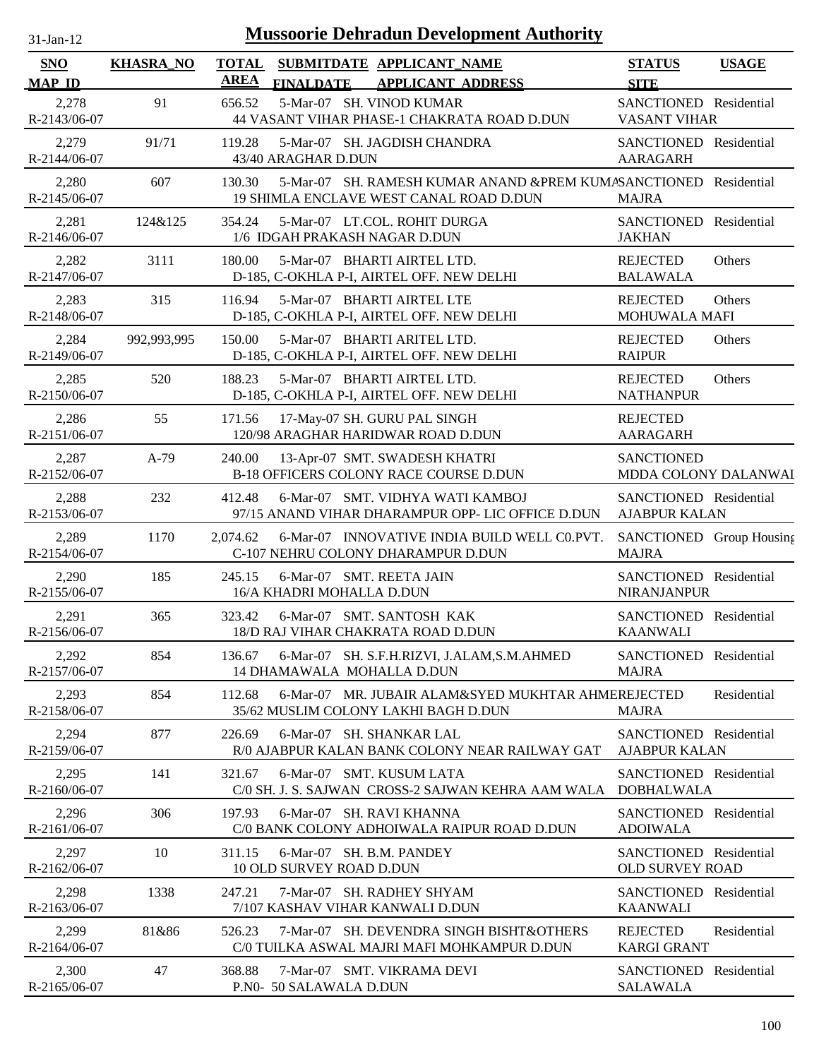# Mussoorie Dehradun Development Authority

31-Jan-12

| SNO / MAP_ID | KHASRA_NO | TOTAL AREA | SUBMITDATE / FINALDATE | APPLICANT_NAME / APPLICANT_ADDRESS | STATUS / SITE | USAGE |
|---|---|---|---|---|---|---|
| 2,278 / R-2143/06-07 | 91 | 656.52 | 5-Mar-07 | SH. VINOD KUMAR / 44 VASANT VIHAR PHASE-1 CHAKRATA ROAD D.DUN | SANCTIONED / VASANT VIHAR | Residential |
| 2,279 / R-2144/06-07 | 91/71 | 119.28 | 5-Mar-07 | SH. JAGDISH CHANDRA / 43/40 ARAGHAR D.DUN | SANCTIONED / AARAGARH | Residential |
| 2,280 / R-2145/06-07 | 607 | 130.30 | 5-Mar-07 | SH. RAMESH KUMAR ANAND &PREM KUMA / 19 SHIMLA ENCLAVE WEST CANAL ROAD D.DUN | SANCTIONED / MAJRA | Residential |
| 2,281 / R-2146/06-07 | 124&125 | 354.24 | 5-Mar-07 | LT.COL. ROHIT DURGA / 1/6 IDGAH PRAKASH NAGAR D.DUN | SANCTIONED / JAKHAN | Residential |
| 2,282 / R-2147/06-07 | 3111 | 180.00 | 5-Mar-07 | BHARTI AIRTEL LTD. / D-185, C-OKHLA P-I, AIRTEL OFF. NEW DELHI | REJECTED / BALAWALA | Others |
| 2,283 / R-2148/06-07 | 315 | 116.94 | 5-Mar-07 | BHARTI AIRTEL LTE / D-185, C-OKHLA P-I, AIRTEL OFF. NEW DELHI | REJECTED / MOHUWALA MAFI | Others |
| 2,284 / R-2149/06-07 | 992,993,995 | 150.00 | 5-Mar-07 | BHARTI ARITEL LTD. / D-185, C-OKHLA P-I, AIRTEL OFF. NEW DELHI | REJECTED / RAIPUR | Others |
| 2,285 / R-2150/06-07 | 520 | 188.23 | 5-Mar-07 | BHARTI AIRTEL LTD. / D-185, C-OKHLA P-I, AIRTEL OFF. NEW DELHI | REJECTED / NATHANPUR | Others |
| 2,286 / R-2151/06-07 | 55 | 171.56 | 17-May-07 | SH. GURU PAL SINGH / 120/98 ARAGHAR HARIDWAR ROAD D.DUN | REJECTED / AARAGARH | |
| 2,287 / R-2152/06-07 | A-79 | 240.00 | 13-Apr-07 | SMT. SWADESH KHATRI / B-18 OFFICERS COLONY RACE COURSE D.DUN | SANCTIONED / MDDA COLONY DALANWAL | |
| 2,288 / R-2153/06-07 | 232 | 412.48 | 6-Mar-07 | SMT. VIDHYA WATI KAMBOJ / 97/15 ANAND VIHAR DHARAMPUR OPP- LIC OFFICE D.DUN | SANCTIONED / AJABPUR KALAN | Residential |
| 2,289 / R-2154/06-07 | 1170 | 2,074.62 | 6-Mar-07 | INNOVATIVE INDIA BUILD WELL C0.PVT. / C-107 NEHRU COLONY DHARAMPUR D.DUN | SANCTIONED / MAJRA | Group Housing |
| 2,290 / R-2155/06-07 | 185 | 245.15 | 6-Mar-07 | SMT. REETA JAIN / 16/A KHADRI MOHALLA D.DUN | SANCTIONED / NIRANJANPUR | Residential |
| 2,291 / R-2156/06-07 | 365 | 323.42 | 6-Mar-07 | SMT. SANTOSH KAK / 18/D RAJ VIHAR CHAKRATA ROAD D.DUN | SANCTIONED / KAANWALI | Residential |
| 2,292 / R-2157/06-07 | 854 | 136.67 | 6-Mar-07 | SH. S.F.H.RIZVI, J.ALAM,S.M.AHMED / 14 DHAMAWALA MOHALLA D.DUN | SANCTIONED / MAJRA | Residential |
| 2,293 / R-2158/06-07 | 854 | 112.68 | 6-Mar-07 | MR. JUBAIR ALAM&SYED MUKHTAR AHME / 35/62 MUSLIM COLONY LAKHI BAGH D.DUN | REJECTED / MAJRA | Residential |
| 2,294 / R-2159/06-07 | 877 | 226.69 | 6-Mar-07 | SH. SHANKAR LAL / R/0 AJABPUR KALAN BANK COLONY NEAR RAILWAY GAT | SANCTIONED / AJABPUR KALAN | Residential |
| 2,295 / R-2160/06-07 | 141 | 321.67 | 6-Mar-07 | SMT. KUSUM LATA / C/0 SH. J. S. SAJWAN CROSS-2 SAJWAN KEHRA AAM WALA | SANCTIONED / DOBHALWALA | Residential |
| 2,296 / R-2161/06-07 | 306 | 197.93 | 6-Mar-07 | SH. RAVI KHANNA / C/0 BANK COLONY ADHOIWALA RAIPUR ROAD D.DUN | SANCTIONED / ADOIWALA | Residential |
| 2,297 / R-2162/06-07 | 10 | 311.15 | 6-Mar-07 | SH. B.M. PANDEY / 10 OLD SURVEY ROAD D.DUN | SANCTIONED / OLD SURVEY ROAD | Residential |
| 2,298 / R-2163/06-07 | 1338 | 247.21 | 7-Mar-07 | SH. RADHEY SHYAM / 7/107 KASHAV VIHAR KANWALI D.DUN | SANCTIONED / KAANWALI | Residential |
| 2,299 / R-2164/06-07 | 81&86 | 526.23 | 7-Mar-07 | SH. DEVENDRA SINGH BISHT&OTHERS / C/0 TUILKA ASWAL MAJRI MAFI MOHKAMPUR D.DUN | REJECTED / KARGI GRANT | Residential |
| 2,300 / R-2165/06-07 | 47 | 368.88 | 7-Mar-07 | SMT. VIKRAMA DEVI / P.N0- 50 SALAWALA D.DUN | SANCTIONED / SALAWALA | Residential |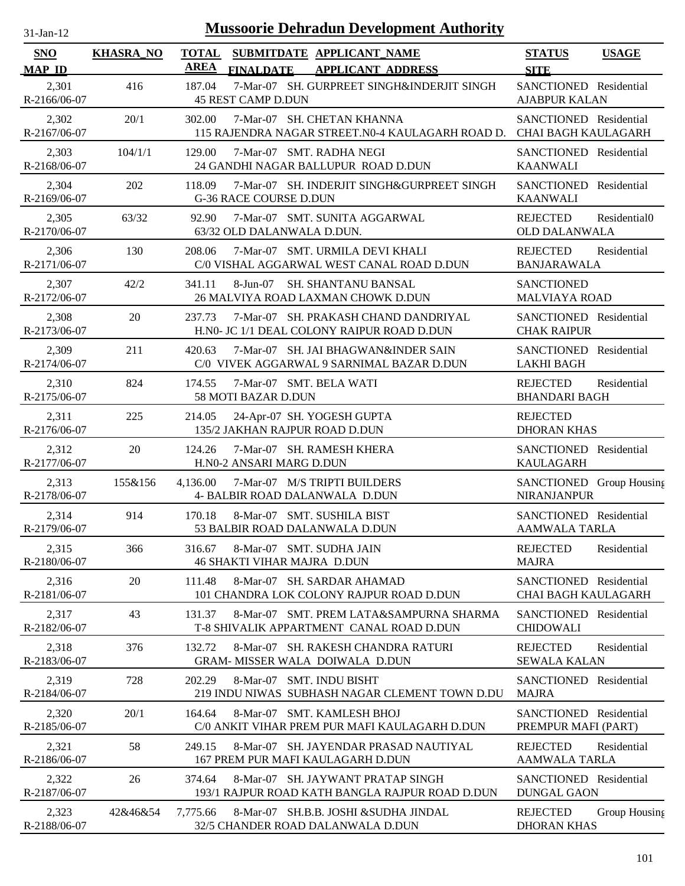# Mussoorie Dehradun Development Authority

31-Jan-12

| SNO<br>MAP_ID | KHASRA_NO | TOTAL AREA | SUBMITDATE<br>FINALDATE | APPLICANT_NAME<br>APPLICANT_ADDRESS | STATUS<br>SITE | USAGE |
|---|---|---|---|---|---|---|
| 2,301<br>R-2166/06-07 | 416 | 187.04 | 7-Mar-07 | SH. GURPREET SINGH&INDERJIT SINGH<br>45 REST CAMP D.DUN | SANCTIONED<br>AJABPUR KALAN | Residential |
| 2,302<br>R-2167/06-07 | 20/1 | 302.00 | 7-Mar-07 | SH. CHETAN KHANNA<br>115 RAJENDRA NAGAR STREET.N0-4 KAULAGARH ROAD D. | SANCTIONED<br>CHAI BAGH KAULAGARH | Residential |
| 2,303<br>R-2168/06-07 | 104/1/1 | 129.00 | 7-Mar-07 | SMT. RADHA NEGI<br>24 GANDHI NAGAR BALLUPUR ROAD D.DUN | SANCTIONED<br>KAANWALI | Residential |
| 2,304<br>R-2169/06-07 | 202 | 118.09 | 7-Mar-07 | SH. INDERJIT SINGH&GURPREET SINGH<br>G-36 RACE COURSE D.DUN | SANCTIONED<br>KAANWALI | Residential |
| 2,305<br>R-2170/06-07 | 63/32 | 92.90 | 7-Mar-07 | SMT. SUNITA AGGARWAL<br>63/32 OLD DALANWALA D.DUN. | REJECTED<br>OLD DALANWALA | Residential0 |
| 2,306<br>R-2171/06-07 | 130 | 208.06 | 7-Mar-07 | SMT. URMILA DEVI KHALI<br>C/0 VISHAL AGGARWAL WEST CANAL ROAD D.DUN | REJECTED<br>BANJARAWALA | Residential |
| 2,307<br>R-2172/06-07 | 42/2 | 341.11 | 8-Jun-07 | SH. SHANTANU BANSAL<br>26 MALVIYA ROAD LAXMAN CHOWK D.DUN | SANCTIONED<br>MALVIAYA ROAD | |
| 2,308<br>R-2173/06-07 | 20 | 237.73 | 7-Mar-07 | SH. PRAKASH CHAND DANDRIYAL<br>H.N0- JC 1/1 DEAL COLONY RAIPUR ROAD D.DUN | SANCTIONED<br>CHAK RAIPUR | Residential |
| 2,309<br>R-2174/06-07 | 211 | 420.63 | 7-Mar-07 | SH. JAI BHAGWAN&INDER SAIN<br>C/0 VIVEK AGGARWAL 9 SARNIMAL BAZAR D.DUN | SANCTIONED<br>LAKHI BAGH | Residential |
| 2,310<br>R-2175/06-07 | 824 | 174.55 | 7-Mar-07 | SMT. BELA WATI<br>58 MOTI BAZAR D.DUN | REJECTED<br>BHANDARI BAGH | Residential |
| 2,311<br>R-2176/06-07 | 225 | 214.05 | 24-Apr-07 | SH. YOGESH GUPTA<br>135/2 JAKHAN RAJPUR ROAD D.DUN | REJECTED<br>DHORAN KHAS | |
| 2,312<br>R-2177/06-07 | 20 | 124.26 | 7-Mar-07 | SH. RAMESH KHERA<br>H.N0-2 ANSARI MARG D.DUN | SANCTIONED<br>KAULAGARH | Residential |
| 2,313<br>R-2178/06-07 | 155&156 | 4,136.00 | 7-Mar-07 | M/S TRIPTI BUILDERS<br>4- BALBIR ROAD DALANWALA D.DUN | SANCTIONED<br>NIRANJANPUR | Group Housing |
| 2,314<br>R-2179/06-07 | 914 | 170.18 | 8-Mar-07 | SMT. SUSHILA BIST<br>53 BALBIR ROAD DALANWALA D.DUN | SANCTIONED<br>AAMWALA TARLA | Residential |
| 2,315<br>R-2180/06-07 | 366 | 316.67 | 8-Mar-07 | SMT. SUDHA JAIN<br>46 SHAKTI VIHAR MAJRA D.DUN | REJECTED<br>MAJRA | Residential |
| 2,316<br>R-2181/06-07 | 20 | 111.48 | 8-Mar-07 | SH. SARDAR AHAMAD<br>101 CHANDRA LOK COLONY RAJPUR ROAD D.DUN | SANCTIONED<br>CHAI BAGH KAULAGARH | Residential |
| 2,317<br>R-2182/06-07 | 43 | 131.37 | 8-Mar-07 | SMT. PREM LATA&SAMPURNA SHARMA<br>T-8 SHIVALIK APPARTMENT CANAL ROAD D.DUN | SANCTIONED<br>CHIDOWALI | Residential |
| 2,318<br>R-2183/06-07 | 376 | 132.72 | 8-Mar-07 | SH. RAKESH CHANDRA RATURI<br>GRAM- MISSER WALA DOIWALA D.DUN | REJECTED<br>SEWALA KALAN | Residential |
| 2,319<br>R-2184/06-07 | 728 | 202.29 | 8-Mar-07 | SMT. INDU BISHT<br>219 INDU NIWAS SUBHASH NAGAR CLEMENT TOWN D.DU | SANCTIONED<br>MAJRA | Residential |
| 2,320<br>R-2185/06-07 | 20/1 | 164.64 | 8-Mar-07 | SMT. KAMLESH BHOJ<br>C/0 ANKIT VIHAR PREM PUR MAFI KAULAGARH D.DUN | SANCTIONED<br>PREMPUR MAFI (PART) | Residential |
| 2,321<br>R-2186/06-07 | 58 | 249.15 | 8-Mar-07 | SH. JAYENDAR PRASAD NAUTIYAL<br>167 PREM PUR MAFI KAULAGARH D.DUN | REJECTED<br>AAMWALA TARLA | Residential |
| 2,322<br>R-2187/06-07 | 26 | 374.64 | 8-Mar-07 | SH. JAYWANT PRATAP SINGH<br>193/1 RAJPUR ROAD KATH BANGLA RAJPUR ROAD D.DUN | SANCTIONED<br>DUNGAL GAON | Residential |
| 2,323<br>R-2188/06-07 | 42&46&54 | 7,775.66 | 8-Mar-07 | SH.B.B. JOSHI &SUDHA JINDAL<br>32/5 CHANDER ROAD DALANWALA D.DUN | REJECTED<br>DHORAN KHAS | Group Housing |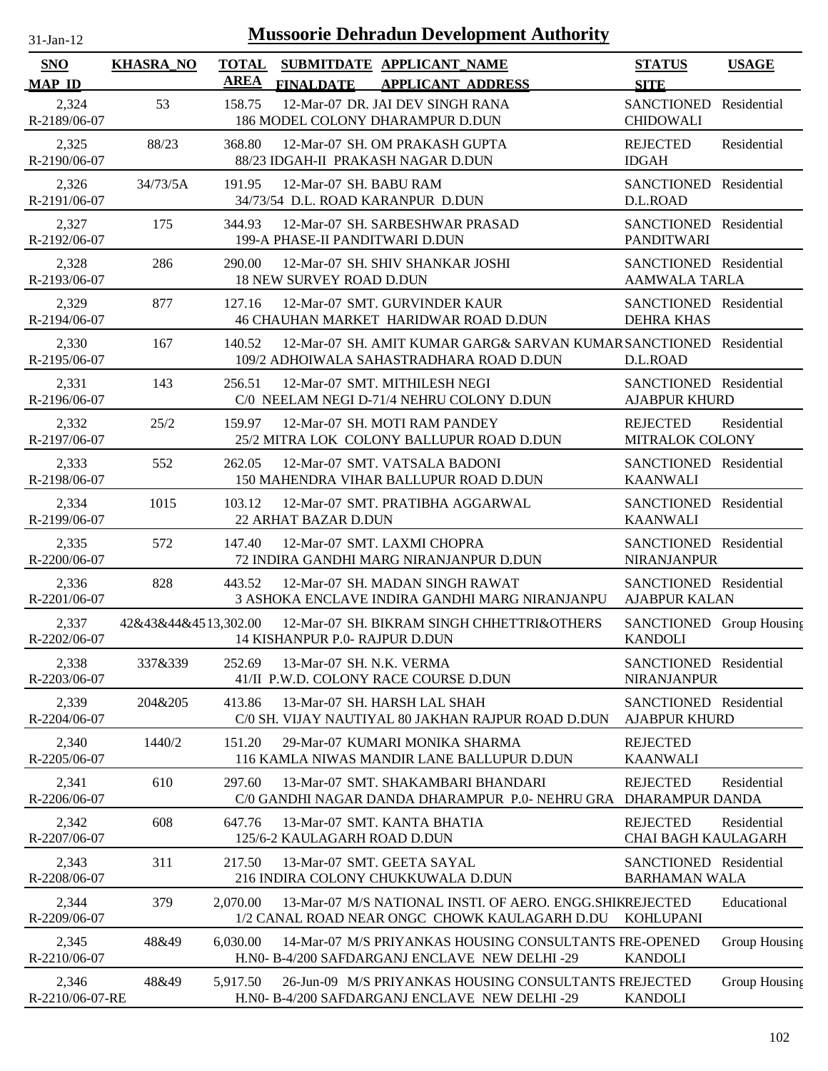# Mussoorie Dehradun Development Authority

31-Jan-12

| SNO / MAP_ID | KHASRA_NO | TOTAL AREA | SUBMITDATE / FINALDATE | APPLICANT_NAME / APPLICANT_ADDRESS | STATUS / SITE | USAGE |
|---|---|---|---|---|---|---|
| 2,324 / R-2189/06-07 | 53 | 158.75 | 12-Mar-07 | DR. JAI DEV SINGH RANA / 186 MODEL COLONY DHARAMPUR D.DUN | SANCTIONED / CHIDOWALI | Residential |
| 2,325 / R-2190/06-07 | 88/23 | 368.80 | 12-Mar-07 | SH. OM PRAKASH GUPTA / 88/23 IDGAH-II PRAKASH NAGAR D.DUN | REJECTED / IDGAH | Residential |
| 2,326 / R-2191/06-07 | 34/73/5A | 191.95 | 12-Mar-07 | SH. BABU RAM / 34/73/54 D.L. ROAD KARANPUR D.DUN | SANCTIONED / D.L.ROAD | Residential |
| 2,327 / R-2192/06-07 | 175 | 344.93 | 12-Mar-07 | SH. SARBESHWAR PRASAD / 199-A PHASE-II PANDITWARI D.DUN | SANCTIONED / PANDITWARI | Residential |
| 2,328 / R-2193/06-07 | 286 | 290.00 | 12-Mar-07 | SH. SHIV SHANKAR JOSHI / 18 NEW SURVEY ROAD D.DUN | SANCTIONED / AAMWALA TARLA | Residential |
| 2,329 / R-2194/06-07 | 877 | 127.16 | 12-Mar-07 | SMT. GURVINDER KAUR / 46 CHAUHAN MARKET HARIDWAR ROAD D.DUN | SANCTIONED / DEHRA KHAS | Residential |
| 2,330 / R-2195/06-07 | 167 | 140.52 | 12-Mar-07 | SH. AMIT KUMAR GARG& SARVAN KUMAR / 109/2 ADHOIWALA SAHASTRADHARA ROAD D.DUN | SANCTIONED / D.L.ROAD | Residential |
| 2,331 / R-2196/06-07 | 143 | 256.51 | 12-Mar-07 | SMT. MITHILESH NEGI / C/0 NEELAM NEGI D-71/4 NEHRU COLONY D.DUN | SANCTIONED / AJABPUR KHURD | Residential |
| 2,332 / R-2197/06-07 | 25/2 | 159.97 | 12-Mar-07 | SH. MOTI RAM PANDEY / 25/2 MITRA LOK COLONY BALLUPUR ROAD D.DUN | REJECTED / MITRALOK COLONY | Residential |
| 2,333 / R-2198/06-07 | 552 | 262.05 | 12-Mar-07 | SMT. VATSALA BADONI / 150 MAHENDRA VIHAR BALLUPUR ROAD D.DUN | SANCTIONED / KAANWALI | Residential |
| 2,334 / R-2199/06-07 | 1015 | 103.12 | 12-Mar-07 | SMT. PRATIBHA AGGARWAL / 22 ARHAT BAZAR D.DUN | SANCTIONED / KAANWALI | Residential |
| 2,335 / R-2200/06-07 | 572 | 147.40 | 12-Mar-07 | SMT. LAXMI CHOPRA / 72 INDIRA GANDHI MARG NIRANJANPUR D.DUN | SANCTIONED / NIRANJANPUR | Residential |
| 2,336 / R-2201/06-07 | 828 | 443.52 | 12-Mar-07 | SH. MADAN SINGH RAWAT / 3 ASHOKA ENCLAVE INDIRA GANDHI MARG NIRANJANPU | SANCTIONED / AJABPUR KALAN | Residential |
| 2,337 / R-2202/06-07 | 42&43&44&45 | 13,302.00 | 12-Mar-07 | SH. BIKRAM SINGH CHHETTRI&OTHERS / 14 KISHANPUR P.0- RAJPUR D.DUN | SANCTIONED / KANDOLI | Group Housing |
| 2,338 / R-2203/06-07 | 337&339 | 252.69 | 13-Mar-07 | SH. N.K. VERMA / 41/II P.W.D. COLONY RACE COURSE D.DUN | SANCTIONED / NIRANJANPUR | Residential |
| 2,339 / R-2204/06-07 | 204&205 | 413.86 | 13-Mar-07 | SH. HARSH LAL SHAH / C/0 SH. VIJAY NAUTIYAL 80 JAKHAN RAJPUR ROAD D.DUN | SANCTIONED / AJABPUR KHURD | Residential |
| 2,340 / R-2205/06-07 | 1440/2 | 151.20 | 29-Mar-07 | KUMARI MONIKA SHARMA / 116 KAMLA NIWAS MANDIR LANE BALLUPUR D.DUN | REJECTED / KAANWALI | |
| 2,341 / R-2206/06-07 | 610 | 297.60 | 13-Mar-07 | SMT. SHAKAMBARI BHANDARI / C/0 GANDHI NAGAR DANDA DHARAMPUR P.0- NEHRU GRA | REJECTED / DHARAMPUR DANDA | Residential |
| 2,342 / R-2207/06-07 | 608 | 647.76 | 13-Mar-07 | SMT. KANTA BHATIA / 125/6-2 KAULAGARH ROAD D.DUN | REJECTED / CHAI BAGH KAULAGARH | Residential |
| 2,343 / R-2208/06-07 | 311 | 217.50 | 13-Mar-07 | SMT. GEETA SAYAL / 216 INDIRA COLONY CHUKKUWALA D.DUN | SANCTIONED / BARHAMAN WALA | Residential |
| 2,344 / R-2209/06-07 | 379 | 2,070.00 | 13-Mar-07 | M/S NATIONAL INSTI. OF AERO. ENGG.SHIK / 1/2 CANAL ROAD NEAR ONGC CHOWK KAULAGARH D.DU | REJECTED / KOHLUPANI | Educational |
| 2,345 / R-2210/06-07 | 48&49 | 6,030.00 | 14-Mar-07 | M/S PRIYANKAS HOUSING CONSULTANTS P / H.N0- B-4/200 SAFDARGANJ ENCLAVE NEW DELHI -29 | RE-OPENED / KANDOLI | Group Housing |
| 2,346 / R-2210/06-07-RE | 48&49 | 5,917.50 | 26-Jun-09 | M/S PRIYANKAS HOUSING CONSULTANTS P / H.N0- B-4/200 SAFDARGANJ ENCLAVE NEW DELHI -29 | REJECTED / KANDOLI | Group Housing |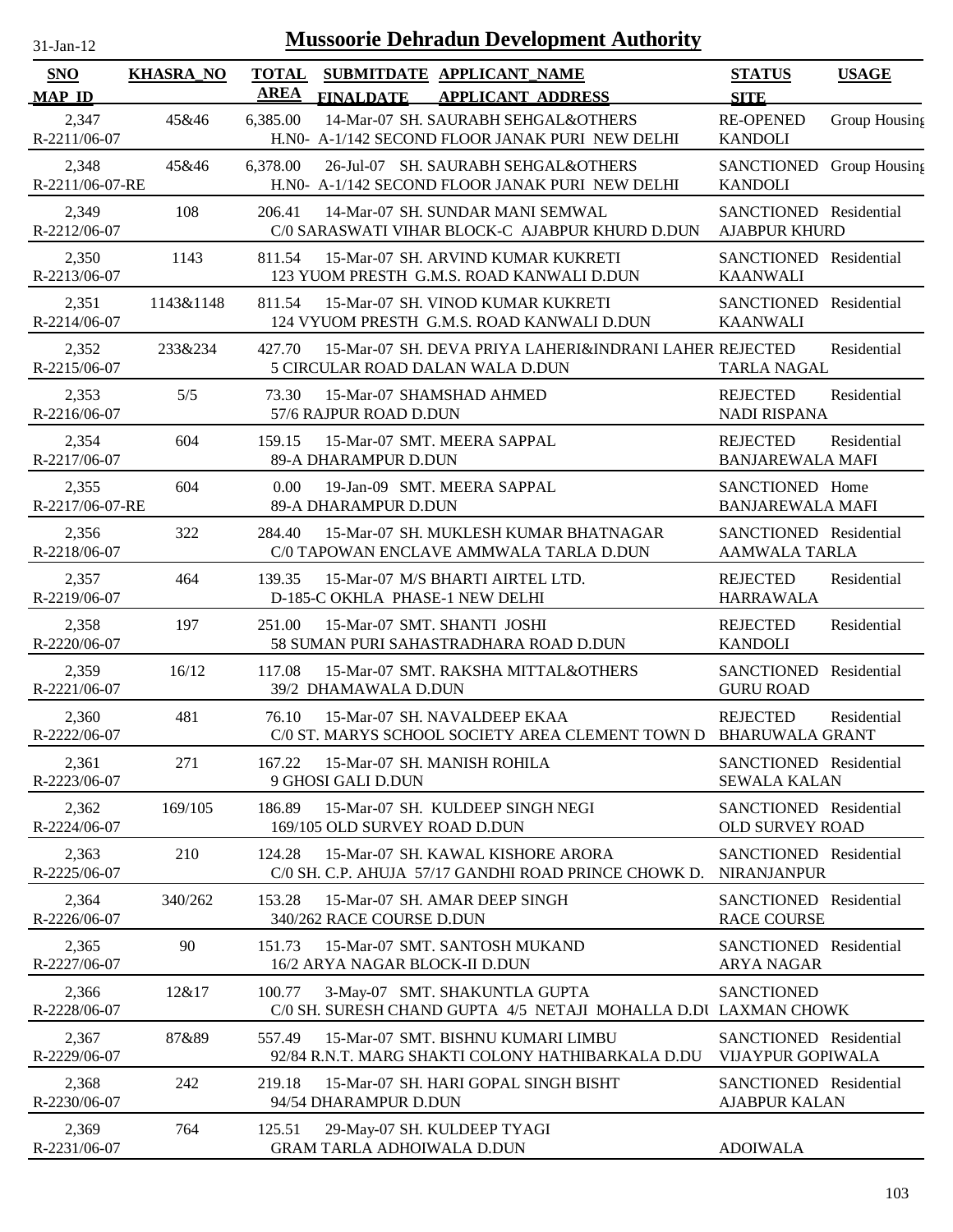# Mussoorie Dehradun Development Authority

31-Jan-12

| SNO / MAP_ID | KHASRA_NO | TOTAL AREA | SUBMITDATE / FINALDATE | APPLICANT_NAME / APPLICANT_ADDRESS | STATUS / SITE | USAGE |
|---|---|---|---|---|---|---|
| 2,347<br>R-2211/06-07 | 45&46 | 6,385.00 | 14-Mar-07 | SH. SAURABH SEHGAL&OTHERS<br>H.N0- A-1/142 SECOND FLOOR JANAK PURI NEW DELHI | RE-OPENED<br>KANDOLI | Group Housing |
| 2,348<br>R-2211/06-07-RE | 45&46 | 6,378.00 | 26-Jul-07 | SH. SAURABH SEHGAL&OTHERS<br>H.N0- A-1/142 SECOND FLOOR JANAK PURI NEW DELHI | SANCTIONED<br>KANDOLI | Group Housing |
| 2,349<br>R-2212/06-07 | 108 | 206.41 | 14-Mar-07 | SH. SUNDAR MANI SEMWAL<br>C/0 SARASWATI VIHAR BLOCK-C AJABPUR KHURD D.DUN | SANCTIONED<br>AJABPUR KHURD | Residential |
| 2,350<br>R-2213/06-07 | 1143 | 811.54 | 15-Mar-07 | SH. ARVIND KUMAR KUKRETI<br>123 YUOM PRESTH G.M.S. ROAD KANWALI D.DUN | SANCTIONED<br>KAANWALI | Residential |
| 2,351<br>R-2214/06-07 | 1143&1148 | 811.54 | 15-Mar-07 | SH. VINOD KUMAR KUKRETI<br>124 VYUOM PRESTH G.M.S. ROAD KANWALI D.DUN | SANCTIONED<br>KAANWALI | Residential |
| 2,352<br>R-2215/06-07 | 233&234 | 427.70 | 15-Mar-07 | SH. DEVA PRIYA LAHERI&INDRANI LAHER<br>5 CIRCULAR ROAD DALAN WALA D.DUN | REJECTED<br>TARLA NAGAL | Residential |
| 2,353<br>R-2216/06-07 | 5/5 | 73.30 | 15-Mar-07 | SHAMSHAD AHMED<br>57/6 RAJPUR ROAD D.DUN | REJECTED<br>NADI RISPANA | Residential |
| 2,354<br>R-2217/06-07 | 604 | 159.15 | 15-Mar-07 | SMT. MEERA SAPPAL<br>89-A DHARAMPUR D.DUN | REJECTED<br>BANJAREWALA MAFI | Residential |
| 2,355<br>R-2217/06-07-RE | 604 | 0.00 | 19-Jan-09 | SMT. MEERA SAPPAL<br>89-A DHARAMPUR D.DUN | SANCTIONED<br>BANJAREWALA MAFI | Home |
| 2,356<br>R-2218/06-07 | 322 | 284.40 | 15-Mar-07 | SH. MUKLESH KUMAR BHATNAGAR<br>C/0 TAPOWAN ENCLAVE AMMWALA TARLA D.DUN | SANCTIONED<br>AAMWALA TARLA | Residential |
| 2,357<br>R-2219/06-07 | 464 | 139.35 | 15-Mar-07 | M/S BHARTI AIRTEL LTD.<br>D-185-C OKHLA PHASE-1 NEW DELHI | REJECTED<br>HARRAWALA | Residential |
| 2,358<br>R-2220/06-07 | 197 | 251.00 | 15-Mar-07 | SMT. SHANTI JOSHI<br>58 SUMAN PURI SAHASTRADHARA ROAD D.DUN | REJECTED<br>KANDOLI | Residential |
| 2,359<br>R-2221/06-07 | 16/12 | 117.08 | 15-Mar-07 | SMT. RAKSHA MITTAL&OTHERS<br>39/2 DHAMAWALA D.DUN | SANCTIONED<br>GURU ROAD | Residential |
| 2,360<br>R-2222/06-07 | 481 | 76.10 | 15-Mar-07 | SH. NAVALDEEP EKAA<br>C/0 ST. MARYS SCHOOL SOCIETY AREA CLEMENT TOWN D | REJECTED<br>BHARUWALA GRANT | Residential |
| 2,361<br>R-2223/06-07 | 271 | 167.22 | 15-Mar-07 | SH. MANISH ROHILA<br>9 GHOSI GALI D.DUN | SANCTIONED<br>SEWALA KALAN | Residential |
| 2,362<br>R-2224/06-07 | 169/105 | 186.89 | 15-Mar-07 | SH. KULDEEP SINGH NEGI<br>169/105 OLD SURVEY ROAD D.DUN | SANCTIONED<br>OLD SURVEY ROAD | Residential |
| 2,363<br>R-2225/06-07 | 210 | 124.28 | 15-Mar-07 | SH. KAWAL KISHORE ARORA<br>C/0 SH. C.P. AHUJA 57/17 GANDHI ROAD PRINCE CHOWK D. | SANCTIONED<br>NIRANJANPUR | Residential |
| 2,364<br>R-2226/06-07 | 340/262 | 153.28 | 15-Mar-07 | SH. AMAR DEEP SINGH<br>340/262 RACE COURSE D.DUN | SANCTIONED<br>RACE COURSE | Residential |
| 2,365<br>R-2227/06-07 | 90 | 151.73 | 15-Mar-07 | SMT. SANTOSH MUKAND<br>16/2 ARYA NAGAR BLOCK-II D.DUN | SANCTIONED<br>ARYA NAGAR | Residential |
| 2,366<br>R-2228/06-07 | 12&17 | 100.77 | 3-May-07 | SMT. SHAKUNTLA GUPTA<br>C/0 SH. SURESH CHAND GUPTA 4/5 NETAJI MOHALLA D.DU | SANCTIONED<br>LAXMAN CHOWK | |
| 2,367<br>R-2229/06-07 | 87&89 | 557.49 | 15-Mar-07 | SMT. BISHNU KUMARI LIMBU<br>92/84 R.N.T. MARG SHAKTI COLONY HATHIBARKALA D.DU | SANCTIONED<br>VIJAYPUR GOPIWALA | Residential |
| 2,368<br>R-2230/06-07 | 242 | 219.18 | 15-Mar-07 | SH. HARI GOPAL SINGH BISHT<br>94/54 DHARAMPUR D.DUN | SANCTIONED<br>AJABPUR KALAN | Residential |
| 2,369<br>R-2231/06-07 | 764 | 125.51 | 29-May-07 | SH. KULDEEP TYAGI<br>GRAM TARLA ADHOIWALA D.DUN | <br>ADOIWALA | |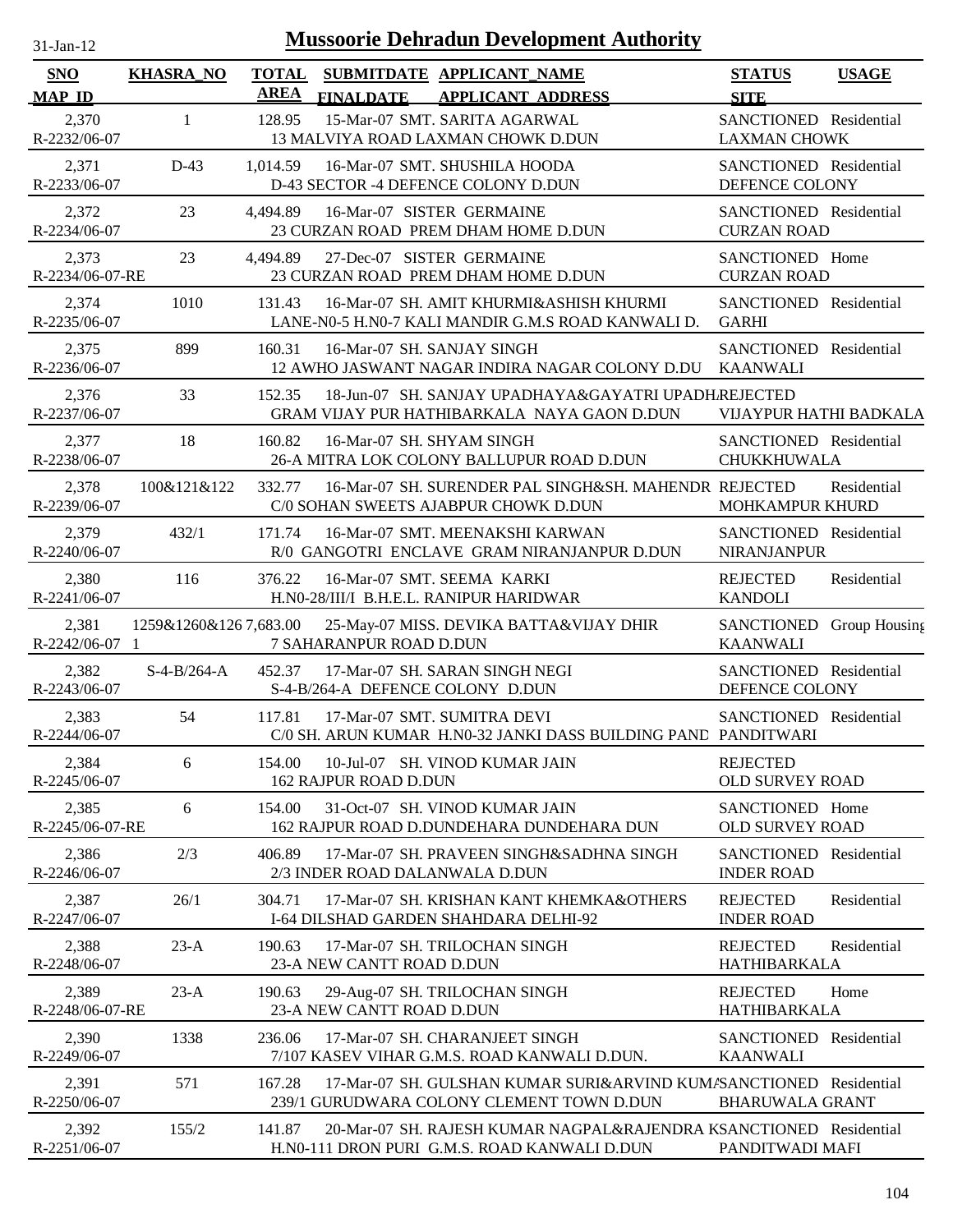# Mussoorie Dehradun Development Authority

31-Jan-12

| SNO / MAP_ID | KHASRA_NO | TOTAL AREA | SUBMITDATE / FINALDATE | APPLICANT_NAME / APPLICANT_ADDRESS | STATUS / SITE | USAGE |
|---|---|---|---|---|---|---|
| 2,370 / R-2232/06-07 | 1 | 128.95 | 15-Mar-07 | SMT. SARITA AGARWAL / 13 MALVIYA ROAD LAXMAN CHOWK D.DUN | SANCTIONED / LAXMAN CHOWK | Residential |
| 2,371 / R-2233/06-07 | D-43 | 1,014.59 | 16-Mar-07 | SMT. SHUSHILA HOODA / D-43 SECTOR -4 DEFENCE COLONY D.DUN | SANCTIONED / DEFENCE COLONY | Residential |
| 2,372 / R-2234/06-07 | 23 | 4,494.89 | 16-Mar-07 | SISTER GERMAINE / 23 CURZAN ROAD PREM DHAM HOME D.DUN | SANCTIONED / CURZAN ROAD | Residential |
| 2,373 / R-2234/06-07-RE | 23 | 4,494.89 | 27-Dec-07 | SISTER GERMAINE / 23 CURZAN ROAD PREM DHAM HOME D.DUN | SANCTIONED / CURZAN ROAD | Home |
| 2,374 / R-2235/06-07 | 1010 | 131.43 | 16-Mar-07 | SH. AMIT KHURMI&ASHISH KHURMI / LANE-N0-5 H.N0-7 KALI MANDIR G.M.S ROAD KANWALI D. | SANCTIONED / GARHI | Residential |
| 2,375 / R-2236/06-07 | 899 | 160.31 | 16-Mar-07 | SH. SANJAY SINGH / 12 AWHO JASWANT NAGAR INDIRA NAGAR COLONY D.DU | SANCTIONED / KAANWALI | Residential |
| 2,376 / R-2237/06-07 | 33 | 152.35 | 18-Jun-07 | SH. SANJAY UPADHAYA&GAYATRI UPADHA / GRAM VIJAY PUR HATHIBARKALA NAYA GAON D.DUN | REJECTED / VIJAYPUR HATHI BADKALA | |
| 2,377 / R-2238/06-07 | 18 | 160.82 | 16-Mar-07 | SH. SHYAM SINGH / 26-A MITRA LOK COLONY BALLUPUR ROAD D.DUN | SANCTIONED / CHUKKHUWALA | Residential |
| 2,378 / R-2239/06-07 | 100&121&122 | 332.77 | 16-Mar-07 | SH. SURENDER PAL SINGH&SH. MAHENDR / C/0 SOHAN SWEETS AJABPUR CHOWK D.DUN | REJECTED / MOHKAMPUR KHURD | Residential |
| 2,379 / R-2240/06-07 | 432/1 | 171.74 | 16-Mar-07 | SMT. MEENAKSHI KARWAN / R/0 GANGOTRI ENCLAVE GRAM NIRANJANPUR D.DUN | SANCTIONED / NIRANJANPUR | Residential |
| 2,380 / R-2241/06-07 | 116 | 376.22 | 16-Mar-07 | SMT. SEEMA KARKI / H.N0-28/III/I B.H.E.L. RANIPUR HARIDWAR | REJECTED / KANDOLI | Residential |
| 2,381 / R-2242/06-07 | 1259&1260&1261 | 7,683.00 | 25-May-07 | MISS. DEVIKA BATTA&VIJAY DHIR / 7 SAHARANPUR ROAD D.DUN | SANCTIONED / KAANWALI | Group Housing |
| 2,382 / R-2243/06-07 | S-4-B/264-A | 452.37 | 17-Mar-07 | SH. SARAN SINGH NEGI / S-4-B/264-A DEFENCE COLONY D.DUN | SANCTIONED / DEFENCE COLONY | Residential |
| 2,383 / R-2244/06-07 | 54 | 117.81 | 17-Mar-07 | SMT. SUMITRA DEVI / C/0 SH. ARUN KUMAR H.N0-32 JANKI DASS BUILDING PAND | SANCTIONED / PANDITWARI | Residential |
| 2,384 / R-2245/06-07 | 6 | 154.00 | 10-Jul-07 | SH. VINOD KUMAR JAIN / 162 RAJPUR ROAD D.DUN | REJECTED / OLD SURVEY ROAD | |
| 2,385 / R-2245/06-07-RE | 6 | 154.00 | 31-Oct-07 | SH. VINOD KUMAR JAIN / 162 RAJPUR ROAD D.DUNDEHARA DUNDEHARA DUN | SANCTIONED / OLD SURVEY ROAD | Home |
| 2,386 / R-2246/06-07 | 2/3 | 406.89 | 17-Mar-07 | SH. PRAVEEN SINGH&SADHNA SINGH / 2/3 INDER ROAD DALANWALA D.DUN | SANCTIONED / INDER ROAD | Residential |
| 2,387 / R-2247/06-07 | 26/1 | 304.71 | 17-Mar-07 | SH. KRISHAN KANT KHEMKA&OTHERS / I-64 DILSHAD GARDEN SHAHDARA DELHI-92 | REJECTED / INDER ROAD | Residential |
| 2,388 / R-2248/06-07 | 23-A | 190.63 | 17-Mar-07 | SH. TRILOCHAN SINGH / 23-A NEW CANTT ROAD D.DUN | REJECTED / HATHIBARKALA | Residential |
| 2,389 / R-2248/06-07-RE | 23-A | 190.63 | 29-Aug-07 | SH. TRILOCHAN SINGH / 23-A NEW CANTT ROAD D.DUN | REJECTED / HATHIBARKALA | Home |
| 2,390 / R-2249/06-07 | 1338 | 236.06 | 17-Mar-07 | SH. CHARANJEET SINGH / 7/107 KASEV VIHAR G.M.S. ROAD KANWALI D.DUN. | SANCTIONED / KAANWALI | Residential |
| 2,391 / R-2250/06-07 | 571 | 167.28 | 17-Mar-07 | SH. GULSHAN KUMAR SURI&ARVIND KUMA / 239/1 GURUDWARA COLONY CLEMENT TOWN D.DUN | SANCTIONED / BHARUWALA GRANT | Residential |
| 2,392 / R-2251/06-07 | 155/2 | 141.87 | 20-Mar-07 | SH. RAJESH KUMAR NAGPAL&RAJENDRA K / H.N0-111 DRON PURI G.M.S. ROAD KANWALI D.DUN | SANCTIONED / PANDITWADI MAFI | Residential |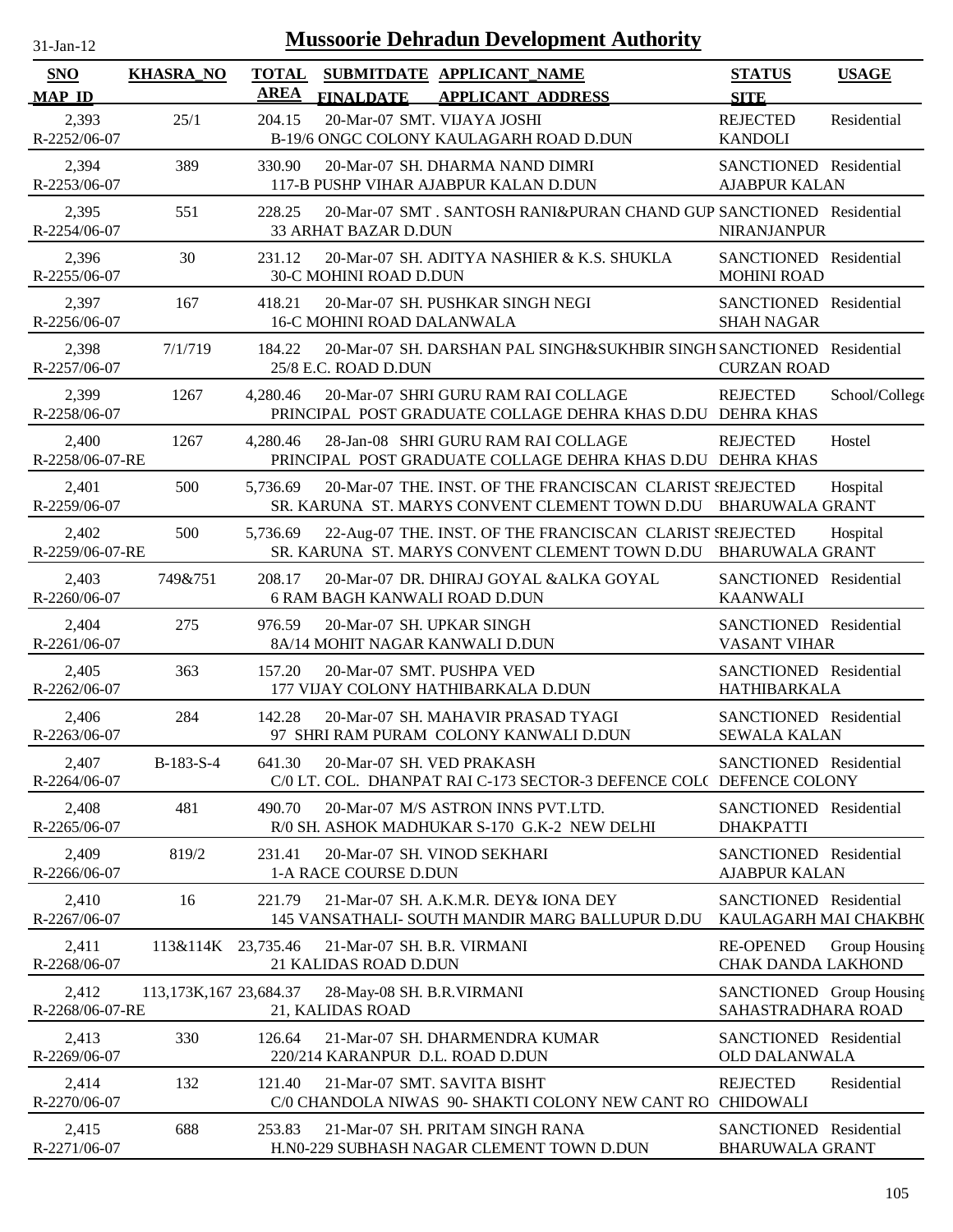# Mussoorie Dehradun Development Authority

31-Jan-12

| SNO / MAP_ID | KHASRA_NO | TOTAL AREA | SUBMITDATE / FINALDATE | APPLICANT_NAME / APPLICANT_ADDRESS | STATUS / SITE | USAGE |
|---|---|---|---|---|---|---|
| 2,393 / R-2252/06-07 | 25/1 | 204.15 | 20-Mar-07 | SMT. VIJAYA JOSHI / B-19/6 ONGC COLONY KAULAGARH ROAD D.DUN | REJECTED / KANDOLI | Residential |
| 2,394 / R-2253/06-07 | 389 | 330.90 | 20-Mar-07 | SH. DHARMA NAND DIMRI / 117-B PUSHP VIHAR AJABPUR KALAN D.DUN | SANCTIONED / AJABPUR KALAN | Residential |
| 2,395 / R-2254/06-07 | 551 | 228.25 | 20-Mar-07 | SMT . SANTOSH RANI&PURAN CHAND GUP / 33 ARHAT BAZAR D.DUN | SANCTIONED / NIRANJANPUR | Residential |
| 2,396 / R-2255/06-07 | 30 | 231.12 | 20-Mar-07 | SH. ADITYA NASHIER & K.S. SHUKLA / 30-C MOHINI ROAD D.DUN | SANCTIONED / MOHINI ROAD | Residential |
| 2,397 / R-2256/06-07 | 167 | 418.21 | 20-Mar-07 | SH. PUSHKAR SINGH NEGI / 16-C MOHINI ROAD DALANWALA | SANCTIONED / SHAH NAGAR | Residential |
| 2,398 / R-2257/06-07 | 7/1/719 | 184.22 | 20-Mar-07 | SH. DARSHAN PAL SINGH&SUKHBIR SINGH / 25/8 E.C. ROAD D.DUN | SANCTIONED / CURZAN ROAD | Residential |
| 2,399 / R-2258/06-07 | 1267 | 4,280.46 | 20-Mar-07 | SHRI GURU RAM RAI COLLAGE / PRINCIPAL POST GRADUATE COLLAGE DEHRA KHAS D.DU | REJECTED / DEHRA KHAS | School/College |
| 2,400 / R-2258/06-07-RE | 1267 | 4,280.46 | 28-Jan-08 | SHRI GURU RAM RAI COLLAGE / PRINCIPAL POST GRADUATE COLLAGE DEHRA KHAS D.DU | REJECTED / DEHRA KHAS | Hostel |
| 2,401 / R-2259/06-07 | 500 | 5,736.69 | 20-Mar-07 | THE. INST. OF THE FRANCISCAN CLARIST S / SR. KARUNA ST. MARYS CONVENT CLEMENT TOWN D.DU | REJECTED / BHARUWALA GRANT | Hospital |
| 2,402 / R-2259/06-07-RE | 500 | 5,736.69 | 22-Aug-07 | THE. INST. OF THE FRANCISCAN CLARIST S / SR. KARUNA ST. MARYS CONVENT CLEMENT TOWN D.DU | REJECTED / BHARUWALA GRANT | Hospital |
| 2,403 / R-2260/06-07 | 749&751 | 208.17 | 20-Mar-07 | DR. DHIRAJ GOYAL &ALKA GOYAL / 6 RAM BAGH KANWALI ROAD D.DUN | SANCTIONED / KAANWALI | Residential |
| 2,404 / R-2261/06-07 | 275 | 976.59 | 20-Mar-07 | SH. UPKAR SINGH / 8A/14 MOHIT NAGAR KANWALI D.DUN | SANCTIONED / VASANT VIHAR | Residential |
| 2,405 / R-2262/06-07 | 363 | 157.20 | 20-Mar-07 | SMT. PUSHPA VED / 177 VIJAY COLONY HATHIBARKALA D.DUN | SANCTIONED / HATHIBARKALA | Residential |
| 2,406 / R-2263/06-07 | 284 | 142.28 | 20-Mar-07 | SH. MAHAVIR PRASAD TYAGI / 97 SHRI RAM PURAM COLONY KANWALI D.DUN | SANCTIONED / SEWALA KALAN | Residential |
| 2,407 / R-2264/06-07 | B-183-S-4 | 641.30 | 20-Mar-07 | SH. VED PRAKASH / C/0 LT. COL. DHANPAT RAI C-173 SECTOR-3 DEFENCE COL( | SANCTIONED / DEFENCE COLONY | Residential |
| 2,408 / R-2265/06-07 | 481 | 490.70 | 20-Mar-07 | M/S ASTRON INNS PVT.LTD. / R/0 SH. ASHOK MADHUKAR S-170 G.K-2 NEW DELHI | SANCTIONED / DHAKPATTI | Residential |
| 2,409 / R-2266/06-07 | 819/2 | 231.41 | 20-Mar-07 | SH. VINOD SEKHARI / 1-A RACE COURSE D.DUN | SANCTIONED / AJABPUR KALAN | Residential |
| 2,410 / R-2267/06-07 | 16 | 221.79 | 21-Mar-07 | SH. A.K.M.R. DEY& IONA DEY / 145 VANSATHALI- SOUTH MANDIR MARG BALLUPUR D.DU | SANCTIONED / KAULAGARH MAI CHAKBH( | Residential |
| 2,411 / R-2268/06-07 | 113&114K | 23,735.46 | 21-Mar-07 | SH. B.R. VIRMANI / 21 KALIDAS ROAD D.DUN | RE-OPENED / CHAK DANDA LAKHOND | Group Housing |
| 2,412 / R-2268/06-07-RE | 113,173K,167 | 23,684.37 | 28-May-08 | SH. B.R.VIRMANI / 21, KALIDAS ROAD | SANCTIONED / SAHASTRADHARA ROAD | Group Housing |
| 2,413 / R-2269/06-07 | 330 | 126.64 | 21-Mar-07 | SH. DHARMENDRA KUMAR / 220/214 KARANPUR D.L. ROAD D.DUN | SANCTIONED / OLD DALANWALA | Residential |
| 2,414 / R-2270/06-07 | 132 | 121.40 | 21-Mar-07 | SMT. SAVITA BISHT / C/0 CHANDOLA NIWAS 90- SHAKTI COLONY NEW CANT RO | REJECTED / CHIDOWALI | Residential |
| 2,415 / R-2271/06-07 | 688 | 253.83 | 21-Mar-07 | SH. PRITAM SINGH RANA / H.N0-229 SUBHASH NAGAR CLEMENT TOWN D.DUN | SANCTIONED / BHARUWALA GRANT | Residential |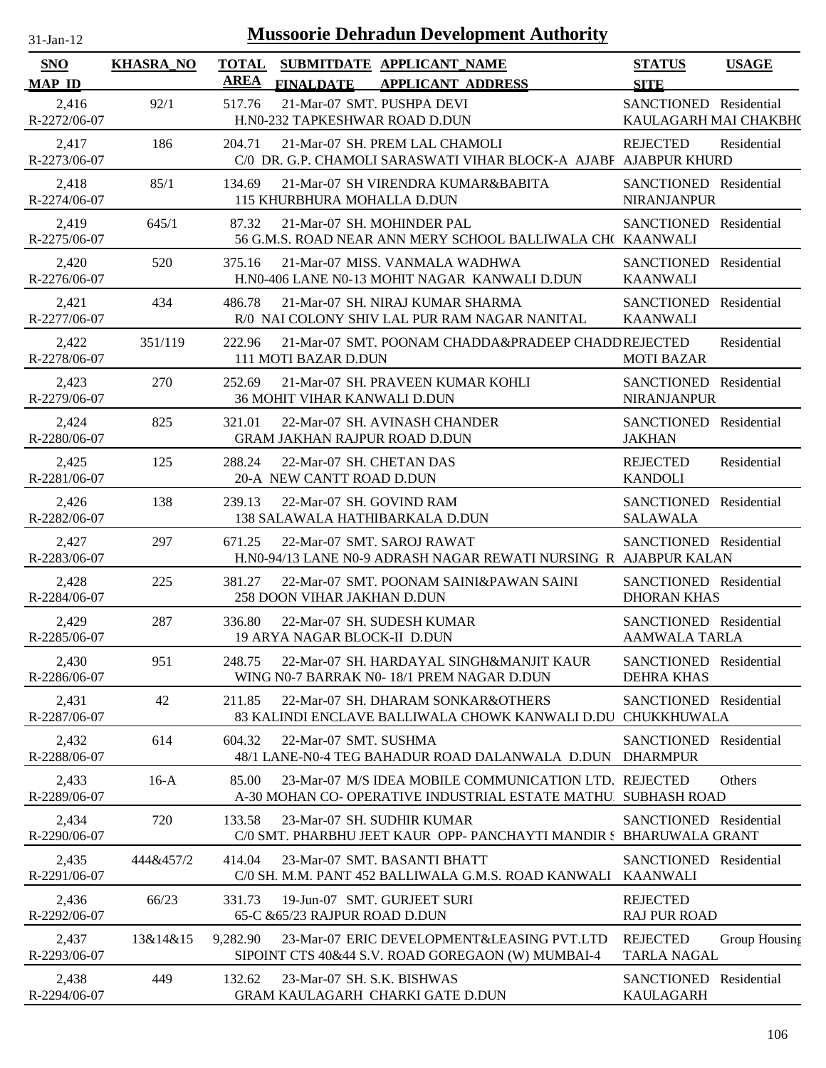# Mussoorie Dehradun Development Authority

31-Jan-12

| SNO / MAP_ID | KHASRA_NO | TOTAL AREA | SUBMITDATE / FINALDATE | APPLICANT_NAME / APPLICANT_ADDRESS | STATUS / SITE | USAGE |
|---|---|---|---|---|---|---|
| 2,416 / R-2272/06-07 | 92/1 | 517.76 | 21-Mar-07 | SMT. PUSHPA DEVI / H.N0-232 TAPKESHWAR ROAD D.DUN | SANCTIONED / KAULAGARH MAI CHAKBHO | Residential |
| 2,417 / R-2273/06-07 | 186 | 204.71 | 21-Mar-07 | SH. PREM LAL CHAMOLI / C/0 DR. G.P. CHAMOLI SARASWATI VIHAR BLOCK-A AJABF | REJECTED / AJABPUR KHURD | Residential |
| 2,418 / R-2274/06-07 | 85/1 | 134.69 | 21-Mar-07 | SH VIRENDRA KUMAR&BABITA / 115 KHURBHURA MOHALLA D.DUN | SANCTIONED / NIRANJANPUR | Residential |
| 2,419 / R-2275/06-07 | 645/1 | 87.32 | 21-Mar-07 | SH. MOHINDER PAL / 56 G.M.S. ROAD NEAR ANN MERY SCHOOL BALLIWALA CH( | SANCTIONED / KAANWALI | Residential |
| 2,420 / R-2276/06-07 | 520 | 375.16 | 21-Mar-07 | MISS. VANMALA WADHWA / H.N0-406 LANE N0-13 MOHIT NAGAR KANWALI D.DUN | SANCTIONED / KAANWALI | Residential |
| 2,421 / R-2277/06-07 | 434 | 486.78 | 21-Mar-07 | SH. NIRAJ KUMAR SHARMA / R/0 NAI COLONY SHIV LAL PUR RAM NAGAR NANITAL | SANCTIONED / KAANWALI | Residential |
| 2,422 / R-2278/06-07 | 351/119 | 222.96 | 21-Mar-07 | SMT. POONAM CHADDA&PRADEEP CHADD / 111 MOTI BAZAR D.DUN | REJECTED / MOTI BAZAR | Residential |
| 2,423 / R-2279/06-07 | 270 | 252.69 | 21-Mar-07 | SH. PRAVEEN KUMAR KOHLI / 36 MOHIT VIHAR KANWALI D.DUN | SANCTIONED / NIRANJANPUR | Residential |
| 2,424 / R-2280/06-07 | 825 | 321.01 | 22-Mar-07 | SH. AVINASH CHANDER / GRAM JAKHAN RAJPUR ROAD D.DUN | SANCTIONED / JAKHAN | Residential |
| 2,425 / R-2281/06-07 | 125 | 288.24 | 22-Mar-07 | SH. CHETAN DAS / 20-A NEW CANTT ROAD D.DUN | REJECTED / KANDOLI | Residential |
| 2,426 / R-2282/06-07 | 138 | 239.13 | 22-Mar-07 | SH. GOVIND RAM / 138 SALAWALA HATHIBARKALA D.DUN | SANCTIONED / SALAWALA | Residential |
| 2,427 / R-2283/06-07 | 297 | 671.25 | 22-Mar-07 | SMT. SAROJ RAWAT / H.N0-94/13 LANE N0-9 ADRASH NAGAR REWATI NURSING R | SANCTIONED / AJABPUR KALAN | Residential |
| 2,428 / R-2284/06-07 | 225 | 381.27 | 22-Mar-07 | SMT. POONAM SAINI&PAWAN SAINI / 258 DOON VIHAR JAKHAN D.DUN | SANCTIONED / DHORAN KHAS | Residential |
| 2,429 / R-2285/06-07 | 287 | 336.80 | 22-Mar-07 | SH. SUDESH KUMAR / 19 ARYA NAGAR BLOCK-II D.DUN | SANCTIONED / AAMWALA TARLA | Residential |
| 2,430 / R-2286/06-07 | 951 | 248.75 | 22-Mar-07 | SH. HARDAYAL SINGH&MANJIT KAUR / WING N0-7 BARRAK N0- 18/1 PREM NAGAR D.DUN | SANCTIONED / DEHRA KHAS | Residential |
| 2,431 / R-2287/06-07 | 42 | 211.85 | 22-Mar-07 | SH. DHARAM SONKAR&OTHERS / 83 KALINDI ENCLAVE BALLIWALA CHOWK KANWALI D.DU | SANCTIONED / CHUKKHUWALA | Residential |
| 2,432 / R-2288/06-07 | 614 | 604.32 | 22-Mar-07 | SMT. SUSHMA / 48/1 LANE-N0-4 TEG BAHADUR ROAD DALANWALA D.DUN | SANCTIONED / DHARMPUR | Residential |
| 2,433 / R-2289/06-07 | 16-A | 85.00 | 23-Mar-07 | M/S IDEA MOBILE COMMUNICATION LTD. / A-30 MOHAN CO- OPERATIVE INDUSTRIAL ESTATE MATHU | REJECTED / SUBHASH ROAD | Others |
| 2,434 / R-2290/06-07 | 720 | 133.58 | 23-Mar-07 | SH. SUDHIR KUMAR / C/0 SMT. PHARBHU JEET KAUR OPP- PANCHAYTI MANDIR S | SANCTIONED / BHARUWALA GRANT | Residential |
| 2,435 / R-2291/06-07 | 444&457/2 | 414.04 | 23-Mar-07 | SMT. BASANTI BHATT / C/0 SH. M.M. PANT 452 BALLIWALA G.M.S. ROAD KANWALI | SANCTIONED / KAANWALI | Residential |
| 2,436 / R-2292/06-07 | 66/23 | 331.73 | 19-Jun-07 | SMT. GURJEET SURI / 65-C &65/23 RAJPUR ROAD D.DUN | REJECTED / RAJ PUR ROAD | |
| 2,437 / R-2293/06-07 | 13&14&15 | 9,282.90 | 23-Mar-07 | ERIC DEVELOPMENT&LEASING PVT.LTD / SIPOINT CTS 40&44 S.V. ROAD GOREGAON (W) MUMBAI-4 | REJECTED / TARLA NAGAL | Group Housing |
| 2,438 / R-2294/06-07 | 449 | 132.62 | 23-Mar-07 | SH. S.K. BISHWAS / GRAM KAULAGARH CHARKI GATE D.DUN | SANCTIONED / KAULAGARH | Residential |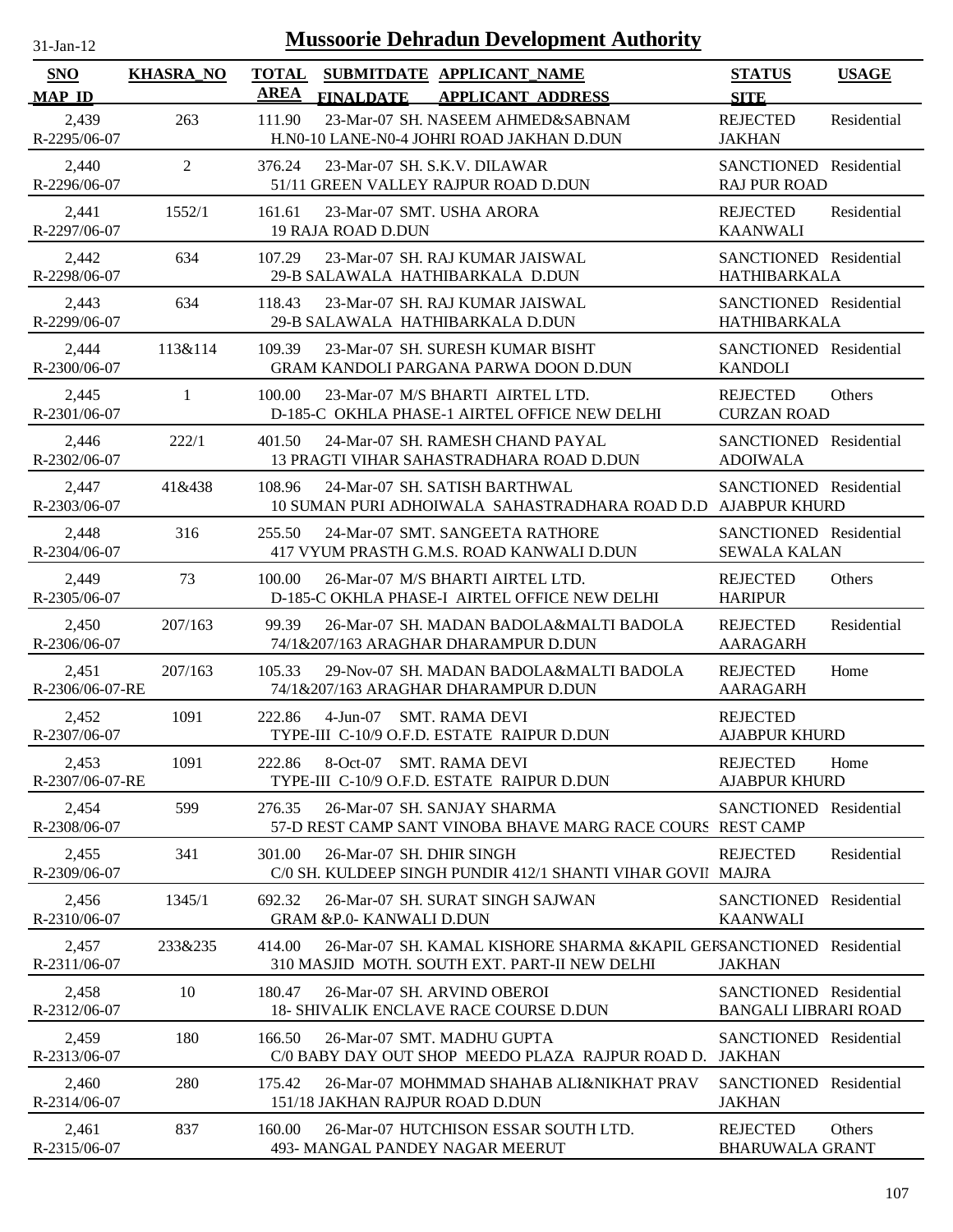# Mussoorie Dehradun Development Authority

31-Jan-12

| SNO / MAP_ID | KHASRA_NO | TOTAL AREA | SUBMITDATE / FINALDATE | APPLICANT_NAME / APPLICANT_ADDRESS | STATUS / SITE | USAGE |
|---|---|---|---|---|---|---|
| 2,439 / R-2295/06-07 | 263 | 111.90 | 23-Mar-07 | SH. NASEEM AHMED&SABNAM / H.N0-10 LANE-N0-4 JOHRI ROAD JAKHAN D.DUN | REJECTED / JAKHAN | Residential |
| 2,440 / R-2296/06-07 | 2 | 376.24 | 23-Mar-07 | SH. S.K.V. DILAWAR / 51/11 GREEN VALLEY RAJPUR ROAD D.DUN | SANCTIONED / RAJ PUR ROAD | Residential |
| 2,441 / R-2297/06-07 | 1552/1 | 161.61 | 23-Mar-07 | SMT. USHA ARORA / 19 RAJA ROAD D.DUN | REJECTED / KAANWALI | Residential |
| 2,442 / R-2298/06-07 | 634 | 107.29 | 23-Mar-07 | SH. RAJ KUMAR JAISWAL / 29-B SALAWALA HATHIBARKALA D.DUN | SANCTIONED / HATHIBARKALA | Residential |
| 2,443 / R-2299/06-07 | 634 | 118.43 | 23-Mar-07 | SH. RAJ KUMAR JAISWAL / 29-B SALAWALA HATHIBARKALA D.DUN | SANCTIONED / HATHIBARKALA | Residential |
| 2,444 / R-2300/06-07 | 113&114 | 109.39 | 23-Mar-07 | SH. SURESH KUMAR BISHT / GRAM KANDOLI PARGANA PARWA DOON D.DUN | SANCTIONED / KANDOLI | Residential |
| 2,445 / R-2301/06-07 | 1 | 100.00 | 23-Mar-07 | M/S BHARTI AIRTEL LTD. / D-185-C OKHLA PHASE-1 AIRTEL OFFICE NEW DELHI | REJECTED / CURZAN ROAD | Others |
| 2,446 / R-2302/06-07 | 222/1 | 401.50 | 24-Mar-07 | SH. RAMESH CHAND PAYAL / 13 PRAGTI VIHAR SAHASTRADHARA ROAD D.DUN | SANCTIONED / ADOIWALA | Residential |
| 2,447 / R-2303/06-07 | 41&438 | 108.96 | 24-Mar-07 | SH. SATISH BARTHWAL / 10 SUMAN PURI ADHOIWALA SAHASTRADHARA ROAD D.D | SANCTIONED / AJABPUR KHURD | Residential |
| 2,448 / R-2304/06-07 | 316 | 255.50 | 24-Mar-07 | SMT. SANGEETA RATHORE / 417 VYUM PRASTH G.M.S. ROAD KANWALI D.DUN | SANCTIONED / SEWALA KALAN | Residential |
| 2,449 / R-2305/06-07 | 73 | 100.00 | 26-Mar-07 | M/S BHARTI AIRTEL LTD. / D-185-C OKHLA PHASE-I AIRTEL OFFICE NEW DELHI | REJECTED / HARIPUR | Others |
| 2,450 / R-2306/06-07 | 207/163 | 99.39 | 26-Mar-07 | SH. MADAN BADOLA&MALTI BADOLA / 74/1&207/163 ARAGHAR DHARAMPUR D.DUN | REJECTED / AARAGARH | Residential |
| 2,451 / R-2306/06-07-RE | 207/163 | 105.33 | 29-Nov-07 | SH. MADAN BADOLA&MALTI BADOLA / 74/1&207/163 ARAGHAR DHARAMPUR D.DUN | REJECTED / AARAGARH | Home |
| 2,452 / R-2307/06-07 | 1091 | 222.86 | 4-Jun-07 | SMT. RAMA DEVI / TYPE-III C-10/9 O.F.D. ESTATE RAIPUR D.DUN | REJECTED / AJABPUR KHURD | |
| 2,453 / R-2307/06-07-RE | 1091 | 222.86 | 8-Oct-07 | SMT. RAMA DEVI / TYPE-III C-10/9 O.F.D. ESTATE RAIPUR D.DUN | REJECTED / AJABPUR KHURD | Home |
| 2,454 / R-2308/06-07 | 599 | 276.35 | 26-Mar-07 | SH. SANJAY SHARMA / 57-D REST CAMP SANT VINOBA BHAVE MARG RACE COURS | SANCTIONED / REST CAMP | Residential |
| 2,455 / R-2309/06-07 | 341 | 301.00 | 26-Mar-07 | SH. DHIR SINGH / C/0 SH. KULDEEP SINGH PUNDIR 412/1 SHANTI VIHAR GOVII | REJECTED / MAJRA | Residential |
| 2,456 / R-2310/06-07 | 1345/1 | 692.32 | 26-Mar-07 | SH. SURAT SINGH SAJWAN / GRAM &P.0- KANWALI D.DUN | SANCTIONED / KAANWALI | Residential |
| 2,457 / R-2311/06-07 | 233&235 | 414.00 | 26-Mar-07 | SH. KAMAL KISHORE SHARMA &KAPIL GEI / 310 MASJID MOTH. SOUTH EXT. PART-II NEW DELHI | SANCTIONED / JAKHAN | Residential |
| 2,458 / R-2312/06-07 | 10 | 180.47 | 26-Mar-07 | SH. ARVIND OBEROI / 18- SHIVALIK ENCLAVE RACE COURSE D.DUN | SANCTIONED / BANGALI LIBRARI ROAD | Residential |
| 2,459 / R-2313/06-07 | 180 | 166.50 | 26-Mar-07 | SMT. MADHU GUPTA / C/0 BABY DAY OUT SHOP MEEDO PLAZA RAJPUR ROAD D. | SANCTIONED / JAKHAN | Residential |
| 2,460 / R-2314/06-07 | 280 | 175.42 | 26-Mar-07 | MOHMMAD SHAHAB ALI&NIKHAT PRAV / 151/18 JAKHAN RAJPUR ROAD D.DUN | SANCTIONED / JAKHAN | Residential |
| 2,461 / R-2315/06-07 | 837 | 160.00 | 26-Mar-07 | HUTCHISON ESSAR SOUTH LTD. / 493- MANGAL PANDEY NAGAR MEERUT | REJECTED / BHARUWALA GRANT | Others |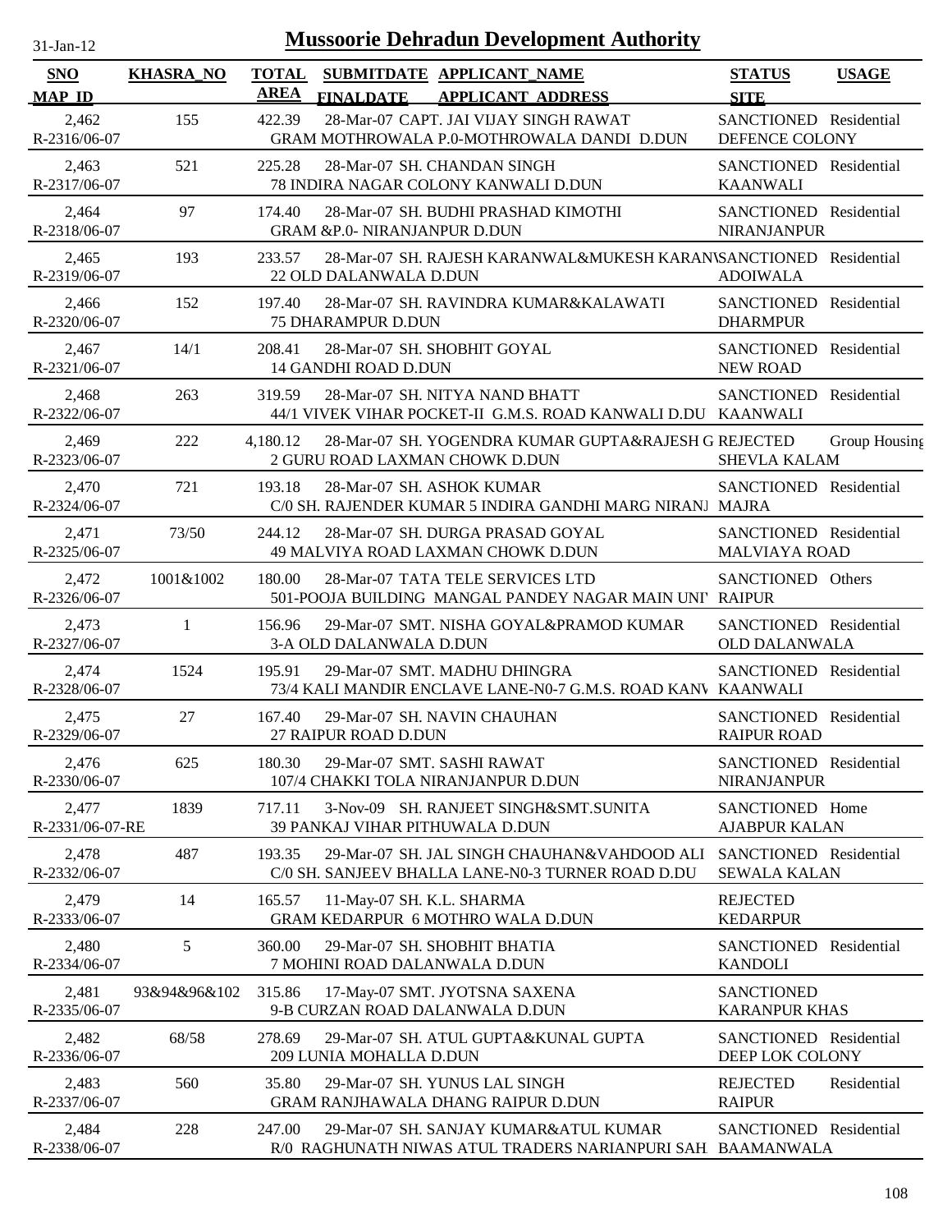# Mussoorie Dehradun Development Authority

31-Jan-12

| SNO<br>MAP_ID | KHASRA_NO | TOTAL AREA | SUBMITDATE<br>FINALDATE | APPLICANT_NAME<br>APPLICANT_ADDRESS | STATUS<br>SITE | USAGE |
|---|---|---|---|---|---|---|
| 2,462<br>R-2316/06-07 | 155 | 422.39 | 28-Mar-07 | CAPT. JAI VIJAY SINGH RAWAT<br>GRAM MOTHROWALA P.0-MOTHROWALA DANDI D.DUN | SANCTIONED<br>DEFENCE COLONY | Residential |
| 2,463<br>R-2317/06-07 | 521 | 225.28 | 28-Mar-07 | SH. CHANDAN SINGH<br>78 INDIRA NAGAR COLONY KANWALI D.DUN | SANCTIONED<br>KAANWALI | Residential |
| 2,464<br>R-2318/06-07 | 97 | 174.40 | 28-Mar-07 | SH. BUDHI PRASHAD KIMOTHI<br>GRAM &P.0- NIRANJANPUR D.DUN | SANCTIONED<br>NIRANJANPUR | Residential |
| 2,465<br>R-2319/06-07 | 193 | 233.57 | 28-Mar-07 | SH. RAJESH KARANWAL&MUKESH KARANW<br>22 OLD DALANWALA D.DUN | SANCTIONED<br>ADOIWALA | Residential |
| 2,466<br>R-2320/06-07 | 152 | 197.40 | 28-Mar-07 | SH. RAVINDRA KUMAR&KALAWATI<br>75 DHARAMPUR D.DUN | SANCTIONED<br>DHARMPUR | Residential |
| 2,467<br>R-2321/06-07 | 14/1 | 208.41 | 28-Mar-07 | SH. SHOBHIT GOYAL<br>14 GANDHI ROAD D.DUN | SANCTIONED<br>NEW ROAD | Residential |
| 2,468<br>R-2322/06-07 | 263 | 319.59 | 28-Mar-07 | SH. NITYA NAND BHATT<br>44/1 VIVEK VIHAR POCKET-II G.M.S. ROAD KANWALI D.DU | SANCTIONED<br>KAANWALI | Residential |
| 2,469<br>R-2323/06-07 | 222 | 4,180.12 | 28-Mar-07 | SH. YOGENDRA KUMAR GUPTA&RAJESH G<br>2 GURU ROAD LAXMAN CHOWK D.DUN | REJECTED<br>SHEVLA KALAM | Group Housing |
| 2,470<br>R-2324/06-07 | 721 | 193.18 | 28-Mar-07 | SH. ASHOK KUMAR<br>C/0 SH. RAJENDER KUMAR 5 INDIRA GANDHI MARG NIRANJ | SANCTIONED<br>MAJRA | Residential |
| 2,471<br>R-2325/06-07 | 73/50 | 244.12 | 28-Mar-07 | SH. DURGA PRASAD GOYAL<br>49 MALVIYA ROAD LAXMAN CHOWK D.DUN | SANCTIONED<br>MALVIAYA ROAD | Residential |
| 2,472<br>R-2326/06-07 | 1001&1002 | 180.00 | 28-Mar-07 | TATA TELE SERVICES LTD<br>501-POOJA BUILDING MANGAL PANDEY NAGAR MAIN UNI' | SANCTIONED<br>RAIPUR | Others |
| 2,473<br>R-2327/06-07 | 1 | 156.96 | 29-Mar-07 | SMT. NISHA GOYAL&PRAMOD KUMAR<br>3-A OLD DALANWALA D.DUN | SANCTIONED<br>OLD DALANWALA | Residential |
| 2,474<br>R-2328/06-07 | 1524 | 195.91 | 29-Mar-07 | SMT. MADHU DHINGRA<br>73/4 KALI MANDIR ENCLAVE LANE-N0-7 G.M.S. ROAD KANV | SANCTIONED<br>KAANWALI | Residential |
| 2,475<br>R-2329/06-07 | 27 | 167.40 | 29-Mar-07 | SH. NAVIN CHAUHAN<br>27 RAIPUR ROAD D.DUN | SANCTIONED<br>RAIPUR ROAD | Residential |
| 2,476<br>R-2330/06-07 | 625 | 180.30 | 29-Mar-07 | SMT. SASHI RAWAT<br>107/4 CHAKKI TOLA NIRANJANPUR D.DUN | SANCTIONED<br>NIRANJANPUR | Residential |
| 2,477<br>R-2331/06-07-RE | 1839 | 717.11 | 3-Nov-09 | SH. RANJEET SINGH&SMT.SUNITA<br>39 PANKAJ VIHAR PITHUWALA D.DUN | SANCTIONED<br>AJABPUR KALAN | Home |
| 2,478<br>R-2332/06-07 | 487 | 193.35 | 29-Mar-07 | SH. JAL SINGH CHAUHAN&VAHDOOD ALI<br>C/0 SH. SANJEEV BHALLA LANE-N0-3 TURNER ROAD D.DU | SANCTIONED<br>SEWALA KALAN | Residential |
| 2,479<br>R-2333/06-07 | 14 | 165.57 | 11-May-07 | SH. K.L. SHARMA<br>GRAM KEDARPUR 6 MOTHRO WALA D.DUN | REJECTED<br>KEDARPUR | |
| 2,480<br>R-2334/06-07 | 5 | 360.00 | 29-Mar-07 | SH. SHOBHIT BHATIA<br>7 MOHINI ROAD DALANWALA D.DUN | SANCTIONED<br>KANDOLI | Residential |
| 2,481<br>R-2335/06-07 | 93&94&96&102 | 315.86 | 17-May-07 | SMT. JYOTSNA SAXENA<br>9-B CURZAN ROAD DALANWALA D.DUN | SANCTIONED<br>KARANPUR KHAS | |
| 2,482<br>R-2336/06-07 | 68/58 | 278.69 | 29-Mar-07 | SH. ATUL GUPTA&KUNAL GUPTA<br>209 LUNIA MOHALLA D.DUN | SANCTIONED<br>DEEP LOK COLONY | Residential |
| 2,483<br>R-2337/06-07 | 560 | 35.80 | 29-Mar-07 | SH. YUNUS LAL SINGH<br>GRAM RANJHAWALA DHANG RAIPUR D.DUN | REJECTED<br>RAIPUR | Residential |
| 2,484<br>R-2338/06-07 | 228 | 247.00 | 29-Mar-07 | SH. SANJAY KUMAR&ATUL KUMAR<br>R/0 RAGHUNATH NIWAS ATUL TRADERS NARIANPURI SAH | SANCTIONED<br>BAAMANWALA | Residential |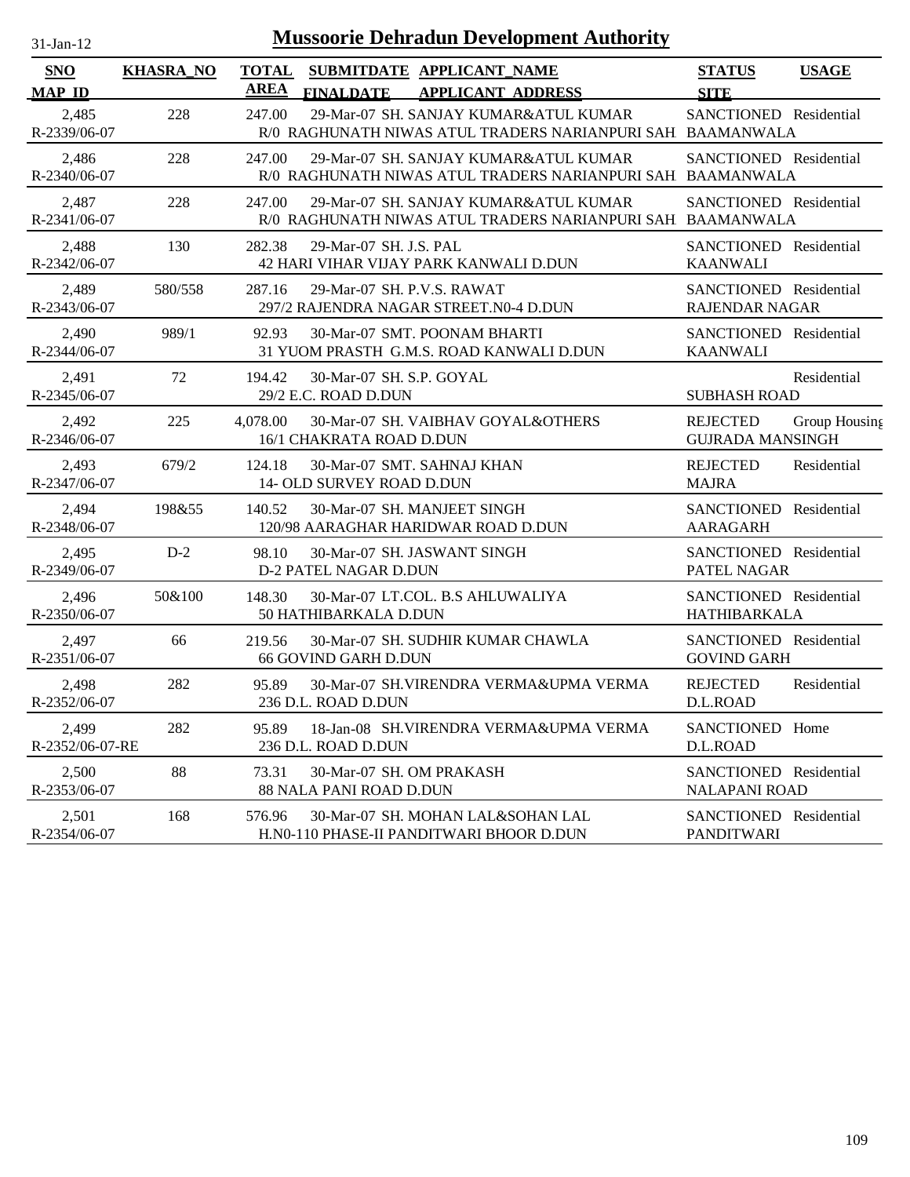# Mussoorie Dehradun Development Authority

31-Jan-12

| SNO / MAP_ID | KHASRA_NO | TOTAL AREA | SUBMITDATE / FINALDATE | APPLICANT_NAME / APPLICANT_ADDRESS | STATUS / SITE | USAGE |
|---|---|---|---|---|---|---|
| 2,485 / R-2339/06-07 | 228 | 247.00 | 29-Mar-07 | SH. SANJAY KUMAR&ATUL KUMAR / R/0 RAGHUNATH NIWAS ATUL TRADERS NARIANPURI SAH | SANCTIONED / BAAMANWALA | Residential |
| 2,486 / R-2340/06-07 | 228 | 247.00 | 29-Mar-07 | SH. SANJAY KUMAR&ATUL KUMAR / R/0 RAGHUNATH NIWAS ATUL TRADERS NARIANPURI SAH | SANCTIONED / BAAMANWALA | Residential |
| 2,487 / R-2341/06-07 | 228 | 247.00 | 29-Mar-07 | SH. SANJAY KUMAR&ATUL KUMAR / R/0 RAGHUNATH NIWAS ATUL TRADERS NARIANPURI SAH | SANCTIONED / BAAMANWALA | Residential |
| 2,488 / R-2342/06-07 | 130 | 282.38 | 29-Mar-07 | SH. J.S. PAL / 42 HARI VIHAR VIJAY PARK KANWALI D.DUN | SANCTIONED / KAANWALI | Residential |
| 2,489 / R-2343/06-07 | 580/558 | 287.16 | 29-Mar-07 | SH. P.V.S. RAWAT / 297/2 RAJENDRA NAGAR STREET.N0-4 D.DUN | SANCTIONED / RAJENDAR NAGAR | Residential |
| 2,490 / R-2344/06-07 | 989/1 | 92.93 | 30-Mar-07 | SMT. POONAM BHARTI / 31 YUOM PRASTH G.M.S. ROAD KANWALI D.DUN | SANCTIONED / KAANWALI | Residential |
| 2,491 / R-2345/06-07 | 72 | 194.42 | 30-Mar-07 | SH. S.P. GOYAL / 29/2 E.C. ROAD D.DUN | SUBHASH ROAD | Residential |
| 2,492 / R-2346/06-07 | 225 | 4,078.00 | 30-Mar-07 | SH. VAIBHAV GOYAL&OTHERS / 16/1 CHAKRATA ROAD D.DUN | REJECTED / GUJRADA MANSINGH | Group Housing |
| 2,493 / R-2347/06-07 | 679/2 | 124.18 | 30-Mar-07 | SMT. SAHNAJ KHAN / 14- OLD SURVEY ROAD D.DUN | REJECTED / MAJRA | Residential |
| 2,494 / R-2348/06-07 | 198&55 | 140.52 | 30-Mar-07 | SH. MANJEET SINGH / 120/98 AARAGHAR HARIDWAR ROAD D.DUN | SANCTIONED / AARAGARH | Residential |
| 2,495 / R-2349/06-07 | D-2 | 98.10 | 30-Mar-07 | SH. JASWANT SINGH / D-2 PATEL NAGAR D.DUN | SANCTIONED / PATEL NAGAR | Residential |
| 2,496 / R-2350/06-07 | 50&100 | 148.30 | 30-Mar-07 | LT.COL. B.S AHLUWALIYA / 50 HATHIBARKALA D.DUN | SANCTIONED / HATHIBARKALA | Residential |
| 2,497 / R-2351/06-07 | 66 | 219.56 | 30-Mar-07 | SH. SUDHIR KUMAR CHAWLA / 66 GOVIND GARH D.DUN | SANCTIONED / GOVIND GARH | Residential |
| 2,498 / R-2352/06-07 | 282 | 95.89 | 30-Mar-07 | SH.VIRENDRA VERMA&UPMA VERMA / 236 D.L. ROAD D.DUN | REJECTED / D.L.ROAD | Residential |
| 2,499 / R-2352/06-07-RE | 282 | 95.89 | 18-Jan-08 | SH.VIRENDRA VERMA&UPMA VERMA / 236 D.L. ROAD D.DUN | SANCTIONED / D.L.ROAD | Home |
| 2,500 / R-2353/06-07 | 88 | 73.31 | 30-Mar-07 | SH. OM PRAKASH / 88 NALA PANI ROAD D.DUN | SANCTIONED / NALAPANI ROAD | Residential |
| 2,501 / R-2354/06-07 | 168 | 576.96 | 30-Mar-07 | SH. MOHAN LAL&SOHAN LAL / H.N0-110 PHASE-II PANDITWARI BHOOR D.DUN | SANCTIONED / PANDITWARI | Residential |